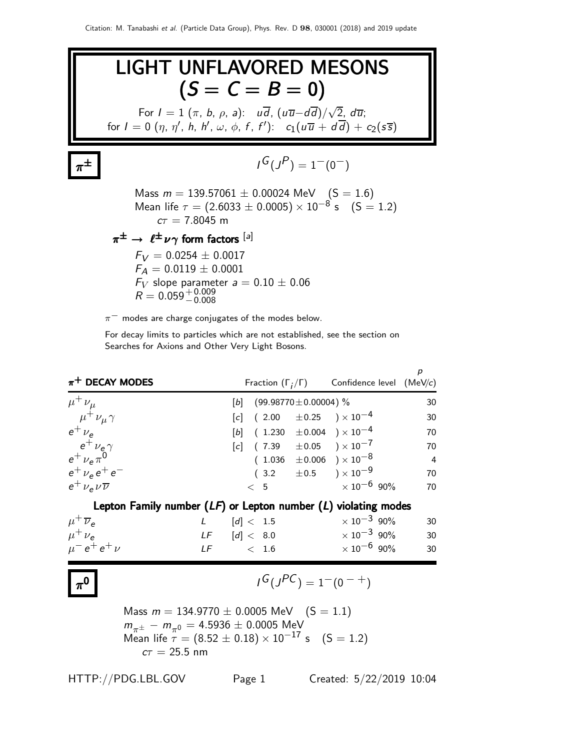# LIGHT UNFLAVORED MESONS $(S = C = B = 0)$

For $I = 1$ ($\pi$, $b$, $\rho$, $a$): $u\overline{d}$, $(u\overline{u}-d\overline{d})/\sqrt{2}$, $d\overline{u}$;
for $I = 0$ ($\eta$, $\eta'$, $h$, $h'$, $\omega$, $\phi$, $f$, $f'$): $c_1(u\overline{u} + d\overline{d}) + c_2(s\overline{s})$

## $\pi^{\pm}$

$I^G(J^P) = 1^-(0^-)$

Mass $m = 139.57061 \pm 0.00024$ MeV (S = 1.6)
Mean life $\tau = (2.6033 \pm 0.0005) \times 10^{-8}$ s (S = 1.2)
$c\tau = 7.8045$ m

### $\pi^{\pm} \to \ell^{\pm}\nu\gamma$ form factors [a]

$F_V = 0.0254 \pm 0.0017$
$F_A = 0.0119 \pm 0.0001$
$F_V$ slope parameter $a = 0.10 \pm 0.06$
$R = 0.059^{+0.009}_{-0.008}$

$\pi^-$ modes are charge conjugates of the modes below.

For decay limits to particles which are not established, see the section on Searches for Axions and Other Very Light Bosons.

| $\pi^+$ DECAY MODES | | Fraction $(\Gamma_i/\Gamma)$ | Confidence level | $p$ (MeV/c) |
|---|---|---|---|---|
| $\mu^+\nu_\mu$ | | [b] $(99.98770 \pm 0.00004)$ % | | 30 |
| $\mu^+\nu_\mu\gamma$ | | [c] $(2.00 \pm 0.25) \times 10^{-4}$ | | 30 |
| $e^+\nu_e$ | | [b] $(1.230 \pm 0.004) \times 10^{-4}$ | | 70 |
| $e^+\nu_e\gamma$ | | [c] $(7.39 \pm 0.05) \times 10^{-7}$ | | 70 |
| $e^+\nu_e\pi^0$ | | $(1.036 \pm 0.006) \times 10^{-8}$ | | 4 |
| $e^+\nu_e e^+ e^-$ | | $(3.2 \pm 0.5) \times 10^{-9}$ | | 70 |
| $e^+\nu_e\nu\overline{\nu}$ | | $< 5 \times 10^{-6}$ | 90% | 70 |
| **Lepton Family number (*LF*) or Lepton number (*L*) violating modes** | | | | |
| $\mu^+\overline{\nu}_e$ | $L$ | [d] $< 1.5 \times 10^{-3}$ | 90% | 30 |
| $\mu^+\nu_e$ | $LF$ | [d] $< 8.0 \times 10^{-3}$ | 90% | 30 |
| $\mu^- e^+ e^+ \nu$ | $LF$ | $< 1.6 \times 10^{-6}$ | 90% | 30 |

## $\pi^0$

$I^G(J^{PC}) = 1^-(0^{-+})$

Mass $m = 134.9770 \pm 0.0005$ MeV (S = 1.1)
$m_{\pi^\pm} - m_{\pi^0} = 4.5936 \pm 0.0005$ MeV
Mean life $\tau = (8.52 \pm 0.18) \times 10^{-17}$ s (S = 1.2)
$c\tau = 25.5$ nm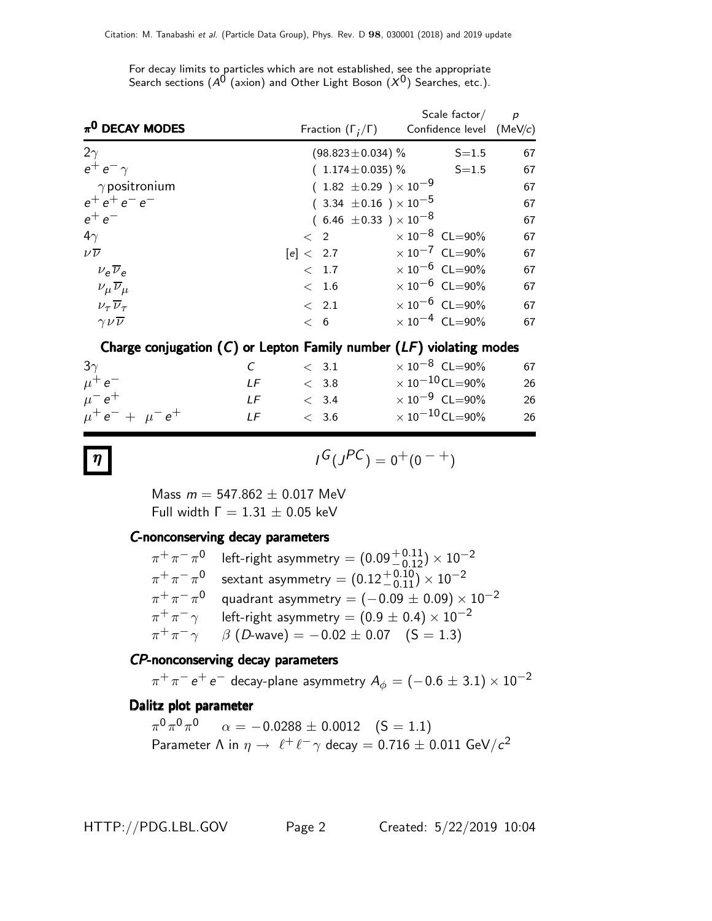For decay limits to particles which are not established, see the appropriate Search sections ($A^0$ (axion) and Other Light Boson ($X^0$) Searches, etc.).

| $\pi^0$ DECAY MODES | | Fraction ($\Gamma_i/\Gamma$) | Scale factor/ Confidence level | $p$ (MeV/$c$) |
|---|---|---|---|---|
| $2\gamma$ | | $(98.823\pm0.034)$ % | S=1.5 | 67 |
| $e^+e^-\gamma$ | | $(1.174\pm0.035)$ % | S=1.5 | 67 |
| $\gamma$ positronium | | $(1.82\pm0.29)\times10^{-9}$ | | 67 |
| $e^+e^+e^-e^-$ | | $(3.34\pm0.16)\times10^{-5}$ | | 67 |
| $e^+e^-$ | | $(6.46\pm0.33)\times10^{-8}$ | | 67 |
| $4\gamma$ | | $< 2 \times10^{-8}$ | CL=90% | 67 |
| $\nu\overline{\nu}$ | | [e] $< 2.7 \times10^{-7}$ | CL=90% | 67 |
| $\nu_e\overline{\nu}_e$ | | $< 1.7 \times10^{-6}$ | CL=90% | 67 |
| $\nu_\mu\overline{\nu}_\mu$ | | $< 1.6 \times10^{-6}$ | CL=90% | 67 |
| $\nu_\tau\overline{\nu}_\tau$ | | $< 2.1 \times10^{-6}$ | CL=90% | 67 |
| $\gamma\nu\overline{\nu}$ | | $< 6 \times10^{-4}$ | CL=90% | 67 |
| **Charge conjugation ($C$) or Lepton Family number ($LF$) violating modes** | | | | |
| $3\gamma$ | $C$ | $< 3.1 \times10^{-8}$ | CL=90% | 67 |
| $\mu^+e^-$ | $LF$ | $< 3.8 \times10^{-10}$ | CL=90% | 26 |
| $\mu^-e^+$ | $LF$ | $< 3.4 \times10^{-9}$ | CL=90% | 26 |
| $\mu^+e^- + \mu^-e^+$ | $LF$ | $< 3.6 \times10^{-10}$ | CL=90% | 26 |

# $\eta$

$I^G(J^{PC}) = 0^+(0^{-+})$

Mass $m = 547.862 \pm 0.017$ MeV

Full width $\Gamma = 1.31 \pm 0.05$ keV

### *C*-nonconserving decay parameters

$\pi^+\pi^-\pi^0$ left-right asymmetry $= (0.09^{+0.11}_{-0.12})\times10^{-2}$

$\pi^+\pi^-\pi^0$ sextant asymmetry $= (0.12^{+0.10}_{-0.11})\times10^{-2}$

$\pi^+\pi^-\pi^0$ quadrant asymmetry $= (-0.09\pm0.09)\times10^{-2}$

$\pi^+\pi^-\gamma$ left-right asymmetry $= (0.9\pm0.4)\times10^{-2}$

$\pi^+\pi^-\gamma$ $\beta$ ($D$-wave) $= -0.02\pm0.07$ (S = 1.3)

### *CP*-nonconserving decay parameters

$\pi^+\pi^-e^+e^-$ decay-plane asymmetry $A_\phi = (-0.6\pm3.1)\times10^{-2}$

### Dalitz plot parameter

$\pi^0\pi^0\pi^0$ $\alpha = -0.0288\pm0.0012$ (S = 1.1)

Parameter $\Lambda$ in $\eta\to\ell^+\ell^-\gamma$ decay $= 0.716\pm0.011$ GeV/$c^2$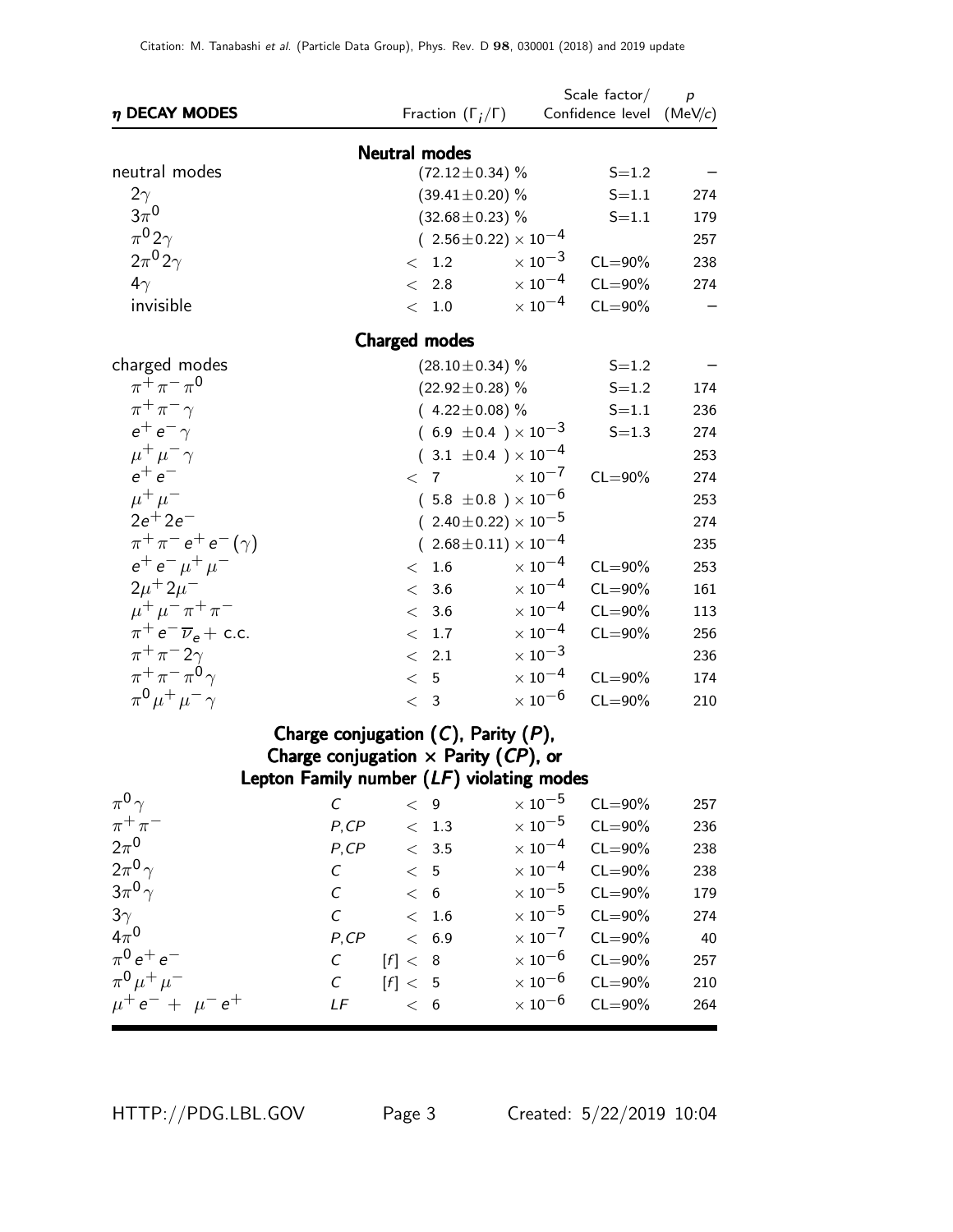| $\eta$ DECAY MODES | | Fraction ($\Gamma_i/\Gamma$) | Scale factor/ Confidence level | $p$ (MeV/$c$) |
|---|---|---|---|---|
| **Neutral modes** | | | | |
| neutral modes | | $(72.12 \pm 0.34)$ % | S=1.2 | – |
| $2\gamma$ | | $(39.41 \pm 0.20)$ % | S=1.1 | 274 |
| $3\pi^0$ | | $(32.68 \pm 0.23)$ % | S=1.1 | 179 |
| $\pi^0 2\gamma$ | | $(2.56 \pm 0.22) \times 10^{-4}$ | | 257 |
| $2\pi^0 2\gamma$ | | $< 1.2 \times 10^{-3}$ | CL=90% | 238 |
| $4\gamma$ | | $< 2.8 \times 10^{-4}$ | CL=90% | 274 |
| invisible | | $< 1.0 \times 10^{-4}$ | CL=90% | – |
| **Charged modes** | | | | |
| charged modes | | $(28.10 \pm 0.34)$ % | S=1.2 | – |
| $\pi^+\pi^-\pi^0$ | | $(22.92 \pm 0.28)$ % | S=1.2 | 174 |
| $\pi^+\pi^-\gamma$ | | $(4.22 \pm 0.08)$ % | S=1.1 | 236 |
| $e^+e^-\gamma$ | | $(6.9 \pm 0.4) \times 10^{-3}$ | S=1.3 | 274 |
| $\mu^+\mu^-\gamma$ | | $(3.1 \pm 0.4) \times 10^{-4}$ | | 253 |
| $e^+e^-$ | | $< 7 \times 10^{-7}$ | CL=90% | 274 |
| $\mu^+\mu^-$ | | $(5.8 \pm 0.8) \times 10^{-6}$ | | 253 |
| $2e^+2e^-$ | | $(2.40 \pm 0.22) \times 10^{-5}$ | | 274 |
| $\pi^+\pi^-e^+e^-(\gamma)$ | | $(2.68 \pm 0.11) \times 10^{-4}$ | | 235 |
| $e^+e^-\mu^+\mu^-$ | | $< 1.6 \times 10^{-4}$ | CL=90% | 253 |
| $2\mu^+2\mu^-$ | | $< 3.6 \times 10^{-4}$ | CL=90% | 161 |
| $\mu^+\mu^-\pi^+\pi^-$ | | $< 3.6 \times 10^{-4}$ | CL=90% | 113 |
| $\pi^+e^-\overline{\nu}_e$ + c.c. | | $< 1.7 \times 10^{-4}$ | CL=90% | 256 |
| $\pi^+\pi^-2\gamma$ | | $< 2.1 \times 10^{-3}$ | | 236 |
| $\pi^+\pi^-\pi^0\gamma$ | | $< 5 \times 10^{-4}$ | CL=90% | 174 |
| $\pi^0\mu^+\mu^-\gamma$ | | $< 3 \times 10^{-6}$ | CL=90% | 210 |
| **Charge conjugation ($C$), Parity ($P$), Charge conjugation $\times$ Parity ($CP$), or Lepton Family number ($LF$) violating modes** | | | | |
| $\pi^0\gamma$ | $C$ | $< 9 \times 10^{-5}$ | CL=90% | 257 |
| $\pi^+\pi^-$ | $P,CP$ | $< 1.3 \times 10^{-5}$ | CL=90% | 236 |
| $2\pi^0$ | $P,CP$ | $< 3.5 \times 10^{-4}$ | CL=90% | 238 |
| $2\pi^0\gamma$ | $C$ | $< 5 \times 10^{-4}$ | CL=90% | 238 |
| $3\pi^0\gamma$ | $C$ | $< 6 \times 10^{-5}$ | CL=90% | 179 |
| $3\gamma$ | $C$ | $< 1.6 \times 10^{-5}$ | CL=90% | 274 |
| $4\pi^0$ | $P,CP$ | $< 6.9 \times 10^{-7}$ | CL=90% | 40 |
| $\pi^0e^+e^-$ | $C$ | [f] $< 8 \times 10^{-6}$ | CL=90% | 257 |
| $\pi^0\mu^+\mu^-$ | $C$ | [f] $< 5 \times 10^{-6}$ | CL=90% | 210 |
| $\mu^+e^- + \mu^-e^+$ | $LF$ | $< 6 \times 10^{-6}$ | CL=90% | 264 |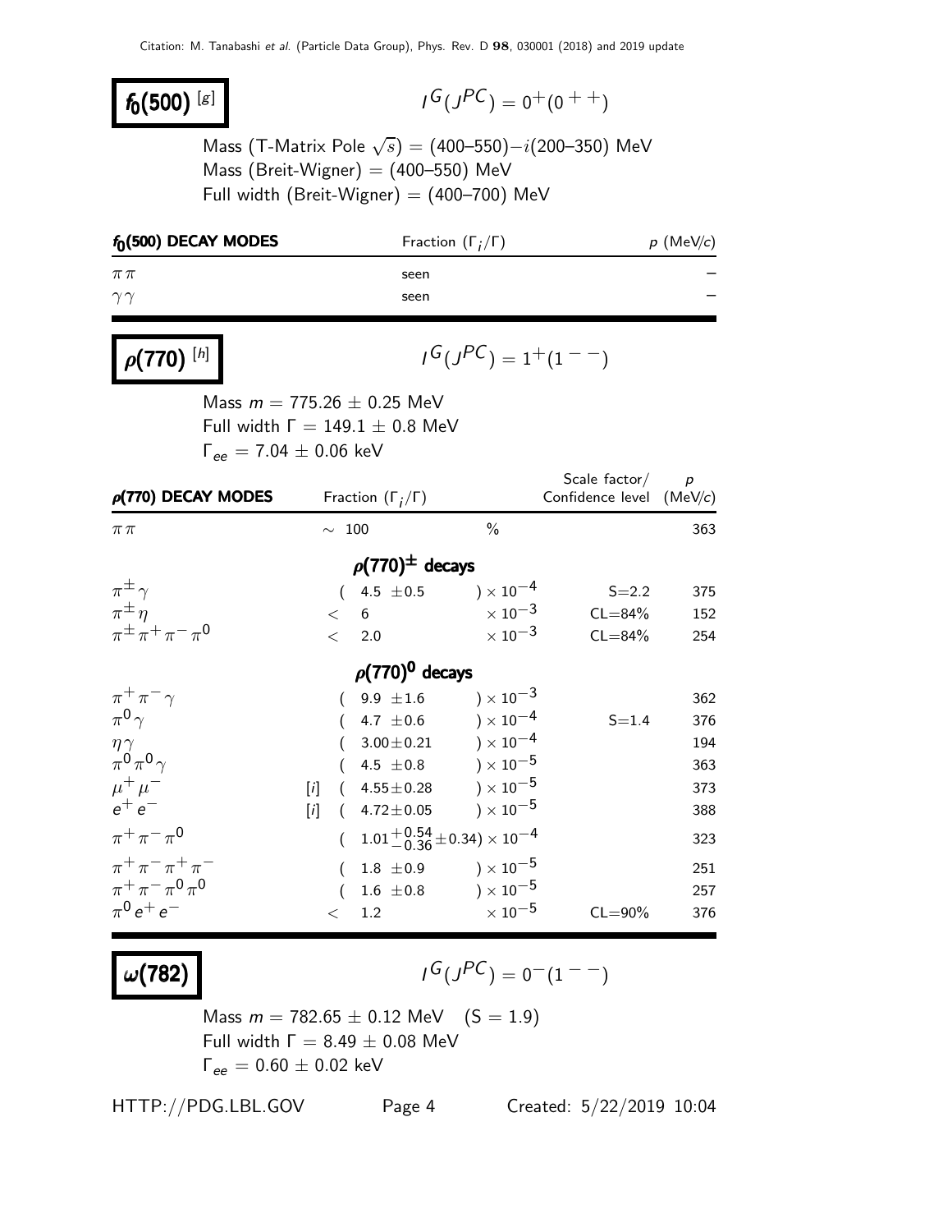## $f_0(500)$ [g]

$I^G(J^{PC}) = 0^+(0^{++})$

Mass (T-Matrix Pole $\sqrt{s}$) = (400–550)$-i$(200–350) MeV
Mass (Breit-Wigner) = (400–550) MeV
Full width (Breit-Wigner) = (400–700) MeV

| $f_0$(500) DECAY MODES | Fraction ($\Gamma_i/\Gamma$) | $p$ (MeV/$c$) |
|---|---|---|
| $\pi\pi$ | seen | – |
| $\gamma\gamma$ | seen | – |

## $\rho(770)$ [h]

$I^G(J^{PC}) = 1^+(1^{--})$

Mass $m = 775.26 \pm 0.25$ MeV
Full width $\Gamma = 149.1 \pm 0.8$ MeV
$\Gamma_{ee} = 7.04 \pm 0.06$ keV

| $\rho$(770) DECAY MODES | Fraction ($\Gamma_i/\Gamma$) | Scale factor/ Confidence level | $p$ (MeV/$c$) |
|---|---|---|---|
| $\pi\pi$ | $\sim 100$ % | | 363 |
| **$\rho(770)^{\pm}$ decays** | | | |
| $\pi^{\pm}\gamma$ | $(4.5 \pm 0.5) \times 10^{-4}$ | S=2.2 | 375 |
| $\pi^{\pm}\eta$ | $< 6 \times 10^{-3}$ | CL=84% | 152 |
| $\pi^{\pm}\pi^{+}\pi^{-}\pi^{0}$ | $< 2.0 \times 10^{-3}$ | CL=84% | 254 |
| **$\rho(770)^{0}$ decays** | | | |
| $\pi^{+}\pi^{-}\gamma$ | $(9.9 \pm 1.6) \times 10^{-3}$ | | 362 |
| $\pi^{0}\gamma$ | $(4.7 \pm 0.6) \times 10^{-4}$ | S=1.4 | 376 |
| $\eta\gamma$ | $(3.00 \pm 0.21) \times 10^{-4}$ | | 194 |
| $\pi^{0}\pi^{0}\gamma$ | $(4.5 \pm 0.8) \times 10^{-5}$ | | 363 |
| $\mu^{+}\mu^{-}$ | [i] $(4.55 \pm 0.28) \times 10^{-5}$ | | 373 |
| $e^{+}e^{-}$ | [i] $(4.72 \pm 0.05) \times 10^{-5}$ | | 388 |
| $\pi^{+}\pi^{-}\pi^{0}$ | $(1.01^{+0.54}_{-0.36} \pm 0.34) \times 10^{-4}$ | | 323 |
| $\pi^{+}\pi^{-}\pi^{+}\pi^{-}$ | $(1.8 \pm 0.9) \times 10^{-5}$ | | 251 |
| $\pi^{+}\pi^{-}\pi^{0}\pi^{0}$ | $(1.6 \pm 0.8) \times 10^{-5}$ | | 257 |
| $\pi^{0}e^{+}e^{-}$ | $< 1.2 \times 10^{-5}$ | CL=90% | 376 |

## $\omega(782)$

$I^G(J^{PC}) = 0^-(1^{--})$

Mass $m = 782.65 \pm 0.12$ MeV (S = 1.9)
Full width $\Gamma = 8.49 \pm 0.08$ MeV
$\Gamma_{ee} = 0.60 \pm 0.02$ keV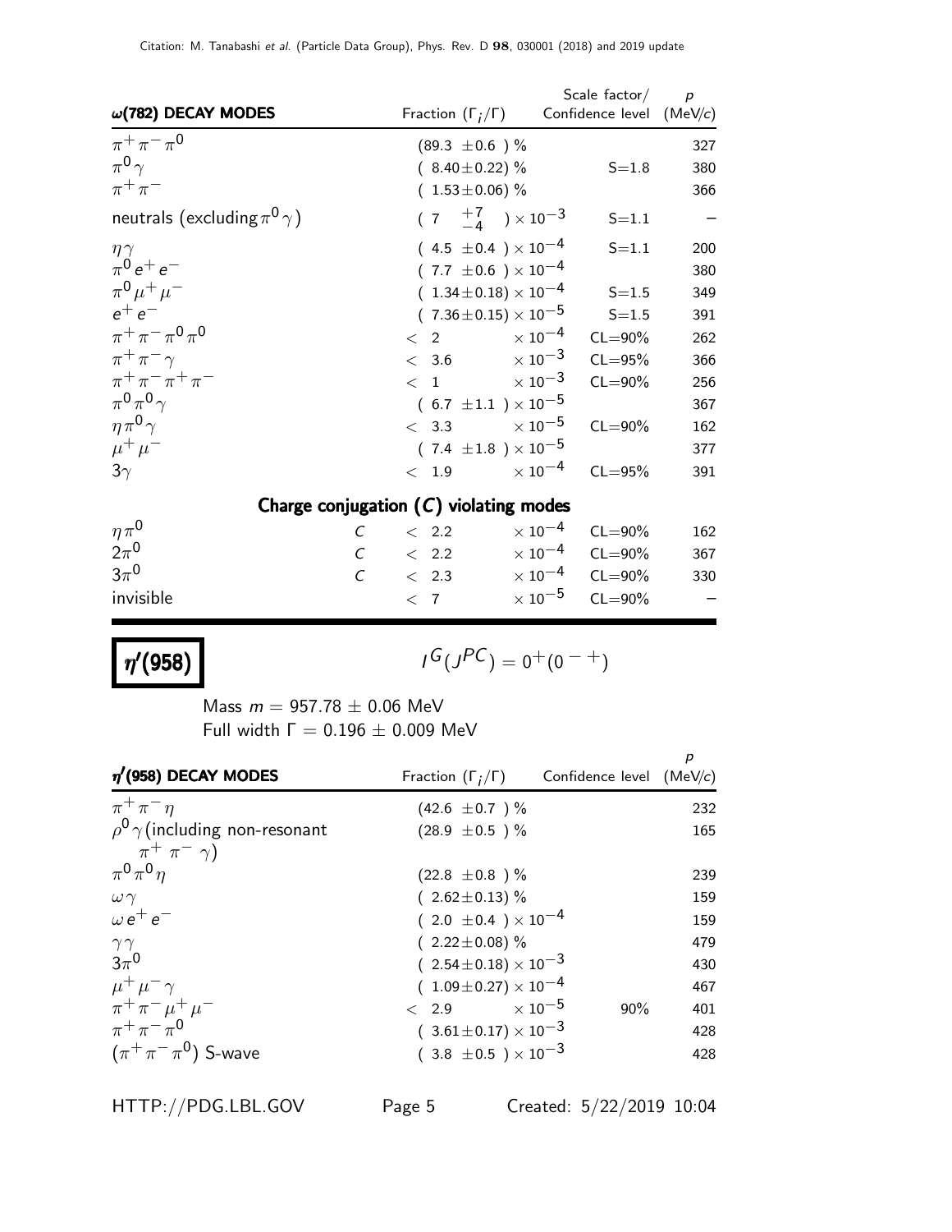| ω(782) DECAY MODES | | Fraction ($\Gamma_i/\Gamma$) | Scale factor/ Confidence level | p (MeV/c) |
|---|---|---|---|---|
| $\pi^+\pi^-\pi^0$ | | $(89.3 \pm 0.6)$ % | | 327 |
| $\pi^0\gamma$ | | $(8.40\pm0.22)$ % | S=1.8 | 380 |
| $\pi^+\pi^-$ | | $(1.53\pm0.06)$ % | | 366 |
| neutrals (excluding $\pi^0\gamma$) | | $(7\ ^{+7}_{-4}) \times 10^{-3}$ | S=1.1 | – |
| $\eta\gamma$ | | $(4.5 \pm 0.4) \times 10^{-4}$ | S=1.1 | 200 |
| $\pi^0 e^+ e^-$ | | $(7.7 \pm 0.6) \times 10^{-4}$ | | 380 |
| $\pi^0\mu^+\mu^-$ | | $(1.34\pm0.18) \times 10^{-4}$ | S=1.5 | 349 |
| $e^+e^-$ | | $(7.36\pm0.15) \times 10^{-5}$ | S=1.5 | 391 |
| $\pi^+\pi^-\pi^0\pi^0$ | | $< 2 \times 10^{-4}$ | CL=90% | 262 |
| $\pi^+\pi^-\gamma$ | | $< 3.6 \times 10^{-3}$ | CL=95% | 366 |
| $\pi^+\pi^-\pi^+\pi^-$ | | $< 1 \times 10^{-3}$ | CL=90% | 256 |
| $\pi^0\pi^0\gamma$ | | $(6.7 \pm 1.1) \times 10^{-5}$ | | 367 |
| $\eta\pi^0\gamma$ | | $< 3.3 \times 10^{-5}$ | CL=90% | 162 |
| $\mu^+\mu^-$ | | $(7.4 \pm 1.8) \times 10^{-5}$ | | 377 |
| $3\gamma$ | | $< 1.9 \times 10^{-4}$ | CL=95% | 391 |
| **Charge conjugation ($C$) violating modes** | | | | |
| $\eta\pi^0$ | $C$ | $< 2.2 \times 10^{-4}$ | CL=90% | 162 |
| $2\pi^0$ | $C$ | $< 2.2 \times 10^{-4}$ | CL=90% | 367 |
| $3\pi^0$ | $C$ | $< 2.3 \times 10^{-4}$ | CL=90% | 330 |
| invisible | | $< 7 \times 10^{-5}$ | CL=90% | – |

# η′(958)

$I^G(J^{PC}) = 0^+(0^{-+})$

Mass $m = 957.78 \pm 0.06$ MeV
Full width $\Gamma = 0.196 \pm 0.009$ MeV

| η′(958) DECAY MODES | Fraction ($\Gamma_i/\Gamma$) | Confidence level | p (MeV/c) |
|---|---|---|---|
| $\pi^+\pi^-\eta$ | $(42.6 \pm 0.7)$ % | | 232 |
| $\rho^0\gamma$ (including non-resonant $\pi^+\pi^-\gamma$) | $(28.9 \pm 0.5)$ % | | 165 |
| $\pi^0\pi^0\eta$ | $(22.8 \pm 0.8)$ % | | 239 |
| $\omega\gamma$ | $(2.62\pm0.13)$ % | | 159 |
| $\omega e^+e^-$ | $(2.0 \pm 0.4) \times 10^{-4}$ | | 159 |
| $\gamma\gamma$ | $(2.22\pm0.08)$ % | | 479 |
| $3\pi^0$ | $(2.54\pm0.18) \times 10^{-3}$ | | 430 |
| $\mu^+\mu^-\gamma$ | $(1.09\pm0.27) \times 10^{-4}$ | | 467 |
| $\pi^+\pi^-\mu^+\mu^-$ | $< 2.9 \times 10^{-5}$ | 90% | 401 |
| $\pi^+\pi^-\pi^0$ | $(3.61\pm0.17) \times 10^{-3}$ | | 428 |
| $(\pi^+\pi^-\pi^0)$ S-wave | $(3.8 \pm 0.5) \times 10^{-3}$ | | 428 |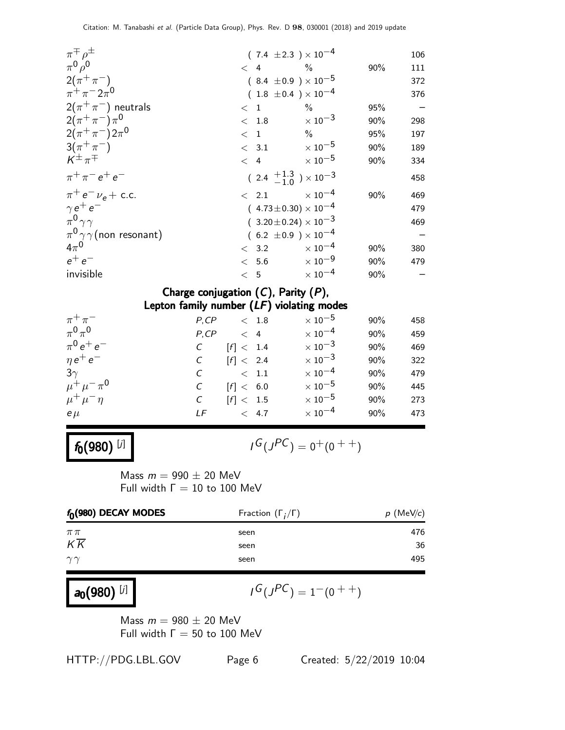| | | | | |
|---|---|---|---|---|
| $\pi^{\mp}\rho^{\pm}$ | | ( 7.4 ±2.3 ) $\times 10^{-4}$ | | 106 |
| $\pi^0\rho^0$ | | < 4 % | 90% | 111 |
| $2(\pi^+\pi^-)$ | | ( 8.4 ±0.9 ) $\times 10^{-5}$ | | 372 |
| $\pi^+\pi^- 2\pi^0$ | | ( 1.8 ±0.4 ) $\times 10^{-4}$ | | 376 |
| $2(\pi^+\pi^-)$ neutrals | | < 1 % | 95% | – |
| $2(\pi^+\pi^-)\pi^0$ | | < 1.8 $\times 10^{-3}$ | 90% | 298 |
| $2(\pi^+\pi^-)2\pi^0$ | | < 1 % | 95% | 197 |
| $3(\pi^+\pi^-)$ | | < 3.1 $\times 10^{-5}$ | 90% | 189 |
| $K^{\pm}\pi^{\mp}$ | | < 4 $\times 10^{-5}$ | 90% | 334 |
| $\pi^+\pi^- e^+ e^-$ | | ( 2.4 $^{+1.3}_{-1.0}$ ) $\times 10^{-3}$ | | 458 |
| $\pi^+ e^- \nu_e$ + c.c. | | < 2.1 $\times 10^{-4}$ | 90% | 469 |
| $\gamma e^+ e^-$ | | ( 4.73±0.30) $\times 10^{-4}$ | | 479 |
| $\pi^0\gamma\gamma$ | | ( 3.20±0.24) $\times 10^{-3}$ | | 469 |
| $\pi^0\gamma\gamma$(non resonant) | | ( 6.2 ±0.9 ) $\times 10^{-4}$ | | – |
| $4\pi^0$ | | < 3.2 $\times 10^{-4}$ | 90% | 380 |
| $e^+ e^-$ | | < 5.6 $\times 10^{-9}$ | 90% | 479 |
| invisible | | < 5 $\times 10^{-4}$ | 90% | – |

**Charge conjugation ($C$), Parity ($P$), Lepton family number ($LF$) violating modes**

| | | | | |
|---|---|---|---|---|
| $\pi^+\pi^-$ | $P,CP$ | < 1.8 $\times 10^{-5}$ | 90% | 458 |
| $\pi^0\pi^0$ | $P,CP$ | < 4 $\times 10^{-4}$ | 90% | 459 |
| $\pi^0 e^+ e^-$ | $C$ | [f] < 1.4 $\times 10^{-3}$ | 90% | 469 |
| $\eta e^+ e^-$ | $C$ | [f] < 2.4 $\times 10^{-3}$ | 90% | 322 |
| $3\gamma$ | $C$ | < 1.1 $\times 10^{-4}$ | 90% | 479 |
| $\mu^+\mu^-\pi^0$ | $C$ | [f] < 6.0 $\times 10^{-5}$ | 90% | 445 |
| $\mu^+\mu^-\eta$ | $C$ | [f] < 1.5 $\times 10^{-5}$ | 90% | 273 |
| $e\mu$ | $LF$ | < 4.7 $\times 10^{-4}$ | 90% | 473 |

## $f_0(980)$ [j]

$I^G(J^{PC}) = 0^+(0^{++})$

Mass $m = 990 \pm 20$ MeV
Full width $\Gamma = 10$ to $100$ MeV

| $f_0(980)$ DECAY MODES | Fraction ($\Gamma_i/\Gamma$) | $p$ (MeV/$c$) |
|---|---|---|
| $\pi\pi$ | seen | 476 |
| $K\overline{K}$ | seen | 36 |
| $\gamma\gamma$ | seen | 495 |

## $a_0(980)$ [j]

$I^G(J^{PC}) = 1^-(0^{++})$

Mass $m = 980 \pm 20$ MeV
Full width $\Gamma = 50$ to $100$ MeV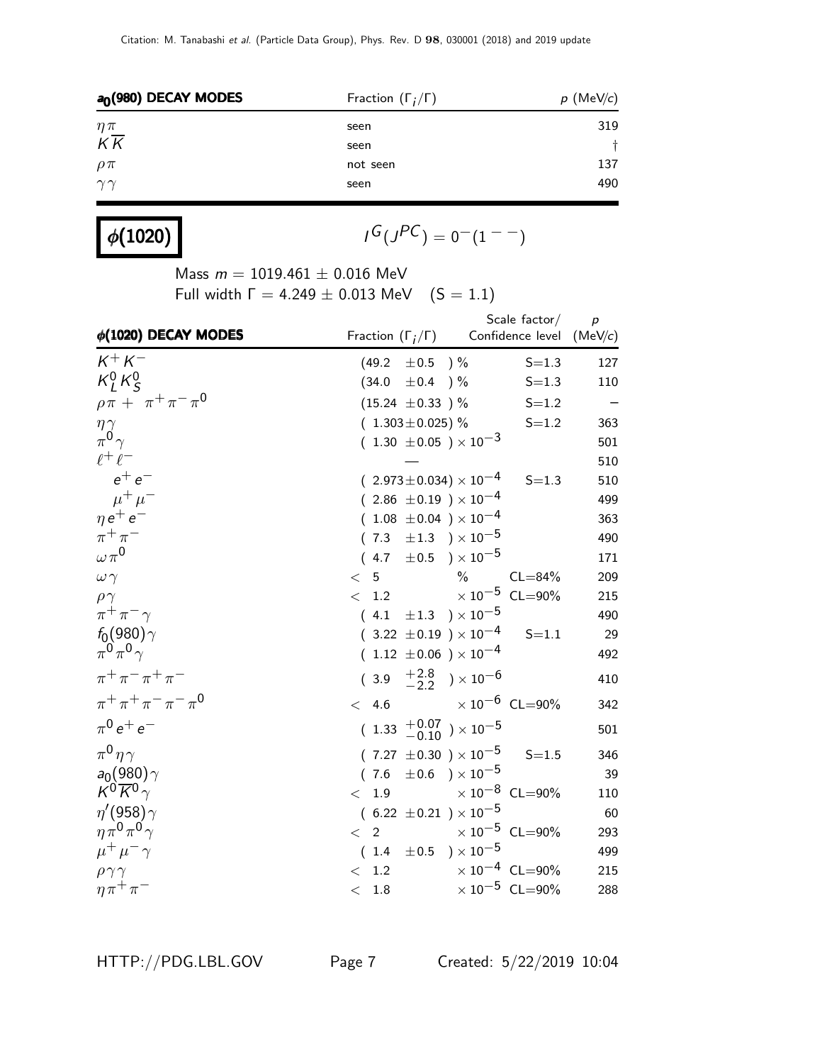| $a_0(980)$ DECAY MODES | Fraction ($\Gamma_i/\Gamma$) | $p$ (MeV/$c$) |
|---|---|---|
| $\eta\pi$ | seen | 319 |
| $K\overline{K}$ | seen | † |
| $\rho\pi$ | not seen | 137 |
| $\gamma\gamma$ | seen | 490 |

# $\phi(1020)$

$I^G(J^{PC}) = 0^-(1^{--})$

Mass $m = 1019.461 \pm 0.016$ MeV

Full width $\Gamma = 4.249 \pm 0.013$ MeV  (S = 1.1)

| $\phi(1020)$ DECAY MODES | Fraction ($\Gamma_i/\Gamma$) | Scale factor/ Confidence level | $p$ (MeV/$c$) |
|---|---|---|---|
| $K^+K^-$ | $(49.2 \pm 0.5)$ % | S=1.3 | 127 |
| $K_L^0 K_S^0$ | $(34.0 \pm 0.4)$ % | S=1.3 | 110 |
| $\rho\pi + \pi^+\pi^-\pi^0$ | $(15.24 \pm 0.33)$ % | S=1.2 | – |
| $\eta\gamma$ | $(1.303 \pm 0.025)$ % | S=1.2 | 363 |
| $\pi^0\gamma$ | $(1.30 \pm 0.05) \times 10^{-3}$ | | 501 |
| $\ell^+\ell^-$ | — | | 510 |
| $e^+e^-$ | $(2.973 \pm 0.034) \times 10^{-4}$ | S=1.3 | 510 |
| $\mu^+\mu^-$ | $(2.86 \pm 0.19) \times 10^{-4}$ | | 499 |
| $\eta e^+ e^-$ | $(1.08 \pm 0.04) \times 10^{-4}$ | | 363 |
| $\pi^+\pi^-$ | $(7.3 \pm 1.3) \times 10^{-5}$ | | 490 |
| $\omega\pi^0$ | $(4.7 \pm 0.5) \times 10^{-5}$ | | 171 |
| $\omega\gamma$ | $< 5$ % | CL=84% | 209 |
| $\rho\gamma$ | $< 1.2 \times 10^{-5}$ | CL=90% | 215 |
| $\pi^+\pi^-\gamma$ | $(4.1 \pm 1.3) \times 10^{-5}$ | | 490 |
| $f_0(980)\gamma$ | $(3.22 \pm 0.19) \times 10^{-4}$ | S=1.1 | 29 |
| $\pi^0\pi^0\gamma$ | $(1.12 \pm 0.06) \times 10^{-4}$ | | 492 |
| $\pi^+\pi^-\pi^+\pi^-$ | $(3.9 \, ^{+2.8}_{-2.2}) \times 10^{-6}$ | | 410 |
| $\pi^+\pi^+\pi^-\pi^-\pi^0$ | $< 4.6 \times 10^{-6}$ | CL=90% | 342 |
| $\pi^0 e^+ e^-$ | $(1.33 \, ^{+0.07}_{-0.10}) \times 10^{-5}$ | | 501 |
| $\pi^0\eta\gamma$ | $(7.27 \pm 0.30) \times 10^{-5}$ | S=1.5 | 346 |
| $a_0(980)\gamma$ | $(7.6 \pm 0.6) \times 10^{-5}$ | | 39 |
| $K^0\overline{K}^0\gamma$ | $< 1.9 \times 10^{-8}$ | CL=90% | 110 |
| $\eta'(958)\gamma$ | $(6.22 \pm 0.21) \times 10^{-5}$ | | 60 |
| $\eta\pi^0\pi^0\gamma$ | $< 2 \times 10^{-5}$ | CL=90% | 293 |
| $\mu^+\mu^-\gamma$ | $(1.4 \pm 0.5) \times 10^{-5}$ | | 499 |
| $\rho\gamma\gamma$ | $< 1.2 \times 10^{-4}$ | CL=90% | 215 |
| $\eta\pi^+\pi^-$ | $< 1.8 \times 10^{-5}$ | CL=90% | 288 |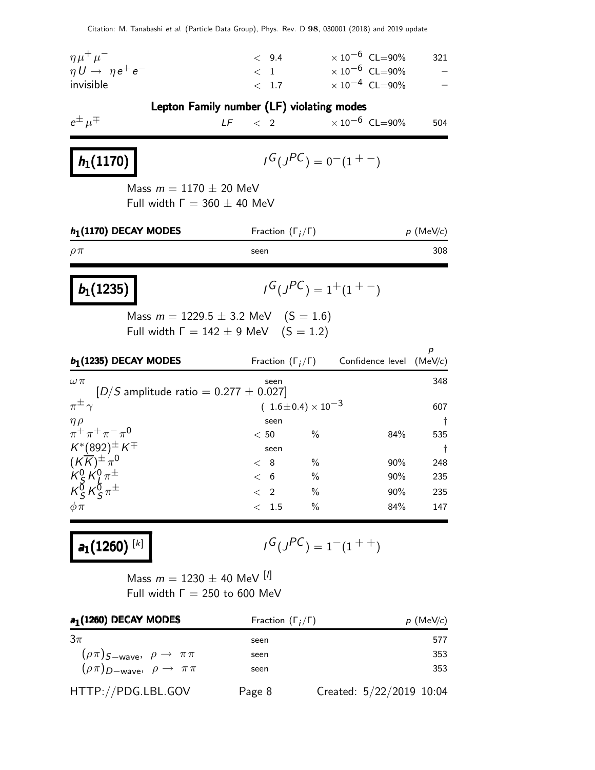| | | | | |
|---|---|---|---|---|
| $\eta \mu^+ \mu^-$ | | $< 9.4$ | $\times 10^{-6}$ CL=90% | 321 |
| $\eta U \to \eta e^+ e^-$ | | $< 1$ | $\times 10^{-6}$ CL=90% | – |
| invisible | | $< 1.7$ | $\times 10^{-4}$ CL=90% | – |

**Lepton Family number (LF) violating modes**

| | | | | |
|---|---|---|---|---|
| $e^\pm \mu^\mp$ | $LF$ | $< 2$ | $\times 10^{-6}$ CL=90% | 504 |

## $h_1(1170)$

$I^G(J^{PC}) = 0^-(1^{+-})$

Mass $m = 1170 \pm 20$ MeV
Full width $\Gamma = 360 \pm 40$ MeV

| $h_1$(1170) DECAY MODES | Fraction ($\Gamma_i/\Gamma$) | $p$ (MeV/$c$) |
|---|---|---|
| $\rho\pi$ | seen | 308 |

## $b_1(1235)$

$I^G(J^{PC}) = 1^+(1^{+-})$

Mass $m = 1229.5 \pm 3.2$ MeV (S = 1.6)
Full width $\Gamma = 142 \pm 9$ MeV (S = 1.2)

| $b_1$(1235) DECAY MODES | Fraction ($\Gamma_i/\Gamma$) | Confidence level | $p$ (MeV/$c$) |
|---|---|---|---|
| $\omega\pi$ | seen | | 348 |
| [$D/S$ amplitude ratio = $0.277 \pm 0.027$] | | | |
| $\pi^\pm\gamma$ | $(1.6\pm0.4) \times 10^{-3}$ | | 607 |
| $\eta\rho$ | seen | | † |
| $\pi^+\pi^+\pi^-\pi^0$ | $< 50$ % | 84% | 535 |
| $K^*(892)^\pm K^\mp$ | seen | | † |
| $(K\overline{K})^\pm\pi^0$ | $< 8$ % | 90% | 248 |
| $K^0_S K^0_L \pi^\pm$ | $< 6$ % | 90% | 235 |
| $K^0_S K^0_S \pi^\pm$ | $< 2$ % | 90% | 235 |
| $\phi\pi$ | $< 1.5$ % | 84% | 147 |

## $a_1(1260)$ [k]

$I^G(J^{PC}) = 1^-(1^{++})$

Mass $m = 1230 \pm 40$ MeV [l]
Full width $\Gamma = 250$ to $600$ MeV

| $a_1$(1260) DECAY MODES | Fraction ($\Gamma_i/\Gamma$) | $p$ (MeV/$c$) |
|---|---|---|
| $3\pi$ | seen | 577 |
| $(\rho\pi)_{S-\text{wave}}$, $\rho \to \pi\pi$ | seen | 353 |
| $(\rho\pi)_{D-\text{wave}}$, $\rho \to \pi\pi$ | seen | 353 |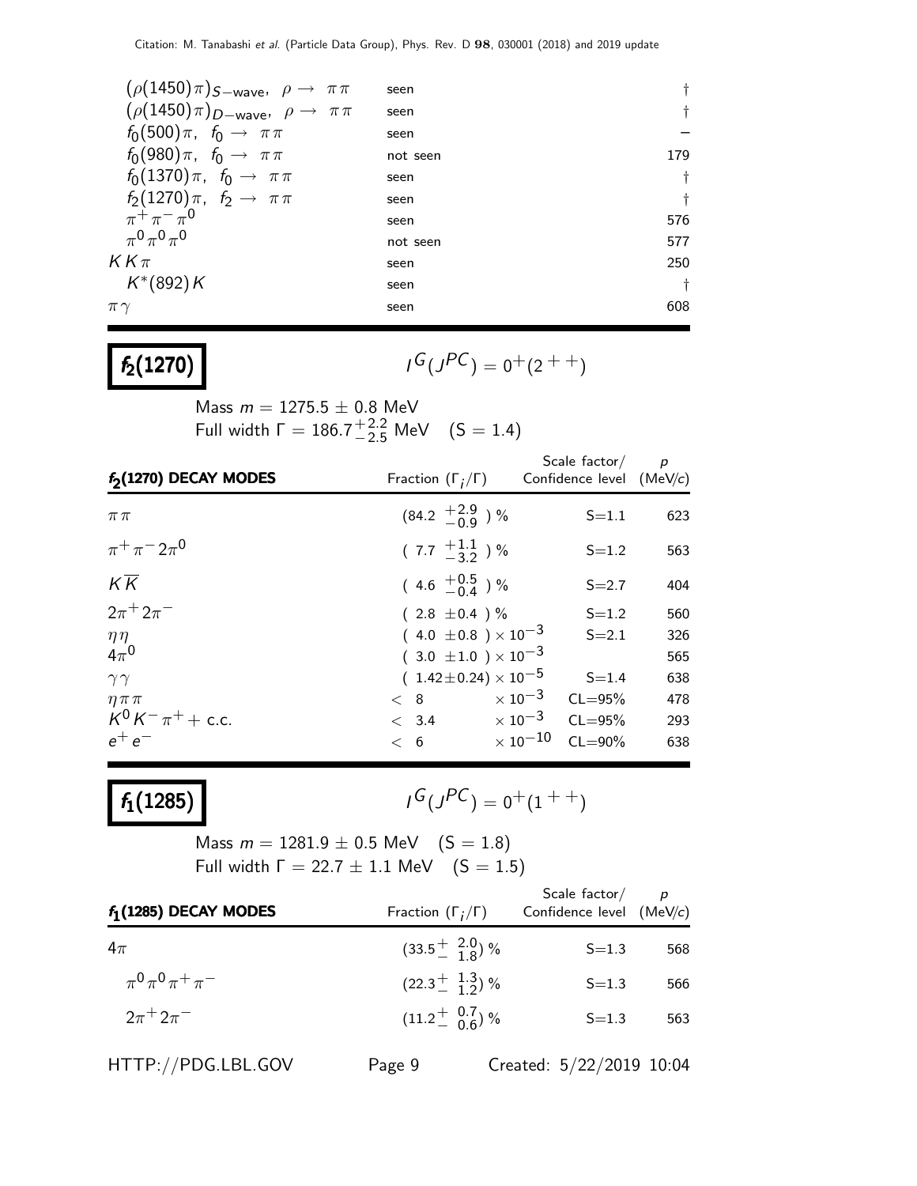| | | |
|---|---|---|
| $(\rho(1450)\pi)_{S-\text{wave}}$, $\rho \to \pi\pi$ | seen | † |
| $(\rho(1450)\pi)_{D-\text{wave}}$, $\rho \to \pi\pi$ | seen | † |
| $f_0(500)\pi$, $f_0 \to \pi\pi$ | seen | – |
| $f_0(980)\pi$, $f_0 \to \pi\pi$ | not seen | 179 |
| $f_0(1370)\pi$, $f_0 \to \pi\pi$ | seen | † |
| $f_2(1270)\pi$, $f_2 \to \pi\pi$ | seen | † |
| $\pi^+\pi^-\pi^0$ | seen | 576 |
| $\pi^0\pi^0\pi^0$ | not seen | 577 |
| $KK\pi$ | seen | 250 |
| $K^*(892)K$ | seen | † |
| $\pi\gamma$ | seen | 608 |

# $f_2(1270)$

$I^G(J^{PC}) = 0^+(2^{++})$

Mass $m = 1275.5 \pm 0.8$ MeV
Full width $\Gamma = 186.7^{+2.2}_{-2.5}$ MeV $(S = 1.4)$

| $f_2$(1270) DECAY MODES | Fraction $(\Gamma_i/\Gamma)$ | Scale factor/ Confidence level | $p$ (MeV/$c$) |
|---|---|---|---|
| $\pi\pi$ | $(84.2 \ ^{+2.9}_{-0.9})$ % | S=1.1 | 623 |
| $\pi^+\pi^-2\pi^0$ | $(7.7 \ ^{+1.1}_{-3.2})$ % | S=1.2 | 563 |
| $K\overline{K}$ | $(4.6 \ ^{+0.5}_{-0.4})$ % | S=2.7 | 404 |
| $2\pi^+2\pi^-$ | $(2.8 \pm 0.4)$ % | S=1.2 | 560 |
| $\eta\eta$ | $(4.0 \pm 0.8) \times 10^{-3}$ | S=2.1 | 326 |
| $4\pi^0$ | $(3.0 \pm 1.0) \times 10^{-3}$ | | 565 |
| $\gamma\gamma$ | $(1.42 \pm 0.24) \times 10^{-5}$ | S=1.4 | 638 |
| $\eta\pi\pi$ | $< 8 \times 10^{-3}$ | CL=95% | 478 |
| $K^0K^-\pi^+ +$ c.c. | $< 3.4 \times 10^{-3}$ | CL=95% | 293 |
| $e^+e^-$ | $< 6 \times 10^{-10}$ | CL=90% | 638 |

# $f_1(1285)$

$I^G(J^{PC}) = 0^+(1^{++})$

Mass $m = 1281.9 \pm 0.5$ MeV $(S = 1.8)$
Full width $\Gamma = 22.7 \pm 1.1$ MeV $(S = 1.5)$

| $f_1$(1285) DECAY MODES | Fraction $(\Gamma_i/\Gamma)$ | Scale factor/ Confidence level | $p$ (MeV/$c$) |
|---|---|---|---|
| $4\pi$ | $(33.5^{+\ 2.0}_{-\ 1.8})$ % | S=1.3 | 568 |
| $\pi^0\pi^0\pi^+\pi^-$ | $(22.3^{+\ 1.3}_{-\ 1.2})$ % | S=1.3 | 566 |
| $2\pi^+2\pi^-$ | $(11.2^{+\ 0.7}_{-\ 0.6})$ % | S=1.3 | 563 |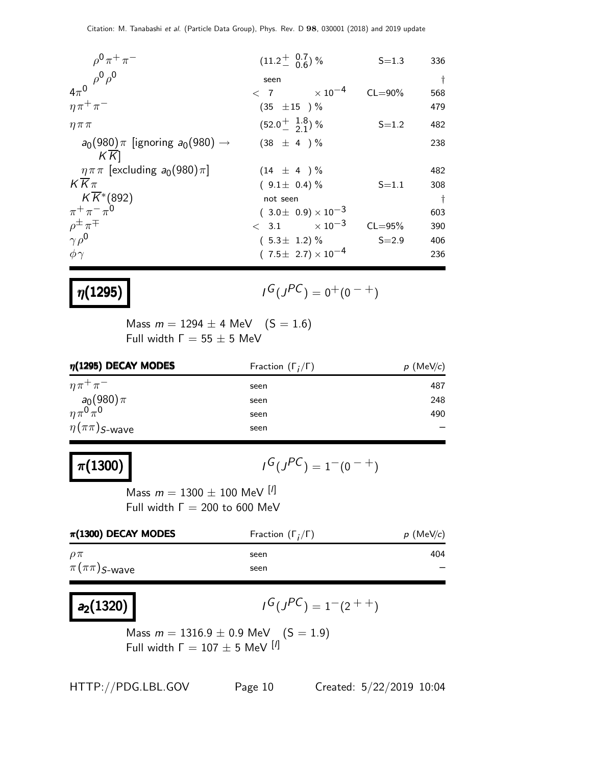| | | | |
|---|---|---|---|
| $\rho^0 \pi^+ \pi^-$ | $(11.2^{+\ 0.7}_{-\ 0.6})$ % | S=1.3 | 336 |
| $\rho^0 \rho^0$ | seen | | † |
| $4\pi^0$ | $< 7 \quad \times 10^{-4}$ | CL=90% | 568 |
| $\eta \pi^+ \pi^-$ | $(35 \ \pm 15 \ )$ % | | 479 |
| $\eta \pi \pi$ | $(52.0^{+\ 1.8}_{-\ 2.1})$ % | S=1.2 | 482 |
| $a_0(980)\pi$ [ignoring $a_0(980) \to K\overline{K}$] | $(38 \ \pm \ 4 \ )$ % | | 238 |
| $\eta \pi \pi$ [excluding $a_0(980)\pi$] | $(14 \ \pm \ 4 \ )$ % | | 482 |
| $K\overline{K}\pi$ | $( 9.1 \pm 0.4)$ % | S=1.1 | 308 |
| $K\overline{K}^*(892)$ | not seen | | † |
| $\pi^+ \pi^- \pi^0$ | $( 3.0 \pm 0.9) \times 10^{-3}$ | | 603 |
| $\rho^\pm \pi^\mp$ | $< 3.1 \quad \times 10^{-3}$ | CL=95% | 390 |
| $\gamma \rho^0$ | $( 5.3 \pm 1.2)$ % | S=2.9 | 406 |
| $\phi \gamma$ | $( 7.5 \pm 2.7) \times 10^{-4}$ | | 236 |

## $\eta(1295)$

$I^G(J^{PC}) = 0^+(0^{-\,+})$

Mass $m = 1294 \pm 4$ MeV (S = 1.6)
Full width $\Gamma = 55 \pm 5$ MeV

| $\eta$(1295) DECAY MODES | Fraction $(\Gamma_i/\Gamma)$ | $p$ (MeV/$c$) |
|---|---|---|
| $\eta \pi^+ \pi^-$ | seen | 487 |
| $a_0(980)\pi$ | seen | 248 |
| $\eta \pi^0 \pi^0$ | seen | 490 |
| $\eta(\pi\pi)_{S\text{-wave}}$ | seen | – |

## $\pi(1300)$

$I^G(J^{PC}) = 1^-(0^{-\,+})$

Mass $m = 1300 \pm 100$ MeV [l]
Full width $\Gamma = 200$ to $600$ MeV

| $\pi$(1300) DECAY MODES | Fraction $(\Gamma_i/\Gamma)$ | $p$ (MeV/$c$) |
|---|---|---|
| $\rho \pi$ | seen | 404 |
| $\pi(\pi\pi)_{S\text{-wave}}$ | seen | – |

## $a_2(1320)$

$I^G(J^{PC}) = 1^-(2^{+\,+})$

Mass $m = 1316.9 \pm 0.9$ MeV (S = 1.9)
Full width $\Gamma = 107 \pm 5$ MeV [l]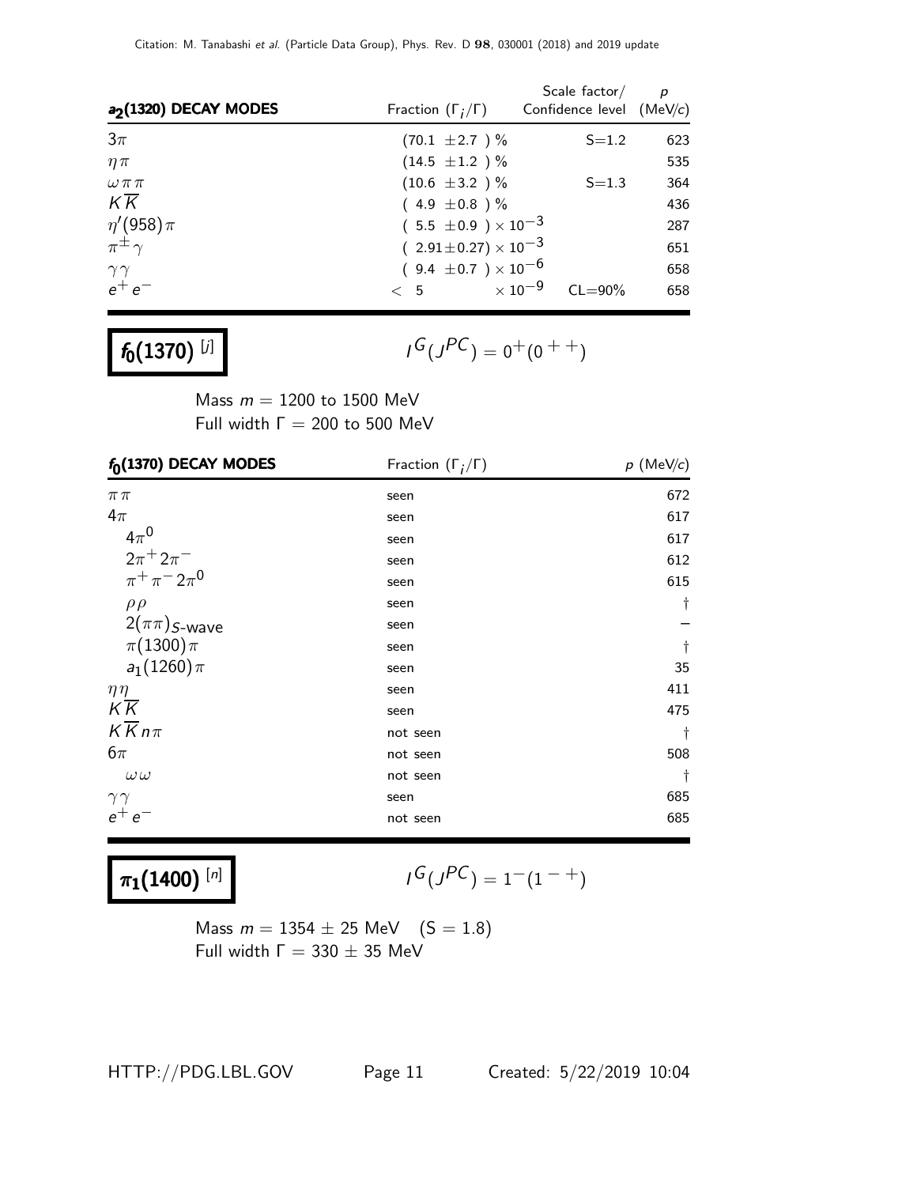| $a_2(1320)$ DECAY MODES | Fraction ($\Gamma_i/\Gamma$) | Scale factor/ Confidence level | $p$ (MeV/$c$) |
|---|---|---|---|
| $3\pi$ | $(70.1 \pm 2.7)$ % | S=1.2 | 623 |
| $\eta\pi$ | $(14.5 \pm 1.2)$ % | | 535 |
| $\omega\pi\pi$ | $(10.6 \pm 3.2)$ % | S=1.3 | 364 |
| $K\overline{K}$ | $(4.9 \pm 0.8)$ % | | 436 |
| $\eta'(958)\pi$ | $(5.5 \pm 0.9) \times 10^{-3}$ | | 287 |
| $\pi^{\pm}\gamma$ | $(2.91 \pm 0.27) \times 10^{-3}$ | | 651 |
| $\gamma\gamma$ | $(9.4 \pm 0.7) \times 10^{-6}$ | | 658 |
| $e^+e^-$ | $< 5 \times 10^{-9}$ | CL=90% | 658 |

## $f_0(1370)$ [j]

$I^G(J^{PC}) = 0^+(0^{++})$

Mass $m = 1200$ to $1500$ MeV
Full width $\Gamma = 200$ to $500$ MeV

| $f_0(1370)$ DECAY MODES | Fraction ($\Gamma_i/\Gamma$) | $p$ (MeV/$c$) |
|---|---|---|
| $\pi\pi$ | seen | 672 |
| $4\pi$ | seen | 617 |
| $4\pi^0$ | seen | 617 |
| $2\pi^+2\pi^-$ | seen | 612 |
| $\pi^+\pi^-2\pi^0$ | seen | 615 |
| $\rho\rho$ | seen | † |
| $2(\pi\pi)_{S\text{-wave}}$ | seen | – |
| $\pi(1300)\pi$ | seen | † |
| $a_1(1260)\pi$ | seen | 35 |
| $\eta\eta$ | seen | 411 |
| $K\overline{K}$ | seen | 475 |
| $K\overline{K}n\pi$ | not seen | † |
| $6\pi$ | not seen | 508 |
| $\omega\omega$ | not seen | † |
| $\gamma\gamma$ | seen | 685 |
| $e^+e^-$ | not seen | 685 |

## $\pi_1(1400)$ [n]

$I^G(J^{PC}) = 1^-(1^{-+})$

Mass $m = 1354 \pm 25$ MeV (S = 1.8)
Full width $\Gamma = 330 \pm 35$ MeV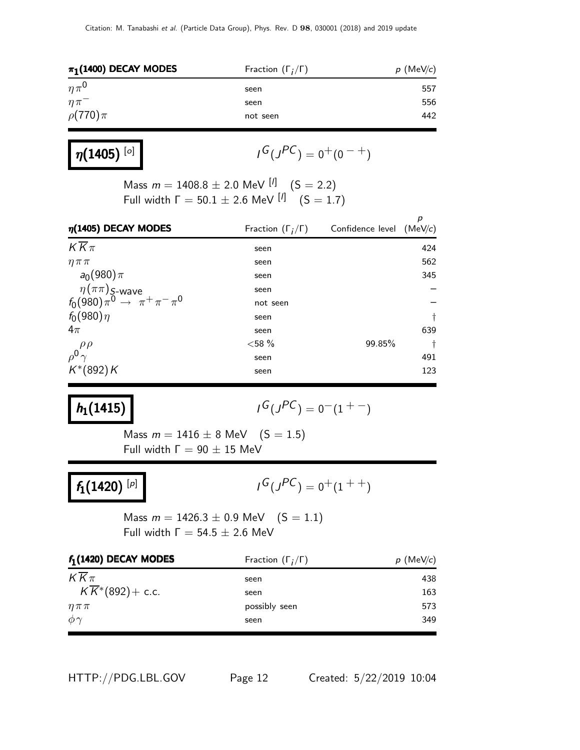| $\pi_1(1400)$ DECAY MODES | Fraction ($\Gamma_i/\Gamma$) | $p$ (MeV/$c$) |
|---|---|---|
| $\eta\pi^0$ | seen | 557 |
| $\eta\pi^-$ | seen | 556 |
| $\rho(770)\pi$ | not seen | 442 |

## $\eta(1405)$ [o]

$$I^G(J^{PC}) = 0^+(0^{-+})$$

Mass $m = 1408.8 \pm 2.0$ MeV [l] $\quad$ (S = 2.2)
Full width $\Gamma = 50.1 \pm 2.6$ MeV [l] $\quad$ (S = 1.7)

| $\eta(1405)$ DECAY MODES | Fraction ($\Gamma_i/\Gamma$) | Confidence level | $p$ (MeV/$c$) |
|---|---|---|---|
| $K\overline{K}\pi$ | seen | | 424 |
| $\eta\pi\pi$ | seen | | 562 |
| $a_0(980)\pi$ | seen | | 345 |
| $\eta(\pi\pi)_{S\text{-wave}}$ | seen | | – |
| $f_0(980)\pi^0 \to \pi^+\pi^-\pi^0$ | not seen | | – |
| $f_0(980)\eta$ | seen | | † |
| $4\pi$ | seen | | 639 |
| $\rho\rho$ | <58 % | 99.85% | † |
| $\rho^0\gamma$ | seen | | 491 |
| $K^*(892)K$ | seen | | 123 |

## $h_1(1415)$

$$I^G(J^{PC}) = 0^-(1^{+-})$$

Mass $m = 1416 \pm 8$ MeV $\quad$ (S = 1.5)
Full width $\Gamma = 90 \pm 15$ MeV

## $f_1(1420)$ [p]

$$I^G(J^{PC}) = 0^+(1^{++})$$

Mass $m = 1426.3 \pm 0.9$ MeV $\quad$ (S = 1.1)
Full width $\Gamma = 54.5 \pm 2.6$ MeV

| $f_1(1420)$ DECAY MODES | Fraction ($\Gamma_i/\Gamma$) | $p$ (MeV/$c$) |
|---|---|---|
| $K\overline{K}\pi$ | seen | 438 |
| $K\overline{K}^*(892)+$ c.c. | seen | 163 |
| $\eta\pi\pi$ | possibly seen | 573 |
| $\phi\gamma$ | seen | 349 |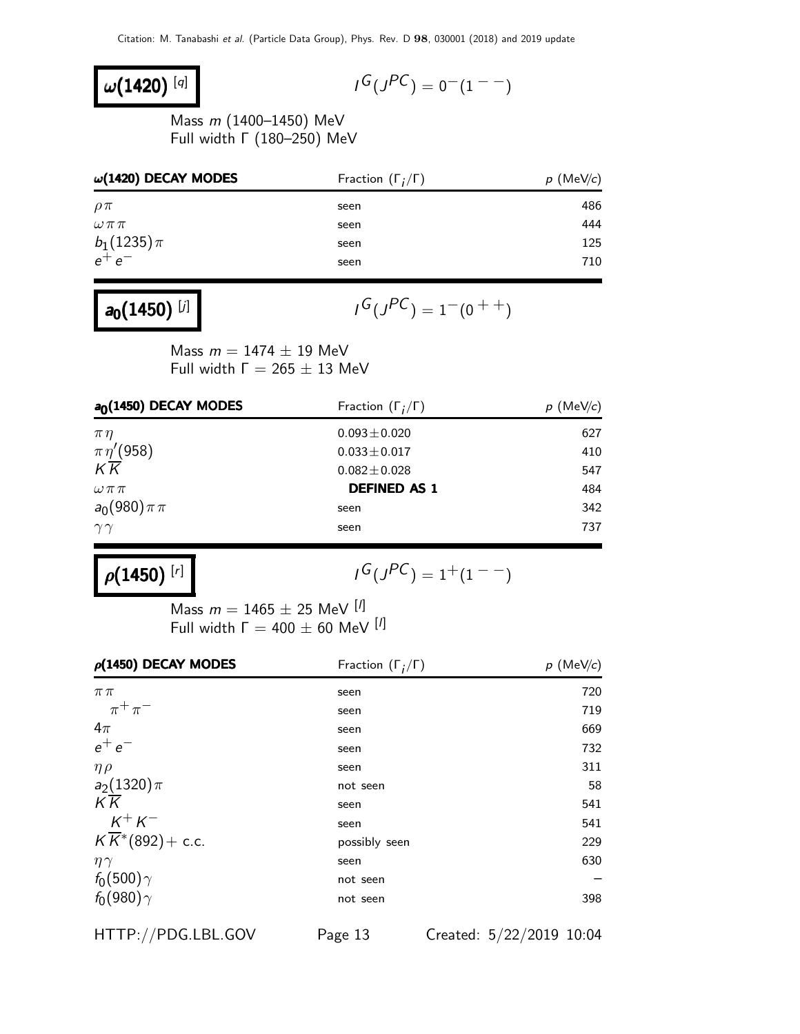## $\omega(1420)$ [q]

$I^G(J^{PC}) = 0^-(1^{--})$

Mass $m$ (1400–1450) MeV
Full width $\Gamma$ (180–250) MeV

| $\omega(1420)$ DECAY MODES | Fraction ($\Gamma_i/\Gamma$) | $p$ (MeV/$c$) |
|---|---|---|
| $\rho\pi$ | seen | 486 |
| $\omega\pi\pi$ | seen | 444 |
| $b_1(1235)\pi$ | seen | 125 |
| $e^+e^-$ | seen | 710 |

## $a_0(1450)$ [j]

$I^G(J^{PC}) = 1^-(0^{++})$

Mass $m = 1474 \pm 19$ MeV
Full width $\Gamma = 265 \pm 13$ MeV

| $a_0(1450)$ DECAY MODES | Fraction ($\Gamma_i/\Gamma$) | $p$ (MeV/$c$) |
|---|---|---|
| $\pi\eta$ | $0.093 \pm 0.020$ | 627 |
| $\pi\eta'(958)$ | $0.033 \pm 0.017$ | 410 |
| $K\overline{K}$ | $0.082 \pm 0.028$ | 547 |
| $\omega\pi\pi$ | **DEFINED AS 1** | 484 |
| $a_0(980)\pi\pi$ | seen | 342 |
| $\gamma\gamma$ | seen | 737 |

## $\rho(1450)$ [r]

$I^G(J^{PC}) = 1^+(1^{--})$

Mass $m = 1465 \pm 25$ MeV [l]
Full width $\Gamma = 400 \pm 60$ MeV [l]

| $\rho(1450)$ DECAY MODES | Fraction ($\Gamma_i/\Gamma$) | $p$ (MeV/$c$) |
|---|---|---|
| $\pi\pi$ | seen | 720 |
| $\pi^+\pi^-$ | seen | 719 |
| $4\pi$ | seen | 669 |
| $e^+e^-$ | seen | 732 |
| $\eta\rho$ | seen | 311 |
| $a_2(1320)\pi$ | not seen | 58 |
| $K\overline{K}$ | seen | 541 |
| $K^+K^-$ | seen | 541 |
| $K\overline{K}^*(892)+$ c.c. | possibly seen | 229 |
| $\eta\gamma$ | seen | 630 |
| $f_0(500)\gamma$ | not seen | – |
| $f_0(980)\gamma$ | not seen | 398 |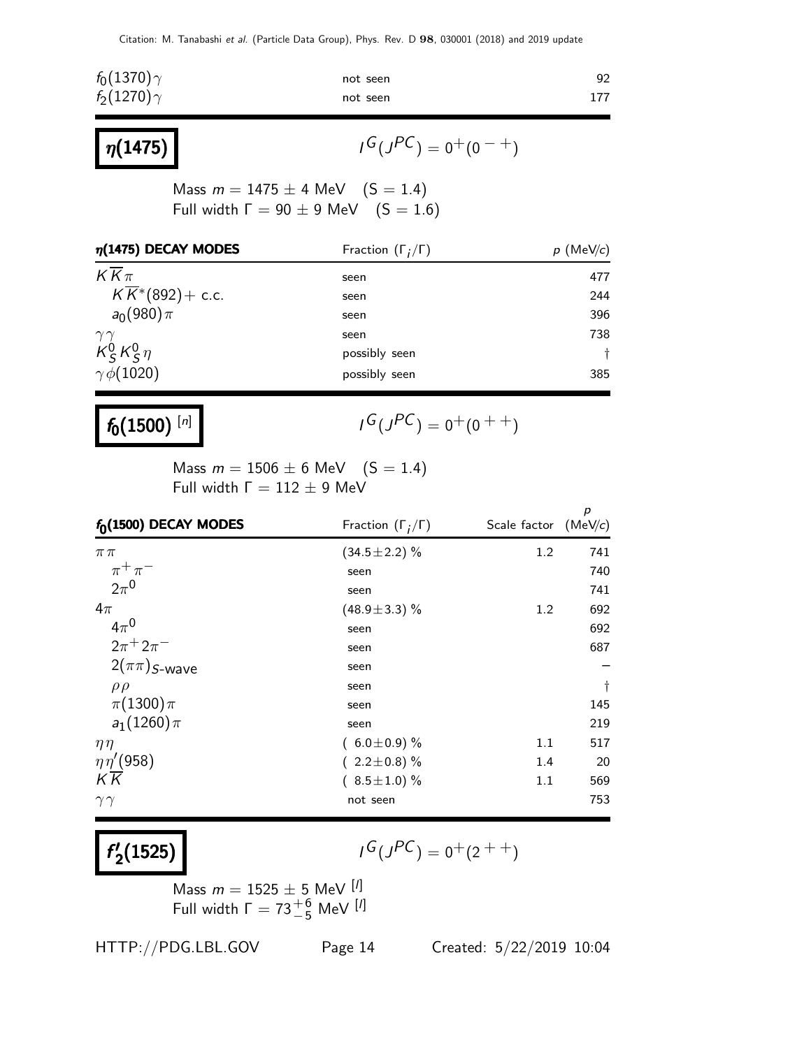| | | |
|---|---|---|
| $f_0(1370)\gamma$ | not seen | 92 |
| $f_2(1270)\gamma$ | not seen | 177 |

## $\eta(1475)$

$I^G(J^{PC}) = 0^+(0^{-+})$

Mass $m = 1475 \pm 4$ MeV  (S = 1.4)
Full width $\Gamma = 90 \pm 9$ MeV  (S = 1.6)

| $\eta(1475)$ DECAY MODES | Fraction ($\Gamma_i/\Gamma$) | $p$ (MeV/$c$) |
|---|---|---|
| $K\overline{K}\pi$ | seen | 477 |
| $K\overline{K}^*(892)+$ c.c. | seen | 244 |
| $a_0(980)\pi$ | seen | 396 |
| $\gamma\gamma$ | seen | 738 |
| $K^0_S K^0_S \eta$ | possibly seen | † |
| $\gamma\phi(1020)$ | possibly seen | 385 |

## $f_0(1500)$ [n]

$I^G(J^{PC}) = 0^+(0^{++})$

Mass $m = 1506 \pm 6$ MeV  (S = 1.4)
Full width $\Gamma = 112 \pm 9$ MeV

| $f_0(1500)$ DECAY MODES | Fraction ($\Gamma_i/\Gamma$) | Scale factor | $p$ (MeV/$c$) |
|---|---|---|---|
| $\pi\pi$ | $(34.5\pm2.2)$ % | 1.2 | 741 |
| $\pi^+\pi^-$ | seen | | 740 |
| $2\pi^0$ | seen | | 741 |
| $4\pi$ | $(48.9\pm3.3)$ % | 1.2 | 692 |
| $4\pi^0$ | seen | | 692 |
| $2\pi^+2\pi^-$ | seen | | 687 |
| $2(\pi\pi)_{S\text{-wave}}$ | seen | | – |
| $\rho\rho$ | seen | | † |
| $\pi(1300)\pi$ | seen | | 145 |
| $a_1(1260)\pi$ | seen | | 219 |
| $\eta\eta$ | $(\ 6.0\pm0.9)$ % | 1.1 | 517 |
| $\eta\eta'(958)$ | $(\ 2.2\pm0.8)$ % | 1.4 | 20 |
| $K\overline{K}$ | $(\ 8.5\pm1.0)$ % | 1.1 | 569 |
| $\gamma\gamma$ | not seen | | 753 |

## $f'_2(1525)$

$I^G(J^{PC}) = 0^+(2^{++})$

Mass $m = 1525 \pm 5$ MeV [l]
Full width $\Gamma = 73^{+6}_{-5}$ MeV [l]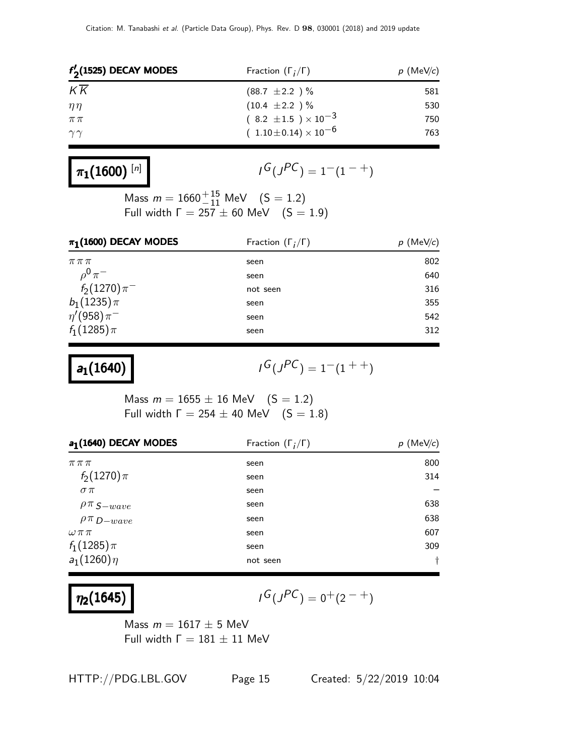| $f'_2(1525)$ DECAY MODES | Fraction ($\Gamma_i/\Gamma$) | $p$ (MeV/$c$) |
|---|---|---|
| $K\overline{K}$ | $(88.7\ \pm 2.2\ )\ \%$ | 581 |
| $\eta\eta$ | $(10.4\ \pm 2.2\ )\ \%$ | 530 |
| $\pi\pi$ | $(\ 8.2\ \pm 1.5\ ) \times 10^{-3}$ | 750 |
| $\gamma\gamma$ | $(\ 1.10 \pm 0.14) \times 10^{-6}$ | 763 |

## $\pi_1(1600)$ [n]

$I^G(J^{PC}) = 1^-(1^{-\,+})$

Mass $m = 1660^{+15}_{-11}$ MeV (S = 1.2)
Full width $\Gamma = 257 \pm 60$ MeV (S = 1.9)

| $\pi_1(1600)$ DECAY MODES | Fraction ($\Gamma_i/\Gamma$) | $p$ (MeV/$c$) |
|---|---|---|
| $\pi\pi\pi$ | seen | 802 |
| $\rho^0\pi^-$ | seen | 640 |
| $f_2(1270)\pi^-$ | not seen | 316 |
| $b_1(1235)\pi$ | seen | 355 |
| $\eta'(958)\pi^-$ | seen | 542 |
| $f_1(1285)\pi$ | seen | 312 |

## $a_1(1640)$

$I^G(J^{PC}) = 1^-(1^{+\,+})$

Mass $m = 1655 \pm 16$ MeV (S = 1.2)
Full width $\Gamma = 254 \pm 40$ MeV (S = 1.8)

| $a_1(1640)$ DECAY MODES | Fraction ($\Gamma_i/\Gamma$) | $p$ (MeV/$c$) |
|---|---|---|
| $\pi\pi\pi$ | seen | 800 |
| $f_2(1270)\pi$ | seen | 314 |
| $\sigma\pi$ | seen | – |
| $\rho\pi$ $_{S-wave}$ | seen | 638 |
| $\rho\pi$ $_{D-wave}$ | seen | 638 |
| $\omega\pi\pi$ | seen | 607 |
| $f_1(1285)\pi$ | seen | 309 |
| $a_1(1260)\eta$ | not seen | † |

## $\eta_2(1645)$

$I^G(J^{PC}) = 0^+(2^{-\,+})$

Mass $m = 1617 \pm 5$ MeV
Full width $\Gamma = 181 \pm 11$ MeV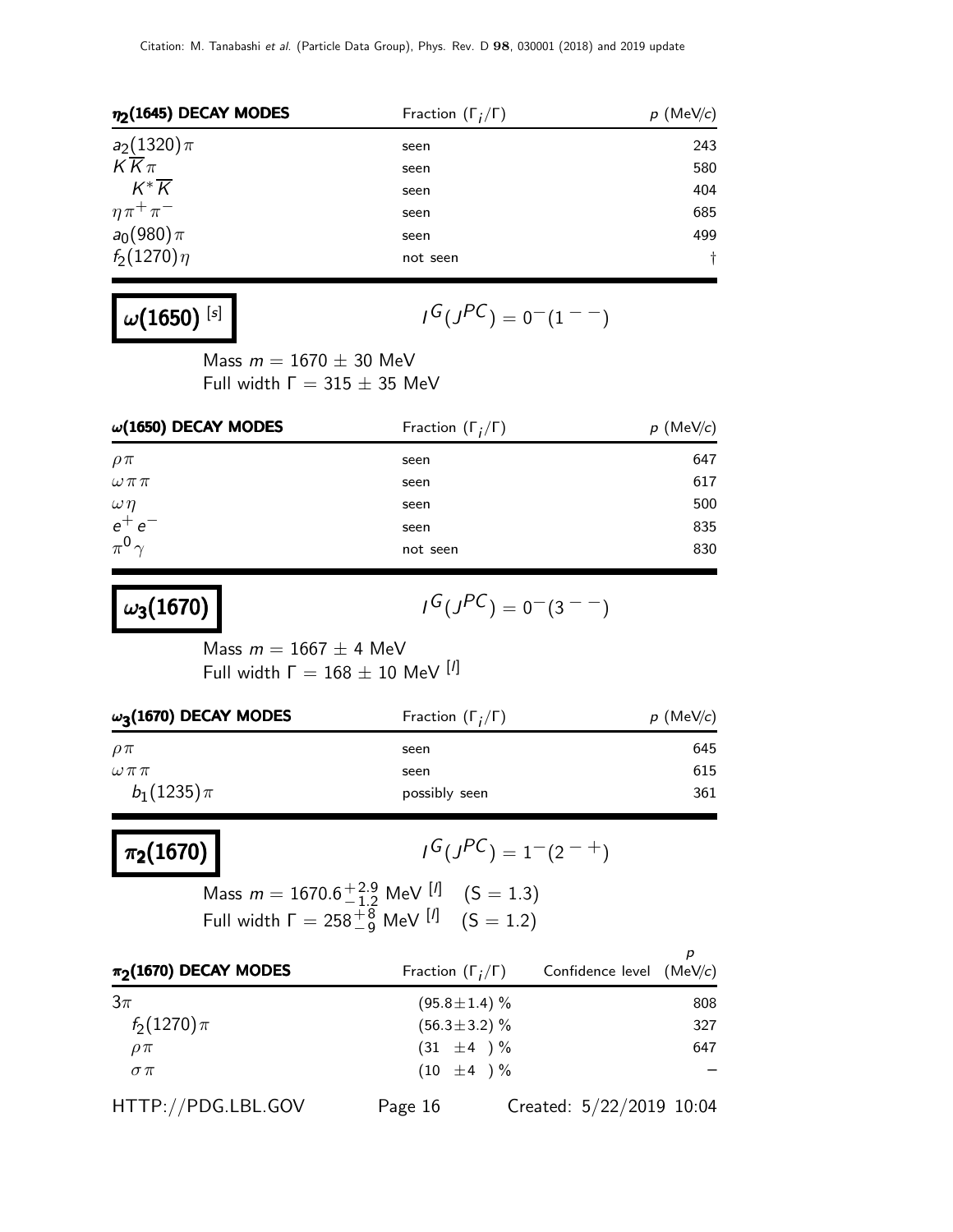| $\eta_2(1645)$ DECAY MODES | Fraction ($\Gamma_i/\Gamma$) | $p$ (MeV/$c$) |
|---|---|---|
| $a_2(1320)\pi$ | seen | 243 |
| $K\overline{K}\pi$ | seen | 580 |
| $K^*\overline{K}$ | seen | 404 |
| $\eta\pi^+\pi^-$ | seen | 685 |
| $a_0(980)\pi$ | seen | 499 |
| $f_2(1270)\eta$ | not seen | † |

## $\omega(1650)$ [s]

$$I^G(J^{PC}) = 0^-(1^{--})$$

Mass $m = 1670 \pm 30$ MeV
Full width $\Gamma = 315 \pm 35$ MeV

| $\omega(1650)$ DECAY MODES | Fraction ($\Gamma_i/\Gamma$) | $p$ (MeV/$c$) |
|---|---|---|
| $\rho\pi$ | seen | 647 |
| $\omega\pi\pi$ | seen | 617 |
| $\omega\eta$ | seen | 500 |
| $e^+e^-$ | seen | 835 |
| $\pi^0\gamma$ | not seen | 830 |

## $\omega_3(1670)$

$$I^G(J^{PC}) = 0^-(3^{--})$$

Mass $m = 1667 \pm 4$ MeV
Full width $\Gamma = 168 \pm 10$ MeV [l]

| $\omega_3(1670)$ DECAY MODES | Fraction ($\Gamma_i/\Gamma$) | $p$ (MeV/$c$) |
|---|---|---|
| $\rho\pi$ | seen | 645 |
| $\omega\pi\pi$ | seen | 615 |
| $b_1(1235)\pi$ | possibly seen | 361 |

## $\pi_2(1670)$

$$I^G(J^{PC}) = 1^-(2^{-+})$$

Mass $m = 1670.6^{+2.9}_{-1.2}$ MeV [l] (S = 1.3)
Full width $\Gamma = 258^{+8}_{-9}$ MeV [l] (S = 1.2)

| $\pi_2(1670)$ DECAY MODES | Fraction ($\Gamma_i/\Gamma$) | Confidence level | $p$ (MeV/$c$) |
|---|---|---|---|
| $3\pi$ | $(95.8 \pm 1.4)$ % | | 808 |
| $f_2(1270)\pi$ | $(56.3 \pm 3.2)$ % | | 327 |
| $\rho\pi$ | $(31 \pm 4)$ % | | 647 |
| $\sigma\pi$ | $(10 \pm 4)$ % | | – |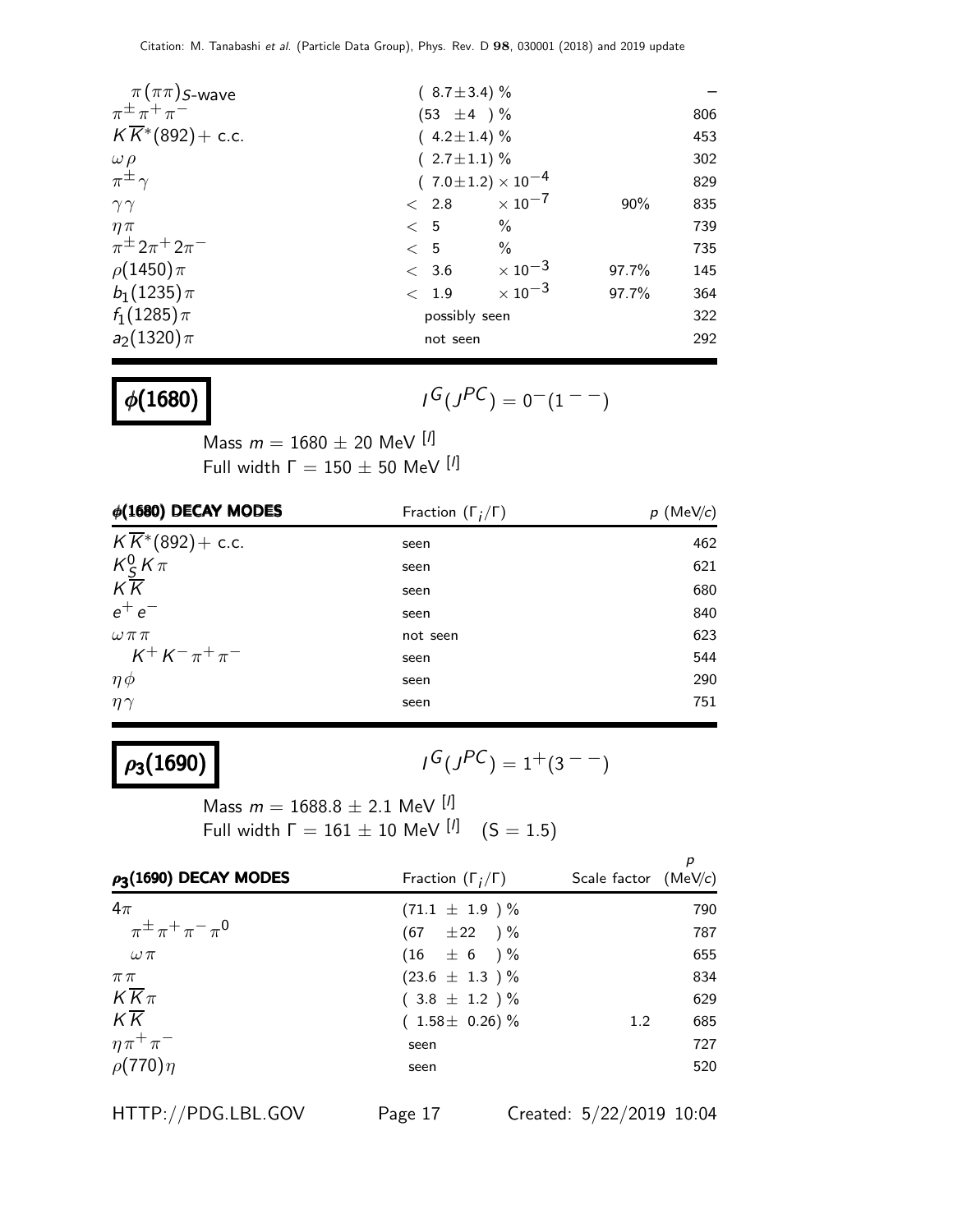| | | | |
|---|---|---|---|
| $\pi(\pi\pi)_{S\text{-wave}}$ | $(8.7\pm3.4)$ % | | – |
| $\pi^{\pm}\pi^{+}\pi^{-}$ | $(53\ \pm4\ )$ % | | 806 |
| $K\overline{K}^{*}(892)+$ c.c. | $(4.2\pm1.4)$ % | | 453 |
| $\omega\rho$ | $(2.7\pm1.1)$ % | | 302 |
| $\pi^{\pm}\gamma$ | $(7.0\pm1.2)\times10^{-4}$ | | 829 |
| $\gamma\gamma$ | $< 2.8 \times10^{-7}$ | 90% | 835 |
| $\eta\pi$ | $< 5$ % | | 739 |
| $\pi^{\pm}2\pi^{+}2\pi^{-}$ | $< 5$ % | | 735 |
| $\rho(1450)\pi$ | $< 3.6 \times10^{-3}$ | 97.7% | 145 |
| $b_1(1235)\pi$ | $< 1.9 \times10^{-3}$ | 97.7% | 364 |
| $f_1(1285)\pi$ | possibly seen | | 322 |
| $a_2(1320)\pi$ | not seen | | 292 |

# $\phi(1680)$

$I^G(J^{PC}) = 0^-(1^{--})$

Mass $m = 1680 \pm 20$ MeV [l]
Full width $\Gamma = 150 \pm 50$ MeV [l]

| $\phi(1680)$ DECAY MODES | Fraction $(\Gamma_i/\Gamma)$ | $p$ (MeV/$c$) |
|---|---|---|
| $K\overline{K}^{*}(892)+$ c.c. | seen | 462 |
| $K_S^0 K\pi$ | seen | 621 |
| $K\overline{K}$ | seen | 680 |
| $e^+e^-$ | seen | 840 |
| $\omega\pi\pi$ | not seen | 623 |
| $K^+K^-\pi^+\pi^-$ | seen | 544 |
| $\eta\phi$ | seen | 290 |
| $\eta\gamma$ | seen | 751 |

# $\rho_3(1690)$

$I^G(J^{PC}) = 1^+(3^{--})$

Mass $m = 1688.8 \pm 2.1$ MeV [l]
Full width $\Gamma = 161 \pm 10$ MeV [l] (S = 1.5)

| $\rho_3(1690)$ DECAY MODES | Fraction $(\Gamma_i/\Gamma)$ | Scale factor | $p$ (MeV/$c$) |
|---|---|---|---|
| $4\pi$ | $(71.1 \pm 1.9)$ % | | 790 |
| $\pi^{\pm}\pi^{+}\pi^{-}\pi^{0}$ | $(67 \pm22)$ % | | 787 |
| $\omega\pi$ | $(16 \pm 6)$ % | | 655 |
| $\pi\pi$ | $(23.6 \pm 1.3)$ % | | 834 |
| $K\overline{K}\pi$ | $(3.8 \pm 1.2)$ % | | 629 |
| $K\overline{K}$ | $(1.58\pm 0.26)$ % | 1.2 | 685 |
| $\eta\pi^+\pi^-$ | seen | | 727 |
| $\rho(770)\eta$ | seen | | 520 |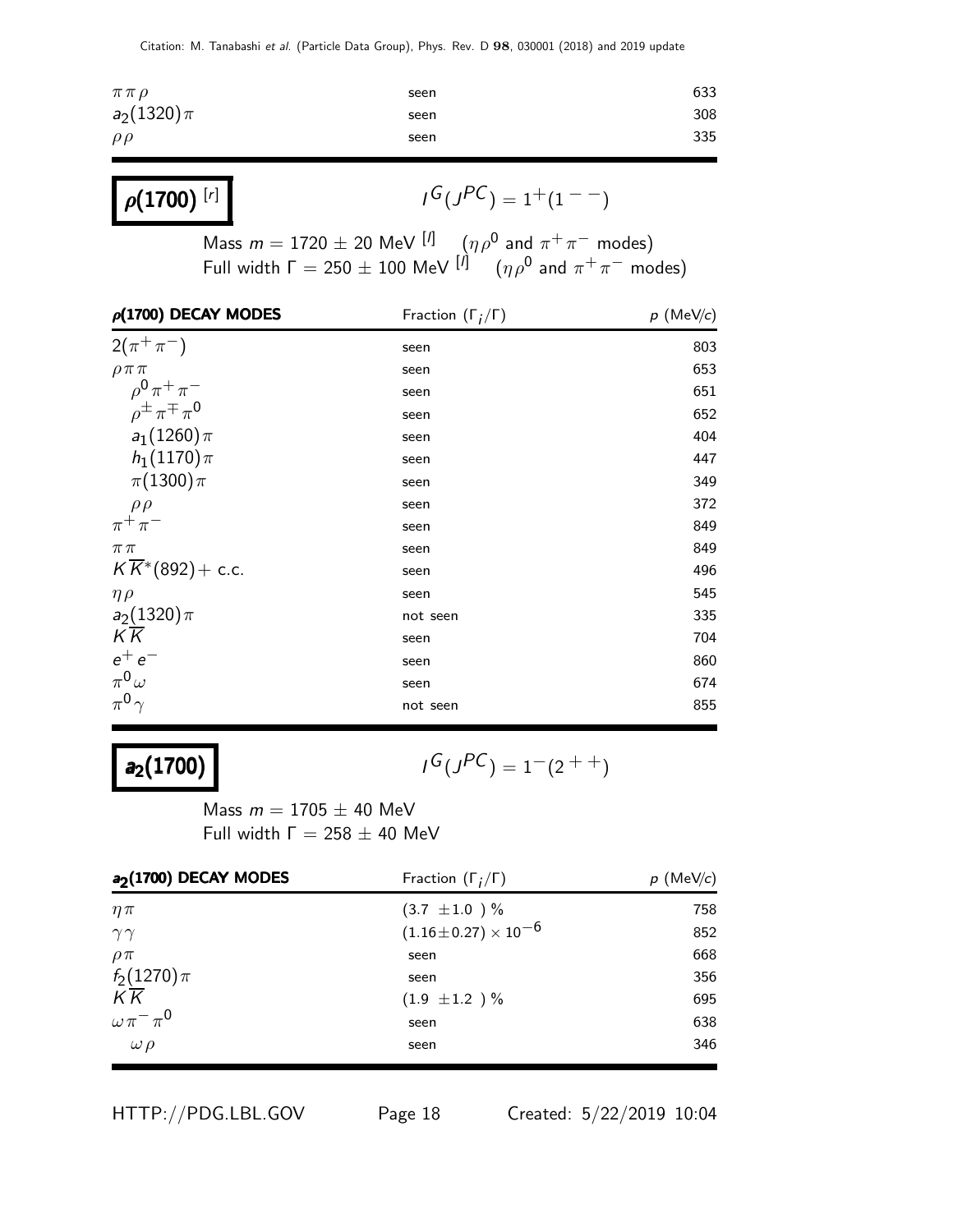| | | |
|---|---|---|
| $\pi \pi \rho$ | seen | 633 |
| $a_2(1320)\pi$ | seen | 308 |
| $\rho \rho$ | seen | 335 |

## $\rho(1700)$ [r]

$I^G(J^{PC}) = 1^+(1^{--})$

Mass $m = 1720 \pm 20$ MeV [l] ($\eta \rho^0$ and $\pi^+ \pi^-$ modes)
Full width $\Gamma = 250 \pm 100$ MeV [l] ($\eta \rho^0$ and $\pi^+ \pi^-$ modes)

| $\rho$(1700) DECAY MODES | Fraction ($\Gamma_i/\Gamma$) | $p$ (MeV/$c$) |
|---|---|---|
| $2(\pi^+\pi^-)$ | seen | 803 |
| $\rho \pi \pi$ | seen | 653 |
| $\rho^0 \pi^+ \pi^-$ | seen | 651 |
| $\rho^\pm \pi^\mp \pi^0$ | seen | 652 |
| $a_1(1260)\pi$ | seen | 404 |
| $h_1(1170)\pi$ | seen | 447 |
| $\pi(1300)\pi$ | seen | 349 |
| $\rho \rho$ | seen | 372 |
| $\pi^+ \pi^-$ | seen | 849 |
| $\pi \pi$ | seen | 849 |
| $K\overline{K}^*(892)+$ c.c. | seen | 496 |
| $\eta \rho$ | seen | 545 |
| $a_2(1320)\pi$ | not seen | 335 |
| $K\overline{K}$ | seen | 704 |
| $e^+ e^-$ | seen | 860 |
| $\pi^0 \omega$ | seen | 674 |
| $\pi^0 \gamma$ | not seen | 855 |

## $a_2(1700)$

$I^G(J^{PC}) = 1^-(2^{++})$

Mass $m = 1705 \pm 40$ MeV
Full width $\Gamma = 258 \pm 40$ MeV

| $a_2$(1700) DECAY MODES | Fraction ($\Gamma_i/\Gamma$) | $p$ (MeV/$c$) |
|---|---|---|
| $\eta \pi$ | $(3.7 \pm 1.0)$ % | 758 |
| $\gamma \gamma$ | $(1.16 \pm 0.27) \times 10^{-6}$ | 852 |
| $\rho \pi$ | seen | 668 |
| $f_2(1270)\pi$ | seen | 356 |
| $K\overline{K}$ | $(1.9 \pm 1.2)$ % | 695 |
| $\omega \pi^- \pi^0$ | seen | 638 |
| $\omega \rho$ | seen | 346 |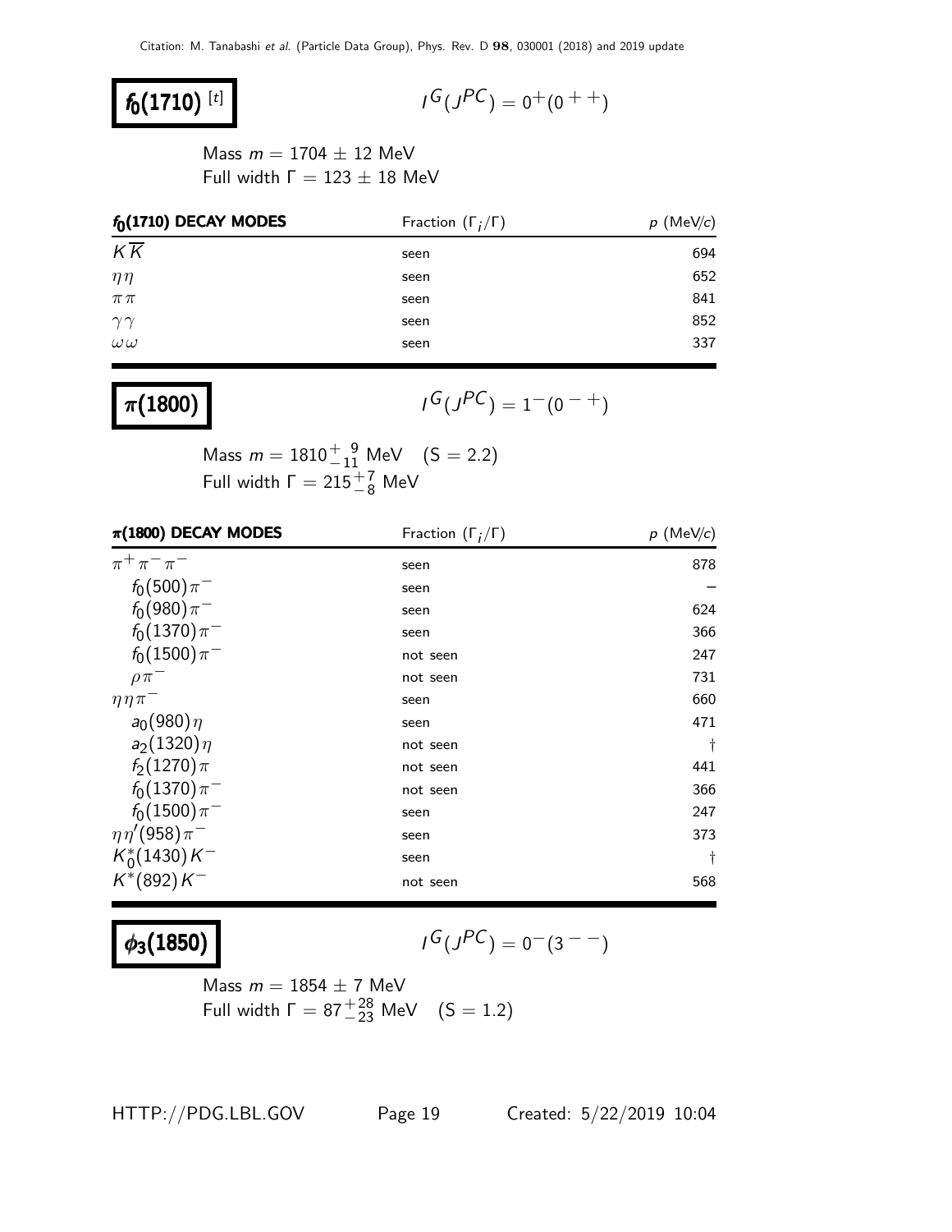## $f_0(1710)$ [t]

$I^G(J^{PC}) = 0^+(0^{++})$

Mass $m = 1704 \pm 12$ MeV
Full width $\Gamma = 123 \pm 18$ MeV

| $f_0(1710)$ DECAY MODES | Fraction ($\Gamma_i/\Gamma$) | $p$ (MeV/$c$) |
|---|---|---|
| $K\overline{K}$ | seen | 694 |
| $\eta\eta$ | seen | 652 |
| $\pi\pi$ | seen | 841 |
| $\gamma\gamma$ | seen | 852 |
| $\omega\omega$ | seen | 337 |

## $\pi(1800)$

$I^G(J^{PC}) = 1^-(0^{-+})$

Mass $m = 1810^{+\ 9}_{-11}$ MeV (S = 2.2)
Full width $\Gamma = 215^{+7}_{-8}$ MeV

| $\pi(1800)$ DECAY MODES | Fraction ($\Gamma_i/\Gamma$) | $p$ (MeV/$c$) |
|---|---|---|
| $\pi^+\pi^-\pi^-$ | seen | 878 |
| $f_0(500)\pi^-$ | seen | – |
| $f_0(980)\pi^-$ | seen | 624 |
| $f_0(1370)\pi^-$ | seen | 366 |
| $f_0(1500)\pi^-$ | not seen | 247 |
| $\rho\pi^-$ | not seen | 731 |
| $\eta\eta\pi^-$ | seen | 660 |
| $a_0(980)\eta$ | seen | 471 |
| $a_2(1320)\eta$ | not seen | † |
| $f_2(1270)\pi$ | not seen | 441 |
| $f_0(1370)\pi^-$ | not seen | 366 |
| $f_0(1500)\pi^-$ | seen | 247 |
| $\eta\eta'(958)\pi^-$ | seen | 373 |
| $K_0^*(1430)K^-$ | seen | † |
| $K^*(892)K^-$ | not seen | 568 |

## $\phi_3(1850)$

$I^G(J^{PC}) = 0^-(3^{--})$

Mass $m = 1854 \pm 7$ MeV
Full width $\Gamma = 87^{+28}_{-23}$ MeV (S = 1.2)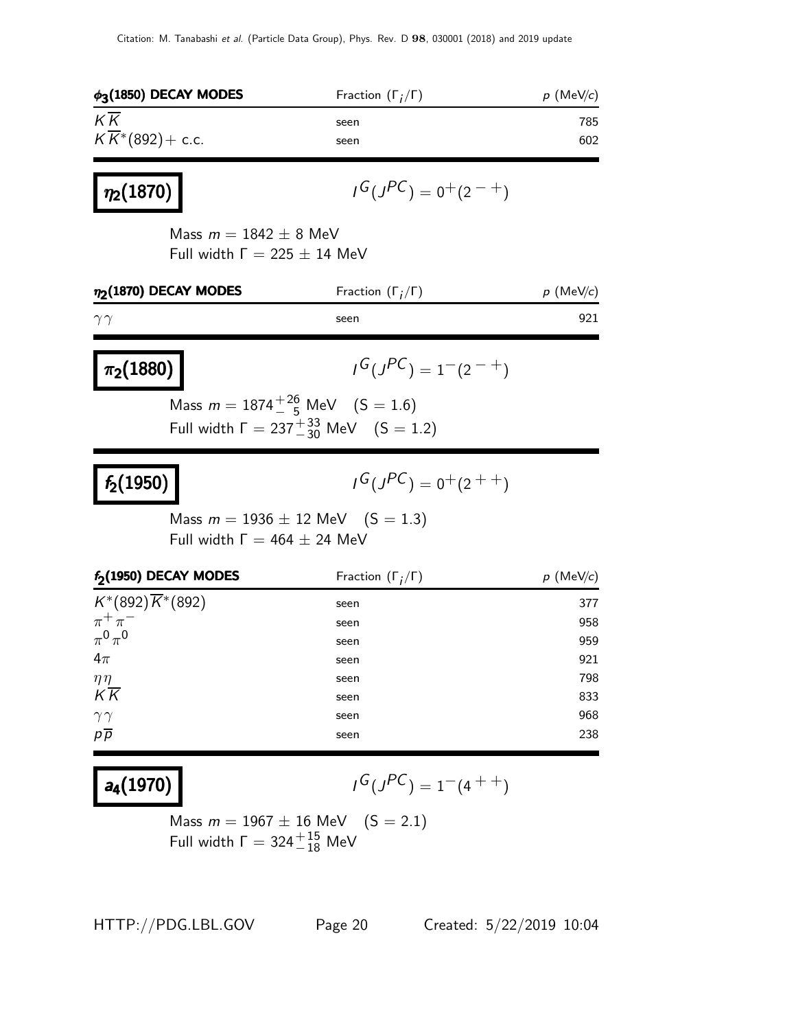| $\phi_3(1850)$ DECAY MODES | Fraction ($\Gamma_i/\Gamma$) | $p$ (MeV/$c$) |
|---|---|---|
| $K\overline{K}$ | seen | 785 |
| $K\overline{K}^*(892)+$ c.c. | seen | 602 |

## $\eta_2(1870)$

$$I^G(J^{PC}) = 0^+(2^{-+})$$

Mass $m = 1842 \pm 8$ MeV
Full width $\Gamma = 225 \pm 14$ MeV

| $\eta_2(1870)$ DECAY MODES | Fraction ($\Gamma_i/\Gamma$) | $p$ (MeV/$c$) |
|---|---|---|
| $\gamma\gamma$ | seen | 921 |

## $\pi_2(1880)$

$$I^G(J^{PC}) = 1^-(2^{-+})$$

Mass $m = 1874^{+26}_{-5}$ MeV $\quad$ (S = 1.6)
Full width $\Gamma = 237^{+33}_{-30}$ MeV $\quad$ (S = 1.2)

## $f_2(1950)$

$$I^G(J^{PC}) = 0^+(2^{++})$$

Mass $m = 1936 \pm 12$ MeV $\quad$ (S = 1.3)
Full width $\Gamma = 464 \pm 24$ MeV

| $f_2(1950)$ DECAY MODES | Fraction ($\Gamma_i/\Gamma$) | $p$ (MeV/$c$) |
|---|---|---|
| $K^*(892)\overline{K}^*(892)$ | seen | 377 |
| $\pi^+\pi^-$ | seen | 958 |
| $\pi^0\pi^0$ | seen | 959 |
| $4\pi$ | seen | 921 |
| $\eta\eta$ | seen | 798 |
| $K\overline{K}$ | seen | 833 |
| $\gamma\gamma$ | seen | 968 |
| $p\overline{p}$ | seen | 238 |

## $a_4(1970)$

$$I^G(J^{PC}) = 1^-(4^{++})$$

Mass $m = 1967 \pm 16$ MeV $\quad$ (S = 2.1)
Full width $\Gamma = 324^{+15}_{-18}$ MeV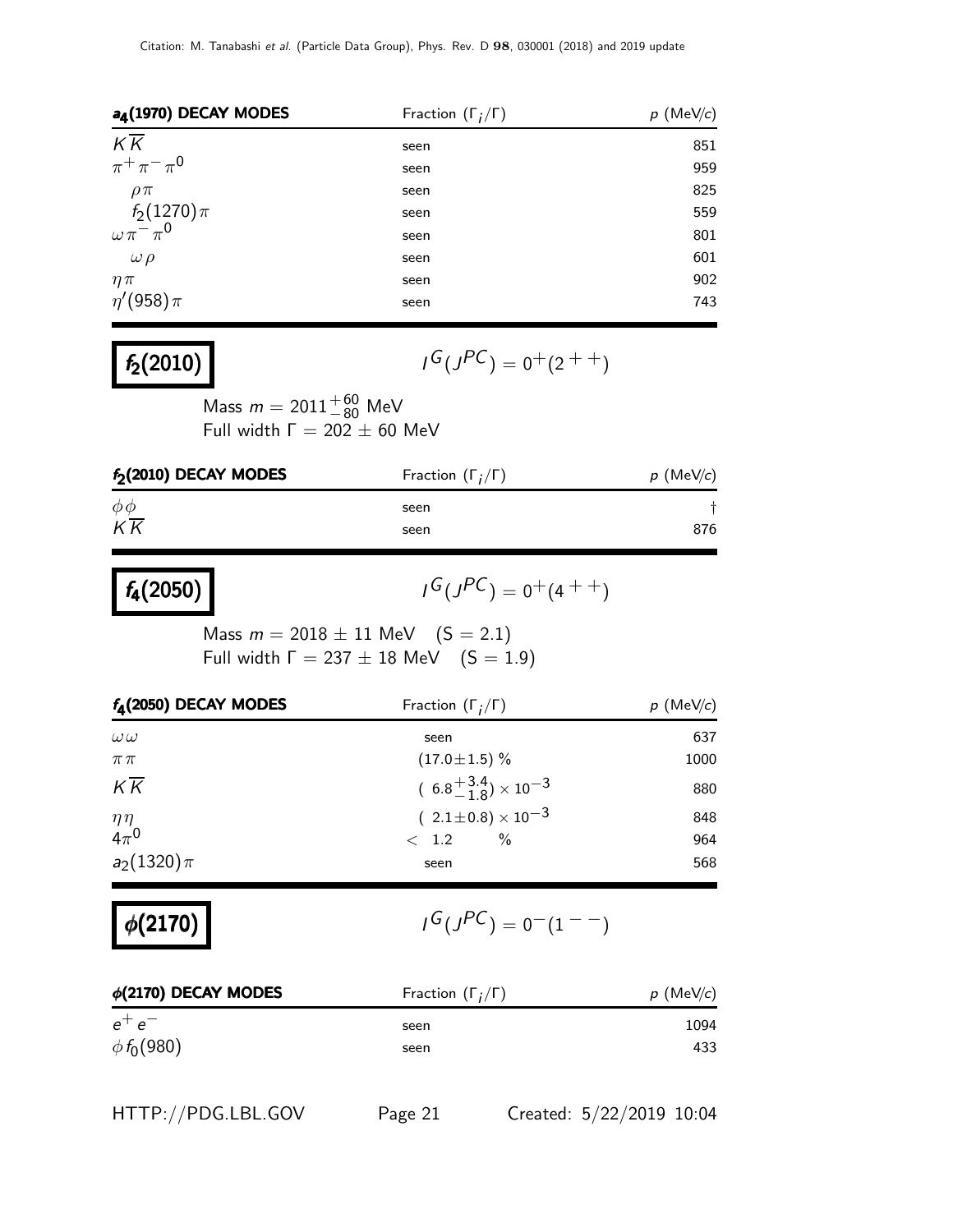| $a_4(1970)$ DECAY MODES | Fraction $(\Gamma_i/\Gamma)$ | $p$ (MeV/$c$) |
|---|---|---|
| $K\overline{K}$ | seen | 851 |
| $\pi^+\pi^-\pi^0$ | seen | 959 |
| $\rho\pi$ | seen | 825 |
| $f_2(1270)\pi$ | seen | 559 |
| $\omega\pi^-\pi^0$ | seen | 801 |
| $\omega\rho$ | seen | 601 |
| $\eta\pi$ | seen | 902 |
| $\eta'(958)\pi$ | seen | 743 |

## $f_2(2010)$

$$I^G(J^{PC}) = 0^+(2^{++})$$

Mass $m = 2011^{+60}_{-80}$ MeV
Full width $\Gamma = 202 \pm 60$ MeV

| $f_2(2010)$ DECAY MODES | Fraction $(\Gamma_i/\Gamma)$ | $p$ (MeV/$c$) |
|---|---|---|
| $\phi\phi$ | seen | † |
| $K\overline{K}$ | seen | 876 |

## $f_4(2050)$

$$I^G(J^{PC}) = 0^+(4^{++})$$

Mass $m = 2018 \pm 11$ MeV $\quad (S = 2.1)$
Full width $\Gamma = 237 \pm 18$ MeV $\quad (S = 1.9)$

| $f_4(2050)$ DECAY MODES | Fraction $(\Gamma_i/\Gamma)$ | $p$ (MeV/$c$) |
|---|---|---|
| $\omega\omega$ | seen | 637 |
| $\pi\pi$ | $(17.0\pm1.5)$ % | 1000 |
| $K\overline{K}$ | $(6.8^{+3.4}_{-1.8}) \times 10^{-3}$ | 880 |
| $\eta\eta$ | $(2.1\pm0.8) \times 10^{-3}$ | 848 |
| $4\pi^0$ | $< 1.2$ % | 964 |
| $a_2(1320)\pi$ | seen | 568 |

## $\phi(2170)$

$$I^G(J^{PC}) = 0^-(1^{--})$$

| $\phi(2170)$ DECAY MODES | Fraction $(\Gamma_i/\Gamma)$ | $p$ (MeV/$c$) |
|---|---|---|
| $e^+e^-$ | seen | 1094 |
| $\phi f_0(980)$ | seen | 433 |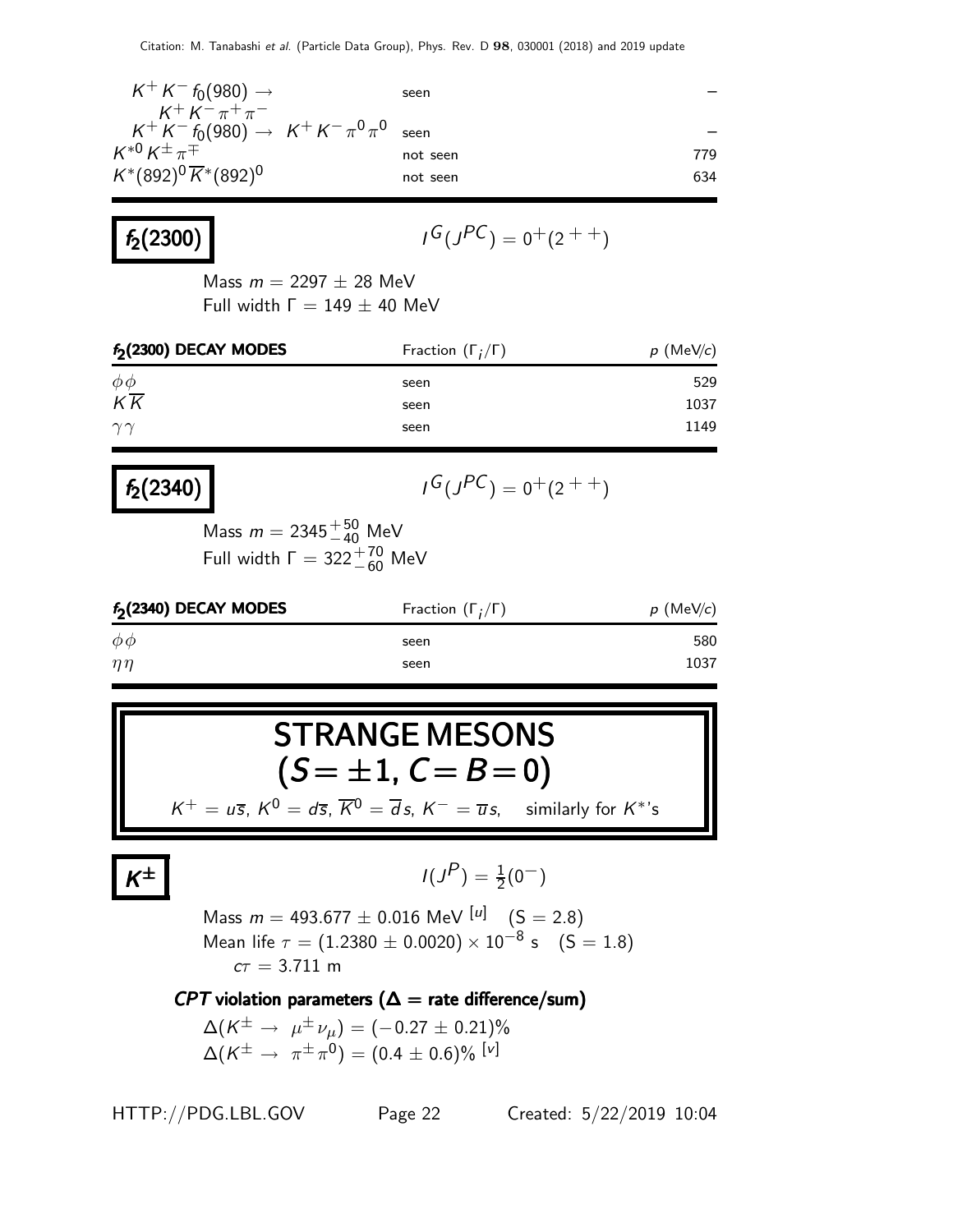| | | |
|---|---|---|
| $K^+ K^- f_0(980) \rightarrow K^+ K^- \pi^+ \pi^-$ | seen | – |
| $K^+ K^- f_0(980) \rightarrow K^+ K^- \pi^0 \pi^0$ | seen | – |
| $K^{*0} K^\pm \pi^\mp$ | not seen | 779 |
| $K^*(892)^0 \overline{K}^*(892)^0$ | not seen | 634 |

## $f_2(2300)$

$I^G(J^{PC}) = 0^+(2^{++})$

Mass $m = 2297 \pm 28$ MeV
Full width $\Gamma = 149 \pm 40$ MeV

| $f_2$(2300) DECAY MODES | Fraction ($\Gamma_i/\Gamma$) | $p$ (MeV/$c$) |
|---|---|---|
| $\phi\phi$ | seen | 529 |
| $K\overline{K}$ | seen | 1037 |
| $\gamma\gamma$ | seen | 1149 |

## $f_2(2340)$

$I^G(J^{PC}) = 0^+(2^{++})$

Mass $m = 2345^{+50}_{-40}$ MeV
Full width $\Gamma = 322^{+70}_{-60}$ MeV

| $f_2$(2340) DECAY MODES | Fraction ($\Gamma_i/\Gamma$) | $p$ (MeV/$c$) |
|---|---|---|
| $\phi\phi$ | seen | 580 |
| $\eta\eta$ | seen | 1037 |

# STRANGE MESONS ($S = \pm1$, $C = B = 0$)

$K^+ = u\overline{s}$, $K^0 = d\overline{s}$, $\overline{K}^0 = \overline{d}s$, $K^- = \overline{u}s$, similarly for $K^*$'s

## $K^\pm$

$I(J^P) = \frac{1}{2}(0^-)$

Mass $m = 493.677 \pm 0.016$ MeV [u] (S = 2.8)
Mean life $\tau = (1.2380 \pm 0.0020) \times 10^{-8}$ s (S = 1.8)
$c\tau = 3.711$ m

### *CPT* violation parameters ($\Delta$ = rate difference/sum)

$\Delta(K^\pm \rightarrow \mu^\pm \nu_\mu) = (-0.27 \pm 0.21)\%$
$\Delta(K^\pm \rightarrow \pi^\pm \pi^0) = (0.4 \pm 0.6)\%$ [v]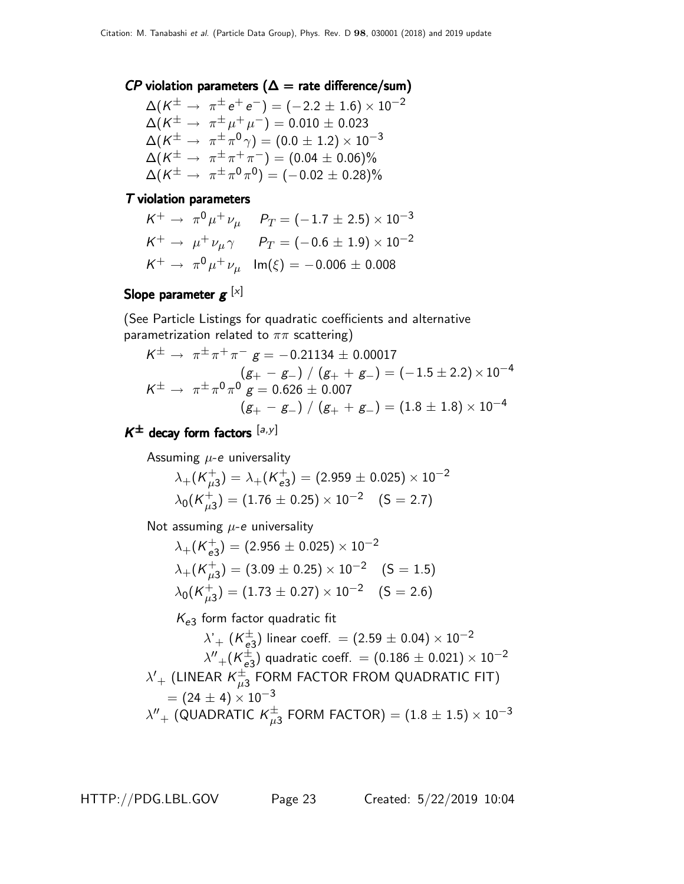### *CP* violation parameters ($\Delta$ = rate difference/sum)

$\Delta(K^\pm \to \pi^\pm e^+ e^-) = (-2.2 \pm 1.6) \times 10^{-2}$

$\Delta(K^\pm \to \pi^\pm \mu^+ \mu^-) = 0.010 \pm 0.023$

$\Delta(K^\pm \to \pi^\pm \pi^0 \gamma) = (0.0 \pm 1.2) \times 10^{-3}$

$\Delta(K^\pm \to \pi^\pm \pi^+ \pi^-) = (0.04 \pm 0.06)\%$

$\Delta(K^\pm \to \pi^\pm \pi^0 \pi^0) = (-0.02 \pm 0.28)\%$

### *T* violation parameters

$K^+ \to \pi^0 \mu^+ \nu_\mu \quad P_T = (-1.7 \pm 2.5) \times 10^{-3}$

$K^+ \to \mu^+ \nu_\mu \gamma \quad P_T = (-0.6 \pm 1.9) \times 10^{-2}$

$K^+ \to \pi^0 \mu^+ \nu_\mu \quad \text{Im}(\xi) = -0.006 \pm 0.008$

## Slope parameter $g$ [x]

(See Particle Listings for quadratic coefficients and alternative parametrization related to $\pi\pi$ scattering)

$K^\pm \to \pi^\pm \pi^+ \pi^-$ $g = -0.21134 \pm 0.00017$

$(g_+ - g_-) \, / \, (g_+ + g_-) = (-1.5 \pm 2.2) \times 10^{-4}$

$K^\pm \to \pi^\pm \pi^0 \pi^0$ $g = 0.626 \pm 0.007$

$(g_+ - g_-) \, / \, (g_+ + g_-) = (1.8 \pm 1.8) \times 10^{-4}$

## $K^\pm$ decay form factors [a,y]

Assuming $\mu$-$e$ universality

$\lambda_+(K^+_{\mu 3}) = \lambda_+(K^+_{e3}) = (2.959 \pm 0.025) \times 10^{-2}$

$\lambda_0(K^+_{\mu 3}) = (1.76 \pm 0.25) \times 10^{-2} \quad (S = 2.7)$

Not assuming $\mu$-$e$ universality

$\lambda_+(K^+_{e3}) = (2.956 \pm 0.025) \times 10^{-2}$

$\lambda_+(K^+_{\mu 3}) = (3.09 \pm 0.25) \times 10^{-2} \quad (S = 1.5)$

$\lambda_0(K^+_{\mu 3}) = (1.73 \pm 0.27) \times 10^{-2} \quad (S = 2.6)$

$K_{e3}$ form factor quadratic fit

$\lambda'_+ \, (K^\pm_{e3})$ linear coeff. $= (2.59 \pm 0.04) \times 10^{-2}$

$\lambda''_+(K^\pm_{e3})$ quadratic coeff. $= (0.186 \pm 0.021) \times 10^{-2}$

$\lambda'_+$ (LINEAR $K^\pm_{\mu 3}$ FORM FACTOR FROM QUADRATIC FIT) $= (24 \pm 4) \times 10^{-3}$

$\lambda''_+$ (QUADRATIC $K^\pm_{\mu 3}$ FORM FACTOR) $= (1.8 \pm 1.5) \times 10^{-3}$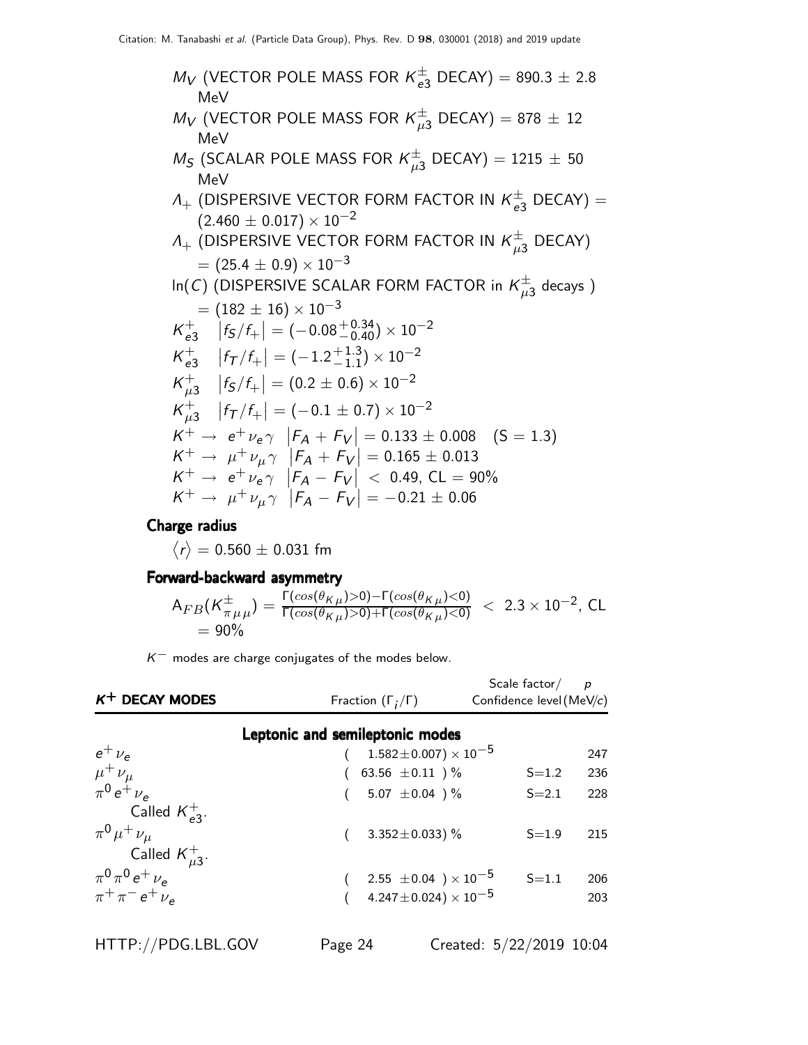$M_V$ (VECTOR POLE MASS FOR $K^\pm_{e3}$ DECAY) = 890.3 ± 2.8 MeV

$M_V$ (VECTOR POLE MASS FOR $K^\pm_{\mu 3}$ DECAY) = 878 ± 12 MeV

$M_S$ (SCALAR POLE MASS FOR $K^\pm_{\mu 3}$ DECAY) = 1215 ± 50 MeV

$\Lambda_+$ (DISPERSIVE VECTOR FORM FACTOR IN $K^\pm_{e3}$ DECAY) = $(2.460 \pm 0.017) \times 10^{-2}$

$\Lambda_+$ (DISPERSIVE VECTOR FORM FACTOR IN $K^\pm_{\mu 3}$ DECAY) = $(25.4 \pm 0.9) \times 10^{-3}$

ln($C$) (DISPERSIVE SCALAR FORM FACTOR in $K^\pm_{\mu 3}$ decays ) = $(182 \pm 16) \times 10^{-3}$

$K^+_{e3}$ $\left|f_S/f_+\right| = (-0.08^{+0.34}_{-0.40}) \times 10^{-2}$

$K^+_{e3}$ $\left|f_T/f_+\right| = (-1.2^{+1.3}_{-1.1}) \times 10^{-2}$

$K^+_{\mu 3}$ $\left|f_S/f_+\right| = (0.2 \pm 0.6) \times 10^{-2}$

$K^+_{\mu 3}$ $\left|f_T/f_+\right| = (-0.1 \pm 0.7) \times 10^{-2}$

$K^+ \rightarrow e^+ \nu_e \gamma$ $\left|F_A + F_V\right| = 0.133 \pm 0.008$ (S = 1.3)

$K^+ \rightarrow \mu^+ \nu_\mu \gamma$ $\left|F_A + F_V\right| = 0.165 \pm 0.013$

$K^+ \rightarrow e^+ \nu_e \gamma$ $\left|F_A - F_V\right| < 0.49$, CL = 90%

$K^+ \rightarrow \mu^+ \nu_\mu \gamma$ $\left|F_A - F_V\right| = -0.21 \pm 0.06$

### Charge radius

$\langle r \rangle = 0.560 \pm 0.031$ fm

### Forward-backward asymmetry

$\mathrm{A}_{FB}(K^\pm_{\pi\mu\mu}) = \frac{\Gamma(cos(\theta_{K\mu})>0)-\Gamma(cos(\theta_{K\mu})<0)}{\Gamma(cos(\theta_{K\mu})>0)+\Gamma(cos(\theta_{K\mu})<0)} < 2.3 \times 10^{-2}$, CL = 90%

$K^-$ modes are charge conjugates of the modes below.

| $K^+$ DECAY MODES | Fraction ($\Gamma_i/\Gamma$) | Scale factor/ Confidence level | $p$ (MeV/$c$) |
|---|---|---|---|
| **Leptonic and semileptonic modes** | | | |
| $e^+ \nu_e$ | $(1.582 \pm 0.007) \times 10^{-5}$ | | 247 |
| $\mu^+ \nu_\mu$ | $(63.56 \pm 0.11)$ % | S=1.2 | 236 |
| $\pi^0 e^+ \nu_e$ Called $K^+_{e3}$. | $(5.07 \pm 0.04)$ % | S=2.1 | 228 |
| $\pi^0 \mu^+ \nu_\mu$ Called $K^+_{\mu 3}$. | $(3.352 \pm 0.033)$ % | S=1.9 | 215 |
| $\pi^0 \pi^0 e^+ \nu_e$ | $(2.55 \pm 0.04) \times 10^{-5}$ | S=1.1 | 206 |
| $\pi^+ \pi^- e^+ \nu_e$ | $(4.247 \pm 0.024) \times 10^{-5}$ | | 203 |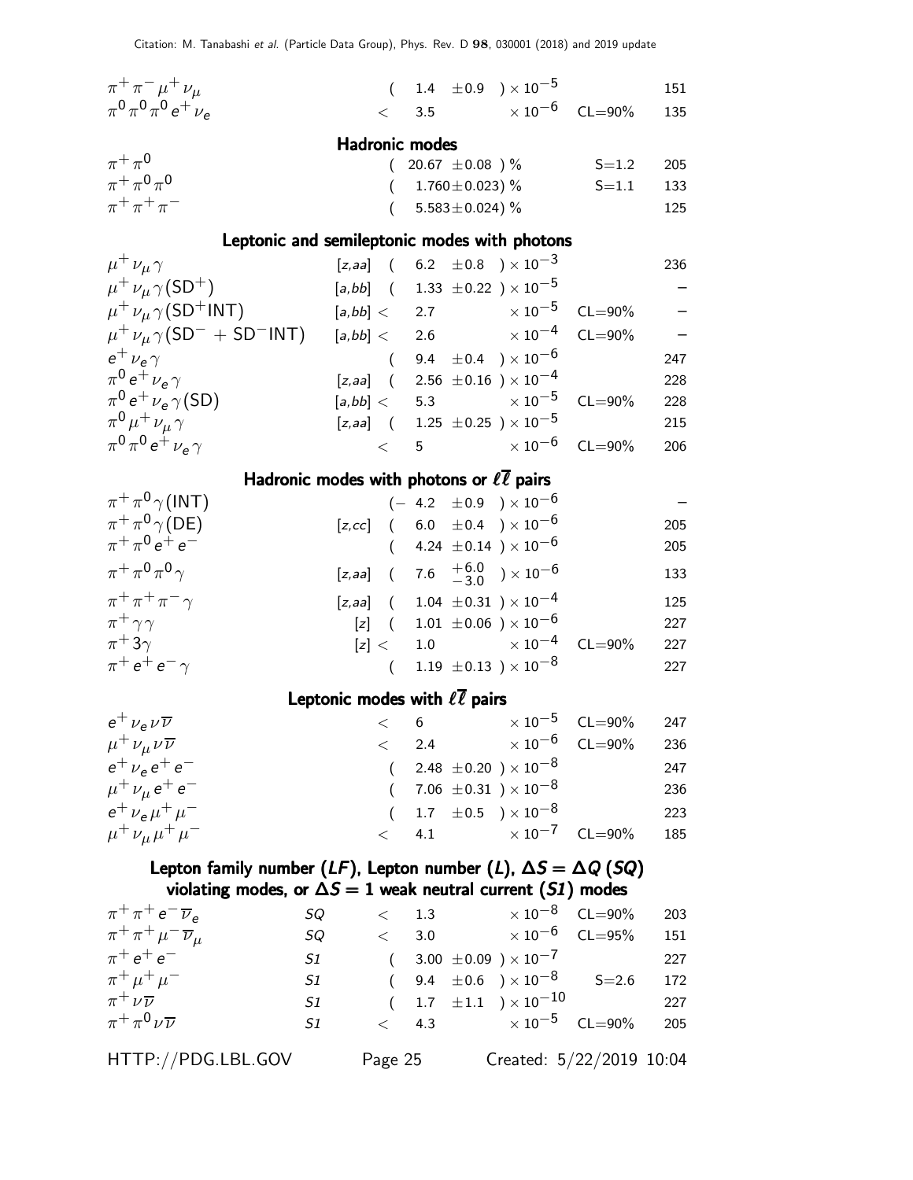| Mode | | Fraction | Scale/CL | p (MeV/c) |
|---|---|---|---|---|
| $\pi^+\pi^-\mu^+\nu_\mu$ | | $(1.4 \pm 0.9) \times 10^{-5}$ | | 151 |
| $\pi^0\pi^0\pi^0 e^+\nu_e$ | | $< 3.5 \times 10^{-6}$ | CL=90% | 135 |

### Hadronic modes

| Mode | | Fraction | Scale/CL | p (MeV/c) |
|---|---|---|---|---|
| $\pi^+\pi^0$ | | $(20.67 \pm 0.08)$ % | S=1.2 | 205 |
| $\pi^+\pi^0\pi^0$ | | $(1.760 \pm 0.023)$ % | S=1.1 | 133 |
| $\pi^+\pi^+\pi^-$ | | $(5.583 \pm 0.024)$ % | | 125 |

### Leptonic and semileptonic modes with photons

| Mode | | Fraction | Scale/CL | p (MeV/c) |
|---|---|---|---|---|
| $\mu^+\nu_\mu\gamma$ | [z,aa] | $(6.2 \pm 0.8) \times 10^{-3}$ | | 236 |
| $\mu^+\nu_\mu\gamma(\text{SD}^+)$ | [a,bb] | $(1.33 \pm 0.22) \times 10^{-5}$ | | – |
| $\mu^+\nu_\mu\gamma(\text{SD}^+\text{INT})$ | [a,bb] | $< 2.7 \times 10^{-5}$ | CL=90% | – |
| $\mu^+\nu_\mu\gamma(\text{SD}^- + \text{SD}^-\text{INT})$ | [a,bb] | $< 2.6 \times 10^{-4}$ | CL=90% | – |
| $e^+\nu_e\gamma$ | | $(9.4 \pm 0.4) \times 10^{-6}$ | | 247 |
| $\pi^0 e^+\nu_e\gamma$ | [z,aa] | $(2.56 \pm 0.16) \times 10^{-4}$ | | 228 |
| $\pi^0 e^+\nu_e\gamma(\text{SD})$ | [a,bb] | $< 5.3 \times 10^{-5}$ | CL=90% | 228 |
| $\pi^0\mu^+\nu_\mu\gamma$ | [z,aa] | $(1.25 \pm 0.25) \times 10^{-5}$ | | 215 |
| $\pi^0\pi^0 e^+\nu_e\gamma$ | | $< 5 \times 10^{-6}$ | CL=90% | 206 |

### Hadronic modes with photons or $\ell\overline{\ell}$ pairs

| Mode | | Fraction | Scale/CL | p (MeV/c) |
|---|---|---|---|---|
| $\pi^+\pi^0\gamma(\text{INT})$ | | $(-4.2 \pm 0.9) \times 10^{-6}$ | | – |
| $\pi^+\pi^0\gamma(\text{DE})$ | [z,cc] | $(6.0 \pm 0.4) \times 10^{-6}$ | | 205 |
| $\pi^+\pi^0 e^+e^-$ | | $(4.24 \pm 0.14) \times 10^{-6}$ | | 205 |
| $\pi^+\pi^0\pi^0\gamma$ | [z,aa] | $(7.6 {}^{+6.0}_{-3.0}) \times 10^{-6}$ | | 133 |
| $\pi^+\pi^+\pi^-\gamma$ | [z,aa] | $(1.04 \pm 0.31) \times 10^{-4}$ | | 125 |
| $\pi^+\gamma\gamma$ | [z] | $(1.01 \pm 0.06) \times 10^{-6}$ | | 227 |
| $\pi^+ 3\gamma$ | [z] | $< 1.0 \times 10^{-4}$ | CL=90% | 227 |
| $\pi^+e^+e^-\gamma$ | | $(1.19 \pm 0.13) \times 10^{-8}$ | | 227 |

### Leptonic modes with $\ell\overline{\ell}$ pairs

| Mode | | Fraction | Scale/CL | p (MeV/c) |
|---|---|---|---|---|
| $e^+\nu_e\nu\overline{\nu}$ | | $< 6 \times 10^{-5}$ | CL=90% | 247 |
| $\mu^+\nu_\mu\nu\overline{\nu}$ | | $< 2.4 \times 10^{-6}$ | CL=90% | 236 |
| $e^+\nu_e e^+e^-$ | | $(2.48 \pm 0.20) \times 10^{-8}$ | | 247 |
| $\mu^+\nu_\mu e^+e^-$ | | $(7.06 \pm 0.31) \times 10^{-8}$ | | 236 |
| $e^+\nu_e\mu^+\mu^-$ | | $(1.7 \pm 0.5) \times 10^{-8}$ | | 223 |
| $\mu^+\nu_\mu\mu^+\mu^-$ | | $< 4.1 \times 10^{-7}$ | CL=90% | 185 |

### Lepton family number (*LF*), Lepton number (*L*), $\Delta S = \Delta Q$ (*SQ*) violating modes, or $\Delta S = 1$ weak neutral current (*S1*) modes

| Mode | | Fraction | Scale/CL | p (MeV/c) |
|---|---|---|---|---|
| $\pi^+\pi^+e^-\overline{\nu}_e$ | SQ | $< 1.3 \times 10^{-8}$ | CL=90% | 203 |
| $\pi^+\pi^+\mu^-\overline{\nu}_\mu$ | SQ | $< 3.0 \times 10^{-6}$ | CL=95% | 151 |
| $\pi^+e^+e^-$ | S1 | $(3.00 \pm 0.09) \times 10^{-7}$ | | 227 |
| $\pi^+\mu^+\mu^-$ | S1 | $(9.4 \pm 0.6) \times 10^{-8}$ | S=2.6 | 172 |
| $\pi^+\nu\overline{\nu}$ | S1 | $(1.7 \pm 1.1) \times 10^{-10}$ | | 227 |
| $\pi^+\pi^0\nu\overline{\nu}$ | S1 | $< 4.3 \times 10^{-5}$ | CL=90% | 205 |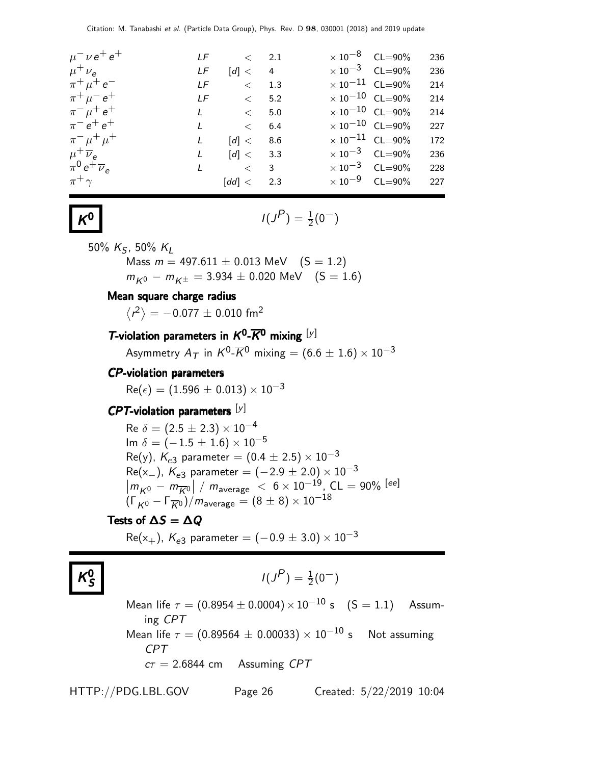| Mode | | | Limit | | CL | p (MeV/c) |
|---|---|---|---|---|---|---|
| $\mu^- \nu e^+ e^+$ | LF | < | 2.1 | $\times 10^{-8}$ | CL=90% | 236 |
| $\mu^+ \nu_e$ | LF | [d] < | 4 | $\times 10^{-3}$ | CL=90% | 236 |
| $\pi^+ \mu^+ e^-$ | LF | < | 1.3 | $\times 10^{-11}$ | CL=90% | 214 |
| $\pi^+ \mu^- e^+$ | LF | < | 5.2 | $\times 10^{-10}$ | CL=90% | 214 |
| $\pi^- \mu^+ e^+$ | L | < | 5.0 | $\times 10^{-10}$ | CL=90% | 214 |
| $\pi^- e^+ e^+$ | L | < | 6.4 | $\times 10^{-10}$ | CL=90% | 227 |
| $\pi^- \mu^+ \mu^+$ | L | [d] < | 8.6 | $\times 10^{-11}$ | CL=90% | 172 |
| $\mu^+ \overline{\nu}_e$ | L | [d] < | 3.3 | $\times 10^{-3}$ | CL=90% | 236 |
| $\pi^0 e^+ \overline{\nu}_e$ | L | < | 3 | $\times 10^{-3}$ | CL=90% | 228 |
| $\pi^+ \gamma$ | | [dd] < | 2.3 | $\times 10^{-9}$ | CL=90% | 227 |

# $K^0$

$I(J^P) = \frac{1}{2}(0^-)$

50% $K_S$, 50% $K_L$

Mass $m = 497.611 \pm 0.013$ MeV (S = 1.2)

$m_{K^0} - m_{K^\pm} = 3.934 \pm 0.020$ MeV (S = 1.6)

### Mean square charge radius

$\langle r^2 \rangle = -0.077 \pm 0.010$ fm$^2$

### *T*-violation parameters in $K^0$-$\overline{K}^0$ mixing [y]

Asymmetry $A_T$ in $K^0$-$\overline{K}^0$ mixing $= (6.6 \pm 1.6) \times 10^{-3}$

### *CP*-violation parameters

$\text{Re}(\epsilon) = (1.596 \pm 0.013) \times 10^{-3}$

### *CPT*-violation parameters [y]

Re $\delta = (2.5 \pm 2.3) \times 10^{-4}$

Im $\delta = (-1.5 \pm 1.6) \times 10^{-5}$

Re(y), $K_{e3}$ parameter $= (0.4 \pm 2.5) \times 10^{-3}$

Re($x_-$), $K_{e3}$ parameter $= (-2.9 \pm 2.0) \times 10^{-3}$

$\left| m_{K^0} - m_{\overline{K}^0} \right| / m_{\text{average}} < 6 \times 10^{-19}$, CL = 90% [ee]

$(\Gamma_{K^0} - \Gamma_{\overline{K}^0})/m_{\text{average}} = (8 \pm 8) \times 10^{-18}$

### Tests of $\Delta S = \Delta Q$

Re($x_+$), $K_{e3}$ parameter $= (-0.9 \pm 3.0) \times 10^{-3}$

# $K^0_S$

$I(J^P) = \frac{1}{2}(0^-)$

Mean life $\tau = (0.8954 \pm 0.0004) \times 10^{-10}$ s (S = 1.1) Assuming *CPT*

Mean life $\tau = (0.89564 \pm 0.00033) \times 10^{-10}$ s Not assuming *CPT*

$c\tau = 2.6844$ cm Assuming *CPT*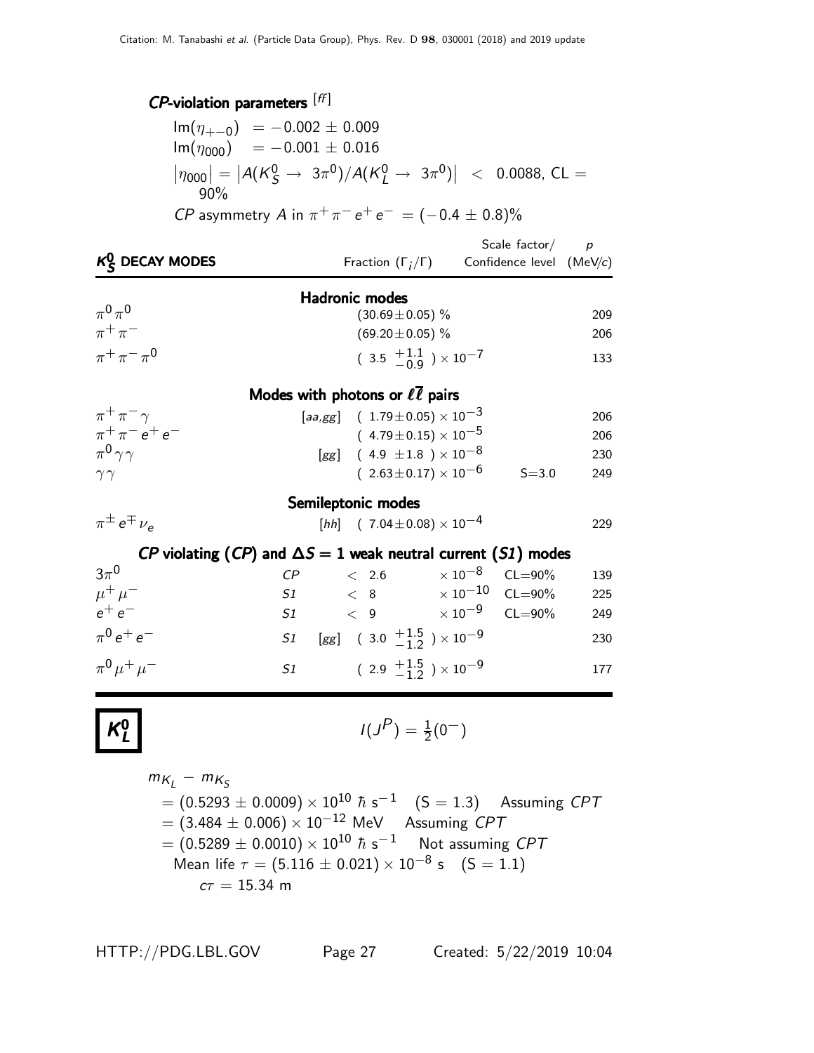### *CP*-violation parameters [ff]

$\text{Im}(\eta_{+-0}) = -0.002 \pm 0.009$

$\text{Im}(\eta_{000}) = -0.001 \pm 0.016$

$|\eta_{000}| = |A(K^0_S \to 3\pi^0)/A(K^0_L \to 3\pi^0)| < 0.0088$, CL = 90%

*CP* asymmetry *A* in $\pi^+\pi^-e^+e^- = (-0.4 \pm 0.8)\%$

| $K^0_S$ DECAY MODES | | Fraction ($\Gamma_i/\Gamma$) | Scale factor/ Confidence level | $p$ (MeV/c) |
|---|---|---|---|---|
| **Hadronic modes** | | | | |
| $\pi^0\pi^0$ | | $(30.69\pm0.05)$ % | | 209 |
| $\pi^+\pi^-$ | | $(69.20\pm0.05)$ % | | 206 |
| $\pi^+\pi^-\pi^0$ | | $(3.5\ ^{+1.1}_{-0.9}) \times 10^{-7}$ | | 133 |
| **Modes with photons or $\ell\overline{\ell}$ pairs** | | | | |
| $\pi^+\pi^-\gamma$ | [aa,gg] | $(1.79\pm0.05) \times 10^{-3}$ | | 206 |
| $\pi^+\pi^-e^+e^-$ | | $(4.79\pm0.15) \times 10^{-5}$ | | 206 |
| $\pi^0\gamma\gamma$ | [gg] | $(4.9\ \pm1.8\ ) \times 10^{-8}$ | | 230 |
| $\gamma\gamma$ | | $(2.63\pm0.17) \times 10^{-6}$ | S=3.0 | 249 |
| **Semileptonic modes** | | | | |
| $\pi^\pm e^\mp \nu_e$ | [hh] | $(7.04\pm0.08) \times 10^{-4}$ | | 229 |
| ***CP* violating (*CP*) and $\Delta S = 1$ weak neutral current (*S1*) modes** | | | | |
| $3\pi^0$ | *CP* | $< 2.6 \times 10^{-8}$ | CL=90% | 139 |
| $\mu^+\mu^-$ | *S1* | $< 8 \times 10^{-10}$ | CL=90% | 225 |
| $e^+e^-$ | *S1* | $< 9 \times 10^{-9}$ | CL=90% | 249 |
| $\pi^0e^+e^-$ | *S1* [gg] | $(3.0\ ^{+1.5}_{-1.2}) \times 10^{-9}$ | | 230 |
| $\pi^0\mu^+\mu^-$ | *S1* | $(2.9\ ^{+1.5}_{-1.2}) \times 10^{-9}$ | | 177 |

# $K^0_L$

$I(J^P) = \frac{1}{2}(0^-)$

$m_{K_L} - m_{K_S}$
$= (0.5293 \pm 0.0009) \times 10^{10}\ \hbar\ \text{s}^{-1}$ (S = 1.3) Assuming *CPT*
$= (3.484 \pm 0.006) \times 10^{-12}$ MeV Assuming *CPT*
$= (0.5289 \pm 0.0010) \times 10^{10}\ \hbar\ \text{s}^{-1}$ Not assuming *CPT*

Mean life $\tau = (5.116 \pm 0.021) \times 10^{-8}$ s (S = 1.1)

$c\tau = 15.34$ m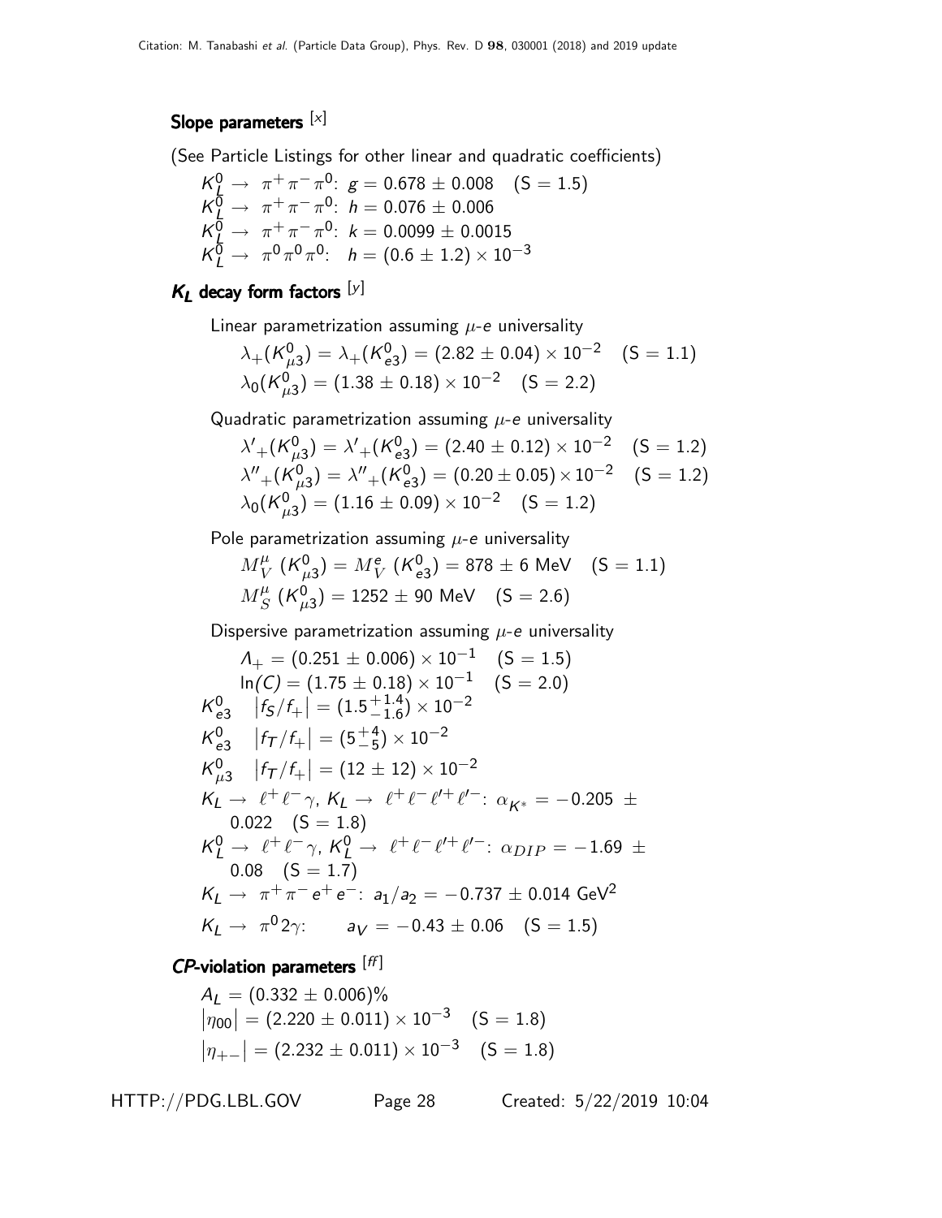### Slope parameters [x]

(See Particle Listings for other linear and quadratic coefficients)

$K^0_L \to \pi^+\pi^-\pi^0$: $g = 0.678 \pm 0.008$ (S = 1.5)
$K^0_L \to \pi^+\pi^-\pi^0$: $h = 0.076 \pm 0.006$
$K^0_L \to \pi^+\pi^-\pi^0$: $k = 0.0099 \pm 0.0015$
$K^0_L \to \pi^0\pi^0\pi^0$: $h = (0.6 \pm 1.2) \times 10^{-3}$

### $K_L$ decay form factors [y]

Linear parametrization assuming $\mu$-$e$ universality

$\lambda_+(K^0_{\mu 3}) = \lambda_+(K^0_{e3}) = (2.82 \pm 0.04) \times 10^{-2}$ (S = 1.1)
$\lambda_0(K^0_{\mu 3}) = (1.38 \pm 0.18) \times 10^{-2}$ (S = 2.2)

Quadratic parametrization assuming $\mu$-$e$ universality

$\lambda'_+(K^0_{\mu 3}) = \lambda'_+(K^0_{e3}) = (2.40 \pm 0.12) \times 10^{-2}$ (S = 1.2)
$\lambda''_+(K^0_{\mu 3}) = \lambda''_+(K^0_{e3}) = (0.20 \pm 0.05) \times 10^{-2}$ (S = 1.2)
$\lambda_0(K^0_{\mu 3}) = (1.16 \pm 0.09) \times 10^{-2}$ (S = 1.2)

Pole parametrization assuming $\mu$-$e$ universality

$M^{\mu}_V\ (K^0_{\mu 3}) = M^{e}_V\ (K^0_{e3}) = 878 \pm 6$ MeV (S = 1.1)
$M^{\mu}_S\ (K^0_{\mu 3}) = 1252 \pm 90$ MeV (S = 2.6)

Dispersive parametrization assuming $\mu$-$e$ universality

$\Lambda_+ = (0.251 \pm 0.006) \times 10^{-1}$ (S = 1.5)
$\ln(C) = (1.75 \pm 0.18) \times 10^{-1}$ (S = 2.0)

$K^0_{e3}$ $\left|f_S/f_+\right| = (1.5^{+1.4}_{-1.6}) \times 10^{-2}$
$K^0_{e3}$ $\left|f_T/f_+\right| = (5^{+4}_{-5}) \times 10^{-2}$
$K^0_{\mu 3}$ $\left|f_T/f_+\right| = (12 \pm 12) \times 10^{-2}$
$K_L \to \ell^+\ell^-\gamma$, $K_L \to \ell^+\ell^-\ell'^+\ell'^-$: $\alpha_{K^*} = -0.205 \pm 0.022$ (S = 1.8)
$K^0_L \to \ell^+\ell^-\gamma$, $K^0_L \to \ell^+\ell^-\ell'^+\ell'^-$: $\alpha_{DIP} = -1.69 \pm 0.08$ (S = 1.7)
$K_L \to \pi^+\pi^- e^+ e^-$: $a_1/a_2 = -0.737 \pm 0.014$ GeV$^2$
$K_L \to \pi^0 2\gamma$: $a_V = -0.43 \pm 0.06$ (S = 1.5)

### *CP*-violation parameters [ff]

$A_L = (0.332 \pm 0.006)\%$
$\left|\eta_{00}\right| = (2.220 \pm 0.011) \times 10^{-3}$ (S = 1.8)
$\left|\eta_{+-}\right| = (2.232 \pm 0.011) \times 10^{-3}$ (S = 1.8)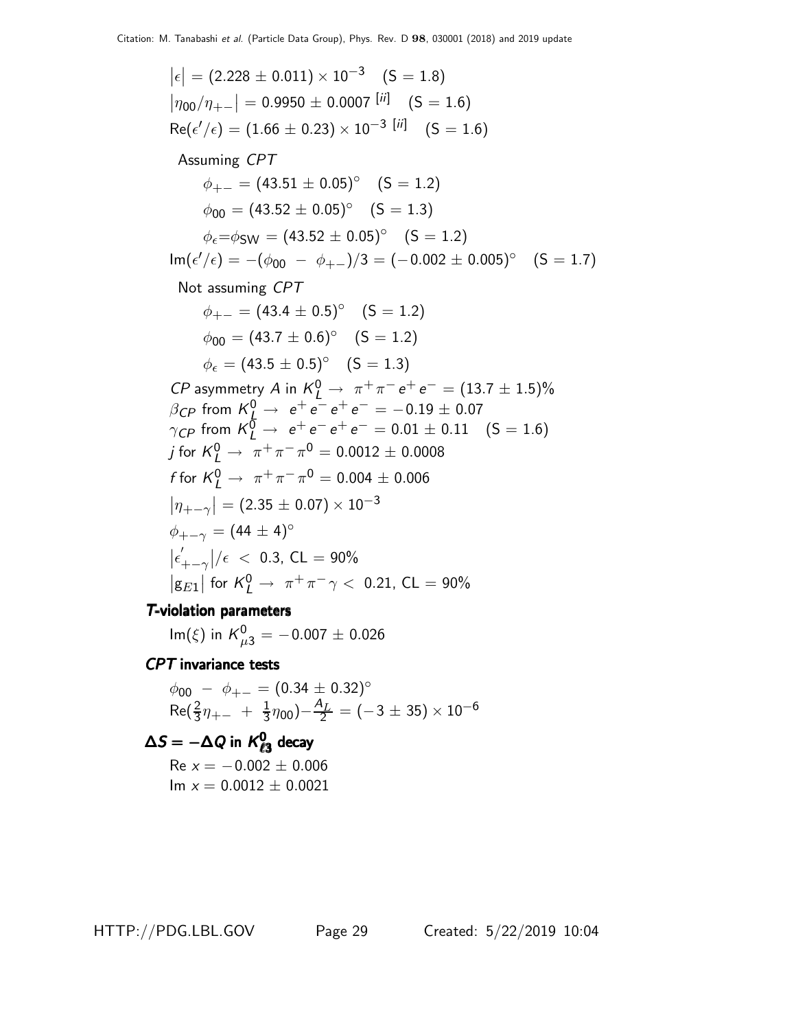$|\epsilon| = (2.228 \pm 0.011) \times 10^{-3}$ (S = 1.8)

$|\eta_{00}/\eta_{+-}| = 0.9950 \pm 0.0007$ [ii] (S = 1.6)

$\text{Re}(\epsilon'/\epsilon) = (1.66 \pm 0.23) \times 10^{-3}$ [ii] (S = 1.6)

Assuming *CPT*

$\phi_{+-} = (43.51 \pm 0.05)^\circ$ (S = 1.2)

$\phi_{00} = (43.52 \pm 0.05)^\circ$ (S = 1.3)

$\phi_\epsilon = \phi_{SW} = (43.52 \pm 0.05)^\circ$ (S = 1.2)

$\text{Im}(\epsilon'/\epsilon) = -(\phi_{00} - \phi_{+-})/3 = (-0.002 \pm 0.005)^\circ$ (S = 1.7)

Not assuming *CPT*

$\phi_{+-} = (43.4 \pm 0.5)^\circ$ (S = 1.2)

$\phi_{00} = (43.7 \pm 0.6)^\circ$ (S = 1.2)

$\phi_\epsilon = (43.5 \pm 0.5)^\circ$ (S = 1.3)

*CP* asymmetry *A* in $K^0_L \to \pi^+\pi^-e^+e^- = (13.7 \pm 1.5)\%$

$\beta_{CP}$ from $K^0_L \to e^+e^-e^+e^- = -0.19 \pm 0.07$

$\gamma_{CP}$ from $K^0_L \to e^+e^-e^+e^- = 0.01 \pm 0.11$ (S = 1.6)

$j$ for $K^0_L \to \pi^+\pi^-\pi^0 = 0.0012 \pm 0.0008$

$f$ for $K^0_L \to \pi^+\pi^-\pi^0 = 0.004 \pm 0.006$

$|\eta_{+-\gamma}| = (2.35 \pm 0.07) \times 10^{-3}$

$\phi_{+-\gamma} = (44 \pm 4)^\circ$

$|\epsilon'_{+-\gamma}|/\epsilon < 0.3$, CL = 90%

$|g_{E1}|$ for $K^0_L \to \pi^+\pi^-\gamma < 0.21$, CL = 90%

### *T*-violation parameters

$\text{Im}(\xi)$ in $K^0_{\mu 3} = -0.007 \pm 0.026$

### *CPT* invariance tests

$\phi_{00} - \phi_{+-} = (0.34 \pm 0.32)^\circ$

$\text{Re}(\frac{2}{3}\eta_{+-} + \frac{1}{3}\eta_{00}) - \frac{A_L}{2} = (-3 \pm 35) \times 10^{-6}$

### $\Delta S = -\Delta Q$ in $K^0_{\ell 3}$ decay

Re $x = -0.002 \pm 0.006$

Im $x = 0.0012 \pm 0.0021$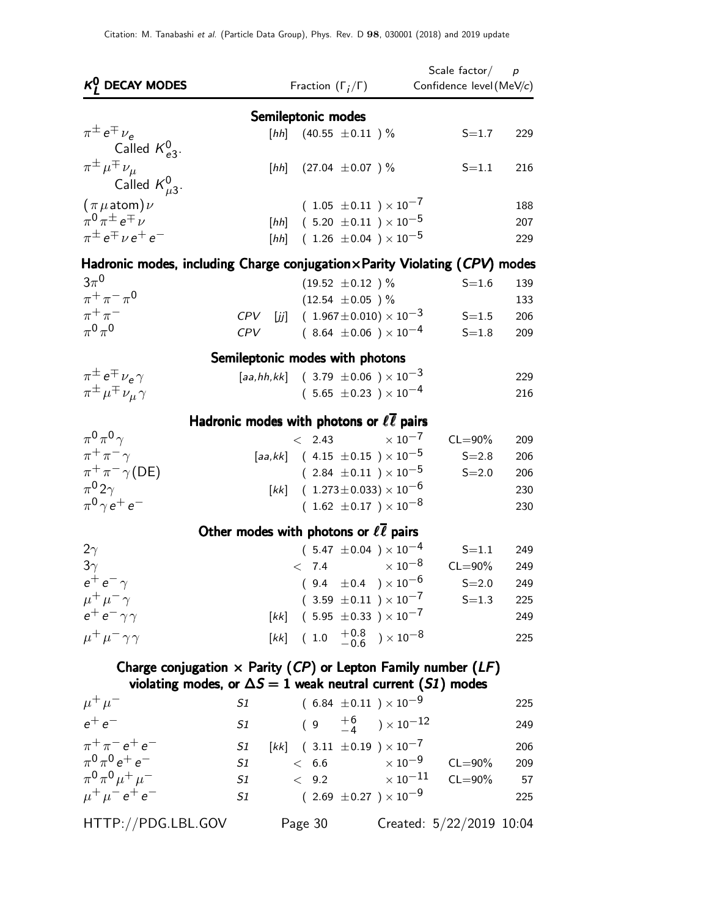Citation: M. Tanabashi *et al.* (Particle Data Group), Phys. Rev. D **98**, 030001 (2018) and 2019 update

| $K^0_L$ DECAY MODES | | Fraction ($\Gamma_i/\Gamma$) | Scale factor/ Confidence level | $p$ (MeV/$c$) |
|---|---|---|---|---|
| **Semileptonic modes** | | | | |
| $\pi^\pm e^\mp \nu_e$ Called $K^0_{e3}$. | [hh] | $(40.55 \pm 0.11)$ % | S=1.7 | 229 |
| $\pi^\pm \mu^\mp \nu_\mu$ Called $K^0_{\mu 3}$. | [hh] | $(27.04 \pm 0.07)$ % | S=1.1 | 216 |
| $(\pi \mu \text{atom}) \nu$ | | $(1.05 \pm 0.11) \times 10^{-7}$ | | 188 |
| $\pi^0 \pi^\pm e^\mp \nu$ | [hh] | $(5.20 \pm 0.11) \times 10^{-5}$ | | 207 |
| $\pi^\pm e^\mp \nu e^+ e^-$ | [hh] | $(1.26 \pm 0.04) \times 10^{-5}$ | | 229 |
| **Hadronic modes, including Charge conjugation×Parity Violating (*CPV*) modes** | | | | |
| $3\pi^0$ | | $(19.52 \pm 0.12)$ % | S=1.6 | 139 |
| $\pi^+ \pi^- \pi^0$ | | $(12.54 \pm 0.05)$ % | | 133 |
| $\pi^+ \pi^-$ | *CPV* [jj] | $(1.967 \pm 0.010) \times 10^{-3}$ | S=1.5 | 206 |
| $\pi^0 \pi^0$ | *CPV* | $(8.64 \pm 0.06) \times 10^{-4}$ | S=1.8 | 209 |
| **Semileptonic modes with photons** | | | | |
| $\pi^\pm e^\mp \nu_e \gamma$ | [aa,hh,kk] | $(3.79 \pm 0.06) \times 10^{-3}$ | | 229 |
| $\pi^\pm \mu^\mp \nu_\mu \gamma$ | | $(5.65 \pm 0.23) \times 10^{-4}$ | | 216 |
| **Hadronic modes with photons or $\ell\overline{\ell}$ pairs** | | | | |
| $\pi^0 \pi^0 \gamma$ | | $< 2.43 \times 10^{-7}$ | CL=90% | 209 |
| $\pi^+ \pi^- \gamma$ | [aa,kk] | $(4.15 \pm 0.15) \times 10^{-5}$ | S=2.8 | 206 |
| $\pi^+ \pi^- \gamma(\text{DE})$ | | $(2.84 \pm 0.11) \times 10^{-5}$ | S=2.0 | 206 |
| $\pi^0 2\gamma$ | [kk] | $(1.273 \pm 0.033) \times 10^{-6}$ | | 230 |
| $\pi^0 \gamma e^+ e^-$ | | $(1.62 \pm 0.17) \times 10^{-8}$ | | 230 |
| **Other modes with photons or $\ell\overline{\ell}$ pairs** | | | | |
| $2\gamma$ | | $(5.47 \pm 0.04) \times 10^{-4}$ | S=1.1 | 249 |
| $3\gamma$ | | $< 7.4 \times 10^{-8}$ | CL=90% | 249 |
| $e^+ e^- \gamma$ | | $(9.4 \pm 0.4) \times 10^{-6}$ | S=2.0 | 249 |
| $\mu^+ \mu^- \gamma$ | | $(3.59 \pm 0.11) \times 10^{-7}$ | S=1.3 | 225 |
| $e^+ e^- \gamma \gamma$ | [kk] | $(5.95 \pm 0.33) \times 10^{-7}$ | | 249 |
| $\mu^+ \mu^- \gamma \gamma$ | [kk] | $(1.0 ^{+0.8}_{-0.6}) \times 10^{-8}$ | | 225 |
| **Charge conjugation × Parity (*CP*) or Lepton Family number (*LF*) violating modes, or $\Delta S = 1$ weak neutral current (*S1*) modes** | | | | |
| $\mu^+ \mu^-$ | *S1* | $(6.84 \pm 0.11) \times 10^{-9}$ | | 225 |
| $e^+ e^-$ | *S1* | $(9 ^{+6}_{-4}) \times 10^{-12}$ | | 249 |
| $\pi^+ \pi^- e^+ e^-$ | *S1* [kk] | $(3.11 \pm 0.19) \times 10^{-7}$ | | 206 |
| $\pi^0 \pi^0 e^+ e^-$ | *S1* | $< 6.6 \times 10^{-9}$ | CL=90% | 209 |
| $\pi^0 \pi^0 \mu^+ \mu^-$ | *S1* | $< 9.2 \times 10^{-11}$ | CL=90% | 57 |
| $\mu^+ \mu^- e^+ e^-$ | *S1* | $(2.69 \pm 0.27) \times 10^{-9}$ | | 225 |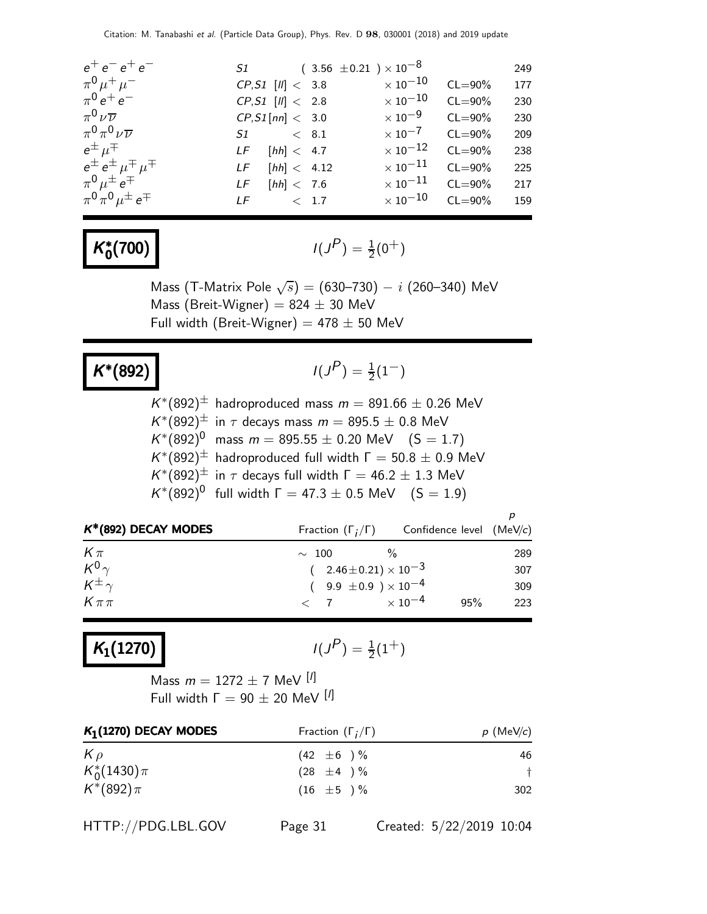| | | | | |
|---|---|---|---|---|
| $e^+ e^- e^+ e^-$ | S1 | $(3.56 \pm 0.21) \times 10^{-8}$ | | 249 |
| $\pi^0 \mu^+ \mu^-$ | CP,S1 [ll] | $< 3.8 \times 10^{-10}$ | CL=90% | 177 |
| $\pi^0 e^+ e^-$ | CP,S1 [ll] | $< 2.8 \times 10^{-10}$ | CL=90% | 230 |
| $\pi^0 \nu \overline{\nu}$ | CP,S1 [nn] | $< 3.0 \times 10^{-9}$ | CL=90% | 230 |
| $\pi^0 \pi^0 \nu \overline{\nu}$ | S1 | $< 8.1 \times 10^{-7}$ | CL=90% | 209 |
| $e^\pm \mu^\mp$ | LF [hh] | $< 4.7 \times 10^{-12}$ | CL=90% | 238 |
| $e^\pm e^\pm \mu^\mp \mu^\mp$ | LF [hh] | $< 4.12 \times 10^{-11}$ | CL=90% | 225 |
| $\pi^0 \mu^\pm e^\mp$ | LF [hh] | $< 7.6 \times 10^{-11}$ | CL=90% | 217 |
| $\pi^0 \pi^0 \mu^\pm e^\mp$ | LF | $< 1.7 \times 10^{-10}$ | CL=90% | 159 |

## $K_0^*(700)$

$I(J^P) = \frac{1}{2}(0^+)$

Mass (T-Matrix Pole $\sqrt{s}$) = (630–730) $- \, i$ (260–340) MeV
Mass (Breit-Wigner) = 824 $\pm$ 30 MeV
Full width (Breit-Wigner) = 478 $\pm$ 50 MeV

## $K^*(892)$

$I(J^P) = \frac{1}{2}(1^-)$

$K^*(892)^\pm$ hadroproduced mass $m = 891.66 \pm 0.26$ MeV
$K^*(892)^\pm$ in $\tau$ decays mass $m = 895.5 \pm 0.8$ MeV
$K^*(892)^0$ mass $m = 895.55 \pm 0.20$ MeV (S = 1.7)
$K^*(892)^\pm$ hadroproduced full width $\Gamma = 50.8 \pm 0.9$ MeV
$K^*(892)^\pm$ in $\tau$ decays full width $\Gamma = 46.2 \pm 1.3$ MeV
$K^*(892)^0$ full width $\Gamma = 47.3 \pm 0.5$ MeV (S = 1.9)

| $K^*(892)$ DECAY MODES | Fraction $(\Gamma_i/\Gamma)$ | Confidence level | $p$ (MeV/$c$) |
|---|---|---|---|
| $K\pi$ | $\sim 100$ % | | 289 |
| $K^0\gamma$ | $(2.46 \pm 0.21) \times 10^{-3}$ | | 307 |
| $K^\pm\gamma$ | $(9.9 \pm 0.9) \times 10^{-4}$ | | 309 |
| $K\pi\pi$ | $< 7 \times 10^{-4}$ | 95% | 223 |

## $K_1(1270)$

$I(J^P) = \frac{1}{2}(1^+)$

Mass $m = 1272 \pm 7$ MeV [l]
Full width $\Gamma = 90 \pm 20$ MeV [l]

| $K_1(1270)$ DECAY MODES | Fraction $(\Gamma_i/\Gamma)$ | $p$ (MeV/$c$) |
|---|---|---|
| $K\rho$ | $(42 \pm 6)$ % | 46 |
| $K_0^*(1430)\pi$ | $(28 \pm 4)$ % | † |
| $K^*(892)\pi$ | $(16 \pm 5)$ % | 302 |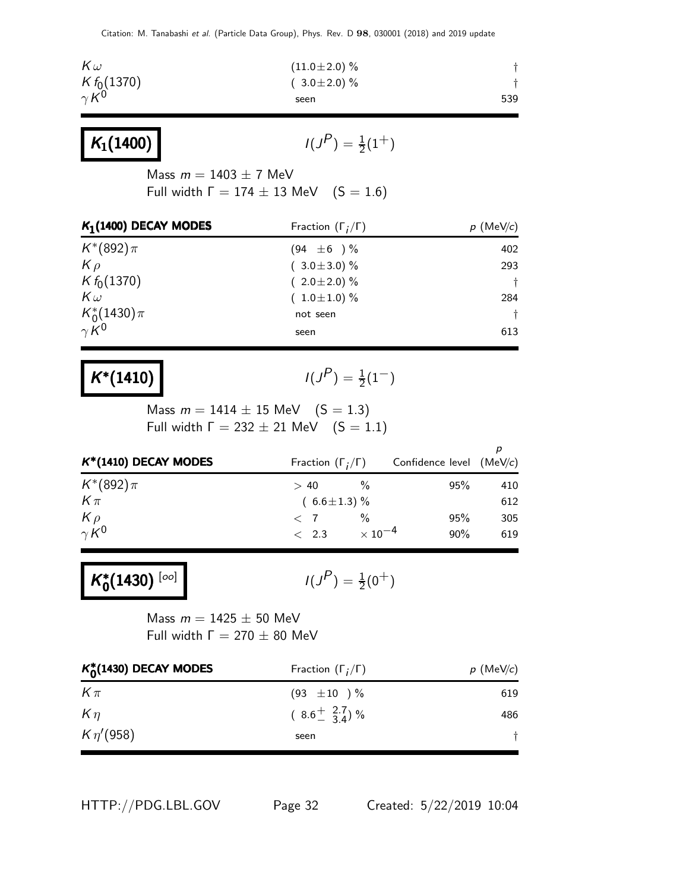| | | |
|---|---|---|
| $K\omega$ | $(11.0 \pm 2.0)$ % | † |
| $K f_0(1370)$ | $(\ 3.0 \pm 2.0)$ % | † |
| $\gamma K^0$ | seen | 539 |

## $K_1(1400)$

$I(J^P) = \frac{1}{2}(1^+)$

Mass $m = 1403 \pm 7$ MeV
Full width $\Gamma = 174 \pm 13$ MeV $\quad (S = 1.6)$

| $K_1(1400)$ DECAY MODES | Fraction $(\Gamma_i/\Gamma)$ | $p$ (MeV/$c$) |
|---|---|---|
| $K^*(892)\pi$ | $(94 \ \pm 6 \ )$ % | 402 |
| $K\rho$ | $(\ 3.0 \pm 3.0)$ % | 293 |
| $K f_0(1370)$ | $(\ 2.0 \pm 2.0)$ % | † |
| $K\omega$ | $(\ 1.0 \pm 1.0)$ % | 284 |
| $K_0^*(1430)\pi$ | not seen | † |
| $\gamma K^0$ | seen | 613 |

## $K^*(1410)$

$I(J^P) = \frac{1}{2}(1^-)$

Mass $m = 1414 \pm 15$ MeV $\quad (S = 1.3)$
Full width $\Gamma = 232 \pm 21$ MeV $\quad (S = 1.1)$

| $K^*(1410)$ DECAY MODES | Fraction $(\Gamma_i/\Gamma)$ | Confidence level | $p$ (MeV/$c$) |
|---|---|---|---|
| $K^*(892)\pi$ | $> 40$ % | 95% | 410 |
| $K\pi$ | $(\ 6.6 \pm 1.3)$ % | | 612 |
| $K\rho$ | $< 7$ % | 95% | 305 |
| $\gamma K^0$ | $< 2.3 \times 10^{-4}$ | 90% | 619 |

## $K_0^*(1430)$ [oo]

$I(J^P) = \frac{1}{2}(0^+)$

Mass $m = 1425 \pm 50$ MeV
Full width $\Gamma = 270 \pm 80$ MeV

| $K_0^*(1430)$ DECAY MODES | Fraction $(\Gamma_i/\Gamma)$ | $p$ (MeV/$c$) |
|---|---|---|
| $K\pi$ | $(93 \ \pm 10 \ )$ % | 619 |
| $K\eta$ | $(\ 8.6^{+\ 2.7}_{-\ 3.4})$ % | 486 |
| $K\eta'(958)$ | seen | † |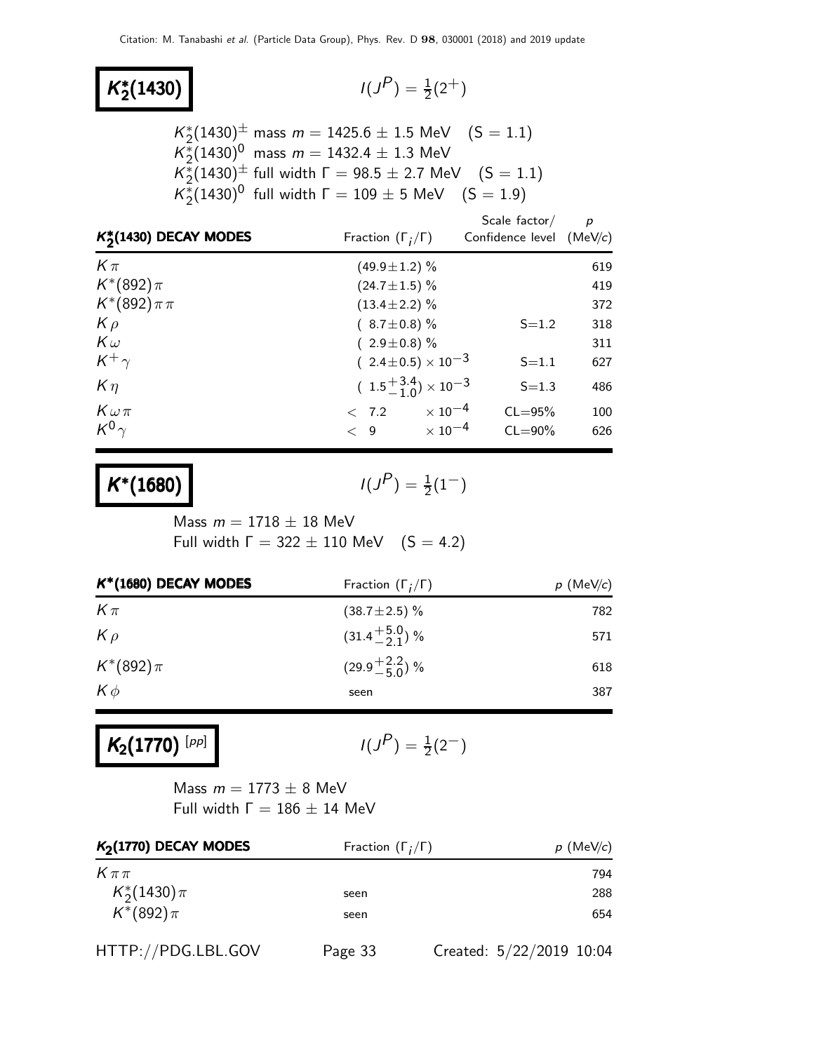# $K_2^*(1430)$

$I(J^P) = \frac{1}{2}(2^+)$

$K_2^*(1430)^\pm$ mass $m = 1425.6 \pm 1.5$ MeV (S = 1.1)
$K_2^*(1430)^0$ mass $m = 1432.4 \pm 1.3$ MeV
$K_2^*(1430)^\pm$ full width $\Gamma = 98.5 \pm 2.7$ MeV (S = 1.1)
$K_2^*(1430)^0$ full width $\Gamma = 109 \pm 5$ MeV (S = 1.9)

| $K_2^*(1430)$ DECAY MODES | Fraction ($\Gamma_i/\Gamma$) | Scale factor/ Confidence level | $p$ (MeV/$c$) |
|---|---|---|---|
| $K\pi$ | $(49.9\pm1.2)$ % | | 619 |
| $K^*(892)\pi$ | $(24.7\pm1.5)$ % | | 419 |
| $K^*(892)\pi\pi$ | $(13.4\pm2.2)$ % | | 372 |
| $K\rho$ | $(8.7\pm0.8)$ % | S=1.2 | 318 |
| $K\omega$ | $(2.9\pm0.8)$ % | | 311 |
| $K^+\gamma$ | $(2.4\pm0.5)\times10^{-3}$ | S=1.1 | 627 |
| $K\eta$ | $(1.5^{+3.4}_{-1.0})\times10^{-3}$ | S=1.3 | 486 |
| $K\omega\pi$ | $< 7.2 \times10^{-4}$ | CL=95% | 100 |
| $K^0\gamma$ | $< 9 \times10^{-4}$ | CL=90% | 626 |

# $K^*(1680)$

$I(J^P) = \frac{1}{2}(1^-)$

Mass $m = 1718 \pm 18$ MeV
Full width $\Gamma = 322 \pm 110$ MeV (S = 4.2)

| $K^*(1680)$ DECAY MODES | Fraction ($\Gamma_i/\Gamma$) | $p$ (MeV/$c$) |
|---|---|---|
| $K\pi$ | $(38.7\pm2.5)$ % | 782 |
| $K\rho$ | $(31.4^{+5.0}_{-2.1})$ % | 571 |
| $K^*(892)\pi$ | $(29.9^{+2.2}_{-5.0})$ % | 618 |
| $K\phi$ | seen | 387 |

# $K_2(1770)$ [pp]

$I(J^P) = \frac{1}{2}(2^-)$

Mass $m = 1773 \pm 8$ MeV
Full width $\Gamma = 186 \pm 14$ MeV

| $K_2(1770)$ DECAY MODES | Fraction ($\Gamma_i/\Gamma$) | $p$ (MeV/$c$) |
|---|---|---|
| $K\pi\pi$ | | 794 |
| $K_2^*(1430)\pi$ | seen | 288 |
| $K^*(892)\pi$ | seen | 654 |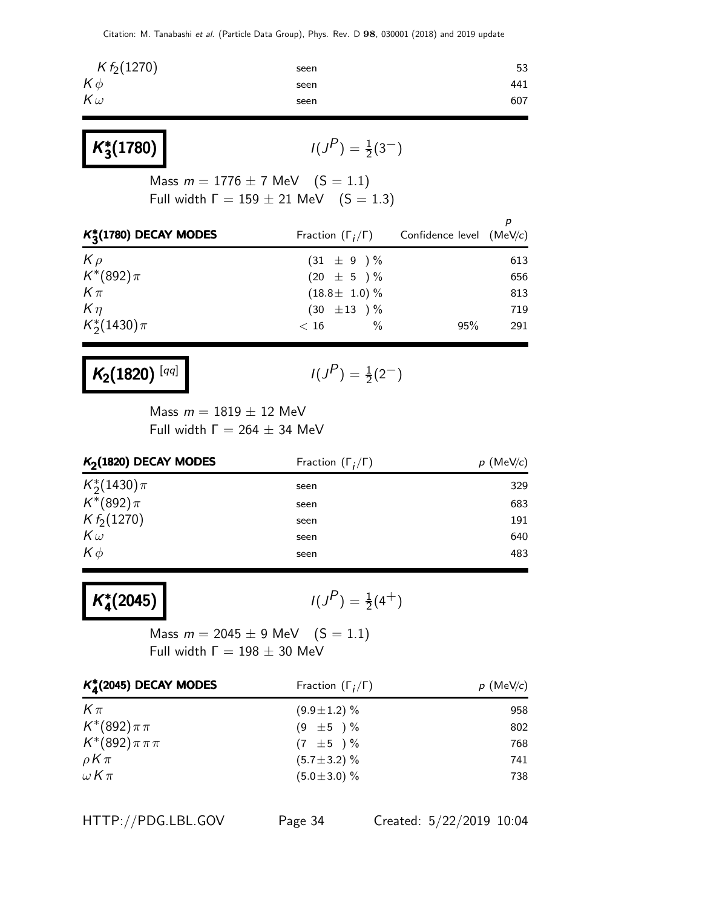| | | |
|---|---|---|
| $K f_2(1270)$ | seen | 53 |
| $K\phi$ | seen | 441 |
| $K\omega$ | seen | 607 |

## $K_3^*(1780)$

$I(J^P) = \frac{1}{2}(3^-)$

Mass $m = 1776 \pm 7$ MeV  (S = 1.1)
Full width $\Gamma = 159 \pm 21$ MeV  (S = 1.3)

| $K_3^*(1780)$ DECAY MODES | Fraction ($\Gamma_i/\Gamma$) | Confidence level | $p$ (MeV/$c$) |
|---|---|---|---|
| $K\rho$ | $(31 \pm 9)$ % | | 613 |
| $K^*(892)\pi$ | $(20 \pm 5)$ % | | 656 |
| $K\pi$ | $(18.8 \pm 1.0)$ % | | 813 |
| $K\eta$ | $(30 \pm 13)$ % | | 719 |
| $K_2^*(1430)\pi$ | $< 16$ % | 95% | 291 |

## $K_2(1820)$ [qq]

$I(J^P) = \frac{1}{2}(2^-)$

Mass $m = 1819 \pm 12$ MeV
Full width $\Gamma = 264 \pm 34$ MeV

| $K_2(1820)$ DECAY MODES | Fraction ($\Gamma_i/\Gamma$) | $p$ (MeV/$c$) |
|---|---|---|
| $K_2^*(1430)\pi$ | seen | 329 |
| $K^*(892)\pi$ | seen | 683 |
| $K f_2(1270)$ | seen | 191 |
| $K\omega$ | seen | 640 |
| $K\phi$ | seen | 483 |

## $K_4^*(2045)$

$I(J^P) = \frac{1}{2}(4^+)$

Mass $m = 2045 \pm 9$ MeV  (S = 1.1)
Full width $\Gamma = 198 \pm 30$ MeV

| $K_4^*(2045)$ DECAY MODES | Fraction ($\Gamma_i/\Gamma$) | $p$ (MeV/$c$) |
|---|---|---|
| $K\pi$ | $(9.9 \pm 1.2)$ % | 958 |
| $K^*(892)\pi\pi$ | $(9 \pm 5)$ % | 802 |
| $K^*(892)\pi\pi\pi$ | $(7 \pm 5)$ % | 768 |
| $\rho K\pi$ | $(5.7 \pm 3.2)$ % | 741 |
| $\omega K\pi$ | $(5.0 \pm 3.0)$ % | 738 |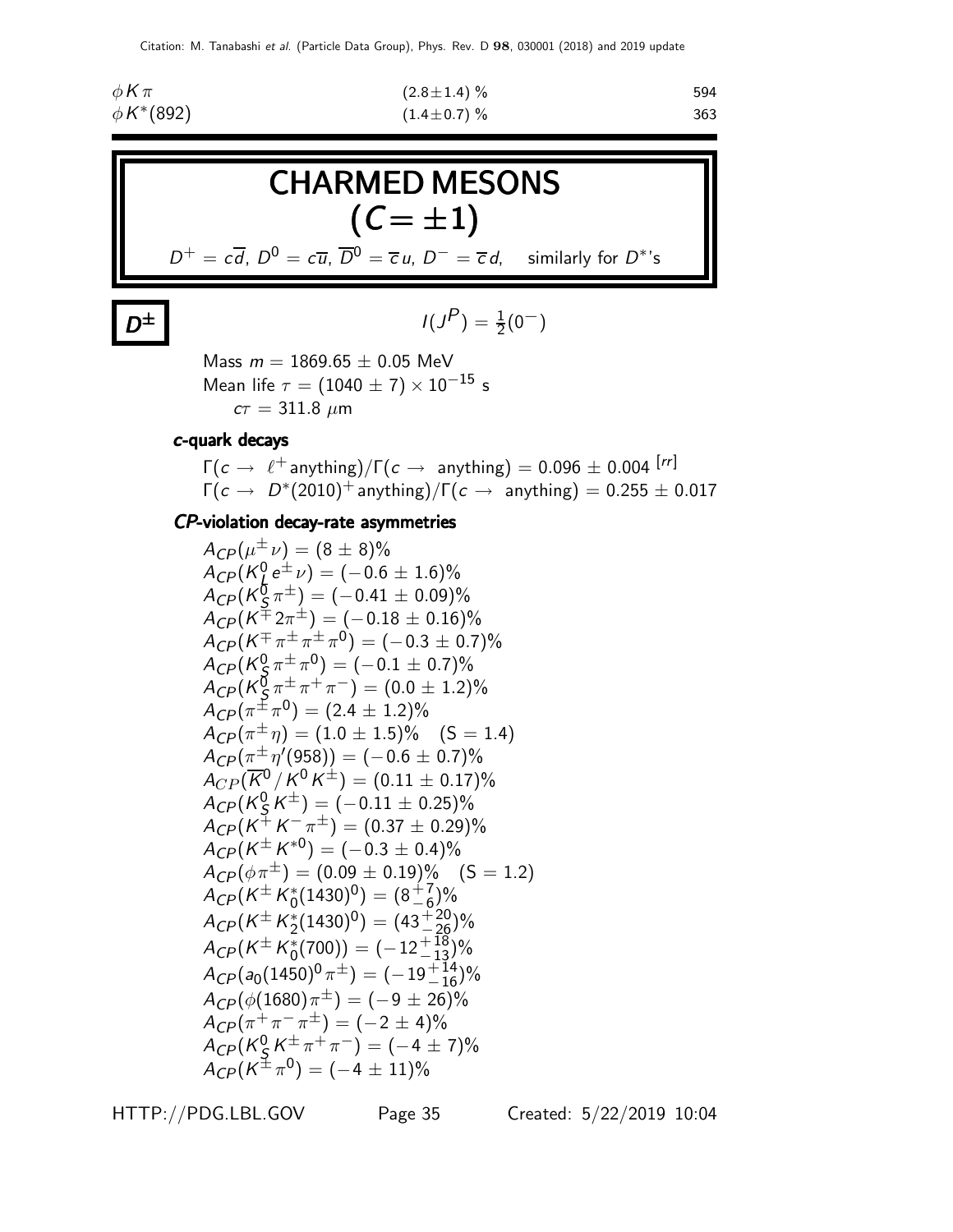| | | |
|---|---|---|
| $\phi K \pi$ | $(2.8 \pm 1.4)$ % | 594 |
| $\phi K^*(892)$ | $(1.4 \pm 0.7)$ % | 363 |

# CHARMED MESONS $(C = \pm 1)$

$D^+ = c\overline{d}$, $D^0 = c\overline{u}$, $\overline{D}^0 = \overline{c}u$, $D^- = \overline{c}d$, similarly for $D^*$'s

## $D^{\pm}$

$I(J^P) = \frac{1}{2}(0^-)$

Mass $m = 1869.65 \pm 0.05$ MeV
Mean life $\tau = (1040 \pm 7) \times 10^{-15}$ s
$c\tau = 311.8$ $\mu$m

### c-quark decays

$\Gamma(c \to \ell^+ \text{anything})/\Gamma(c \to \text{anything}) = 0.096 \pm 0.004$ [rr]
$\Gamma(c \to D^*(2010)^+ \text{anything})/\Gamma(c \to \text{anything}) = 0.255 \pm 0.017$

### CP-violation decay-rate asymmetries

$A_{CP}(\mu^\pm \nu) = (8 \pm 8)\%$
$A_{CP}(K_L^0 e^\pm \nu) = (-0.6 \pm 1.6)\%$
$A_{CP}(K_S^0 \pi^\pm) = (-0.41 \pm 0.09)\%$
$A_{CP}(K^\mp 2\pi^\pm) = (-0.18 \pm 0.16)\%$
$A_{CP}(K^\mp \pi^\pm \pi^\pm \pi^0) = (-0.3 \pm 0.7)\%$
$A_{CP}(K_S^0 \pi^\pm \pi^0) = (-0.1 \pm 0.7)\%$
$A_{CP}(K_S^0 \pi^\pm \pi^+ \pi^-) = (0.0 \pm 1.2)\%$
$A_{CP}(\pi^\pm \pi^0) = (2.4 \pm 1.2)\%$
$A_{CP}(\pi^\pm \eta) = (1.0 \pm 1.5)\%$ $(S = 1.4)$
$A_{CP}(\pi^\pm \eta'(958)) = (-0.6 \pm 0.7)\%$
$A_{CP}(\overline{K}^0 / K^0 K^\pm) = (0.11 \pm 0.17)\%$
$A_{CP}(K_S^0 K^\pm) = (-0.11 \pm 0.25)\%$
$A_{CP}(K^+ K^- \pi^\pm) = (0.37 \pm 0.29)\%$
$A_{CP}(K^\pm K^{*0}) = (-0.3 \pm 0.4)\%$
$A_{CP}(\phi \pi^\pm) = (0.09 \pm 0.19)\%$ $(S = 1.2)$
$A_{CP}(K^\pm K_0^*(1430)^0) = (8^{+7}_{-6})\%$
$A_{CP}(K^\pm K_2^*(1430)^0) = (43^{+20}_{-26})\%$
$A_{CP}(K^\pm K_0^*(700)) = (-12^{+18}_{-13})\%$
$A_{CP}(a_0(1450)^0 \pi^\pm) = (-19^{+14}_{-16})\%$
$A_{CP}(\phi(1680) \pi^\pm) = (-9 \pm 26)\%$
$A_{CP}(\pi^+ \pi^- \pi^\pm) = (-2 \pm 4)\%$
$A_{CP}(K_S^0 K^\pm \pi^+ \pi^-) = (-4 \pm 7)\%$
$A_{CP}(K^\pm \pi^0) = (-4 \pm 11)\%$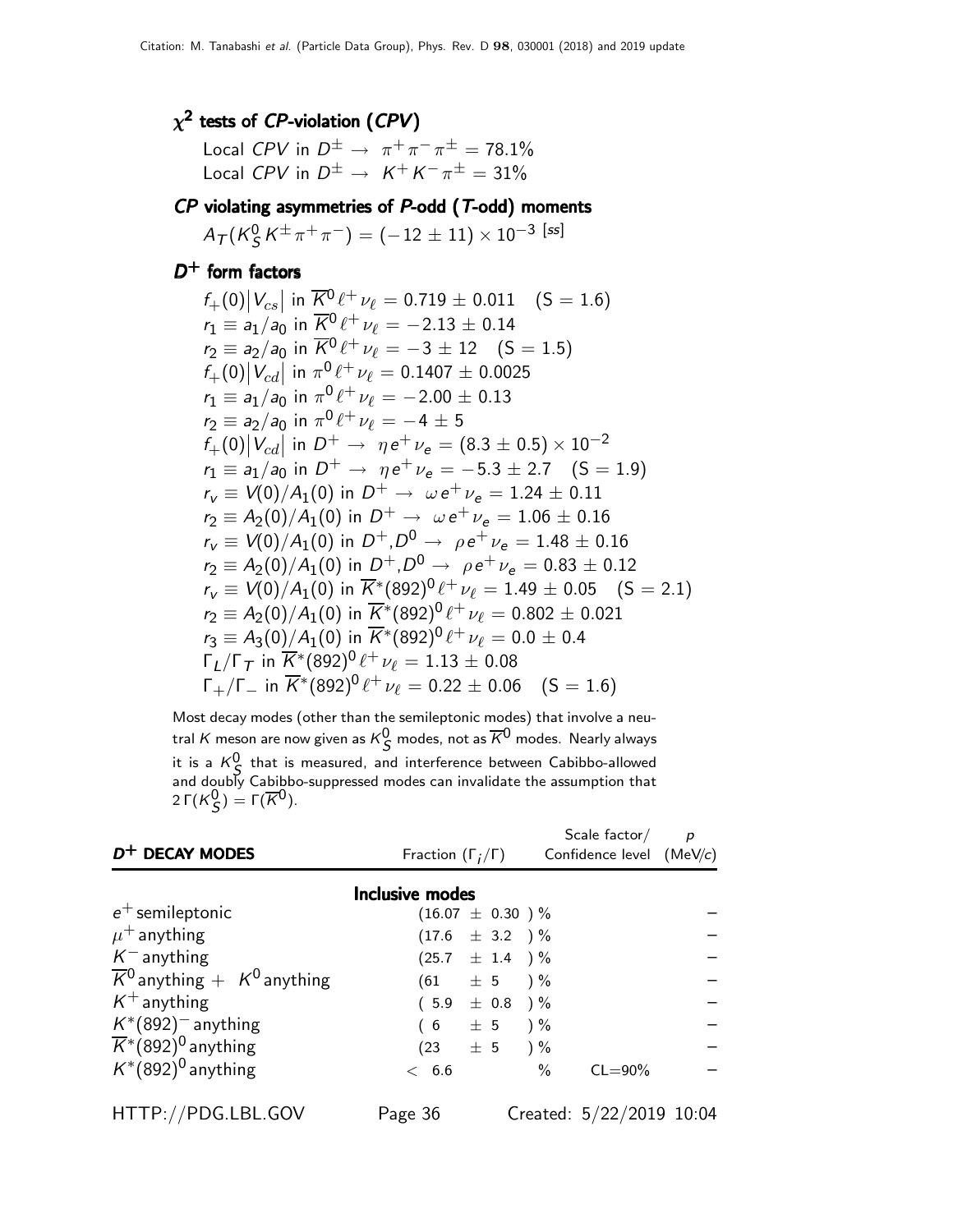### $\chi^2$ tests of *CP*-violation (*CPV*)

Local *CPV* in $D^{\pm} \to \pi^+\pi^-\pi^{\pm}$ = 78.1%
Local *CPV* in $D^{\pm} \to K^+K^-\pi^{\pm}$ = 31%

### *CP* violating asymmetries of *P*-odd (*T*-odd) moments

$A_T(K^0_S K^{\pm}\pi^+\pi^-) = (-12 \pm 11) \times 10^{-3}$ [ss]

### $D^+$ form factors

$f_+(0)|V_{cs}|$ in $\overline{K}^0\ell^+\nu_\ell = 0.719 \pm 0.011$ (S = 1.6)
$r_1 \equiv a_1/a_0$ in $\overline{K}^0\ell^+\nu_\ell = -2.13 \pm 0.14$
$r_2 \equiv a_2/a_0$ in $\overline{K}^0\ell^+\nu_\ell = -3 \pm 12$ (S = 1.5)
$f_+(0)|V_{cd}|$ in $\pi^0\ell^+\nu_\ell = 0.1407 \pm 0.0025$
$r_1 \equiv a_1/a_0$ in $\pi^0\ell^+\nu_\ell = -2.00 \pm 0.13$
$r_2 \equiv a_2/a_0$ in $\pi^0\ell^+\nu_\ell = -4 \pm 5$
$f_+(0)|V_{cd}|$ in $D^+ \to \eta e^+\nu_e = (8.3 \pm 0.5) \times 10^{-2}$
$r_1 \equiv a_1/a_0$ in $D^+ \to \eta e^+\nu_e = -5.3 \pm 2.7$ (S = 1.9)
$r_v \equiv V(0)/A_1(0)$ in $D^+ \to \omega e^+\nu_e = 1.24 \pm 0.11$
$r_2 \equiv A_2(0)/A_1(0)$ in $D^+ \to \omega e^+\nu_e = 1.06 \pm 0.16$
$r_v \equiv V(0)/A_1(0)$ in $D^+, D^0 \to \rho e^+\nu_e = 1.48 \pm 0.16$
$r_2 \equiv A_2(0)/A_1(0)$ in $D^+, D^0 \to \rho e^+\nu_e = 0.83 \pm 0.12$
$r_v \equiv V(0)/A_1(0)$ in $\overline{K}^*(892)^0\ell^+\nu_\ell = 1.49 \pm 0.05$ (S = 2.1)
$r_2 \equiv A_2(0)/A_1(0)$ in $\overline{K}^*(892)^0\ell^+\nu_\ell = 0.802 \pm 0.021$
$r_3 \equiv A_3(0)/A_1(0)$ in $\overline{K}^*(892)^0\ell^+\nu_\ell = 0.0 \pm 0.4$
$\Gamma_L/\Gamma_T$ in $\overline{K}^*(892)^0\ell^+\nu_\ell = 1.13 \pm 0.08$
$\Gamma_+/\Gamma_-$ in $\overline{K}^*(892)^0\ell^+\nu_\ell = 0.22 \pm 0.06$ (S = 1.6)

Most decay modes (other than the semileptonic modes) that involve a neutral $K$ meson are now given as $K^0_S$ modes, not as $\overline{K}^0$ modes. Nearly always it is a $K^0_S$ that is measured, and interference between Cabibbo-allowed and doubly Cabibbo-suppressed modes can invalidate the assumption that $2\,\Gamma(K^0_S) = \Gamma(\overline{K}^0)$.

| $D^+$ DECAY MODES | Fraction ($\Gamma_i/\Gamma$) | Scale factor/ Confidence level | $p$ (MeV/$c$) |
|---|---|---|---|
| **Inclusive modes** | | | |
| $e^+$ semileptonic | (16.07 ± 0.30 ) % | | – |
| $\mu^+$ anything | (17.6 ± 3.2 ) % | | – |
| $K^-$ anything | (25.7 ± 1.4 ) % | | – |
| $\overline{K}^0$ anything + $K^0$ anything | (61 ± 5 ) % | | – |
| $K^+$ anything | ( 5.9 ± 0.8 ) % | | – |
| $K^*(892)^-$ anything | ( 6 ± 5 ) % | | – |
| $\overline{K}^*(892)^0$ anything | (23 ± 5 ) % | | – |
| $K^*(892)^0$ anything | < 6.6 % | CL=90% | – |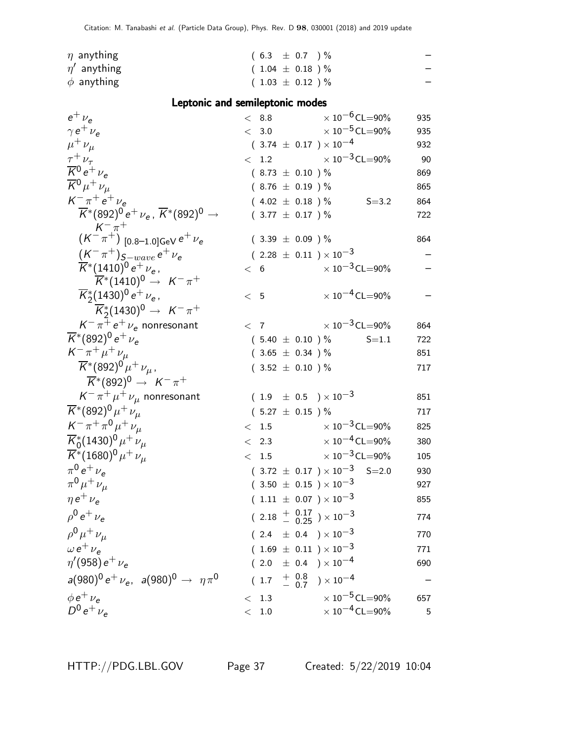| Mode | Fraction | Scale factor/ Confidence level | p (MeV/c) |
|---|---|---|---|
| $\eta$ anything | ( 6.3 ± 0.7 ) % | | – |
| $\eta'$ anything | ( 1.04 ± 0.18 ) % | | – |
| $\phi$ anything | ( 1.03 ± 0.12 ) % | | – |

## Leptonic and semileptonic modes

| Mode | Fraction | Scale factor/ Confidence level | p (MeV/c) |
|---|---|---|---|
| $e^+\nu_e$ | $< 8.8 \times 10^{-6}$ | CL=90% | 935 |
| $\gamma e^+\nu_e$ | $< 3.0 \times 10^{-5}$ | CL=90% | 935 |
| $\mu^+\nu_\mu$ | $( 3.74 \pm 0.17 ) \times 10^{-4}$ | | 932 |
| $\tau^+\nu_\tau$ | $< 1.2 \times 10^{-3}$ | CL=90% | 90 |
| $\overline{K}^0 e^+\nu_e$ | ( 8.73 ± 0.10 ) % | | 869 |
| $\overline{K}^0 \mu^+\nu_\mu$ | ( 8.76 ± 0.19 ) % | | 865 |
| $K^-\pi^+ e^+\nu_e$ | ( 4.02 ± 0.18 ) % | S=3.2 | 864 |
| $\overline{K}^*(892)^0 e^+\nu_e$, $\overline{K}^*(892)^0 \to K^-\pi^+$ | ( 3.77 ± 0.17 ) % | | 722 |
| $(K^-\pi^+)_{[0.8–1.0]\text{GeV}} e^+\nu_e$ | ( 3.39 ± 0.09 ) % | | 864 |
| $(K^-\pi^+)_{S-wave} e^+\nu_e$ | $( 2.28 \pm 0.11 ) \times 10^{-3}$ | | – |
| $\overline{K}^*(1410)^0 e^+\nu_e$, $\overline{K}^*(1410)^0 \to K^-\pi^+$ | $< 6 \times 10^{-3}$ | CL=90% | – |
| $\overline{K}_2^*(1430)^0 e^+\nu_e$, $\overline{K}_2^*(1430)^0 \to K^-\pi^+$ | $< 5 \times 10^{-4}$ | CL=90% | – |
| $K^-\pi^+ e^+\nu_e$ nonresonant | $< 7 \times 10^{-3}$ | CL=90% | 864 |
| $\overline{K}^*(892)^0 e^+\nu_e$ | ( 5.40 ± 0.10 ) % | S=1.1 | 722 |
| $K^-\pi^+\mu^+\nu_\mu$ | ( 3.65 ± 0.34 ) % | | 851 |
| $\overline{K}^*(892)^0 \mu^+\nu_\mu$, $\overline{K}^*(892)^0 \to K^-\pi^+$ | ( 3.52 ± 0.10 ) % | | 717 |
| $K^-\pi^+\mu^+\nu_\mu$ nonresonant | $( 1.9 \pm 0.5 ) \times 10^{-3}$ | | 851 |
| $\overline{K}^*(892)^0 \mu^+\nu_\mu$ | ( 5.27 ± 0.15 ) % | | 717 |
| $K^-\pi^+\pi^0\mu^+\nu_\mu$ | $< 1.5 \times 10^{-3}$ | CL=90% | 825 |
| $\overline{K}_0^*(1430)^0 \mu^+\nu_\mu$ | $< 2.3 \times 10^{-4}$ | CL=90% | 380 |
| $\overline{K}^*(1680)^0 \mu^+\nu_\mu$ | $< 1.5 \times 10^{-3}$ | CL=90% | 105 |
| $\pi^0 e^+\nu_e$ | $( 3.72 \pm 0.17 ) \times 10^{-3}$ | S=2.0 | 930 |
| $\pi^0 \mu^+\nu_\mu$ | $( 3.50 \pm 0.15 ) \times 10^{-3}$ | | 927 |
| $\eta e^+\nu_e$ | $( 1.11 \pm 0.07 ) \times 10^{-3}$ | | 855 |
| $\rho^0 e^+\nu_e$ | $( 2.18 {}^{+0.17}_{-0.25} ) \times 10^{-3}$ | | 774 |
| $\rho^0 \mu^+\nu_\mu$ | $( 2.4 \pm 0.4 ) \times 10^{-3}$ | | 770 |
| $\omega e^+\nu_e$ | $( 1.69 \pm 0.11 ) \times 10^{-3}$ | | 771 |
| $\eta'(958) e^+\nu_e$ | $( 2.0 \pm 0.4 ) \times 10^{-4}$ | | 690 |
| $a(980)^0 e^+\nu_e$, $a(980)^0 \to \eta\pi^0$ | $( 1.7 {}^{+0.8}_{-0.7} ) \times 10^{-4}$ | | – |
| $\phi e^+\nu_e$ | $< 1.3 \times 10^{-5}$ | CL=90% | 657 |
| $D^0 e^+\nu_e$ | $< 1.0 \times 10^{-4}$ | CL=90% | 5 |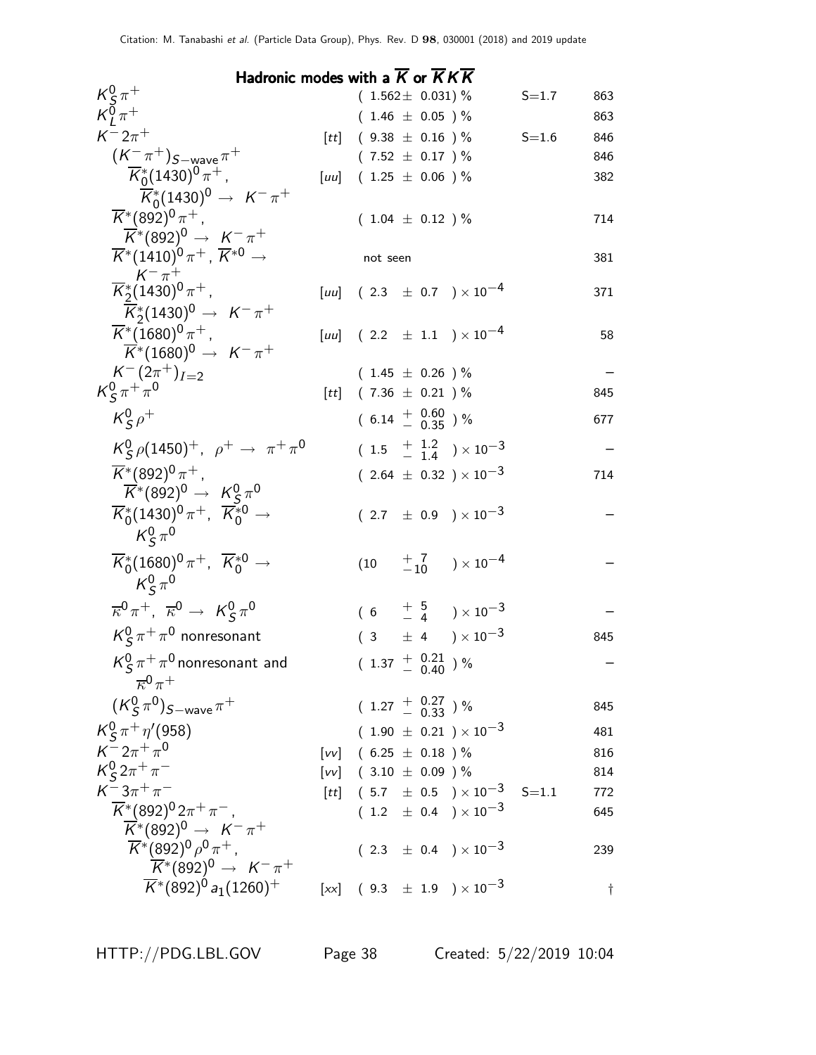### Hadronic modes with a $\overline{K}$ or $\overline{K}K\overline{K}$

| Mode | | Fraction | Scale factor | p (MeV/c) |
|---|---|---|---|---|
| $K^0_S\pi^+$ | | $(1.562\pm 0.031)$ % | S=1.7 | 863 |
| $K^0_L\pi^+$ | | $(1.46\ \pm 0.05\ )$ % | | 863 |
| $K^-2\pi^+$ | [tt] | $(9.38\ \pm 0.16\ )$ % | S=1.6 | 846 |
| $(K^-\pi^+)_{S-\text{wave}}\pi^+$ | | $(7.52\ \pm 0.17\ )$ % | | 846 |
| $\overline{K}^*_0(1430)^0\pi^+$, $\overline{K}^*_0(1430)^0\to K^-\pi^+$ | [uu] | $(1.25\ \pm 0.06\ )$ % | | 382 |
| $\overline{K}^*(892)^0\pi^+$, $\overline{K}^*(892)^0\to K^-\pi^+$ | | $(1.04\ \pm 0.12\ )$ % | | 714 |
| $\overline{K}^*(1410)^0\pi^+$, $\overline{K}^{*0}\to K^-\pi^+$ | | not seen | | 381 |
| $\overline{K}^*_2(1430)^0\pi^+$, $\overline{K}^*_2(1430)^0\to K^-\pi^+$ | [uu] | $(2.3\ \pm 0.7\ )\times 10^{-4}$ | | 371 |
| $\overline{K}^*(1680)^0\pi^+$, $\overline{K}^*(1680)^0\to K^-\pi^+$ | [uu] | $(2.2\ \pm 1.1\ )\times 10^{-4}$ | | 58 |
| $K^-(2\pi^+)_{I=2}$ | | $(1.45\ \pm 0.26\ )$ % | | – |
| $K^0_S\pi^+\pi^0$ | [tt] | $(7.36\ \pm 0.21\ )$ % | | 845 |
| $K^0_S\rho^+$ | | $(6.14\ ^{+\ 0.60}_{-\ 0.35})$ % | | 677 |
| $K^0_S\rho(1450)^+$, $\rho^+\to\pi^+\pi^0$ | | $(1.5\ ^{+\ 1.2}_{-\ 1.4})\times 10^{-3}$ | | – |
| $\overline{K}^*(892)^0\pi^+$, $\overline{K}^*(892)^0\to K^0_S\pi^0$ | | $(2.64\ \pm 0.32\ )\times 10^{-3}$ | | 714 |
| $\overline{K}^*_0(1430)^0\pi^+$, $\overline{K}^{*0}_0\to K^0_S\pi^0$ | | $(2.7\ \pm 0.9\ )\times 10^{-3}$ | | – |
| $\overline{K}^*_0(1680)^0\pi^+$, $\overline{K}^{*0}_0\to K^0_S\pi^0$ | | $(10\ ^{+\ 7}_{-10})\times 10^{-4}$ | | – |
| $\overline{\kappa}^0\pi^+$, $\overline{\kappa}^0\to K^0_S\pi^0$ | | $(6\ ^{+\ 5}_{-\ 4})\times 10^{-3}$ | | – |
| $K^0_S\pi^+\pi^0$ nonresonant | | $(3\ \pm 4\ )\times 10^{-3}$ | | 845 |
| $K^0_S\pi^+\pi^0$ nonresonant and $\overline{\kappa}^0\pi^+$ | | $(1.37\ ^{+\ 0.21}_{-\ 0.40})$ % | | – |
| $(K^0_S\pi^0)_{S-\text{wave}}\pi^+$ | | $(1.27\ ^{+\ 0.27}_{-\ 0.33})$ % | | 845 |
| $K^0_S\pi^+\eta'(958)$ | | $(1.90\ \pm 0.21\ )\times 10^{-3}$ | | 481 |
| $K^-2\pi^+\pi^0$ | [vv] | $(6.25\ \pm 0.18\ )$ % | | 816 |
| $K^0_S2\pi^+\pi^-$ | [vv] | $(3.10\ \pm 0.09\ )$ % | | 814 |
| $K^-3\pi^+\pi^-$ | [tt] | $(5.7\ \pm 0.5\ )\times 10^{-3}$ | S=1.1 | 772 |
| $\overline{K}^*(892)^02\pi^+\pi^-$, $\overline{K}^*(892)^0\to K^-\pi^+$ | | $(1.2\ \pm 0.4\ )\times 10^{-3}$ | | 645 |
| $\overline{K}^*(892)^0\rho^0\pi^+$, $\overline{K}^*(892)^0\to K^-\pi^+$ | | $(2.3\ \pm 0.4\ )\times 10^{-3}$ | | 239 |
| $\overline{K}^*(892)^0a_1(1260)^+$ | [xx] | $(9.3\ \pm 1.9\ )\times 10^{-3}$ | | † |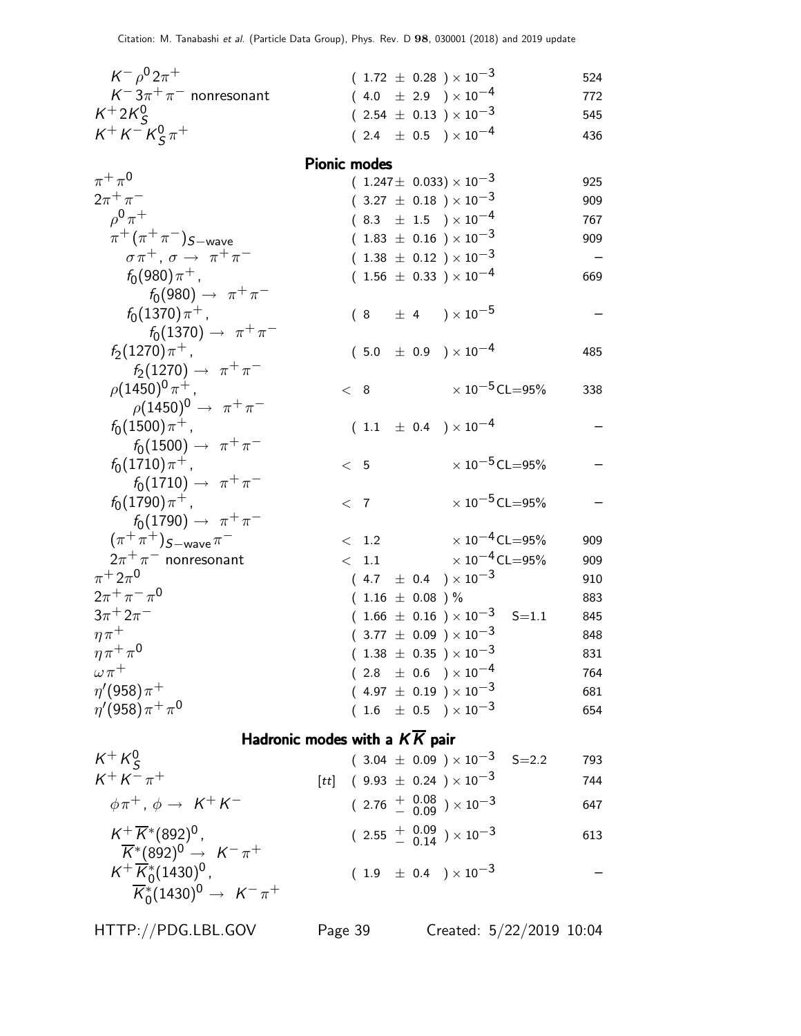| Mode | Fraction | Scale factor/CL | p (MeV/c) |
|---|---|---|---|
| $K^- \rho^0 2\pi^+$ | $(1.72 \pm 0.28) \times 10^{-3}$ | | 524 |
| $K^- 3\pi^+ \pi^-$ nonresonant | $(4.0 \pm 2.9) \times 10^{-4}$ | | 772 |
| $K^+ 2K^0_S$ | $(2.54 \pm 0.13) \times 10^{-3}$ | | 545 |
| $K^+ K^- K^0_S \pi^+$ | $(2.4 \pm 0.5) \times 10^{-4}$ | | 436 |

## Pionic modes

| Mode | Fraction | Scale factor/CL | p (MeV/c) |
|---|---|---|---|
| $\pi^+ \pi^0$ | $(1.247 \pm 0.033) \times 10^{-3}$ | | 925 |
| $2\pi^+ \pi^-$ | $(3.27 \pm 0.18) \times 10^{-3}$ | | 909 |
| $\rho^0 \pi^+$ | $(8.3 \pm 1.5) \times 10^{-4}$ | | 767 |
| $\pi^+ (\pi^+ \pi^-)_{S-\text{wave}}$ | $(1.83 \pm 0.16) \times 10^{-3}$ | | 909 |
| $\sigma \pi^+$, $\sigma \to \pi^+ \pi^-$ | $(1.38 \pm 0.12) \times 10^{-3}$ | | – |
| $f_0(980) \pi^+$, $f_0(980) \to \pi^+ \pi^-$ | $(1.56 \pm 0.33) \times 10^{-4}$ | | 669 |
| $f_0(1370) \pi^+$, $f_0(1370) \to \pi^+ \pi^-$ | $(8 \pm 4) \times 10^{-5}$ | | – |
| $f_2(1270) \pi^+$, $f_2(1270) \to \pi^+ \pi^-$ | $(5.0 \pm 0.9) \times 10^{-4}$ | | 485 |
| $\rho(1450)^0 \pi^+$, $\rho(1450)^0 \to \pi^+ \pi^-$ | $< 8 \times 10^{-5}$ | CL=95% | 338 |
| $f_0(1500) \pi^+$, $f_0(1500) \to \pi^+ \pi^-$ | $(1.1 \pm 0.4) \times 10^{-4}$ | | – |
| $f_0(1710) \pi^+$, $f_0(1710) \to \pi^+ \pi^-$ | $< 5 \times 10^{-5}$ | CL=95% | – |
| $f_0(1790) \pi^+$, $f_0(1790) \to \pi^+ \pi^-$ | $< 7 \times 10^{-5}$ | CL=95% | – |
| $(\pi^+ \pi^+)_{S-\text{wave}} \pi^-$ | $< 1.2 \times 10^{-4}$ | CL=95% | 909 |
| $2\pi^+ \pi^-$ nonresonant | $< 1.1 \times 10^{-4}$ | CL=95% | 909 |
| $\pi^+ 2\pi^0$ | $(4.7 \pm 0.4) \times 10^{-3}$ | | 910 |
| $2\pi^+ \pi^- \pi^0$ | $(1.16 \pm 0.08)$ % | | 883 |
| $3\pi^+ 2\pi^-$ | $(1.66 \pm 0.16) \times 10^{-3}$ | S=1.1 | 845 |
| $\eta \pi^+$ | $(3.77 \pm 0.09) \times 10^{-3}$ | | 848 |
| $\eta \pi^+ \pi^0$ | $(1.38 \pm 0.35) \times 10^{-3}$ | | 831 |
| $\omega \pi^+$ | $(2.8 \pm 0.6) \times 10^{-4}$ | | 764 |
| $\eta'(958) \pi^+$ | $(4.97 \pm 0.19) \times 10^{-3}$ | | 681 |
| $\eta'(958) \pi^+ \pi^0$ | $(1.6 \pm 0.5) \times 10^{-3}$ | | 654 |

## Hadronic modes with a $K\overline{K}$ pair

| Mode | Fraction | Scale factor/CL | p (MeV/c) |
|---|---|---|---|
| $K^+ K^0_S$ | $(3.04 \pm 0.09) \times 10^{-3}$ | S=2.2 | 793 |
| $K^+ K^- \pi^+$ | [tt] $(9.93 \pm 0.24) \times 10^{-3}$ | | 744 |
| $\phi \pi^+$, $\phi \to K^+ K^-$ | $(2.76 {}^{+0.08}_{-0.09}) \times 10^{-3}$ | | 647 |
| $K^+ \overline{K}^*(892)^0$, $\overline{K}^*(892)^0 \to K^- \pi^+$ | $(2.55 {}^{+0.09}_{-0.14}) \times 10^{-3}$ | | 613 |
| $K^+ \overline{K}^*_0(1430)^0$, $\overline{K}^*_0(1430)^0 \to K^- \pi^+$ | $(1.9 \pm 0.4) \times 10^{-3}$ | | – |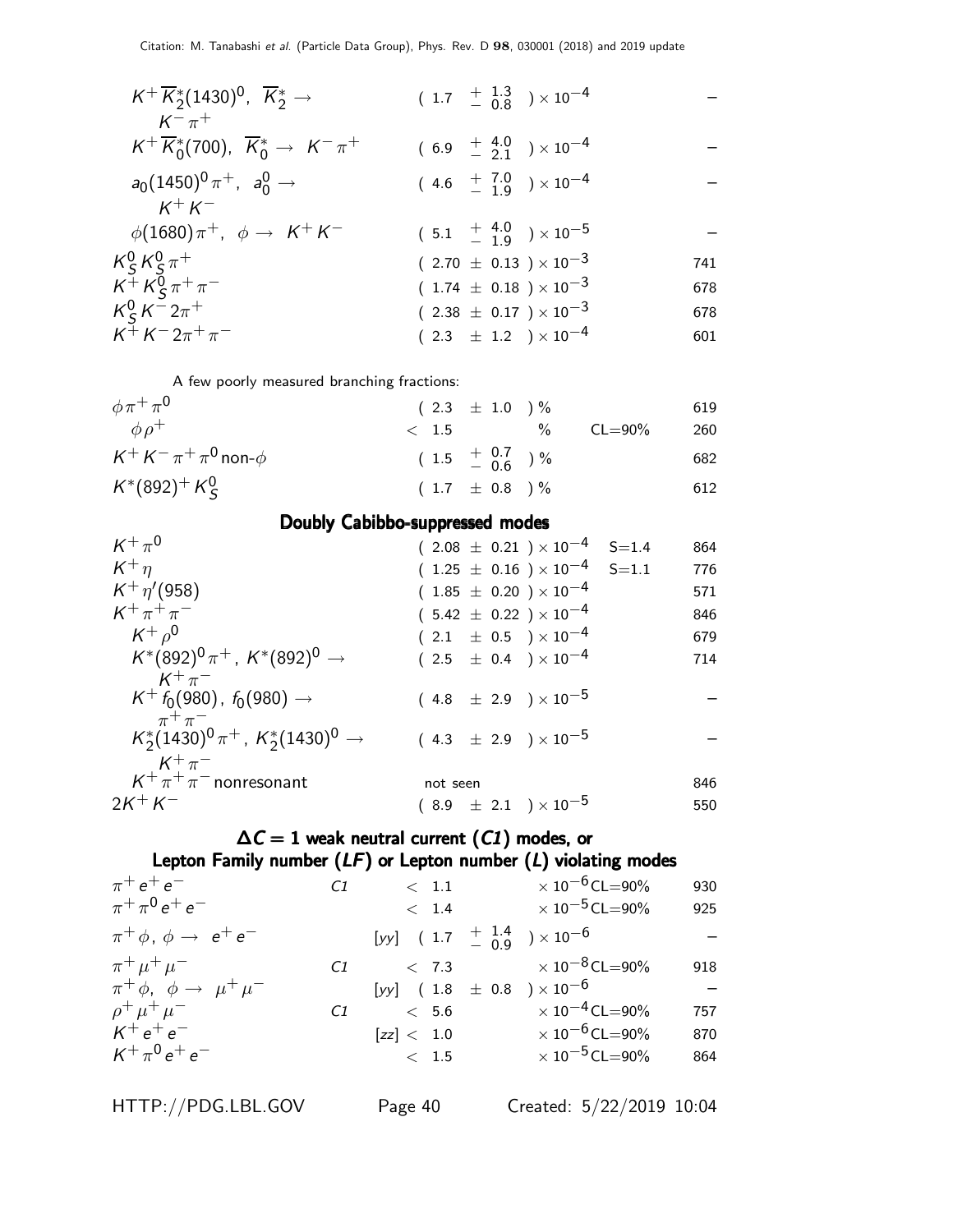| Mode | Fraction | | Scale factor/Confidence level | p (MeV/c) |
|---|---|---|---|---|
| $K^+ \overline{K}^*_2(1430)^0$, $\overline{K}^*_2 \to K^- \pi^+$ | $(1.7 \ {}^{+\ 1.3}_{-\ 0.8}) \times 10^{-4}$ | | | – |
| $K^+ \overline{K}^*_0(700)$, $\overline{K}^*_0 \to K^- \pi^+$ | $(6.9 \ {}^{+\ 4.0}_{-\ 2.1}) \times 10^{-4}$ | | | – |
| $a_0(1450)^0 \pi^+$, $a_0^0 \to K^+ K^-$ | $(4.6 \ {}^{+\ 7.0}_{-\ 1.9}) \times 10^{-4}$ | | | – |
| $\phi(1680) \pi^+$, $\phi \to K^+ K^-$ | $(5.1 \ {}^{+\ 4.0}_{-\ 1.9}) \times 10^{-5}$ | | | – |
| $K^0_S K^0_S \pi^+$ | $(2.70 \pm 0.13) \times 10^{-3}$ | | | 741 |
| $K^+ K^0_S \pi^+ \pi^-$ | $(1.74 \pm 0.18) \times 10^{-3}$ | | | 678 |
| $K^0_S K^- 2\pi^+$ | $(2.38 \pm 0.17) \times 10^{-3}$ | | | 678 |
| $K^+ K^- 2\pi^+ \pi^-$ | $(2.3 \pm 1.2) \times 10^{-4}$ | | | 601 |

A few poorly measured branching fractions:

| Mode | Fraction | | Scale factor/Confidence level | p (MeV/c) |
|---|---|---|---|---|
| $\phi \pi^+ \pi^0$ | $(2.3 \pm 1.0)$ % | | | 619 |
| $\phi \rho^+$ | $< 1.5$ % | | CL=90% | 260 |
| $K^+ K^- \pi^+ \pi^0$ non-$\phi$ | $(1.5 \ {}^{+\ 0.7}_{-\ 0.6})$ % | | | 682 |
| $K^*(892)^+ K^0_S$ | $(1.7 \pm 0.8)$ % | | | 612 |

## Doubly Cabibbo-suppressed modes

| Mode | Fraction | | Scale factor/Confidence level | p (MeV/c) |
|---|---|---|---|---|
| $K^+ \pi^0$ | $(2.08 \pm 0.21) \times 10^{-4}$ | | S=1.4 | 864 |
| $K^+ \eta$ | $(1.25 \pm 0.16) \times 10^{-4}$ | | S=1.1 | 776 |
| $K^+ \eta'(958)$ | $(1.85 \pm 0.20) \times 10^{-4}$ | | | 571 |
| $K^+ \pi^+ \pi^-$ | $(5.42 \pm 0.22) \times 10^{-4}$ | | | 846 |
| $K^+ \rho^0$ | $(2.1 \pm 0.5) \times 10^{-4}$ | | | 679 |
| $K^*(892)^0 \pi^+$, $K^*(892)^0 \to K^+ \pi^-$ | $(2.5 \pm 0.4) \times 10^{-4}$ | | | 714 |
| $K^+ f_0(980)$, $f_0(980) \to \pi^+ \pi^-$ | $(4.8 \pm 2.9) \times 10^{-5}$ | | | – |
| $K^*_2(1430)^0 \pi^+$, $K^*_2(1430)^0 \to K^+ \pi^-$ | $(4.3 \pm 2.9) \times 10^{-5}$ | | | – |
| $K^+ \pi^+ \pi^-$ nonresonant | not seen | | | 846 |
| $2K^+ K^-$ | $(8.9 \pm 2.1) \times 10^{-5}$ | | | 550 |

## $\Delta C = 1$ weak neutral current (*C1*) modes, or Lepton Family number (*LF*) or Lepton number (*L*) violating modes

| Mode | | Fraction | Scale factor/Confidence level | p (MeV/c) |
|---|---|---|---|---|
| $\pi^+ e^+ e^-$ | *C1* | $< 1.1 \times 10^{-6}$ | CL=90% | 930 |
| $\pi^+ \pi^0 e^+ e^-$ | | $< 1.4 \times 10^{-5}$ | CL=90% | 925 |
| $\pi^+ \phi$, $\phi \to e^+ e^-$ | | [yy] $(1.7 \ {}^{+\ 1.4}_{-\ 0.9}) \times 10^{-6}$ | | – |
| $\pi^+ \mu^+ \mu^-$ | *C1* | $< 7.3 \times 10^{-8}$ | CL=90% | 918 |
| $\pi^+ \phi$, $\phi \to \mu^+ \mu^-$ | | [yy] $(1.8 \pm 0.8) \times 10^{-6}$ | | – |
| $\rho^+ \mu^+ \mu^-$ | *C1* | $< 5.6 \times 10^{-4}$ | CL=90% | 757 |
| $K^+ e^+ e^-$ | | [zz] $< 1.0 \times 10^{-6}$ | CL=90% | 870 |
| $K^+ \pi^0 e^+ e^-$ | | $< 1.5 \times 10^{-5}$ | CL=90% | 864 |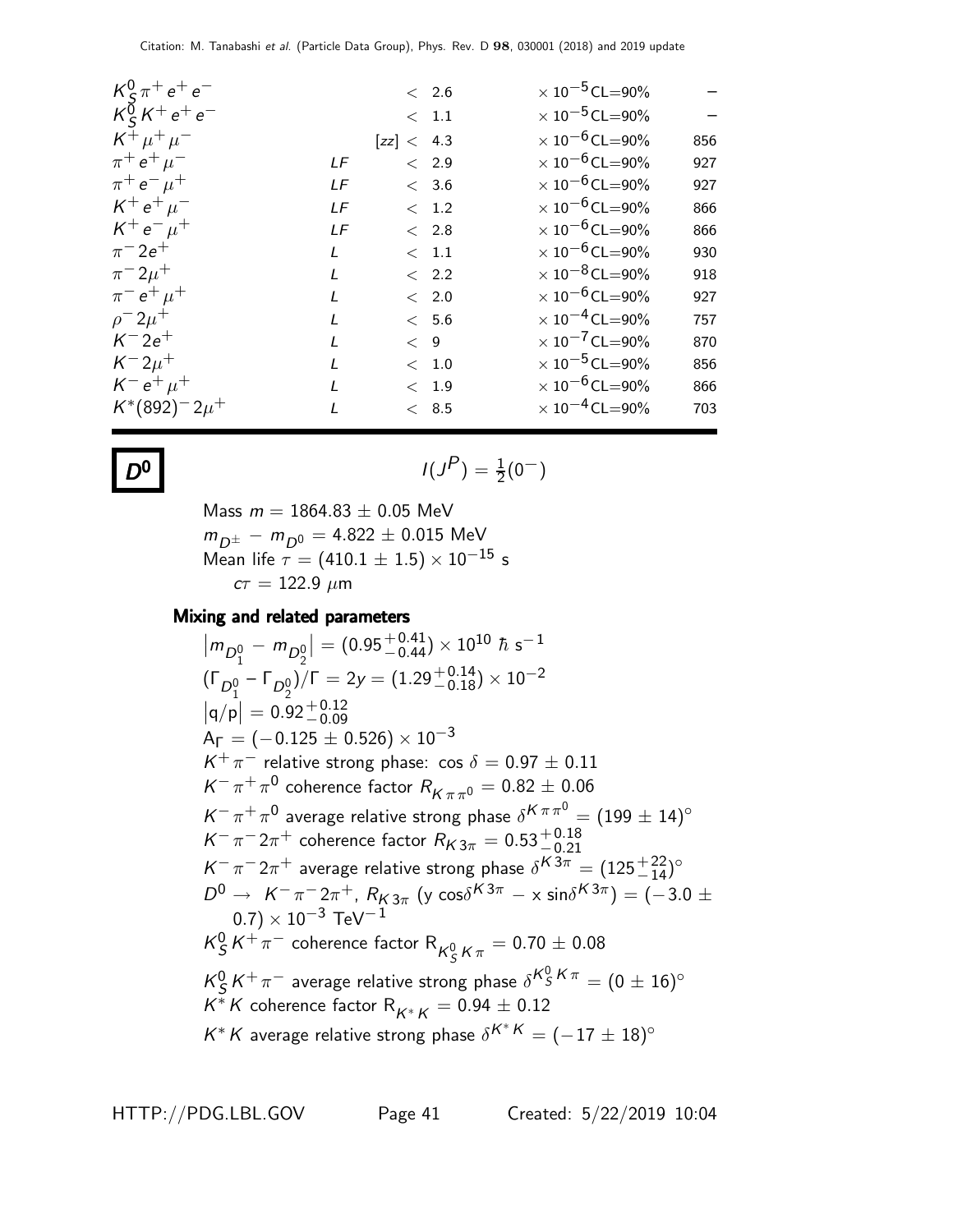| Mode | | | Limit | | p |
|---|---|---|---|---|---|
| $K^0_S \pi^+ e^+ e^-$ | | | $< 2.6$ | $\times 10^{-5}$ CL=90% | – |
| $K^0_S K^+ e^+ e^-$ | | | $< 1.1$ | $\times 10^{-5}$ CL=90% | – |
| $K^+ \mu^+ \mu^-$ | | [zz] | $< 4.3$ | $\times 10^{-6}$ CL=90% | 856 |
| $\pi^+ e^+ \mu^-$ | LF | | $< 2.9$ | $\times 10^{-6}$ CL=90% | 927 |
| $\pi^+ e^- \mu^+$ | LF | | $< 3.6$ | $\times 10^{-6}$ CL=90% | 927 |
| $K^+ e^+ \mu^-$ | LF | | $< 1.2$ | $\times 10^{-6}$ CL=90% | 866 |
| $K^+ e^- \mu^+$ | LF | | $< 2.8$ | $\times 10^{-6}$ CL=90% | 866 |
| $\pi^- 2e^+$ | L | | $< 1.1$ | $\times 10^{-6}$ CL=90% | 930 |
| $\pi^- 2\mu^+$ | L | | $< 2.2$ | $\times 10^{-8}$ CL=90% | 918 |
| $\pi^- e^+ \mu^+$ | L | | $< 2.0$ | $\times 10^{-6}$ CL=90% | 927 |
| $\rho^- 2\mu^+$ | L | | $< 5.6$ | $\times 10^{-4}$ CL=90% | 757 |
| $K^- 2e^+$ | L | | $< 9$ | $\times 10^{-7}$ CL=90% | 870 |
| $K^- 2\mu^+$ | L | | $< 1.0$ | $\times 10^{-5}$ CL=90% | 856 |
| $K^- e^+ \mu^+$ | L | | $< 1.9$ | $\times 10^{-6}$ CL=90% | 866 |
| $K^*(892)^- 2\mu^+$ | L | | $< 8.5$ | $\times 10^{-4}$ CL=90% | 703 |

# $D^0$

$$I(J^P) = \tfrac{1}{2}(0^-)$$

Mass $m = 1864.83 \pm 0.05$ MeV

$m_{D^\pm} - m_{D^0} = 4.822 \pm 0.015$ MeV

Mean life $\tau = (410.1 \pm 1.5) \times 10^{-15}$ s

$c\tau = 122.9$ $\mu$m

## Mixing and related parameters

$\left|m_{D^0_1} - m_{D^0_2}\right| = (0.95^{+0.41}_{-0.44}) \times 10^{10}$ $\hbar$ s$^{-1}$

$(\Gamma_{D^0_1} - \Gamma_{D^0_2})/\Gamma = 2y = (1.29^{+0.14}_{-0.18}) \times 10^{-2}$

$\left|q/p\right| = 0.92^{+0.12}_{-0.09}$

$A_\Gamma = (-0.125 \pm 0.526) \times 10^{-3}$

$K^+ \pi^-$ relative strong phase: $\cos\delta = 0.97 \pm 0.11$

$K^- \pi^+ \pi^0$ coherence factor $R_{K\pi\pi^0} = 0.82 \pm 0.06$

$K^- \pi^+ \pi^0$ average relative strong phase $\delta^{K\pi\pi^0} = (199 \pm 14)^\circ$

$K^- \pi^- 2\pi^+$ coherence factor $R_{K3\pi} = 0.53^{+0.18}_{-0.21}$

$K^- \pi^- 2\pi^+$ average relative strong phase $\delta^{K3\pi} = (125^{+22}_{-14})^\circ$

$D^0 \to K^- \pi^- 2\pi^+$, $R_{K3\pi}$ $(y \cos\delta^{K3\pi} - x \sin\delta^{K3\pi}) = (-3.0 \pm 0.7) \times 10^{-3}$ TeV$^{-1}$

$K^0_S K^+ \pi^-$ coherence factor $R_{K^0_S K\pi} = 0.70 \pm 0.08$

$K^0_S K^+ \pi^-$ average relative strong phase $\delta^{K^0_S K\pi} = (0 \pm 16)^\circ$

$K^* K$ coherence factor $R_{K^* K} = 0.94 \pm 0.12$

$K^* K$ average relative strong phase $\delta^{K^* K} = (-17 \pm 18)^\circ$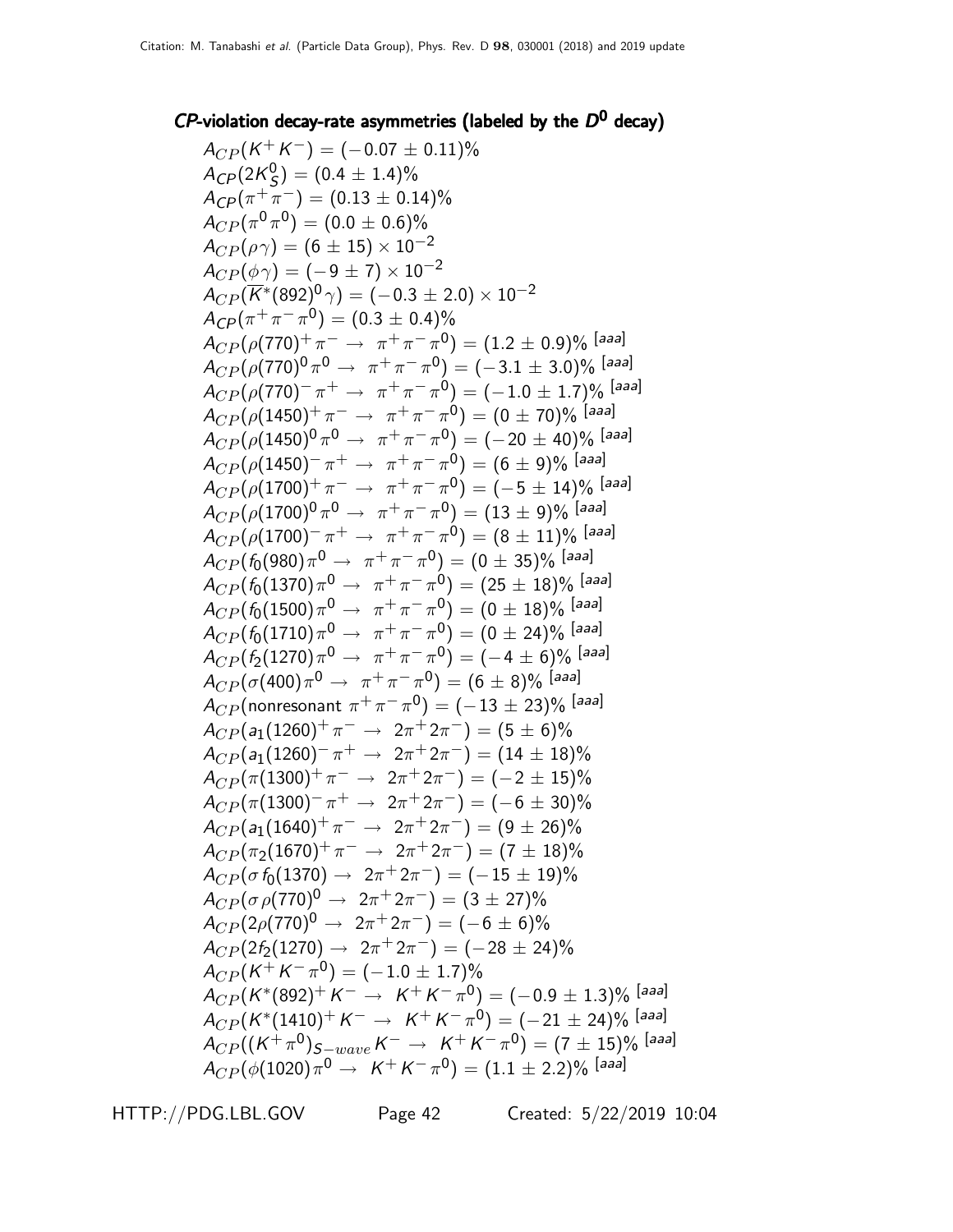### *CP*-violation decay-rate asymmetries (labeled by the $D^0$ decay)

$A_{CP}(K^+ K^-) = (-0.07 \pm 0.11)\%$

$A_{CP}(2K^0_S) = (0.4 \pm 1.4)\%$

$A_{CP}(\pi^+ \pi^-) = (0.13 \pm 0.14)\%$

$A_{CP}(\pi^0 \pi^0) = (0.0 \pm 0.6)\%$

$A_{CP}(\rho\gamma) = (6 \pm 15) \times 10^{-2}$

$A_{CP}(\phi\gamma) = (-9 \pm 7) \times 10^{-2}$

$A_{CP}(\overline{K}^*(892)^0 \gamma) = (-0.3 \pm 2.0) \times 10^{-2}$

$A_{CP}(\pi^+ \pi^- \pi^0) = (0.3 \pm 0.4)\%$

$A_{CP}(\rho(770)^+ \pi^- \rightarrow \pi^+ \pi^- \pi^0) = (1.2 \pm 0.9)\%$ [aaa]

$A_{CP}(\rho(770)^0 \pi^0 \rightarrow \pi^+ \pi^- \pi^0) = (-3.1 \pm 3.0)\%$ [aaa]

$A_{CP}(\rho(770)^- \pi^+ \rightarrow \pi^+ \pi^- \pi^0) = (-1.0 \pm 1.7)\%$ [aaa]

$A_{CP}(\rho(1450)^+ \pi^- \rightarrow \pi^+ \pi^- \pi^0) = (0 \pm 70)\%$ [aaa]

$A_{CP}(\rho(1450)^0 \pi^0 \rightarrow \pi^+ \pi^- \pi^0) = (-20 \pm 40)\%$ [aaa]

$A_{CP}(\rho(1450)^- \pi^+ \rightarrow \pi^+ \pi^- \pi^0) = (6 \pm 9)\%$ [aaa]

$A_{CP}(\rho(1700)^+ \pi^- \rightarrow \pi^+ \pi^- \pi^0) = (-5 \pm 14)\%$ [aaa]

$A_{CP}(\rho(1700)^0 \pi^0 \rightarrow \pi^+ \pi^- \pi^0) = (13 \pm 9)\%$ [aaa]

$A_{CP}(\rho(1700)^- \pi^+ \rightarrow \pi^+ \pi^- \pi^0) = (8 \pm 11)\%$ [aaa]

$A_{CP}(f_0(980) \pi^0 \rightarrow \pi^+ \pi^- \pi^0) = (0 \pm 35)\%$ [aaa]

$A_{CP}(f_0(1370) \pi^0 \rightarrow \pi^+ \pi^- \pi^0) = (25 \pm 18)\%$ [aaa]

$A_{CP}(f_0(1500) \pi^0 \rightarrow \pi^+ \pi^- \pi^0) = (0 \pm 18)\%$ [aaa]

$A_{CP}(f_0(1710) \pi^0 \rightarrow \pi^+ \pi^- \pi^0) = (0 \pm 24)\%$ [aaa]

$A_{CP}(f_2(1270) \pi^0 \rightarrow \pi^+ \pi^- \pi^0) = (-4 \pm 6)\%$ [aaa]

$A_{CP}(\sigma(400) \pi^0 \rightarrow \pi^+ \pi^- \pi^0) = (6 \pm 8)\%$ [aaa]

$A_{CP}(\text{nonresonant } \pi^+ \pi^- \pi^0) = (-13 \pm 23)\%$ [aaa]

$A_{CP}(a_1(1260)^+ \pi^- \rightarrow 2\pi^+ 2\pi^-) = (5 \pm 6)\%$

$A_{CP}(a_1(1260)^- \pi^+ \rightarrow 2\pi^+ 2\pi^-) = (14 \pm 18)\%$

$A_{CP}(\pi(1300)^+ \pi^- \rightarrow 2\pi^+ 2\pi^-) = (-2 \pm 15)\%$

$A_{CP}(\pi(1300)^- \pi^+ \rightarrow 2\pi^+ 2\pi^-) = (-6 \pm 30)\%$

$A_{CP}(a_1(1640)^+ \pi^- \rightarrow 2\pi^+ 2\pi^-) = (9 \pm 26)\%$

$A_{CP}(\pi_2(1670)^+ \pi^- \rightarrow 2\pi^+ 2\pi^-) = (7 \pm 18)\%$

$A_{CP}(\sigma f_0(1370) \rightarrow 2\pi^+ 2\pi^-) = (-15 \pm 19)\%$

$A_{CP}(\sigma \rho(770)^0 \rightarrow 2\pi^+ 2\pi^-) = (3 \pm 27)\%$

$A_{CP}(2\rho(770)^0 \rightarrow 2\pi^+ 2\pi^-) = (-6 \pm 6)\%$

$A_{CP}(2f_2(1270) \rightarrow 2\pi^+ 2\pi^-) = (-28 \pm 24)\%$

$A_{CP}(K^+ K^- \pi^0) = (-1.0 \pm 1.7)\%$

$A_{CP}(K^*(892)^+ K^- \rightarrow K^+ K^- \pi^0) = (-0.9 \pm 1.3)\%$ [aaa]

$A_{CP}(K^*(1410)^+ K^- \rightarrow K^+ K^- \pi^0) = (-21 \pm 24)\%$ [aaa]

$A_{CP}((K^+ \pi^0)_{S-wave} K^- \rightarrow K^+ K^- \pi^0) = (7 \pm 15)\%$ [aaa]

$A_{CP}(\phi(1020) \pi^0 \rightarrow K^+ K^- \pi^0) = (1.1 \pm 2.2)\%$ [aaa]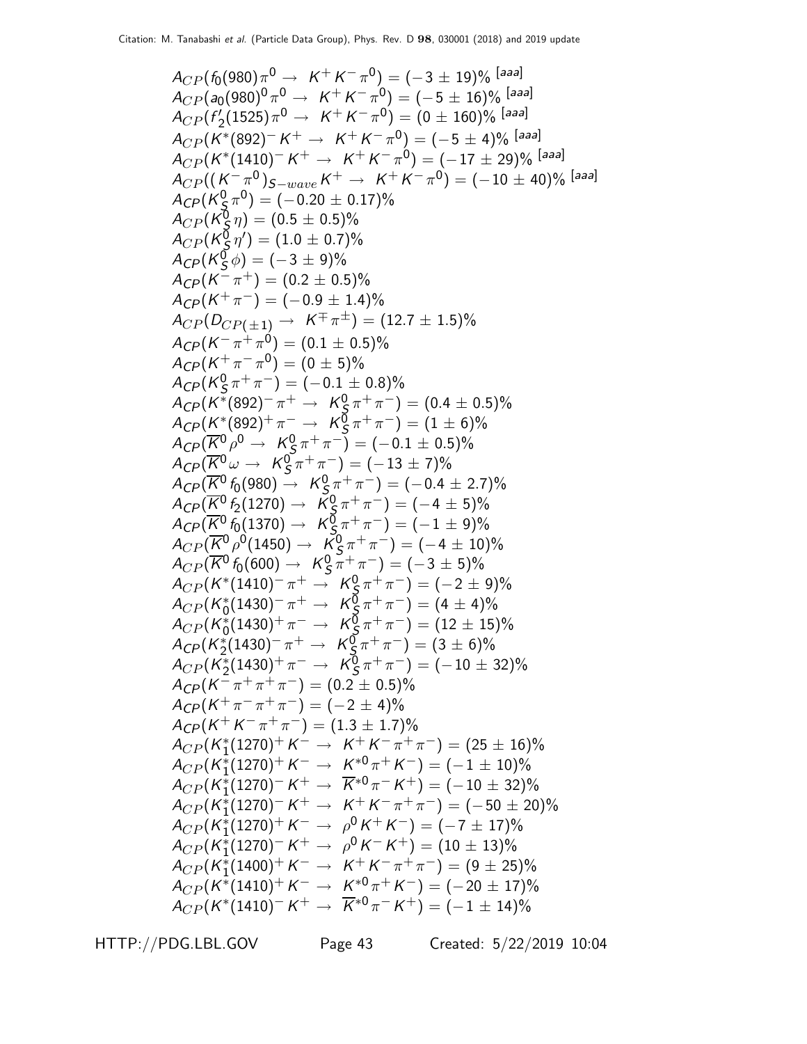$A_{CP}(f_0(980)\pi^0 \rightarrow K^+K^-\pi^0) = (-3 \pm 19)\%$ [aaa]
$A_{CP}(a_0(980)^0\pi^0 \rightarrow K^+K^-\pi^0) = (-5 \pm 16)\%$ [aaa]
$A_{CP}(f'_2(1525)\pi^0 \rightarrow K^+K^-\pi^0) = (0 \pm 160)\%$ [aaa]
$A_{CP}(K^*(892)^-K^+ \rightarrow K^+K^-\pi^0) = (-5 \pm 4)\%$ [aaa]
$A_{CP}(K^*(1410)^-K^+ \rightarrow K^+K^-\pi^0) = (-17 \pm 29)\%$ [aaa]
$A_{CP}((K^-\pi^0)_{S-wave}K^+ \rightarrow K^+K^-\pi^0) = (-10 \pm 40)\%$ [aaa]
$A_{CP}(K^0_S\pi^0) = (-0.20 \pm 0.17)\%$
$A_{CP}(K^0_S\eta) = (0.5 \pm 0.5)\%$
$A_{CP}(K^0_S\eta') = (1.0 \pm 0.7)\%$
$A_{CP}(K^0_S\phi) = (-3 \pm 9)\%$
$A_{CP}(K^-\pi^+) = (0.2 \pm 0.5)\%$
$A_{CP}(K^+\pi^-) = (-0.9 \pm 1.4)\%$
$A_{CP}(D_{CP(\pm1)} \rightarrow K^{\mp}\pi^{\pm}) = (12.7 \pm 1.5)\%$
$A_{CP}(K^-\pi^+\pi^0) = (0.1 \pm 0.5)\%$
$A_{CP}(K^+\pi^-\pi^0) = (0 \pm 5)\%$
$A_{CP}(K^0_S\pi^+\pi^-) = (-0.1 \pm 0.8)\%$
$A_{CP}(K^*(892)^-\pi^+ \rightarrow K^0_S\pi^+\pi^-) = (0.4 \pm 0.5)\%$
$A_{CP}(K^*(892)^+\pi^- \rightarrow K^0_S\pi^+\pi^-) = (1 \pm 6)\%$
$A_{CP}(\overline{K}^0\rho^0 \rightarrow K^0_S\pi^+\pi^-) = (-0.1 \pm 0.5)\%$
$A_{CP}(\overline{K}^0\omega \rightarrow K^0_S\pi^+\pi^-) = (-13 \pm 7)\%$
$A_{CP}(\overline{K}^0 f_0(980) \rightarrow K^0_S\pi^+\pi^-) = (-0.4 \pm 2.7)\%$
$A_{CP}(\overline{K}^0 f_2(1270) \rightarrow K^0_S\pi^+\pi^-) = (-4 \pm 5)\%$
$A_{CP}(\overline{K}^0 f_0(1370) \rightarrow K^0_S\pi^+\pi^-) = (-1 \pm 9)\%$
$A_{CP}(\overline{K}^0\rho^0(1450) \rightarrow K^0_S\pi^+\pi^-) = (-4 \pm 10)\%$
$A_{CP}(\overline{K}^0 f_0(600) \rightarrow K^0_S\pi^+\pi^-) = (-3 \pm 5)\%$
$A_{CP}(K^*(1410)^-\pi^+ \rightarrow K^0_S\pi^+\pi^-) = (-2 \pm 9)\%$
$A_{CP}(K^*_0(1430)^-\pi^+ \rightarrow K^0_S\pi^+\pi^-) = (4 \pm 4)\%$
$A_{CP}(K^*_0(1430)^+\pi^- \rightarrow K^0_S\pi^+\pi^-) = (12 \pm 15)\%$
$A_{CP}(K^*_2(1430)^-\pi^+ \rightarrow K^0_S\pi^+\pi^-) = (3 \pm 6)\%$
$A_{CP}(K^*_2(1430)^+\pi^- \rightarrow K^0_S\pi^+\pi^-) = (-10 \pm 32)\%$
$A_{CP}(K^-\pi^+\pi^+\pi^-) = (0.2 \pm 0.5)\%$
$A_{CP}(K^+\pi^-\pi^+\pi^-) = (-2 \pm 4)\%$
$A_{CP}(K^+K^-\pi^+\pi^-) = (1.3 \pm 1.7)\%$
$A_{CP}(K^*_1(1270)^+K^- \rightarrow K^+K^-\pi^+\pi^-) = (25 \pm 16)\%$
$A_{CP}(K^*_1(1270)^+K^- \rightarrow K^{*0}\pi^+K^-) = (-1 \pm 10)\%$
$A_{CP}(K^*_1(1270)^-K^+ \rightarrow \overline{K}^{*0}\pi^-K^+) = (-10 \pm 32)\%$
$A_{CP}(K^*_1(1270)^-K^+ \rightarrow K^+K^-\pi^+\pi^-) = (-50 \pm 20)\%$
$A_{CP}(K^*_1(1270)^+K^- \rightarrow \rho^0K^+K^-) = (-7 \pm 17)\%$
$A_{CP}(K^*_1(1270)^-K^+ \rightarrow \rho^0K^-K^+) = (10 \pm 13)\%$
$A_{CP}(K^*_1(1400)^+K^- \rightarrow K^+K^-\pi^+\pi^-) = (9 \pm 25)\%$
$A_{CP}(K^*(1410)^+K^- \rightarrow K^{*0}\pi^+K^-) = (-20 \pm 17)\%$
$A_{CP}(K^*(1410)^-K^+ \rightarrow \overline{K}^{*0}\pi^-K^+) = (-1 \pm 14)\%$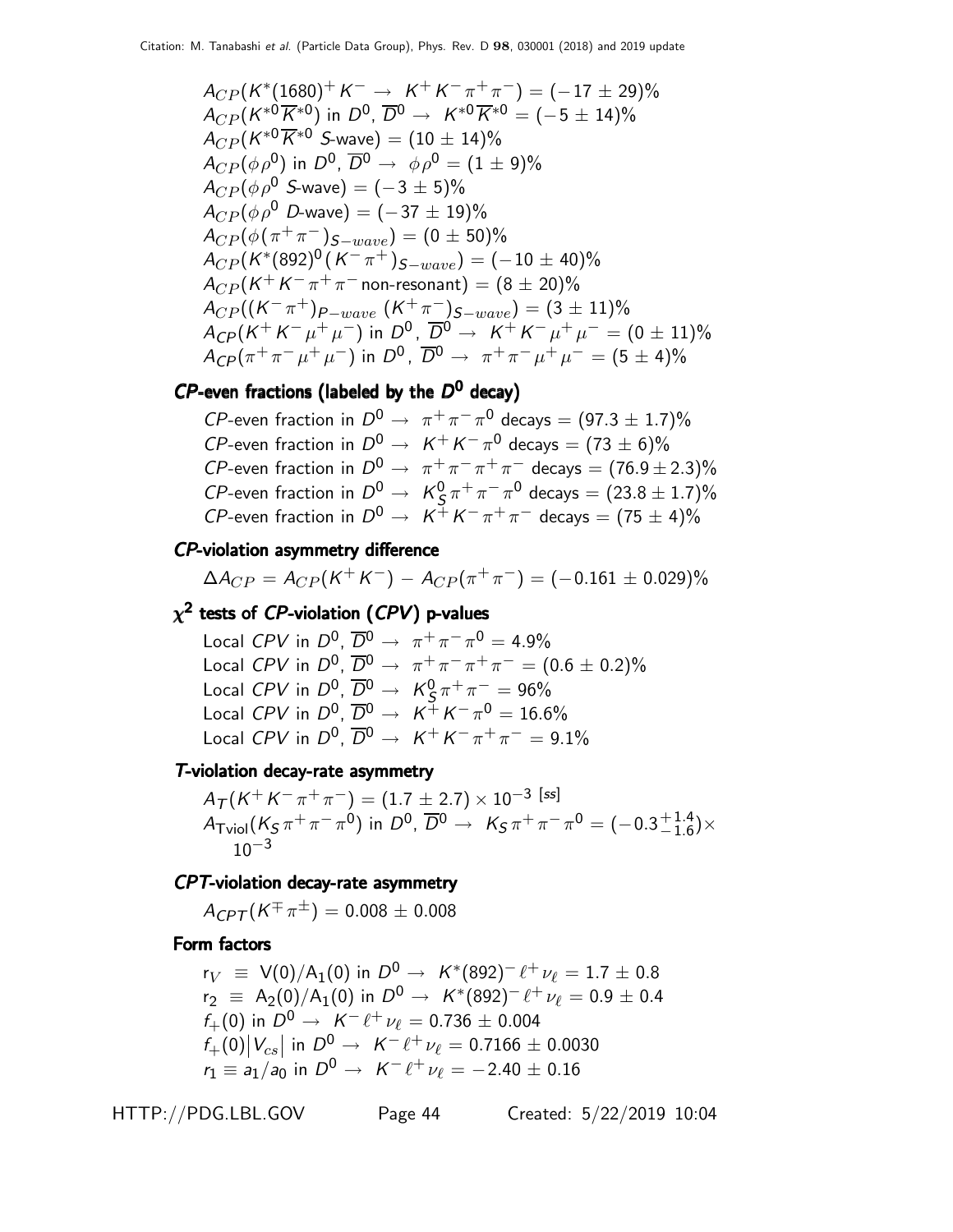$A_{CP}(K^*(1680)^+ K^- \rightarrow K^+ K^- \pi^+ \pi^-) = (-17 \pm 29)\%$
$A_{CP}(K^{*0}\overline{K}^{*0})$ in $D^0$, $\overline{D}^0 \rightarrow K^{*0}\overline{K}^{*0} = (-5 \pm 14)\%$
$A_{CP}(K^{*0}\overline{K}^{*0}$ $S$-wave$) = (10 \pm 14)\%$
$A_{CP}(\phi\rho^0)$ in $D^0$, $\overline{D}^0 \rightarrow \phi\rho^0 = (1 \pm 9)\%$
$A_{CP}(\phi\rho^0$ $S$-wave$) = (-3 \pm 5)\%$
$A_{CP}(\phi\rho^0$ $D$-wave$) = (-37 \pm 19)\%$
$A_{CP}(\phi(\pi^+\pi^-)_{S-wave}) = (0 \pm 50)\%$
$A_{CP}(K^*(892)^0(K^-\pi^+)_{S-wave}) = (-10 \pm 40)\%$
$A_{CP}(K^+ K^- \pi^+ \pi^-$ non-resonant$) = (8 \pm 20)\%$
$A_{CP}((K^-\pi^+)_{P-wave}\ (K^+\pi^-)_{S-wave}) = (3 \pm 11)\%$
$A_{CP}(K^+ K^- \mu^+ \mu^-)$ in $D^0$, $\overline{D}^0 \rightarrow K^+ K^- \mu^+ \mu^- = (0 \pm 11)\%$
$A_{CP}(\pi^+ \pi^- \mu^+ \mu^-)$ in $D^0$, $\overline{D}^0 \rightarrow \pi^+ \pi^- \mu^+ \mu^- = (5 \pm 4)\%$

### *CP*-even fractions (labeled by the $D^0$ decay)

*CP*-even fraction in $D^0 \rightarrow \pi^+\pi^-\pi^0$ decays $= (97.3 \pm 1.7)\%$
*CP*-even fraction in $D^0 \rightarrow K^+ K^- \pi^0$ decays $= (73 \pm 6)\%$
*CP*-even fraction in $D^0 \rightarrow \pi^+\pi^-\pi^+\pi^-$ decays $= (76.9 \pm 2.3)\%$
*CP*-even fraction in $D^0 \rightarrow K^0_S \pi^+\pi^-\pi^0$ decays $= (23.8 \pm 1.7)\%$
*CP*-even fraction in $D^0 \rightarrow K^+ K^- \pi^+ \pi^-$ decays $= (75 \pm 4)\%$

### *CP*-violation asymmetry difference

$\Delta A_{CP} = A_{CP}(K^+K^-) - A_{CP}(\pi^+\pi^-) = (-0.161 \pm 0.029)\%$

### $\chi^2$ tests of *CP*-violation (*CPV*) p-values

Local *CPV* in $D^0$, $\overline{D}^0 \rightarrow \pi^+\pi^-\pi^0 = 4.9\%$
Local *CPV* in $D^0$, $\overline{D}^0 \rightarrow \pi^+\pi^-\pi^+\pi^- = (0.6 \pm 0.2)\%$
Local *CPV* in $D^0$, $\overline{D}^0 \rightarrow K^0_S \pi^+\pi^- = 96\%$
Local *CPV* in $D^0$, $\overline{D}^0 \rightarrow K^+ K^- \pi^0 = 16.6\%$
Local *CPV* in $D^0$, $\overline{D}^0 \rightarrow K^+ K^- \pi^+ \pi^- = 9.1\%$

### *T*-violation decay-rate asymmetry

$A_T(K^+ K^- \pi^+ \pi^-) = (1.7 \pm 2.7) \times 10^{-3}$ [ss]
$A_{\text{Tviol}}(K_S \pi^+\pi^-\pi^0)$ in $D^0$, $\overline{D}^0 \rightarrow K_S \pi^+\pi^-\pi^0 = (-0.3^{+1.4}_{-1.6}) \times 10^{-3}$

### *CPT*-violation decay-rate asymmetry

$A_{CPT}(K^\mp \pi^\pm) = 0.008 \pm 0.008$

### Form factors

$r_V \equiv V(0)/A_1(0)$ in $D^0 \rightarrow K^*(892)^- \ell^+ \nu_\ell = 1.7 \pm 0.8$
$r_2 \equiv A_2(0)/A_1(0)$ in $D^0 \rightarrow K^*(892)^- \ell^+ \nu_\ell = 0.9 \pm 0.4$
$f_+(0)$ in $D^0 \rightarrow K^- \ell^+ \nu_\ell = 0.736 \pm 0.004$
$f_+(0)|V_{cs}|$ in $D^0 \rightarrow K^- \ell^+ \nu_\ell = 0.7166 \pm 0.0030$
$r_1 \equiv a_1/a_0$ in $D^0 \rightarrow K^- \ell^+ \nu_\ell = -2.40 \pm 0.16$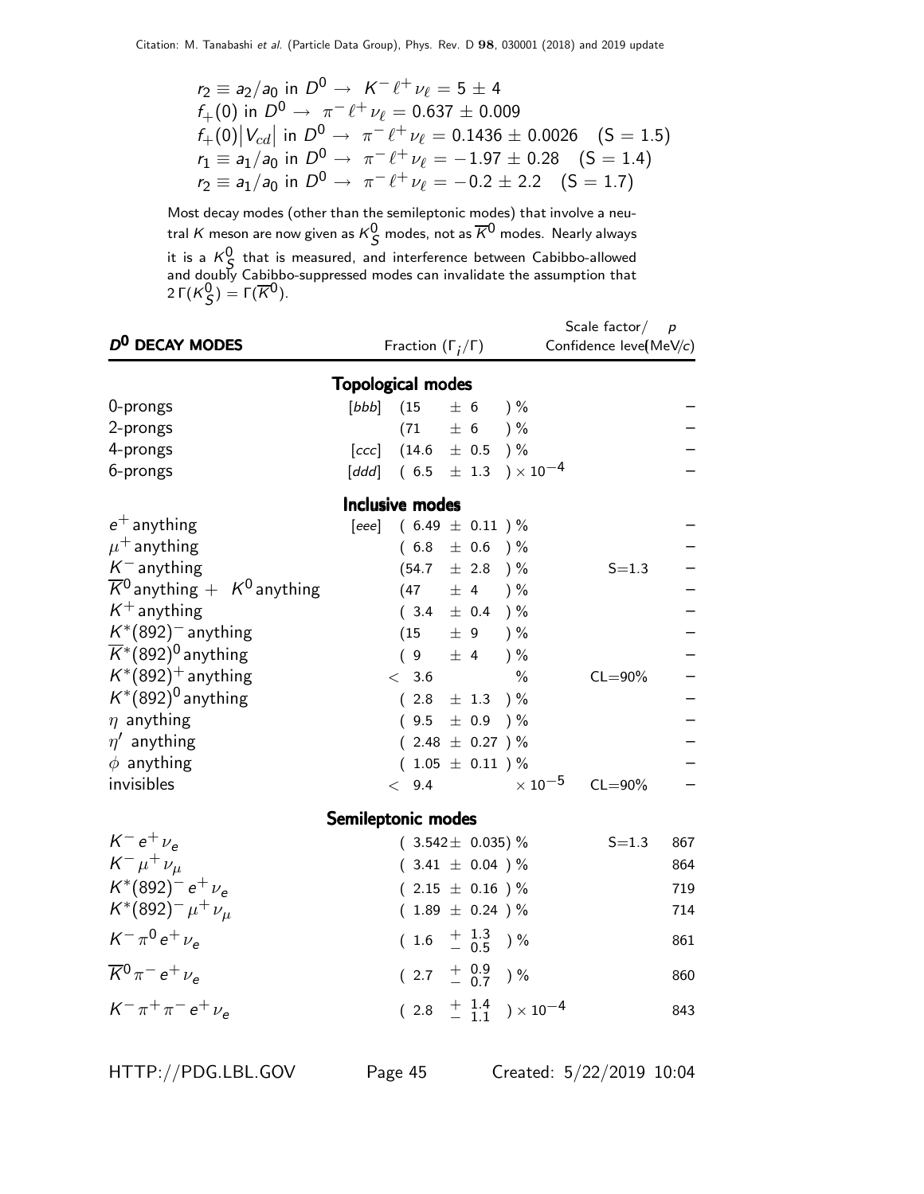$r_2 \equiv a_2/a_0$ in $D^0 \rightarrow K^- \ell^+ \nu_\ell = 5 \pm 4$
$f_+(0)$ in $D^0 \rightarrow \pi^- \ell^+ \nu_\ell = 0.637 \pm 0.009$
$f_+(0)|V_{cd}|$ in $D^0 \rightarrow \pi^- \ell^+ \nu_\ell = 0.1436 \pm 0.0026$ (S = 1.5)
$r_1 \equiv a_1/a_0$ in $D^0 \rightarrow \pi^- \ell^+ \nu_\ell = -1.97 \pm 0.28$ (S = 1.4)
$r_2 \equiv a_1/a_0$ in $D^0 \rightarrow \pi^- \ell^+ \nu_\ell = -0.2 \pm 2.2$ (S = 1.7)

Most decay modes (other than the semileptonic modes) that involve a neutral $K$ meson are now given as $K^0_S$ modes, not as $\overline{K}^0$ modes. Nearly always it is a $K^0_S$ that is measured, and interference between Cabibbo-allowed and doubly Cabibbo-suppressed modes can invalidate the assumption that $2\,\Gamma(K^0_S) = \Gamma(\overline{K}^0)$.

| $D^0$ DECAY MODES | | Fraction ($\Gamma_i/\Gamma$) | Scale factor/ Confidence level | $p$ (MeV/$c$) |
|---|---|---|---|---|
| **Topological modes** | | | | |
| 0-prongs | [bbb] | $(15 \pm 6)$ % | | – |
| 2-prongs | | $(71 \pm 6)$ % | | – |
| 4-prongs | [ccc] | $(14.6 \pm 0.5)$ % | | – |
| 6-prongs | [ddd] | $(6.5 \pm 1.3) \times 10^{-4}$ | | – |
| **Inclusive modes** | | | | |
| $e^+$ anything | [eee] | $(6.49 \pm 0.11)$ % | | – |
| $\mu^+$ anything | | $(6.8 \pm 0.6)$ % | | – |
| $K^-$ anything | | $(54.7 \pm 2.8)$ % | S=1.3 | – |
| $\overline{K}^0$ anything + $K^0$ anything | | $(47 \pm 4)$ % | | – |
| $K^+$ anything | | $(3.4 \pm 0.4)$ % | | – |
| $K^*(892)^-$ anything | | $(15 \pm 9)$ % | | – |
| $\overline{K}^*(892)^0$ anything | | $(9 \pm 4)$ % | | – |
| $K^*(892)^+$ anything | | $< 3.6$ % | CL=90% | – |
| $K^*(892)^0$ anything | | $(2.8 \pm 1.3)$ % | | – |
| $\eta$ anything | | $(9.5 \pm 0.9)$ % | | – |
| $\eta'$ anything | | $(2.48 \pm 0.27)$ % | | – |
| $\phi$ anything | | $(1.05 \pm 0.11)$ % | | – |
| invisibles | | $< 9.4 \times 10^{-5}$ | CL=90% | – |
| **Semileptonic modes** | | | | |
| $K^- e^+ \nu_e$ | | $(3.542 \pm 0.035)$ % | S=1.3 | 867 |
| $K^- \mu^+ \nu_\mu$ | | $(3.41 \pm 0.04)$ % | | 864 |
| $K^*(892)^- e^+ \nu_e$ | | $(2.15 \pm 0.16)$ % | | 719 |
| $K^*(892)^- \mu^+ \nu_\mu$ | | $(1.89 \pm 0.24)$ % | | 714 |
| $K^- \pi^0 e^+ \nu_e$ | | $(1.6 \,^{+1.3}_{-0.5})$ % | | 861 |
| $\overline{K}^0 \pi^- e^+ \nu_e$ | | $(2.7 \,^{+0.9}_{-0.7})$ % | | 860 |
| $K^- \pi^+ \pi^- e^+ \nu_e$ | | $(2.8 \,^{+1.4}_{-1.1}) \times 10^{-4}$ | | 843 |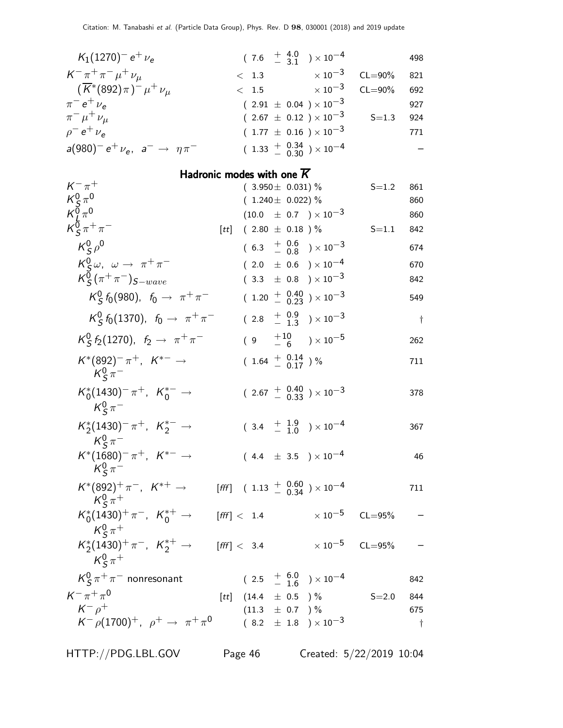| Mode | | Fraction ($\Gamma_i/\Gamma$) | Scale factor/ Confidence level | $p$ (MeV/c) |
|---|---|---|---|---|
| $K_1(1270)^- e^+ \nu_e$ | | $(7.6\ ^{+\ 4.0}_{-\ 3.1}) \times 10^{-4}$ | | 498 |
| $K^- \pi^+ \pi^- \mu^+ \nu_\mu$ | | $< 1.3 \times 10^{-3}$ | CL=90% | 821 |
| $(\overline{K}^*(892)\pi)^- \mu^+ \nu_\mu$ | | $< 1.5 \times 10^{-3}$ | CL=90% | 692 |
| $\pi^- e^+ \nu_e$ | | $(2.91 \pm 0.04) \times 10^{-3}$ | | 927 |
| $\pi^- \mu^+ \nu_\mu$ | | $(2.67 \pm 0.12) \times 10^{-3}$ | S=1.3 | 924 |
| $\rho^- e^+ \nu_e$ | | $(1.77 \pm 0.16) \times 10^{-3}$ | | 771 |
| $a(980)^- e^+ \nu_e,\ a^- \to \eta\pi^-$ | | $(1.33\ ^{+\ 0.34}_{-\ 0.30}) \times 10^{-4}$ | | – |

## Hadronic modes with one $\overline{K}$

| Mode | | Fraction ($\Gamma_i/\Gamma$) | Scale factor/ Confidence level | $p$ (MeV/c) |
|---|---|---|---|---|
| $K^- \pi^+$ | | $(3.950 \pm 0.031)$ % | S=1.2 | 861 |
| $K^0_S \pi^0$ | | $(1.240 \pm 0.022)$ % | | 860 |
| $K^0_L \pi^0$ | | $(10.0 \pm 0.7) \times 10^{-3}$ | | 860 |
| $K^0_S \pi^+ \pi^-$ | [tt] | $(2.80 \pm 0.18)$ % | S=1.1 | 842 |
| $K^0_S \rho^0$ | | $(6.3\ ^{+\ 0.6}_{-\ 0.8}) \times 10^{-3}$ | | 674 |
| $K^0_S \omega,\ \omega \to \pi^+\pi^-$ | | $(2.0 \pm 0.6) \times 10^{-4}$ | | 670 |
| $K^0_S (\pi^+\pi^-)_{S-wave}$ | | $(3.3 \pm 0.8) \times 10^{-3}$ | | 842 |
| $K^0_S f_0(980),\ f_0 \to \pi^+\pi^-$ | | $(1.20\ ^{+\ 0.40}_{-\ 0.23}) \times 10^{-3}$ | | 549 |
| $K^0_S f_0(1370),\ f_0 \to \pi^+\pi^-$ | | $(2.8\ ^{+\ 0.9}_{-\ 1.3}) \times 10^{-3}$ | | † |
| $K^0_S f_2(1270),\ f_2 \to \pi^+\pi^-$ | | $(9\ ^{+10}_{-\ 6}) \times 10^{-5}$ | | 262 |
| $K^*(892)^- \pi^+,\ K^{*-} \to K^0_S \pi^-$ | | $(1.64\ ^{+\ 0.14}_{-\ 0.17})$ % | | 711 |
| $K^*_0(1430)^- \pi^+,\ K^{*-}_0 \to K^0_S \pi^-$ | | $(2.67\ ^{+\ 0.40}_{-\ 0.33}) \times 10^{-3}$ | | 378 |
| $K^*_2(1430)^- \pi^+,\ K^{*-}_2 \to K^0_S \pi^-$ | | $(3.4\ ^{+\ 1.9}_{-\ 1.0}) \times 10^{-4}$ | | 367 |
| $K^*(1680)^- \pi^+,\ K^{*-} \to K^0_S \pi^-$ | | $(4.4 \pm 3.5) \times 10^{-4}$ | | 46 |
| $K^*(892)^+ \pi^-,\ K^{*+} \to K^0_S \pi^+$ | [fff] | $(1.13\ ^{+\ 0.60}_{-\ 0.34}) \times 10^{-4}$ | | 711 |
| $K^*_0(1430)^+ \pi^-,\ K^{*+}_0 \to K^0_S \pi^+$ | [fff] | $< 1.4 \times 10^{-5}$ | CL=95% | – |
| $K^*_2(1430)^+ \pi^-,\ K^{*+}_2 \to K^0_S \pi^+$ | [fff] | $< 3.4 \times 10^{-5}$ | CL=95% | – |
| $K^0_S \pi^+ \pi^-$ nonresonant | | $(2.5\ ^{+\ 6.0}_{-\ 1.6}) \times 10^{-4}$ | | 842 |
| $K^- \pi^+ \pi^0$ | [tt] | $(14.4 \pm 0.5)$ % | S=2.0 | 844 |
| $K^- \rho^+$ | | $(11.3 \pm 0.7)$ % | | 675 |
| $K^- \rho(1700)^+,\ \rho^+ \to \pi^+\pi^0$ | | $(8.2 \pm 1.8) \times 10^{-3}$ | | † |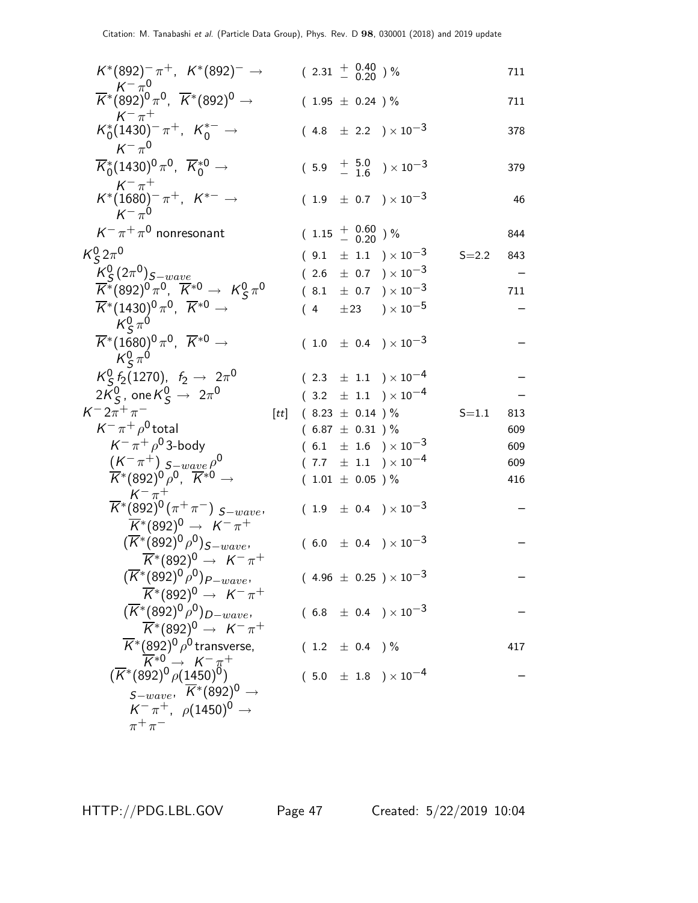| Mode | | Fraction ($\Gamma_i/\Gamma$) | Scale factor | p (MeV/c) |
|---|---|---|---|---|
| $K^*(892)^- \pi^+$, $K^*(892)^- \rightarrow K^- \pi^0$ | | $(2.31 \; {}^{+\;0.40}_{-\;0.20})$ % | | 711 |
| $\overline{K}^*(892)^0 \pi^0$, $\overline{K}^*(892)^0 \rightarrow K^- \pi^+$ | | $(1.95 \pm 0.24)$ % | | 711 |
| $K_0^*(1430)^- \pi^+$, $K_0^{*-} \rightarrow K^- \pi^0$ | | $(4.8 \pm 2.2) \times 10^{-3}$ | | 378 |
| $\overline{K}_0^*(1430)^0 \pi^0$, $\overline{K}_0^{*0} \rightarrow K^- \pi^+$ | | $(5.9 \; {}^{+\;5.0}_{-\;1.6}) \times 10^{-3}$ | | 379 |
| $K^*(1680)^- \pi^+$, $K^{*-} \rightarrow K^- \pi^0$ | | $(1.9 \pm 0.7) \times 10^{-3}$ | | 46 |
| $K^- \pi^+ \pi^0$ nonresonant | | $(1.15 \; {}^{+\;0.60}_{-\;0.20})$ % | | 844 |
| $K_S^0 2\pi^0$ | | $(9.1 \pm 1.1) \times 10^{-3}$ | S=2.2 | 843 |
| $K_S^0 (2\pi^0)_{S-wave}$ | | $(2.6 \pm 0.7) \times 10^{-3}$ | | – |
| $\overline{K}^*(892)^0 \pi^0$, $\overline{K}^{*0} \rightarrow K_S^0 \pi^0$ | | $(8.1 \pm 0.7) \times 10^{-3}$ | | 711 |
| $\overline{K}^*(1430)^0 \pi^0$, $\overline{K}^{*0} \rightarrow K_S^0 \pi^0$ | | $(4 \pm 23) \times 10^{-5}$ | | – |
| $\overline{K}^*(1680)^0 \pi^0$, $\overline{K}^{*0} \rightarrow K_S^0 \pi^0$ | | $(1.0 \pm 0.4) \times 10^{-3}$ | | – |
| $K_S^0 f_2(1270)$, $f_2 \rightarrow 2\pi^0$ | | $(2.3 \pm 1.1) \times 10^{-4}$ | | – |
| $2K_S^0$, one $K_S^0 \rightarrow 2\pi^0$ | | $(3.2 \pm 1.1) \times 10^{-4}$ | | – |
| $K^- 2\pi^+ \pi^-$ | [tt] | $(8.23 \pm 0.14)$ % | S=1.1 | 813 |
| $K^- \pi^+ \rho^0$ total | | $(6.87 \pm 0.31)$ % | | 609 |
| $K^- \pi^+ \rho^0$ 3-body | | $(6.1 \pm 1.6) \times 10^{-3}$ | | 609 |
| $(K^- \pi^+)_{S-wave} \rho^0$ | | $(7.7 \pm 1.1) \times 10^{-4}$ | | 609 |
| $\overline{K}^*(892)^0 \rho^0$, $\overline{K}^{*0} \rightarrow K^- \pi^+$ | | $(1.01 \pm 0.05)$ % | | 416 |
| $\overline{K}^*(892)^0 (\pi^+ \pi^-)_{S-wave}$, $\overline{K}^*(892)^0 \rightarrow K^- \pi^+$ | | $(1.9 \pm 0.4) \times 10^{-3}$ | | – |
| $(\overline{K}^*(892)^0 \rho^0)_{S-wave}$, $\overline{K}^*(892)^0 \rightarrow K^- \pi^+$ | | $(6.0 \pm 0.4) \times 10^{-3}$ | | – |
| $(\overline{K}^*(892)^0 \rho^0)_{P-wave}$, $\overline{K}^*(892)^0 \rightarrow K^- \pi^+$ | | $(4.96 \pm 0.25) \times 10^{-3}$ | | – |
| $(\overline{K}^*(892)^0 \rho^0)_{D-wave}$, $\overline{K}^*(892)^0 \rightarrow K^- \pi^+$ | | $(6.8 \pm 0.4) \times 10^{-3}$ | | – |
| $\overline{K}^*(892)^0 \rho^0$ transverse, $\overline{K}^{*0} \rightarrow K^- \pi^+$ | | $(1.2 \pm 0.4)$ % | | 417 |
| $(\overline{K}^*(892)^0 \rho(1450)^0)_{S-wave}$, $\overline{K}^*(892)^0 \rightarrow K^- \pi^+$, $\rho(1450)^0 \rightarrow \pi^+ \pi^-$ | | $(5.0 \pm 1.8) \times 10^{-4}$ | | – |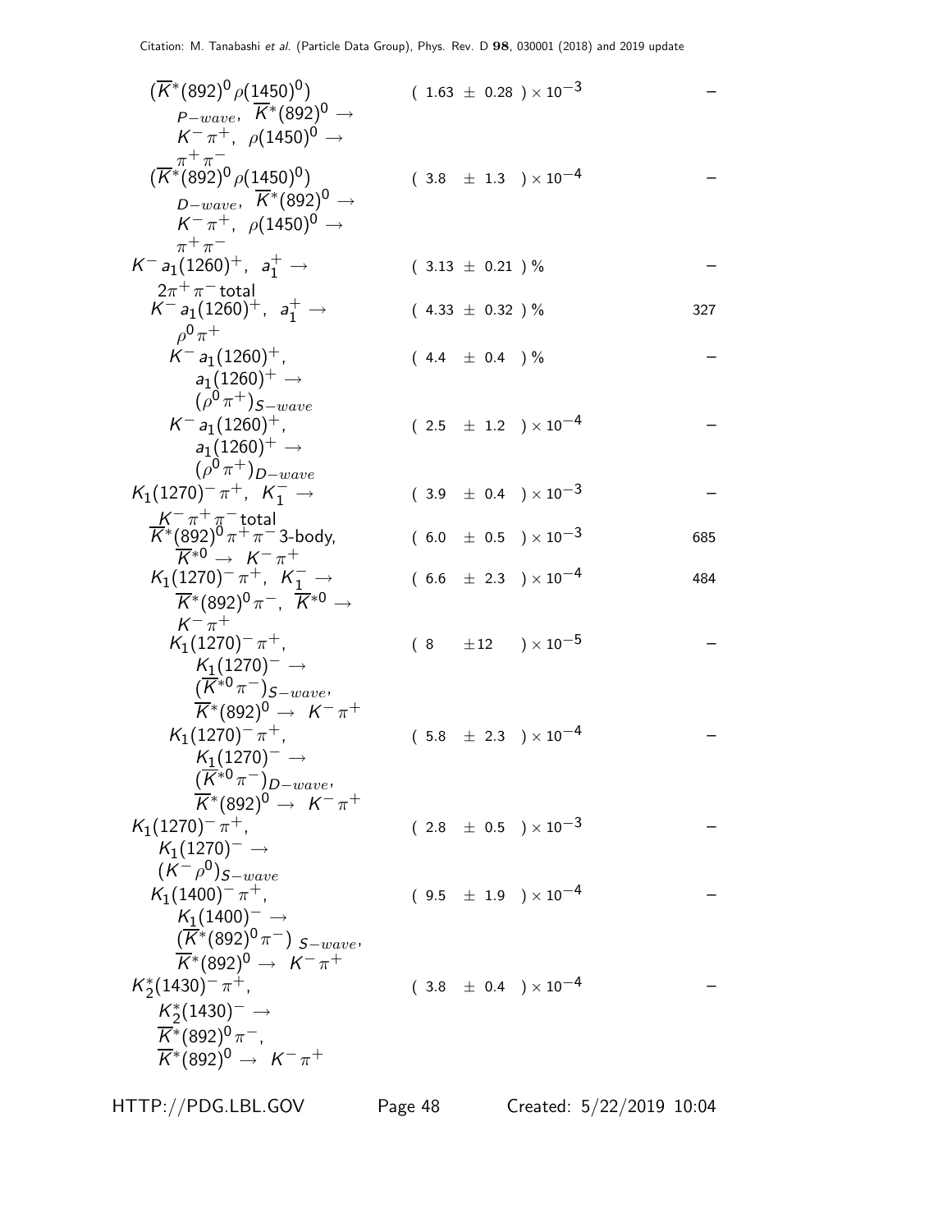| Mode | Fraction ($\Gamma_i/\Gamma$) | $p$ (MeV/c) |
|---|---|---|
| $(\overline{K}^*(892)^0 \rho(1450)^0)$ $_{P-wave}$, $\overline{K}^*(892)^0 \rightarrow K^- \pi^+$, $\rho(1450)^0 \rightarrow \pi^+ \pi^-$ | $(1.63 \pm 0.28) \times 10^{-3}$ | – |
| $(\overline{K}^*(892)^0 \rho(1450)^0)$ $_{D-wave}$, $\overline{K}^*(892)^0 \rightarrow K^- \pi^+$, $\rho(1450)^0 \rightarrow \pi^+ \pi^-$ | $(3.8 \pm 1.3) \times 10^{-4}$ | – |
| $K^- a_1(1260)^+$, $a_1^+ \rightarrow 2\pi^+ \pi^-$ total | $(3.13 \pm 0.21)$ % | – |
| $K^- a_1(1260)^+$, $a_1^+ \rightarrow \rho^0 \pi^+$ | $(4.33 \pm 0.32)$ % | 327 |
| $K^- a_1(1260)^+$, $a_1(1260)^+ \rightarrow (\rho^0 \pi^+)_{S-wave}$ | $(4.4 \pm 0.4)$ % | – |
| $K^- a_1(1260)^+$, $a_1(1260)^+ \rightarrow (\rho^0 \pi^+)_{D-wave}$ | $(2.5 \pm 1.2) \times 10^{-4}$ | – |
| $K_1(1270)^- \pi^+$, $K_1^- \rightarrow K^- \pi^+ \pi^-$ total | $(3.9 \pm 0.4) \times 10^{-3}$ | – |
| $\overline{K}^*(892)^0 \pi^+ \pi^-$ 3-body, $\overline{K}^{*0} \rightarrow K^- \pi^+$ | $(6.0 \pm 0.5) \times 10^{-3}$ | 685 |
| $K_1(1270)^- \pi^+$, $K_1^- \rightarrow \overline{K}^*(892)^0 \pi^-$, $\overline{K}^{*0} \rightarrow K^- \pi^+$ | $(6.6 \pm 2.3) \times 10^{-4}$ | 484 |
| $K_1(1270)^- \pi^+$, $K_1(1270)^- \rightarrow (\overline{K}^{*0} \pi^-)_{S-wave}$, $\overline{K}^*(892)^0 \rightarrow K^- \pi^+$ | $(8 \pm 12) \times 10^{-5}$ | – |
| $K_1(1270)^- \pi^+$, $K_1(1270)^- \rightarrow (\overline{K}^{*0} \pi^-)_{D-wave}$, $\overline{K}^*(892)^0 \rightarrow K^- \pi^+$ | $(5.8 \pm 2.3) \times 10^{-4}$ | – |
| $K_1(1270)^- \pi^+$, $K_1(1270)^- \rightarrow (K^- \rho^0)_{S-wave}$ | $(2.8 \pm 0.5) \times 10^{-3}$ | – |
| $K_1(1400)^- \pi^+$, $K_1(1400)^- \rightarrow (\overline{K}^*(892)^0 \pi^-)$ $_{S-wave}$, $\overline{K}^*(892)^0 \rightarrow K^- \pi^+$ | $(9.5 \pm 1.9) \times 10^{-4}$ | – |
| $K_2^*(1430)^- \pi^+$, $K_2^*(1430)^- \rightarrow \overline{K}^*(892)^0 \pi^-$, $\overline{K}^*(892)^0 \rightarrow K^- \pi^+$ | $(3.8 \pm 0.4) \times 10^{-4}$ | – |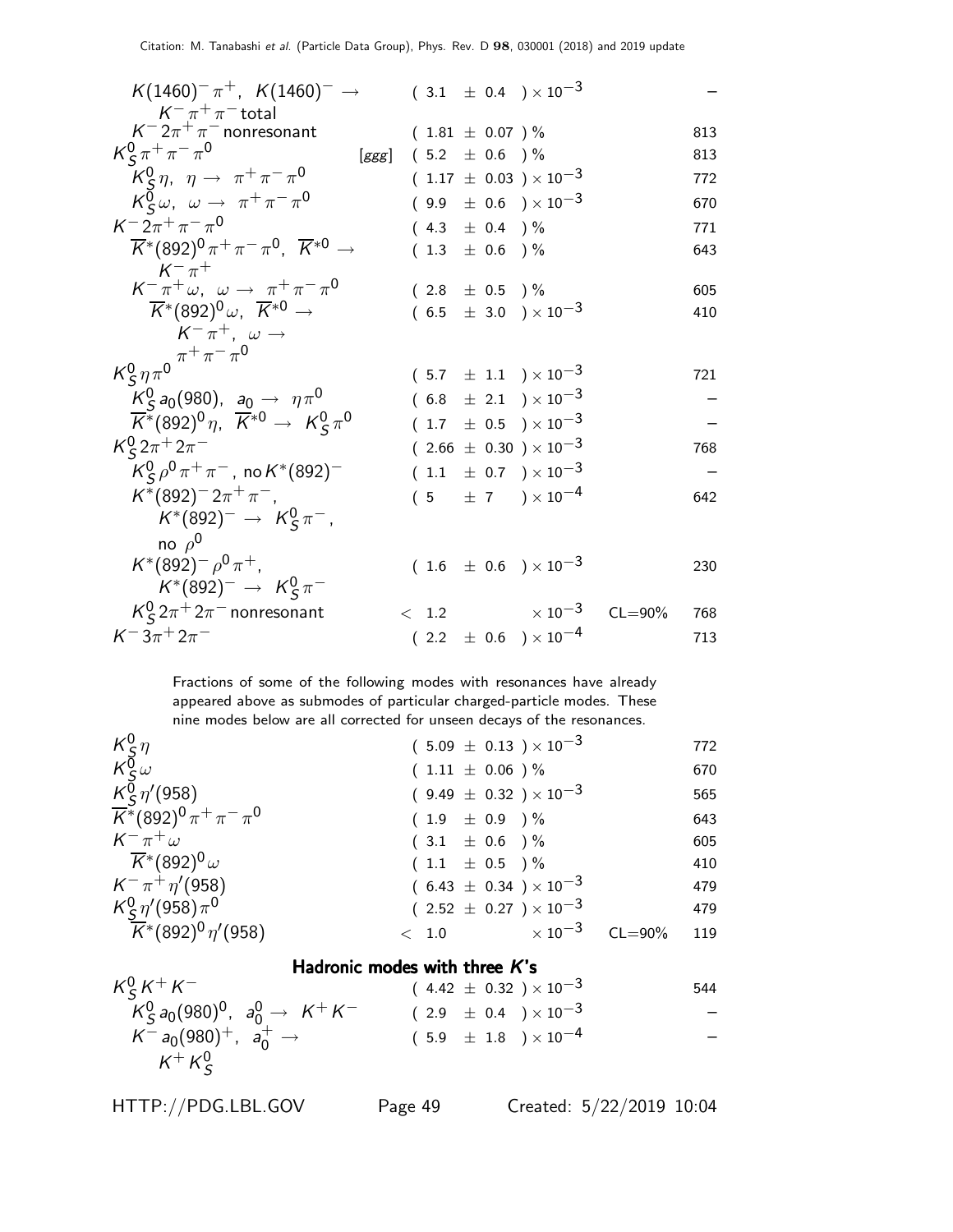| Mode | | Fraction | | p (MeV/c) |
|---|---|---|---|---|
| $K(1460)^- \pi^+$, $K(1460)^- \to K^- \pi^+ \pi^-$ total | | $(3.1 \pm 0.4) \times 10^{-3}$ | | – |
| $K^- 2\pi^+ \pi^-$ nonresonant | | $(1.81 \pm 0.07)$ % | | 813 |
| $K^0_S \pi^+ \pi^- \pi^0$ | [ggg] | $(5.2 \pm 0.6)$ % | | 813 |
| $K^0_S \eta$, $\eta \to \pi^+ \pi^- \pi^0$ | | $(1.17 \pm 0.03) \times 10^{-3}$ | | 772 |
| $K^0_S \omega$, $\omega \to \pi^+ \pi^- \pi^0$ | | $(9.9 \pm 0.6) \times 10^{-3}$ | | 670 |
| $K^- 2\pi^+ \pi^- \pi^0$ | | $(4.3 \pm 0.4)$ % | | 771 |
| $\overline{K}^*(892)^0 \pi^+ \pi^- \pi^0$, $\overline{K}^{*0} \to K^- \pi^+$ | | $(1.3 \pm 0.6)$ % | | 643 |
| $K^- \pi^+ \omega$, $\omega \to \pi^+ \pi^- \pi^0$ | | $(2.8 \pm 0.5)$ % | | 605 |
| $\overline{K}^*(892)^0 \omega$, $\overline{K}^{*0} \to K^- \pi^+$, $\omega \to \pi^+ \pi^- \pi^0$ | | $(6.5 \pm 3.0) \times 10^{-3}$ | | 410 |
| $K^0_S \eta \pi^0$ | | $(5.7 \pm 1.1) \times 10^{-3}$ | | 721 |
| $K^0_S a_0(980)$, $a_0 \to \eta \pi^0$ | | $(6.8 \pm 2.1) \times 10^{-3}$ | | – |
| $\overline{K}^*(892)^0 \eta$, $\overline{K}^{*0} \to K^0_S \pi^0$ | | $(1.7 \pm 0.5) \times 10^{-3}$ | | – |
| $K^0_S 2\pi^+ 2\pi^-$ | | $(2.66 \pm 0.30) \times 10^{-3}$ | | 768 |
| $K^0_S \rho^0 \pi^+ \pi^-$, no $K^*(892)^-$ | | $(1.1 \pm 0.7) \times 10^{-3}$ | | – |
| $K^*(892)^- 2\pi^+ \pi^-$, $K^*(892)^- \to K^0_S \pi^-$, no $\rho^0$ | | $(5 \pm 7) \times 10^{-4}$ | | 642 |
| $K^*(892)^- \rho^0 \pi^+$, $K^*(892)^- \to K^0_S \pi^-$ | | $(1.6 \pm 0.6) \times 10^{-3}$ | | 230 |
| $K^0_S 2\pi^+ 2\pi^-$ nonresonant | | $< 1.2 \times 10^{-3}$ | CL=90% | 768 |
| $K^- 3\pi^+ 2\pi^-$ | | $(2.2 \pm 0.6) \times 10^{-4}$ | | 713 |

Fractions of some of the following modes with resonances have already appeared above as submodes of particular charged-particle modes. These nine modes below are all corrected for unseen decays of the resonances.

| Mode | | Fraction | | p (MeV/c) |
|---|---|---|---|---|
| $K^0_S \eta$ | | $(5.09 \pm 0.13) \times 10^{-3}$ | | 772 |
| $K^0_S \omega$ | | $(1.11 \pm 0.06)$ % | | 670 |
| $K^0_S \eta'(958)$ | | $(9.49 \pm 0.32) \times 10^{-3}$ | | 565 |
| $\overline{K}^*(892)^0 \pi^+ \pi^- \pi^0$ | | $(1.9 \pm 0.9)$ % | | 643 |
| $K^- \pi^+ \omega$ | | $(3.1 \pm 0.6)$ % | | 605 |
| $\overline{K}^*(892)^0 \omega$ | | $(1.1 \pm 0.5)$ % | | 410 |
| $K^- \pi^+ \eta'(958)$ | | $(6.43 \pm 0.34) \times 10^{-3}$ | | 479 |
| $K^0_S \eta'(958) \pi^0$ | | $(2.52 \pm 0.27) \times 10^{-3}$ | | 479 |
| $\overline{K}^*(892)^0 \eta'(958)$ | | $< 1.0 \times 10^{-3}$ | CL=90% | 119 |

## Hadronic modes with three $K$'s

| Mode | | Fraction | | p (MeV/c) |
|---|---|---|---|---|
| $K^0_S K^+ K^-$ | | $(4.42 \pm 0.32) \times 10^{-3}$ | | 544 |
| $K^0_S a_0(980)^0$, $a^0_0 \to K^+ K^-$ | | $(2.9 \pm 0.4) \times 10^{-3}$ | | – |
| $K^- a_0(980)^+$, $a^+_0 \to K^+ K^0_S$ | | $(5.9 \pm 1.8) \times 10^{-4}$ | | – |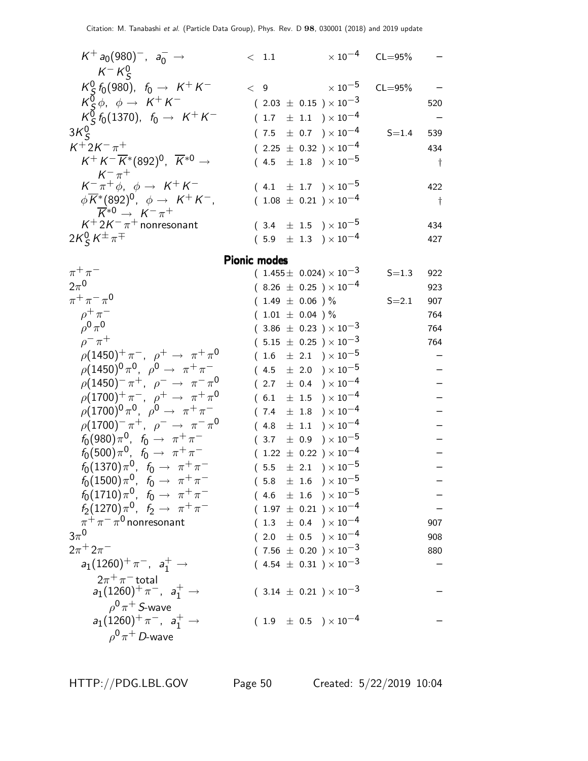| Mode | Fraction ($\Gamma_i/\Gamma$) | Scale factor/ Confidence level | p (MeV/c) |
|---|---|---|---|
| $K^+ a_0(980)^-$, $a_0^- \to K^- K^0_S$ | $< 1.1 \times 10^{-4}$ | CL=95% | – |
| $K^0_S f_0(980)$, $f_0 \to K^+ K^-$ | $< 9 \times 10^{-5}$ | CL=95% | – |
| $K^0_S \phi$, $\phi \to K^+ K^-$ | $(2.03 \pm 0.15) \times 10^{-3}$ | | 520 |
| $K^0_S f_0(1370)$, $f_0 \to K^+ K^-$ | $(1.7 \pm 1.1) \times 10^{-4}$ | | – |
| $3K^0_S$ | $(7.5 \pm 0.7) \times 10^{-4}$ | S=1.4 | 539 |
| $K^+ 2K^- \pi^+$ | $(2.25 \pm 0.32) \times 10^{-4}$ | | 434 |
| $K^+ K^- \overline{K}^*(892)^0$, $\overline{K}^{*0} \to K^- \pi^+$ | $(4.5 \pm 1.8) \times 10^{-5}$ | | † |
| $K^- \pi^+ \phi$, $\phi \to K^+ K^-$ | $(4.1 \pm 1.7) \times 10^{-5}$ | | 422 |
| $\phi \overline{K}^*(892)^0$, $\phi \to K^+ K^-$, $\overline{K}^{*0} \to K^- \pi^+$ | $(1.08 \pm 0.21) \times 10^{-4}$ | | † |
| $K^+ 2K^- \pi^+$ nonresonant | $(3.4 \pm 1.5) \times 10^{-5}$ | | 434 |
| $2K^0_S K^\pm \pi^\mp$ | $(5.9 \pm 1.3) \times 10^{-4}$ | | 427 |
| **Pionic modes** | | | |
| $\pi^+ \pi^-$ | $(1.455 \pm 0.024) \times 10^{-3}$ | S=1.3 | 922 |
| $2\pi^0$ | $(8.26 \pm 0.25) \times 10^{-4}$ | | 923 |
| $\pi^+ \pi^- \pi^0$ | $(1.49 \pm 0.06)$ % | S=2.1 | 907 |
| $\rho^+ \pi^-$ | $(1.01 \pm 0.04)$ % | | 764 |
| $\rho^0 \pi^0$ | $(3.86 \pm 0.23) \times 10^{-3}$ | | 764 |
| $\rho^- \pi^+$ | $(5.15 \pm 0.25) \times 10^{-3}$ | | 764 |
| $\rho(1450)^+ \pi^-$, $\rho^+ \to \pi^+ \pi^0$ | $(1.6 \pm 2.1) \times 10^{-5}$ | | – |
| $\rho(1450)^0 \pi^0$, $\rho^0 \to \pi^+ \pi^-$ | $(4.5 \pm 2.0) \times 10^{-5}$ | | – |
| $\rho(1450)^- \pi^+$, $\rho^- \to \pi^- \pi^0$ | $(2.7 \pm 0.4) \times 10^{-4}$ | | – |
| $\rho(1700)^+ \pi^-$, $\rho^+ \to \pi^+ \pi^0$ | $(6.1 \pm 1.5) \times 10^{-4}$ | | – |
| $\rho(1700)^0 \pi^0$, $\rho^0 \to \pi^+ \pi^-$ | $(7.4 \pm 1.8) \times 10^{-4}$ | | – |
| $\rho(1700)^- \pi^+$, $\rho^- \to \pi^- \pi^0$ | $(4.8 \pm 1.1) \times 10^{-4}$ | | – |
| $f_0(980) \pi^0$, $f_0 \to \pi^+ \pi^-$ | $(3.7 \pm 0.9) \times 10^{-5}$ | | – |
| $f_0(500) \pi^0$, $f_0 \to \pi^+ \pi^-$ | $(1.22 \pm 0.22) \times 10^{-4}$ | | – |
| $f_0(1370) \pi^0$, $f_0 \to \pi^+ \pi^-$ | $(5.5 \pm 2.1) \times 10^{-5}$ | | – |
| $f_0(1500) \pi^0$, $f_0 \to \pi^+ \pi^-$ | $(5.8 \pm 1.6) \times 10^{-5}$ | | – |
| $f_0(1710) \pi^0$, $f_0 \to \pi^+ \pi^-$ | $(4.6 \pm 1.6) \times 10^{-5}$ | | – |
| $f_2(1270) \pi^0$, $f_2 \to \pi^+ \pi^-$ | $(1.97 \pm 0.21) \times 10^{-4}$ | | – |
| $\pi^+ \pi^- \pi^0$ nonresonant | $(1.3 \pm 0.4) \times 10^{-4}$ | | 907 |
| $3\pi^0$ | $(2.0 \pm 0.5) \times 10^{-4}$ | | 908 |
| $2\pi^+ 2\pi^-$ | $(7.56 \pm 0.20) \times 10^{-3}$ | | 880 |
| $a_1(1260)^+ \pi^-$, $a_1^+ \to 2\pi^+ \pi^-$ total | $(4.54 \pm 0.31) \times 10^{-3}$ | | – |
| $a_1(1260)^+ \pi^-$, $a_1^+ \to \rho^0 \pi^+$ S-wave | $(3.14 \pm 0.21) \times 10^{-3}$ | | – |
| $a_1(1260)^+ \pi^-$, $a_1^+ \to \rho^0 \pi^+$ D-wave | $(1.9 \pm 0.5) \times 10^{-4}$ | | – |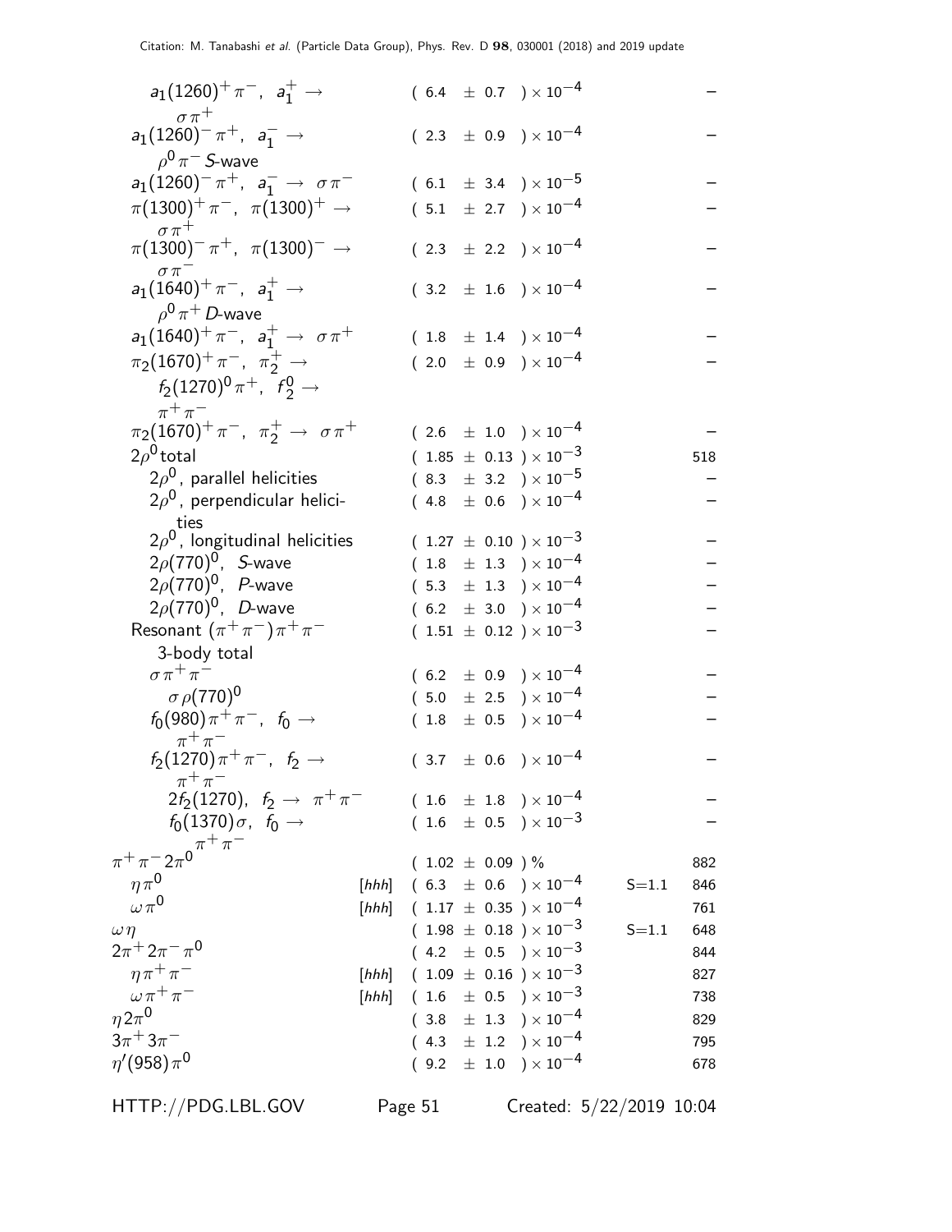| Mode | | Fraction ($\Gamma_i/\Gamma$) | Scale factor | p (MeV/c) |
|---|---|---|---|---|
| $a_1(1260)^+\pi^-$, $a_1^+ \to \sigma\pi^+$ | | $(6.4 \pm 0.7) \times 10^{-4}$ | | – |
| $a_1(1260)^-\pi^+$, $a_1^- \to \rho^0\pi^-$ S-wave | | $(2.3 \pm 0.9) \times 10^{-4}$ | | – |
| $a_1(1260)^-\pi^+$, $a_1^- \to \sigma\pi^-$ | | $(6.1 \pm 3.4) \times 10^{-5}$ | | – |
| $\pi(1300)^+\pi^-$, $\pi(1300)^+ \to \sigma\pi^+$ | | $(5.1 \pm 2.7) \times 10^{-4}$ | | – |
| $\pi(1300)^-\pi^+$, $\pi(1300)^- \to \sigma\pi^-$ | | $(2.3 \pm 2.2) \times 10^{-4}$ | | – |
| $a_1(1640)^+\pi^-$, $a_1^+ \to \rho^0\pi^+$ D-wave | | $(3.2 \pm 1.6) \times 10^{-4}$ | | – |
| $a_1(1640)^+\pi^-$, $a_1^+ \to \sigma\pi^+$ | | $(1.8 \pm 1.4) \times 10^{-4}$ | | – |
| $\pi_2(1670)^+\pi^-$, $\pi_2^+ \to f_2(1270)^0\pi^+$, $f_2^0 \to \pi^+\pi^-$ | | $(2.0 \pm 0.9) \times 10^{-4}$ | | – |
| $\pi_2(1670)^+\pi^-$, $\pi_2^+ \to \sigma\pi^+$ | | $(2.6 \pm 1.0) \times 10^{-4}$ | | – |
| $2\rho^0$ total | | $(1.85 \pm 0.13) \times 10^{-3}$ | | 518 |
| $2\rho^0$, parallel helicities | | $(8.3 \pm 3.2) \times 10^{-5}$ | | – |
| $2\rho^0$, perpendicular helicities | | $(4.8 \pm 0.6) \times 10^{-4}$ | | – |
| $2\rho^0$, longitudinal helicities | | $(1.27 \pm 0.10) \times 10^{-3}$ | | – |
| $2\rho(770)^0$, S-wave | | $(1.8 \pm 1.3) \times 10^{-4}$ | | – |
| $2\rho(770)^0$, P-wave | | $(5.3 \pm 1.3) \times 10^{-4}$ | | – |
| $2\rho(770)^0$, D-wave | | $(6.2 \pm 3.0) \times 10^{-4}$ | | – |
| Resonant $(\pi^+\pi^-)\pi^+\pi^-$ 3-body total | | $(1.51 \pm 0.12) \times 10^{-3}$ | | – |
| $\sigma\pi^+\pi^-$ | | $(6.2 \pm 0.9) \times 10^{-4}$ | | – |
| $\sigma\rho(770)^0$ | | $(5.0 \pm 2.5) \times 10^{-4}$ | | – |
| $f_0(980)\pi^+\pi^-$, $f_0 \to \pi^+\pi^-$ | | $(1.8 \pm 0.5) \times 10^{-4}$ | | – |
| $f_2(1270)\pi^+\pi^-$, $f_2 \to \pi^+\pi^-$ | | $(3.7 \pm 0.6) \times 10^{-4}$ | | – |
| $2f_2(1270)$, $f_2 \to \pi^+\pi^-$ | | $(1.6 \pm 1.8) \times 10^{-4}$ | | – |
| $f_0(1370)\sigma$, $f_0 \to \pi^+\pi^-$ | | $(1.6 \pm 0.5) \times 10^{-3}$ | | – |
| $\pi^+\pi^-2\pi^0$ | | $(1.02 \pm 0.09)$ % | | 882 |
| $\eta\pi^0$ | [hhh] | $(6.3 \pm 0.6) \times 10^{-4}$ | S=1.1 | 846 |
| $\omega\pi^0$ | [hhh] | $(1.17 \pm 0.35) \times 10^{-4}$ | | 761 |
| $\omega\eta$ | | $(1.98 \pm 0.18) \times 10^{-3}$ | S=1.1 | 648 |
| $2\pi^+2\pi^-\pi^0$ | | $(4.2 \pm 0.5) \times 10^{-3}$ | | 844 |
| $\eta\pi^+\pi^-$ | [hhh] | $(1.09 \pm 0.16) \times 10^{-3}$ | | 827 |
| $\omega\pi^+\pi^-$ | [hhh] | $(1.6 \pm 0.5) \times 10^{-3}$ | | 738 |
| $\eta 2\pi^0$ | | $(3.8 \pm 1.3) \times 10^{-4}$ | | 829 |
| $3\pi^+3\pi^-$ | | $(4.3 \pm 1.2) \times 10^{-4}$ | | 795 |
| $\eta'(958)\pi^0$ | | $(9.2 \pm 1.0) \times 10^{-4}$ | | 678 |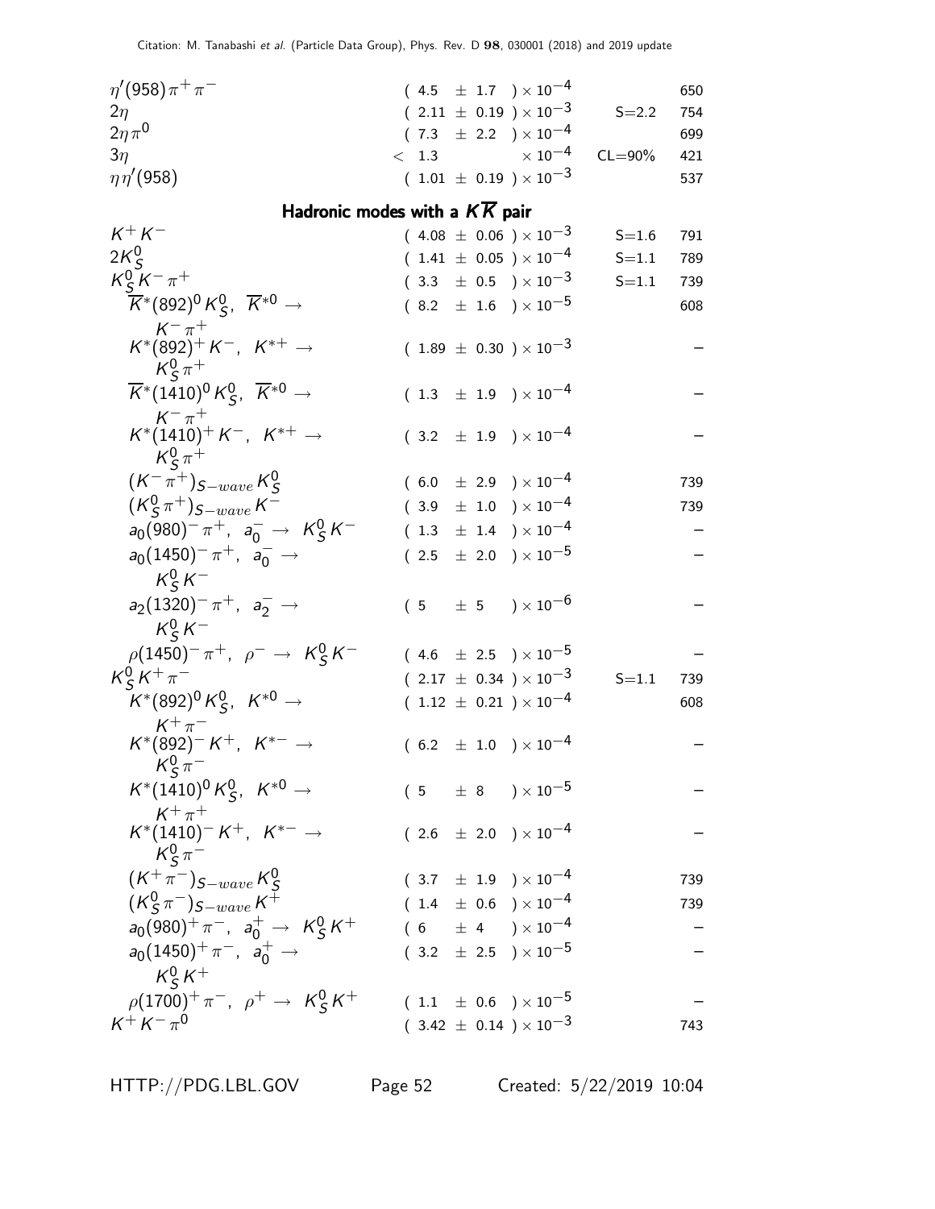| Mode | Fraction ($\Gamma_i/\Gamma$) | Scale factor/ Confidence level | p (MeV/c) |
|---|---|---|---|
| $\eta'(958)\pi^+\pi^-$ | $(4.5 \pm 1.7) \times 10^{-4}$ | | 650 |
| $2\eta$ | $(2.11 \pm 0.19) \times 10^{-3}$ | S=2.2 | 754 |
| $2\eta\pi^0$ | $(7.3 \pm 2.2) \times 10^{-4}$ | | 699 |
| $3\eta$ | $< 1.3 \times 10^{-4}$ | CL=90% | 421 |
| $\eta\eta'(958)$ | $(1.01 \pm 0.19) \times 10^{-3}$ | | 537 |

## Hadronic modes with a $K\overline{K}$ pair

| Mode | Fraction ($\Gamma_i/\Gamma$) | Scale factor/ Confidence level | p (MeV/c) |
|---|---|---|---|
| $K^+K^-$ | $(4.08 \pm 0.06) \times 10^{-3}$ | S=1.6 | 791 |
| $2K^0_S$ | $(1.41 \pm 0.05) \times 10^{-4}$ | S=1.1 | 789 |
| $K^0_S K^-\pi^+$ | $(3.3 \pm 0.5) \times 10^{-3}$ | S=1.1 | 739 |
| $\overline{K}^*(892)^0 K^0_S$, $\overline{K}^{*0} \to K^-\pi^+$ | $(8.2 \pm 1.6) \times 10^{-5}$ | | 608 |
| $K^*(892)^+ K^-$, $K^{*+} \to K^0_S\pi^+$ | $(1.89 \pm 0.30) \times 10^{-3}$ | | – |
| $\overline{K}^*(1410)^0 K^0_S$, $\overline{K}^{*0} \to K^-\pi^+$ | $(1.3 \pm 1.9) \times 10^{-4}$ | | – |
| $K^*(1410)^+ K^-$, $K^{*+} \to K^0_S\pi^+$ | $(3.2 \pm 1.9) \times 10^{-4}$ | | – |
| $(K^-\pi^+)_{S-wave} K^0_S$ | $(6.0 \pm 2.9) \times 10^{-4}$ | | 739 |
| $(K^0_S\pi^+)_{S-wave} K^-$ | $(3.9 \pm 1.0) \times 10^{-4}$ | | 739 |
| $a_0(980)^-\pi^+$, $a_0^- \to K^0_S K^-$ | $(1.3 \pm 1.4) \times 10^{-4}$ | | – |
| $a_0(1450)^-\pi^+$, $a_0^- \to K^0_S K^-$ | $(2.5 \pm 2.0) \times 10^{-5}$ | | – |
| $a_2(1320)^-\pi^+$, $a_2^- \to K^0_S K^-$ | $(5 \pm 5) \times 10^{-6}$ | | – |
| $\rho(1450)^-\pi^+$, $\rho^- \to K^0_S K^-$ | $(4.6 \pm 2.5) \times 10^{-5}$ | | – |
| $K^0_S K^+\pi^-$ | $(2.17 \pm 0.34) \times 10^{-3}$ | S=1.1 | 739 |
| $K^*(892)^0 K^0_S$, $K^{*0} \to K^+\pi^-$ | $(1.12 \pm 0.21) \times 10^{-4}$ | | 608 |
| $K^*(892)^- K^+$, $K^{*-} \to K^0_S\pi^-$ | $(6.2 \pm 1.0) \times 10^{-4}$ | | – |
| $K^*(1410)^0 K^0_S$, $K^{*0} \to K^+\pi^+$ | $(5 \pm 8) \times 10^{-5}$ | | – |
| $K^*(1410)^- K^+$, $K^{*-} \to K^0_S\pi^-$ | $(2.6 \pm 2.0) \times 10^{-4}$ | | – |
| $(K^+\pi^-)_{S-wave} K^0_S$ | $(3.7 \pm 1.9) \times 10^{-4}$ | | 739 |
| $(K^0_S\pi^-)_{S-wave} K^+$ | $(1.4 \pm 0.6) \times 10^{-4}$ | | 739 |
| $a_0(980)^+\pi^-$, $a_0^+ \to K^0_S K^+$ | $(6 \pm 4) \times 10^{-4}$ | | – |
| $a_0(1450)^+\pi^-$, $a_0^+ \to K^0_S K^+$ | $(3.2 \pm 2.5) \times 10^{-5}$ | | – |
| $\rho(1700)^+\pi^-$, $\rho^+ \to K^0_S K^+$ | $(1.1 \pm 0.6) \times 10^{-5}$ | | – |
| $K^+K^-\pi^0$ | $(3.42 \pm 0.14) \times 10^{-3}$ | | 743 |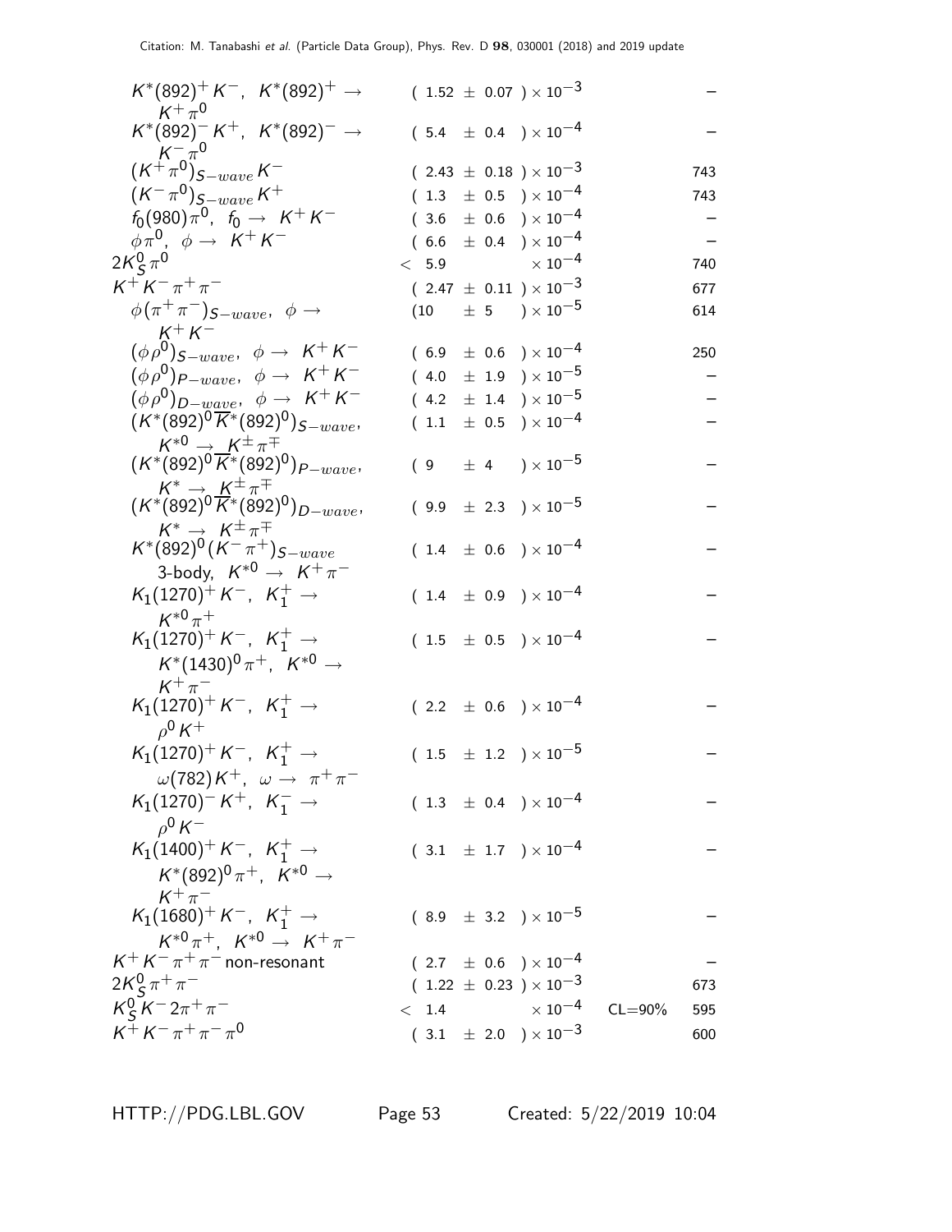| Mode | Fraction | CL | p (MeV/c) |
|---|---|---|---|
| $K^*(892)^+ K^-$, $K^*(892)^+ \to K^+ \pi^0$ | $(1.52 \pm 0.07) \times 10^{-3}$ | | – |
| $K^*(892)^- K^+$, $K^*(892)^- \to K^- \pi^0$ | $(5.4 \pm 0.4) \times 10^{-4}$ | | – |
| $(K^+ \pi^0)_{S-wave} K^-$ | $(2.43 \pm 0.18) \times 10^{-3}$ | | 743 |
| $(K^- \pi^0)_{S-wave} K^+$ | $(1.3 \pm 0.5) \times 10^{-4}$ | | 743 |
| $f_0(980) \pi^0$, $f_0 \to K^+ K^-$ | $(3.6 \pm 0.6) \times 10^{-4}$ | | – |
| $\phi \pi^0$, $\phi \to K^+ K^-$ | $(6.6 \pm 0.4) \times 10^{-4}$ | | – |
| $2K^0_S \pi^0$ | $< 5.9 \times 10^{-4}$ | | 740 |
| $K^+ K^- \pi^+ \pi^-$ | $(2.47 \pm 0.11) \times 10^{-3}$ | | 677 |
| $\phi(\pi^+ \pi^-)_{S-wave}$, $\phi \to K^+ K^-$ | $(10 \pm 5) \times 10^{-5}$ | | 614 |
| $(\phi \rho^0)_{S-wave}$, $\phi \to K^+ K^-$ | $(6.9 \pm 0.6) \times 10^{-4}$ | | 250 |
| $(\phi \rho^0)_{P-wave}$, $\phi \to K^+ K^-$ | $(4.0 \pm 1.9) \times 10^{-5}$ | | – |
| $(\phi \rho^0)_{D-wave}$, $\phi \to K^+ K^-$ | $(4.2 \pm 1.4) \times 10^{-5}$ | | – |
| $(K^*(892)^0 \overline{K}^*(892)^0)_{S-wave}$, $K^{*0} \to K^\pm \pi^\mp$ | $(1.1 \pm 0.5) \times 10^{-4}$ | | – |
| $(K^*(892)^0 \overline{K}^*(892)^0)_{P-wave}$, $K^* \to K^\pm \pi^\mp$ | $(9 \pm 4) \times 10^{-5}$ | | – |
| $(K^*(892)^0 \overline{K}^*(892)^0)_{D-wave}$, $K^* \to K^\pm \pi^\mp$ | $(9.9 \pm 2.3) \times 10^{-5}$ | | – |
| $K^*(892)^0 (K^- \pi^+)_{S-wave}$ 3-body, $K^{*0} \to K^+ \pi^-$ | $(1.4 \pm 0.6) \times 10^{-4}$ | | – |
| $K_1(1270)^+ K^-$, $K_1^+ \to K^{*0} \pi^+$ | $(1.4 \pm 0.9) \times 10^{-4}$ | | – |
| $K_1(1270)^+ K^-$, $K_1^+ \to K^*(1430)^0 \pi^+$, $K^{*0} \to K^+ \pi^-$ | $(1.5 \pm 0.5) \times 10^{-4}$ | | – |
| $K_1(1270)^+ K^-$, $K_1^+ \to \rho^0 K^+$ | $(2.2 \pm 0.6) \times 10^{-4}$ | | – |
| $K_1(1270)^+ K^-$, $K_1^+ \to \omega(782) K^+$, $\omega \to \pi^+ \pi^-$ | $(1.5 \pm 1.2) \times 10^{-5}$ | | – |
| $K_1(1270)^- K^+$, $K_1^- \to \rho^0 K^-$ | $(1.3 \pm 0.4) \times 10^{-4}$ | | – |
| $K_1(1400)^+ K^-$, $K_1^+ \to K^*(892)^0 \pi^+$, $K^{*0} \to K^+ \pi^-$ | $(3.1 \pm 1.7) \times 10^{-4}$ | | – |
| $K_1(1680)^+ K^-$, $K_1^+ \to K^{*0} \pi^+$, $K^{*0} \to K^+ \pi^-$ | $(8.9 \pm 3.2) \times 10^{-5}$ | | – |
| $K^+ K^- \pi^+ \pi^-$ non-resonant | $(2.7 \pm 0.6) \times 10^{-4}$ | | – |
| $2K^0_S \pi^+ \pi^-$ | $(1.22 \pm 0.23) \times 10^{-3}$ | | 673 |
| $K^0_S K^- 2\pi^+ \pi^-$ | $< 1.4 \times 10^{-4}$ | CL=90% | 595 |
| $K^+ K^- \pi^+ \pi^- \pi^0$ | $(3.1 \pm 2.0) \times 10^{-3}$ | | 600 |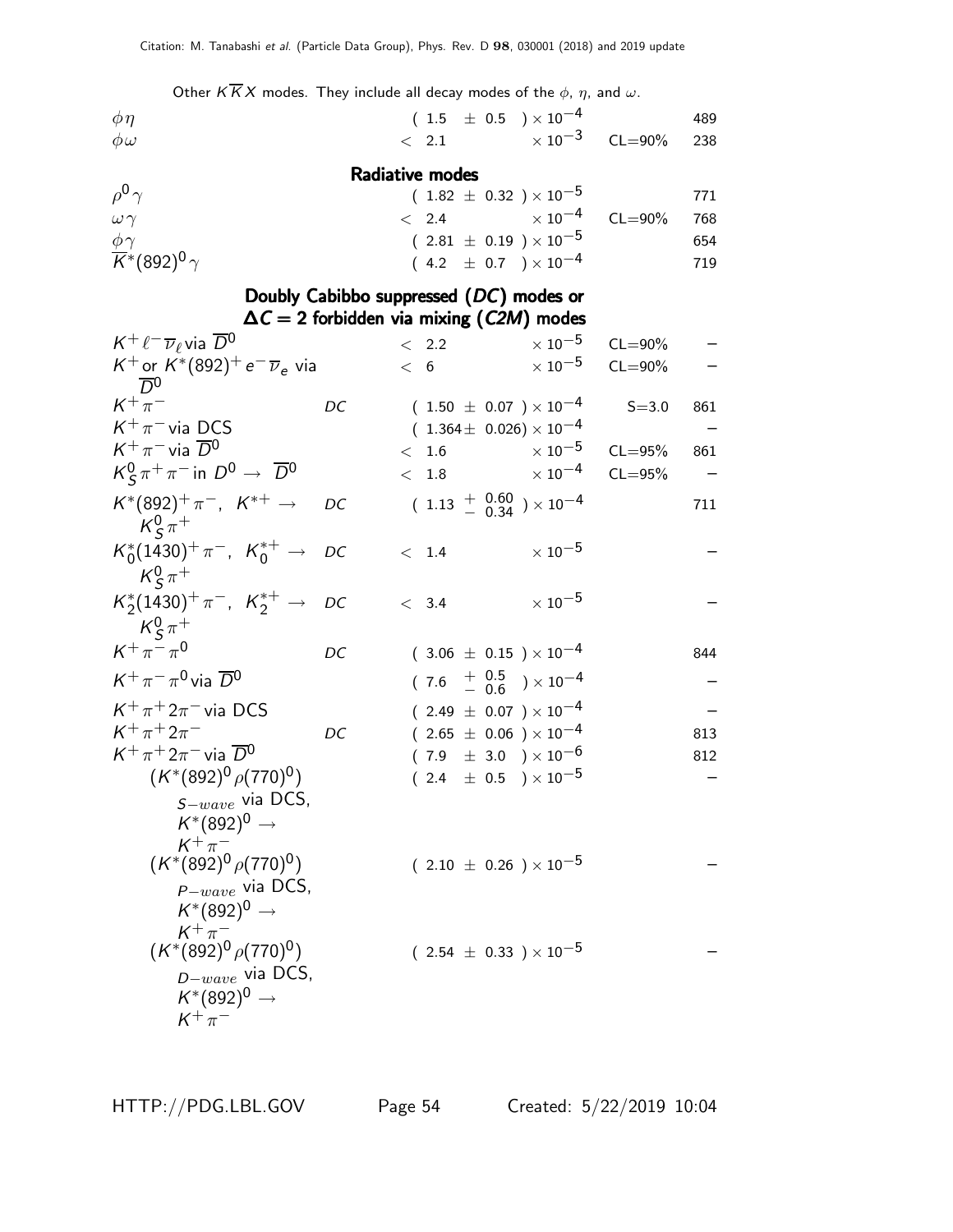Other $K\overline{K}X$ modes. They include all decay modes of the $\phi$, $\eta$, and $\omega$.

| Mode | | Fraction ($\Gamma_i/\Gamma$) | Scale factor/ Confidence level | $p$ (MeV/c) |
|---|---|---|---|---|
| $\phi\eta$ | | $(1.5 \pm 0.5) \times 10^{-4}$ | | 489 |
| $\phi\omega$ | | $< 2.1 \times 10^{-3}$ | CL=90% | 238 |

### Radiative modes

| Mode | | Fraction ($\Gamma_i/\Gamma$) | Scale factor/ Confidence level | $p$ (MeV/c) |
|---|---|---|---|---|
| $\rho^0\gamma$ | | $(1.82 \pm 0.32) \times 10^{-5}$ | | 771 |
| $\omega\gamma$ | | $< 2.4 \times 10^{-4}$ | CL=90% | 768 |
| $\phi\gamma$ | | $(2.81 \pm 0.19) \times 10^{-5}$ | | 654 |
| $\overline{K}^*(892)^0\gamma$ | | $(4.2 \pm 0.7) \times 10^{-4}$ | | 719 |

### Doubly Cabibbo suppressed (*DC*) modes or $\Delta C = 2$ forbidden via mixing (*C2M*) modes

| Mode | | Fraction ($\Gamma_i/\Gamma$) | Scale factor/ Confidence level | $p$ (MeV/c) |
|---|---|---|---|---|
| $K^+\ell^-\overline{\nu}_\ell$ via $\overline{D}^0$ | | $< 2.2 \times 10^{-5}$ | CL=90% | – |
| $K^+$ or $K^*(892)^+ e^-\overline{\nu}_e$ via $\overline{D}^0$ | | $< 6 \times 10^{-5}$ | CL=90% | – |
| $K^+\pi^-$ | *DC* | $(1.50 \pm 0.07) \times 10^{-4}$ | S=3.0 | 861 |
| $K^+\pi^-$ via DCS | | $(1.364 \pm 0.026) \times 10^{-4}$ | | – |
| $K^+\pi^-$ via $\overline{D}^0$ | | $< 1.6 \times 10^{-5}$ | CL=95% | 861 |
| $K^0_S\pi^+\pi^-$ in $D^0 \to \overline{D}^0$ | | $< 1.8 \times 10^{-4}$ | CL=95% | – |
| $K^*(892)^+\pi^-$, $K^{*+} \to K^0_S\pi^+$ | *DC* | $(1.13 {}^{+0.60}_{-0.34}) \times 10^{-4}$ | | 711 |
| $K^*_0(1430)^+\pi^-$, $K^{*+}_0 \to K^0_S\pi^+$ | *DC* | $< 1.4 \times 10^{-5}$ | | – |
| $K^*_2(1430)^+\pi^-$, $K^{*+}_2 \to K^0_S\pi^+$ | *DC* | $< 3.4 \times 10^{-5}$ | | – |
| $K^+\pi^-\pi^0$ | *DC* | $(3.06 \pm 0.15) \times 10^{-4}$ | | 844 |
| $K^+\pi^-\pi^0$ via $\overline{D}^0$ | | $(7.6 {}^{+0.5}_{-0.6}) \times 10^{-4}$ | | – |
| $K^+\pi^+2\pi^-$ via DCS | | $(2.49 \pm 0.07) \times 10^{-4}$ | | – |
| $K^+\pi^+2\pi^-$ | *DC* | $(2.65 \pm 0.06) \times 10^{-4}$ | | 813 |
| $K^+\pi^+2\pi^-$ via $\overline{D}^0$ | | $(7.9 \pm 3.0) \times 10^{-6}$ | | 812 |
| $(K^*(892)^0\rho(770)^0)_{S-wave}$ via DCS, $K^*(892)^0 \to K^+\pi^-$ | | $(2.4 \pm 0.5) \times 10^{-5}$ | | – |
| $(K^*(892)^0\rho(770)^0)_{P-wave}$ via DCS, $K^*(892)^0 \to K^+\pi^-$ | | $(2.10 \pm 0.26) \times 10^{-5}$ | | – |
| $(K^*(892)^0\rho(770)^0)_{D-wave}$ via DCS, $K^*(892)^0 \to K^+\pi^-$ | | $(2.54 \pm 0.33) \times 10^{-5}$ | | – |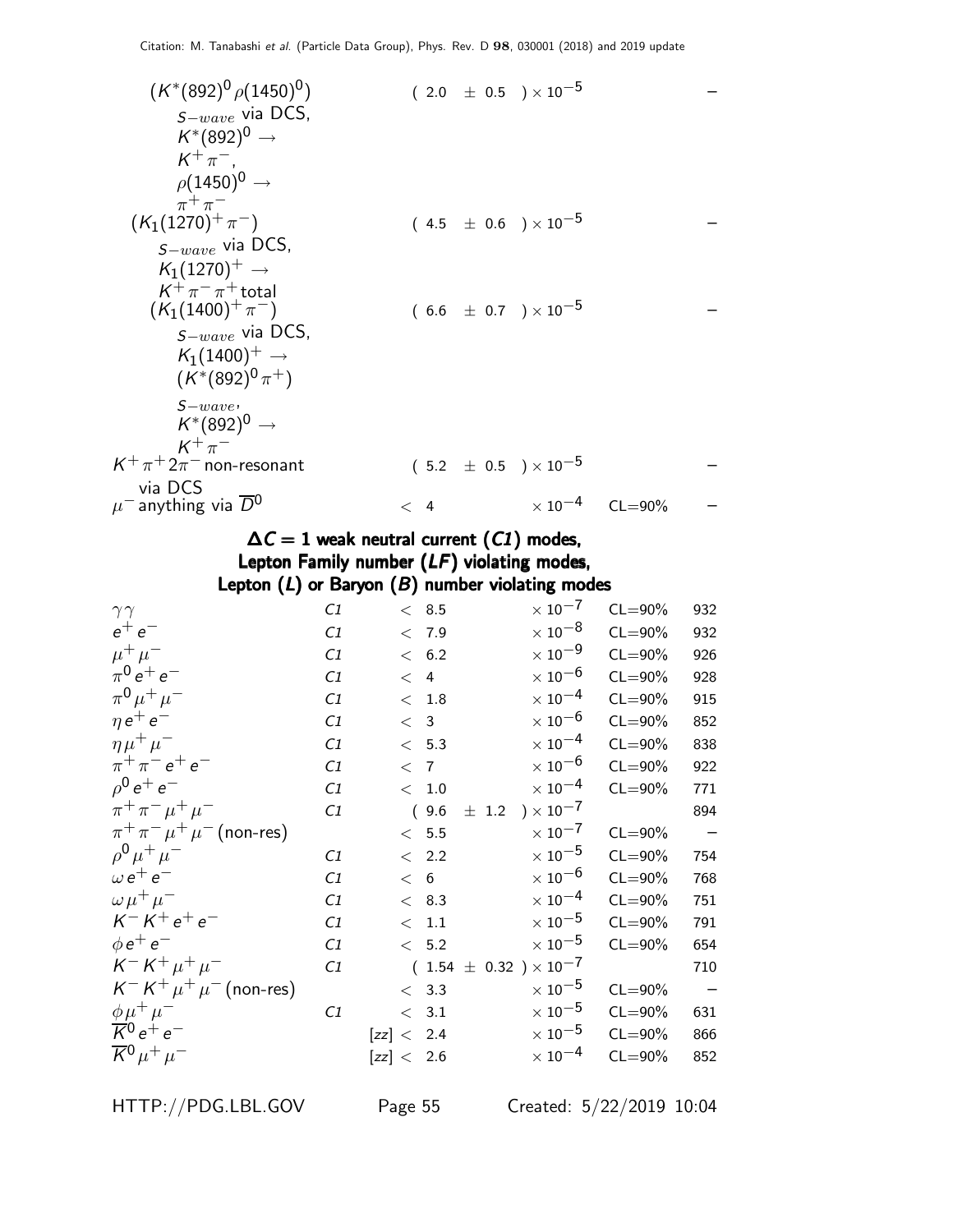| Mode | | Fraction | | |
|---|---|---|---|---|
| $(K^*(892)^0 \rho(1450)^0)$ $S-wave$ via DCS, $K^*(892)^0 \to K^+\pi^-$, $\rho(1450)^0 \to \pi^+\pi^-$ | | $(2.0 \pm 0.5) \times 10^{-5}$ | | – |
| $(K_1(1270)^+ \pi^-)$ $S-wave$ via DCS, $K_1(1270)^+ \to K^+\pi^-\pi^+$ total | | $(4.5 \pm 0.6) \times 10^{-5}$ | | – |
| $(K_1(1400)^+ \pi^-)$ $S-wave$ via DCS, $K_1(1400)^+ \to (K^*(892)^0 \pi^+)$ $S-wave$, $K^*(892)^0 \to K^+\pi^-$ | | $(6.6 \pm 0.7) \times 10^{-5}$ | | – |
| $K^+\pi^+ 2\pi^-$ non-resonant via DCS | | $(5.2 \pm 0.5) \times 10^{-5}$ | | – |
| $\mu^-$ anything via $\overline{D}^0$ | | $< 4 \times 10^{-4}$ | CL=90% | – |

## $\Delta C = 1$ weak neutral current (*C1*) modes, Lepton Family number (*LF*) violating modes, Lepton (*L*) or Baryon (*B*) number violating modes

| Mode | | Fraction | CL | p (MeV/c) |
|---|---|---|---|---|
| $\gamma\gamma$ | *C1* | $< 8.5 \times 10^{-7}$ | CL=90% | 932 |
| $e^+e^-$ | *C1* | $< 7.9 \times 10^{-8}$ | CL=90% | 932 |
| $\mu^+\mu^-$ | *C1* | $< 6.2 \times 10^{-9}$ | CL=90% | 926 |
| $\pi^0 e^+e^-$ | *C1* | $< 4 \times 10^{-6}$ | CL=90% | 928 |
| $\pi^0 \mu^+\mu^-$ | *C1* | $< 1.8 \times 10^{-4}$ | CL=90% | 915 |
| $\eta e^+e^-$ | *C1* | $< 3 \times 10^{-6}$ | CL=90% | 852 |
| $\eta \mu^+\mu^-$ | *C1* | $< 5.3 \times 10^{-4}$ | CL=90% | 838 |
| $\pi^+\pi^- e^+e^-$ | *C1* | $< 7 \times 10^{-6}$ | CL=90% | 922 |
| $\rho^0 e^+e^-$ | *C1* | $< 1.0 \times 10^{-4}$ | CL=90% | 771 |
| $\pi^+\pi^-\mu^+\mu^-$ | *C1* | $(9.6 \pm 1.2) \times 10^{-7}$ | | 894 |
| $\pi^+\pi^-\mu^+\mu^-$ (non-res) | | $< 5.5 \times 10^{-7}$ | CL=90% | – |
| $\rho^0 \mu^+\mu^-$ | *C1* | $< 2.2 \times 10^{-5}$ | CL=90% | 754 |
| $\omega e^+e^-$ | *C1* | $< 6 \times 10^{-6}$ | CL=90% | 768 |
| $\omega \mu^+\mu^-$ | *C1* | $< 8.3 \times 10^{-4}$ | CL=90% | 751 |
| $K^- K^+ e^+e^-$ | *C1* | $< 1.1 \times 10^{-5}$ | CL=90% | 791 |
| $\phi e^+e^-$ | *C1* | $< 5.2 \times 10^{-5}$ | CL=90% | 654 |
| $K^- K^+ \mu^+\mu^-$ | *C1* | $(1.54 \pm 0.32) \times 10^{-7}$ | | 710 |
| $K^- K^+ \mu^+\mu^-$ (non-res) | | $< 3.3 \times 10^{-5}$ | CL=90% | – |
| $\phi \mu^+\mu^-$ | *C1* | $< 3.1 \times 10^{-5}$ | CL=90% | 631 |
| $\overline{K}^0 e^+e^-$ | | [zz] $< 2.4 \times 10^{-5}$ | CL=90% | 866 |
| $\overline{K}^0 \mu^+\mu^-$ | | [zz] $< 2.6 \times 10^{-4}$ | CL=90% | 852 |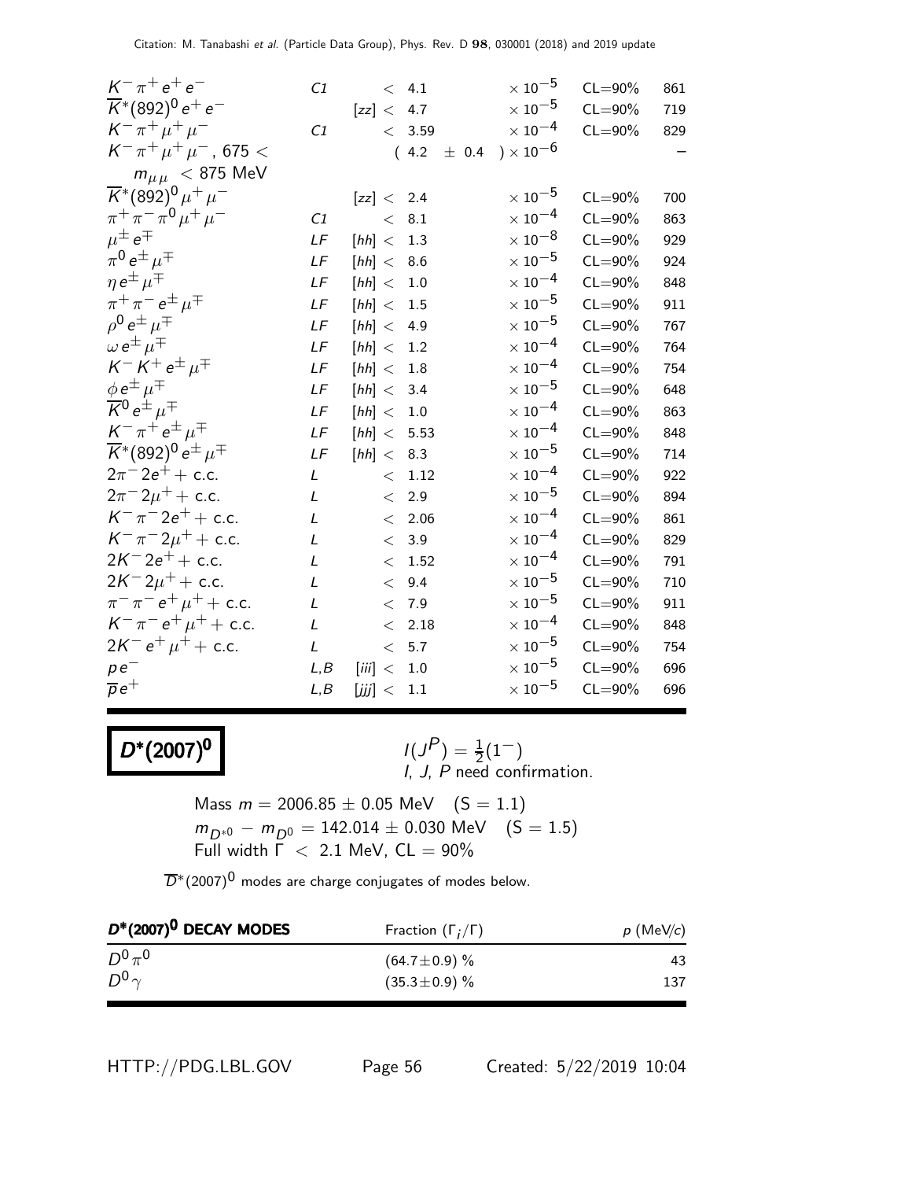| Mode | | | Fraction | | |
|---|---|---|---|---|---|
| $K^- \pi^+ e^+ e^-$ | C1 | $<$ 4.1 | $\times 10^{-5}$ | CL=90% | 861 |
| $\overline{K}^*(892)^0 e^+ e^-$ | | [zz] $<$ 4.7 | $\times 10^{-5}$ | CL=90% | 719 |
| $K^- \pi^+ \mu^+ \mu^-$ | C1 | $<$ 3.59 | $\times 10^{-4}$ | CL=90% | 829 |
| $K^- \pi^+ \mu^+ \mu^-$, 675 $<$ $m_{\mu\mu}$ $<$ 875 MeV | | ( 4.2 $\pm$ 0.4 | ) $\times 10^{-6}$ | | – |
| $\overline{K}^*(892)^0 \mu^+ \mu^-$ | | [zz] $<$ 2.4 | $\times 10^{-5}$ | CL=90% | 700 |
| $\pi^+ \pi^- \pi^0 \mu^+ \mu^-$ | C1 | $<$ 8.1 | $\times 10^{-4}$ | CL=90% | 863 |
| $\mu^\pm e^\mp$ | LF | [hh] $<$ 1.3 | $\times 10^{-8}$ | CL=90% | 929 |
| $\pi^0 e^\pm \mu^\mp$ | LF | [hh] $<$ 8.6 | $\times 10^{-5}$ | CL=90% | 924 |
| $\eta e^\pm \mu^\mp$ | LF | [hh] $<$ 1.0 | $\times 10^{-4}$ | CL=90% | 848 |
| $\pi^+ \pi^- e^\pm \mu^\mp$ | LF | [hh] $<$ 1.5 | $\times 10^{-5}$ | CL=90% | 911 |
| $\rho^0 e^\pm \mu^\mp$ | LF | [hh] $<$ 4.9 | $\times 10^{-5}$ | CL=90% | 767 |
| $\omega e^\pm \mu^\mp$ | LF | [hh] $<$ 1.2 | $\times 10^{-4}$ | CL=90% | 764 |
| $K^- K^+ e^\pm \mu^\mp$ | LF | [hh] $<$ 1.8 | $\times 10^{-4}$ | CL=90% | 754 |
| $\phi e^\pm \mu^\mp$ | LF | [hh] $<$ 3.4 | $\times 10^{-5}$ | CL=90% | 648 |
| $\overline{K}^0 e^\pm \mu^\mp$ | LF | [hh] $<$ 1.0 | $\times 10^{-4}$ | CL=90% | 863 |
| $K^- \pi^+ e^\pm \mu^\mp$ | LF | [hh] $<$ 5.53 | $\times 10^{-4}$ | CL=90% | 848 |
| $\overline{K}^*(892)^0 e^\pm \mu^\mp$ | LF | [hh] $<$ 8.3 | $\times 10^{-5}$ | CL=90% | 714 |
| $2\pi^- 2e^+$ + c.c. | L | $<$ 1.12 | $\times 10^{-4}$ | CL=90% | 922 |
| $2\pi^- 2\mu^+$ + c.c. | L | $<$ 2.9 | $\times 10^{-5}$ | CL=90% | 894 |
| $K^- \pi^- 2e^+$ + c.c. | L | $<$ 2.06 | $\times 10^{-4}$ | CL=90% | 861 |
| $K^- \pi^- 2\mu^+$ + c.c. | L | $<$ 3.9 | $\times 10^{-4}$ | CL=90% | 829 |
| $2K^- 2e^+$ + c.c. | L | $<$ 1.52 | $\times 10^{-4}$ | CL=90% | 791 |
| $2K^- 2\mu^+$ + c.c. | L | $<$ 9.4 | $\times 10^{-5}$ | CL=90% | 710 |
| $\pi^- \pi^- e^+ \mu^+$ + c.c. | L | $<$ 7.9 | $\times 10^{-5}$ | CL=90% | 911 |
| $K^- \pi^- e^+ \mu^+$ + c.c. | L | $<$ 2.18 | $\times 10^{-4}$ | CL=90% | 848 |
| $2K^- e^+ \mu^+$ + c.c. | L | $<$ 5.7 | $\times 10^{-5}$ | CL=90% | 754 |
| $p e^-$ | L,B | [iii] $<$ 1.0 | $\times 10^{-5}$ | CL=90% | 696 |
| $\overline{p} e^+$ | L,B | [jjj] $<$ 1.1 | $\times 10^{-5}$ | CL=90% | 696 |

# $D^*(2007)^0$

$I(J^P) = \frac{1}{2}(1^-)$
I, J, P need confirmation.

Mass $m = 2006.85 \pm 0.05$ MeV (S = 1.1)
$m_{D^{*0}} - m_{D^0} = 142.014 \pm 0.030$ MeV (S = 1.5)
Full width $\Gamma$ $<$ 2.1 MeV, CL = 90%

$\overline{D}^*(2007)^0$ modes are charge conjugates of modes below.

| $D^*(2007)^0$ DECAY MODES | Fraction ($\Gamma_i/\Gamma$) | $p$ (MeV/c) |
|---|---|---|
| $D^0 \pi^0$ | (64.7 $\pm$ 0.9) % | 43 |
| $D^0 \gamma$ | (35.3 $\pm$ 0.9) % | 137 |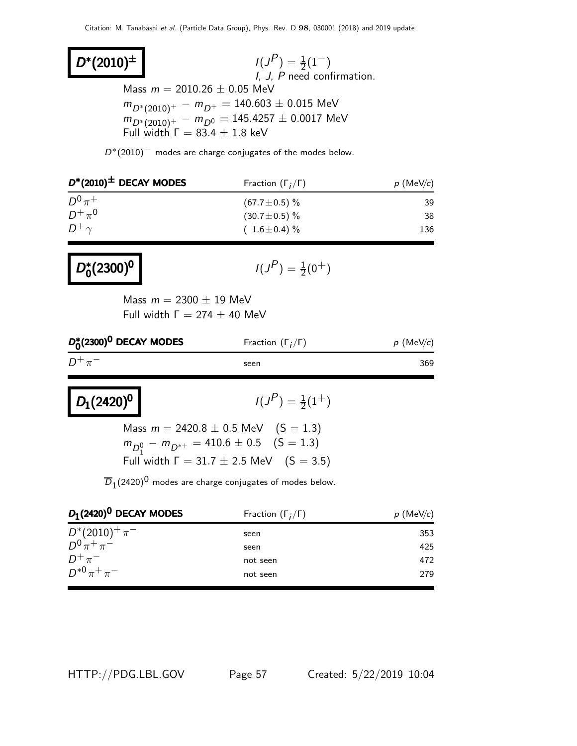# $D^*(2010)^{\pm}$

$I(J^P) = \frac{1}{2}(1^-)$
I, J, P need confirmation.

Mass $m = 2010.26 \pm 0.05$ MeV
$m_{D^*(2010)^+} - m_{D^+} = 140.603 \pm 0.015$ MeV
$m_{D^*(2010)^+} - m_{D^0} = 145.4257 \pm 0.0017$ MeV
Full width $\Gamma = 83.4 \pm 1.8$ keV

$D^*(2010)^-$ modes are charge conjugates of the modes below.

| $D^*(2010)^{\pm}$ DECAY MODES | Fraction ($\Gamma_i/\Gamma$) | $p$ (MeV/$c$) |
|---|---|---|
| $D^0\pi^+$ | $(67.7 \pm 0.5)$ % | 39 |
| $D^+\pi^0$ | $(30.7 \pm 0.5)$ % | 38 |
| $D^+\gamma$ | $(\ 1.6 \pm 0.4)$ % | 136 |

# $D_0^*(2300)^0$

$I(J^P) = \frac{1}{2}(0^+)$

Mass $m = 2300 \pm 19$ MeV
Full width $\Gamma = 274 \pm 40$ MeV

| $D_0^*(2300)^0$ DECAY MODES | Fraction ($\Gamma_i/\Gamma$) | $p$ (MeV/$c$) |
|---|---|---|
| $D^+\pi^-$ | seen | 369 |

# $D_1(2420)^0$

$I(J^P) = \frac{1}{2}(1^+)$

Mass $m = 2420.8 \pm 0.5$ MeV $\quad$ (S = 1.3)
$m_{D_1^0} - m_{D^{*+}} = 410.6 \pm 0.5$ $\quad$ (S = 1.3)
Full width $\Gamma = 31.7 \pm 2.5$ MeV $\quad$ (S = 3.5)

$\overline{D}_1(2420)^0$ modes are charge conjugates of modes below.

| $D_1(2420)^0$ DECAY MODES | Fraction ($\Gamma_i/\Gamma$) | $p$ (MeV/$c$) |
|---|---|---|
| $D^*(2010)^+\pi^-$ | seen | 353 |
| $D^0\pi^+\pi^-$ | seen | 425 |
| $D^+\pi^-$ | not seen | 472 |
| $D^{*0}\pi^+\pi^-$ | not seen | 279 |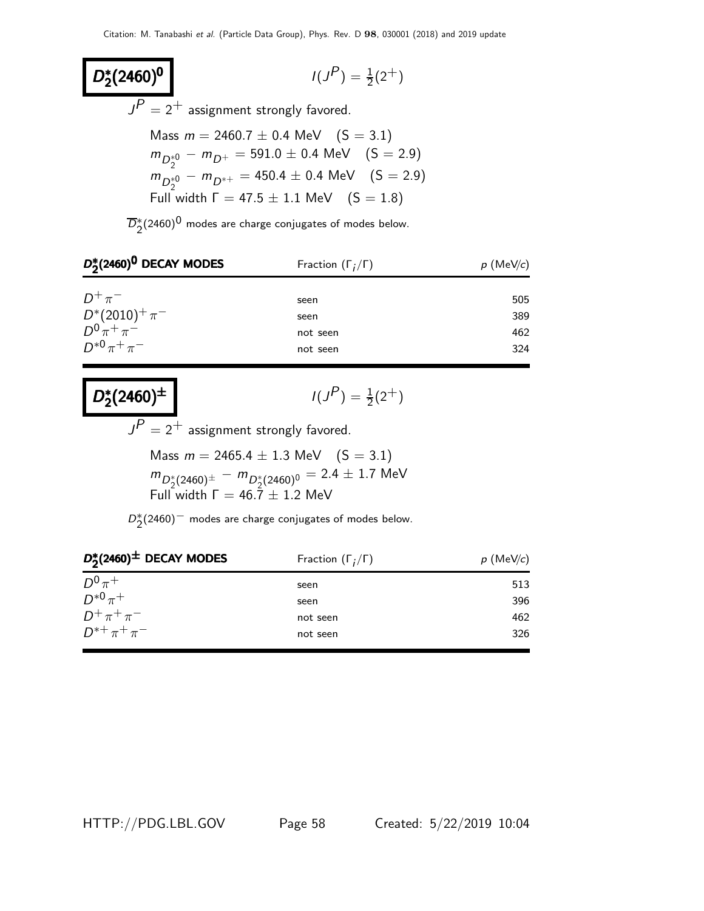## $D_2^*(2460)^0$

$I(J^P) = \frac{1}{2}(2^+)$

$J^P = 2^+$ assignment strongly favored.

Mass $m = 2460.7 \pm 0.4$ MeV (S = 3.1)
$m_{D_2^{*0}} - m_{D^+} = 591.0 \pm 0.4$ MeV (S = 2.9)
$m_{D_2^{*0}} - m_{D^{*+}} = 450.4 \pm 0.4$ MeV (S = 2.9)
Full width $\Gamma = 47.5 \pm 1.1$ MeV (S = 1.8)

$\overline{D}_2^*(2460)^0$ modes are charge conjugates of modes below.

| $D_2^*(2460)^0$ DECAY MODES | Fraction ($\Gamma_i/\Gamma$) | $p$ (MeV/$c$) |
|---|---|---|
| $D^+\pi^-$ | seen | 505 |
| $D^*(2010)^+\pi^-$ | seen | 389 |
| $D^0\pi^+\pi^-$ | not seen | 462 |
| $D^{*0}\pi^+\pi^-$ | not seen | 324 |

## $D_2^*(2460)^\pm$

$I(J^P) = \frac{1}{2}(2^+)$

$J^P = 2^+$ assignment strongly favored.

Mass $m = 2465.4 \pm 1.3$ MeV (S = 3.1)
$m_{D_2^*(2460)^\pm} - m_{D_2^*(2460)^0} = 2.4 \pm 1.7$ MeV
Full width $\Gamma = 46.7 \pm 1.2$ MeV

$D_2^*(2460)^-$ modes are charge conjugates of modes below.

| $D_2^*(2460)^\pm$ DECAY MODES | Fraction ($\Gamma_i/\Gamma$) | $p$ (MeV/$c$) |
|---|---|---|
| $D^0\pi^+$ | seen | 513 |
| $D^{*0}\pi^+$ | seen | 396 |
| $D^+\pi^+\pi^-$ | not seen | 462 |
| $D^{*+}\pi^+\pi^-$ | not seen | 326 |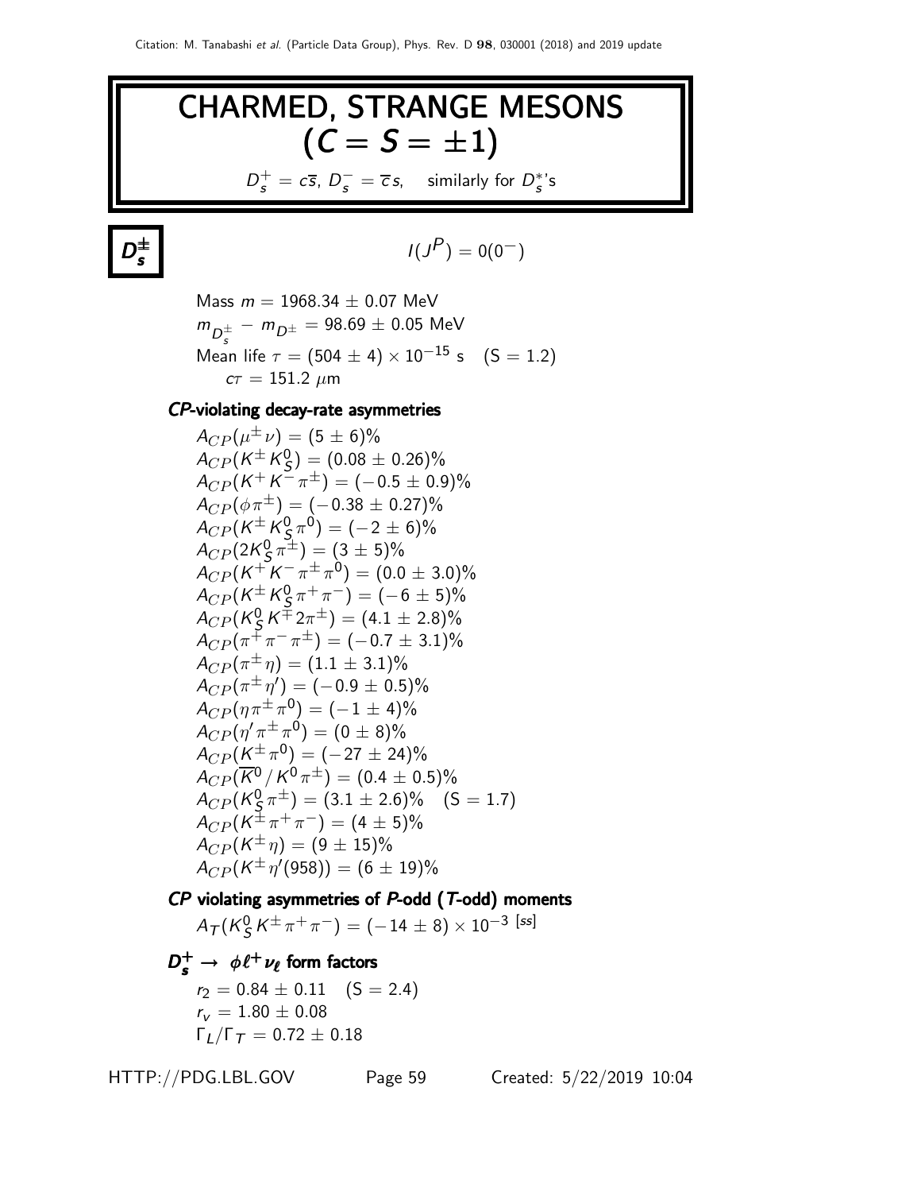# CHARMED, STRANGE MESONS $(C = S = \pm 1)$

$D_s^+ = c\overline{s}$, $D_s^- = \overline{c}s$, similarly for $D_s^*$'s

## $D_s^{\pm}$

$I(J^P) = 0(0^-)$

Mass $m = 1968.34 \pm 0.07$ MeV

$m_{D_s^{\pm}} - m_{D^{\pm}} = 98.69 \pm 0.05$ MeV

Mean life $\tau = (504 \pm 4) \times 10^{-15}$ s (S = 1.2)

$c\tau = 151.2\ \mu$m

### *CP*-violating decay-rate asymmetries

$A_{CP}(\mu^{\pm}\nu) = (5 \pm 6)\%$

$A_{CP}(K^{\pm}K_S^0) = (0.08 \pm 0.26)\%$

$A_{CP}(K^+K^-\pi^{\pm}) = (-0.5 \pm 0.9)\%$

$A_{CP}(\phi\pi^{\pm}) = (-0.38 \pm 0.27)\%$

$A_{CP}(K^{\pm}K_S^0\pi^0) = (-2 \pm 6)\%$

$A_{CP}(2K_S^0\pi^{\pm}) = (3 \pm 5)\%$

$A_{CP}(K^+K^-\pi^{\pm}\pi^0) = (0.0 \pm 3.0)\%$

$A_{CP}(K^{\pm}K_S^0\pi^+\pi^-) = (-6 \pm 5)\%$

$A_{CP}(K_S^0K^{\mp}2\pi^{\pm}) = (4.1 \pm 2.8)\%$

$A_{CP}(\pi^+\pi^-\pi^{\pm}) = (-0.7 \pm 3.1)\%$

$A_{CP}(\pi^{\pm}\eta) = (1.1 \pm 3.1)\%$

$A_{CP}(\pi^{\pm}\eta') = (-0.9 \pm 0.5)\%$

$A_{CP}(\eta\pi^{\pm}\pi^0) = (-1 \pm 4)\%$

$A_{CP}(\eta'\pi^{\pm}\pi^0) = (0 \pm 8)\%$

$A_{CP}(K^{\pm}\pi^0) = (-27 \pm 24)\%$

$A_{CP}(\overline{K}^0/K^0\pi^{\pm}) = (0.4 \pm 0.5)\%$

$A_{CP}(K_S^0\pi^{\pm}) = (3.1 \pm 2.6)\%$ (S = 1.7)

$A_{CP}(K^{\pm}\pi^+\pi^-) = (4 \pm 5)\%$

$A_{CP}(K^{\pm}\eta) = (9 \pm 15)\%$

$A_{CP}(K^{\pm}\eta'(958)) = (6 \pm 19)\%$

### *CP* violating asymmetries of *P*-odd (*T*-odd) moments

$A_T(K_S^0K^{\pm}\pi^+\pi^-) = (-14 \pm 8) \times 10^{-3}$ [ss]

### $D_s^+ \to \phi\ell^+\nu_\ell$ form factors

$r_2 = 0.84 \pm 0.11$ (S = 2.4)

$r_v = 1.80 \pm 0.08$

$\Gamma_L/\Gamma_T = 0.72 \pm 0.18$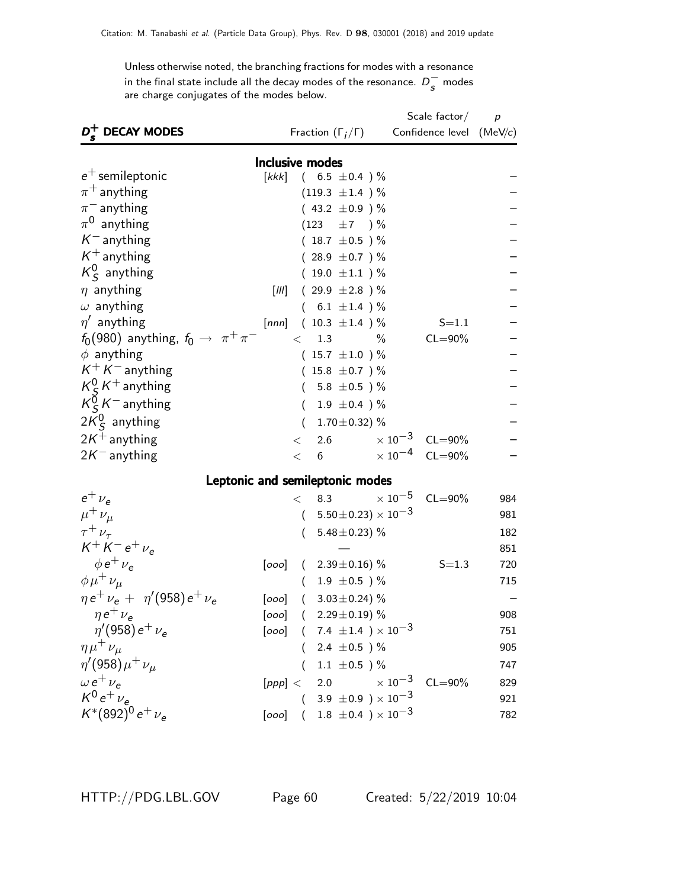Unless otherwise noted, the branching fractions for modes with a resonance in the final state include all the decay modes of the resonance. $D_s^-$ modes are charge conjugates of the modes below.

| $D_s^+$ DECAY MODES | | Fraction ($\Gamma_i/\Gamma$) | Scale factor/ Confidence level | $p$ (MeV/$c$) |
|---|---|---|---|---|
| **Inclusive modes** | | | | |
| $e^+$ semileptonic | [kkk] | ( 6.5 ±0.4 ) % | | – |
| $\pi^+$ anything | | (119.3 ±1.4 ) % | | – |
| $\pi^-$ anything | | ( 43.2 ±0.9 ) % | | – |
| $\pi^0$ anything | | (123 ±7 ) % | | – |
| $K^-$ anything | | ( 18.7 ±0.5 ) % | | – |
| $K^+$ anything | | ( 28.9 ±0.7 ) % | | – |
| $K_S^0$ anything | | ( 19.0 ±1.1 ) % | | – |
| $\eta$ anything | [lll] | ( 29.9 ±2.8 ) % | | – |
| $\omega$ anything | | ( 6.1 ±1.4 ) % | | – |
| $\eta'$ anything | [nnn] | ( 10.3 ±1.4 ) % | S=1.1 | – |
| $f_0(980)$ anything, $f_0 \to \pi^+\pi^-$ | | < 1.3 % | CL=90% | – |
| $\phi$ anything | | ( 15.7 ±1.0 ) % | | – |
| $K^+K^-$ anything | | ( 15.8 ±0.7 ) % | | – |
| $K_S^0 K^+$ anything | | ( 5.8 ±0.5 ) % | | – |
| $K_S^0 K^-$ anything | | ( 1.9 ±0.4 ) % | | – |
| $2K_S^0$ anything | | ( 1.70±0.32) % | | – |
| $2K^+$ anything | | < 2.6 $\times 10^{-3}$ | CL=90% | – |
| $2K^-$ anything | | < 6 $\times 10^{-4}$ | CL=90% | – |
| **Leptonic and semileptonic modes** | | | | |
| $e^+\nu_e$ | | < 8.3 $\times 10^{-5}$ | CL=90% | 984 |
| $\mu^+\nu_\mu$ | | ( 5.50±0.23) $\times 10^{-3}$ | | 981 |
| $\tau^+\nu_\tau$ | | ( 5.48±0.23) % | | 182 |
| $K^+K^-e^+\nu_e$ | | — | | 851 |
| $\phi e^+\nu_e$ | [ooo] | ( 2.39±0.16) % | S=1.3 | 720 |
| $\phi\mu^+\nu_\mu$ | | ( 1.9 ±0.5 ) % | | 715 |
| $\eta e^+\nu_e$ + $\eta'(958)e^+\nu_e$ | [ooo] | ( 3.03±0.24) % | | – |
| $\eta e^+\nu_e$ | [ooo] | ( 2.29±0.19) % | | 908 |
| $\eta'(958)e^+\nu_e$ | [ooo] | ( 7.4 ±1.4 ) $\times 10^{-3}$ | | 751 |
| $\eta\mu^+\nu_\mu$ | | ( 2.4 ±0.5 ) % | | 905 |
| $\eta'(958)\mu^+\nu_\mu$ | | ( 1.1 ±0.5 ) % | | 747 |
| $\omega e^+\nu_e$ | [ppp] | < 2.0 $\times 10^{-3}$ | CL=90% | 829 |
| $K^0 e^+\nu_e$ | | ( 3.9 ±0.9 ) $\times 10^{-3}$ | | 921 |
| $K^*(892)^0 e^+\nu_e$ | [ooo] | ( 1.8 ±0.4 ) $\times 10^{-3}$ | | 782 |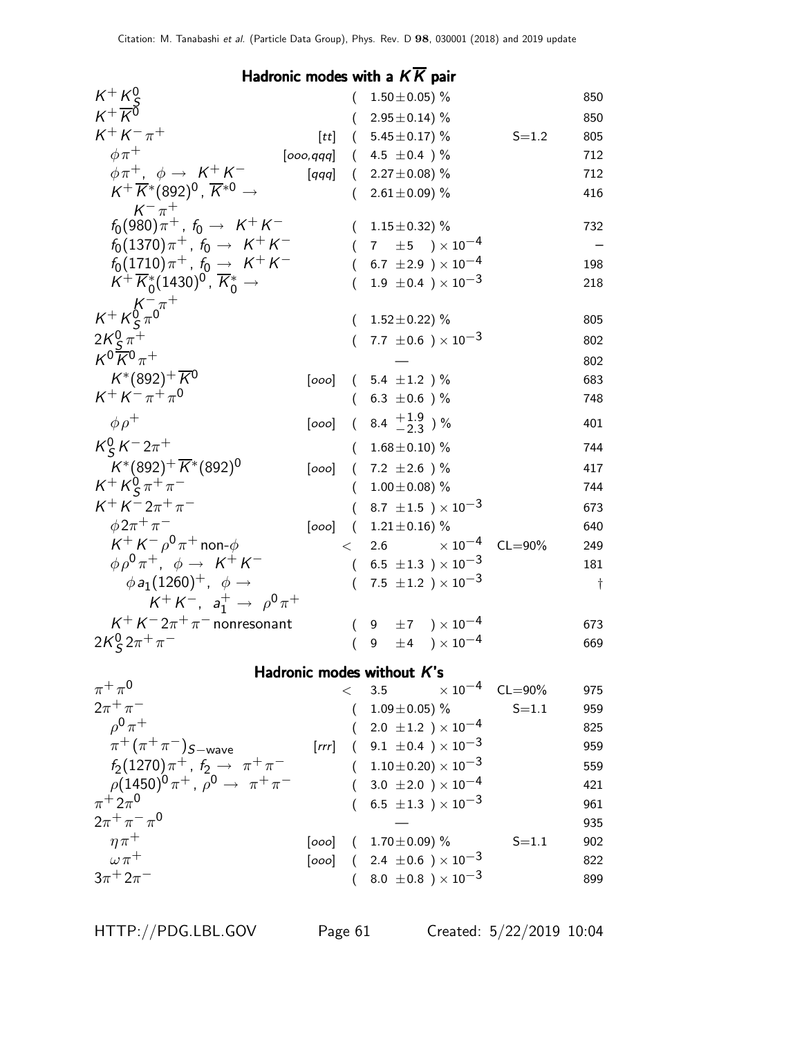Citation: M. Tanabashi et al. (Particle Data Group), Phys. Rev. D **98**, 030001 (2018) and 2019 update

## Hadronic modes with a $K\overline{K}$ pair

| Mode | | Fraction | Scale/CL | p (MeV/c) |
|---|---|---|---|---|
| $K^+ K^0_S$ | | $(1.50\pm0.05)$ % | | 850 |
| $K^+ \overline{K}^0$ | | $(2.95\pm0.14)$ % | | 850 |
| $K^+ K^- \pi^+$ | [tt] | $(5.45\pm0.17)$ % | S=1.2 | 805 |
| $\phi\pi^+$ | [ooo,qqq] | $(4.5\ \pm0.4\ )$ % | | 712 |
| $\phi\pi^+,\ \phi\to K^+K^-$ | [qqq] | $(2.27\pm0.08)$ % | | 712 |
| $K^+\overline{K}^*(892)^0,\ \overline{K}^{*0}\to K^-\pi^+$ | | $(2.61\pm0.09)$ % | | 416 |
| $f_0(980)\pi^+,\ f_0\to K^+K^-$ | | $(1.15\pm0.32)$ % | | 732 |
| $f_0(1370)\pi^+,\ f_0\to K^+K^-$ | | $(7\ \ \pm5\ \ )\times10^{-4}$ | | – |
| $f_0(1710)\pi^+,\ f_0\to K^+K^-$ | | $(6.7\ \pm2.9\ )\times10^{-4}$ | | 198 |
| $K^+\overline{K}^*_0(1430)^0,\ \overline{K}^*_0\to K^-\pi^+$ | | $(1.9\ \pm0.4\ )\times10^{-3}$ | | 218 |
| $K^+K^0_S\pi^0$ | | $(1.52\pm0.22)$ % | | 805 |
| $2K^0_S\pi^+$ | | $(7.7\ \pm0.6\ )\times10^{-3}$ | | 802 |
| $K^0\overline{K}^0\pi^+$ | | — | | 802 |
| $K^*(892)^+\overline{K}^0$ | [ooo] | $(5.4\ \pm1.2\ )$ % | | 683 |
| $K^+K^-\pi^+\pi^0$ | | $(6.3\ \pm0.6\ )$ % | | 748 |
| $\phi\rho^+$ | [ooo] | $(8.4\ ^{+1.9}_{-2.3}\ )$ % | | 401 |
| $K^0_S K^- 2\pi^+$ | | $(1.68\pm0.10)$ % | | 744 |
| $K^*(892)^+\overline{K}^*(892)^0$ | [ooo] | $(7.2\ \pm2.6\ )$ % | | 417 |
| $K^+K^0_S\pi^+\pi^-$ | | $(1.00\pm0.08)$ % | | 744 |
| $K^+K^-2\pi^+\pi^-$ | | $(8.7\ \pm1.5\ )\times10^{-3}$ | | 673 |
| $\phi 2\pi^+\pi^-$ | [ooo] | $(1.21\pm0.16)$ % | | 640 |
| $K^+K^-\rho^0\pi^+$ non-$\phi$ | | $<\ 2.6\ \ \times10^{-4}$ | CL=90% | 249 |
| $\phi\rho^0\pi^+,\ \phi\to K^+K^-$ | | $(6.5\ \pm1.3\ )\times10^{-3}$ | | 181 |
| $\phi a_1(1260)^+,\ \phi\to K^+K^-,\ a_1^+\to\rho^0\pi^+$ | | $(7.5\ \pm1.2\ )\times10^{-3}$ | | † |
| $K^+K^-2\pi^+\pi^-$ nonresonant | | $(9\ \ \pm7\ \ )\times10^{-4}$ | | 673 |
| $2K^0_S 2\pi^+\pi^-$ | | $(9\ \ \pm4\ \ )\times10^{-4}$ | | 669 |

## Hadronic modes without $K$'s

| Mode | | Fraction | Scale/CL | p (MeV/c) |
|---|---|---|---|---|
| $\pi^+\pi^0$ | | $<\ 3.5\ \ \times10^{-4}$ | CL=90% | 975 |
| $2\pi^+\pi^-$ | | $(1.09\pm0.05)$ % | S=1.1 | 959 |
| $\rho^0\pi^+$ | | $(2.0\ \pm1.2\ )\times10^{-4}$ | | 825 |
| $\pi^+(\pi^+\pi^-)_{S-\text{wave}}$ | [rrr] | $(9.1\ \pm0.4\ )\times10^{-3}$ | | 959 |
| $f_2(1270)\pi^+,\ f_2\to\pi^+\pi^-$ | | $(1.10\pm0.20)\times10^{-3}$ | | 559 |
| $\rho(1450)^0\pi^+,\ \rho^0\to\pi^+\pi^-$ | | $(3.0\ \pm2.0\ )\times10^{-4}$ | | 421 |
| $\pi^+2\pi^0$ | | $(6.5\ \pm1.3\ )\times10^{-3}$ | | 961 |
| $2\pi^+\pi^-\pi^0$ | | — | | 935 |
| $\eta\pi^+$ | [ooo] | $(1.70\pm0.09)$ % | S=1.1 | 902 |
| $\omega\pi^+$ | [ooo] | $(2.4\ \pm0.6\ )\times10^{-3}$ | | 822 |
| $3\pi^+2\pi^-$ | | $(8.0\ \pm0.8\ )\times10^{-3}$ | | 899 |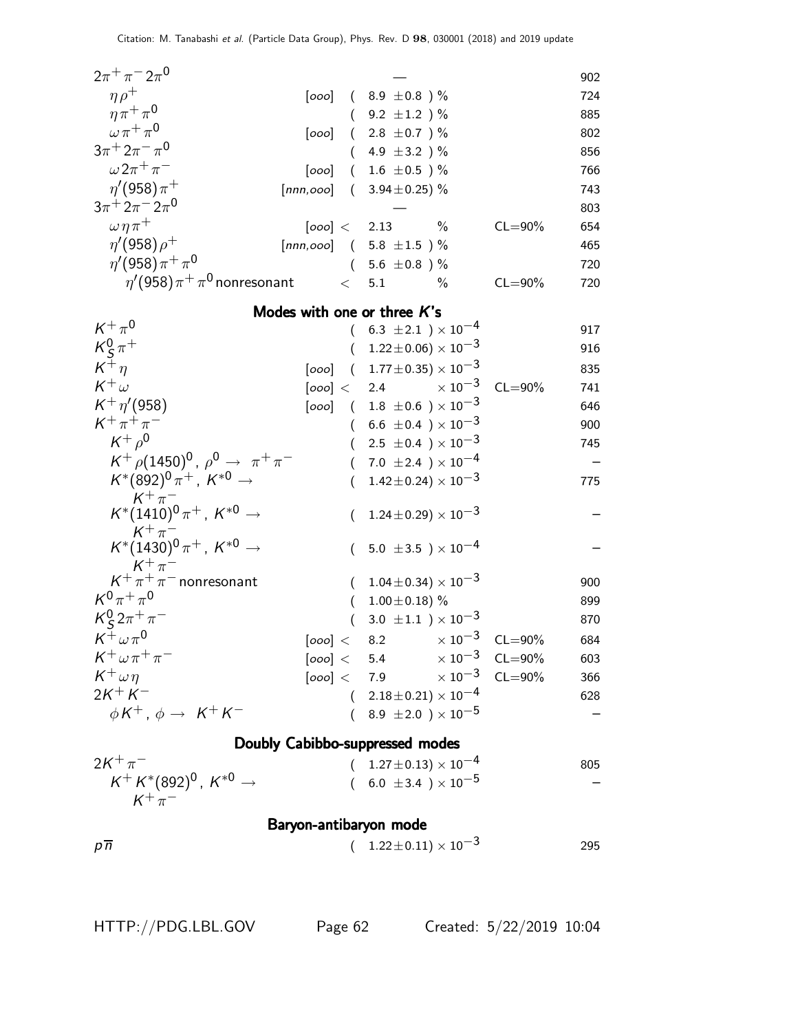| Mode | | Fraction ($\Gamma_i/\Gamma$) | Confidence level | $p$ (MeV/c) |
|---|---|---|---|---|
| $2\pi^+\pi^-2\pi^0$ | | — | | 902 |
| $\eta\rho^+$ | [ooo] | ( 8.9 $\pm$0.8 ) % | | 724 |
| $\eta\pi^+\pi^0$ | | ( 9.2 $\pm$1.2 ) % | | 885 |
| $\omega\pi^+\pi^0$ | [ooo] | ( 2.8 $\pm$0.7 ) % | | 802 |
| $3\pi^+2\pi^-\pi^0$ | | ( 4.9 $\pm$3.2 ) % | | 856 |
| $\omega 2\pi^+\pi^-$ | [ooo] | ( 1.6 $\pm$0.5 ) % | | 766 |
| $\eta'(958)\pi^+$ | [nnn,ooo] | ( 3.94$\pm$0.25) % | | 743 |
| $3\pi^+2\pi^-2\pi^0$ | | — | | 803 |
| $\omega\eta\pi^+$ | [ooo] | < 2.13 % | CL=90% | 654 |
| $\eta'(958)\rho^+$ | [nnn,ooo] | ( 5.8 $\pm$1.5 ) % | | 465 |
| $\eta'(958)\pi^+\pi^0$ | | ( 5.6 $\pm$0.8 ) % | | 720 |
| $\eta'(958)\pi^+\pi^0$ nonresonant | | < 5.1 % | CL=90% | 720 |

## Modes with one or three $K$'s

| Mode | | Fraction ($\Gamma_i/\Gamma$) | Confidence level | $p$ (MeV/c) |
|---|---|---|---|---|
| $K^+\pi^0$ | | ( 6.3 $\pm$2.1 ) $\times 10^{-4}$ | | 917 |
| $K^0_S\pi^+$ | | ( 1.22$\pm$0.06) $\times 10^{-3}$ | | 916 |
| $K^+\eta$ | [ooo] | ( 1.77$\pm$0.35) $\times 10^{-3}$ | | 835 |
| $K^+\omega$ | [ooo] | < 2.4 $\times 10^{-3}$ | CL=90% | 741 |
| $K^+\eta'(958)$ | [ooo] | ( 1.8 $\pm$0.6 ) $\times 10^{-3}$ | | 646 |
| $K^+\pi^+\pi^-$ | | ( 6.6 $\pm$0.4 ) $\times 10^{-3}$ | | 900 |
| $K^+\rho^0$ | | ( 2.5 $\pm$0.4 ) $\times 10^{-3}$ | | 745 |
| $K^+\rho(1450)^0$, $\rho^0\to\pi^+\pi^-$ | | ( 7.0 $\pm$2.4 ) $\times 10^{-4}$ | | – |
| $K^*(892)^0\pi^+$, $K^{*0}\to K^+\pi^-$ | | ( 1.42$\pm$0.24) $\times 10^{-3}$ | | 775 |
| $K^*(1410)^0\pi^+$, $K^{*0}\to K^+\pi^-$ | | ( 1.24$\pm$0.29) $\times 10^{-3}$ | | – |
| $K^*(1430)^0\pi^+$, $K^{*0}\to K^+\pi^-$ | | ( 5.0 $\pm$3.5 ) $\times 10^{-4}$ | | – |
| $K^+\pi^+\pi^-$ nonresonant | | ( 1.04$\pm$0.34) $\times 10^{-3}$ | | 900 |
| $K^0\pi^+\pi^0$ | | ( 1.00$\pm$0.18) % | | 899 |
| $K^0_S 2\pi^+\pi^-$ | | ( 3.0 $\pm$1.1 ) $\times 10^{-3}$ | | 870 |
| $K^+\omega\pi^0$ | [ooo] | < 8.2 $\times 10^{-3}$ | CL=90% | 684 |
| $K^+\omega\pi^+\pi^-$ | [ooo] | < 5.4 $\times 10^{-3}$ | CL=90% | 603 |
| $K^+\omega\eta$ | [ooo] | < 7.9 $\times 10^{-3}$ | CL=90% | 366 |
| $2K^+K^-$ | | ( 2.18$\pm$0.21) $\times 10^{-4}$ | | 628 |
| $\phi K^+$, $\phi\to K^+K^-$ | | ( 8.9 $\pm$2.0 ) $\times 10^{-5}$ | | – |

## Doubly Cabibbo-suppressed modes

| Mode | | Fraction ($\Gamma_i/\Gamma$) | Confidence level | $p$ (MeV/c) |
|---|---|---|---|---|
| $2K^+\pi^-$ | | ( 1.27$\pm$0.13) $\times 10^{-4}$ | | 805 |
| $K^+K^*(892)^0$, $K^{*0}\to K^+\pi^-$ | | ( 6.0 $\pm$3.4 ) $\times 10^{-5}$ | | – |

## Baryon-antibaryon mode

| Mode | | Fraction ($\Gamma_i/\Gamma$) | Confidence level | $p$ (MeV/c) |
|---|---|---|---|---|
| $p\overline{n}$ | | ( 1.22$\pm$0.11) $\times 10^{-3}$ | | 295 |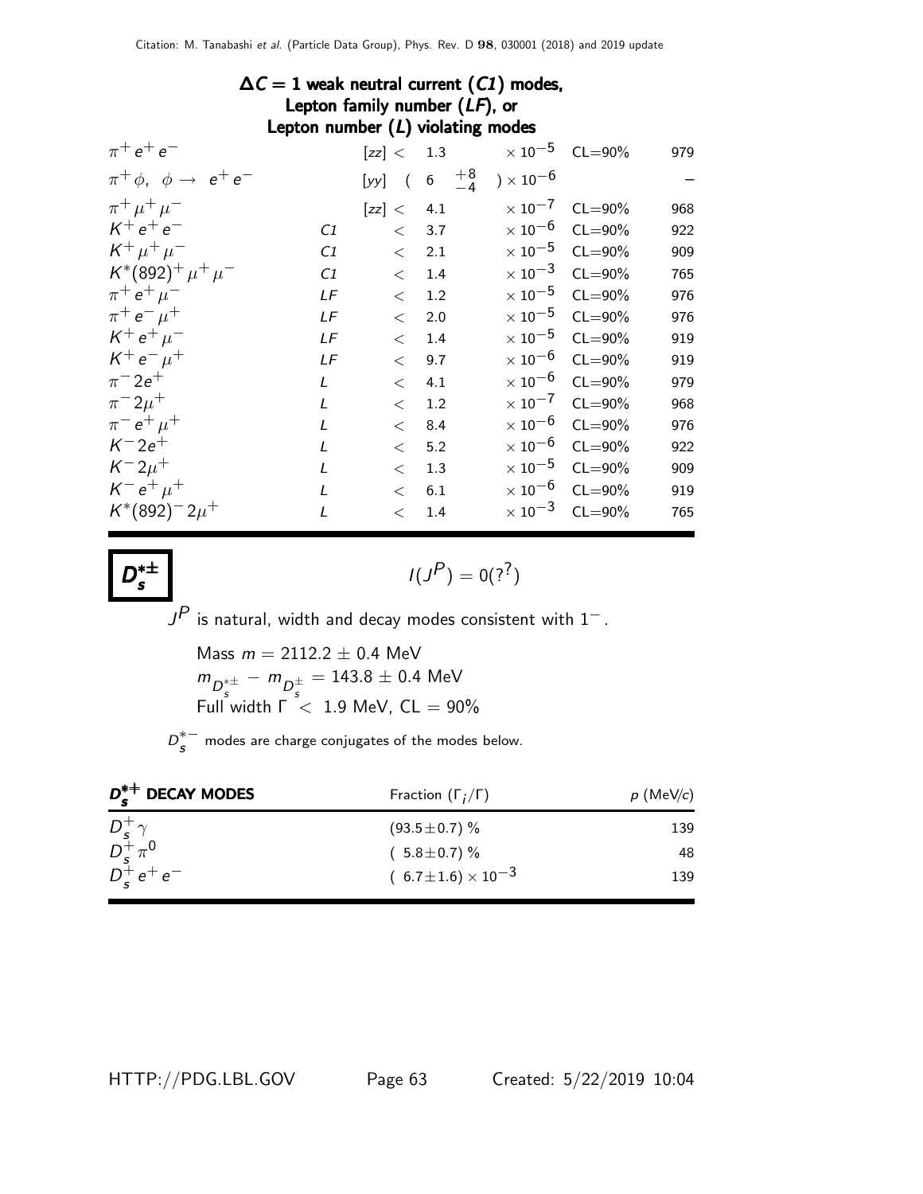### $\Delta C = 1$ weak neutral current ($C1$) modes, Lepton family number ($LF$), or Lepton number ($L$) violating modes

| Mode | | | Fraction | | $p$ (MeV/c) |
|---|---|---|---|---|---|
| $\pi^+ e^+ e^-$ | | [zz] | $< 1.3 \times 10^{-5}$ | CL=90% | 979 |
| $\pi^+ \phi, \ \phi \to e^+ e^-$ | | [yy] | $( 6 \ {}^{+8}_{-4} ) \times 10^{-6}$ | | – |
| $\pi^+ \mu^+ \mu^-$ | | [zz] | $< 4.1 \times 10^{-7}$ | CL=90% | 968 |
| $K^+ e^+ e^-$ | C1 | | $< 3.7 \times 10^{-6}$ | CL=90% | 922 |
| $K^+ \mu^+ \mu^-$ | C1 | | $< 2.1 \times 10^{-5}$ | CL=90% | 909 |
| $K^*(892)^+ \mu^+ \mu^-$ | C1 | | $< 1.4 \times 10^{-3}$ | CL=90% | 765 |
| $\pi^+ e^+ \mu^-$ | LF | | $< 1.2 \times 10^{-5}$ | CL=90% | 976 |
| $\pi^+ e^- \mu^+$ | LF | | $< 2.0 \times 10^{-5}$ | CL=90% | 976 |
| $K^+ e^+ \mu^-$ | LF | | $< 1.4 \times 10^{-5}$ | CL=90% | 919 |
| $K^+ e^- \mu^+$ | LF | | $< 9.7 \times 10^{-6}$ | CL=90% | 919 |
| $\pi^- 2e^+$ | L | | $< 4.1 \times 10^{-6}$ | CL=90% | 979 |
| $\pi^- 2\mu^+$ | L | | $< 1.2 \times 10^{-7}$ | CL=90% | 968 |
| $\pi^- e^+ \mu^+$ | L | | $< 8.4 \times 10^{-6}$ | CL=90% | 976 |
| $K^- 2e^+$ | L | | $< 5.2 \times 10^{-6}$ | CL=90% | 922 |
| $K^- 2\mu^+$ | L | | $< 1.3 \times 10^{-5}$ | CL=90% | 909 |
| $K^- e^+ \mu^+$ | L | | $< 6.1 \times 10^{-6}$ | CL=90% | 919 |
| $K^*(892)^- 2\mu^+$ | L | | $< 1.4 \times 10^{-3}$ | CL=90% | 765 |

## $D_s^{*\pm}$

$I(J^P) = 0(?^?)$

$J^P$ is natural, width and decay modes consistent with $1^-$.

Mass $m = 2112.2 \pm 0.4$ MeV

$m_{D_s^{*\pm}} - m_{D_s^\pm} = 143.8 \pm 0.4$ MeV

Full width $\Gamma < 1.9$ MeV, CL = 90%

$D_s^{*-}$ modes are charge conjugates of the modes below.

| $D_s^{*+}$ DECAY MODES | Fraction ($\Gamma_i/\Gamma$) | $p$ (MeV/c) |
|---|---|---|
| $D_s^+ \gamma$ | $(93.5 \pm 0.7)$ % | 139 |
| $D_s^+ \pi^0$ | $( 5.8 \pm 0.7)$ % | 48 |
| $D_s^+ e^+ e^-$ | $( 6.7 \pm 1.6) \times 10^{-3}$ | 139 |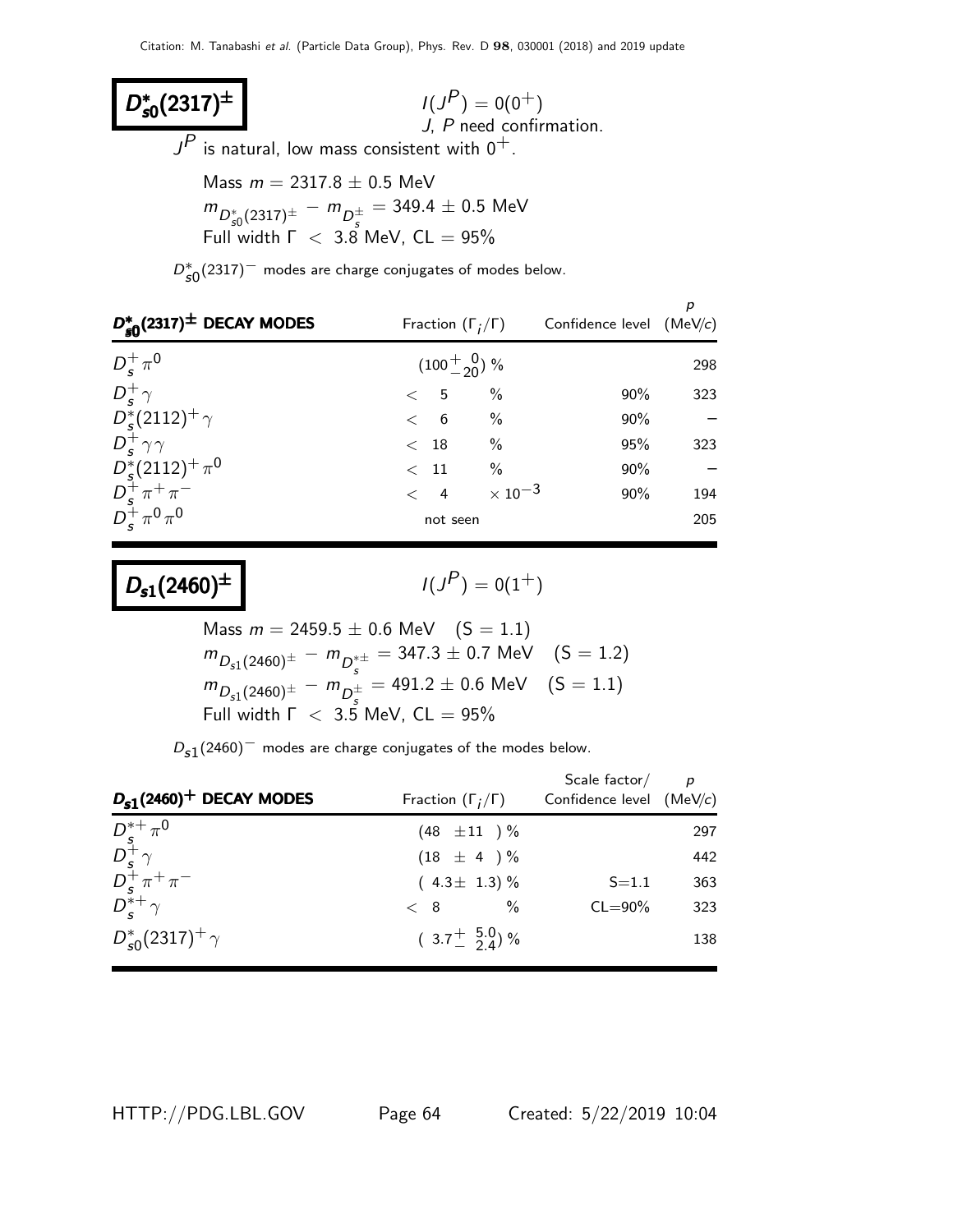## $D_{s0}^{*}(2317)^{\pm}$

$I(J^P) = 0(0^+)$
$J$, $P$ need confirmation.

$J^P$ is natural, low mass consistent with $0^+$.

Mass $m = 2317.8 \pm 0.5$ MeV
$m_{D_{s0}^{*}(2317)^{\pm}} - m_{D_s^{\pm}} = 349.4 \pm 0.5$ MeV
Full width $\Gamma < 3.8$ MeV, CL = 95%

$D_{s0}^{*}(2317)^{-}$ modes are charge conjugates of modes below.

| $D_{s0}^{*}(2317)^{\pm}$ DECAY MODES | Fraction ($\Gamma_i/\Gamma$) | Confidence level | $p$ (MeV/$c$) |
|---|---|---|---|
| $D_s^+ \pi^0$ | $(100^{+\ 0}_{-20})$ % | | 298 |
| $D_s^+ \gamma$ | $<\ 5$ % | 90% | 323 |
| $D_s^{*}(2112)^+ \gamma$ | $<\ 6$ % | 90% | – |
| $D_s^+ \gamma \gamma$ | $<\ 18$ % | 95% | 323 |
| $D_s^{*}(2112)^+ \pi^0$ | $<\ 11$ % | 90% | – |
| $D_s^+ \pi^+ \pi^-$ | $<\ 4 \times 10^{-3}$ | 90% | 194 |
| $D_s^+ \pi^0 \pi^0$ | not seen | | 205 |

## $D_{s1}(2460)^{\pm}$

$I(J^P) = 0(1^+)$

Mass $m = 2459.5 \pm 0.6$ MeV (S = 1.1)
$m_{D_{s1}(2460)^{\pm}} - m_{D_s^{*\pm}} = 347.3 \pm 0.7$ MeV (S = 1.2)
$m_{D_{s1}(2460)^{\pm}} - m_{D_s^{\pm}} = 491.2 \pm 0.6$ MeV (S = 1.1)
Full width $\Gamma < 3.5$ MeV, CL = 95%

$D_{s1}(2460)^{-}$ modes are charge conjugates of the modes below.

| $D_{s1}(2460)^{+}$ DECAY MODES | Fraction ($\Gamma_i/\Gamma$) | Scale factor/ Confidence level | $p$ (MeV/$c$) |
|---|---|---|---|
| $D_s^{*+} \pi^0$ | $(48 \pm 11)$ % | | 297 |
| $D_s^+ \gamma$ | $(18 \pm 4)$ % | | 442 |
| $D_s^+ \pi^+ \pi^-$ | $(4.3 \pm 1.3)$ % | S=1.1 | 363 |
| $D_s^{*+} \gamma$ | $<\ 8$ % | CL=90% | 323 |
| $D_{s0}^{*}(2317)^+ \gamma$ | $(3.7^{+\ 5.0}_{-\ 2.4})$ % | | 138 |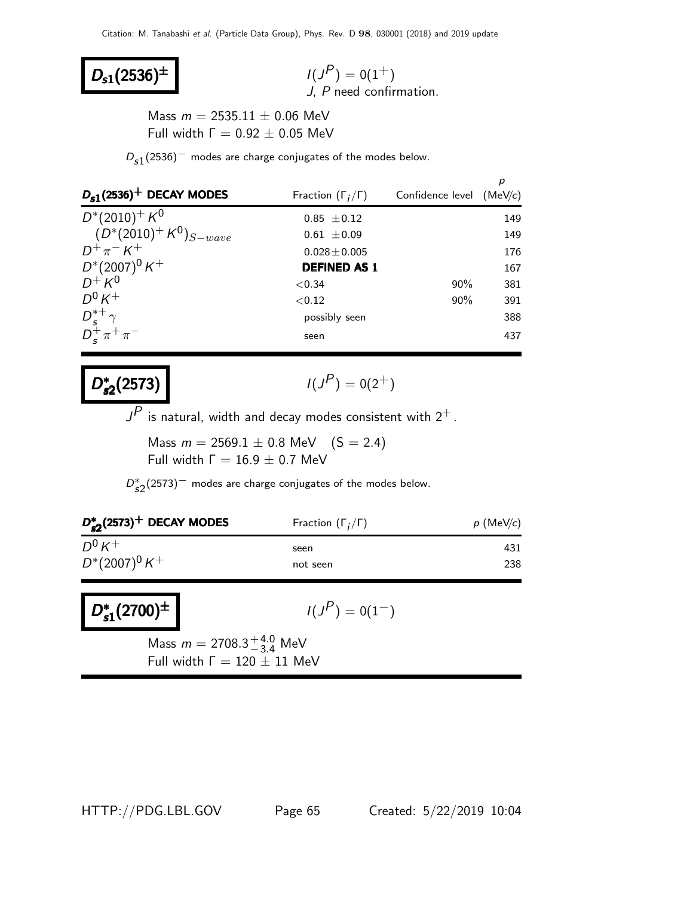## $D_{s1}(2536)^{\pm}$

$I(J^P) = 0(1^+)$
$J$, $P$ need confirmation.

Mass $m = 2535.11 \pm 0.06$ MeV
Full width $\Gamma = 0.92 \pm 0.05$ MeV

$D_{s1}(2536)^-$ modes are charge conjugates of the modes below.

| $D_{s1}(2536)^+$ DECAY MODES | Fraction ($\Gamma_i/\Gamma$) | Confidence level | $p$ (MeV/$c$) |
|---|---|---|---|
| $D^*(2010)^+ K^0$ | $0.85 \pm 0.12$ | | 149 |
| $(D^*(2010)^+ K^0)_{S-wave}$ | $0.61 \pm 0.09$ | | 149 |
| $D^+ \pi^- K^+$ | $0.028 \pm 0.005$ | | 176 |
| $D^*(2007)^0 K^+$ | **DEFINED AS 1** | | 167 |
| $D^+ K^0$ | $<0.34$ | 90% | 381 |
| $D^0 K^+$ | $<0.12$ | 90% | 391 |
| $D_s^{*+} \gamma$ | possibly seen | | 388 |
| $D_s^+ \pi^+ \pi^-$ | seen | | 437 |

## $D_{s2}^*(2573)$

$I(J^P) = 0(2^+)$

$J^P$ is natural, width and decay modes consistent with $2^+$.

Mass $m = 2569.1 \pm 0.8$ MeV (S = 2.4)
Full width $\Gamma = 16.9 \pm 0.7$ MeV

$D_{s2}^*(2573)^-$ modes are charge conjugates of the modes below.

| $D_{s2}^*(2573)^+$ DECAY MODES | Fraction ($\Gamma_i/\Gamma$) | $p$ (MeV/$c$) |
|---|---|---|
| $D^0 K^+$ | seen | 431 |
| $D^*(2007)^0 K^+$ | not seen | 238 |

## $D_{s1}^*(2700)^{\pm}$

$I(J^P) = 0(1^-)$

Mass $m = 2708.3^{+4.0}_{-3.4}$ MeV
Full width $\Gamma = 120 \pm 11$ MeV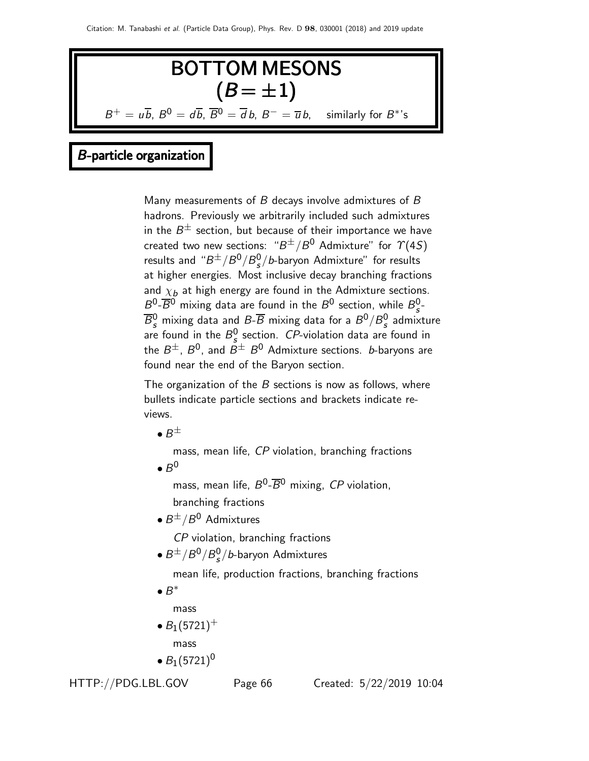# BOTTOM MESONS
# $(B = \pm 1)$

$B^+ = u\overline{b}$, $B^0 = d\overline{b}$, $\overline{B}^0 = \overline{d}\,b$, $B^- = \overline{u}\,b$, similarly for $B^*$'s

## *B*-particle organization

Many measurements of $B$ decays involve admixtures of $B$ hadrons. Previously we arbitrarily included such admixtures in the $B^\pm$ section, but because of their importance we have created two new sections: "$B^\pm/B^0$ Admixture" for $\Upsilon(4S)$ results and "$B^\pm/B^0/B^0_s/b$-baryon Admixture" for results at higher energies. Most inclusive decay branching fractions and $\chi_b$ at high energy are found in the Admixture sections. $B^0$-$\overline{B}^0$ mixing data are found in the $B^0$ section, while $B^0_s$-$\overline{B}^0_s$ mixing data and $B$-$\overline{B}$ mixing data for a $B^0/B^0_s$ admixture are found in the $B^0_s$ section. *CP*-violation data are found in the $B^\pm$, $B^0$, and $B^\pm$ $B^0$ Admixture sections. *b*-baryons are found near the end of the Baryon section.

The organization of the $B$ sections is now as follows, where bullets indicate particle sections and brackets indicate reviews.

- $B^\pm$

  mass, mean life, *CP* violation, branching fractions

- $B^0$

  mass, mean life, $B^0$-$\overline{B}^0$ mixing, *CP* violation, branching fractions

- $B^\pm/B^0$ Admixtures

  *CP* violation, branching fractions

- $B^\pm/B^0/B^0_s/b$-baryon Admixtures

  mean life, production fractions, branching fractions

- $B^*$

  mass

- $B_1(5721)^+$

  mass

- $B_1(5721)^0$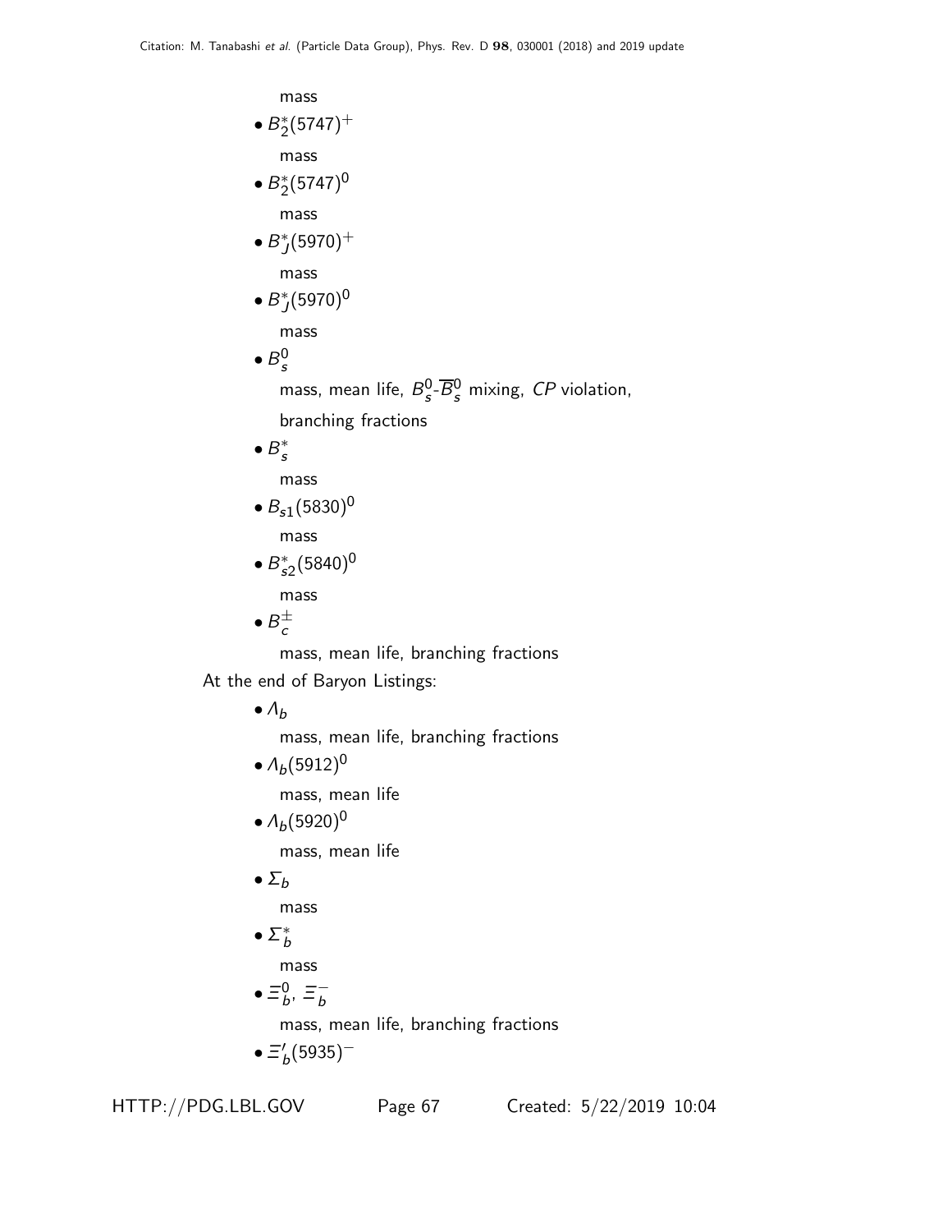mass

- $B_2^*(5747)^+$

  mass

- $B_2^*(5747)^0$

  mass

- $B_J^*(5970)^+$

  mass

- $B_J^*(5970)^0$

  mass

- $B_s^0$

  mass, mean life, $B_s^0$-$\overline{B}_s^0$ mixing, *CP* violation, branching fractions

- $B_s^*$

  mass

- $B_{s1}(5830)^0$

  mass

- $B_{s2}^*(5840)^0$

  mass

- $B_c^{\pm}$

  mass, mean life, branching fractions

At the end of Baryon Listings:

- $\Lambda_b$

  mass, mean life, branching fractions

- $\Lambda_b(5912)^0$

  mass, mean life

- $\Lambda_b(5920)^0$

  mass, mean life

- $\Sigma_b$

  mass

- $\Sigma_b^*$

  mass

- $\Xi_b^0$, $\Xi_b^-$

  mass, mean life, branching fractions

- $\Xi_b'(5935)^-$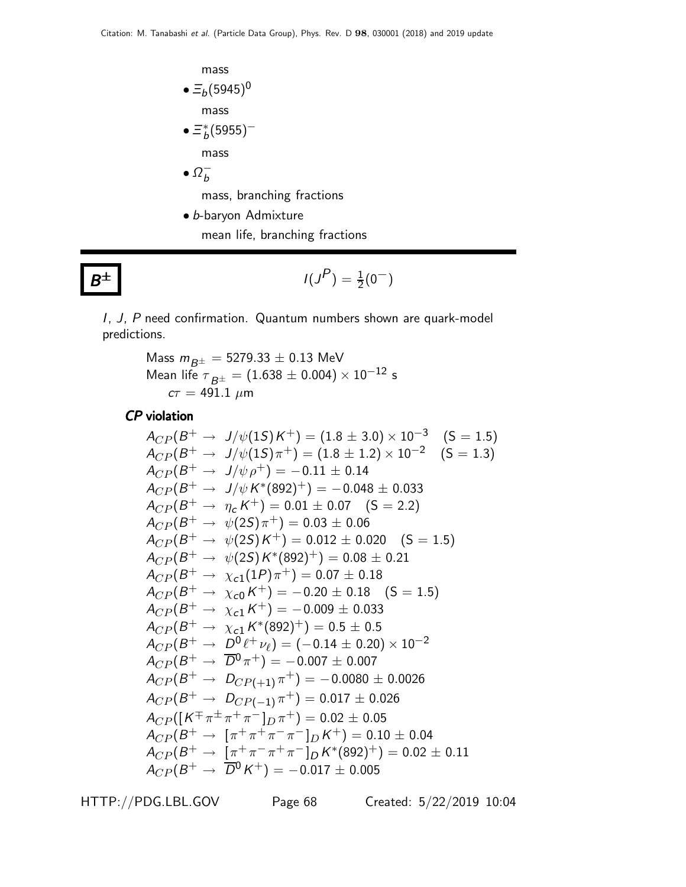mass

- $\Xi_b(5945)^0$

  mass

- $\Xi_b^*(5955)^-$

  mass

- $\Omega_b^-$

  mass, branching fractions

- $b$-baryon Admixture

  mean life, branching fractions

---

## $B^{\pm}$ $\quad I(J^P) = \frac{1}{2}(0^-)$

$I$, $J$, $P$ need confirmation. Quantum numbers shown are quark-model predictions.

Mass $m_{B^{\pm}} = 5279.33 \pm 0.13$ MeV
Mean life $\tau_{B^{\pm}} = (1.638 \pm 0.004) \times 10^{-12}$ s
$c\tau = 491.1$ $\mu$m

### *CP* violation

$A_{CP}(B^+ \to J/\psi(1S) K^+) = (1.8 \pm 3.0) \times 10^{-3}$ (S = 1.5)
$A_{CP}(B^+ \to J/\psi(1S) \pi^+) = (1.8 \pm 1.2) \times 10^{-2}$ (S = 1.3)
$A_{CP}(B^+ \to J/\psi \rho^+) = -0.11 \pm 0.14$
$A_{CP}(B^+ \to J/\psi K^*(892)^+) = -0.048 \pm 0.033$
$A_{CP}(B^+ \to \eta_c K^+) = 0.01 \pm 0.07$ (S = 2.2)
$A_{CP}(B^+ \to \psi(2S) \pi^+) = 0.03 \pm 0.06$
$A_{CP}(B^+ \to \psi(2S) K^+) = 0.012 \pm 0.020$ (S = 1.5)
$A_{CP}(B^+ \to \psi(2S) K^*(892)^+) = 0.08 \pm 0.21$
$A_{CP}(B^+ \to \chi_{c1}(1P) \pi^+) = 0.07 \pm 0.18$
$A_{CP}(B^+ \to \chi_{c0} K^+) = -0.20 \pm 0.18$ (S = 1.5)
$A_{CP}(B^+ \to \chi_{c1} K^+) = -0.009 \pm 0.033$
$A_{CP}(B^+ \to \chi_{c1} K^*(892)^+) = 0.5 \pm 0.5$
$A_{CP}(B^+ \to D^0 \ell^+ \nu_\ell) = (-0.14 \pm 0.20) \times 10^{-2}$
$A_{CP}(B^+ \to \overline{D}^0 \pi^+) = -0.007 \pm 0.007$
$A_{CP}(B^+ \to D_{CP(+1)} \pi^+) = -0.0080 \pm 0.0026$
$A_{CP}(B^+ \to D_{CP(-1)} \pi^+) = 0.017 \pm 0.026$
$A_{CP}([K^\mp \pi^\pm \pi^+ \pi^-]_D \pi^+) = 0.02 \pm 0.05$
$A_{CP}(B^+ \to [\pi^+ \pi^+ \pi^- \pi^-]_D K^+) = 0.10 \pm 0.04$
$A_{CP}(B^+ \to [\pi^+ \pi^- \pi^+ \pi^-]_D K^*(892)^+) = 0.02 \pm 0.11$
$A_{CP}(B^+ \to \overline{D}^0 K^+) = -0.017 \pm 0.005$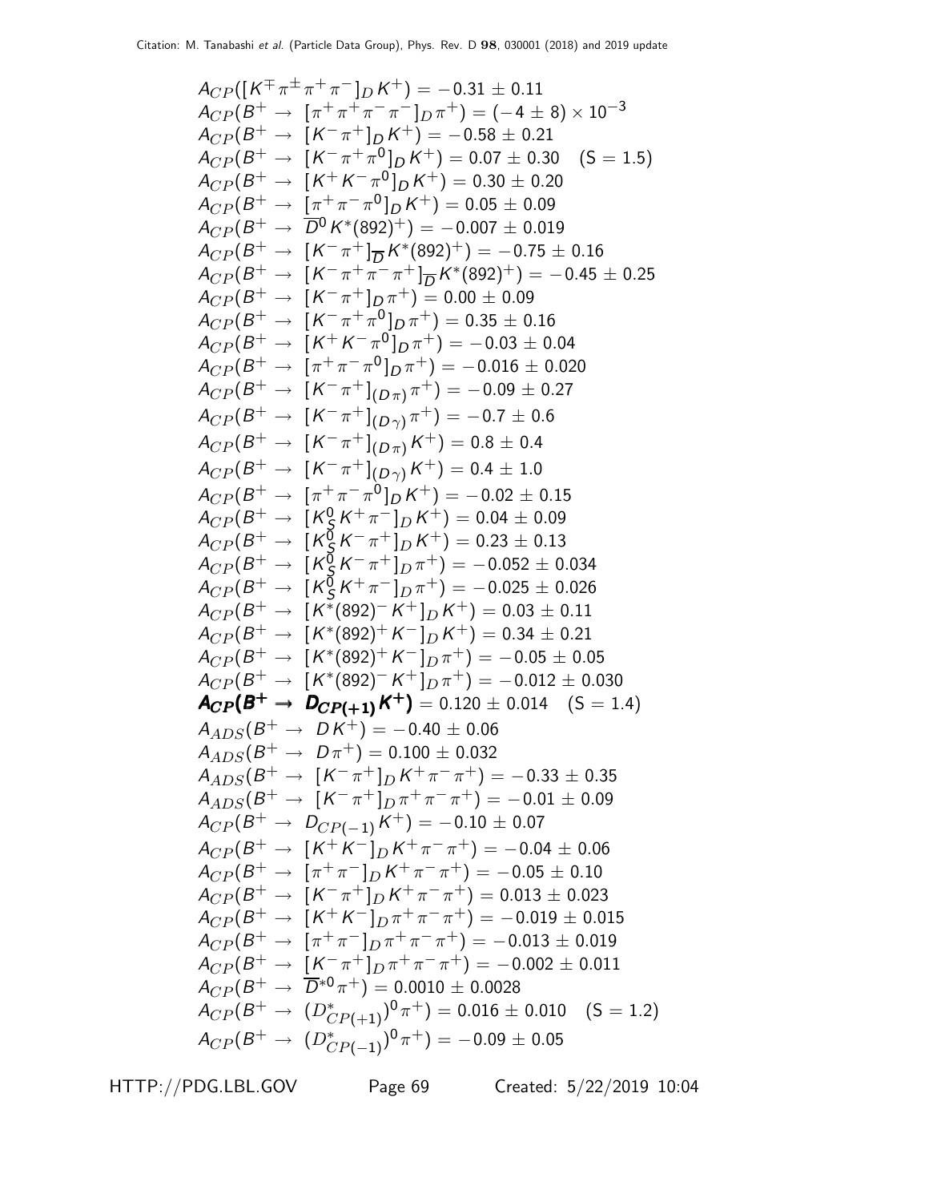$A_{CP}([K^{\mp}\pi^{\pm}\pi^{+}\pi^{-}]_{D}K^{+}) = -0.31 \pm 0.11$
$A_{CP}(B^{+} \to [\pi^{+}\pi^{+}\pi^{-}\pi^{-}]_{D}\pi^{+}) = (-4 \pm 8) \times 10^{-3}$
$A_{CP}(B^{+} \to [K^{-}\pi^{+}]_{D}K^{+}) = -0.58 \pm 0.21$
$A_{CP}(B^{+} \to [K^{-}\pi^{+}\pi^{0}]_{D}K^{+}) = 0.07 \pm 0.30$ (S = 1.5)
$A_{CP}(B^{+} \to [K^{+}K^{-}\pi^{0}]_{D}K^{+}) = 0.30 \pm 0.20$
$A_{CP}(B^{+} \to [\pi^{+}\pi^{-}\pi^{0}]_{D}K^{+}) = 0.05 \pm 0.09$
$A_{CP}(B^{+} \to \overline{D}^{0}K^{*}(892)^{+}) = -0.007 \pm 0.019$
$A_{CP}(B^{+} \to [K^{-}\pi^{+}]_{\overline{D}}K^{*}(892)^{+}) = -0.75 \pm 0.16$
$A_{CP}(B^{+} \to [K^{-}\pi^{+}\pi^{-}\pi^{+}]_{\overline{D}}K^{*}(892)^{+}) = -0.45 \pm 0.25$
$A_{CP}(B^{+} \to [K^{-}\pi^{+}]_{D}\pi^{+}) = 0.00 \pm 0.09$
$A_{CP}(B^{+} \to [K^{-}\pi^{+}\pi^{0}]_{D}\pi^{+}) = 0.35 \pm 0.16$
$A_{CP}(B^{+} \to [K^{+}K^{-}\pi^{0}]_{D}\pi^{+}) = -0.03 \pm 0.04$
$A_{CP}(B^{+} \to [\pi^{+}\pi^{-}\pi^{0}]_{D}\pi^{+}) = -0.016 \pm 0.020$
$A_{CP}(B^{+} \to [K^{-}\pi^{+}]_{(D\pi)}\pi^{+}) = -0.09 \pm 0.27$
$A_{CP}(B^{+} \to [K^{-}\pi^{+}]_{(D\gamma)}\pi^{+}) = -0.7 \pm 0.6$
$A_{CP}(B^{+} \to [K^{-}\pi^{+}]_{(D\pi)}K^{+}) = 0.8 \pm 0.4$
$A_{CP}(B^{+} \to [K^{-}\pi^{+}]_{(D\gamma)}K^{+}) = 0.4 \pm 1.0$
$A_{CP}(B^{+} \to [\pi^{+}\pi^{-}\pi^{0}]_{D}K^{+}) = -0.02 \pm 0.15$
$A_{CP}(B^{+} \to [K^{0}_{S}K^{+}\pi^{-}]_{D}K^{+}) = 0.04 \pm 0.09$
$A_{CP}(B^{+} \to [K^{0}_{S}K^{-}\pi^{+}]_{D}K^{+}) = 0.23 \pm 0.13$
$A_{CP}(B^{+} \to [K^{0}_{S}K^{-}\pi^{+}]_{D}\pi^{+}) = -0.052 \pm 0.034$
$A_{CP}(B^{+} \to [K^{0}_{S}K^{+}\pi^{-}]_{D}\pi^{+}) = -0.025 \pm 0.026$
$A_{CP}(B^{+} \to [K^{*}(892)^{-}K^{+}]_{D}K^{+}) = 0.03 \pm 0.11$
$A_{CP}(B^{+} \to [K^{*}(892)^{+}K^{-}]_{D}K^{+}) = 0.34 \pm 0.21$
$A_{CP}(B^{+} \to [K^{*}(892)^{+}K^{-}]_{D}\pi^{+}) = -0.05 \pm 0.05$
$A_{CP}(B^{+} \to [K^{*}(892)^{-}K^{+}]_{D}\pi^{+}) = -0.012 \pm 0.030$
$\boldsymbol{A_{CP}(B^{+} \to D_{CP(+1)}K^{+})} = 0.120 \pm 0.014$ (S = 1.4)
$A_{ADS}(B^{+} \to DK^{+}) = -0.40 \pm 0.06$
$A_{ADS}(B^{+} \to D\pi^{+}) = 0.100 \pm 0.032$
$A_{ADS}(B^{+} \to [K^{-}\pi^{+}]_{D}K^{+}\pi^{-}\pi^{+}) = -0.33 \pm 0.35$
$A_{ADS}(B^{+} \to [K^{-}\pi^{+}]_{D}\pi^{+}\pi^{-}\pi^{+}) = -0.01 \pm 0.09$
$A_{CP}(B^{+} \to D_{CP(-1)}K^{+}) = -0.10 \pm 0.07$
$A_{CP}(B^{+} \to [K^{+}K^{-}]_{D}K^{+}\pi^{-}\pi^{+}) = -0.04 \pm 0.06$
$A_{CP}(B^{+} \to [\pi^{+}\pi^{-}]_{D}K^{+}\pi^{-}\pi^{+}) = -0.05 \pm 0.10$
$A_{CP}(B^{+} \to [K^{-}\pi^{+}]_{D}K^{+}\pi^{-}\pi^{+}) = 0.013 \pm 0.023$
$A_{CP}(B^{+} \to [K^{+}K^{-}]_{D}\pi^{+}\pi^{-}\pi^{+}) = -0.019 \pm 0.015$
$A_{CP}(B^{+} \to [\pi^{+}\pi^{-}]_{D}\pi^{+}\pi^{-}\pi^{+}) = -0.013 \pm 0.019$
$A_{CP}(B^{+} \to [K^{-}\pi^{+}]_{D}\pi^{+}\pi^{-}\pi^{+}) = -0.002 \pm 0.011$
$A_{CP}(B^{+} \to \overline{D}^{*0}\pi^{+}) = 0.0010 \pm 0.0028$
$A_{CP}(B^{+} \to (D^{*}_{CP(+1)})^{0}\pi^{+}) = 0.016 \pm 0.010$ (S = 1.2)
$A_{CP}(B^{+} \to (D^{*}_{CP(-1)})^{0}\pi^{+}) = -0.09 \pm 0.05$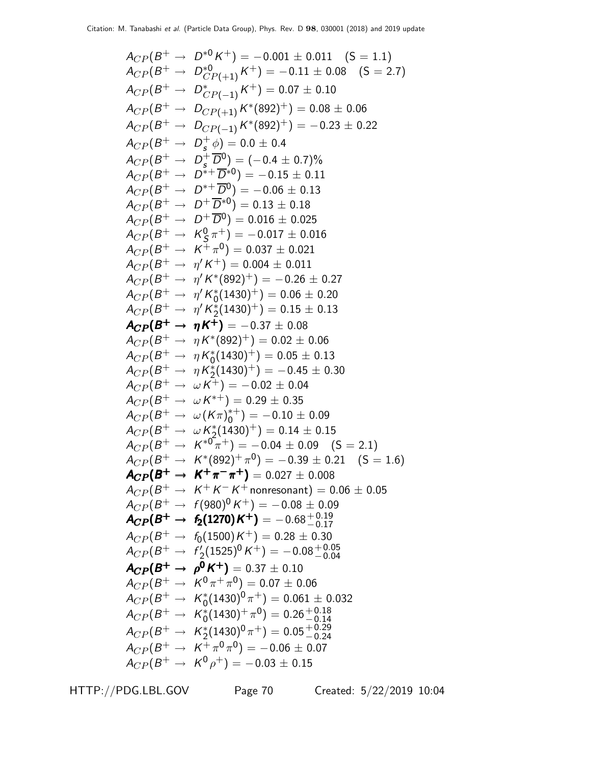$A_{CP}(B^+ \to D^{*0} K^+) = -0.001 \pm 0.011 \quad (S = 1.1)$

$A_{CP}(B^+ \to D^{*0}_{CP(+1)} K^+) = -0.11 \pm 0.08 \quad (S = 2.7)$

$A_{CP}(B^+ \to D^{*}_{CP(-1)} K^+) = 0.07 \pm 0.10$

$A_{CP}(B^+ \to D_{CP(+1)} K^*(892)^+) = 0.08 \pm 0.06$

$A_{CP}(B^+ \to D_{CP(-1)} K^*(892)^+) = -0.23 \pm 0.22$

$A_{CP}(B^+ \to D_s^+ \phi) = 0.0 \pm 0.4$

$A_{CP}(B^+ \to D_s^+ \overline{D}^0) = (-0.4 \pm 0.7)\%$

$A_{CP}(B^+ \to D^{*+} \overline{D}^{*0}) = -0.15 \pm 0.11$

$A_{CP}(B^+ \to D^{*+} \overline{D}^0) = -0.06 \pm 0.13$

$A_{CP}(B^+ \to D^+ \overline{D}^{*0}) = 0.13 \pm 0.18$

$A_{CP}(B^+ \to D^+ \overline{D}^0) = 0.016 \pm 0.025$

$A_{CP}(B^+ \to K_S^0 \pi^+) = -0.017 \pm 0.016$

$A_{CP}(B^+ \to K^+ \pi^0) = 0.037 \pm 0.021$

$A_{CP}(B^+ \to \eta' K^+) = 0.004 \pm 0.011$

$A_{CP}(B^+ \to \eta' K^*(892)^+) = -0.26 \pm 0.27$

$A_{CP}(B^+ \to \eta' K_0^*(1430)^+) = 0.06 \pm 0.20$

$A_{CP}(B^+ \to \eta' K_2^*(1430)^+) = 0.15 \pm 0.13$

$\boldsymbol{A_{CP}(B^+ \to \eta K^+)} = -0.37 \pm 0.08$

$A_{CP}(B^+ \to \eta K^*(892)^+) = 0.02 \pm 0.06$

$A_{CP}(B^+ \to \eta K_0^*(1430)^+) = 0.05 \pm 0.13$

$A_{CP}(B^+ \to \eta K_2^*(1430)^+) = -0.45 \pm 0.30$

$A_{CP}(B^+ \to \omega K^+) = -0.02 \pm 0.04$

$A_{CP}(B^+ \to \omega K^{*+}) = 0.29 \pm 0.35$

$A_{CP}(B^+ \to \omega (K\pi)_0^{*+}) = -0.10 \pm 0.09$

$A_{CP}(B^+ \to \omega K_2^*(1430)^+) = 0.14 \pm 0.15$

$A_{CP}(B^+ \to K^{*0} \pi^+) = -0.04 \pm 0.09 \quad (S = 2.1)$

$A_{CP}(B^+ \to K^*(892)^+ \pi^0) = -0.39 \pm 0.21 \quad (S = 1.6)$

$\boldsymbol{A_{CP}(B^+ \to K^+ \pi^- \pi^+)} = 0.027 \pm 0.008$

$A_{CP}(B^+ \to K^+ K^- K^+ \text{nonresonant}) = 0.06 \pm 0.05$

$A_{CP}(B^+ \to f(980)^0 K^+) = -0.08 \pm 0.09$

$\boldsymbol{A_{CP}(B^+ \to f_2(1270) K^+)} = -0.68^{+0.19}_{-0.17}$

$A_{CP}(B^+ \to f_0(1500) K^+) = 0.28 \pm 0.30$

$A_{CP}(B^+ \to f_2'(1525)^0 K^+) = -0.08^{+0.05}_{-0.04}$

$\boldsymbol{A_{CP}(B^+ \to \rho^0 K^+)} = 0.37 \pm 0.10$

$A_{CP}(B^+ \to K^0 \pi^+ \pi^0) = 0.07 \pm 0.06$

$A_{CP}(B^+ \to K_0^*(1430)^0 \pi^+) = 0.061 \pm 0.032$

$A_{CP}(B^+ \to K_0^*(1430)^+ \pi^0) = 0.26^{+0.18}_{-0.14}$

$A_{CP}(B^+ \to K_2^*(1430)^0 \pi^+) = 0.05^{+0.29}_{-0.24}$

$A_{CP}(B^+ \to K^+ \pi^0 \pi^0) = -0.06 \pm 0.07$

$A_{CP}(B^+ \to K^0 \rho^+) = -0.03 \pm 0.15$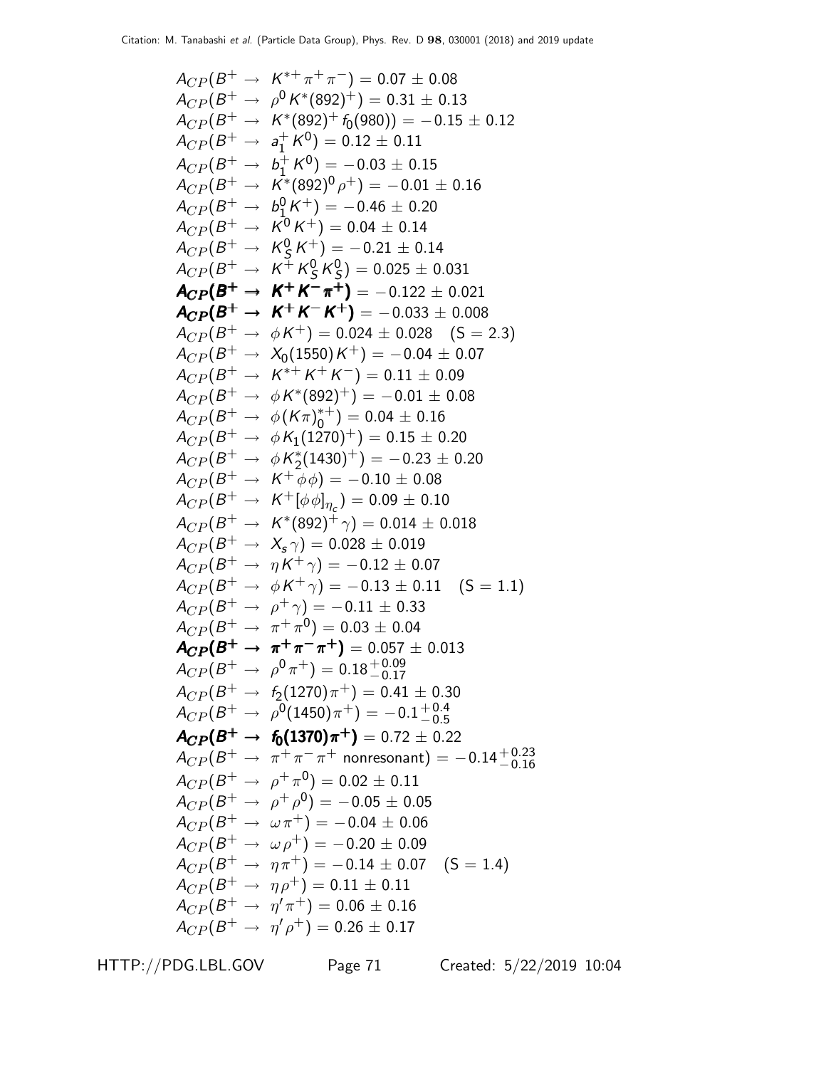$A_{CP}(B^+ \rightarrow K^{*+} \pi^+ \pi^-) = 0.07 \pm 0.08$

$A_{CP}(B^+ \rightarrow \rho^0 K^*(892)^+) = 0.31 \pm 0.13$

$A_{CP}(B^+ \rightarrow K^*(892)^+ f_0(980)) = -0.15 \pm 0.12$

$A_{CP}(B^+ \rightarrow a_1^+ K^0) = 0.12 \pm 0.11$

$A_{CP}(B^+ \rightarrow b_1^+ K^0) = -0.03 \pm 0.15$

$A_{CP}(B^+ \rightarrow K^*(892)^0 \rho^+) = -0.01 \pm 0.16$

$A_{CP}(B^+ \rightarrow b_1^0 K^+) = -0.46 \pm 0.20$

$A_{CP}(B^+ \rightarrow K^0 K^+) = 0.04 \pm 0.14$

$A_{CP}(B^+ \rightarrow K_S^0 K^+) = -0.21 \pm 0.14$

$A_{CP}(B^+ \rightarrow K^+ K_S^0 K_S^0) = 0.025 \pm 0.031$

$\boldsymbol{A_{CP}(B^+ \rightarrow K^+ K^- \pi^+)} = -0.122 \pm 0.021$

$\boldsymbol{A_{CP}(B^+ \rightarrow K^+ K^- K^+)} = -0.033 \pm 0.008$

$A_{CP}(B^+ \rightarrow \phi K^+) = 0.024 \pm 0.028 \quad (S = 2.3)$

$A_{CP}(B^+ \rightarrow X_0(1550) K^+) = -0.04 \pm 0.07$

$A_{CP}(B^+ \rightarrow K^{*+} K^+ K^-) = 0.11 \pm 0.09$

$A_{CP}(B^+ \rightarrow \phi K^*(892)^+) = -0.01 \pm 0.08$

$A_{CP}(B^+ \rightarrow \phi (K\pi)_0^{*+}) = 0.04 \pm 0.16$

$A_{CP}(B^+ \rightarrow \phi K_1(1270)^+) = 0.15 \pm 0.20$

$A_{CP}(B^+ \rightarrow \phi K_2^*(1430)^+) = -0.23 \pm 0.20$

$A_{CP}(B^+ \rightarrow K^+ \phi \phi) = -0.10 \pm 0.08$

$A_{CP}(B^+ \rightarrow K^+ [\phi\phi]_{\eta_c}) = 0.09 \pm 0.10$

$A_{CP}(B^+ \rightarrow K^*(892)^+ \gamma) = 0.014 \pm 0.018$

$A_{CP}(B^+ \rightarrow X_s \gamma) = 0.028 \pm 0.019$

$A_{CP}(B^+ \rightarrow \eta K^+ \gamma) = -0.12 \pm 0.07$

$A_{CP}(B^+ \rightarrow \phi K^+ \gamma) = -0.13 \pm 0.11 \quad (S = 1.1)$

$A_{CP}(B^+ \rightarrow \rho^+ \gamma) = -0.11 \pm 0.33$

$A_{CP}(B^+ \rightarrow \pi^+ \pi^0) = 0.03 \pm 0.04$

$\boldsymbol{A_{CP}(B^+ \rightarrow \pi^+ \pi^- \pi^+)} = 0.057 \pm 0.013$

$A_{CP}(B^+ \rightarrow \rho^0 \pi^+) = 0.18^{+0.09}_{-0.17}$

$A_{CP}(B^+ \rightarrow f_2(1270) \pi^+) = 0.41 \pm 0.30$

$A_{CP}(B^+ \rightarrow \rho^0(1450) \pi^+) = -0.1^{+0.4}_{-0.5}$

$\boldsymbol{A_{CP}(B^+ \rightarrow f_0(1370) \pi^+)} = 0.72 \pm 0.22$

$A_{CP}(B^+ \rightarrow \pi^+ \pi^- \pi^+ \text{ nonresonant}) = -0.14^{+0.23}_{-0.16}$

$A_{CP}(B^+ \rightarrow \rho^+ \pi^0) = 0.02 \pm 0.11$

$A_{CP}(B^+ \rightarrow \rho^+ \rho^0) = -0.05 \pm 0.05$

$A_{CP}(B^+ \rightarrow \omega \pi^+) = -0.04 \pm 0.06$

$A_{CP}(B^+ \rightarrow \omega \rho^+) = -0.20 \pm 0.09$

$A_{CP}(B^+ \rightarrow \eta \pi^+) = -0.14 \pm 0.07 \quad (S = 1.4)$

$A_{CP}(B^+ \rightarrow \eta \rho^+) = 0.11 \pm 0.11$

$A_{CP}(B^+ \rightarrow \eta' \pi^+) = 0.06 \pm 0.16$

$A_{CP}(B^+ \rightarrow \eta' \rho^+) = 0.26 \pm 0.17$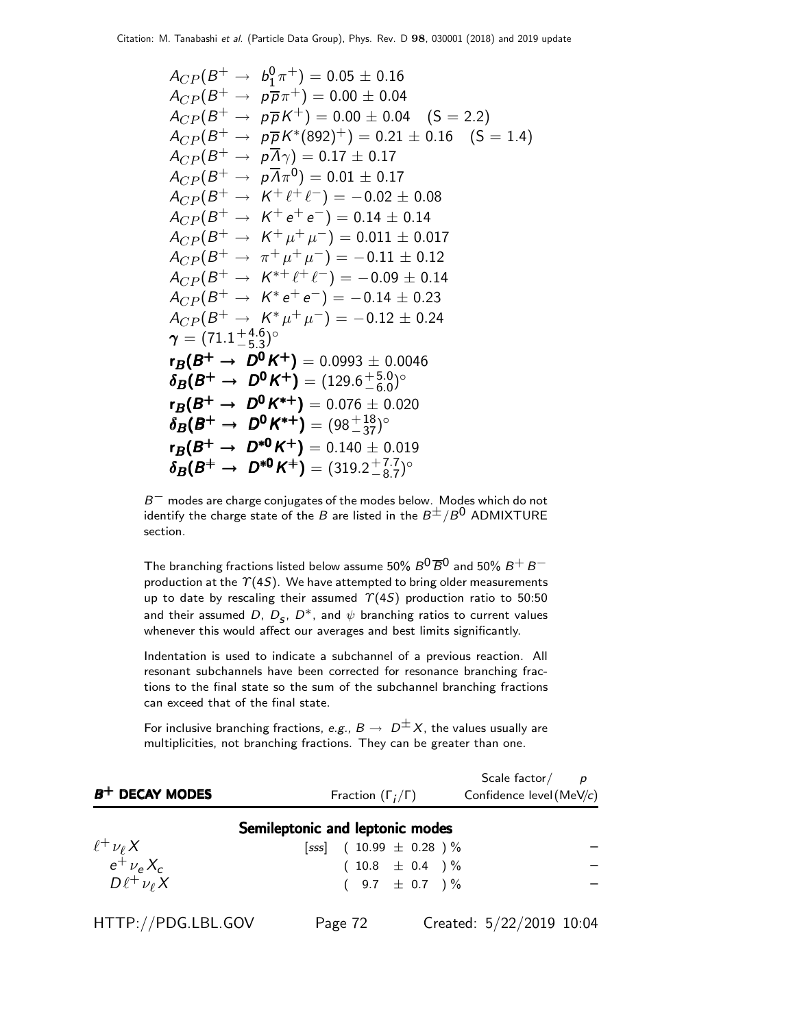$A_{CP}(B^+ \rightarrow\ b_1^0 \pi^+) = 0.05 \pm 0.16$
$A_{CP}(B^+ \rightarrow\ p\overline{p}\pi^+) = 0.00 \pm 0.04$
$A_{CP}(B^+ \rightarrow\ p\overline{p}K^+) = 0.00 \pm 0.04$ (S = 2.2)
$A_{CP}(B^+ \rightarrow\ p\overline{p}K^*(892)^+) = 0.21 \pm 0.16$ (S = 1.4)
$A_{CP}(B^+ \rightarrow\ p\overline{\Lambda}\gamma) = 0.17 \pm 0.17$
$A_{CP}(B^+ \rightarrow\ p\overline{\Lambda}\pi^0) = 0.01 \pm 0.17$
$A_{CP}(B^+ \rightarrow\ K^+\ell^+\ell^-) = -0.02 \pm 0.08$
$A_{CP}(B^+ \rightarrow\ K^+e^+e^-) = 0.14 \pm 0.14$
$A_{CP}(B^+ \rightarrow\ K^+\mu^+\mu^-) = 0.011 \pm 0.017$
$A_{CP}(B^+ \rightarrow\ \pi^+\mu^+\mu^-) = -0.11 \pm 0.12$
$A_{CP}(B^+ \rightarrow\ K^{*+}\ell^+\ell^-) = -0.09 \pm 0.14$
$A_{CP}(B^+ \rightarrow\ K^*e^+e^-) = -0.14 \pm 0.23$
$A_{CP}(B^+ \rightarrow\ K^*\mu^+\mu^-) = -0.12 \pm 0.24$
$\boldsymbol{\gamma} = (71.1^{+4.6}_{-5.3})^\circ$
$\mathbf{r_B(B^+ \rightarrow\ D^0K^+)} = 0.0993 \pm 0.0046$
$\boldsymbol{\delta_B(B^+ \rightarrow\ D^0K^+)} = (129.6^{+5.0}_{-6.0})^\circ$
$\mathbf{r_B(B^+ \rightarrow\ D^0K^{*+})} = 0.076 \pm 0.020$
$\boldsymbol{\delta_B(B^+ \rightarrow\ D^0K^{*+})} = (98^{+18}_{-37})^\circ$
$\mathbf{r_B(B^+ \rightarrow\ D^{*0}K^+)} = 0.140 \pm 0.019$
$\boldsymbol{\delta_B(B^+ \rightarrow\ D^{*0}K^+)} = (319.2^{+7.7}_{-8.7})^\circ$

$B^-$ modes are charge conjugates of the modes below. Modes which do not identify the charge state of the $B$ are listed in the $B^\pm/B^0$ ADMIXTURE section.

The branching fractions listed below assume 50% $B^0\overline{B}^0$ and 50% $B^+B^-$ production at the $\Upsilon(4S)$. We have attempted to bring older measurements up to date by rescaling their assumed $\Upsilon(4S)$ production ratio to 50:50 and their assumed $D$, $D_s$, $D^*$, and $\psi$ branching ratios to current values whenever this would affect our averages and best limits significantly.

Indentation is used to indicate a subchannel of a previous reaction. All resonant subchannels have been corrected for resonance branching fractions to the final state so the sum of the subchannel branching fractions can exceed that of the final state.

For inclusive branching fractions, *e.g.*, $B \rightarrow\ D^\pm X$, the values usually are multiplicities, not branching fractions. They can be greater than one.

| $B^+$ DECAY MODES | Fraction ($\Gamma_i/\Gamma$) | Scale factor/ Confidence level | $p$ (MeV/$c$) |
|---|---|---|---|
| **Semileptonic and leptonic modes** | | | |
| $\ell^+\nu_\ell X$ | [sss] ( 10.99 ± 0.28 ) % | | – |
| $e^+\nu_e X_c$ | ( 10.8 ± 0.4 ) % | | – |
| $D\ell^+\nu_\ell X$ | ( 9.7 ± 0.7 ) % | | – |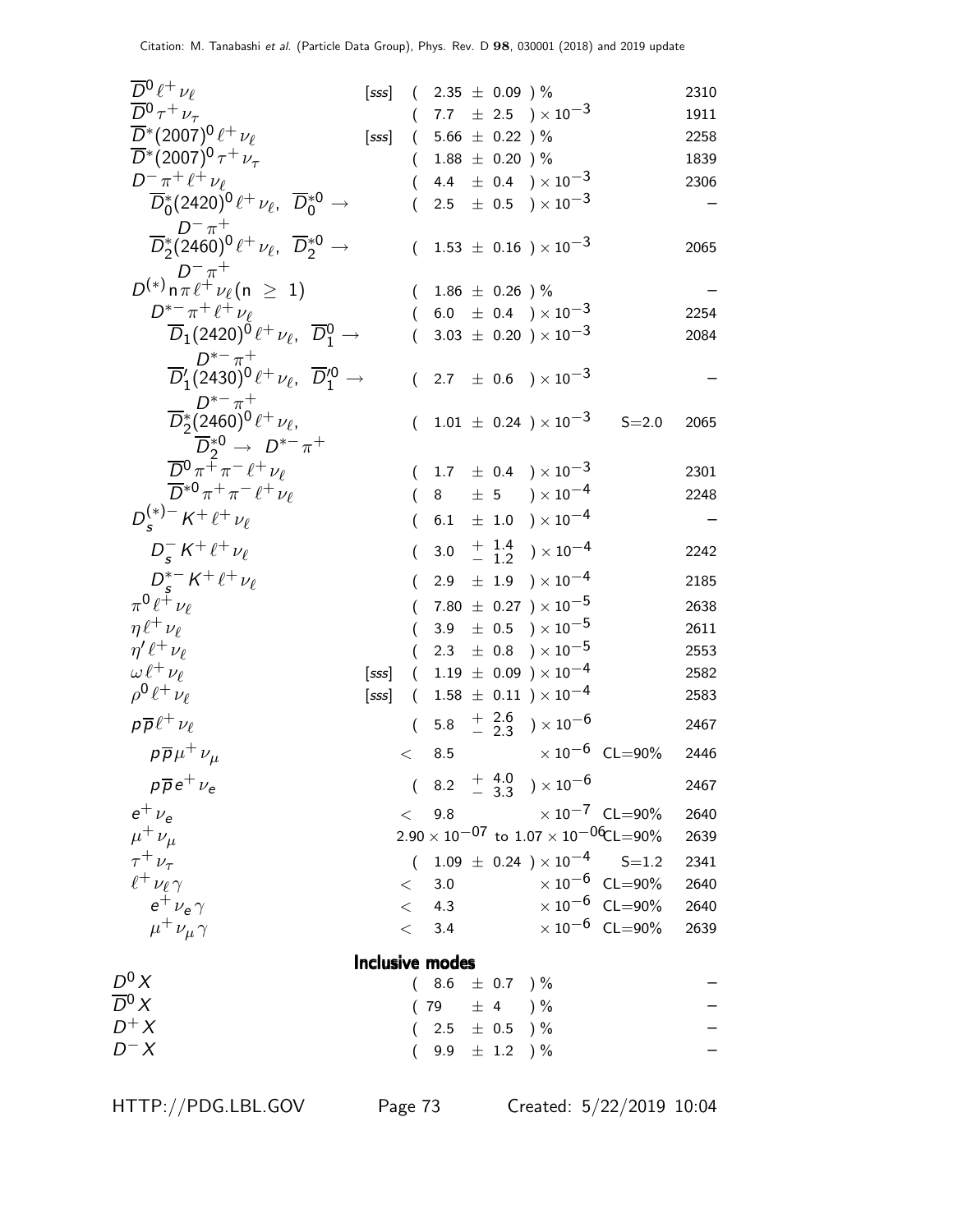| Mode | | Fraction ($\Gamma_i/\Gamma$) | Scale factor/ Confidence level | $p$ (MeV/$c$) |
|---|---|---|---|---|
| $\overline{D}^0 \ell^+ \nu_\ell$ | [sss] | ( 2.35 ± 0.09 ) % | | 2310 |
| $\overline{D}^0 \tau^+ \nu_\tau$ | | ( 7.7 ± 2.5 ) $\times 10^{-3}$ | | 1911 |
| $\overline{D}^*(2007)^0 \ell^+ \nu_\ell$ | [sss] | ( 5.66 ± 0.22 ) % | | 2258 |
| $\overline{D}^*(2007)^0 \tau^+ \nu_\tau$ | | ( 1.88 ± 0.20 ) % | | 1839 |
| $D^- \pi^+ \ell^+ \nu_\ell$ | | ( 4.4 ± 0.4 ) $\times 10^{-3}$ | | 2306 |
| $\overline{D}_0^*(2420)^0 \ell^+ \nu_\ell$, $\overline{D}_0^{*0} \to D^- \pi^+$ | | ( 2.5 ± 0.5 ) $\times 10^{-3}$ | | – |
| $\overline{D}_2^*(2460)^0 \ell^+ \nu_\ell$, $\overline{D}_2^{*0} \to D^- \pi^+$ | | ( 1.53 ± 0.16 ) $\times 10^{-3}$ | | 2065 |
| $D^{(*)} n \pi \ell^+ \nu_\ell (n \geq 1)$ | | ( 1.86 ± 0.26 ) % | | – |
| $D^{*-} \pi^+ \ell^+ \nu_\ell$ | | ( 6.0 ± 0.4 ) $\times 10^{-3}$ | | 2254 |
| $\overline{D}_1(2420)^0 \ell^+ \nu_\ell$, $\overline{D}_1^0 \to D^{*-} \pi^+$ | | ( 3.03 ± 0.20 ) $\times 10^{-3}$ | | 2084 |
| $\overline{D}'_1(2430)^0 \ell^+ \nu_\ell$, $\overline{D}'^0_1 \to D^{*-} \pi^+$ | | ( 2.7 ± 0.6 ) $\times 10^{-3}$ | | – |
| $\overline{D}_2^*(2460)^0 \ell^+ \nu_\ell$, $\overline{D}_2^{*0} \to D^{*-} \pi^+$ | | ( 1.01 ± 0.24 ) $\times 10^{-3}$ | S=2.0 | 2065 |
| $\overline{D}^0 \pi^+ \pi^- \ell^+ \nu_\ell$ | | ( 1.7 ± 0.4 ) $\times 10^{-3}$ | | 2301 |
| $\overline{D}^{*0} \pi^+ \pi^- \ell^+ \nu_\ell$ | | ( 8 ± 5 ) $\times 10^{-4}$ | | 2248 |
| $D_s^{(*)-} K^+ \ell^+ \nu_\ell$ | | ( 6.1 ± 1.0 ) $\times 10^{-4}$ | | – |
| $D_s^- K^+ \ell^+ \nu_\ell$ | | ( $3.0^{+1.4}_{-1.2}$ ) $\times 10^{-4}$ | | 2242 |
| $D_s^{*-} K^+ \ell^+ \nu_\ell$ | | ( 2.9 ± 1.9 ) $\times 10^{-4}$ | | 2185 |
| $\pi^0 \ell^+ \nu_\ell$ | | ( 7.80 ± 0.27 ) $\times 10^{-5}$ | | 2638 |
| $\eta \ell^+ \nu_\ell$ | | ( 3.9 ± 0.5 ) $\times 10^{-5}$ | | 2611 |
| $\eta' \ell^+ \nu_\ell$ | | ( 2.3 ± 0.8 ) $\times 10^{-5}$ | | 2553 |
| $\omega \ell^+ \nu_\ell$ | [sss] | ( 1.19 ± 0.09 ) $\times 10^{-4}$ | | 2582 |
| $\rho^0 \ell^+ \nu_\ell$ | [sss] | ( 1.58 ± 0.11 ) $\times 10^{-4}$ | | 2583 |
| $p \overline{p} \ell^+ \nu_\ell$ | | ( $5.8^{+2.6}_{-2.3}$ ) $\times 10^{-6}$ | | 2467 |
| $p \overline{p} \mu^+ \nu_\mu$ | | < 8.5 $\times 10^{-6}$ | CL=90% | 2446 |
| $p \overline{p} e^+ \nu_e$ | | ( $8.2^{+4.0}_{-3.3}$ ) $\times 10^{-6}$ | | 2467 |
| $e^+ \nu_e$ | | < 9.8 $\times 10^{-7}$ | CL=90% | 2640 |
| $\mu^+ \nu_\mu$ | | $2.90 \times 10^{-07}$ to $1.07 \times 10^{-06}$ | CL=90% | 2639 |
| $\tau^+ \nu_\tau$ | | ( 1.09 ± 0.24 ) $\times 10^{-4}$ | S=1.2 | 2341 |
| $\ell^+ \nu_\ell \gamma$ | | < 3.0 $\times 10^{-6}$ | CL=90% | 2640 |
| $e^+ \nu_e \gamma$ | | < 4.3 $\times 10^{-6}$ | CL=90% | 2640 |
| $\mu^+ \nu_\mu \gamma$ | | < 3.4 $\times 10^{-6}$ | CL=90% | 2639 |

## Inclusive modes

| Mode | | Fraction ($\Gamma_i/\Gamma$) | | $p$ (MeV/$c$) |
|---|---|---|---|---|
| $D^0 X$ | | ( 8.6 ± 0.7 ) % | | – |
| $\overline{D}^0 X$ | | ( 79 ± 4 ) % | | – |
| $D^+ X$ | | ( 2.5 ± 0.5 ) % | | – |
| $D^- X$ | | ( 9.9 ± 1.2 ) % | | – |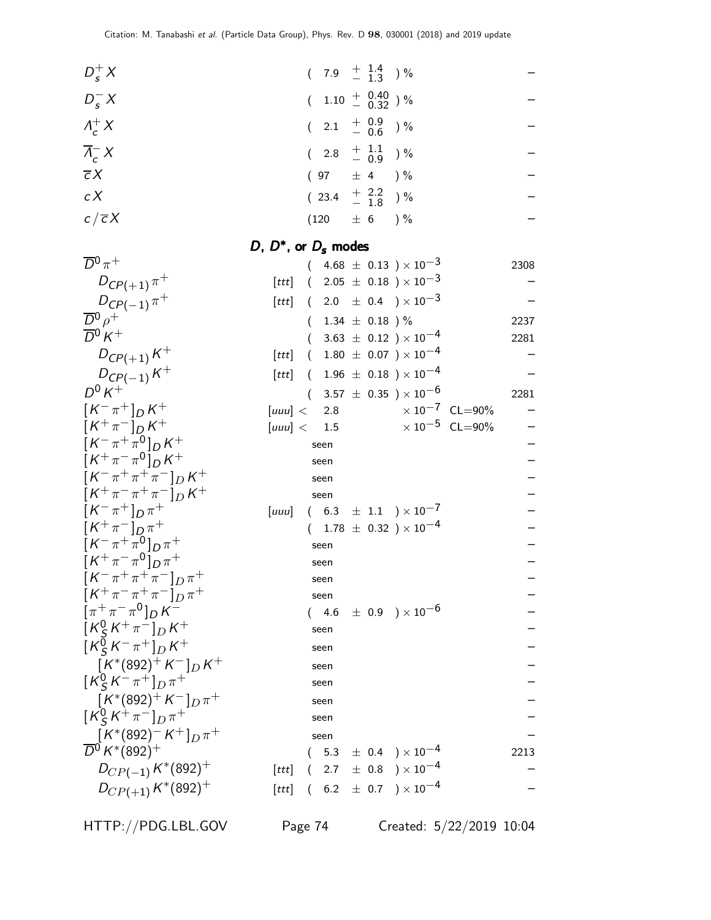| Mode | | Fraction ($\Gamma_i/\Gamma$) | Confidence level | $p$ (MeV/c) |
|---|---|---|---|---|
| $D_s^+ X$ | | $(7.9 \; ^{+\;1.4}_{-\;1.3})$ % | | – |
| $D_s^- X$ | | $(1.10 \; ^{+\;0.40}_{-\;0.32})$ % | | – |
| $\Lambda_c^+ X$ | | $(2.1 \; ^{+\;0.9}_{-\;0.6})$ % | | – |
| $\overline{\Lambda}_c^- X$ | | $(2.8 \; ^{+\;1.1}_{-\;0.9})$ % | | – |
| $\overline{c} X$ | | $(97 \pm 4)$ % | | – |
| $c X$ | | $(23.4 \; ^{+\;2.2}_{-\;1.8})$ % | | – |
| $c/\overline{c} X$ | | $(120 \pm 6)$ % | | – |

### $D$, $D^*$, or $D_s$ modes

| Mode | | Fraction ($\Gamma_i/\Gamma$) | Confidence level | $p$ (MeV/c) |
|---|---|---|---|---|
| $\overline{D}^0 \pi^+$ | | $(4.68 \pm 0.13) \times 10^{-3}$ | | 2308 |
| $D_{CP(+1)} \pi^+$ | [ttt] | $(2.05 \pm 0.18) \times 10^{-3}$ | | – |
| $D_{CP(-1)} \pi^+$ | [ttt] | $(2.0 \pm 0.4) \times 10^{-3}$ | | – |
| $\overline{D}^0 \rho^+$ | | $(1.34 \pm 0.18)$ % | | 2237 |
| $\overline{D}^0 K^+$ | | $(3.63 \pm 0.12) \times 10^{-4}$ | | 2281 |
| $D_{CP(+1)} K^+$ | [ttt] | $(1.80 \pm 0.07) \times 10^{-4}$ | | – |
| $D_{CP(-1)} K^+$ | [ttt] | $(1.96 \pm 0.18) \times 10^{-4}$ | | – |
| $D^0 K^+$ | | $(3.57 \pm 0.35) \times 10^{-6}$ | | 2281 |
| $[K^- \pi^+]_D K^+$ | [uuu] | $< 2.8 \times 10^{-7}$ | CL=90% | – |
| $[K^+ \pi^-]_D K^+$ | [uuu] | $< 1.5 \times 10^{-5}$ | CL=90% | – |
| $[K^- \pi^+ \pi^0]_D K^+$ | | seen | | – |
| $[K^+ \pi^- \pi^0]_D K^+$ | | seen | | – |
| $[K^- \pi^+ \pi^+ \pi^-]_D K^+$ | | seen | | – |
| $[K^+ \pi^- \pi^+ \pi^-]_D K^+$ | | seen | | – |
| $[K^- \pi^+]_D \pi^+$ | [uuu] | $(6.3 \pm 1.1) \times 10^{-7}$ | | – |
| $[K^+ \pi^-]_D \pi^+$ | | $(1.78 \pm 0.32) \times 10^{-4}$ | | – |
| $[K^- \pi^+ \pi^0]_D \pi^+$ | | seen | | – |
| $[K^+ \pi^- \pi^0]_D \pi^+$ | | seen | | – |
| $[K^- \pi^+ \pi^+ \pi^-]_D \pi^+$ | | seen | | – |
| $[K^+ \pi^- \pi^+ \pi^-]_D \pi^+$ | | seen | | – |
| $[\pi^+ \pi^- \pi^0]_D K^-$ | | $(4.6 \pm 0.9) \times 10^{-6}$ | | – |
| $[K_S^0 K^+ \pi^-]_D K^+$ | | seen | | – |
| $[K_S^0 K^- \pi^+]_D K^+$ | | seen | | – |
| $[K^*(892)^+ K^-]_D K^+$ | | seen | | – |
| $[K_S^0 K^- \pi^+]_D \pi^+$ | | seen | | – |
| $[K^*(892)^+ K^-]_D \pi^+$ | | seen | | – |
| $[K_S^0 K^+ \pi^-]_D \pi^+$ | | seen | | – |
| $[K^*(892)^- K^+]_D \pi^+$ | | seen | | – |
| $\overline{D}^0 K^*(892)^+$ | | $(5.3 \pm 0.4) \times 10^{-4}$ | | 2213 |
| $D_{CP(-1)} K^*(892)^+$ | [ttt] | $(2.7 \pm 0.8) \times 10^{-4}$ | | – |
| $D_{CP(+1)} K^*(892)^+$ | [ttt] | $(6.2 \pm 0.7) \times 10^{-4}$ | | – |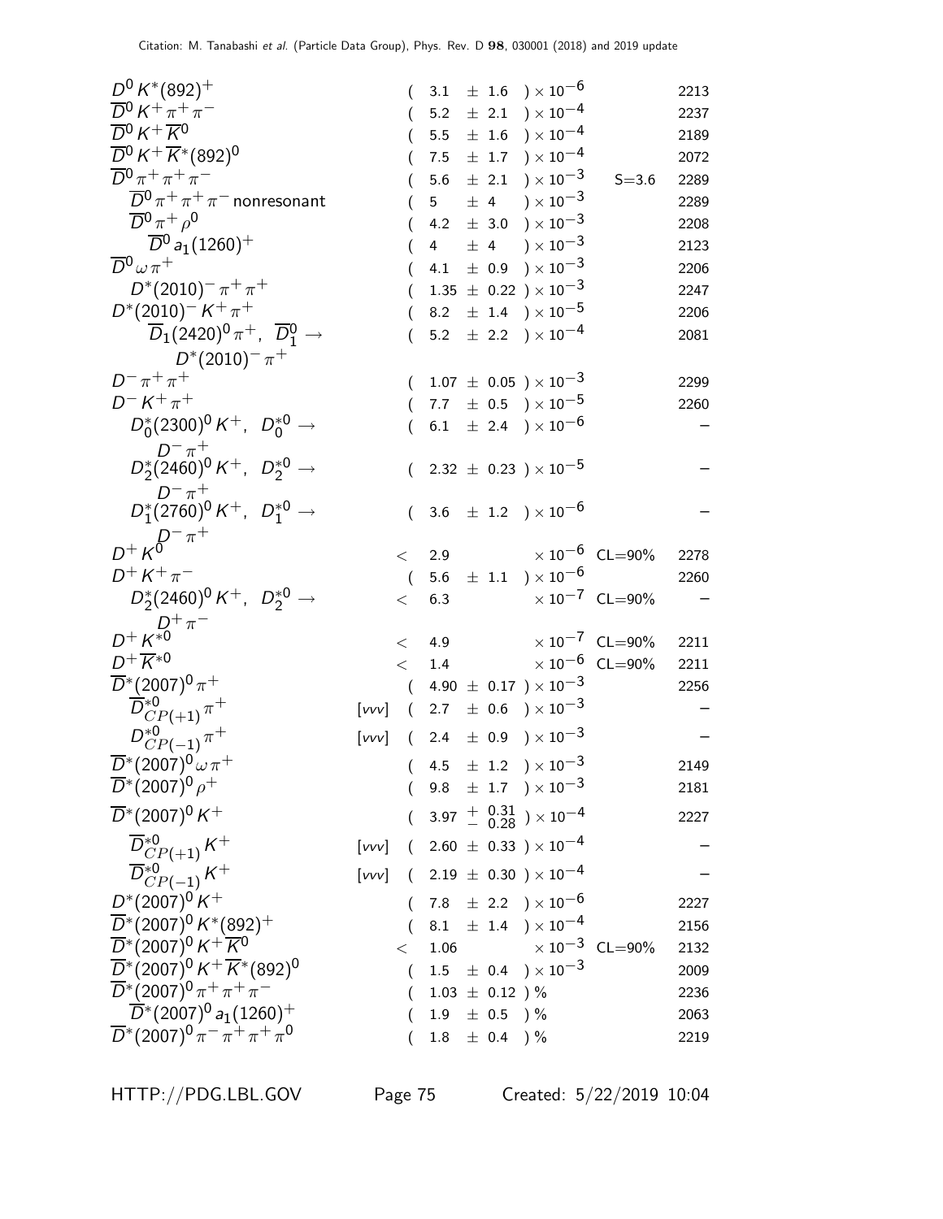Citation: M. Tanabashi et al. (Particle Data Group), Phys. Rev. D 98, 030001 (2018) and 2019 update

| Mode | | Fraction | Scale/CL | p (MeV/c) |
|---|---|---|---|---|
| $D^0 K^*(892)^+$ | | $(3.1 \pm 1.6) \times 10^{-6}$ | | 2213 |
| $\overline{D}^0 K^+ \pi^+ \pi^-$ | | $(5.2 \pm 2.1) \times 10^{-4}$ | | 2237 |
| $\overline{D}^0 K^+ \overline{K}^0$ | | $(5.5 \pm 1.6) \times 10^{-4}$ | | 2189 |
| $\overline{D}^0 K^+ \overline{K}^*(892)^0$ | | $(7.5 \pm 1.7) \times 10^{-4}$ | | 2072 |
| $\overline{D}^0 \pi^+ \pi^+ \pi^-$ | | $(5.6 \pm 2.1) \times 10^{-3}$ | S=3.6 | 2289 |
| $\overline{D}^0 \pi^+ \pi^+ \pi^-$ nonresonant | | $(5 \pm 4) \times 10^{-3}$ | | 2289 |
| $\overline{D}^0 \pi^+ \rho^0$ | | $(4.2 \pm 3.0) \times 10^{-3}$ | | 2208 |
| $\overline{D}^0 a_1(1260)^+$ | | $(4 \pm 4) \times 10^{-3}$ | | 2123 |
| $\overline{D}^0 \omega \pi^+$ | | $(4.1 \pm 0.9) \times 10^{-3}$ | | 2206 |
| $D^*(2010)^- \pi^+ \pi^+$ | | $(1.35 \pm 0.22) \times 10^{-3}$ | | 2247 |
| $D^*(2010)^- K^+ \pi^+$ | | $(8.2 \pm 1.4) \times 10^{-5}$ | | 2206 |
| $\overline{D}_1(2420)^0 \pi^+$, $\overline{D}_1^0 \to D^*(2010)^- \pi^+$ | | $(5.2 \pm 2.2) \times 10^{-4}$ | | 2081 |
| $D^- \pi^+ \pi^+$ | | $(1.07 \pm 0.05) \times 10^{-3}$ | | 2299 |
| $D^- K^+ \pi^+$ | | $(7.7 \pm 0.5) \times 10^{-5}$ | | 2260 |
| $D_0^*(2300)^0 K^+$, $D_0^{*0} \to D^- \pi^+$ | | $(6.1 \pm 2.4) \times 10^{-6}$ | | – |
| $D_2^*(2460)^0 K^+$, $D_2^{*0} \to D^- \pi^+$ | | $(2.32 \pm 0.23) \times 10^{-5}$ | | – |
| $D_1^*(2760)^0 K^+$, $D_1^{*0} \to D^- \pi^+$ | | $(3.6 \pm 1.2) \times 10^{-6}$ | | – |
| $D^+ K^0$ | | $< 2.9 \times 10^{-6}$ | CL=90% | 2278 |
| $D^+ K^+ \pi^-$ | | $(5.6 \pm 1.1) \times 10^{-6}$ | | 2260 |
| $D_2^*(2460)^0 K^+$, $D_2^{*0} \to D^+ \pi^-$ | | $< 6.3 \times 10^{-7}$ | CL=90% | – |
| $D^+ K^{*0}$ | | $< 4.9 \times 10^{-7}$ | CL=90% | 2211 |
| $D^+ \overline{K}^{*0}$ | | $< 1.4 \times 10^{-6}$ | CL=90% | 2211 |
| $\overline{D}^*(2007)^0 \pi^+$ | | $(4.90 \pm 0.17) \times 10^{-3}$ | | 2256 |
| $\overline{D}^{*0}_{CP(+1)} \pi^+$ | [vvv] | $(2.7 \pm 0.6) \times 10^{-3}$ | | – |
| $D^{*0}_{CP(-1)} \pi^+$ | [vvv] | $(2.4 \pm 0.9) \times 10^{-3}$ | | – |
| $\overline{D}^*(2007)^0 \omega \pi^+$ | | $(4.5 \pm 1.2) \times 10^{-3}$ | | 2149 |
| $\overline{D}^*(2007)^0 \rho^+$ | | $(9.8 \pm 1.7) \times 10^{-3}$ | | 2181 |
| $\overline{D}^*(2007)^0 K^+$ | | $(3.97 ^{+0.31}_{-0.28}) \times 10^{-4}$ | | 2227 |
| $\overline{D}^{*0}_{CP(+1)} K^+$ | [vvv] | $(2.60 \pm 0.33) \times 10^{-4}$ | | – |
| $\overline{D}^{*0}_{CP(-1)} K^+$ | [vvv] | $(2.19 \pm 0.30) \times 10^{-4}$ | | – |
| $D^*(2007)^0 K^+$ | | $(7.8 \pm 2.2) \times 10^{-6}$ | | 2227 |
| $\overline{D}^*(2007)^0 K^*(892)^+$ | | $(8.1 \pm 1.4) \times 10^{-4}$ | | 2156 |
| $\overline{D}^*(2007)^0 K^+ \overline{K}^0$ | | $< 1.06 \times 10^{-3}$ | CL=90% | 2132 |
| $\overline{D}^*(2007)^0 K^+ \overline{K}^*(892)^0$ | | $(1.5 \pm 0.4) \times 10^{-3}$ | | 2009 |
| $\overline{D}^*(2007)^0 \pi^+ \pi^+ \pi^-$ | | $(1.03 \pm 0.12)$ % | | 2236 |
| $\overline{D}^*(2007)^0 a_1(1260)^+$ | | $(1.9 \pm 0.5)$ % | | 2063 |
| $\overline{D}^*(2007)^0 \pi^- \pi^+ \pi^+ \pi^0$ | | $(1.8 \pm 0.4)$ % | | 2219 |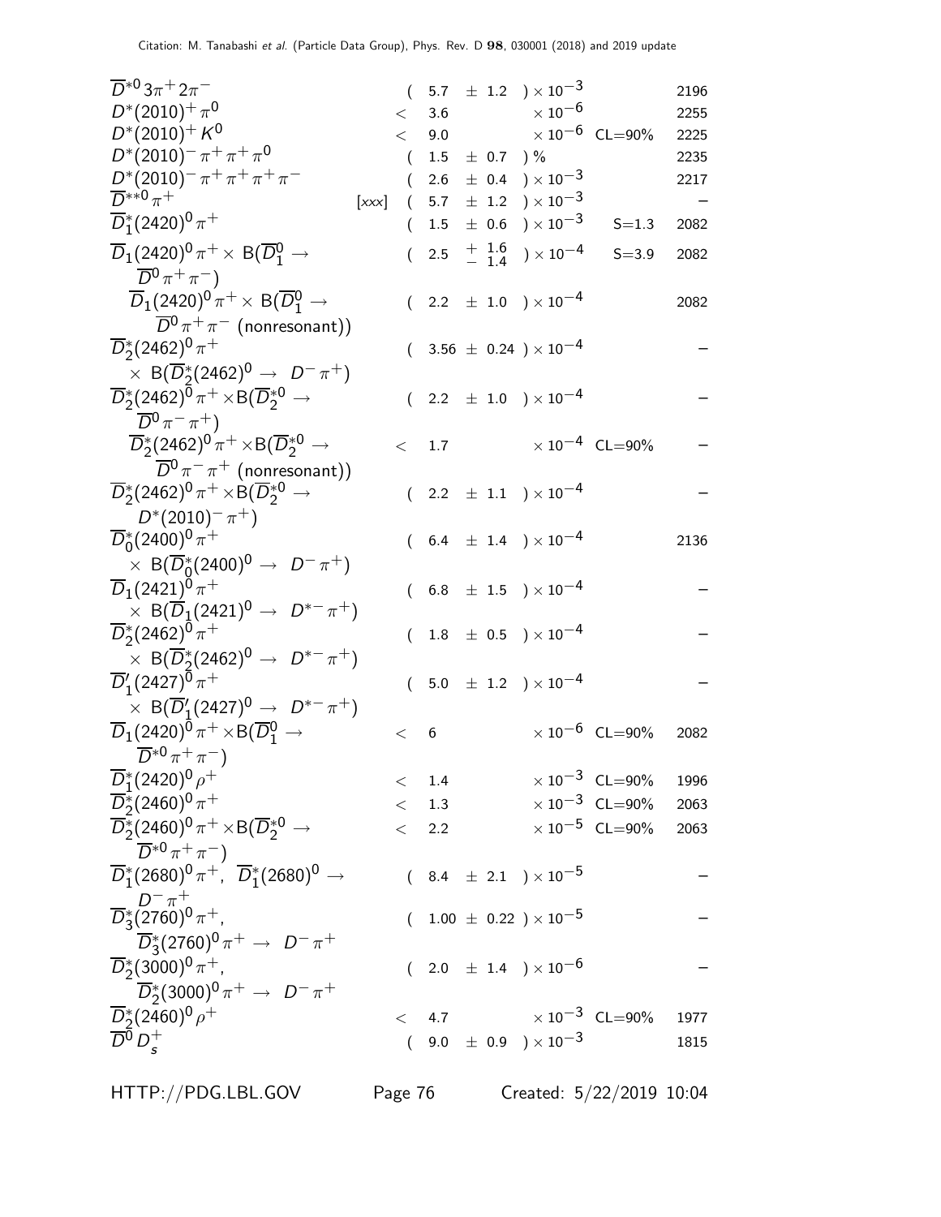| Mode | | Fraction ($\Gamma_i/\Gamma$) | Scale factor/ Confidence level | $p$ (MeV/c) |
|---|---|---|---|---|
| $\overline{D}^{*0} 3\pi^+ 2\pi^-$ | | $( 5.7 \pm 1.2 ) \times 10^{-3}$ | | 2196 |
| $D^*(2010)^+ \pi^0$ | | $< 3.6 \times 10^{-6}$ | | 2255 |
| $D^*(2010)^+ K^0$ | | $< 9.0 \times 10^{-6}$ | CL=90% | 2225 |
| $D^*(2010)^- \pi^+ \pi^+ \pi^0$ | | $( 1.5 \pm 0.7 ) \%$ | | 2235 |
| $D^*(2010)^- \pi^+ \pi^+ \pi^+ \pi^-$ | | $( 2.6 \pm 0.4 ) \times 10^{-3}$ | | 2217 |
| $\overline{D}^{**0} \pi^+$ | [xxx] | $( 5.7 \pm 1.2 ) \times 10^{-3}$ | | – |
| $\overline{D}_1^*(2420)^0 \pi^+$ | | $( 1.5 \pm 0.6 ) \times 10^{-3}$ | S=1.3 | 2082 |
| $\overline{D}_1(2420)^0 \pi^+ \times$ B($\overline{D}_1^0 \to \overline{D}^0 \pi^+ \pi^-$) | | $( 2.5 \; ^{+1.6}_{-1.4} ) \times 10^{-4}$ | S=3.9 | 2082 |
| $\quad \overline{D}_1(2420)^0 \pi^+ \times$ B($\overline{D}_1^0 \to \overline{D}^0 \pi^+ \pi^-$ (nonresonant)) | | $( 2.2 \pm 1.0 ) \times 10^{-4}$ | | 2082 |
| $\overline{D}_2^*(2462)^0 \pi^+ \times$ B($\overline{D}_2^*(2462)^0 \to D^- \pi^+$) | | $( 3.56 \pm 0.24 ) \times 10^{-4}$ | | – |
| $\overline{D}_2^*(2462)^0 \pi^+ \times$B($\overline{D}_2^{*0} \to \overline{D}^0 \pi^- \pi^+$) | | $( 2.2 \pm 1.0 ) \times 10^{-4}$ | | – |
| $\quad \overline{D}_2^*(2462)^0 \pi^+ \times$B($\overline{D}_2^{*0} \to \overline{D}^0 \pi^- \pi^+$ (nonresonant)) | | $< 1.7 \times 10^{-4}$ | CL=90% | – |
| $\overline{D}_2^*(2462)^0 \pi^+ \times$B($\overline{D}_2^{*0} \to D^*(2010)^- \pi^+$) | | $( 2.2 \pm 1.1 ) \times 10^{-4}$ | | – |
| $\overline{D}_0^*(2400)^0 \pi^+ \times$ B($\overline{D}_0^*(2400)^0 \to D^- \pi^+$) | | $( 6.4 \pm 1.4 ) \times 10^{-4}$ | | 2136 |
| $\overline{D}_1(2421)^0 \pi^+ \times$ B($\overline{D}_1(2421)^0 \to D^{*-} \pi^+$) | | $( 6.8 \pm 1.5 ) \times 10^{-4}$ | | – |
| $\overline{D}_2^*(2462)^0 \pi^+ \times$ B($\overline{D}_2^*(2462)^0 \to D^{*-} \pi^+$) | | $( 1.8 \pm 0.5 ) \times 10^{-4}$ | | – |
| $\overline{D}'_1(2427)^0 \pi^+ \times$ B($\overline{D}'_1(2427)^0 \to D^{*-} \pi^+$) | | $( 5.0 \pm 1.2 ) \times 10^{-4}$ | | – |
| $\overline{D}_1(2420)^0 \pi^+ \times$B($\overline{D}_1^0 \to \overline{D}^{*0} \pi^+ \pi^-$) | | $< 6 \times 10^{-6}$ | CL=90% | 2082 |
| $\overline{D}_1^*(2420)^0 \rho^+$ | | $< 1.4 \times 10^{-3}$ | CL=90% | 1996 |
| $\overline{D}_2^*(2460)^0 \pi^+$ | | $< 1.3 \times 10^{-3}$ | CL=90% | 2063 |
| $\overline{D}_2^*(2460)^0 \pi^+ \times$B($\overline{D}_2^{*0} \to \overline{D}^{*0} \pi^+ \pi^-$) | | $< 2.2 \times 10^{-5}$ | CL=90% | 2063 |
| $\overline{D}_1^*(2680)^0 \pi^+$, $\overline{D}_1^*(2680)^0 \to D^- \pi^+$ | | $( 8.4 \pm 2.1 ) \times 10^{-5}$ | | – |
| $\overline{D}_3^*(2760)^0 \pi^+$, $\overline{D}_3^*(2760)^0 \pi^+ \to D^- \pi^+$ | | $( 1.00 \pm 0.22 ) \times 10^{-5}$ | | – |
| $\overline{D}_2^*(3000)^0 \pi^+$, $\overline{D}_2^*(3000)^0 \pi^+ \to D^- \pi^+$ | | $( 2.0 \pm 1.4 ) \times 10^{-6}$ | | – |
| $\overline{D}_2^*(2460)^0 \rho^+$ | | $< 4.7 \times 10^{-3}$ | CL=90% | 1977 |
| $\overline{D}^0 D_s^+$ | | $( 9.0 \pm 0.9 ) \times 10^{-3}$ | | 1815 |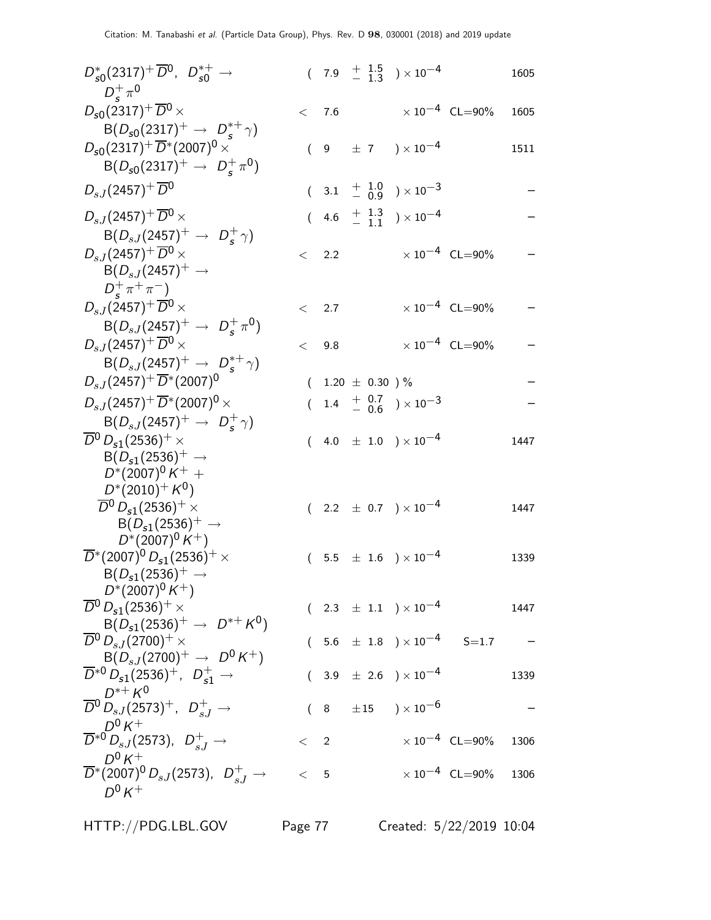| Mode | Fraction | | Scale factor/ Confidence level | p (MeV/c) |
|---|---|---|---|---|
| $D^{*}_{s0}(2317)^{+}\overline{D}^{0}$, $D^{*+}_{s0} \rightarrow D^{+}_{s}\pi^{0}$ | $(\ 7.9\ ^{+\ 1.5}_{-\ 1.3}\ ) \times 10^{-4}$ | | | 1605 |
| $D_{s0}(2317)^{+}\overline{D}^{0} \times$ B$(D_{s0}(2317)^{+} \rightarrow D^{*+}_{s}\gamma)$ | $<\ 7.6$ | $\times 10^{-4}$ | CL=90% | 1605 |
| $D_{s0}(2317)^{+}\overline{D}^{*}(2007)^{0} \times$ B$(D_{s0}(2317)^{+} \rightarrow D^{+}_{s}\pi^{0})$ | $(\ 9\ \pm 7\ ) \times 10^{-4}$ | | | 1511 |
| $D_{sJ}(2457)^{+}\overline{D}^{0}$ | $(\ 3.1\ ^{+\ 1.0}_{-\ 0.9}\ ) \times 10^{-3}$ | | | – |
| $D_{sJ}(2457)^{+}\overline{D}^{0} \times$ B$(D_{sJ}(2457)^{+} \rightarrow D^{+}_{s}\gamma)$ | $(\ 4.6\ ^{+\ 1.3}_{-\ 1.1}\ ) \times 10^{-4}$ | | | – |
| $D_{sJ}(2457)^{+}\overline{D}^{0} \times$ B$(D_{sJ}(2457)^{+} \rightarrow D^{+}_{s}\pi^{+}\pi^{-})$ | $<\ 2.2$ | $\times 10^{-4}$ | CL=90% | – |
| $D_{sJ}(2457)^{+}\overline{D}^{0} \times$ B$(D_{sJ}(2457)^{+} \rightarrow D^{+}_{s}\pi^{0})$ | $<\ 2.7$ | $\times 10^{-4}$ | CL=90% | – |
| $D_{sJ}(2457)^{+}\overline{D}^{0} \times$ B$(D_{sJ}(2457)^{+} \rightarrow D^{*+}_{s}\gamma)$ | $<\ 9.8$ | $\times 10^{-4}$ | CL=90% | – |
| $D_{sJ}(2457)^{+}\overline{D}^{*}(2007)^{0}$ | $(\ 1.20\ \pm\ 0.30\ )$ % | | | – |
| $D_{sJ}(2457)^{+}\overline{D}^{*}(2007)^{0} \times$ B$(D_{sJ}(2457)^{+} \rightarrow D^{+}_{s}\gamma)$ | $(\ 1.4\ ^{+\ 0.7}_{-\ 0.6}\ ) \times 10^{-3}$ | | | – |
| $\overline{D}^{0}D_{s1}(2536)^{+} \times$ B$(D_{s1}(2536)^{+} \rightarrow D^{*}(2007)^{0}K^{+} + D^{*}(2010)^{+}K^{0})$ | $(\ 4.0\ \pm\ 1.0\ ) \times 10^{-4}$ | | | 1447 |
| $\quad \overline{D}^{0}D_{s1}(2536)^{+} \times$ B$(D_{s1}(2536)^{+} \rightarrow D^{*}(2007)^{0}K^{+})$ | $(\ 2.2\ \pm\ 0.7\ ) \times 10^{-4}$ | | | 1447 |
| $\overline{D}^{*}(2007)^{0}D_{s1}(2536)^{+} \times$ B$(D_{s1}(2536)^{+} \rightarrow D^{*}(2007)^{0}K^{+})$ | $(\ 5.5\ \pm\ 1.6\ ) \times 10^{-4}$ | | | 1339 |
| $\overline{D}^{0}D_{s1}(2536)^{+} \times$ B$(D_{s1}(2536)^{+} \rightarrow D^{*+}K^{0})$ | $(\ 2.3\ \pm\ 1.1\ ) \times 10^{-4}$ | | | 1447 |
| $\overline{D}^{0}D_{sJ}(2700)^{+} \times$ B$(D_{sJ}(2700)^{+} \rightarrow D^{0}K^{+})$ | $(\ 5.6\ \pm\ 1.8\ ) \times 10^{-4}$ | | S=1.7 | – |
| $\overline{D}^{*0}D_{s1}(2536)^{+}$, $D^{+}_{s1} \rightarrow D^{*+}K^{0}$ | $(\ 3.9\ \pm\ 2.6\ ) \times 10^{-4}$ | | | 1339 |
| $\overline{D}^{0}D_{sJ}(2573)^{+}$, $D^{+}_{sJ} \rightarrow D^{0}K^{+}$ | $(\ 8\ \pm 15\ ) \times 10^{-6}$ | | | – |
| $\overline{D}^{*0}D_{sJ}(2573)$, $D^{+}_{sJ} \rightarrow D^{0}K^{+}$ | $<\ 2$ | $\times 10^{-4}$ | CL=90% | 1306 |
| $\overline{D}^{*}(2007)^{0}D_{sJ}(2573)$, $D^{+}_{sJ} \rightarrow D^{0}K^{+}$ | $<\ 5$ | $\times 10^{-4}$ | CL=90% | 1306 |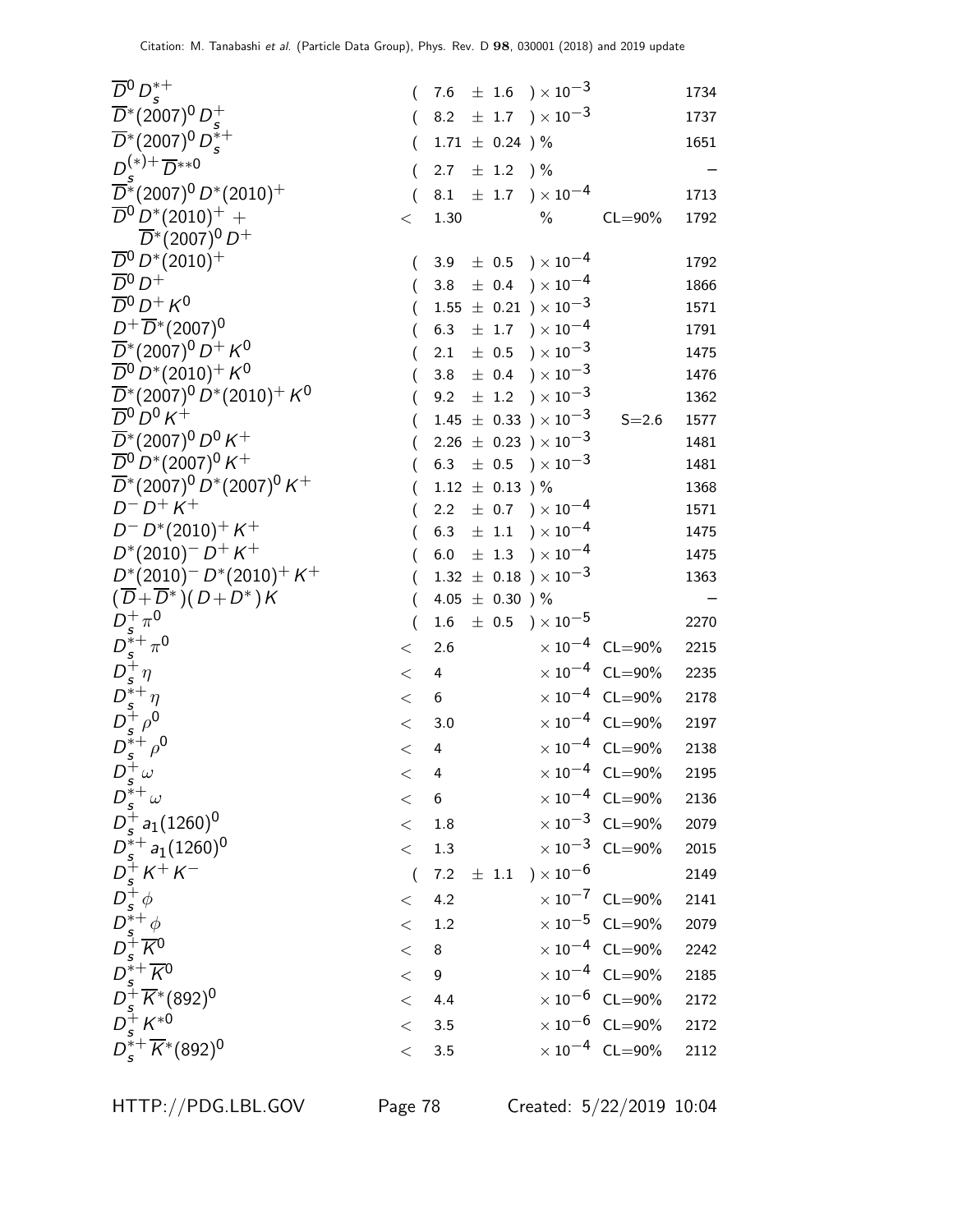| Mode | | Fraction | | Scale factor/ Confidence level | p (MeV/c) |
|---|---|---|---|---|---|
| $\overline{D}^0 D_s^{*+}$ | | ( 7.6 ± 1.6 ) $\times 10^{-3}$ | | | 1734 |
| $\overline{D}^*(2007)^0 D_s^+$ | | ( 8.2 ± 1.7 ) $\times 10^{-3}$ | | | 1737 |
| $\overline{D}^*(2007)^0 D_s^{*+}$ | | ( 1.71 ± 0.24 ) % | | | 1651 |
| $D_s^{(*)+} \overline{D}^{**0}$ | | ( 2.7 ± 1.2 ) % | | | – |
| $\overline{D}^*(2007)^0 D^*(2010)^+$ | | ( 8.1 ± 1.7 ) $\times 10^{-4}$ | | | 1713 |
| $\overline{D}^0 D^*(2010)^+ + \overline{D}^*(2007)^0 D^+$ | < | 1.30 % | | CL=90% | 1792 |
| $\overline{D}^0 D^*(2010)^+$ | | ( 3.9 ± 0.5 ) $\times 10^{-4}$ | | | 1792 |
| $\overline{D}^0 D^+$ | | ( 3.8 ± 0.4 ) $\times 10^{-4}$ | | | 1866 |
| $\overline{D}^0 D^+ K^0$ | | ( 1.55 ± 0.21 ) $\times 10^{-3}$ | | | 1571 |
| $D^+ \overline{D}^*(2007)^0$ | | ( 6.3 ± 1.7 ) $\times 10^{-4}$ | | | 1791 |
| $\overline{D}^*(2007)^0 D^+ K^0$ | | ( 2.1 ± 0.5 ) $\times 10^{-3}$ | | | 1475 |
| $\overline{D}^0 D^*(2010)^+ K^0$ | | ( 3.8 ± 0.4 ) $\times 10^{-3}$ | | | 1476 |
| $\overline{D}^*(2007)^0 D^*(2010)^+ K^0$ | | ( 9.2 ± 1.2 ) $\times 10^{-3}$ | | | 1362 |
| $\overline{D}^0 D^0 K^+$ | | ( 1.45 ± 0.33 ) $\times 10^{-3}$ | | S=2.6 | 1577 |
| $\overline{D}^*(2007)^0 D^0 K^+$ | | ( 2.26 ± 0.23 ) $\times 10^{-3}$ | | | 1481 |
| $\overline{D}^0 D^*(2007)^0 K^+$ | | ( 6.3 ± 0.5 ) $\times 10^{-3}$ | | | 1481 |
| $\overline{D}^*(2007)^0 D^*(2007)^0 K^+$ | | ( 1.12 ± 0.13 ) % | | | 1368 |
| $D^- D^+ K^+$ | | ( 2.2 ± 0.7 ) $\times 10^{-4}$ | | | 1571 |
| $D^- D^*(2010)^+ K^+$ | | ( 6.3 ± 1.1 ) $\times 10^{-4}$ | | | 1475 |
| $D^*(2010)^- D^+ K^+$ | | ( 6.0 ± 1.3 ) $\times 10^{-4}$ | | | 1475 |
| $D^*(2010)^- D^*(2010)^+ K^+$ | | ( 1.32 ± 0.18 ) $\times 10^{-3}$ | | | 1363 |
| $(\overline{D}+\overline{D}^*)(D+D^*)K$ | | ( 4.05 ± 0.30 ) % | | | – |
| $D_s^+ \pi^0$ | | ( 1.6 ± 0.5 ) $\times 10^{-5}$ | | | 2270 |
| $D_s^{*+} \pi^0$ | < | 2.6 | $\times 10^{-4}$ | CL=90% | 2215 |
| $D_s^+ \eta$ | < | 4 | $\times 10^{-4}$ | CL=90% | 2235 |
| $D_s^{*+} \eta$ | < | 6 | $\times 10^{-4}$ | CL=90% | 2178 |
| $D_s^+ \rho^0$ | < | 3.0 | $\times 10^{-4}$ | CL=90% | 2197 |
| $D_s^{*+} \rho^0$ | < | 4 | $\times 10^{-4}$ | CL=90% | 2138 |
| $D_s^+ \omega$ | < | 4 | $\times 10^{-4}$ | CL=90% | 2195 |
| $D_s^{*+} \omega$ | < | 6 | $\times 10^{-4}$ | CL=90% | 2136 |
| $D_s^+ a_1(1260)^0$ | < | 1.8 | $\times 10^{-3}$ | CL=90% | 2079 |
| $D_s^{*+} a_1(1260)^0$ | < | 1.3 | $\times 10^{-3}$ | CL=90% | 2015 |
| $D_s^+ K^+ K^-$ | | ( 7.2 ± 1.1 ) $\times 10^{-6}$ | | | 2149 |
| $D_s^+ \phi$ | < | 4.2 | $\times 10^{-7}$ | CL=90% | 2141 |
| $D_s^{*+} \phi$ | < | 1.2 | $\times 10^{-5}$ | CL=90% | 2079 |
| $D_s^+ \overline{K}^0$ | < | 8 | $\times 10^{-4}$ | CL=90% | 2242 |
| $D_s^{*+} \overline{K}^0$ | < | 9 | $\times 10^{-4}$ | CL=90% | 2185 |
| $D_s^+ \overline{K}^*(892)^0$ | < | 4.4 | $\times 10^{-6}$ | CL=90% | 2172 |
| $D_s^+ K^{*0}$ | < | 3.5 | $\times 10^{-6}$ | CL=90% | 2172 |
| $D_s^{*+} \overline{K}^*(892)^0$ | < | 3.5 | $\times 10^{-4}$ | CL=90% | 2112 |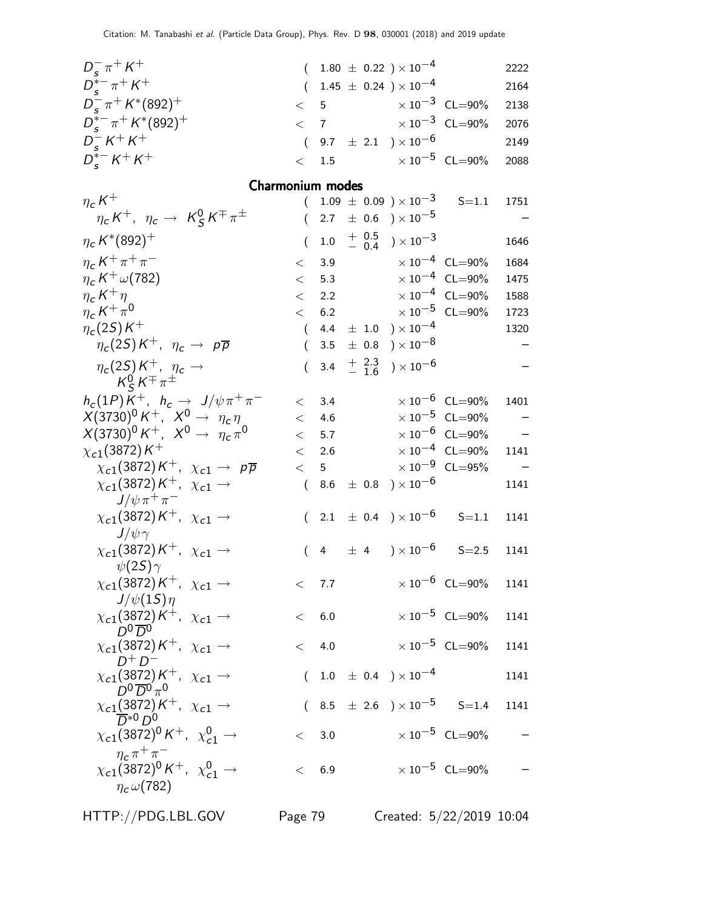| Mode | Fraction ($\Gamma_i/\Gamma$) | Scale factor/ Confidence level | $p$ (MeV/$c$) |
|---|---|---|---|
| $D_s^- \pi^+ K^+$ | $( 1.80 \pm 0.22 ) \times 10^{-4}$ | | 2222 |
| $D_s^{*-} \pi^+ K^+$ | $( 1.45 \pm 0.24 ) \times 10^{-4}$ | | 2164 |
| $D_s^- \pi^+ K^*(892)^+$ | $< 5 \times 10^{-3}$ | CL=90% | 2138 |
| $D_s^{*-} \pi^+ K^*(892)^+$ | $< 7 \times 10^{-3}$ | CL=90% | 2076 |
| $D_s^- K^+ K^+$ | $( 9.7 \pm 2.1 ) \times 10^{-6}$ | | 2149 |
| $D_s^{*-} K^+ K^+$ | $< 1.5 \times 10^{-5}$ | CL=90% | 2088 |

## Charmonium modes

| Mode | Fraction ($\Gamma_i/\Gamma$) | Scale factor/ Confidence level | $p$ (MeV/$c$) |
|---|---|---|---|
| $\eta_c K^+$ | $( 1.09 \pm 0.09 ) \times 10^{-3}$ | S=1.1 | 1751 |
| $\eta_c K^+, \ \eta_c \to \ K_S^0 K^\mp \pi^\pm$ | $( 2.7 \pm 0.6 ) \times 10^{-5}$ | | – |
| $\eta_c K^*(892)^+$ | $( 1.0 \ ^{+\ 0.5}_{-\ 0.4} ) \times 10^{-3}$ | | 1646 |
| $\eta_c K^+ \pi^+ \pi^-$ | $< 3.9 \times 10^{-4}$ | CL=90% | 1684 |
| $\eta_c K^+ \omega(782)$ | $< 5.3 \times 10^{-4}$ | CL=90% | 1475 |
| $\eta_c K^+ \eta$ | $< 2.2 \times 10^{-4}$ | CL=90% | 1588 |
| $\eta_c K^+ \pi^0$ | $< 6.2 \times 10^{-5}$ | CL=90% | 1723 |
| $\eta_c(2S) K^+$ | $( 4.4 \pm 1.0 ) \times 10^{-4}$ | | 1320 |
| $\eta_c(2S) K^+, \ \eta_c \to \ p\overline{p}$ | $( 3.5 \pm 0.8 ) \times 10^{-8}$ | | – |
| $\eta_c(2S) K^+, \ \eta_c \to \ K_S^0 K^\mp \pi^\pm$ | $( 3.4 \ ^{+\ 2.3}_{-\ 1.6} ) \times 10^{-6}$ | | – |
| $h_c(1P) K^+, \ h_c \to \ J/\psi \pi^+ \pi^-$ | $< 3.4 \times 10^{-6}$ | CL=90% | 1401 |
| $X(3730)^0 K^+, \ X^0 \to \ \eta_c \eta$ | $< 4.6 \times 10^{-5}$ | CL=90% | – |
| $X(3730)^0 K^+, \ X^0 \to \ \eta_c \pi^0$ | $< 5.7 \times 10^{-6}$ | CL=90% | – |
| $\chi_{c1}(3872) K^+$ | $< 2.6 \times 10^{-4}$ | CL=90% | 1141 |
| $\chi_{c1}(3872) K^+, \ \chi_{c1} \to \ p\overline{p}$ | $< 5 \times 10^{-9}$ | CL=95% | – |
| $\chi_{c1}(3872) K^+, \ \chi_{c1} \to \ J/\psi \pi^+ \pi^-$ | $( 8.6 \pm 0.8 ) \times 10^{-6}$ | | 1141 |
| $\chi_{c1}(3872) K^+, \ \chi_{c1} \to \ J/\psi \gamma$ | $( 2.1 \pm 0.4 ) \times 10^{-6}$ | S=1.1 | 1141 |
| $\chi_{c1}(3872) K^+, \ \chi_{c1} \to \ \psi(2S) \gamma$ | $( 4 \pm 4 ) \times 10^{-6}$ | S=2.5 | 1141 |
| $\chi_{c1}(3872) K^+, \ \chi_{c1} \to \ J/\psi(1S) \eta$ | $< 7.7 \times 10^{-6}$ | CL=90% | 1141 |
| $\chi_{c1}(3872) K^+, \ \chi_{c1} \to \ D^0 \overline{D}^0$ | $< 6.0 \times 10^{-5}$ | CL=90% | 1141 |
| $\chi_{c1}(3872) K^+, \ \chi_{c1} \to \ D^+ D^-$ | $< 4.0 \times 10^{-5}$ | CL=90% | 1141 |
| $\chi_{c1}(3872) K^+, \ \chi_{c1} \to \ D^0 \overline{D}^0 \pi^0$ | $( 1.0 \pm 0.4 ) \times 10^{-4}$ | | 1141 |
| $\chi_{c1}(3872) K^+, \ \chi_{c1} \to \ \overline{D}^{*0} D^0$ | $( 8.5 \pm 2.6 ) \times 10^{-5}$ | S=1.4 | 1141 |
| $\chi_{c1}(3872)^0 K^+, \ \chi_{c1}^0 \to \ \eta_c \pi^+ \pi^-$ | $< 3.0 \times 10^{-5}$ | CL=90% | – |
| $\chi_{c1}(3872)^0 K^+, \ \chi_{c1}^0 \to \ \eta_c \omega(782)$ | $< 6.9 \times 10^{-5}$ | CL=90% | – |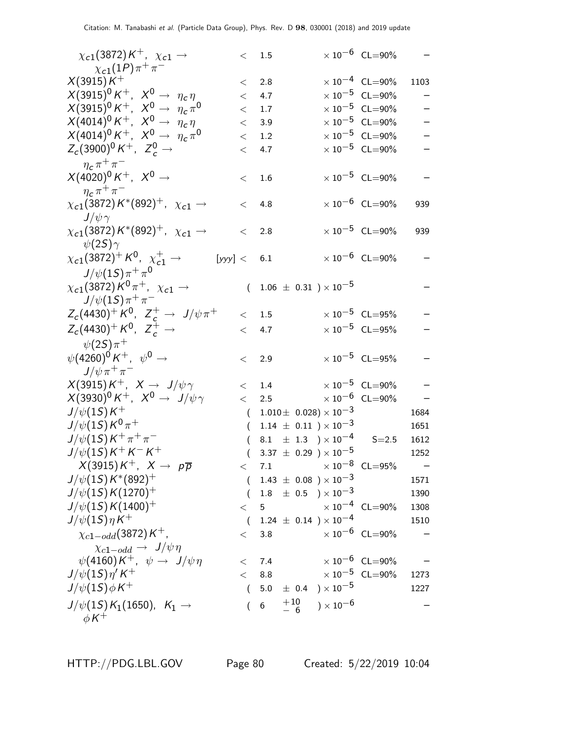| Mode | Fraction ($\Gamma_i/\Gamma$) | Scale factor/ Confidence level | $p$ (MeV/$c$) |
|---|---|---|---|
| $\chi_{c1}(3872) K^+$, $\chi_{c1} \to \chi_{c1}(1P)\pi^+\pi^-$ | $< 1.5 \times 10^{-6}$ | CL=90% | – |
| $X(3915) K^+$ | $< 2.8 \times 10^{-4}$ | CL=90% | 1103 |
| $X(3915)^0 K^+$, $X^0 \to \eta_c \eta$ | $< 4.7 \times 10^{-5}$ | CL=90% | – |
| $X(3915)^0 K^+$, $X^0 \to \eta_c \pi^0$ | $< 1.7 \times 10^{-5}$ | CL=90% | – |
| $X(4014)^0 K^+$, $X^0 \to \eta_c \eta$ | $< 3.9 \times 10^{-5}$ | CL=90% | – |
| $X(4014)^0 K^+$, $X^0 \to \eta_c \pi^0$ | $< 1.2 \times 10^{-5}$ | CL=90% | – |
| $Z_c(3900)^0 K^+$, $Z_c^0 \to \eta_c \pi^+\pi^-$ | $< 4.7 \times 10^{-5}$ | CL=90% | – |
| $X(4020)^0 K^+$, $X^0 \to \eta_c \pi^+\pi^-$ | $< 1.6 \times 10^{-5}$ | CL=90% | – |
| $\chi_{c1}(3872) K^*(892)^+$, $\chi_{c1} \to J/\psi\gamma$ | $< 4.8 \times 10^{-6}$ | CL=90% | 939 |
| $\chi_{c1}(3872) K^*(892)^+$, $\chi_{c1} \to \psi(2S)\gamma$ | $< 2.8 \times 10^{-5}$ | CL=90% | 939 |
| $\chi_{c1}(3872)^+ K^0$, $\chi_{c1}^+ \to J/\psi(1S)\pi^+\pi^0$ | [yyy] $< 6.1 \times 10^{-6}$ | CL=90% | – |
| $\chi_{c1}(3872) K^0\pi^+$, $\chi_{c1} \to J/\psi(1S)\pi^+\pi^-$ | $(1.06 \pm 0.31) \times 10^{-5}$ | | – |
| $Z_c(4430)^+ K^0$, $Z_c^+ \to J/\psi\pi^+$ | $< 1.5 \times 10^{-5}$ | CL=95% | – |
| $Z_c(4430)^+ K^0$, $Z_c^+ \to \psi(2S)\pi^+$ | $< 4.7 \times 10^{-5}$ | CL=95% | – |
| $\psi(4260)^0 K^+$, $\psi^0 \to J/\psi\pi^+\pi^-$ | $< 2.9 \times 10^{-5}$ | CL=95% | – |
| $X(3915) K^+$, $X \to J/\psi\gamma$ | $< 1.4 \times 10^{-5}$ | CL=90% | – |
| $X(3930)^0 K^+$, $X^0 \to J/\psi\gamma$ | $< 2.5 \times 10^{-6}$ | CL=90% | – |
| $J/\psi(1S) K^+$ | $(1.010 \pm 0.028) \times 10^{-3}$ | | 1684 |
| $J/\psi(1S) K^0\pi^+$ | $(1.14 \pm 0.11) \times 10^{-3}$ | | 1651 |
| $J/\psi(1S) K^+\pi^+\pi^-$ | $(8.1 \pm 1.3) \times 10^{-4}$ | S=2.5 | 1612 |
| $J/\psi(1S) K^+K^-K^+$ | $(3.37 \pm 0.29) \times 10^{-5}$ | | 1252 |
| $X(3915) K^+$, $X \to p\overline{p}$ | $< 7.1 \times 10^{-8}$ | CL=95% | – |
| $J/\psi(1S) K^*(892)^+$ | $(1.43 \pm 0.08) \times 10^{-3}$ | | 1571 |
| $J/\psi(1S) K(1270)^+$ | $(1.8 \pm 0.5) \times 10^{-3}$ | | 1390 |
| $J/\psi(1S) K(1400)^+$ | $< 5 \times 10^{-4}$ | CL=90% | 1308 |
| $J/\psi(1S)\eta K^+$ | $(1.24 \pm 0.14) \times 10^{-4}$ | | 1510 |
| $\chi_{c1-odd}(3872) K^+$, $\chi_{c1-odd} \to J/\psi\eta$ | $< 3.8 \times 10^{-6}$ | CL=90% | – |
| $\psi(4160) K^+$, $\psi \to J/\psi\eta$ | $< 7.4 \times 10^{-6}$ | CL=90% | – |
| $J/\psi(1S)\eta' K^+$ | $< 8.8 \times 10^{-5}$ | CL=90% | 1273 |
| $J/\psi(1S)\phi K^+$ | $(5.0 \pm 0.4) \times 10^{-5}$ | | 1227 |
| $J/\psi(1S) K_1(1650)$, $K_1 \to \phi K^+$ | $(6\ {}^{+10}_{-\ 6}) \times 10^{-6}$ | | – |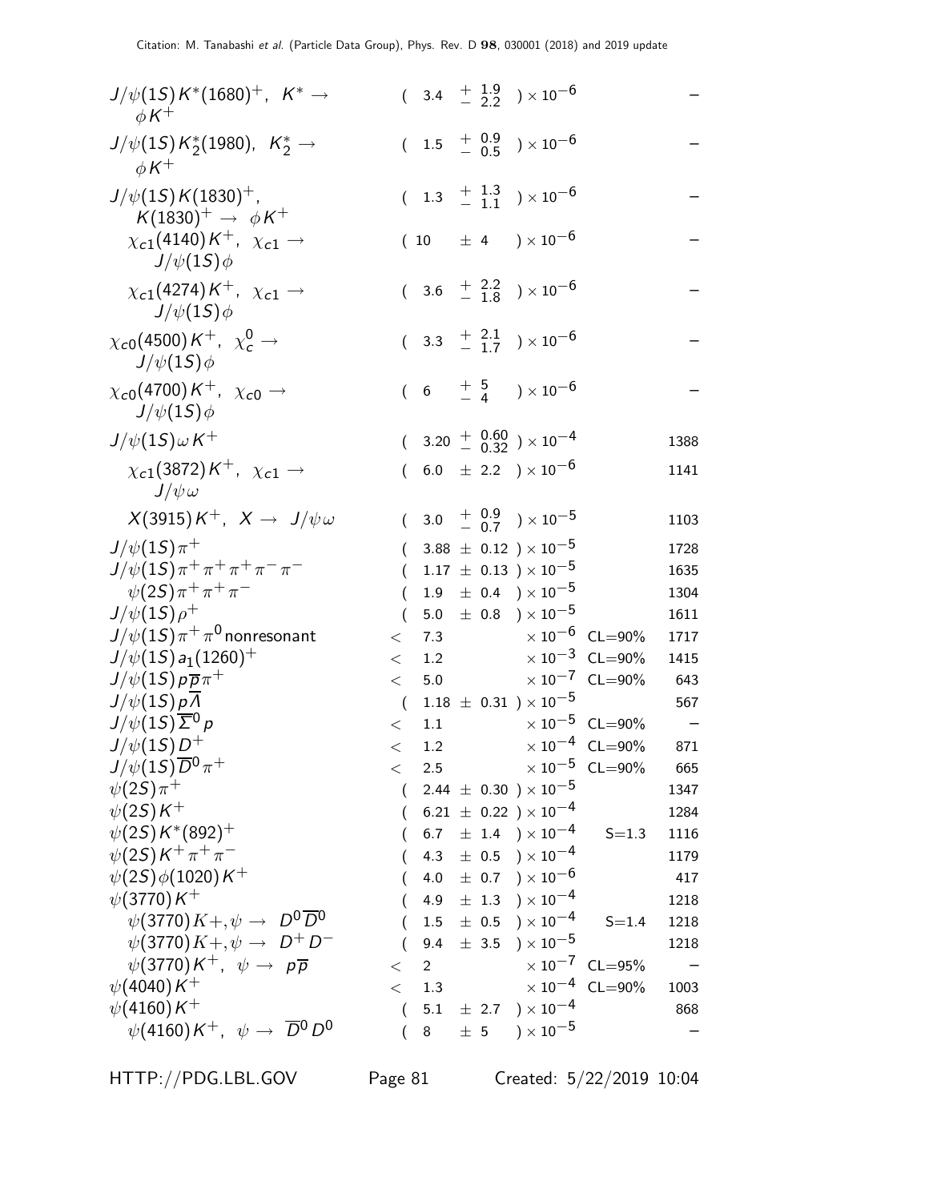| Mode | Fraction ($\Gamma_i/\Gamma$) | Scale factor/ Confidence level | $p$ (MeV/c) |
|---|---|---|---|
| $J/\psi(1S)K^*(1680)^+$, $K^* \rightarrow \phi K^+$ | $(3.4\ ^{+\ 1.9}_{-\ 2.2}) \times 10^{-6}$ | | – |
| $J/\psi(1S)K_2^*(1980)$, $K_2^* \rightarrow \phi K^+$ | $(1.5\ ^{+\ 0.9}_{-\ 0.5}) \times 10^{-6}$ | | – |
| $J/\psi(1S)K(1830)^+$, $K(1830)^+ \rightarrow \phi K^+$ | $(1.3\ ^{+\ 1.3}_{-\ 1.1}) \times 10^{-6}$ | | – |
| $\chi_{c1}(4140)K^+$, $\chi_{c1} \rightarrow J/\psi(1S)\phi$ | $(10 \pm 4) \times 10^{-6}$ | | – |
| $\chi_{c1}(4274)K^+$, $\chi_{c1} \rightarrow J/\psi(1S)\phi$ | $(3.6\ ^{+\ 2.2}_{-\ 1.8}) \times 10^{-6}$ | | – |
| $\chi_{c0}(4500)K^+$, $\chi_c^0 \rightarrow J/\psi(1S)\phi$ | $(3.3\ ^{+\ 2.1}_{-\ 1.7}) \times 10^{-6}$ | | – |
| $\chi_{c0}(4700)K^+$, $\chi_{c0} \rightarrow J/\psi(1S)\phi$ | $(6\ ^{+\ 5}_{-\ 4}) \times 10^{-6}$ | | – |
| $J/\psi(1S)\omega K^+$ | $(3.20\ ^{+\ 0.60}_{-\ 0.32}) \times 10^{-4}$ | | 1388 |
| $\chi_{c1}(3872)K^+$, $\chi_{c1} \rightarrow J/\psi\omega$ | $(6.0 \pm 2.2) \times 10^{-6}$ | | 1141 |
| $X(3915)K^+$, $X \rightarrow J/\psi\omega$ | $(3.0\ ^{+\ 0.9}_{-\ 0.7}) \times 10^{-5}$ | | 1103 |
| $J/\psi(1S)\pi^+$ | $(3.88 \pm 0.12) \times 10^{-5}$ | | 1728 |
| $J/\psi(1S)\pi^+\pi^+\pi^+\pi^-\pi^-$ | $(1.17 \pm 0.13) \times 10^{-5}$ | | 1635 |
| $\psi(2S)\pi^+\pi^+\pi^-$ | $(1.9 \pm 0.4) \times 10^{-5}$ | | 1304 |
| $J/\psi(1S)\rho^+$ | $(5.0 \pm 0.8) \times 10^{-5}$ | | 1611 |
| $J/\psi(1S)\pi^+\pi^0$ nonresonant | $< 7.3 \times 10^{-6}$ | CL=90% | 1717 |
| $J/\psi(1S)a_1(1260)^+$ | $< 1.2 \times 10^{-3}$ | CL=90% | 1415 |
| $J/\psi(1S)p\overline{p}\pi^+$ | $< 5.0 \times 10^{-7}$ | CL=90% | 643 |
| $J/\psi(1S)p\overline{\Lambda}$ | $(1.18 \pm 0.31) \times 10^{-5}$ | | 567 |
| $J/\psi(1S)\overline{\Sigma}^0 p$ | $< 1.1 \times 10^{-5}$ | CL=90% | – |
| $J/\psi(1S)D^+$ | $< 1.2 \times 10^{-4}$ | CL=90% | 871 |
| $J/\psi(1S)\overline{D}^0\pi^+$ | $< 2.5 \times 10^{-5}$ | CL=90% | 665 |
| $\psi(2S)\pi^+$ | $(2.44 \pm 0.30) \times 10^{-5}$ | | 1347 |
| $\psi(2S)K^+$ | $(6.21 \pm 0.22) \times 10^{-4}$ | | 1284 |
| $\psi(2S)K^*(892)^+$ | $(6.7 \pm 1.4) \times 10^{-4}$ | S=1.3 | 1116 |
| $\psi(2S)K^+\pi^+\pi^-$ | $(4.3 \pm 0.5) \times 10^{-4}$ | | 1179 |
| $\psi(2S)\phi(1020)K^+$ | $(4.0 \pm 0.7) \times 10^{-6}$ | | 417 |
| $\psi(3770)K^+$ | $(4.9 \pm 1.3) \times 10^{-4}$ | | 1218 |
| $\psi(3770)K+, \psi \rightarrow D^0\overline{D}^0$ | $(1.5 \pm 0.5) \times 10^{-4}$ | S=1.4 | 1218 |
| $\psi(3770)K+, \psi \rightarrow D^+D^-$ | $(9.4 \pm 3.5) \times 10^{-5}$ | | 1218 |
| $\psi(3770)K^+$, $\psi \rightarrow p\overline{p}$ | $< 2 \times 10^{-7}$ | CL=95% | – |
| $\psi(4040)K^+$ | $< 1.3 \times 10^{-4}$ | CL=90% | 1003 |
| $\psi(4160)K^+$ | $(5.1 \pm 2.7) \times 10^{-4}$ | | 868 |
| $\psi(4160)K^+$, $\psi \rightarrow \overline{D}^0 D^0$ | $(8 \pm 5) \times 10^{-5}$ | | – |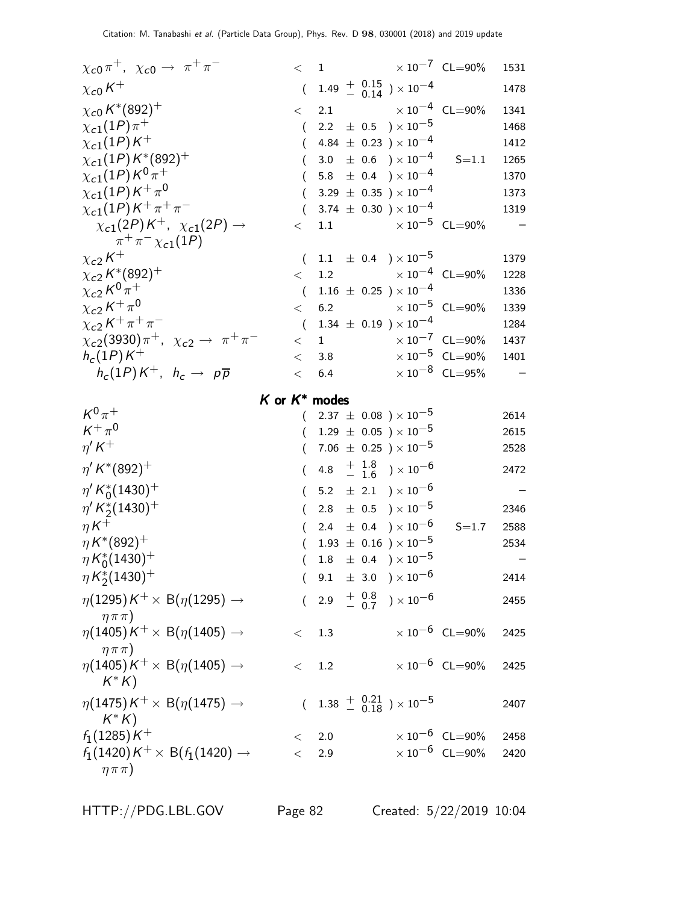| Mode | Fraction | Scale factor/ Confidence level | p (MeV/c) |
|---|---|---|---|
| $\chi_{c0}\pi^+$, $\chi_{c0} \to \pi^+\pi^-$ | $< 1 \times 10^{-7}$ | CL=90% | 1531 |
| $\chi_{c0} K^+$ | $(1.49 {}^{+0.15}_{-0.14}) \times 10^{-4}$ | | 1478 |
| $\chi_{c0} K^*(892)^+$ | $< 2.1 \times 10^{-4}$ | CL=90% | 1341 |
| $\chi_{c1}(1P)\pi^+$ | $(2.2 \pm 0.5) \times 10^{-5}$ | | 1468 |
| $\chi_{c1}(1P) K^+$ | $(4.84 \pm 0.23) \times 10^{-4}$ | | 1412 |
| $\chi_{c1}(1P) K^*(892)^+$ | $(3.0 \pm 0.6) \times 10^{-4}$ | S=1.1 | 1265 |
| $\chi_{c1}(1P) K^0\pi^+$ | $(5.8 \pm 0.4) \times 10^{-4}$ | | 1370 |
| $\chi_{c1}(1P) K^+\pi^0$ | $(3.29 \pm 0.35) \times 10^{-4}$ | | 1373 |
| $\chi_{c1}(1P) K^+\pi^+\pi^-$ | $(3.74 \pm 0.30) \times 10^{-4}$ | | 1319 |
| $\chi_{c1}(2P) K^+$, $\chi_{c1}(2P) \to \pi^+\pi^-\chi_{c1}(1P)$ | $< 1.1 \times 10^{-5}$ | CL=90% | – |
| $\chi_{c2} K^+$ | $(1.1 \pm 0.4) \times 10^{-5}$ | | 1379 |
| $\chi_{c2} K^*(892)^+$ | $< 1.2 \times 10^{-4}$ | CL=90% | 1228 |
| $\chi_{c2} K^0\pi^+$ | $(1.16 \pm 0.25) \times 10^{-4}$ | | 1336 |
| $\chi_{c2} K^+\pi^0$ | $< 6.2 \times 10^{-5}$ | CL=90% | 1339 |
| $\chi_{c2} K^+\pi^+\pi^-$ | $(1.34 \pm 0.19) \times 10^{-4}$ | | 1284 |
| $\chi_{c2}(3930)\pi^+$, $\chi_{c2} \to \pi^+\pi^-$ | $< 1 \times 10^{-7}$ | CL=90% | 1437 |
| $h_c(1P) K^+$ | $< 3.8 \times 10^{-5}$ | CL=90% | 1401 |
| $h_c(1P) K^+$, $h_c \to p\overline{p}$ | $< 6.4 \times 10^{-8}$ | CL=95% | – |

## $K$ or $K^*$ modes

| Mode | Fraction | Scale factor/ Confidence level | p (MeV/c) |
|---|---|---|---|
| $K^0\pi^+$ | $(2.37 \pm 0.08) \times 10^{-5}$ | | 2614 |
| $K^+\pi^0$ | $(1.29 \pm 0.05) \times 10^{-5}$ | | 2615 |
| $\eta' K^+$ | $(7.06 \pm 0.25) \times 10^{-5}$ | | 2528 |
| $\eta' K^*(892)^+$ | $(4.8 {}^{+1.8}_{-1.6}) \times 10^{-6}$ | | 2472 |
| $\eta' K_0^*(1430)^+$ | $(5.2 \pm 2.1) \times 10^{-6}$ | | – |
| $\eta' K_2^*(1430)^+$ | $(2.8 \pm 0.5) \times 10^{-5}$ | | 2346 |
| $\eta K^+$ | $(2.4 \pm 0.4) \times 10^{-6}$ | S=1.7 | 2588 |
| $\eta K^*(892)^+$ | $(1.93 \pm 0.16) \times 10^{-5}$ | | 2534 |
| $\eta K_0^*(1430)^+$ | $(1.8 \pm 0.4) \times 10^{-5}$ | | – |
| $\eta K_2^*(1430)^+$ | $(9.1 \pm 3.0) \times 10^{-6}$ | | 2414 |
| $\eta(1295) K^+ \times$ B($\eta(1295) \to \eta\pi\pi$) | $(2.9 {}^{+0.8}_{-0.7}) \times 10^{-6}$ | | 2455 |
| $\eta(1405) K^+ \times$ B($\eta(1405) \to \eta\pi\pi$) | $< 1.3 \times 10^{-6}$ | CL=90% | 2425 |
| $\eta(1405) K^+ \times$ B($\eta(1405) \to K^* K$) | $< 1.2 \times 10^{-6}$ | CL=90% | 2425 |
| $\eta(1475) K^+ \times$ B($\eta(1475) \to K^* K$) | $(1.38 {}^{+0.21}_{-0.18}) \times 10^{-5}$ | | 2407 |
| $f_1(1285) K^+$ | $< 2.0 \times 10^{-6}$ | CL=90% | 2458 |
| $f_1(1420) K^+ \times$ B($f_1(1420) \to \eta\pi\pi$) | $< 2.9 \times 10^{-6}$ | CL=90% | 2420 |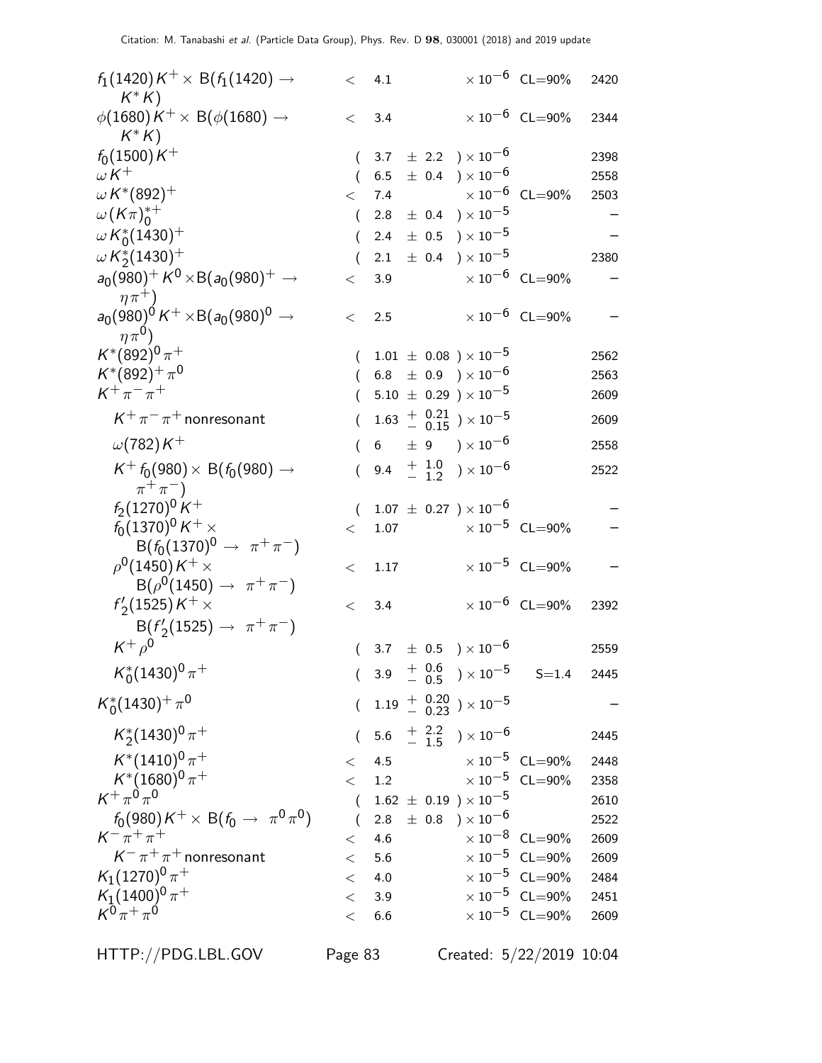| Mode | Fraction ($\Gamma_i/\Gamma$) | Scale factor/ Confidence level | $p$ (MeV/c) |
|---|---|---|---|
| $f_1(1420)K^+ \times$ B($f_1(1420) \to K^* K$) | $< 4.1 \times 10^{-6}$ | CL=90% | 2420 |
| $\phi(1680)K^+ \times$ B($\phi(1680) \to K^* K$) | $< 3.4 \times 10^{-6}$ | CL=90% | 2344 |
| $f_0(1500)K^+$ | $(3.7 \pm 2.2) \times 10^{-6}$ | | 2398 |
| $\omega K^+$ | $(6.5 \pm 0.4) \times 10^{-6}$ | | 2558 |
| $\omega K^*(892)^+$ | $< 7.4 \times 10^{-6}$ | CL=90% | 2503 |
| $\omega(K\pi)^{*+}_0$ | $(2.8 \pm 0.4) \times 10^{-5}$ | | – |
| $\omega K^*_0(1430)^+$ | $(2.4 \pm 0.5) \times 10^{-5}$ | | – |
| $\omega K^*_2(1430)^+$ | $(2.1 \pm 0.4) \times 10^{-5}$ | | 2380 |
| $a_0(980)^+ K^0 \times$B($a_0(980)^+ \to \eta\pi^+$) | $< 3.9 \times 10^{-6}$ | CL=90% | – |
| $a_0(980)^0 K^+ \times$B($a_0(980)^0 \to \eta\pi^0$) | $< 2.5 \times 10^{-6}$ | CL=90% | – |
| $K^*(892)^0\pi^+$ | $(1.01 \pm 0.08) \times 10^{-5}$ | | 2562 |
| $K^*(892)^+\pi^0$ | $(6.8 \pm 0.9) \times 10^{-6}$ | | 2563 |
| $K^+\pi^-\pi^+$ | $(5.10 \pm 0.29) \times 10^{-5}$ | | 2609 |
| $K^+\pi^-\pi^+$ nonresonant | $(1.63 {}^{+0.21}_{-0.15}) \times 10^{-5}$ | | 2609 |
| $\omega(782)K^+$ | $(6 \pm 9) \times 10^{-6}$ | | 2558 |
| $K^+ f_0(980) \times$ B($f_0(980) \to \pi^+\pi^-$) | $(9.4 {}^{+1.0}_{-1.2}) \times 10^{-6}$ | | 2522 |
| $f_2(1270)^0 K^+$ | $(1.07 \pm 0.27) \times 10^{-6}$ | | – |
| $f_0(1370)^0 K^+ \times$ B($f_0(1370)^0 \to \pi^+\pi^-$) | $< 1.07 \times 10^{-5}$ | CL=90% | – |
| $\rho^0(1450)K^+ \times$ B($\rho^0(1450) \to \pi^+\pi^-$) | $< 1.17 \times 10^{-5}$ | CL=90% | – |
| $f'_2(1525)K^+ \times$ B($f'_2(1525) \to \pi^+\pi^-$) | $< 3.4 \times 10^{-6}$ | CL=90% | 2392 |
| $K^+\rho^0$ | $(3.7 \pm 0.5) \times 10^{-6}$ | | 2559 |
| $K^*_0(1430)^0\pi^+$ | $(3.9 {}^{+0.6}_{-0.5}) \times 10^{-5}$ | S=1.4 | 2445 |
| $K^*_0(1430)^+\pi^0$ | $(1.19 {}^{+0.20}_{-0.23}) \times 10^{-5}$ | | – |
| $K^*_2(1430)^0\pi^+$ | $(5.6 {}^{+2.2}_{-1.5}) \times 10^{-6}$ | | 2445 |
| $K^*(1410)^0\pi^+$ | $< 4.5 \times 10^{-5}$ | CL=90% | 2448 |
| $K^*(1680)^0\pi^+$ | $< 1.2 \times 10^{-5}$ | CL=90% | 2358 |
| $K^+\pi^0\pi^0$ | $(1.62 \pm 0.19) \times 10^{-5}$ | | 2610 |
| $f_0(980)K^+ \times$ B($f_0 \to \pi^0\pi^0$) | $(2.8 \pm 0.8) \times 10^{-6}$ | | 2522 |
| $K^-\pi^+\pi^+$ | $< 4.6 \times 10^{-8}$ | CL=90% | 2609 |
| $K^-\pi^+\pi^+$ nonresonant | $< 5.6 \times 10^{-5}$ | CL=90% | 2609 |
| $K_1(1270)^0\pi^+$ | $< 4.0 \times 10^{-5}$ | CL=90% | 2484 |
| $K_1(1400)^0\pi^+$ | $< 3.9 \times 10^{-5}$ | CL=90% | 2451 |
| $K^0\pi^+\pi^0$ | $< 6.6 \times 10^{-5}$ | CL=90% | 2609 |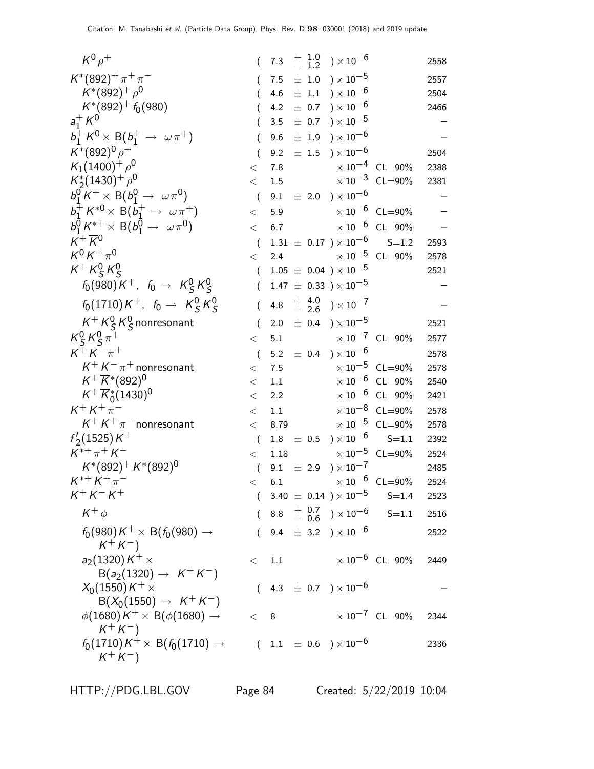| Mode | Fraction ($\Gamma_i/\Gamma$) | Scale factor/ Confidence level | p (MeV/c) |
|---|---|---|---|
| $K^0 \rho^+$ | $( 7.3 \ ^{+\ 1.0}_{-\ 1.2} ) \times 10^{-6}$ | | 2558 |
| $K^*(892)^+ \pi^+ \pi^-$ | $( 7.5 \pm 1.0 ) \times 10^{-5}$ | | 2557 |
| $K^*(892)^+ \rho^0$ | $( 4.6 \pm 1.1 ) \times 10^{-6}$ | | 2504 |
| $K^*(892)^+ f_0(980)$ | $( 4.2 \pm 0.7 ) \times 10^{-6}$ | | 2466 |
| $a_1^+ K^0$ | $( 3.5 \pm 0.7 ) \times 10^{-5}$ | | – |
| $b_1^+ K^0 \times$ B$(b_1^+ \to \omega \pi^+)$ | $( 9.6 \pm 1.9 ) \times 10^{-6}$ | | – |
| $K^*(892)^0 \rho^+$ | $( 9.2 \pm 1.5 ) \times 10^{-6}$ | | 2504 |
| $K_1(1400)^+ \rho^0$ | $< 7.8 \times 10^{-4}$ | CL=90% | 2388 |
| $K_2^*(1430)^+ \rho^0$ | $< 1.5 \times 10^{-3}$ | CL=90% | 2381 |
| $b_1^0 K^+ \times$ B$(b_1^0 \to \omega \pi^0)$ | $( 9.1 \pm 2.0 ) \times 10^{-6}$ | | – |
| $b_1^+ K^{*0} \times$ B$(b_1^+ \to \omega \pi^+)$ | $< 5.9 \times 10^{-6}$ | CL=90% | – |
| $b_1^0 K^{*+} \times$ B$(b_1^0 \to \omega \pi^0)$ | $< 6.7 \times 10^{-6}$ | CL=90% | – |
| $K^+ \overline{K}^0$ | $( 1.31 \pm 0.17 ) \times 10^{-6}$ | S=1.2 | 2593 |
| $\overline{K}^0 K^+ \pi^0$ | $< 2.4 \times 10^{-5}$ | CL=90% | 2578 |
| $K^+ K_S^0 K_S^0$ | $( 1.05 \pm 0.04 ) \times 10^{-5}$ | | 2521 |
| $f_0(980) K^+, \ f_0 \to K_S^0 K_S^0$ | $( 1.47 \pm 0.33 ) \times 10^{-5}$ | | – |
| $f_0(1710) K^+, \ f_0 \to K_S^0 K_S^0$ | $( 4.8 \ ^{+\ 4.0}_{-\ 2.6} ) \times 10^{-7}$ | | – |
| $K^+ K_S^0 K_S^0$ nonresonant | $( 2.0 \pm 0.4 ) \times 10^{-5}$ | | 2521 |
| $K_S^0 K_S^0 \pi^+$ | $< 5.1 \times 10^{-7}$ | CL=90% | 2577 |
| $K^+ K^- \pi^+$ | $( 5.2 \pm 0.4 ) \times 10^{-6}$ | | 2578 |
| $K^+ K^- \pi^+$ nonresonant | $< 7.5 \times 10^{-5}$ | CL=90% | 2578 |
| $K^+ \overline{K}^*(892)^0$ | $< 1.1 \times 10^{-6}$ | CL=90% | 2540 |
| $K^+ \overline{K}_0^*(1430)^0$ | $< 2.2 \times 10^{-6}$ | CL=90% | 2421 |
| $K^+ K^+ \pi^-$ | $< 1.1 \times 10^{-8}$ | CL=90% | 2578 |
| $K^+ K^+ \pi^-$ nonresonant | $< 8.79 \times 10^{-5}$ | CL=90% | 2578 |
| $f_2'(1525) K^+$ | $( 1.8 \pm 0.5 ) \times 10^{-6}$ | S=1.1 | 2392 |
| $K^{*+} \pi^+ K^-$ | $< 1.18 \times 10^{-5}$ | CL=90% | 2524 |
| $K^*(892)^+ K^*(892)^0$ | $( 9.1 \pm 2.9 ) \times 10^{-7}$ | | 2485 |
| $K^{*+} K^+ \pi^-$ | $< 6.1 \times 10^{-6}$ | CL=90% | 2524 |
| $K^+ K^- K^+$ | $( 3.40 \pm 0.14 ) \times 10^{-5}$ | S=1.4 | 2523 |
| $K^+ \phi$ | $( 8.8 \ ^{+\ 0.7}_{-\ 0.6} ) \times 10^{-6}$ | S=1.1 | 2516 |
| $f_0(980) K^+ \times$ B$(f_0(980) \to K^+ K^-)$ | $( 9.4 \pm 3.2 ) \times 10^{-6}$ | | 2522 |
| $a_2(1320) K^+ \times$ B$(a_2(1320) \to K^+ K^-)$ | $< 1.1 \times 10^{-6}$ | CL=90% | 2449 |
| $X_0(1550) K^+ \times$ B$(X_0(1550) \to K^+ K^-)$ | $( 4.3 \pm 0.7 ) \times 10^{-6}$ | | – |
| $\phi(1680) K^+ \times$ B$(\phi(1680) \to K^+ K^-)$ | $< 8 \times 10^{-7}$ | CL=90% | 2344 |
| $f_0(1710) K^+ \times$ B$(f_0(1710) \to K^+ K^-)$ | $( 1.1 \pm 0.6 ) \times 10^{-6}$ | | 2336 |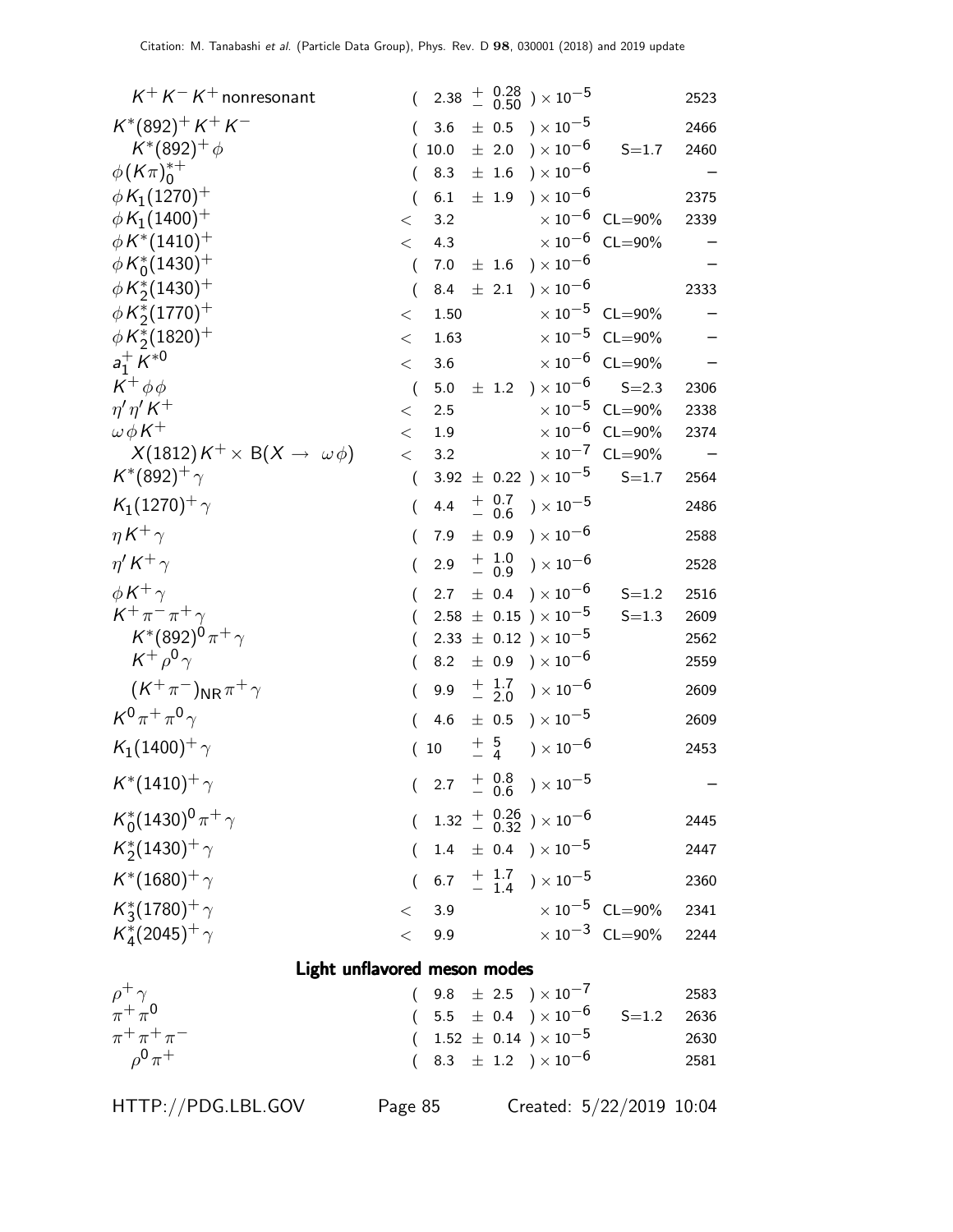| Mode | Fraction ($\Gamma_i/\Gamma$) | Scale factor/ Confidence level | p (MeV/c) |
|---|---|---|---|
| $K^+ K^- K^+$ nonresonant | $( 2.38 \; {}^{+\;0.28}_{-\;0.50} ) \times 10^{-5}$ | | 2523 |
| $K^*(892)^+ K^+ K^-$ | $( 3.6 \pm 0.5 ) \times 10^{-5}$ | | 2466 |
| $K^*(892)^+ \phi$ | $( 10.0 \pm 2.0 ) \times 10^{-6}$ | S=1.7 | 2460 |
| $\phi (K\pi)^{*+}_0$ | $( 8.3 \pm 1.6 ) \times 10^{-6}$ | | – |
| $\phi K_1(1270)^+$ | $( 6.1 \pm 1.9 ) \times 10^{-6}$ | | 2375 |
| $\phi K_1(1400)^+$ | $< 3.2 \times 10^{-6}$ | CL=90% | 2339 |
| $\phi K^*(1410)^+$ | $< 4.3 \times 10^{-6}$ | CL=90% | – |
| $\phi K^*_0(1430)^+$ | $( 7.0 \pm 1.6 ) \times 10^{-6}$ | | – |
| $\phi K^*_2(1430)^+$ | $( 8.4 \pm 2.1 ) \times 10^{-6}$ | | 2333 |
| $\phi K^*_2(1770)^+$ | $< 1.50 \times 10^{-5}$ | CL=90% | – |
| $\phi K^*_2(1820)^+$ | $< 1.63 \times 10^{-5}$ | CL=90% | – |
| $a^+_1 K^{*0}$ | $< 3.6 \times 10^{-6}$ | CL=90% | – |
| $K^+ \phi \phi$ | $( 5.0 \pm 1.2 ) \times 10^{-6}$ | S=2.3 | 2306 |
| $\eta' \eta' K^+$ | $< 2.5 \times 10^{-5}$ | CL=90% | 2338 |
| $\omega \phi K^+$ | $< 1.9 \times 10^{-6}$ | CL=90% | 2374 |
| $X(1812) K^+ \times$ B$(X \to \omega\phi)$ | $< 3.2 \times 10^{-7}$ | CL=90% | – |
| $K^*(892)^+ \gamma$ | $( 3.92 \pm 0.22 ) \times 10^{-5}$ | S=1.7 | 2564 |
| $K_1(1270)^+ \gamma$ | $( 4.4 \; {}^{+\;0.7}_{-\;0.6} ) \times 10^{-5}$ | | 2486 |
| $\eta K^+ \gamma$ | $( 7.9 \pm 0.9 ) \times 10^{-6}$ | | 2588 |
| $\eta' K^+ \gamma$ | $( 2.9 \; {}^{+\;1.0}_{-\;0.9} ) \times 10^{-6}$ | | 2528 |
| $\phi K^+ \gamma$ | $( 2.7 \pm 0.4 ) \times 10^{-6}$ | S=1.2 | 2516 |
| $K^+ \pi^- \pi^+ \gamma$ | $( 2.58 \pm 0.15 ) \times 10^{-5}$ | S=1.3 | 2609 |
| $K^*(892)^0 \pi^+ \gamma$ | $( 2.33 \pm 0.12 ) \times 10^{-5}$ | | 2562 |
| $K^+ \rho^0 \gamma$ | $( 8.2 \pm 0.9 ) \times 10^{-6}$ | | 2559 |
| $(K^+ \pi^-)_{\rm NR} \pi^+ \gamma$ | $( 9.9 \; {}^{+\;1.7}_{-\;2.0} ) \times 10^{-6}$ | | 2609 |
| $K^0 \pi^+ \pi^0 \gamma$ | $( 4.6 \pm 0.5 ) \times 10^{-5}$ | | 2609 |
| $K_1(1400)^+ \gamma$ | $( 10 \; {}^{+\;5}_{-\;4} ) \times 10^{-6}$ | | 2453 |
| $K^*(1410)^+ \gamma$ | $( 2.7 \; {}^{+\;0.8}_{-\;0.6} ) \times 10^{-5}$ | | – |
| $K^*_0(1430)^0 \pi^+ \gamma$ | $( 1.32 \; {}^{+\;0.26}_{-\;0.32} ) \times 10^{-6}$ | | 2445 |
| $K^*_2(1430)^+ \gamma$ | $( 1.4 \pm 0.4 ) \times 10^{-5}$ | | 2447 |
| $K^*(1680)^+ \gamma$ | $( 6.7 \; {}^{+\;1.7}_{-\;1.4} ) \times 10^{-5}$ | | 2360 |
| $K^*_3(1780)^+ \gamma$ | $< 3.9 \times 10^{-5}$ | CL=90% | 2341 |
| $K^*_4(2045)^+ \gamma$ | $< 9.9 \times 10^{-3}$ | CL=90% | 2244 |

## Light unflavored meson modes

| Mode | Fraction ($\Gamma_i/\Gamma$) | Scale factor/ Confidence level | p (MeV/c) |
|---|---|---|---|
| $\rho^+ \gamma$ | $( 9.8 \pm 2.5 ) \times 10^{-7}$ | | 2583 |
| $\pi^+ \pi^0$ | $( 5.5 \pm 0.4 ) \times 10^{-6}$ | S=1.2 | 2636 |
| $\pi^+ \pi^+ \pi^-$ | $( 1.52 \pm 0.14 ) \times 10^{-5}$ | | 2630 |
| $\rho^0 \pi^+$ | $( 8.3 \pm 1.2 ) \times 10^{-6}$ | | 2581 |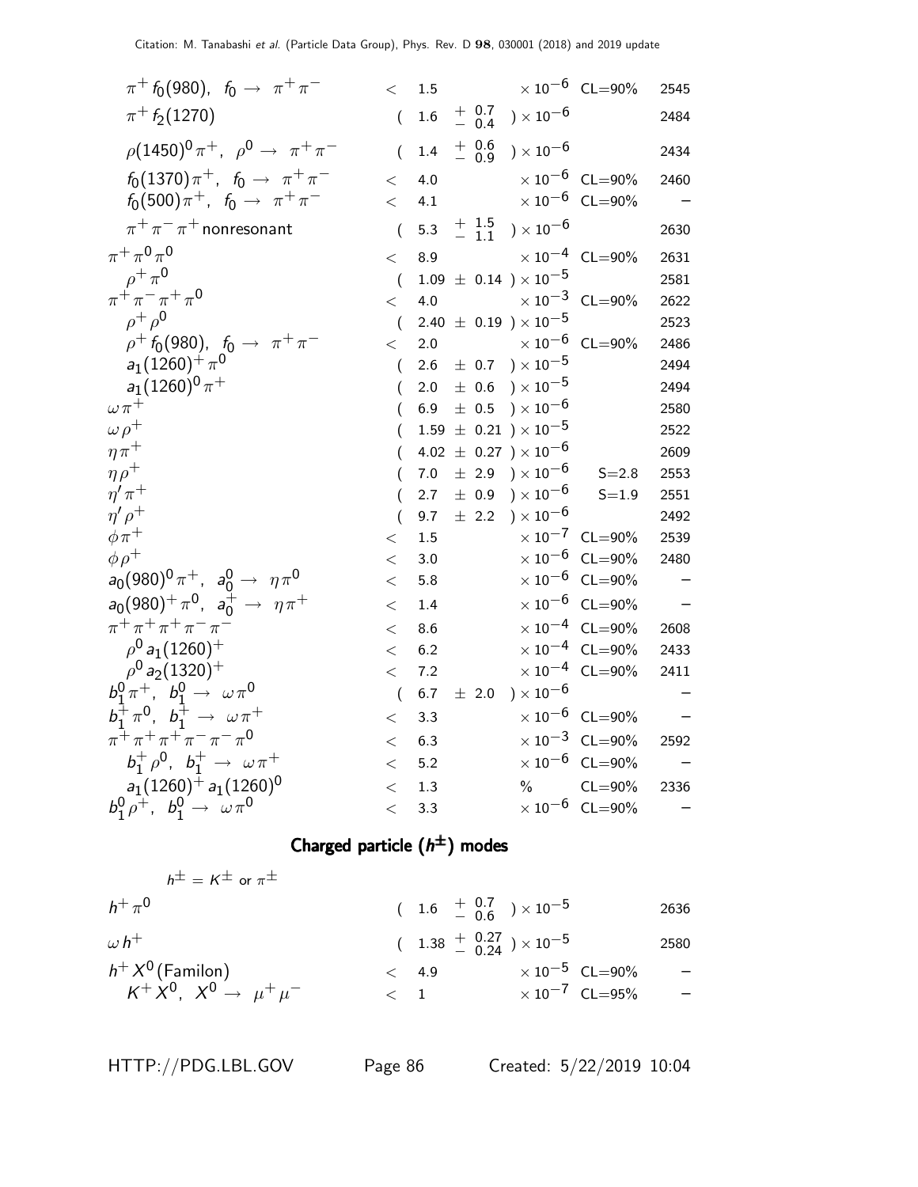| Mode | Fraction ($\Gamma_i/\Gamma$) | Scale factor/ Confidence level | $p$ (MeV/$c$) |
|---|---|---|---|
| $\pi^+ f_0(980)$, $f_0 \to \pi^+\pi^-$ | $< 1.5 \times 10^{-6}$ | CL=90% | 2545 |
| $\pi^+ f_2(1270)$ | $(1.6 \ ^{+0.7}_{-0.4}) \times 10^{-6}$ | | 2484 |
| $\rho(1450)^0 \pi^+$, $\rho^0 \to \pi^+\pi^-$ | $(1.4 \ ^{+0.6}_{-0.9}) \times 10^{-6}$ | | 2434 |
| $f_0(1370)\pi^+$, $f_0 \to \pi^+\pi^-$ | $< 4.0 \times 10^{-6}$ | CL=90% | 2460 |
| $f_0(500)\pi^+$, $f_0 \to \pi^+\pi^-$ | $< 4.1 \times 10^{-6}$ | CL=90% | – |
| $\pi^+\pi^-\pi^+$ nonresonant | $(5.3 \ ^{+1.5}_{-1.1}) \times 10^{-6}$ | | 2630 |
| $\pi^+\pi^0\pi^0$ | $< 8.9 \times 10^{-4}$ | CL=90% | 2631 |
| $\rho^+\pi^0$ | $(1.09 \pm 0.14) \times 10^{-5}$ | | 2581 |
| $\pi^+\pi^-\pi^+\pi^0$ | $< 4.0 \times 10^{-3}$ | CL=90% | 2622 |
| $\rho^+\rho^0$ | $(2.40 \pm 0.19) \times 10^{-5}$ | | 2523 |
| $\rho^+ f_0(980)$, $f_0 \to \pi^+\pi^-$ | $< 2.0 \times 10^{-6}$ | CL=90% | 2486 |
| $a_1(1260)^+\pi^0$ | $(2.6 \pm 0.7) \times 10^{-5}$ | | 2494 |
| $a_1(1260)^0\pi^+$ | $(2.0 \pm 0.6) \times 10^{-5}$ | | 2494 |
| $\omega\pi^+$ | $(6.9 \pm 0.5) \times 10^{-6}$ | | 2580 |
| $\omega\rho^+$ | $(1.59 \pm 0.21) \times 10^{-5}$ | | 2522 |
| $\eta\pi^+$ | $(4.02 \pm 0.27) \times 10^{-6}$ | | 2609 |
| $\eta\rho^+$ | $(7.0 \pm 2.9) \times 10^{-6}$ | S=2.8 | 2553 |
| $\eta'\pi^+$ | $(2.7 \pm 0.9) \times 10^{-6}$ | S=1.9 | 2551 |
| $\eta'\rho^+$ | $(9.7 \pm 2.2) \times 10^{-6}$ | | 2492 |
| $\phi\pi^+$ | $< 1.5 \times 10^{-7}$ | CL=90% | 2539 |
| $\phi\rho^+$ | $< 3.0 \times 10^{-6}$ | CL=90% | 2480 |
| $a_0(980)^0\pi^+$, $a_0^0 \to \eta\pi^0$ | $< 5.8 \times 10^{-6}$ | CL=90% | – |
| $a_0(980)^+\pi^0$, $a_0^+ \to \eta\pi^+$ | $< 1.4 \times 10^{-6}$ | CL=90% | – |
| $\pi^+\pi^+\pi^+\pi^-\pi^-$ | $< 8.6 \times 10^{-4}$ | CL=90% | 2608 |
| $\rho^0 a_1(1260)^+$ | $< 6.2 \times 10^{-4}$ | CL=90% | 2433 |
| $\rho^0 a_2(1320)^+$ | $< 7.2 \times 10^{-4}$ | CL=90% | 2411 |
| $b_1^0\pi^+$, $b_1^0 \to \omega\pi^0$ | $(6.7 \pm 2.0) \times 10^{-6}$ | | – |
| $b_1^+\pi^0$, $b_1^+ \to \omega\pi^+$ | $< 3.3 \times 10^{-6}$ | CL=90% | – |
| $\pi^+\pi^+\pi^+\pi^-\pi^-\pi^0$ | $< 6.3 \times 10^{-3}$ | CL=90% | 2592 |
| $b_1^+\rho^0$, $b_1^+ \to \omega\pi^+$ | $< 5.2 \times 10^{-6}$ | CL=90% | – |
| $a_1(1260)^+ a_1(1260)^0$ | $< 1.3$ % | CL=90% | 2336 |
| $b_1^0\rho^+$, $b_1^0 \to \omega\pi^0$ | $< 3.3 \times 10^{-6}$ | CL=90% | – |

## Charged particle ($h^\pm$) modes

$h^\pm = K^\pm$ or $\pi^\pm$

| Mode | Fraction ($\Gamma_i/\Gamma$) | Scale factor/ Confidence level | $p$ (MeV/$c$) |
|---|---|---|---|
| $h^+\pi^0$ | $(1.6 \ ^{+0.7}_{-0.6}) \times 10^{-5}$ | | 2636 |
| $\omega h^+$ | $(1.38 \ ^{+0.27}_{-0.24}) \times 10^{-5}$ | | 2580 |
| $h^+ X^0$ (Familon) | $< 4.9 \times 10^{-5}$ | CL=90% | – |
| $K^+ X^0$, $X^0 \to \mu^+\mu^-$ | $< 1 \times 10^{-7}$ | CL=95% | – |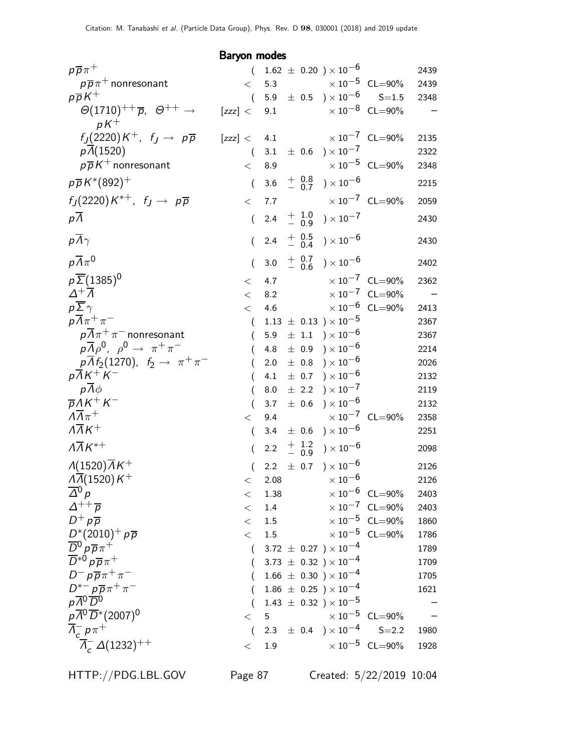### Baryon modes

| Mode | | Fraction ($\Gamma_i/\Gamma$) | Scale factor/ Confidence level | p (MeV/c) |
|---|---|---|---|---|
| $p\overline{p}\pi^+$ | | $(1.62 \pm 0.20) \times 10^{-6}$ | | 2439 |
| $p\overline{p}\pi^+$ nonresonant | | $< 5.3 \times 10^{-5}$ | CL=90% | 2439 |
| $p\overline{p}K^+$ | | $(5.9 \pm 0.5) \times 10^{-6}$ | S=1.5 | 2348 |
| $\Theta(1710)^{++}\overline{p}$, $\Theta^{++} \to pK^+$ | [zzz] | $< 9.1 \times 10^{-8}$ | CL=90% | – |
| $f_J(2220)K^+$, $f_J \to p\overline{p}$ | [zzz] | $< 4.1 \times 10^{-7}$ | CL=90% | 2135 |
| $p\overline{\Lambda}(1520)$ | | $(3.1 \pm 0.6) \times 10^{-7}$ | | 2322 |
| $p\overline{p}K^+$ nonresonant | | $< 8.9 \times 10^{-5}$ | CL=90% | 2348 |
| $p\overline{p}K^*(892)^+$ | | $(3.6\ ^{+0.8}_{-0.7}) \times 10^{-6}$ | | 2215 |
| $f_J(2220)K^{*+}$, $f_J \to p\overline{p}$ | | $< 7.7 \times 10^{-7}$ | CL=90% | 2059 |
| $p\overline{\Lambda}$ | | $(2.4\ ^{+1.0}_{-0.9}) \times 10^{-7}$ | | 2430 |
| $p\overline{\Lambda}\gamma$ | | $(2.4\ ^{+0.5}_{-0.4}) \times 10^{-6}$ | | 2430 |
| $p\overline{\Lambda}\pi^0$ | | $(3.0\ ^{+0.7}_{-0.6}) \times 10^{-6}$ | | 2402 |
| $p\overline{\Sigma}(1385)^0$ | | $< 4.7 \times 10^{-7}$ | CL=90% | 2362 |
| $\Delta^+\overline{\Lambda}$ | | $< 8.2 \times 10^{-7}$ | CL=90% | – |
| $p\overline{\Sigma}\gamma$ | | $< 4.6 \times 10^{-6}$ | CL=90% | 2413 |
| $p\overline{\Lambda}\pi^+\pi^-$ | | $(1.13 \pm 0.13) \times 10^{-5}$ | | 2367 |
| $p\overline{\Lambda}\pi^+\pi^-$ nonresonant | | $(5.9 \pm 1.1) \times 10^{-6}$ | | 2367 |
| $p\overline{\Lambda}\rho^0$, $\rho^0 \to \pi^+\pi^-$ | | $(4.8 \pm 0.9) \times 10^{-6}$ | | 2214 |
| $p\overline{\Lambda}f_2(1270)$, $f_2 \to \pi^+\pi^-$ | | $(2.0 \pm 0.8) \times 10^{-6}$ | | 2026 |
| $p\overline{\Lambda}K^+K^-$ | | $(4.1 \pm 0.7) \times 10^{-6}$ | | 2132 |
| $p\overline{\Lambda}\phi$ | | $(8.0 \pm 2.2) \times 10^{-7}$ | | 2119 |
| $\overline{p}\Lambda K^+K^-$ | | $(3.7 \pm 0.6) \times 10^{-6}$ | | 2132 |
| $\Lambda\overline{\Lambda}\pi^+$ | | $< 9.4 \times 10^{-7}$ | CL=90% | 2358 |
| $\Lambda\overline{\Lambda}K^+$ | | $(3.4 \pm 0.6) \times 10^{-6}$ | | 2251 |
| $\Lambda\overline{\Lambda}K^{*+}$ | | $(2.2\ ^{+1.2}_{-0.9}) \times 10^{-6}$ | | 2098 |
| $\Lambda(1520)\overline{\Lambda}K^+$ | | $(2.2 \pm 0.7) \times 10^{-6}$ | | 2126 |
| $\Lambda\overline{\Lambda}(1520)K^+$ | | $< 2.08 \times 10^{-6}$ | | 2126 |
| $\overline{\Delta}^0 p$ | | $< 1.38 \times 10^{-6}$ | CL=90% | 2403 |
| $\Delta^{++}\overline{p}$ | | $< 1.4 \times 10^{-7}$ | CL=90% | 2403 |
| $D^+p\overline{p}$ | | $< 1.5 \times 10^{-5}$ | CL=90% | 1860 |
| $D^*(2010)^+p\overline{p}$ | | $< 1.5 \times 10^{-5}$ | CL=90% | 1786 |
| $\overline{D}^0 p\overline{p}\pi^+$ | | $(3.72 \pm 0.27) \times 10^{-4}$ | | 1789 |
| $\overline{D}^{*0} p\overline{p}\pi^+$ | | $(3.73 \pm 0.32) \times 10^{-4}$ | | 1709 |
| $D^- p\overline{p}\pi^+\pi^-$ | | $(1.66 \pm 0.30) \times 10^{-4}$ | | 1705 |
| $D^{*-} p\overline{p}\pi^+\pi^-$ | | $(1.86 \pm 0.25) \times 10^{-4}$ | | 1621 |
| $p\overline{\Lambda}^0\overline{D}^0$ | | $(1.43 \pm 0.32) \times 10^{-5}$ | | – |
| $p\overline{\Lambda}^0\overline{D}^*(2007)^0$ | | $< 5 \times 10^{-5}$ | CL=90% | – |
| $\overline{\Lambda}_c^- p\pi^+$ | | $(2.3 \pm 0.4) \times 10^{-4}$ | S=2.2 | 1980 |
| $\overline{\Lambda}_c^- \Delta(1232)^{++}$ | | $< 1.9 \times 10^{-5}$ | CL=90% | 1928 |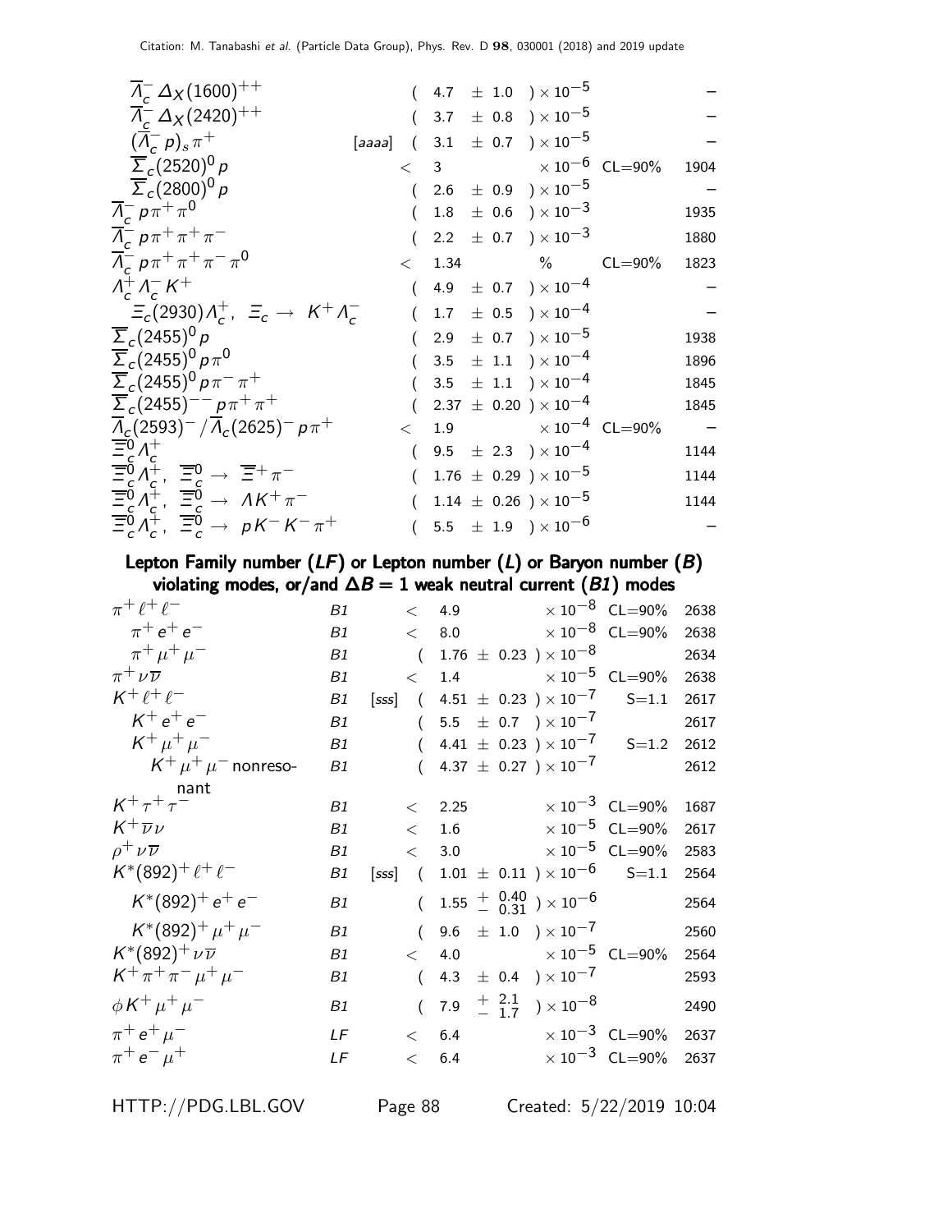| Mode | | Fraction | Scale/CL | p (MeV/c) |
|---|---|---|---|---|
| $\overline{\Lambda}_c^- \Delta_X(1600)^{++}$ | | $(4.7 \pm 1.0) \times 10^{-5}$ | | – |
| $\overline{\Lambda}_c^- \Delta_X(2420)^{++}$ | | $(3.7 \pm 0.8) \times 10^{-5}$ | | – |
| $(\overline{\Lambda}_c^- p)_s \pi^+$ | [aaaa] | $(3.1 \pm 0.7) \times 10^{-5}$ | | – |
| $\overline{\Sigma}_c(2520)^0 p$ | | $< 3 \times 10^{-6}$ | CL=90% | 1904 |
| $\overline{\Sigma}_c(2800)^0 p$ | | $(2.6 \pm 0.9) \times 10^{-5}$ | | – |
| $\overline{\Lambda}_c^- p \pi^+ \pi^0$ | | $(1.8 \pm 0.6) \times 10^{-3}$ | | 1935 |
| $\overline{\Lambda}_c^- p \pi^+ \pi^+ \pi^-$ | | $(2.2 \pm 0.7) \times 10^{-3}$ | | 1880 |
| $\overline{\Lambda}_c^- p \pi^+ \pi^+ \pi^- \pi^0$ | | $< 1.34$ % | CL=90% | 1823 |
| $\Lambda_c^+ \Lambda_c^- K^+$ | | $(4.9 \pm 0.7) \times 10^{-4}$ | | – |
| $\Xi_c(2930)\Lambda_c^+$, $\Xi_c \to K^+ \Lambda_c^-$ | | $(1.7 \pm 0.5) \times 10^{-4}$ | | – |
| $\overline{\Sigma}_c(2455)^0 p$ | | $(2.9 \pm 0.7) \times 10^{-5}$ | | 1938 |
| $\overline{\Sigma}_c(2455)^0 p \pi^0$ | | $(3.5 \pm 1.1) \times 10^{-4}$ | | 1896 |
| $\overline{\Sigma}_c(2455)^0 p \pi^- \pi^+$ | | $(3.5 \pm 1.1) \times 10^{-4}$ | | 1845 |
| $\overline{\Sigma}_c(2455)^{--} p \pi^+ \pi^+$ | | $(2.37 \pm 0.20) \times 10^{-4}$ | | 1845 |
| $\overline{\Lambda}_c(2593)^- / \overline{\Lambda}_c(2625)^- p \pi^+$ | | $< 1.9 \times 10^{-4}$ | CL=90% | – |
| $\overline{\Xi}_c^0 \Lambda_c^+$ | | $(9.5 \pm 2.3) \times 10^{-4}$ | | 1144 |
| $\overline{\Xi}_c^0 \Lambda_c^+$, $\overline{\Xi}_c^0 \to \overline{\Xi}^+ \pi^-$ | | $(1.76 \pm 0.29) \times 10^{-5}$ | | 1144 |
| $\overline{\Xi}_c^0 \Lambda_c^+$, $\overline{\Xi}_c^0 \to \Lambda K^+ \pi^-$ | | $(1.14 \pm 0.26) \times 10^{-5}$ | | 1144 |
| $\overline{\Xi}_c^0 \Lambda_c^+$, $\overline{\Xi}_c^0 \to p K^- K^- \pi^+$ | | $(5.5 \pm 1.9) \times 10^{-6}$ | | – |

**Lepton Family number (*LF*) or Lepton number (*L*) or Baryon number (*B*) violating modes, or/and $\Delta B = 1$ weak neutral current (*B1*) modes**

| Mode | | | Fraction | Scale/CL | p (MeV/c) |
|---|---|---|---|---|---|
| $\pi^+ \ell^+ \ell^-$ | B1 | | $< 4.9 \times 10^{-8}$ | CL=90% | 2638 |
| $\pi^+ e^+ e^-$ | B1 | | $< 8.0 \times 10^{-8}$ | CL=90% | 2638 |
| $\pi^+ \mu^+ \mu^-$ | B1 | | $(1.76 \pm 0.23) \times 10^{-8}$ | | 2634 |
| $\pi^+ \nu \overline{\nu}$ | B1 | | $< 1.4 \times 10^{-5}$ | CL=90% | 2638 |
| $K^+ \ell^+ \ell^-$ | B1 | [sss] | $(4.51 \pm 0.23) \times 10^{-7}$ | S=1.1 | 2617 |
| $K^+ e^+ e^-$ | B1 | | $(5.5 \pm 0.7) \times 10^{-7}$ | | 2617 |
| $K^+ \mu^+ \mu^-$ | B1 | | $(4.41 \pm 0.23) \times 10^{-7}$ | S=1.2 | 2612 |
| $K^+ \mu^+ \mu^-$ nonresonant | B1 | | $(4.37 \pm 0.27) \times 10^{-7}$ | | 2612 |
| $K^+ \tau^+ \tau^-$ | B1 | | $< 2.25 \times 10^{-3}$ | CL=90% | 1687 |
| $K^+ \overline{\nu} \nu$ | B1 | | $< 1.6 \times 10^{-5}$ | CL=90% | 2617 |
| $\rho^+ \nu \overline{\nu}$ | B1 | | $< 3.0 \times 10^{-5}$ | CL=90% | 2583 |
| $K^*(892)^+ \ell^+ \ell^-$ | B1 | [sss] | $(1.01 \pm 0.11) \times 10^{-6}$ | S=1.1 | 2564 |
| $K^*(892)^+ e^+ e^-$ | B1 | | $(1.55 {}^{+0.40}_{-0.31}) \times 10^{-6}$ | | 2564 |
| $K^*(892)^+ \mu^+ \mu^-$ | B1 | | $(9.6 \pm 1.0) \times 10^{-7}$ | | 2560 |
| $K^*(892)^+ \nu \overline{\nu}$ | B1 | | $< 4.0 \times 10^{-5}$ | CL=90% | 2564 |
| $K^+ \pi^+ \pi^- \mu^+ \mu^-$ | B1 | | $(4.3 \pm 0.4) \times 10^{-7}$ | | 2593 |
| $\phi K^+ \mu^+ \mu^-$ | B1 | | $(7.9 {}^{+2.1}_{-1.7}) \times 10^{-8}$ | | 2490 |
| $\pi^+ e^+ \mu^-$ | LF | | $< 6.4 \times 10^{-3}$ | CL=90% | 2637 |
| $\pi^+ e^- \mu^+$ | LF | | $< 6.4 \times 10^{-3}$ | CL=90% | 2637 |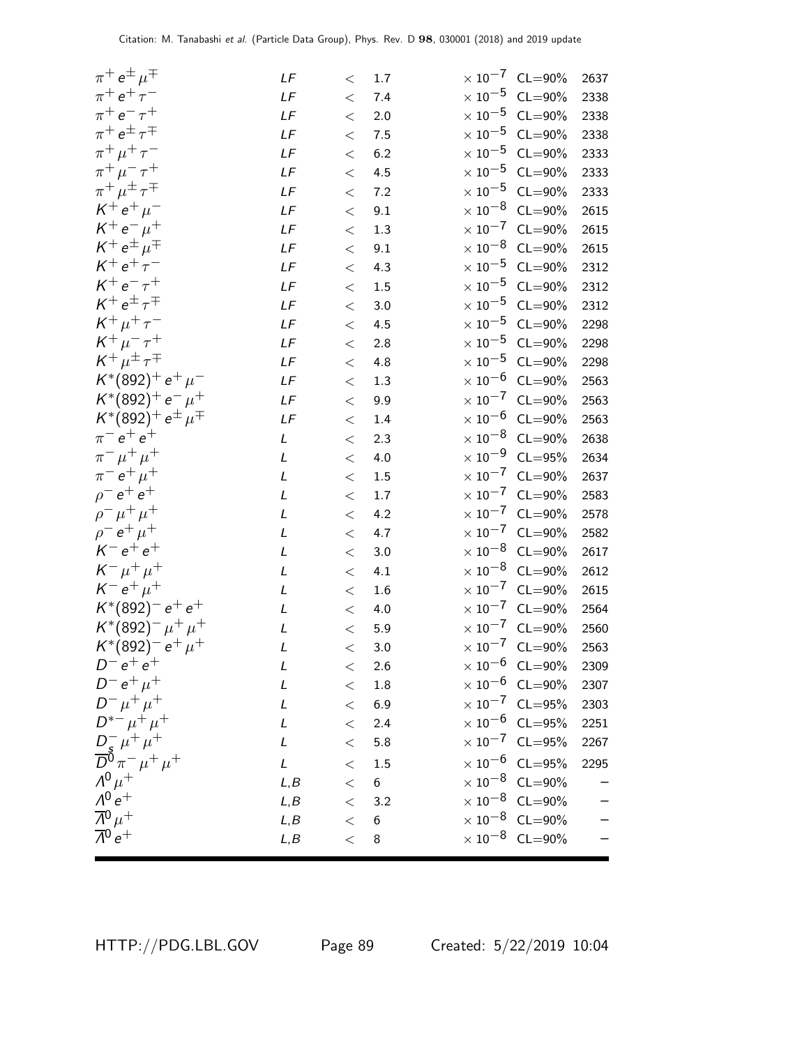| | | | | | |
|---|---|---|---|---|---|
| $\pi^+ e^\pm \mu^\mp$ | *LF* | < | 1.7 | $\times 10^{-7}$ CL=90% | 2637 |
| $\pi^+ e^+ \tau^-$ | *LF* | < | 7.4 | $\times 10^{-5}$ CL=90% | 2338 |
| $\pi^+ e^- \tau^+$ | *LF* | < | 2.0 | $\times 10^{-5}$ CL=90% | 2338 |
| $\pi^+ e^\pm \tau^\mp$ | *LF* | < | 7.5 | $\times 10^{-5}$ CL=90% | 2338 |
| $\pi^+ \mu^+ \tau^-$ | *LF* | < | 6.2 | $\times 10^{-5}$ CL=90% | 2333 |
| $\pi^+ \mu^- \tau^+$ | *LF* | < | 4.5 | $\times 10^{-5}$ CL=90% | 2333 |
| $\pi^+ \mu^\pm \tau^\mp$ | *LF* | < | 7.2 | $\times 10^{-5}$ CL=90% | 2333 |
| $K^+ e^+ \mu^-$ | *LF* | < | 9.1 | $\times 10^{-8}$ CL=90% | 2615 |
| $K^+ e^- \mu^+$ | *LF* | < | 1.3 | $\times 10^{-7}$ CL=90% | 2615 |
| $K^+ e^\pm \mu^\mp$ | *LF* | < | 9.1 | $\times 10^{-8}$ CL=90% | 2615 |
| $K^+ e^+ \tau^-$ | *LF* | < | 4.3 | $\times 10^{-5}$ CL=90% | 2312 |
| $K^+ e^- \tau^+$ | *LF* | < | 1.5 | $\times 10^{-5}$ CL=90% | 2312 |
| $K^+ e^\pm \tau^\mp$ | *LF* | < | 3.0 | $\times 10^{-5}$ CL=90% | 2312 |
| $K^+ \mu^+ \tau^-$ | *LF* | < | 4.5 | $\times 10^{-5}$ CL=90% | 2298 |
| $K^+ \mu^- \tau^+$ | *LF* | < | 2.8 | $\times 10^{-5}$ CL=90% | 2298 |
| $K^+ \mu^\pm \tau^\mp$ | *LF* | < | 4.8 | $\times 10^{-5}$ CL=90% | 2298 |
| $K^*(892)^+ e^+ \mu^-$ | *LF* | < | 1.3 | $\times 10^{-6}$ CL=90% | 2563 |
| $K^*(892)^+ e^- \mu^+$ | *LF* | < | 9.9 | $\times 10^{-7}$ CL=90% | 2563 |
| $K^*(892)^+ e^\pm \mu^\mp$ | *LF* | < | 1.4 | $\times 10^{-6}$ CL=90% | 2563 |
| $\pi^- e^+ e^+$ | *L* | < | 2.3 | $\times 10^{-8}$ CL=90% | 2638 |
| $\pi^- \mu^+ \mu^+$ | *L* | < | 4.0 | $\times 10^{-9}$ CL=95% | 2634 |
| $\pi^- e^+ \mu^+$ | *L* | < | 1.5 | $\times 10^{-7}$ CL=90% | 2637 |
| $\rho^- e^+ e^+$ | *L* | < | 1.7 | $\times 10^{-7}$ CL=90% | 2583 |
| $\rho^- \mu^+ \mu^+$ | *L* | < | 4.2 | $\times 10^{-7}$ CL=90% | 2578 |
| $\rho^- e^+ \mu^+$ | *L* | < | 4.7 | $\times 10^{-7}$ CL=90% | 2582 |
| $K^- e^+ e^+$ | *L* | < | 3.0 | $\times 10^{-8}$ CL=90% | 2617 |
| $K^- \mu^+ \mu^+$ | *L* | < | 4.1 | $\times 10^{-8}$ CL=90% | 2612 |
| $K^- e^+ \mu^+$ | *L* | < | 1.6 | $\times 10^{-7}$ CL=90% | 2615 |
| $K^*(892)^- e^+ e^+$ | *L* | < | 4.0 | $\times 10^{-7}$ CL=90% | 2564 |
| $K^*(892)^- \mu^+ \mu^+$ | *L* | < | 5.9 | $\times 10^{-7}$ CL=90% | 2560 |
| $K^*(892)^- e^+ \mu^+$ | *L* | < | 3.0 | $\times 10^{-7}$ CL=90% | 2563 |
| $D^- e^+ e^+$ | *L* | < | 2.6 | $\times 10^{-6}$ CL=90% | 2309 |
| $D^- e^+ \mu^+$ | *L* | < | 1.8 | $\times 10^{-6}$ CL=90% | 2307 |
| $D^- \mu^+ \mu^+$ | *L* | < | 6.9 | $\times 10^{-7}$ CL=95% | 2303 |
| $D^{*-} \mu^+ \mu^+$ | *L* | < | 2.4 | $\times 10^{-6}$ CL=95% | 2251 |
| $D_s^- \mu^+ \mu^+$ | *L* | < | 5.8 | $\times 10^{-7}$ CL=95% | 2267 |
| $\overline{D}{}^0 \pi^- \mu^+ \mu^+$ | *L* | < | 1.5 | $\times 10^{-6}$ CL=95% | 2295 |
| $\Lambda^0 \mu^+$ | *L,B* | < | 6 | $\times 10^{-8}$ CL=90% | – |
| $\Lambda^0 e^+$ | *L,B* | < | 3.2 | $\times 10^{-8}$ CL=90% | – |
| $\overline{\Lambda}{}^0 \mu^+$ | *L,B* | < | 6 | $\times 10^{-8}$ CL=90% | – |
| $\overline{\Lambda}{}^0 e^+$ | *L,B* | < | 8 | $\times 10^{-8}$ CL=90% | – |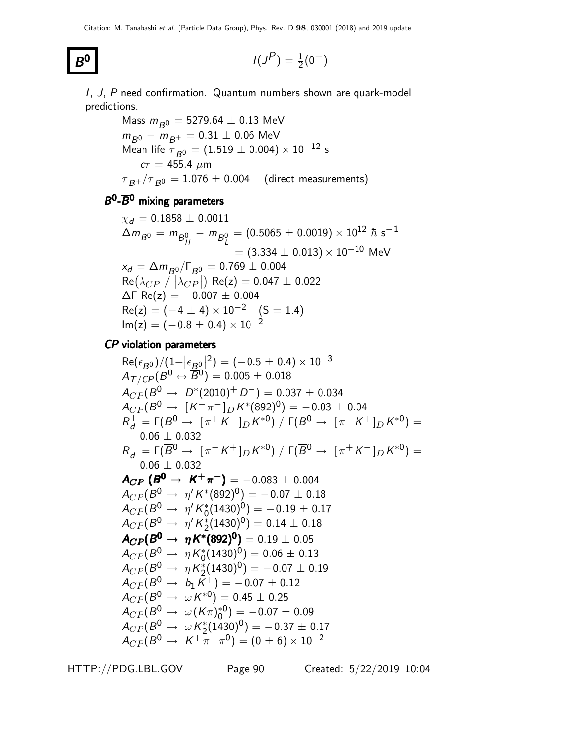# $B^0$

$$I(J^P) = \tfrac{1}{2}(0^-)$$

*I*, *J*, *P* need confirmation. Quantum numbers shown are quark-model predictions.

Mass $m_{B^0} = 5279.64 \pm 0.13$ MeV
$m_{B^0} - m_{B^\pm} = 0.31 \pm 0.06$ MeV
Mean life $\tau_{B^0} = (1.519 \pm 0.004) \times 10^{-12}$ s
$c\tau = 455.4\ \mu$m
$\tau_{B^+}/\tau_{B^0} = 1.076 \pm 0.004$ (direct measurements)

## $B^0$-$\overline{B}^0$ mixing parameters

$\chi_d = 0.1858 \pm 0.0011$
$\Delta m_{B^0} = m_{B^0_H} - m_{B^0_L} = (0.5065 \pm 0.0019) \times 10^{12}\ \hbar\ s^{-1}$
$= (3.334 \pm 0.013) \times 10^{-10}$ MeV
$x_d = \Delta m_{B^0}/\Gamma_{B^0} = 0.769 \pm 0.004$
$\text{Re}(\lambda_{CP} / |\lambda_{CP}|)\ \text{Re}(z) = 0.047 \pm 0.022$
$\Delta\Gamma\ \text{Re}(z) = -0.007 \pm 0.004$
$\text{Re}(z) = (-4 \pm 4) \times 10^{-2}$ (S = 1.4)
$\text{Im}(z) = (-0.8 \pm 0.4) \times 10^{-2}$

## *CP* violation parameters

$\text{Re}(\epsilon_{B^0})/(1+|\epsilon_{B^0}|^2) = (-0.5 \pm 0.4) \times 10^{-3}$
$A_{T/CP}(B^0 \leftrightarrow \overline{B}^0) = 0.005 \pm 0.018$
$A_{CP}(B^0 \to D^*(2010)^+ D^-) = 0.037 \pm 0.034$
$A_{CP}(B^0 \to [K^+\pi^-]_D K^*(892)^0) = -0.03 \pm 0.04$
$R_d^+ = \Gamma(B^0 \to [\pi^+ K^-]_D K^{*0}) / \Gamma(B^0 \to [\pi^- K^+]_D K^{*0}) = 0.06 \pm 0.032$
$R_d^- = \Gamma(\overline{B}^0 \to [\pi^- K^+]_D K^{*0}) / \Gamma(\overline{B}^0 \to [\pi^+ K^-]_D K^{*0}) = 0.06 \pm 0.032$
$\boldsymbol{A_{CP}(B^0 \to K^+\pi^-)} = -0.083 \pm 0.004$
$A_{CP}(B^0 \to \eta' K^*(892)^0) = -0.07 \pm 0.18$
$A_{CP}(B^0 \to \eta' K_0^*(1430)^0) = -0.19 \pm 0.17$
$A_{CP}(B^0 \to \eta' K_2^*(1430)^0) = 0.14 \pm 0.18$
$\boldsymbol{A_{CP}(B^0 \to \eta K^*(892)^0)} = 0.19 \pm 0.05$
$A_{CP}(B^0 \to \eta K_0^*(1430)^0) = 0.06 \pm 0.13$
$A_{CP}(B^0 \to \eta K_2^*(1430)^0) = -0.07 \pm 0.19$
$A_{CP}(B^0 \to b_1 K^+) = -0.07 \pm 0.12$
$A_{CP}(B^0 \to \omega K^{*0}) = 0.45 \pm 0.25$
$A_{CP}(B^0 \to \omega (K\pi)_0^{*0}) = -0.07 \pm 0.09$
$A_{CP}(B^0 \to \omega K_2^*(1430)^0) = -0.37 \pm 0.17$
$A_{CP}(B^0 \to K^+\pi^-\pi^0) = (0 \pm 6) \times 10^{-2}$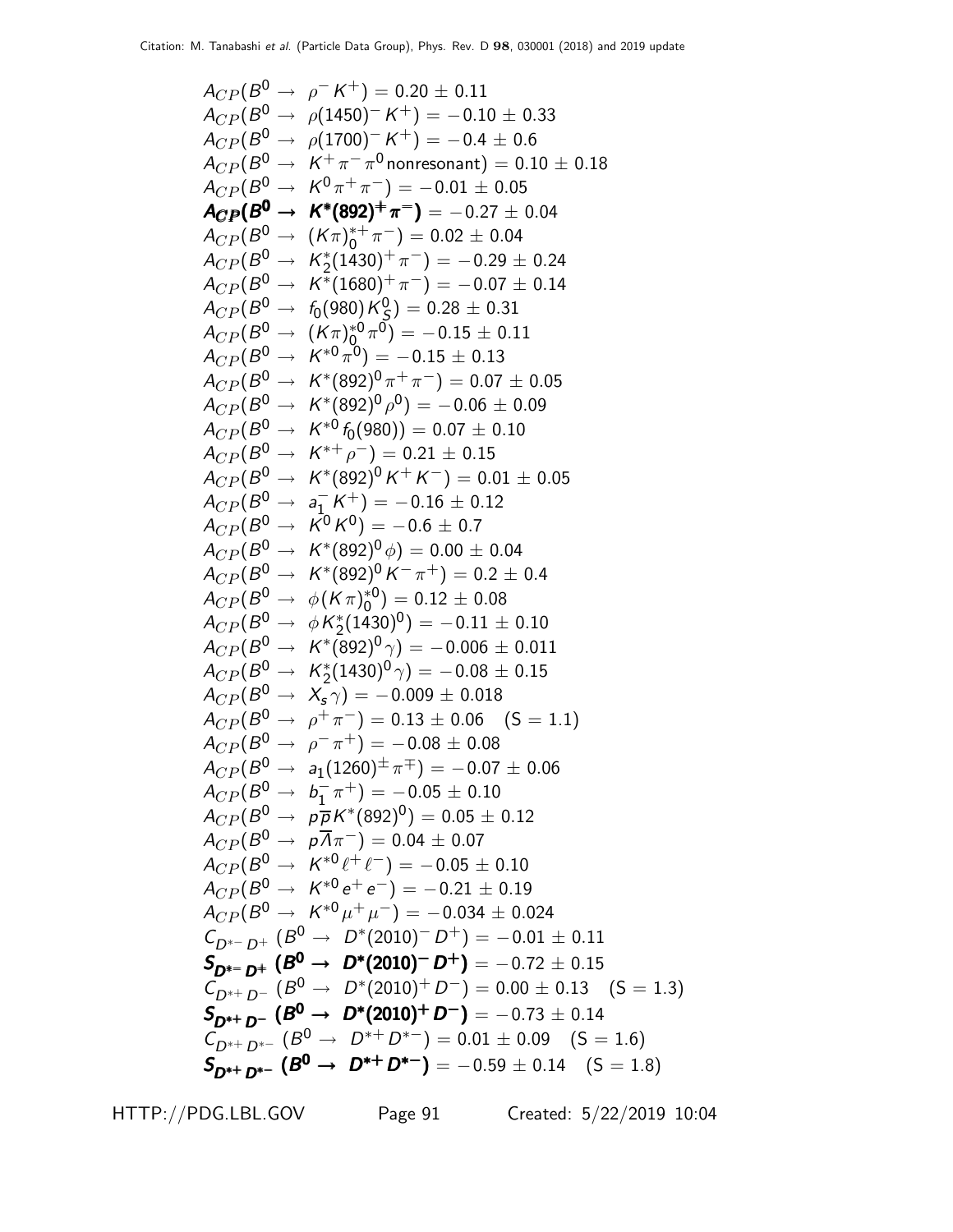$A_{CP}(B^0 \to \rho^- K^+) = 0.20 \pm 0.11$
$A_{CP}(B^0 \to \rho(1450)^- K^+) = -0.10 \pm 0.33$
$A_{CP}(B^0 \to \rho(1700)^- K^+) = -0.4 \pm 0.6$
$A_{CP}(B^0 \to K^+ \pi^- \pi^0 \text{nonresonant}) = 0.10 \pm 0.18$
$A_{CP}(B^0 \to K^0 \pi^+ \pi^-) = -0.01 \pm 0.05$
$\boldsymbol{A_{CP}(B^0 \to K^*(892)^+ \pi^-)} = -0.27 \pm 0.04$
$A_{CP}(B^0 \to (K\pi)_0^{*+} \pi^-) = 0.02 \pm 0.04$
$A_{CP}(B^0 \to K_2^*(1430)^+ \pi^-) = -0.29 \pm 0.24$
$A_{CP}(B^0 \to K^*(1680)^+ \pi^-) = -0.07 \pm 0.14$
$A_{CP}(B^0 \to f_0(980) K_S^0) = 0.28 \pm 0.31$
$A_{CP}(B^0 \to (K\pi)_0^{*0} \pi^0) = -0.15 \pm 0.11$
$A_{CP}(B^0 \to K^{*0} \pi^0) = -0.15 \pm 0.13$
$A_{CP}(B^0 \to K^*(892)^0 \pi^+ \pi^-) = 0.07 \pm 0.05$
$A_{CP}(B^0 \to K^*(892)^0 \rho^0) = -0.06 \pm 0.09$
$A_{CP}(B^0 \to K^{*0} f_0(980)) = 0.07 \pm 0.10$
$A_{CP}(B^0 \to K^{*+} \rho^-) = 0.21 \pm 0.15$
$A_{CP}(B^0 \to K^*(892)^0 K^+ K^-) = 0.01 \pm 0.05$
$A_{CP}(B^0 \to a_1^- K^+) = -0.16 \pm 0.12$
$A_{CP}(B^0 \to K^0 K^0) = -0.6 \pm 0.7$
$A_{CP}(B^0 \to K^*(892)^0 \phi) = 0.00 \pm 0.04$
$A_{CP}(B^0 \to K^*(892)^0 K^- \pi^+) = 0.2 \pm 0.4$
$A_{CP}(B^0 \to \phi (K\pi)_0^{*0}) = 0.12 \pm 0.08$
$A_{CP}(B^0 \to \phi K_2^*(1430)^0) = -0.11 \pm 0.10$
$A_{CP}(B^0 \to K^*(892)^0 \gamma) = -0.006 \pm 0.011$
$A_{CP}(B^0 \to K_2^*(1430)^0 \gamma) = -0.08 \pm 0.15$
$A_{CP}(B^0 \to X_s \gamma) = -0.009 \pm 0.018$
$A_{CP}(B^0 \to \rho^+ \pi^-) = 0.13 \pm 0.06 \quad (S = 1.1)$
$A_{CP}(B^0 \to \rho^- \pi^+) = -0.08 \pm 0.08$
$A_{CP}(B^0 \to a_1(1260)^\pm \pi^\mp) = -0.07 \pm 0.06$
$A_{CP}(B^0 \to b_1^- \pi^+) = -0.05 \pm 0.10$
$A_{CP}(B^0 \to p \overline{p} K^*(892)^0) = 0.05 \pm 0.12$
$A_{CP}(B^0 \to p \overline{\Lambda} \pi^-) = 0.04 \pm 0.07$
$A_{CP}(B^0 \to K^{*0} \ell^+ \ell^-) = -0.05 \pm 0.10$
$A_{CP}(B^0 \to K^{*0} e^+ e^-) = -0.21 \pm 0.19$
$A_{CP}(B^0 \to K^{*0} \mu^+ \mu^-) = -0.034 \pm 0.024$
$C_{D^{*-} D^+} \; (B^0 \to D^*(2010)^- D^+) = -0.01 \pm 0.11$
$\boldsymbol{S_{D^{*-} D^+} \; (B^0 \to D^*(2010)^- D^+)} = -0.72 \pm 0.15$
$C_{D^{*+} D^-} \; (B^0 \to D^*(2010)^+ D^-) = 0.00 \pm 0.13 \quad (S = 1.3)$
$\boldsymbol{S_{D^{*+} D^-} \; (B^0 \to D^*(2010)^+ D^-)} = -0.73 \pm 0.14$
$C_{D^{*+} D^{*-}} \; (B^0 \to D^{*+} D^{*-}) = 0.01 \pm 0.09 \quad (S = 1.6)$
$\boldsymbol{S_{D^{*+} D^{*-}} \; (B^0 \to D^{*+} D^{*-})} = -0.59 \pm 0.14 \quad (S = 1.8)$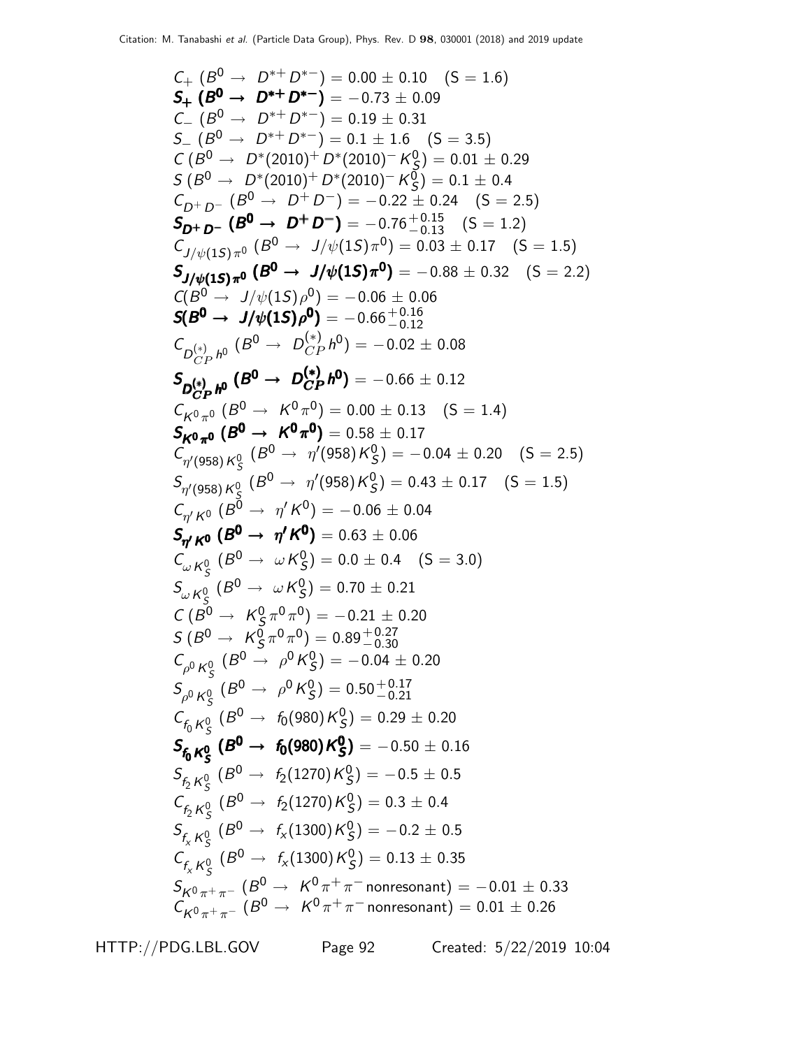$C_+$ $(B^0 \to D^{*+} D^{*-}) = 0.00 \pm 0.10$ (S = 1.6)

$\boldsymbol{S_+}$ **$(B^0 \to D^{*+} D^{*-})$** $= -0.73 \pm 0.09$

$C_-$ $(B^0 \to D^{*+} D^{*-}) = 0.19 \pm 0.31$

$S_-$ $(B^0 \to D^{*+} D^{*-}) = 0.1 \pm 1.6$ (S = 3.5)

$C$ $(B^0 \to D^*(2010)^+ D^*(2010)^- K^0_S) = 0.01 \pm 0.29$

$S$ $(B^0 \to D^*(2010)^+ D^*(2010)^- K^0_S) = 0.1 \pm 0.4$

$C_{D^+ D^-}$ $(B^0 \to D^+ D^-) = -0.22 \pm 0.24$ (S = 2.5)

$\boldsymbol{S_{D^+ D^-}}$ **$(B^0 \to D^+ D^-)$** $= -0.76^{+0.15}_{-0.13}$ (S = 1.2)

$C_{J/\psi(1S)\pi^0}$ $(B^0 \to J/\psi(1S)\pi^0) = 0.03 \pm 0.17$ (S = 1.5)

$\boldsymbol{S_{J/\psi(1S)\pi^0}}$ **$(B^0 \to J/\psi(1S)\pi^0)$** $= -0.88 \pm 0.32$ (S = 2.2)

$C(B^0 \to J/\psi(1S)\rho^0) = -0.06 \pm 0.06$

**$S(B^0 \to J/\psi(1S)\rho^0)$** $= -0.66^{+0.16}_{-0.12}$

$C_{D^{(*)}_{CP} h^0}$ $(B^0 \to D^{(*)}_{CP} h^0) = -0.02 \pm 0.08$

$\boldsymbol{S_{D^{(*)}_{CP} h^0}}$ **$(B^0 \to D^{(*)}_{CP} h^0)$** $= -0.66 \pm 0.12$

$C_{K^0 \pi^0}$ $(B^0 \to K^0 \pi^0) = 0.00 \pm 0.13$ (S = 1.4)

$\boldsymbol{S_{K^0 \pi^0}}$ **$(B^0 \to K^0 \pi^0)$** $= 0.58 \pm 0.17$

$C_{\eta'(958) K^0_S}$ $(B^0 \to \eta'(958) K^0_S) = -0.04 \pm 0.20$ (S = 2.5)

$S_{\eta'(958) K^0_S}$ $(B^0 \to \eta'(958) K^0_S) = 0.43 \pm 0.17$ (S = 1.5)

$C_{\eta' K^0}$ $(B^0 \to \eta' K^0) = -0.06 \pm 0.04$

$\boldsymbol{S_{\eta' K^0}}$ **$(B^0 \to \eta' K^0)$** $= 0.63 \pm 0.06$

$C_{\omega K^0_S}$ $(B^0 \to \omega K^0_S) = 0.0 \pm 0.4$ (S = 3.0)

$S_{\omega K^0_S}$ $(B^0 \to \omega K^0_S) = 0.70 \pm 0.21$

$C$ $(B^0 \to K^0_S \pi^0 \pi^0) = -0.21 \pm 0.20$

$S$ $(B^0 \to K^0_S \pi^0 \pi^0) = 0.89^{+0.27}_{-0.30}$

$C_{\rho^0 K^0_S}$ $(B^0 \to \rho^0 K^0_S) = -0.04 \pm 0.20$

$S_{\rho^0 K^0_S}$ $(B^0 \to \rho^0 K^0_S) = 0.50^{+0.17}_{-0.21}$

$C_{f_0 K^0_S}$ $(B^0 \to f_0(980) K^0_S) = 0.29 \pm 0.20$

$\boldsymbol{S_{f_0 K^0_S}}$ **$(B^0 \to f_0(980) K^0_S)$** $= -0.50 \pm 0.16$

$S_{f_2 K^0_S}$ $(B^0 \to f_2(1270) K^0_S) = -0.5 \pm 0.5$

$C_{f_2 K^0_S}$ $(B^0 \to f_2(1270) K^0_S) = 0.3 \pm 0.4$

$S_{f_x K^0_S}$ $(B^0 \to f_x(1300) K^0_S) = -0.2 \pm 0.5$

$C_{f_x K^0_S}$ $(B^0 \to f_x(1300) K^0_S) = 0.13 \pm 0.35$

$S_{K^0 \pi^+ \pi^-}$ $(B^0 \to K^0 \pi^+ \pi^-$ nonresonant$) = -0.01 \pm 0.33$

$C_{K^0 \pi^+ \pi^-}$ $(B^0 \to K^0 \pi^+ \pi^-$ nonresonant$) = 0.01 \pm 0.26$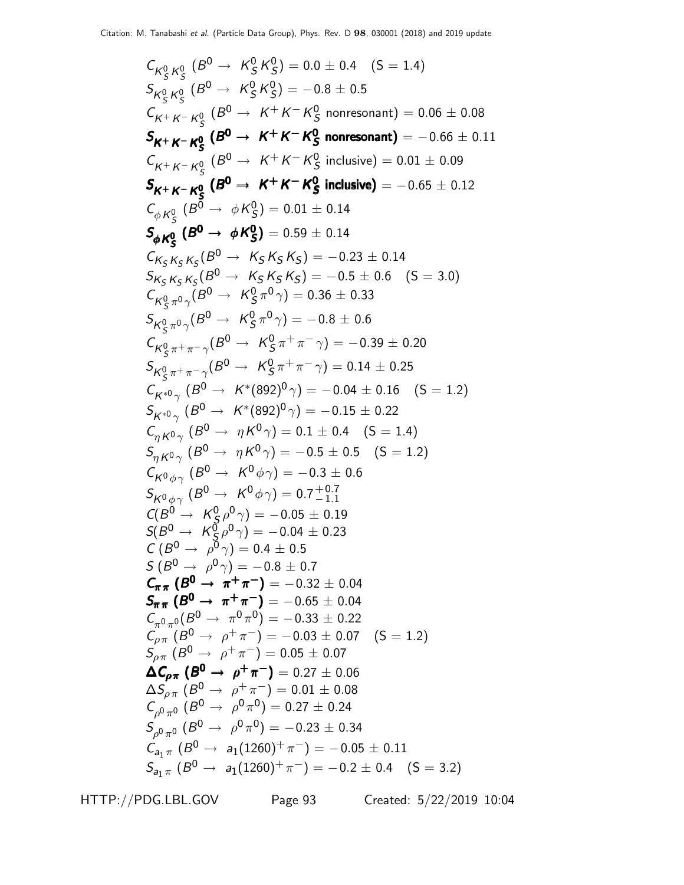$C_{K^0_S K^0_S}$ ($B^0 \to K^0_S K^0_S$) = 0.0 ± 0.4 (S = 1.4)

$S_{K^0_S K^0_S}$ ($B^0 \to K^0_S K^0_S$) = −0.8 ± 0.5

$C_{K^+ K^- K^0_S}$ ($B^0 \to K^+ K^- K^0_S$ nonresonant) = 0.06 ± 0.08

**$S_{K^+ K^- K^0_S}$ ($B^0 \to K^+ K^- K^0_S$ nonresonant)** = −0.66 ± 0.11

$C_{K^+ K^- K^0_S}$ ($B^0 \to K^+ K^- K^0_S$ inclusive) = 0.01 ± 0.09

**$S_{K^+ K^- K^0_S}$ ($B^0 \to K^+ K^- K^0_S$ inclusive)** = −0.65 ± 0.12

$C_{\phi K^0_S}$ ($B^0 \to \phi K^0_S$) = 0.01 ± 0.14

**$S_{\phi K^0_S}$ ($B^0 \to \phi K^0_S$)** = 0.59 ± 0.14

$C_{K_S K_S K_S}$($B^0 \to K_S K_S K_S$) = −0.23 ± 0.14

$S_{K_S K_S K_S}$($B^0 \to K_S K_S K_S$) = −0.5 ± 0.6 (S = 3.0)

$C_{K^0_S \pi^0 \gamma}$($B^0 \to K^0_S \pi^0 \gamma$) = 0.36 ± 0.33

$S_{K^0_S \pi^0 \gamma}$($B^0 \to K^0_S \pi^0 \gamma$) = −0.8 ± 0.6

$C_{K^0_S \pi^+ \pi^- \gamma}$($B^0 \to K^0_S \pi^+ \pi^- \gamma$) = −0.39 ± 0.20

$S_{K^0_S \pi^+ \pi^- \gamma}$($B^0 \to K^0_S \pi^+ \pi^- \gamma$) = 0.14 ± 0.25

$C_{K^{*0} \gamma}$ ($B^0 \to K^*(892)^0 \gamma$) = −0.04 ± 0.16 (S = 1.2)

$S_{K^{*0} \gamma}$ ($B^0 \to K^*(892)^0 \gamma$) = −0.15 ± 0.22

$C_{\eta K^0 \gamma}$ ($B^0 \to \eta K^0 \gamma$) = 0.1 ± 0.4 (S = 1.4)

$S_{\eta K^0 \gamma}$ ($B^0 \to \eta K^0 \gamma$) = −0.5 ± 0.5 (S = 1.2)

$C_{K^0 \phi \gamma}$ ($B^0 \to K^0 \phi \gamma$) = −0.3 ± 0.6

$S_{K^0 \phi \gamma}$ ($B^0 \to K^0 \phi \gamma$) = $0.7^{+0.7}_{-1.1}$

$C$($B^0 \to K^0_S \rho^0 \gamma$) = −0.05 ± 0.19

$S$($B^0 \to K^0_S \rho^0 \gamma$) = −0.04 ± 0.23

$C$ ($B^0 \to \rho^0 \gamma$) = 0.4 ± 0.5

$S$ ($B^0 \to \rho^0 \gamma$) = −0.8 ± 0.7

**$C_{\pi\pi}$ ($B^0 \to \pi^+ \pi^-$)** = −0.32 ± 0.04

**$S_{\pi\pi}$ ($B^0 \to \pi^+ \pi^-$)** = −0.65 ± 0.04

$C_{\pi^0 \pi^0}$($B^0 \to \pi^0 \pi^0$) = −0.33 ± 0.22

$C_{\rho\pi}$ ($B^0 \to \rho^+ \pi^-$) = −0.03 ± 0.07 (S = 1.2)

$S_{\rho\pi}$ ($B^0 \to \rho^+ \pi^-$) = 0.05 ± 0.07

**$\Delta C_{\rho\pi}$ ($B^0 \to \rho^+ \pi^-$)** = 0.27 ± 0.06

$\Delta S_{\rho\pi}$ ($B^0 \to \rho^+ \pi^-$) = 0.01 ± 0.08

$C_{\rho^0 \pi^0}$ ($B^0 \to \rho^0 \pi^0$) = 0.27 ± 0.24

$S_{\rho^0 \pi^0}$ ($B^0 \to \rho^0 \pi^0$) = −0.23 ± 0.34

$C_{a_1 \pi}$ ($B^0 \to a_1(1260)^+ \pi^-$) = −0.05 ± 0.11

$S_{a_1 \pi}$ ($B^0 \to a_1(1260)^+ \pi^-$) = −0.2 ± 0.4 (S = 3.2)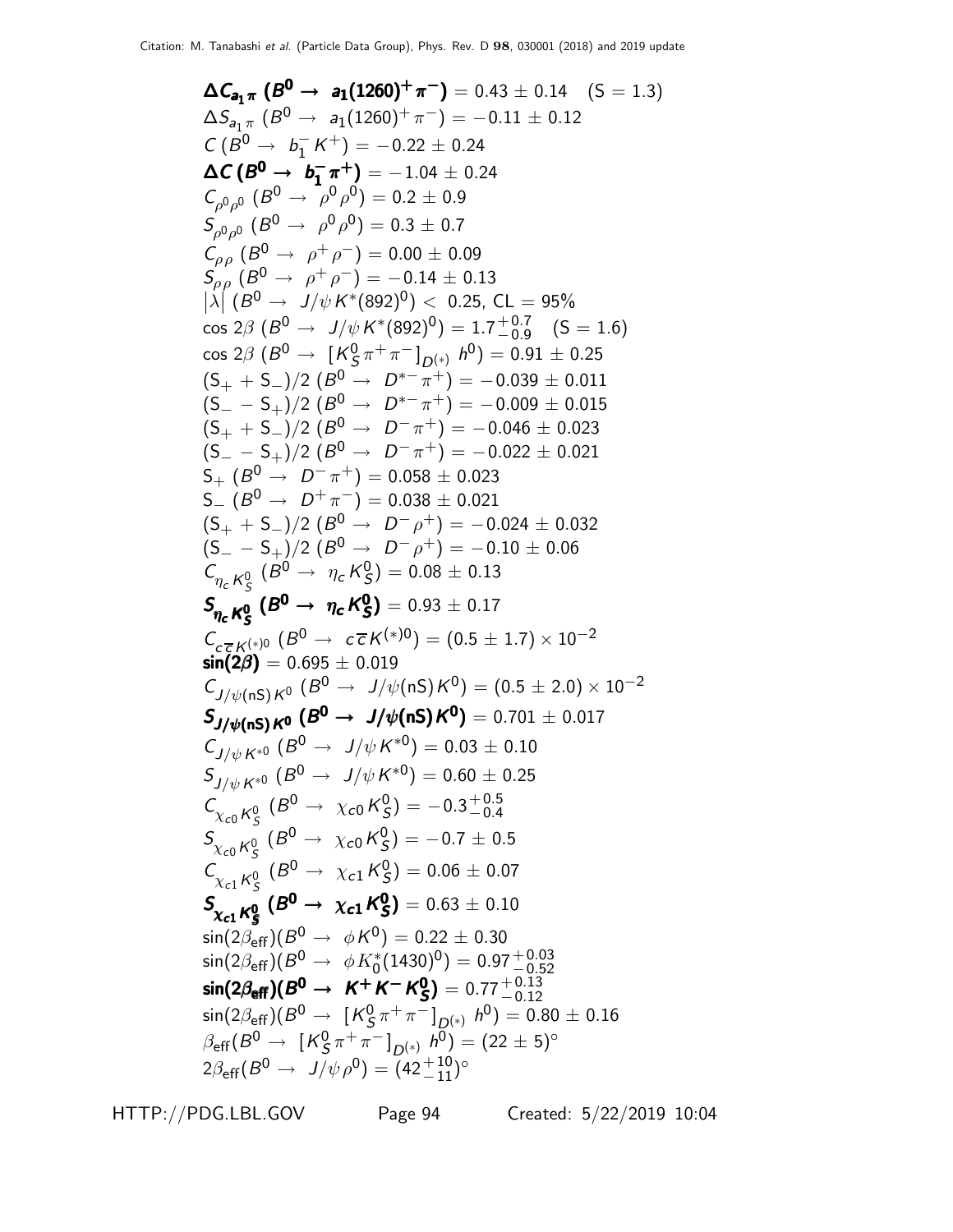**$\Delta C_{a_1\pi}$ ($B^0 \to a_1(1260)^+\pi^-$)** $= 0.43 \pm 0.14$ (S = 1.3)

$\Delta S_{a_1\pi}$ ($B^0 \to a_1(1260)^+\pi^-$) $= -0.11 \pm 0.12$

$C$ ($B^0 \to b_1^- K^+$) $= -0.22 \pm 0.24$

**$\Delta C$ ($B^0 \to b_1^-\pi^+$)** $= -1.04 \pm 0.24$

$C_{\rho^0\rho^0}$ ($B^0 \to \rho^0\rho^0$) $= 0.2 \pm 0.9$

$S_{\rho^0\rho^0}$ ($B^0 \to \rho^0\rho^0$) $= 0.3 \pm 0.7$

$C_{\rho\rho}$ ($B^0 \to \rho^+\rho^-$) $= 0.00 \pm 0.09$

$S_{\rho\rho}$ ($B^0 \to \rho^+\rho^-$) $= -0.14 \pm 0.13$

$|\lambda|$ ($B^0 \to J/\psi K^*(892)^0$) $< 0.25$, CL = 95%

$\cos 2\beta$ ($B^0 \to J/\psi K^*(892)^0$) $= 1.7^{+0.7}_{-0.9}$ (S = 1.6)

$\cos 2\beta$ ($B^0 \to [K_S^0\pi^+\pi^-]_{D^{(*)}} h^0$) $= 0.91 \pm 0.25$

$(S_+ + S_-)/2$ ($B^0 \to D^{*-}\pi^+$) $= -0.039 \pm 0.011$

$(S_- - S_+)/2$ ($B^0 \to D^{*-}\pi^+$) $= -0.009 \pm 0.015$

$(S_+ + S_-)/2$ ($B^0 \to D^-\pi^+$) $= -0.046 \pm 0.023$

$(S_- - S_+)/2$ ($B^0 \to D^-\pi^+$) $= -0.022 \pm 0.021$

$S_+$ ($B^0 \to D^-\pi^+$) $= 0.058 \pm 0.023$

$S_-$ ($B^0 \to D^+\pi^-$) $= 0.038 \pm 0.021$

$(S_+ + S_-)/2$ ($B^0 \to D^-\rho^+$) $= -0.024 \pm 0.032$

$(S_- - S_+)/2$ ($B^0 \to D^-\rho^+$) $= -0.10 \pm 0.06$

$C_{\eta_c K_S^0}$ ($B^0 \to \eta_c K_S^0$) $= 0.08 \pm 0.13$

**$S_{\eta_c K_S^0}$ ($B^0 \to \eta_c K_S^0$)** $= 0.93 \pm 0.17$

$C_{c\overline{c}K^{(*)0}}$ ($B^0 \to c\overline{c}K^{(*)0}$) $= (0.5 \pm 1.7) \times 10^{-2}$

**$\sin(2\beta)$** $= 0.695 \pm 0.019$

$C_{J/\psi(\text{nS})K^0}$ ($B^0 \to J/\psi(\text{nS})K^0$) $= (0.5 \pm 2.0) \times 10^{-2}$

**$S_{J/\psi(\text{nS})K^0}$ ($B^0 \to J/\psi(\text{nS})K^0$)** $= 0.701 \pm 0.017$

$C_{J/\psi K^{*0}}$ ($B^0 \to J/\psi K^{*0}$) $= 0.03 \pm 0.10$

$S_{J/\psi K^{*0}}$ ($B^0 \to J/\psi K^{*0}$) $= 0.60 \pm 0.25$

$C_{\chi_{c0}K_S^0}$ ($B^0 \to \chi_{c0}K_S^0$) $= -0.3^{+0.5}_{-0.4}$

$S_{\chi_{c0}K_S^0}$ ($B^0 \to \chi_{c0}K_S^0$) $= -0.7 \pm 0.5$

$C_{\chi_{c1}K_S^0}$ ($B^0 \to \chi_{c1}K_S^0$) $= 0.06 \pm 0.07$

**$S_{\chi_{c1}K_S^0}$ ($B^0 \to \chi_{c1}K_S^0$)** $= 0.63 \pm 0.10$

$\sin(2\beta_{\text{eff}})$($B^0 \to \phi K^0$) $= 0.22 \pm 0.30$

$\sin(2\beta_{\text{eff}})$($B^0 \to \phi K_0^*(1430)^0$) $= 0.97^{+0.03}_{-0.52}$

**$\sin(2\beta_{\text{eff}})$($B^0 \to K^+K^-K_S^0$)** $= 0.77^{+0.13}_{-0.12}$

$\sin(2\beta_{\text{eff}})$($B^0 \to [K_S^0\pi^+\pi^-]_{D^{(*)}} h^0$) $= 0.80 \pm 0.16$

$\beta_{\text{eff}}$($B^0 \to [K_S^0\pi^+\pi^-]_{D^{(*)}} h^0$) $= (22 \pm 5)^\circ$

$2\beta_{\text{eff}}$($B^0 \to J/\psi\rho^0$) $= (42^{+10}_{-11})^\circ$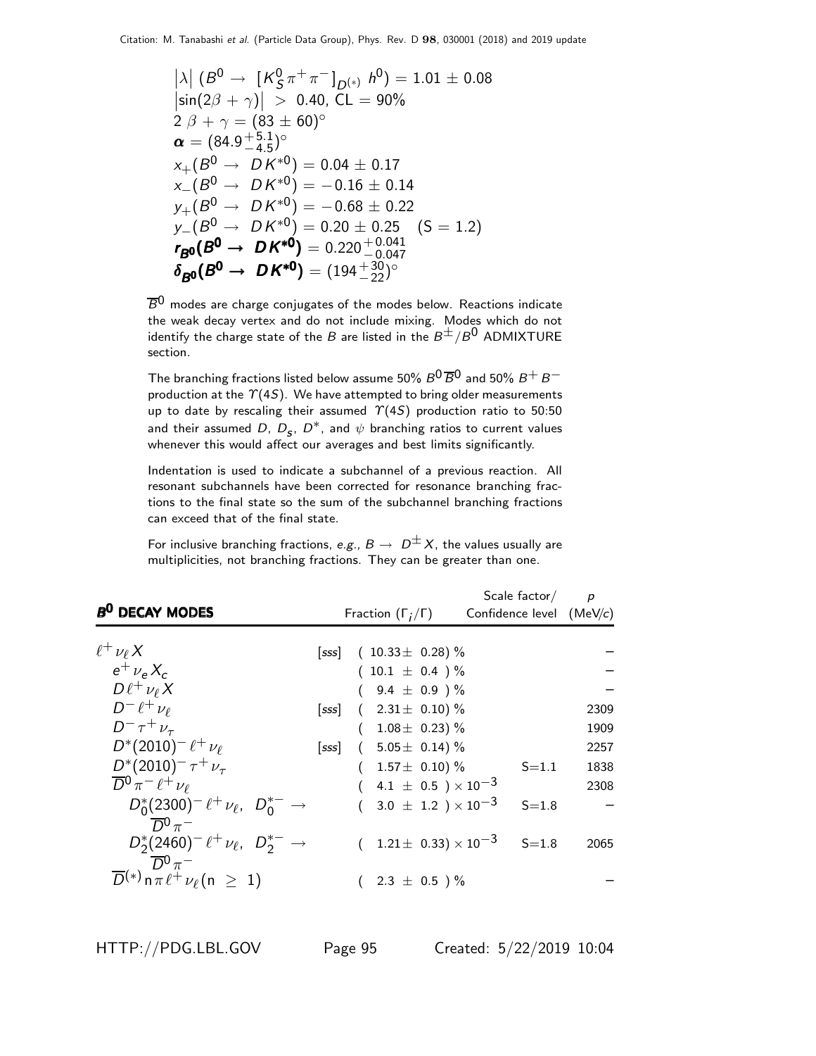$\left|\lambda\right|$ $(B^0 \to [K^0_S \pi^+ \pi^-]_{D^{(*)}} h^0) = 1.01 \pm 0.08$
$\left|\sin(2\beta + \gamma)\right| > 0.40$, CL = 90%
$2\,\beta + \gamma = (83 \pm 60)^\circ$
$\boldsymbol{\alpha} = (84.9^{+5.1}_{-4.5})^\circ$
$x_+(B^0 \to DK^{*0}) = 0.04 \pm 0.17$
$x_-(B^0 \to DK^{*0}) = -0.16 \pm 0.14$
$y_+(B^0 \to DK^{*0}) = -0.68 \pm 0.22$
$y_-(B^0 \to DK^{*0}) = 0.20 \pm 0.25$ (S = 1.2)
$\boldsymbol{r_{B^0}(B^0 \to DK^{*0})} = 0.220^{+0.041}_{-0.047}$
$\boldsymbol{\delta_{B^0}(B^0 \to DK^{*0})} = (194^{+30}_{-22})^\circ$

$\overline{B}^0$ modes are charge conjugates of the modes below. Reactions indicate the weak decay vertex and do not include mixing. Modes which do not identify the charge state of the $B$ are listed in the $B^\pm/B^0$ ADMIXTURE section.

The branching fractions listed below assume 50% $B^0\overline{B}^0$ and 50% $B^+B^-$ production at the $\Upsilon(4S)$. We have attempted to bring older measurements up to date by rescaling their assumed $\Upsilon(4S)$ production ratio to 50:50 and their assumed $D$, $D_s$, $D^*$, and $\psi$ branching ratios to current values whenever this would affect our averages and best limits significantly.

Indentation is used to indicate a subchannel of a previous reaction. All resonant subchannels have been corrected for resonance branching fractions to the final state so the sum of the subchannel branching fractions can exceed that of the final state.

For inclusive branching fractions, *e.g.*, $B \to D^\pm X$, the values usually are multiplicities, not branching fractions. They can be greater than one.

| **$B^0$ DECAY MODES** | | Fraction ($\Gamma_i/\Gamma$) | Scale factor/ Confidence level | $p$ (MeV/$c$) |
|---|---|---|---|---|
| $\ell^+\nu_\ell X$ | [sss] | $(10.33 \pm 0.28)$ % | | – |
| $e^+\nu_e X_c$ | | $(10.1 \pm 0.4)$ % | | – |
| $D\ell^+\nu_\ell X$ | | $(9.4 \pm 0.9)$ % | | – |
| $D^-\ell^+\nu_\ell$ | [sss] | $(2.31 \pm 0.10)$ % | | 2309 |
| $D^-\tau^+\nu_\tau$ | | $(1.08 \pm 0.23)$ % | | 1909 |
| $D^*(2010)^-\ell^+\nu_\ell$ | [sss] | $(5.05 \pm 0.14)$ % | | 2257 |
| $D^*(2010)^-\tau^+\nu_\tau$ | | $(1.57 \pm 0.10)$ % | S=1.1 | 1838 |
| $\overline{D}^0\pi^-\ell^+\nu_\ell$ | | $(4.1 \pm 0.5) \times 10^{-3}$ | | 2308 |
| $D^*_0(2300)^-\ell^+\nu_\ell$, $D^{*-}_0 \to \overline{D}^0\pi^-$ | | $(3.0 \pm 1.2) \times 10^{-3}$ | S=1.8 | – |
| $D^*_2(2460)^-\ell^+\nu_\ell$, $D^{*-}_2 \to \overline{D}^0\pi^-$ | | $(1.21 \pm 0.33) \times 10^{-3}$ | S=1.8 | 2065 |
| $\overline{D}^{(*)}n\pi\ell^+\nu_\ell (n \geq 1)$ | | $(2.3 \pm 0.5)$ % | | – |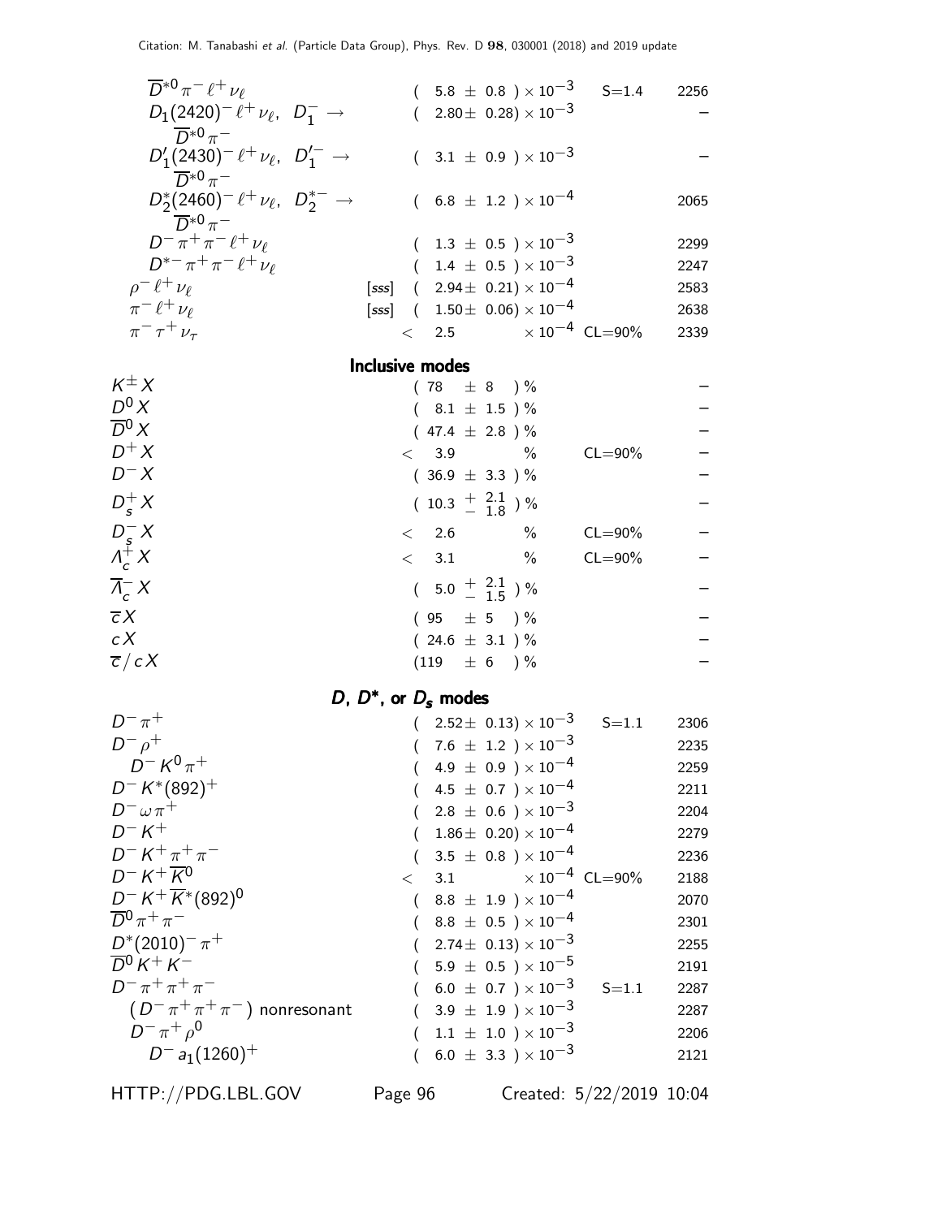| Mode | | Fraction | Scale factor/Confidence level | p (MeV/c) |
|---|---|---|---|---|
| $\overline{D}^{*0}\pi^-\ell^+\nu_\ell$ | | $(5.8 \pm 0.8) \times 10^{-3}$ | S=1.4 | 2256 |
| $D_1(2420)^-\ell^+\nu_\ell$, $D_1^- \to \overline{D}^{*0}\pi^-$ | | $(2.80 \pm 0.28) \times 10^{-3}$ | | – |
| $D_1'(2430)^-\ell^+\nu_\ell$, $D_1'^- \to \overline{D}^{*0}\pi^-$ | | $(3.1 \pm 0.9) \times 10^{-3}$ | | – |
| $D_2^*(2460)^-\ell^+\nu_\ell$, $D_2^{*-} \to \overline{D}^{*0}\pi^-$ | | $(6.8 \pm 1.2) \times 10^{-4}$ | | 2065 |
| $D^-\pi^+\pi^-\ell^+\nu_\ell$ | | $(1.3 \pm 0.5) \times 10^{-3}$ | | 2299 |
| $D^{*-}\pi^+\pi^-\ell^+\nu_\ell$ | | $(1.4 \pm 0.5) \times 10^{-3}$ | | 2247 |
| $\rho^-\ell^+\nu_\ell$ | [sss] | $(2.94 \pm 0.21) \times 10^{-4}$ | | 2583 |
| $\pi^-\ell^+\nu_\ell$ | [sss] | $(1.50 \pm 0.06) \times 10^{-4}$ | | 2638 |
| $\pi^-\tau^+\nu_\tau$ | | $< 2.5 \times 10^{-4}$ | CL=90% | 2339 |

## Inclusive modes

| Mode | Fraction | Scale factor/Confidence level | p (MeV/c) |
|---|---|---|---|
| $K^\pm X$ | $(78 \pm 8)\%$ | | – |
| $D^0 X$ | $(8.1 \pm 1.5)\%$ | | – |
| $\overline{D}^0 X$ | $(47.4 \pm 2.8)\%$ | | – |
| $D^+ X$ | $< 3.9\%$ | CL=90% | – |
| $D^- X$ | $(36.9 \pm 3.3)\%$ | | – |
| $D_s^+ X$ | $(10.3 \, ^{+2.1}_{-1.8})\%$ | | – |
| $D_s^- X$ | $< 2.6\%$ | CL=90% | – |
| $\Lambda_c^+ X$ | $< 3.1\%$ | CL=90% | – |
| $\overline{\Lambda}_c^- X$ | $(5.0 \, ^{+2.1}_{-1.5})\%$ | | – |
| $\overline{c} X$ | $(95 \pm 5)\%$ | | – |
| $c X$ | $(24.6 \pm 3.1)\%$ | | – |
| $\overline{c}/c X$ | $(119 \pm 6)\%$ | | – |

## $D$, $D^*$, or $D_s$ modes

| Mode | Fraction | Scale factor/Confidence level | p (MeV/c) |
|---|---|---|---|
| $D^-\pi^+$ | $(2.52 \pm 0.13) \times 10^{-3}$ | S=1.1 | 2306 |
| $D^-\rho^+$ | $(7.6 \pm 1.2) \times 10^{-3}$ | | 2235 |
| $D^-K^0\pi^+$ | $(4.9 \pm 0.9) \times 10^{-4}$ | | 2259 |
| $D^-K^*(892)^+$ | $(4.5 \pm 0.7) \times 10^{-4}$ | | 2211 |
| $D^-\omega\pi^+$ | $(2.8 \pm 0.6) \times 10^{-3}$ | | 2204 |
| $D^-K^+$ | $(1.86 \pm 0.20) \times 10^{-4}$ | | 2279 |
| $D^-K^+\pi^+\pi^-$ | $(3.5 \pm 0.8) \times 10^{-4}$ | | 2236 |
| $D^-K^+\overline{K}^0$ | $< 3.1 \times 10^{-4}$ | CL=90% | 2188 |
| $D^-K^+\overline{K}^*(892)^0$ | $(8.8 \pm 1.9) \times 10^{-4}$ | | 2070 |
| $\overline{D}^0\pi^+\pi^-$ | $(8.8 \pm 0.5) \times 10^{-4}$ | | 2301 |
| $D^*(2010)^-\pi^+$ | $(2.74 \pm 0.13) \times 10^{-3}$ | | 2255 |
| $\overline{D}^0 K^+K^-$ | $(5.9 \pm 0.5) \times 10^{-5}$ | | 2191 |
| $D^-\pi^+\pi^+\pi^-$ | $(6.0 \pm 0.7) \times 10^{-3}$ | S=1.1 | 2287 |
| $(D^-\pi^+\pi^+\pi^-)$ nonresonant | $(3.9 \pm 1.9) \times 10^{-3}$ | | 2287 |
| $D^-\pi^+\rho^0$ | $(1.1 \pm 1.0) \times 10^{-3}$ | | 2206 |
| $D^-a_1(1260)^+$ | $(6.0 \pm 3.3) \times 10^{-3}$ | | 2121 |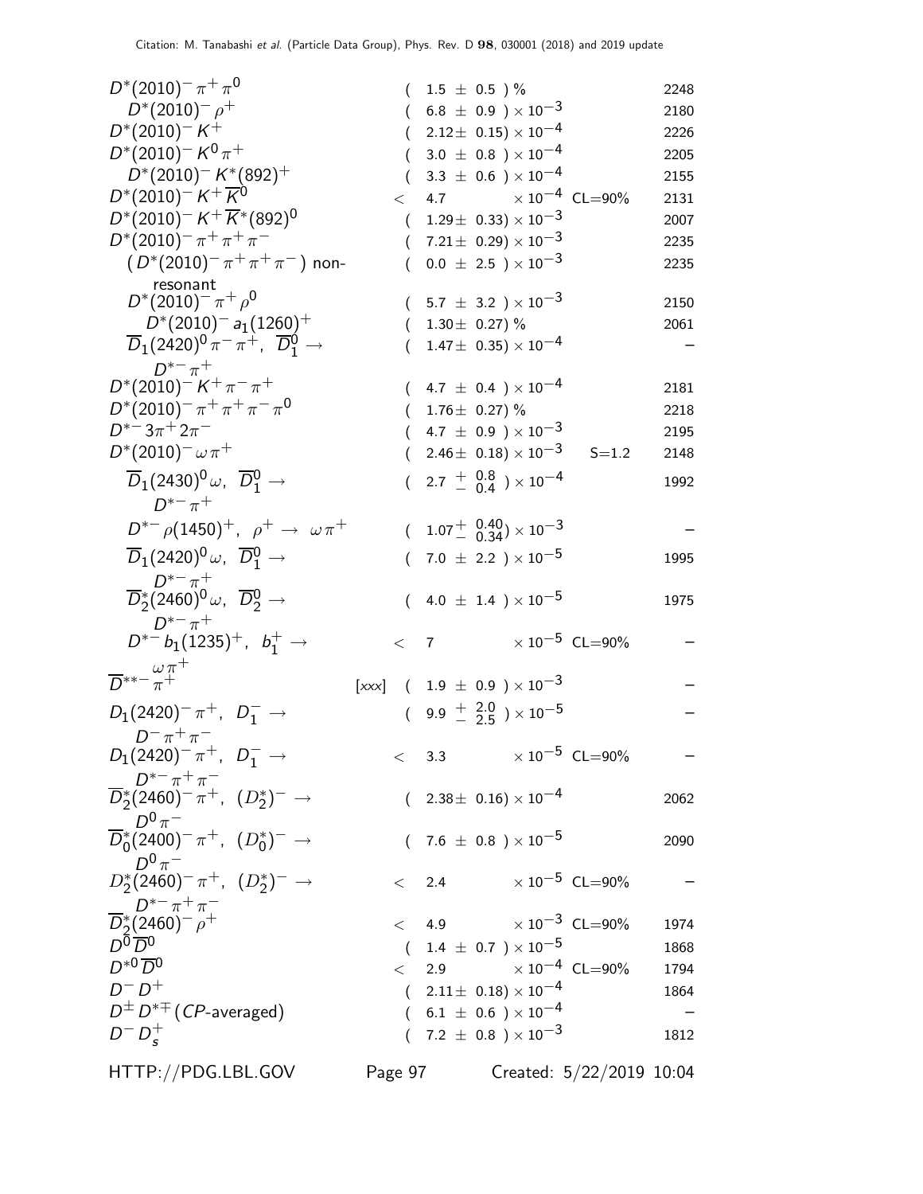| Mode | | Fraction | | | p (MeV/c) |
|---|---|---|---|---|---|
| $D^*(2010)^-\pi^+\pi^0$ | | $(1.5 \pm 0.5)\%$ | | | 2248 |
| $D^*(2010)^-\rho^+$ | | $(6.8 \pm 0.9) \times 10^{-3}$ | | | 2180 |
| $D^*(2010)^-K^+$ | | $(2.12 \pm 0.15) \times 10^{-4}$ | | | 2226 |
| $D^*(2010)^-K^0\pi^+$ | | $(3.0 \pm 0.8) \times 10^{-4}$ | | | 2205 |
| $D^*(2010)^-K^*(892)^+$ | | $(3.3 \pm 0.6) \times 10^{-4}$ | | | 2155 |
| $D^*(2010)^-K^+\overline{K}^0$ | | $< 4.7 \times 10^{-4}$ | CL=90% | | 2131 |
| $D^*(2010)^-K^+\overline{K}^*(892)^0$ | | $(1.29 \pm 0.33) \times 10^{-3}$ | | | 2007 |
| $D^*(2010)^-\pi^+\pi^+\pi^-$ | | $(7.21 \pm 0.29) \times 10^{-3}$ | | | 2235 |
| $(D^*(2010)^-\pi^+\pi^+\pi^-)$ non-resonant | | $(0.0 \pm 2.5) \times 10^{-3}$ | | | 2235 |
| $D^*(2010)^-\pi^+\rho^0$ | | $(5.7 \pm 3.2) \times 10^{-3}$ | | | 2150 |
| $D^*(2010)^-a_1(1260)^+$ | | $(1.30 \pm 0.27)\%$ | | | 2061 |
| $\overline{D}_1(2420)^0\pi^-\pi^+$, $\overline{D}{}_1^0 \to D^{*-}\pi^+$ | | $(1.47 \pm 0.35) \times 10^{-4}$ | | | – |
| $D^*(2010)^-K^+\pi^-\pi^+$ | | $(4.7 \pm 0.4) \times 10^{-4}$ | | | 2181 |
| $D^*(2010)^-\pi^+\pi^+\pi^-\pi^0$ | | $(1.76 \pm 0.27)\%$ | | | 2218 |
| $D^{*-}3\pi^+2\pi^-$ | | $(4.7 \pm 0.9) \times 10^{-3}$ | | | 2195 |
| $D^*(2010)^-\omega\pi^+$ | | $(2.46 \pm 0.18) \times 10^{-3}$ | | S=1.2 | 2148 |
| $\overline{D}_1(2430)^0\omega$, $\overline{D}{}_1^0 \to D^{*-}\pi^+$ | | $(2.7\ {}^{+\ 0.8}_{-\ 0.4}) \times 10^{-4}$ | | | 1992 |
| $D^{*-}\rho(1450)^+$, $\rho^+ \to \omega\pi^+$ | | $(1.07\ {}^{+\ 0.40}_{-\ 0.34}) \times 10^{-3}$ | | | – |
| $\overline{D}_1(2420)^0\omega$, $\overline{D}{}_1^0 \to D^{*-}\pi^+$ | | $(7.0 \pm 2.2) \times 10^{-5}$ | | | 1995 |
| $\overline{D}{}_2^*(2460)^0\omega$, $\overline{D}{}_2^0 \to D^{*-}\pi^+$ | | $(4.0 \pm 1.4) \times 10^{-5}$ | | | 1975 |
| $D^{*-}b_1(1235)^+$, $b_1^+ \to \omega\pi^+$ | | $< 7 \times 10^{-5}$ | CL=90% | | – |
| $\overline{D}^{**-}\pi^+$ | [xxx] | $(1.9 \pm 0.9) \times 10^{-3}$ | | | – |
| $D_1(2420)^-\pi^+$, $D_1^- \to D^-\pi^+\pi^-$ | | $(9.9\ {}^{+\ 2.0}_{-\ 2.5}) \times 10^{-5}$ | | | – |
| $D_1(2420)^-\pi^+$, $D_1^- \to D^{*-}\pi^+\pi^-$ | | $< 3.3 \times 10^{-5}$ | CL=90% | | – |
| $\overline{D}{}_2^*(2460)^-\pi^+$, $(D_2^*)^- \to D^0\pi^-$ | | $(2.38 \pm 0.16) \times 10^{-4}$ | | | 2062 |
| $\overline{D}{}_0^*(2400)^-\pi^+$, $(D_0^*)^- \to D^0\pi^-$ | | $(7.6 \pm 0.8) \times 10^{-5}$ | | | 2090 |
| $D_2^*(2460)^-\pi^+$, $(D_2^*)^- \to D^{*-}\pi^+\pi^-$ | | $< 2.4 \times 10^{-5}$ | CL=90% | | – |
| $\overline{D}{}_2^*(2460)^-\rho^+$ | | $< 4.9 \times 10^{-3}$ | CL=90% | | 1974 |
| $D^0\overline{D}^0$ | | $(1.4 \pm 0.7) \times 10^{-5}$ | | | 1868 |
| $D^{*0}\overline{D}^0$ | | $< 2.9 \times 10^{-4}$ | CL=90% | | 1794 |
| $D^-D^+$ | | $(2.11 \pm 0.18) \times 10^{-4}$ | | | 1864 |
| $D^\pm D^{*\mp}$ (CP-averaged) | | $(6.1 \pm 0.6) \times 10^{-4}$ | | | – |
| $D^-D_s^+$ | | $(7.2 \pm 0.8) \times 10^{-3}$ | | | 1812 |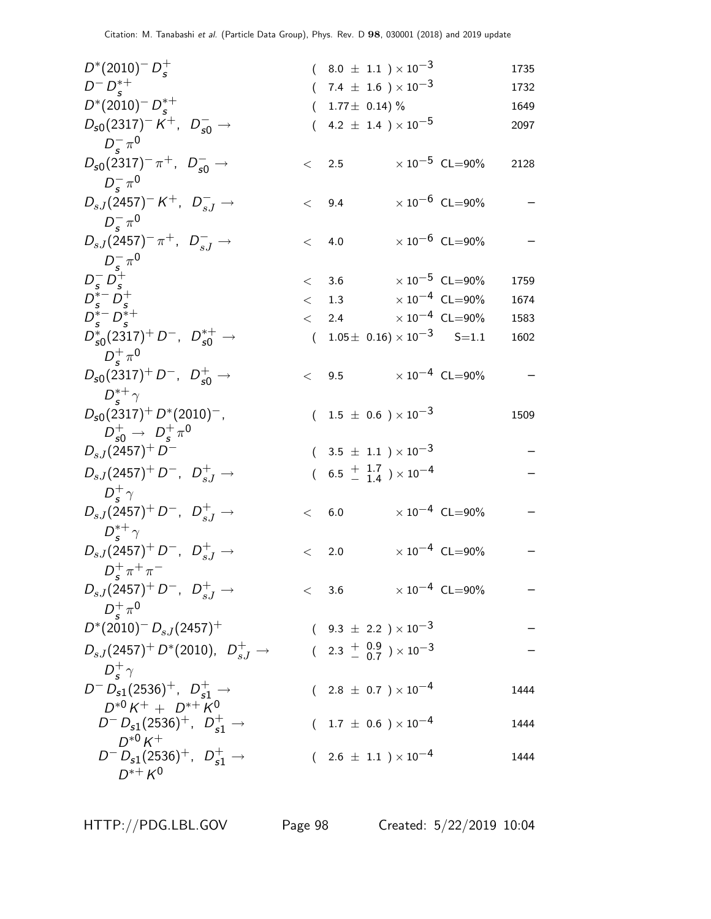| Mode | Fraction | Scale factor/Confidence level | p (MeV/c) |
|---|---|---|---|
| $D^*(2010)^- D_s^+$ | $(8.0 \pm 1.1) \times 10^{-3}$ | | 1735 |
| $D^- D_s^{*+}$ | $(7.4 \pm 1.6) \times 10^{-3}$ | | 1732 |
| $D^*(2010)^- D_s^{*+}$ | $(1.77 \pm 0.14)$ % | | 1649 |
| $D_{s0}(2317)^- K^+$, $D_{s0}^- \to D_s^- \pi^0$ | $(4.2 \pm 1.4) \times 10^{-5}$ | | 2097 |
| $D_{s0}(2317)^- \pi^+$, $D_{s0}^- \to D_s^- \pi^0$ | $< 2.5 \times 10^{-5}$ | CL=90% | 2128 |
| $D_{sJ}(2457)^- K^+$, $D_{sJ}^- \to D_s^- \pi^0$ | $< 9.4 \times 10^{-6}$ | CL=90% | – |
| $D_{sJ}(2457)^- \pi^+$, $D_{sJ}^- \to D_s^- \pi^0$ | $< 4.0 \times 10^{-6}$ | CL=90% | – |
| $D_s^- D_s^+$ | $< 3.6 \times 10^{-5}$ | CL=90% | 1759 |
| $D_s^{*-} D_s^+$ | $< 1.3 \times 10^{-4}$ | CL=90% | 1674 |
| $D_s^{*-} D_s^{*+}$ | $< 2.4 \times 10^{-4}$ | CL=90% | 1583 |
| $D_{s0}^*(2317)^+ D^-$, $D_{s0}^{*+} \to D_s^+ \pi^0$ | $(1.05 \pm 0.16) \times 10^{-3}$ | S=1.1 | 1602 |
| $D_{s0}(2317)^+ D^-$, $D_{s0}^+ \to D_s^{*+} \gamma$ | $< 9.5 \times 10^{-4}$ | CL=90% | – |
| $D_{s0}(2317)^+ D^*(2010)^-$, $D_{s0}^+ \to D_s^+ \pi^0$ | $(1.5 \pm 0.6) \times 10^{-3}$ | | 1509 |
| $D_{sJ}(2457)^+ D^-$ | $(3.5 \pm 1.1) \times 10^{-3}$ | | – |
| $D_{sJ}(2457)^+ D^-$, $D_{sJ}^+ \to D_s^+ \gamma$ | $(6.5 \,^{+1.7}_{-1.4}) \times 10^{-4}$ | | – |
| $D_{sJ}(2457)^+ D^-$, $D_{sJ}^+ \to D_s^{*+} \gamma$ | $< 6.0 \times 10^{-4}$ | CL=90% | – |
| $D_{sJ}(2457)^+ D^-$, $D_{sJ}^+ \to D_s^+ \pi^+ \pi^-$ | $< 2.0 \times 10^{-4}$ | CL=90% | – |
| $D_{sJ}(2457)^+ D^-$, $D_{sJ}^+ \to D_s^+ \pi^0$ | $< 3.6 \times 10^{-4}$ | CL=90% | – |
| $D^*(2010)^- D_{sJ}(2457)^+$ | $(9.3 \pm 2.2) \times 10^{-3}$ | | – |
| $D_{sJ}(2457)^+ D^*(2010)$, $D_{sJ}^+ \to D_s^+ \gamma$ | $(2.3 \,^{+0.9}_{-0.7}) \times 10^{-3}$ | | – |
| $D^- D_{s1}(2536)^+$, $D_{s1}^+ \to D^{*0} K^+ + D^{*+} K^0$ | $(2.8 \pm 0.7) \times 10^{-4}$ | | 1444 |
| $D^- D_{s1}(2536)^+$, $D_{s1}^+ \to D^{*0} K^+$ | $(1.7 \pm 0.6) \times 10^{-4}$ | | 1444 |
| $D^- D_{s1}(2536)^+$, $D_{s1}^+ \to D^{*+} K^0$ | $(2.6 \pm 1.1) \times 10^{-4}$ | | 1444 |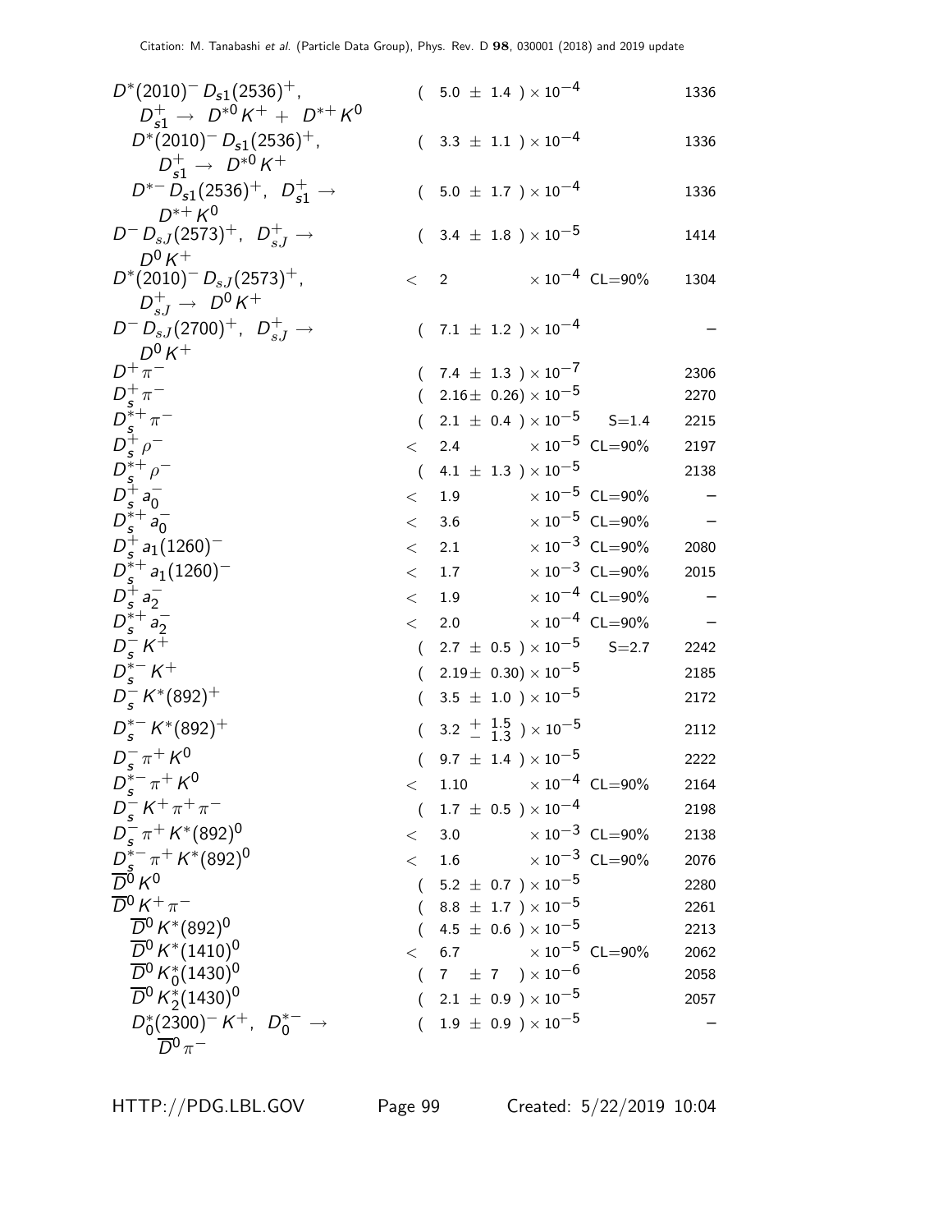Citation: M. Tanabashi et al. (Particle Data Group), Phys. Rev. D 98, 030001 (2018) and 2019 update

| Mode | Fraction | Scale factor/Confidence level | p (MeV/c) |
|---|---|---|---|
| $D^*(2010)^- D_{s1}(2536)^+$, $D_{s1}^+ \to D^{*0} K^+ + D^{*+} K^0$ | $(5.0 \pm 1.4) \times 10^{-4}$ | | 1336 |
| $D^*(2010)^- D_{s1}(2536)^+$, $D_{s1}^+ \to D^{*0} K^+$ | $(3.3 \pm 1.1) \times 10^{-4}$ | | 1336 |
| $D^{*-} D_{s1}(2536)^+$, $D_{s1}^+ \to D^{*+} K^0$ | $(5.0 \pm 1.7) \times 10^{-4}$ | | 1336 |
| $D^- D_{sJ}(2573)^+$, $D_{sJ}^+ \to D^0 K^+$ | $(3.4 \pm 1.8) \times 10^{-5}$ | | 1414 |
| $D^*(2010)^- D_{sJ}(2573)^+$, $D_{sJ}^+ \to D^0 K^+$ | $< 2 \times 10^{-4}$ | CL=90% | 1304 |
| $D^- D_{sJ}(2700)^+$, $D_{sJ}^+ \to D^0 K^+$ | $(7.1 \pm 1.2) \times 10^{-4}$ | | – |
| $D^+ \pi^-$ | $(7.4 \pm 1.3) \times 10^{-7}$ | | 2306 |
| $D_s^+ \pi^-$ | $(2.16 \pm 0.26) \times 10^{-5}$ | | 2270 |
| $D_s^{*+} \pi^-$ | $(2.1 \pm 0.4) \times 10^{-5}$ | S=1.4 | 2215 |
| $D_s^+ \rho^-$ | $< 2.4 \times 10^{-5}$ | CL=90% | 2197 |
| $D_s^{*+} \rho^-$ | $(4.1 \pm 1.3) \times 10^{-5}$ | | 2138 |
| $D_s^+ a_0^-$ | $< 1.9 \times 10^{-5}$ | CL=90% | – |
| $D_s^{*+} a_0^-$ | $< 3.6 \times 10^{-5}$ | CL=90% | – |
| $D_s^+ a_1(1260)^-$ | $< 2.1 \times 10^{-3}$ | CL=90% | 2080 |
| $D_s^{*+} a_1(1260)^-$ | $< 1.7 \times 10^{-3}$ | CL=90% | 2015 |
| $D_s^+ a_2^-$ | $< 1.9 \times 10^{-4}$ | CL=90% | – |
| $D_s^{*+} a_2^-$ | $< 2.0 \times 10^{-4}$ | CL=90% | – |
| $D_s^- K^+$ | $(2.7 \pm 0.5) \times 10^{-5}$ | S=2.7 | 2242 |
| $D_s^{*-} K^+$ | $(2.19 \pm 0.30) \times 10^{-5}$ | | 2185 |
| $D_s^- K^*(892)^+$ | $(3.5 \pm 1.0) \times 10^{-5}$ | | 2172 |
| $D_s^{*-} K^*(892)^+$ | $(3.2 \,^{+1.5}_{-1.3}) \times 10^{-5}$ | | 2112 |
| $D_s^- \pi^+ K^0$ | $(9.7 \pm 1.4) \times 10^{-5}$ | | 2222 |
| $D_s^{*-} \pi^+ K^0$ | $< 1.10 \times 10^{-4}$ | CL=90% | 2164 |
| $D_s^- K^+ \pi^+ \pi^-$ | $(1.7 \pm 0.5) \times 10^{-4}$ | | 2198 |
| $D_s^- \pi^+ K^*(892)^0$ | $< 3.0 \times 10^{-3}$ | CL=90% | 2138 |
| $D_s^{*-} \pi^+ K^*(892)^0$ | $< 1.6 \times 10^{-3}$ | CL=90% | 2076 |
| $\overline{D}^0 K^0$ | $(5.2 \pm 0.7) \times 10^{-5}$ | | 2280 |
| $\overline{D}^0 K^+ \pi^-$ | $(8.8 \pm 1.7) \times 10^{-5}$ | | 2261 |
| $\overline{D}^0 K^*(892)^0$ | $(4.5 \pm 0.6) \times 10^{-5}$ | | 2213 |
| $\overline{D}^0 K^*(1410)^0$ | $< 6.7 \times 10^{-5}$ | CL=90% | 2062 |
| $\overline{D}^0 K_0^*(1430)^0$ | $(7 \pm 7) \times 10^{-6}$ | | 2058 |
| $\overline{D}^0 K_2^*(1430)^0$ | $(2.1 \pm 0.9) \times 10^{-5}$ | | 2057 |
| $D_0^*(2300)^- K^+$, $D_0^{*-} \to \overline{D}^0 \pi^-$ | $(1.9 \pm 0.9) \times 10^{-5}$ | | – |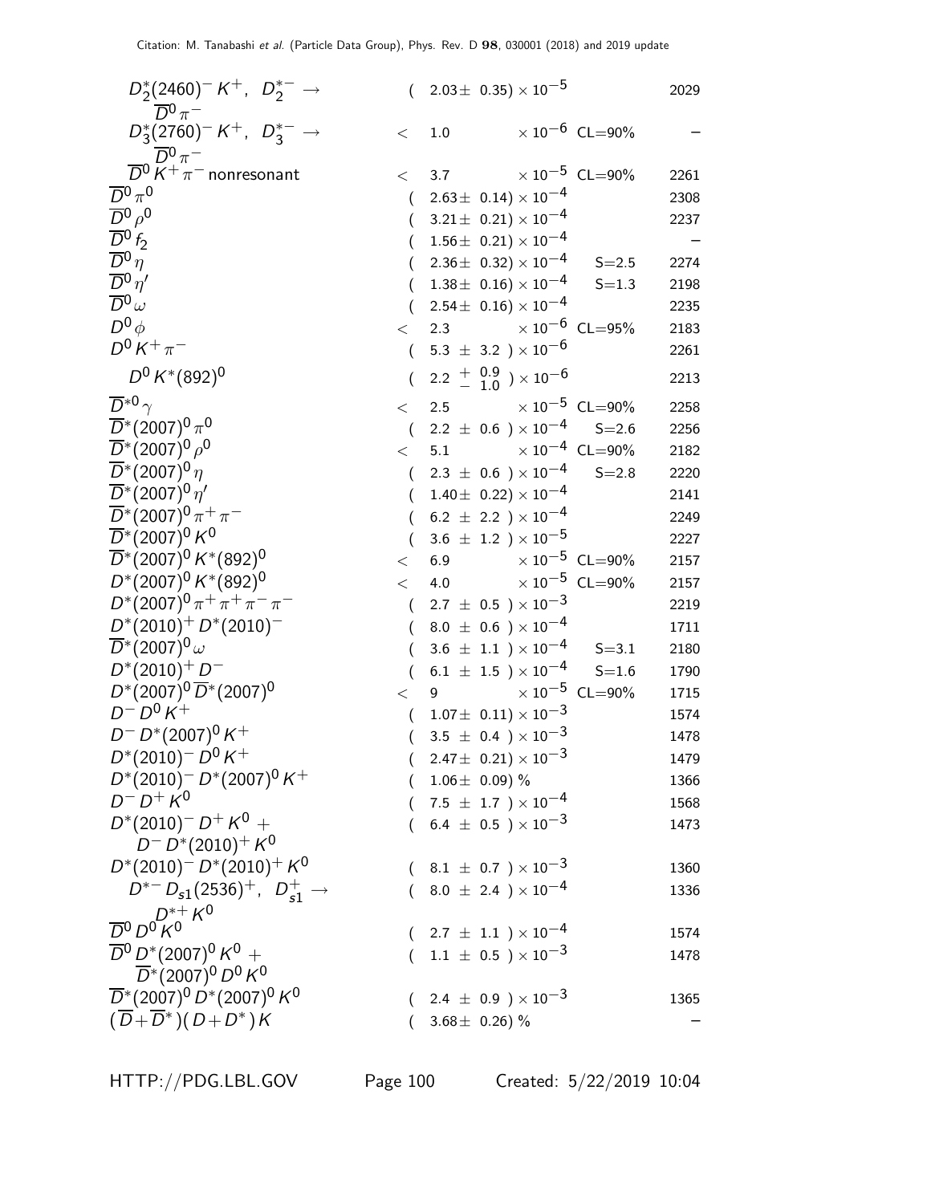| Mode | Fraction ($\Gamma_i/\Gamma$) | Scale factor/ Confidence level | $p$ (MeV/c) |
|---|---|---|---|
| $D_2^*(2460)^- K^+$, $D_2^{*-} \to \overline{D}^0 \pi^-$ | $(2.03 \pm 0.35) \times 10^{-5}$ | | 2029 |
| $D_3^*(2760)^- K^+$, $D_3^{*-} \to \overline{D}^0 \pi^-$ | $< 1.0 \times 10^{-6}$ | CL=90% | – |
| $\overline{D}^0 K^+ \pi^-$ nonresonant | $< 3.7 \times 10^{-5}$ | CL=90% | 2261 |
| $\overline{D}^0 \pi^0$ | $(2.63 \pm 0.14) \times 10^{-4}$ | | 2308 |
| $\overline{D}^0 \rho^0$ | $(3.21 \pm 0.21) \times 10^{-4}$ | | 2237 |
| $\overline{D}^0 f_2$ | $(1.56 \pm 0.21) \times 10^{-4}$ | | – |
| $\overline{D}^0 \eta$ | $(2.36 \pm 0.32) \times 10^{-4}$ | S=2.5 | 2274 |
| $\overline{D}^0 \eta'$ | $(1.38 \pm 0.16) \times 10^{-4}$ | S=1.3 | 2198 |
| $\overline{D}^0 \omega$ | $(2.54 \pm 0.16) \times 10^{-4}$ | | 2235 |
| $D^0 \phi$ | $< 2.3 \times 10^{-6}$ | CL=95% | 2183 |
| $D^0 K^+ \pi^-$ | $(5.3 \pm 3.2) \times 10^{-6}$ | | 2261 |
| $D^0 K^*(892)^0$ | $(2.2 {+0.9 \atop -1.0}) \times 10^{-6}$ | | 2213 |
| $\overline{D}^{*0} \gamma$ | $< 2.5 \times 10^{-5}$ | CL=90% | 2258 |
| $\overline{D}^*(2007)^0 \pi^0$ | $(2.2 \pm 0.6) \times 10^{-4}$ | S=2.6 | 2256 |
| $\overline{D}^*(2007)^0 \rho^0$ | $< 5.1 \times 10^{-4}$ | CL=90% | 2182 |
| $\overline{D}^*(2007)^0 \eta$ | $(2.3 \pm 0.6) \times 10^{-4}$ | S=2.8 | 2220 |
| $\overline{D}^*(2007)^0 \eta'$ | $(1.40 \pm 0.22) \times 10^{-4}$ | | 2141 |
| $\overline{D}^*(2007)^0 \pi^+ \pi^-$ | $(6.2 \pm 2.2) \times 10^{-4}$ | | 2249 |
| $\overline{D}^*(2007)^0 K^0$ | $(3.6 \pm 1.2) \times 10^{-5}$ | | 2227 |
| $\overline{D}^*(2007)^0 K^*(892)^0$ | $< 6.9 \times 10^{-5}$ | CL=90% | 2157 |
| $D^*(2007)^0 K^*(892)^0$ | $< 4.0 \times 10^{-5}$ | CL=90% | 2157 |
| $D^*(2007)^0 \pi^+ \pi^+ \pi^- \pi^-$ | $(2.7 \pm 0.5) \times 10^{-3}$ | | 2219 |
| $D^*(2010)^+ D^*(2010)^-$ | $(8.0 \pm 0.6) \times 10^{-4}$ | | 1711 |
| $\overline{D}^*(2007)^0 \omega$ | $(3.6 \pm 1.1) \times 10^{-4}$ | S=3.1 | 2180 |
| $D^*(2010)^+ D^-$ | $(6.1 \pm 1.5) \times 10^{-4}$ | S=1.6 | 1790 |
| $D^*(2007)^0 \overline{D}^*(2007)^0$ | $< 9 \times 10^{-5}$ | CL=90% | 1715 |
| $D^- D^0 K^+$ | $(1.07 \pm 0.11) \times 10^{-3}$ | | 1574 |
| $D^- D^*(2007)^0 K^+$ | $(3.5 \pm 0.4) \times 10^{-3}$ | | 1478 |
| $D^*(2010)^- D^0 K^+$ | $(2.47 \pm 0.21) \times 10^{-3}$ | | 1479 |
| $D^*(2010)^- D^*(2007)^0 K^+$ | $(1.06 \pm 0.09)$ % | | 1366 |
| $D^- D^+ K^0$ | $(7.5 \pm 1.7) \times 10^{-4}$ | | 1568 |
| $D^*(2010)^- D^+ K^0 + D^- D^*(2010)^+ K^0$ | $(6.4 \pm 0.5) \times 10^{-3}$ | | 1473 |
| $D^*(2010)^- D^*(2010)^+ K^0$ | $(8.1 \pm 0.7) \times 10^{-3}$ | | 1360 |
| $D^{*-} D_{s1}(2536)^+$, $D_{s1}^+ \to D^{*+} K^0$ | $(8.0 \pm 2.4) \times 10^{-4}$ | | 1336 |
| $\overline{D}^0 D^0 K^0$ | $(2.7 \pm 1.1) \times 10^{-4}$ | | 1574 |
| $\overline{D}^0 D^*(2007)^0 K^0 + \overline{D}^*(2007)^0 D^0 K^0$ | $(1.1 \pm 0.5) \times 10^{-3}$ | | 1478 |
| $\overline{D}^*(2007)^0 D^*(2007)^0 K^0$ | $(2.4 \pm 0.9) \times 10^{-3}$ | | 1365 |
| $(\overline{D} + \overline{D}^*)(D + D^*) K$ | $(3.68 \pm 0.26)$ % | | – |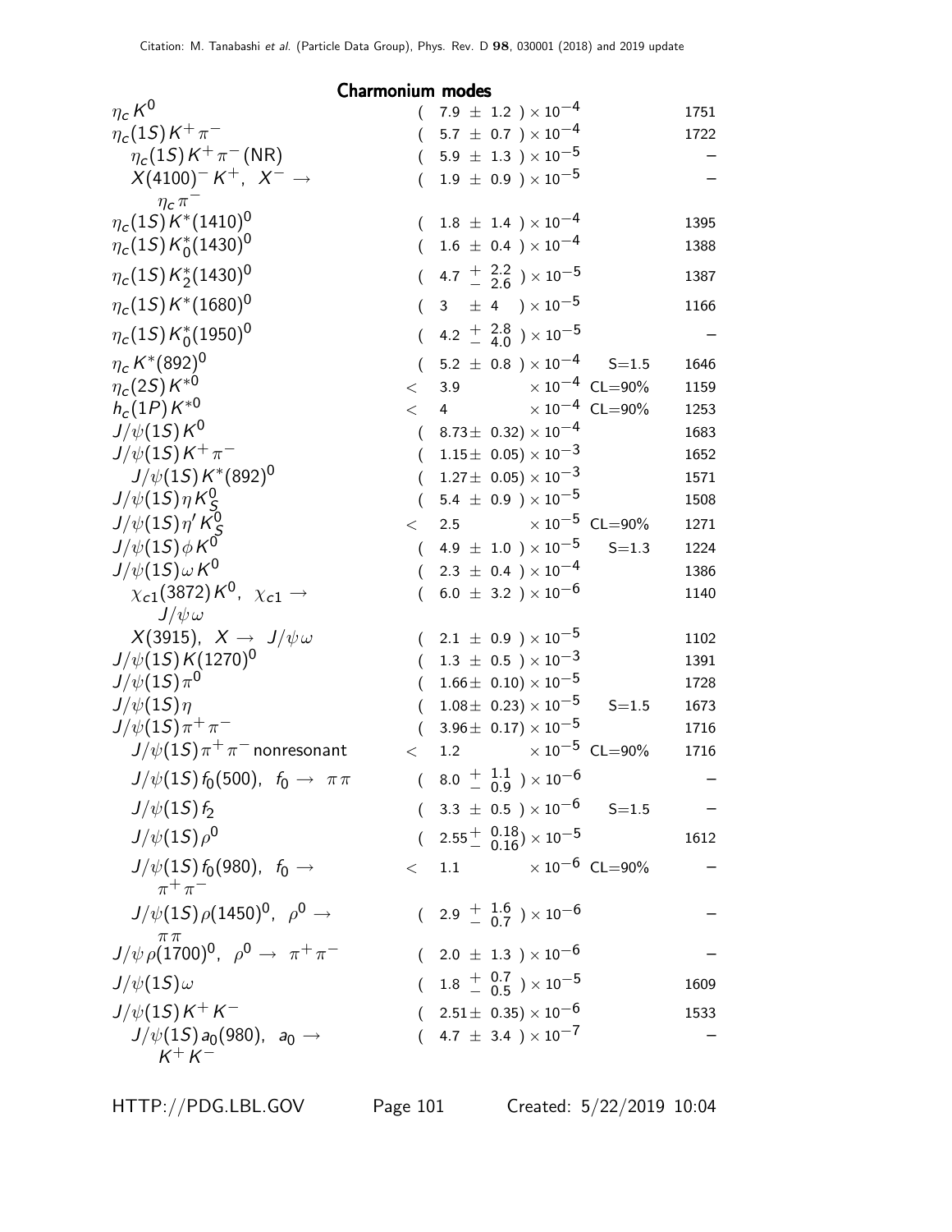## Charmonium modes

| Mode | Fraction | Scale/CL | p (MeV/c) |
|---|---|---|---|
| $\eta_c K^0$ | $(7.9 \pm 1.2) \times 10^{-4}$ | | 1751 |
| $\eta_c(1S) K^+ \pi^-$ | $(5.7 \pm 0.7) \times 10^{-4}$ | | 1722 |
| $\eta_c(1S) K^+ \pi^-$ (NR) | $(5.9 \pm 1.3) \times 10^{-5}$ | | – |
| $X(4100)^- K^+$, $X^- \rightarrow \eta_c \pi^-$ | $(1.9 \pm 0.9) \times 10^{-5}$ | | – |
| $\eta_c(1S) K^*(1410)^0$ | $(1.8 \pm 1.4) \times 10^{-4}$ | | 1395 |
| $\eta_c(1S) K_0^*(1430)^0$ | $(1.6 \pm 0.4) \times 10^{-4}$ | | 1388 |
| $\eta_c(1S) K_2^*(1430)^0$ | $(4.7 ^{+2.2}_{-2.6}) \times 10^{-5}$ | | 1387 |
| $\eta_c(1S) K^*(1680)^0$ | $(3 \pm 4) \times 10^{-5}$ | | 1166 |
| $\eta_c(1S) K_0^*(1950)^0$ | $(4.2 ^{+2.8}_{-4.0}) \times 10^{-5}$ | | – |
| $\eta_c K^*(892)^0$ | $(5.2 \pm 0.8) \times 10^{-4}$ | S=1.5 | 1646 |
| $\eta_c(2S) K^{*0}$ | $< 3.9 \times 10^{-4}$ | CL=90% | 1159 |
| $h_c(1P) K^{*0}$ | $< 4 \times 10^{-4}$ | CL=90% | 1253 |
| $J/\psi(1S) K^0$ | $(8.73 \pm 0.32) \times 10^{-4}$ | | 1683 |
| $J/\psi(1S) K^+ \pi^-$ | $(1.15 \pm 0.05) \times 10^{-3}$ | | 1652 |
| $J/\psi(1S) K^*(892)^0$ | $(1.27 \pm 0.05) \times 10^{-3}$ | | 1571 |
| $J/\psi(1S) \eta K_S^0$ | $(5.4 \pm 0.9) \times 10^{-5}$ | | 1508 |
| $J/\psi(1S) \eta' K_S^0$ | $< 2.5 \times 10^{-5}$ | CL=90% | 1271 |
| $J/\psi(1S) \phi K^0$ | $(4.9 \pm 1.0) \times 10^{-5}$ | S=1.3 | 1224 |
| $J/\psi(1S) \omega K^0$ | $(2.3 \pm 0.4) \times 10^{-4}$ | | 1386 |
| $\chi_{c1}(3872) K^0$, $\chi_{c1} \rightarrow J/\psi \omega$ | $(6.0 \pm 3.2) \times 10^{-6}$ | | 1140 |
| $X(3915)$, $X \rightarrow J/\psi \omega$ | $(2.1 \pm 0.9) \times 10^{-5}$ | | 1102 |
| $J/\psi(1S) K(1270)^0$ | $(1.3 \pm 0.5) \times 10^{-3}$ | | 1391 |
| $J/\psi(1S) \pi^0$ | $(1.66 \pm 0.10) \times 10^{-5}$ | | 1728 |
| $J/\psi(1S) \eta$ | $(1.08 \pm 0.23) \times 10^{-5}$ | S=1.5 | 1673 |
| $J/\psi(1S) \pi^+ \pi^-$ | $(3.96 \pm 0.17) \times 10^{-5}$ | | 1716 |
| $J/\psi(1S) \pi^+ \pi^-$ nonresonant | $< 1.2 \times 10^{-5}$ | CL=90% | 1716 |
| $J/\psi(1S) f_0(500)$, $f_0 \rightarrow \pi \pi$ | $(8.0 ^{+1.1}_{-0.9}) \times 10^{-6}$ | | – |
| $J/\psi(1S) f_2$ | $(3.3 \pm 0.5) \times 10^{-6}$ | S=1.5 | – |
| $J/\psi(1S) \rho^0$ | $(2.55 ^{+0.18}_{-0.16}) \times 10^{-5}$ | | 1612 |
| $J/\psi(1S) f_0(980)$, $f_0 \rightarrow \pi^+ \pi^-$ | $< 1.1 \times 10^{-6}$ | CL=90% | – |
| $J/\psi(1S) \rho(1450)^0$, $\rho^0 \rightarrow \pi \pi$ | $(2.9 ^{+1.6}_{-0.7}) \times 10^{-6}$ | | – |
| $J/\psi \rho(1700)^0$, $\rho^0 \rightarrow \pi^+ \pi^-$ | $(2.0 \pm 1.3) \times 10^{-6}$ | | – |
| $J/\psi(1S) \omega$ | $(1.8 ^{+0.7}_{-0.5}) \times 10^{-5}$ | | 1609 |
| $J/\psi(1S) K^+ K^-$ | $(2.51 \pm 0.35) \times 10^{-6}$ | | 1533 |
| $J/\psi(1S) a_0(980)$, $a_0 \rightarrow K^+ K^-$ | $(4.7 \pm 3.4) \times 10^{-7}$ | | – |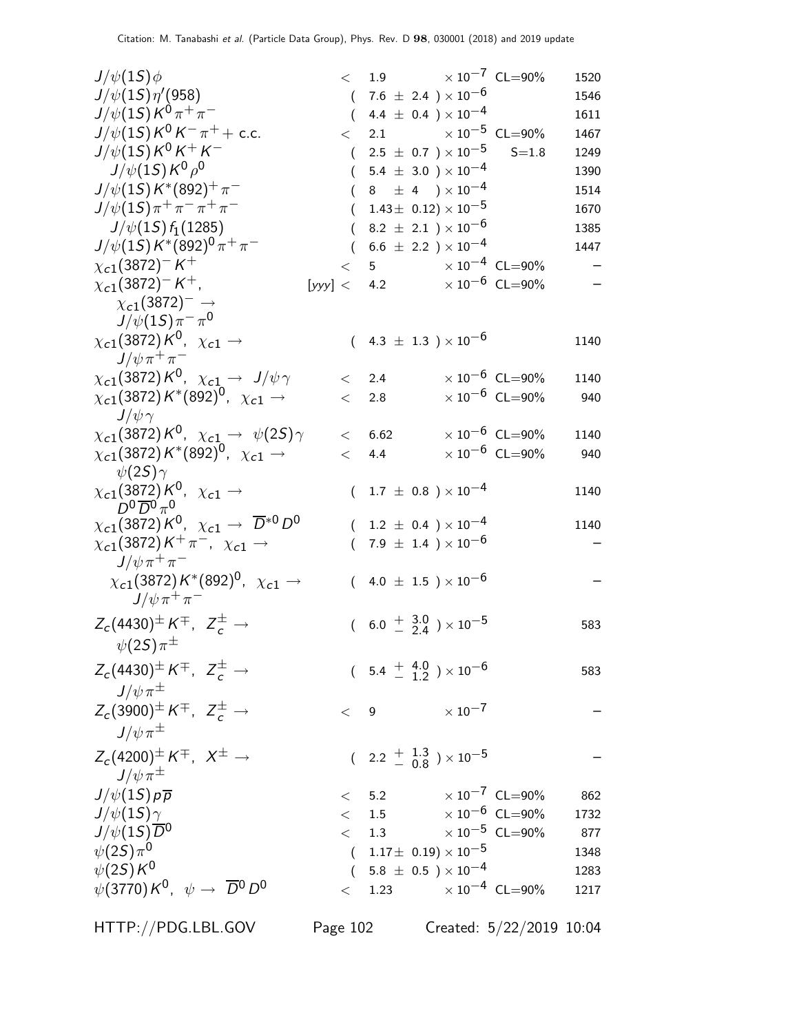| Mode | Fraction ($\Gamma_i/\Gamma$) | Scale factor/ Confidence level | $p$ (MeV/c) |
|---|---|---|---|
| $J/\psi(1S)\phi$ | $< 1.9 \times 10^{-7}$ | CL=90% | 1520 |
| $J/\psi(1S)\eta'(958)$ | $(7.6 \pm 2.4) \times 10^{-6}$ | | 1546 |
| $J/\psi(1S)K^0\pi^+\pi^-$ | $(4.4 \pm 0.4) \times 10^{-4}$ | | 1611 |
| $J/\psi(1S)K^0K^-\pi^+ +$ c.c. | $< 2.1 \times 10^{-5}$ | CL=90% | 1467 |
| $J/\psi(1S)K^0K^+K^-$ | $(2.5 \pm 0.7) \times 10^{-5}$ | S=1.8 | 1249 |
| $J/\psi(1S)K^0\rho^0$ | $(5.4 \pm 3.0) \times 10^{-4}$ | | 1390 |
| $J/\psi(1S)K^*(892)^+\pi^-$ | $(8 \pm 4) \times 10^{-4}$ | | 1514 |
| $J/\psi(1S)\pi^+\pi^-\pi^+\pi^-$ | $(1.43 \pm 0.12) \times 10^{-5}$ | | 1670 |
| $J/\psi(1S)f_1(1285)$ | $(8.2 \pm 2.1) \times 10^{-6}$ | | 1385 |
| $J/\psi(1S)K^*(892)^0\pi^+\pi^-$ | $(6.6 \pm 2.2) \times 10^{-4}$ | | 1447 |
| $\chi_{c1}(3872)^-K^+$ | $< 5 \times 10^{-4}$ | CL=90% | – |
| $\chi_{c1}(3872)^-K^+$, $\chi_{c1}(3872)^- \to J/\psi(1S)\pi^-\pi^0$ | [yyy] $< 4.2 \times 10^{-6}$ | CL=90% | – |
| $\chi_{c1}(3872)K^0$, $\chi_{c1} \to J/\psi\pi^+\pi^-$ | $(4.3 \pm 1.3) \times 10^{-6}$ | | 1140 |
| $\chi_{c1}(3872)K^0$, $\chi_{c1} \to J/\psi\gamma$ | $< 2.4 \times 10^{-6}$ | CL=90% | 1140 |
| $\chi_{c1}(3872)K^*(892)^0$, $\chi_{c1} \to J/\psi\gamma$ | $< 2.8 \times 10^{-6}$ | CL=90% | 940 |
| $\chi_{c1}(3872)K^0$, $\chi_{c1} \to \psi(2S)\gamma$ | $< 6.62 \times 10^{-6}$ | CL=90% | 1140 |
| $\chi_{c1}(3872)K^*(892)^0$, $\chi_{c1} \to \psi(2S)\gamma$ | $< 4.4 \times 10^{-6}$ | CL=90% | 940 |
| $\chi_{c1}(3872)K^0$, $\chi_{c1} \to D^0\overline{D}^0\pi^0$ | $(1.7 \pm 0.8) \times 10^{-4}$ | | 1140 |
| $\chi_{c1}(3872)K^0$, $\chi_{c1} \to \overline{D}^{*0}D^0$ | $(1.2 \pm 0.4) \times 10^{-4}$ | | 1140 |
| $\chi_{c1}(3872)K^+\pi^-$, $\chi_{c1} \to J/\psi\pi^+\pi^-$ | $(7.9 \pm 1.4) \times 10^{-6}$ | | – |
| $\chi_{c1}(3872)K^*(892)^0$, $\chi_{c1} \to J/\psi\pi^+\pi^-$ | $(4.0 \pm 1.5) \times 10^{-6}$ | | – |
| $Z_c(4430)^\pm K^\mp$, $Z_c^\pm \to \psi(2S)\pi^\pm$ | $(6.0 {}^{+3.0}_{-2.4}) \times 10^{-5}$ | | 583 |
| $Z_c(4430)^\pm K^\mp$, $Z_c^\pm \to J/\psi\pi^\pm$ | $(5.4 {}^{+4.0}_{-1.2}) \times 10^{-6}$ | | 583 |
| $Z_c(3900)^\pm K^\mp$, $Z_c^\pm \to J/\psi\pi^\pm$ | $< 9 \times 10^{-7}$ | | – |
| $Z_c(4200)^\pm K^\mp$, $X^\pm \to J/\psi\pi^\pm$ | $(2.2 {}^{+1.3}_{-0.8}) \times 10^{-5}$ | | – |
| $J/\psi(1S)p\overline{p}$ | $< 5.2 \times 10^{-7}$ | CL=90% | 862 |
| $J/\psi(1S)\gamma$ | $< 1.5 \times 10^{-6}$ | CL=90% | 1732 |
| $J/\psi(1S)\overline{D}^0$ | $< 1.3 \times 10^{-5}$ | CL=90% | 877 |
| $\psi(2S)\pi^0$ | $(1.17 \pm 0.19) \times 10^{-5}$ | | 1348 |
| $\psi(2S)K^0$ | $(5.8 \pm 0.5) \times 10^{-4}$ | | 1283 |
| $\psi(3770)K^0$, $\psi \to \overline{D}^0D^0$ | $< 1.23 \times 10^{-4}$ | CL=90% | 1217 |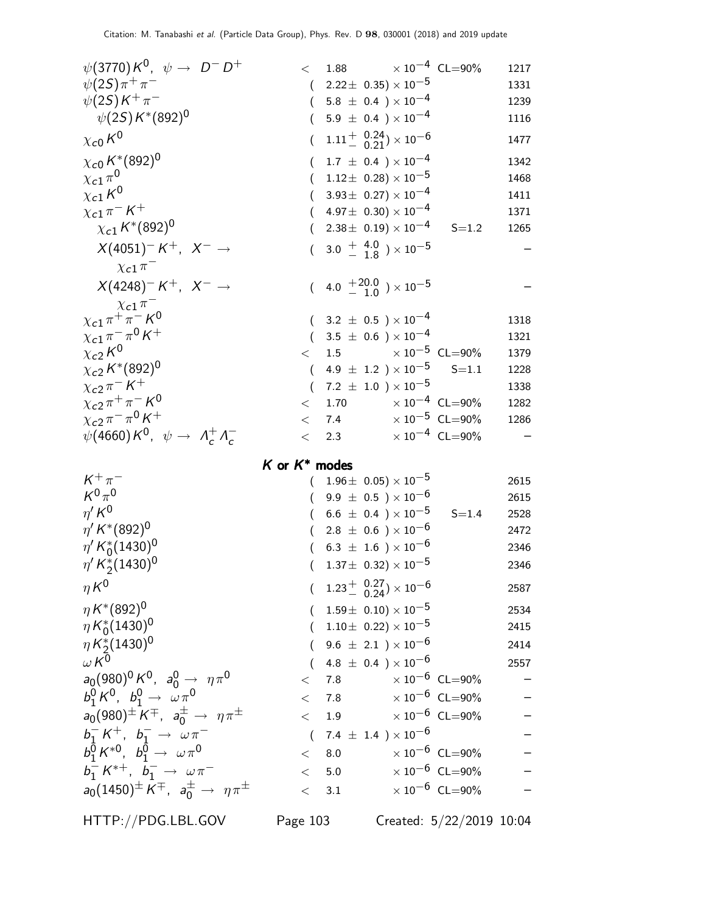| Mode | Fraction | Scale factor/Conf. level | p (MeV/c) |
|---|---|---|---|
| $\psi(3770) K^0$, $\psi \rightarrow D^- D^+$ | $< 1.88 \times 10^{-4}$ | CL=90% | 1217 |
| $\psi(2S) \pi^+ \pi^-$ | $(2.22 \pm 0.35) \times 10^{-5}$ | | 1331 |
| $\psi(2S) K^+ \pi^-$ | $(5.8 \pm 0.4) \times 10^{-4}$ | | 1239 |
| $\psi(2S) K^*(892)^0$ | $(5.9 \pm 0.4) \times 10^{-4}$ | | 1116 |
| $\chi_{c0} K^0$ | $(1.11^{+0.24}_{-0.21}) \times 10^{-6}$ | | 1477 |
| $\chi_{c0} K^*(892)^0$ | $(1.7 \pm 0.4) \times 10^{-4}$ | | 1342 |
| $\chi_{c1} \pi^0$ | $(1.12 \pm 0.28) \times 10^{-5}$ | | 1468 |
| $\chi_{c1} K^0$ | $(3.93 \pm 0.27) \times 10^{-4}$ | | 1411 |
| $\chi_{c1} \pi^- K^+$ | $(4.97 \pm 0.30) \times 10^{-4}$ | | 1371 |
| $\chi_{c1} K^*(892)^0$ | $(2.38 \pm 0.19) \times 10^{-4}$ | S=1.2 | 1265 |
| $X(4051)^- K^+$, $X^- \rightarrow \chi_{c1} \pi^-$ | $(3.0 ^{+4.0}_{-1.8}) \times 10^{-5}$ | | – |
| $X(4248)^- K^+$, $X^- \rightarrow \chi_{c1} \pi^-$ | $(4.0 ^{+20.0}_{-1.0}) \times 10^{-5}$ | | – |
| $\chi_{c1} \pi^+ \pi^- K^0$ | $(3.2 \pm 0.5) \times 10^{-4}$ | | 1318 |
| $\chi_{c1} \pi^- \pi^0 K^+$ | $(3.5 \pm 0.6) \times 10^{-4}$ | | 1321 |
| $\chi_{c2} K^0$ | $< 1.5 \times 10^{-5}$ | CL=90% | 1379 |
| $\chi_{c2} K^*(892)^0$ | $(4.9 \pm 1.2) \times 10^{-5}$ | S=1.1 | 1228 |
| $\chi_{c2} \pi^- K^+$ | $(7.2 \pm 1.0) \times 10^{-5}$ | | 1338 |
| $\chi_{c2} \pi^+ \pi^- K^0$ | $< 1.70 \times 10^{-4}$ | CL=90% | 1282 |
| $\chi_{c2} \pi^- \pi^0 K^+$ | $< 7.4 \times 10^{-5}$ | CL=90% | 1286 |
| $\psi(4660) K^0$, $\psi \rightarrow \Lambda_c^+ \Lambda_c^-$ | $< 2.3 \times 10^{-4}$ | CL=90% | – |

## $K$ or $K^*$ modes

| Mode | Fraction | Scale factor/Conf. level | p (MeV/c) |
|---|---|---|---|
| $K^+ \pi^-$ | $(1.96 \pm 0.05) \times 10^{-5}$ | | 2615 |
| $K^0 \pi^0$ | $(9.9 \pm 0.5) \times 10^{-6}$ | | 2615 |
| $\eta' K^0$ | $(6.6 \pm 0.4) \times 10^{-5}$ | S=1.4 | 2528 |
| $\eta' K^*(892)^0$ | $(2.8 \pm 0.6) \times 10^{-6}$ | | 2472 |
| $\eta' K_0^*(1430)^0$ | $(6.3 \pm 1.6) \times 10^{-6}$ | | 2346 |
| $\eta' K_2^*(1430)^0$ | $(1.37 \pm 0.32) \times 10^{-5}$ | | 2346 |
| $\eta K^0$ | $(1.23^{+0.27}_{-0.24}) \times 10^{-6}$ | | 2587 |
| $\eta K^*(892)^0$ | $(1.59 \pm 0.10) \times 10^{-5}$ | | 2534 |
| $\eta K_0^*(1430)^0$ | $(1.10 \pm 0.22) \times 10^{-5}$ | | 2415 |
| $\eta K_2^*(1430)^0$ | $(9.6 \pm 2.1) \times 10^{-6}$ | | 2414 |
| $\omega K^0$ | $(4.8 \pm 0.4) \times 10^{-6}$ | | 2557 |
| $a_0(980)^0 K^0$, $a_0^0 \rightarrow \eta \pi^0$ | $< 7.8 \times 10^{-6}$ | CL=90% | – |
| $b_1^0 K^0$, $b_1^0 \rightarrow \omega \pi^0$ | $< 7.8 \times 10^{-6}$ | CL=90% | – |
| $a_0(980)^{\pm} K^{\mp}$, $a_0^{\pm} \rightarrow \eta \pi^{\pm}$ | $< 1.9 \times 10^{-6}$ | CL=90% | – |
| $b_1^- K^+$, $b_1^- \rightarrow \omega \pi^-$ | $(7.4 \pm 1.4) \times 10^{-6}$ | | – |
| $b_1^0 K^{*0}$, $b_1^0 \rightarrow \omega \pi^0$ | $< 8.0 \times 10^{-6}$ | CL=90% | – |
| $b_1^- K^{*+}$, $b_1^- \rightarrow \omega \pi^-$ | $< 5.0 \times 10^{-6}$ | CL=90% | – |
| $a_0(1450)^{\pm} K^{\mp}$, $a_0^{\pm} \rightarrow \eta \pi^{\pm}$ | $< 3.1 \times 10^{-6}$ | CL=90% | – |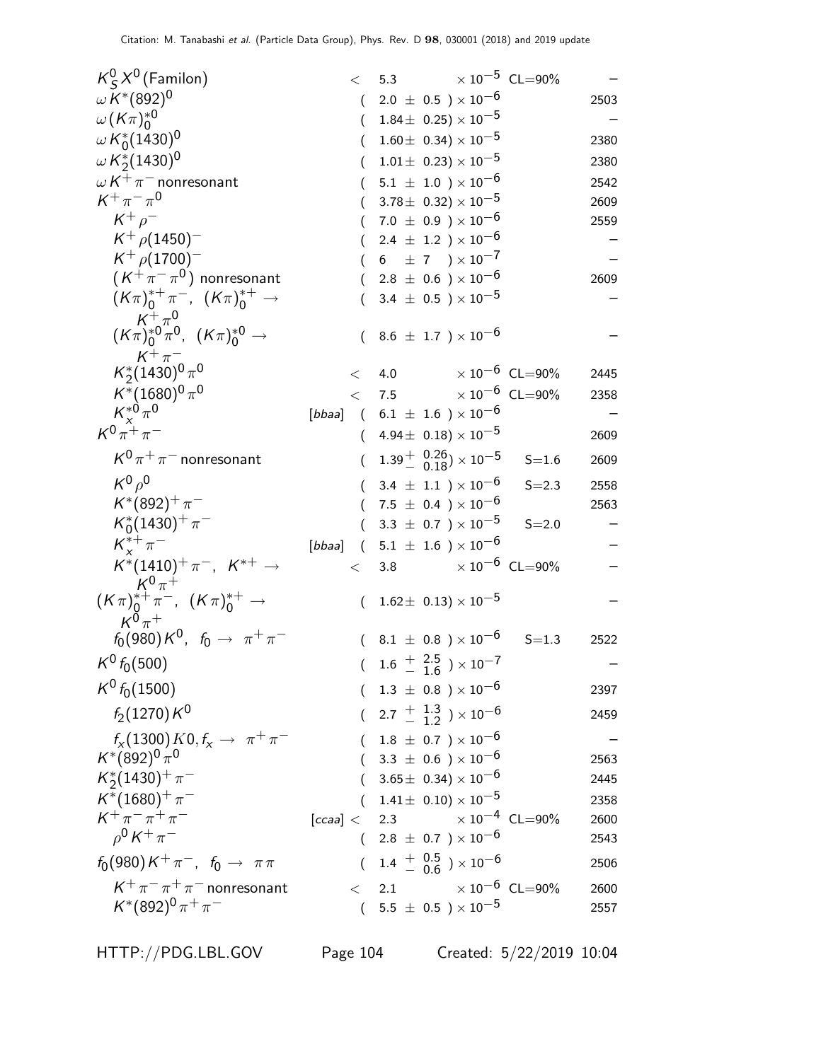| Mode | | Fraction ($\Gamma_i/\Gamma$) | Scale factor/ Confidence level | p (MeV/c) |
|---|---|---|---|---|
| $K^0_S X^0$ (Familon) | | $< 5.3 \times 10^{-5}$ | CL=90% | – |
| $\omega K^*(892)^0$ | | $(2.0 \pm 0.5) \times 10^{-6}$ | | 2503 |
| $\omega (K\pi)^{*0}_0$ | | $(1.84 \pm 0.25) \times 10^{-5}$ | | – |
| $\omega K^*_0(1430)^0$ | | $(1.60 \pm 0.34) \times 10^{-5}$ | | 2380 |
| $\omega K^*_2(1430)^0$ | | $(1.01 \pm 0.23) \times 10^{-5}$ | | 2380 |
| $\omega K^+ \pi^-$ nonresonant | | $(5.1 \pm 1.0) \times 10^{-6}$ | | 2542 |
| $K^+ \pi^- \pi^0$ | | $(3.78 \pm 0.32) \times 10^{-5}$ | | 2609 |
| $K^+ \rho^-$ | | $(7.0 \pm 0.9) \times 10^{-6}$ | | 2559 |
| $K^+ \rho(1450)^-$ | | $(2.4 \pm 1.2) \times 10^{-6}$ | | – |
| $K^+ \rho(1700)^-$ | | $(6 \pm 7) \times 10^{-7}$ | | – |
| $(K^+ \pi^- \pi^0)$ nonresonant | | $(2.8 \pm 0.6) \times 10^{-6}$ | | 2609 |
| $(K\pi)^{*+}_0 \pi^-$, $(K\pi)^{*+}_0 \to K^+ \pi^0$ | | $(3.4 \pm 0.5) \times 10^{-5}$ | | – |
| $(K\pi)^{*0}_0 \pi^0$, $(K\pi)^{*0}_0 \to K^+ \pi^-$ | | $(8.6 \pm 1.7) \times 10^{-6}$ | | – |
| $K^*_2(1430)^0 \pi^0$ | | $< 4.0 \times 10^{-6}$ | CL=90% | 2445 |
| $K^*(1680)^0 \pi^0$ | | $< 7.5 \times 10^{-6}$ | CL=90% | 2358 |
| $K^{*0}_x \pi^0$ | [bbaa] | $(6.1 \pm 1.6) \times 10^{-6}$ | | – |
| $K^0 \pi^+ \pi^-$ | | $(4.94 \pm 0.18) \times 10^{-5}$ | | 2609 |
| $K^0 \pi^+ \pi^-$ nonresonant | | $(1.39 {}^{+0.26}_{-0.18}) \times 10^{-5}$ | S=1.6 | 2609 |
| $K^0 \rho^0$ | | $(3.4 \pm 1.1) \times 10^{-6}$ | S=2.3 | 2558 |
| $K^*(892)^+ \pi^-$ | | $(7.5 \pm 0.4) \times 10^{-6}$ | | 2563 |
| $K^*_0(1430)^+ \pi^-$ | | $(3.3 \pm 0.7) \times 10^{-5}$ | S=2.0 | – |
| $K^{*+}_x \pi^-$ | [bbaa] | $(5.1 \pm 1.6) \times 10^{-6}$ | | – |
| $K^*(1410)^+ \pi^-$, $K^{*+} \to K^0 \pi^+$ | | $< 3.8 \times 10^{-6}$ | CL=90% | – |
| $(K\pi)^{*+}_0 \pi^-$, $(K\pi)^{*+}_0 \to K^0 \pi^+$ | | $(1.62 \pm 0.13) \times 10^{-5}$ | | – |
| $f_0(980) K^0$, $f_0 \to \pi^+ \pi^-$ | | $(8.1 \pm 0.8) \times 10^{-6}$ | S=1.3 | 2522 |
| $K^0 f_0(500)$ | | $(1.6 {}^{+2.5}_{-1.6}) \times 10^{-7}$ | | – |
| $K^0 f_0(1500)$ | | $(1.3 \pm 0.8) \times 10^{-6}$ | | 2397 |
| $f_2(1270) K^0$ | | $(2.7 {}^{+1.3}_{-1.2}) \times 10^{-6}$ | | 2459 |
| $f_x(1300) K0, f_x \to \pi^+ \pi^-$ | | $(1.8 \pm 0.7) \times 10^{-6}$ | | – |
| $K^*(892)^0 \pi^0$ | | $(3.3 \pm 0.6) \times 10^{-6}$ | | 2563 |
| $K^*_2(1430)^+ \pi^-$ | | $(3.65 \pm 0.34) \times 10^{-6}$ | | 2445 |
| $K^*(1680)^+ \pi^-$ | | $(1.41 \pm 0.10) \times 10^{-5}$ | | 2358 |
| $K^+ \pi^- \pi^+ \pi^-$ | [ccaa] | $< 2.3 \times 10^{-4}$ | CL=90% | 2600 |
| $\rho^0 K^+ \pi^-$ | | $(2.8 \pm 0.7) \times 10^{-6}$ | | 2543 |
| $f_0(980) K^+ \pi^-$, $f_0 \to \pi\pi$ | | $(1.4 {}^{+0.5}_{-0.6}) \times 10^{-6}$ | | 2506 |
| $K^+ \pi^- \pi^+ \pi^-$ nonresonant | | $< 2.1 \times 10^{-6}$ | CL=90% | 2600 |
| $K^*(892)^0 \pi^+ \pi^-$ | | $(5.5 \pm 0.5) \times 10^{-5}$ | | 2557 |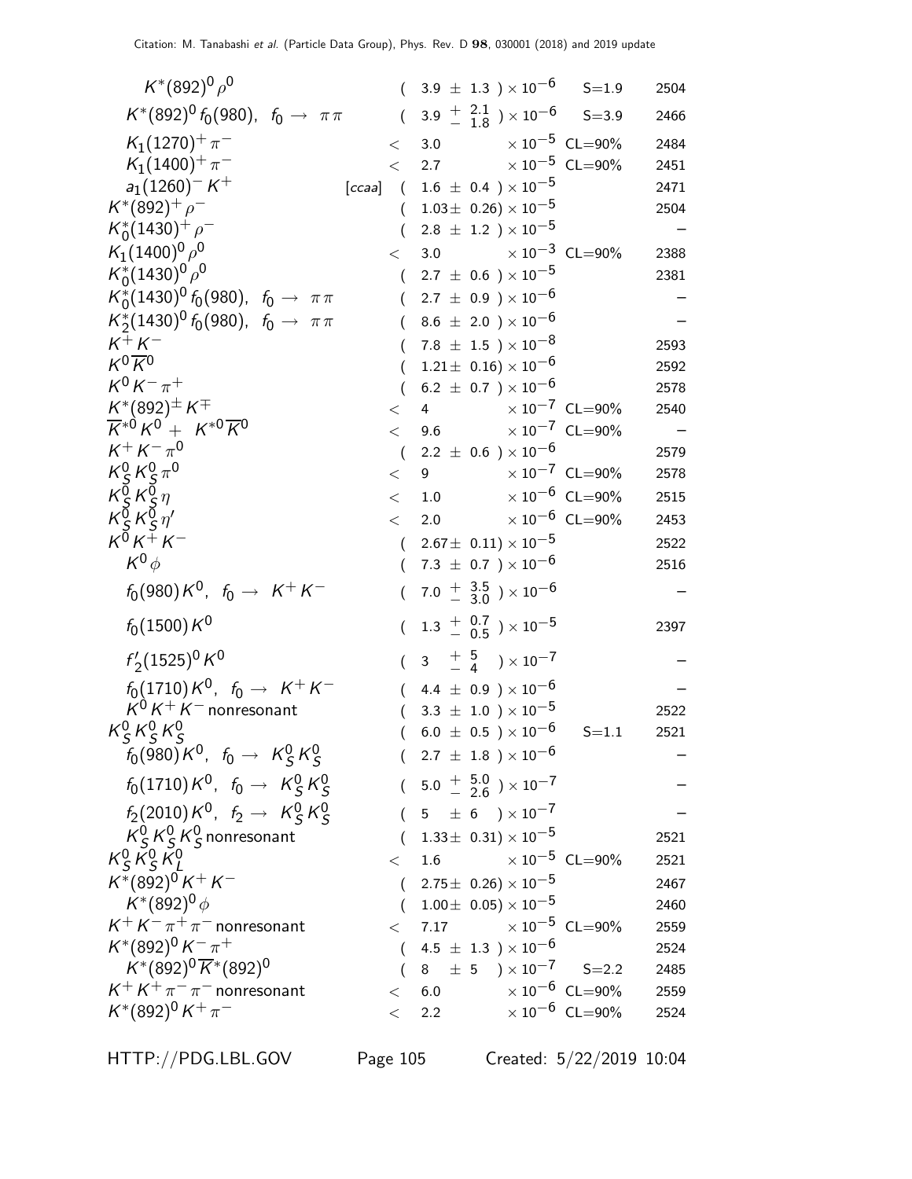| Mode | | Fraction ($\Gamma_i/\Gamma$) | Scale factor/ Confidence level | $p$ (MeV/c) |
|---|---|---|---|---|
| $K^*(892)^0 \rho^0$ | | $(3.9 \pm 1.3) \times 10^{-6}$ | S=1.9 | 2504 |
| $K^*(892)^0 f_0(980)$, $f_0 \to \pi\pi$ | | $(3.9 \, ^{+\,2.1}_{-\,1.8}) \times 10^{-6}$ | S=3.9 | 2466 |
| $K_1(1270)^+ \pi^-$ | | $< 3.0 \times 10^{-5}$ | CL=90% | 2484 |
| $K_1(1400)^+ \pi^-$ | | $< 2.7 \times 10^{-5}$ | CL=90% | 2451 |
| $a_1(1260)^- K^+$ | [ccaa] | $(1.6 \pm 0.4) \times 10^{-5}$ | | 2471 |
| $K^*(892)^+ \rho^-$ | | $(1.03 \pm 0.26) \times 10^{-5}$ | | 2504 |
| $K_0^*(1430)^+ \rho^-$ | | $(2.8 \pm 1.2) \times 10^{-5}$ | | – |
| $K_1(1400)^0 \rho^0$ | | $< 3.0 \times 10^{-3}$ | CL=90% | 2388 |
| $K_0^*(1430)^0 \rho^0$ | | $(2.7 \pm 0.6) \times 10^{-5}$ | | 2381 |
| $K_0^*(1430)^0 f_0(980)$, $f_0 \to \pi\pi$ | | $(2.7 \pm 0.9) \times 10^{-6}$ | | – |
| $K_2^*(1430)^0 f_0(980)$, $f_0 \to \pi\pi$ | | $(8.6 \pm 2.0) \times 10^{-6}$ | | – |
| $K^+ K^-$ | | $(7.8 \pm 1.5) \times 10^{-8}$ | | 2593 |
| $K^0 \overline{K}^0$ | | $(1.21 \pm 0.16) \times 10^{-6}$ | | 2592 |
| $K^0 K^- \pi^+$ | | $(6.2 \pm 0.7) \times 10^{-6}$ | | 2578 |
| $K^*(892)^\pm K^\mp$ | | $< 4 \times 10^{-7}$ | CL=90% | 2540 |
| $\overline{K}^{*0} K^0 + K^{*0} \overline{K}^0$ | | $< 9.6 \times 10^{-7}$ | CL=90% | – |
| $K^+ K^- \pi^0$ | | $(2.2 \pm 0.6) \times 10^{-6}$ | | 2579 |
| $K_S^0 K_S^0 \pi^0$ | | $< 9 \times 10^{-7}$ | CL=90% | 2578 |
| $K_S^0 K_S^0 \eta$ | | $< 1.0 \times 10^{-6}$ | CL=90% | 2515 |
| $K_S^0 K_S^0 \eta'$ | | $< 2.0 \times 10^{-6}$ | CL=90% | 2453 |
| $K^0 K^+ K^-$ | | $(2.67 \pm 0.11) \times 10^{-5}$ | | 2522 |
| $K^0 \phi$ | | $(7.3 \pm 0.7) \times 10^{-6}$ | | 2516 |
| $f_0(980) K^0$, $f_0 \to K^+ K^-$ | | $(7.0 \, ^{+\,3.5}_{-\,3.0}) \times 10^{-6}$ | | – |
| $f_0(1500) K^0$ | | $(1.3 \, ^{+\,0.7}_{-\,0.5}) \times 10^{-5}$ | | 2397 |
| $f_2'(1525)^0 K^0$ | | $(3 \, ^{+\,5}_{-\,4}) \times 10^{-7}$ | | – |
| $f_0(1710) K^0$, $f_0 \to K^+ K^-$ | | $(4.4 \pm 0.9) \times 10^{-6}$ | | – |
| $K^0 K^+ K^-$ nonresonant | | $(3.3 \pm 1.0) \times 10^{-5}$ | | 2522 |
| $K_S^0 K_S^0 K_S^0$ | | $(6.0 \pm 0.5) \times 10^{-6}$ | S=1.1 | 2521 |
| $f_0(980) K^0$, $f_0 \to K_S^0 K_S^0$ | | $(2.7 \pm 1.8) \times 10^{-6}$ | | – |
| $f_0(1710) K^0$, $f_0 \to K_S^0 K_S^0$ | | $(5.0 \, ^{+\,5.0}_{-\,2.6}) \times 10^{-7}$ | | – |
| $f_2(2010) K^0$, $f_2 \to K_S^0 K_S^0$ | | $(5 \pm 6) \times 10^{-7}$ | | – |
| $K_S^0 K_S^0 K_S^0$ nonresonant | | $(1.33 \pm 0.31) \times 10^{-5}$ | | 2521 |
| $K_S^0 K_S^0 K_L^0$ | | $< 1.6 \times 10^{-5}$ | CL=90% | 2521 |
| $K^*(892)^0 K^+ K^-$ | | $(2.75 \pm 0.26) \times 10^{-5}$ | | 2467 |
| $K^*(892)^0 \phi$ | | $(1.00 \pm 0.05) \times 10^{-5}$ | | 2460 |
| $K^+ K^- \pi^+ \pi^-$ nonresonant | | $< 7.17 \times 10^{-5}$ | CL=90% | 2559 |
| $K^*(892)^0 K^- \pi^+$ | | $(4.5 \pm 1.3) \times 10^{-6}$ | | 2524 |
| $K^*(892)^0 \overline{K}^*(892)^0$ | | $(8 \pm 5) \times 10^{-7}$ | S=2.2 | 2485 |
| $K^+ K^+ \pi^- \pi^-$ nonresonant | | $< 6.0 \times 10^{-6}$ | CL=90% | 2559 |
| $K^*(892)^0 K^+ \pi^-$ | | $< 2.2 \times 10^{-6}$ | CL=90% | 2524 |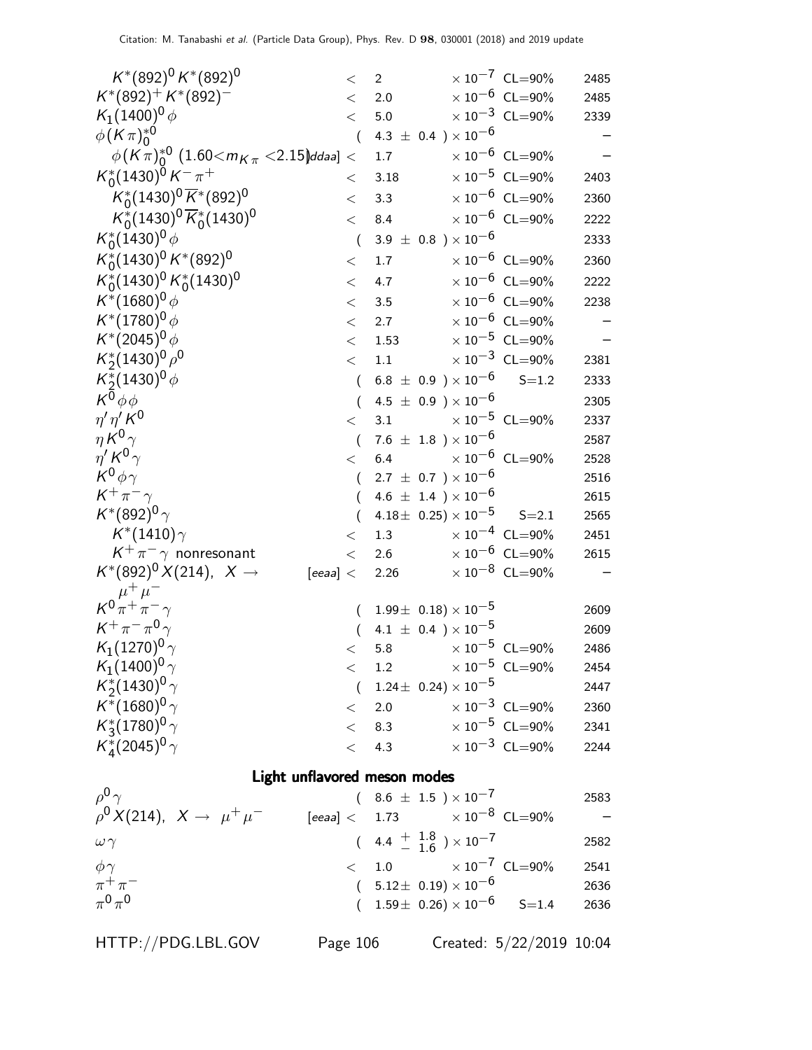| Mode | Fraction ($\Gamma_i/\Gamma$) | Scale factor/ Confidence level | p (MeV/c) |
|---|---|---|---|
| $K^*(892)^0 K^*(892)^0$ | $< 2 \times 10^{-7}$ | CL=90% | 2485 |
| $K^*(892)^+ K^*(892)^-$ | $< 2.0 \times 10^{-6}$ | CL=90% | 2485 |
| $K_1(1400)^0 \phi$ | $< 5.0 \times 10^{-3}$ | CL=90% | 2339 |
| $\phi(K\pi)^{*0}_0$ | $(4.3 \pm 0.4) \times 10^{-6}$ | | – |
| $\phi(K\pi)^{*0}_0$ $(1.60 < m_{K\pi} < 2.15)$ [ddaa] | $< 1.7 \times 10^{-6}$ | CL=90% | – |
| $K^*_0(1430)^0 K^- \pi^+$ | $< 3.18 \times 10^{-5}$ | CL=90% | 2403 |
| $K^*_0(1430)^0 \overline{K}^*(892)^0$ | $< 3.3 \times 10^{-6}$ | CL=90% | 2360 |
| $K^*_0(1430)^0 \overline{K}^*_0(1430)^0$ | $< 8.4 \times 10^{-6}$ | CL=90% | 2222 |
| $K^*_0(1430)^0 \phi$ | $(3.9 \pm 0.8) \times 10^{-6}$ | | 2333 |
| $K^*_0(1430)^0 K^*(892)^0$ | $< 1.7 \times 10^{-6}$ | CL=90% | 2360 |
| $K^*_0(1430)^0 K^*_0(1430)^0$ | $< 4.7 \times 10^{-6}$ | CL=90% | 2222 |
| $K^*(1680)^0 \phi$ | $< 3.5 \times 10^{-6}$ | CL=90% | 2238 |
| $K^*(1780)^0 \phi$ | $< 2.7 \times 10^{-6}$ | CL=90% | – |
| $K^*(2045)^0 \phi$ | $< 1.53 \times 10^{-5}$ | CL=90% | – |
| $K^*_2(1430)^0 \rho^0$ | $< 1.1 \times 10^{-3}$ | CL=90% | 2381 |
| $K^*_2(1430)^0 \phi$ | $(6.8 \pm 0.9) \times 10^{-6}$ | S=1.2 | 2333 |
| $K^0 \phi \phi$ | $(4.5 \pm 0.9) \times 10^{-6}$ | | 2305 |
| $\eta' \eta' K^0$ | $< 3.1 \times 10^{-5}$ | CL=90% | 2337 |
| $\eta K^0 \gamma$ | $(7.6 \pm 1.8) \times 10^{-6}$ | | 2587 |
| $\eta' K^0 \gamma$ | $< 6.4 \times 10^{-6}$ | CL=90% | 2528 |
| $K^0 \phi \gamma$ | $(2.7 \pm 0.7) \times 10^{-6}$ | | 2516 |
| $K^+ \pi^- \gamma$ | $(4.6 \pm 1.4) \times 10^{-6}$ | | 2615 |
| $K^*(892)^0 \gamma$ | $(4.18 \pm 0.25) \times 10^{-5}$ | S=2.1 | 2565 |
| $K^*(1410) \gamma$ | $< 1.3 \times 10^{-4}$ | CL=90% | 2451 |
| $K^+ \pi^- \gamma$ nonresonant | $< 2.6 \times 10^{-6}$ | CL=90% | 2615 |
| $K^*(892)^0 X(214)$, $X \to \mu^+ \mu^-$ [eeaa] | $< 2.26 \times 10^{-8}$ | CL=90% | – |
| $K^0 \pi^+ \pi^- \gamma$ | $(1.99 \pm 0.18) \times 10^{-5}$ | | 2609 |
| $K^+ \pi^- \pi^0 \gamma$ | $(4.1 \pm 0.4) \times 10^{-5}$ | | 2609 |
| $K_1(1270)^0 \gamma$ | $< 5.8 \times 10^{-5}$ | CL=90% | 2486 |
| $K_1(1400)^0 \gamma$ | $< 1.2 \times 10^{-5}$ | CL=90% | 2454 |
| $K^*_2(1430)^0 \gamma$ | $(1.24 \pm 0.24) \times 10^{-5}$ | | 2447 |
| $K^*(1680)^0 \gamma$ | $< 2.0 \times 10^{-3}$ | CL=90% | 2360 |
| $K^*_3(1780)^0 \gamma$ | $< 8.3 \times 10^{-5}$ | CL=90% | 2341 |
| $K^*_4(2045)^0 \gamma$ | $< 4.3 \times 10^{-3}$ | CL=90% | 2244 |

## Light unflavored meson modes

| Mode | Fraction ($\Gamma_i/\Gamma$) | Scale factor/ Confidence level | p (MeV/c) |
|---|---|---|---|
| $\rho^0 \gamma$ | $(8.6 \pm 1.5) \times 10^{-7}$ | | 2583 |
| $\rho^0 X(214)$, $X \to \mu^+ \mu^-$ [eeaa] | $< 1.73 \times 10^{-8}$ | CL=90% | – |
| $\omega \gamma$ | $(4.4 {+1.8 \atop -1.6}) \times 10^{-7}$ | | 2582 |
| $\phi \gamma$ | $< 1.0 \times 10^{-7}$ | CL=90% | 2541 |
| $\pi^+ \pi^-$ | $(5.12 \pm 0.19) \times 10^{-6}$ | | 2636 |
| $\pi^0 \pi^0$ | $(1.59 \pm 0.26) \times 10^{-6}$ | S=1.4 | 2636 |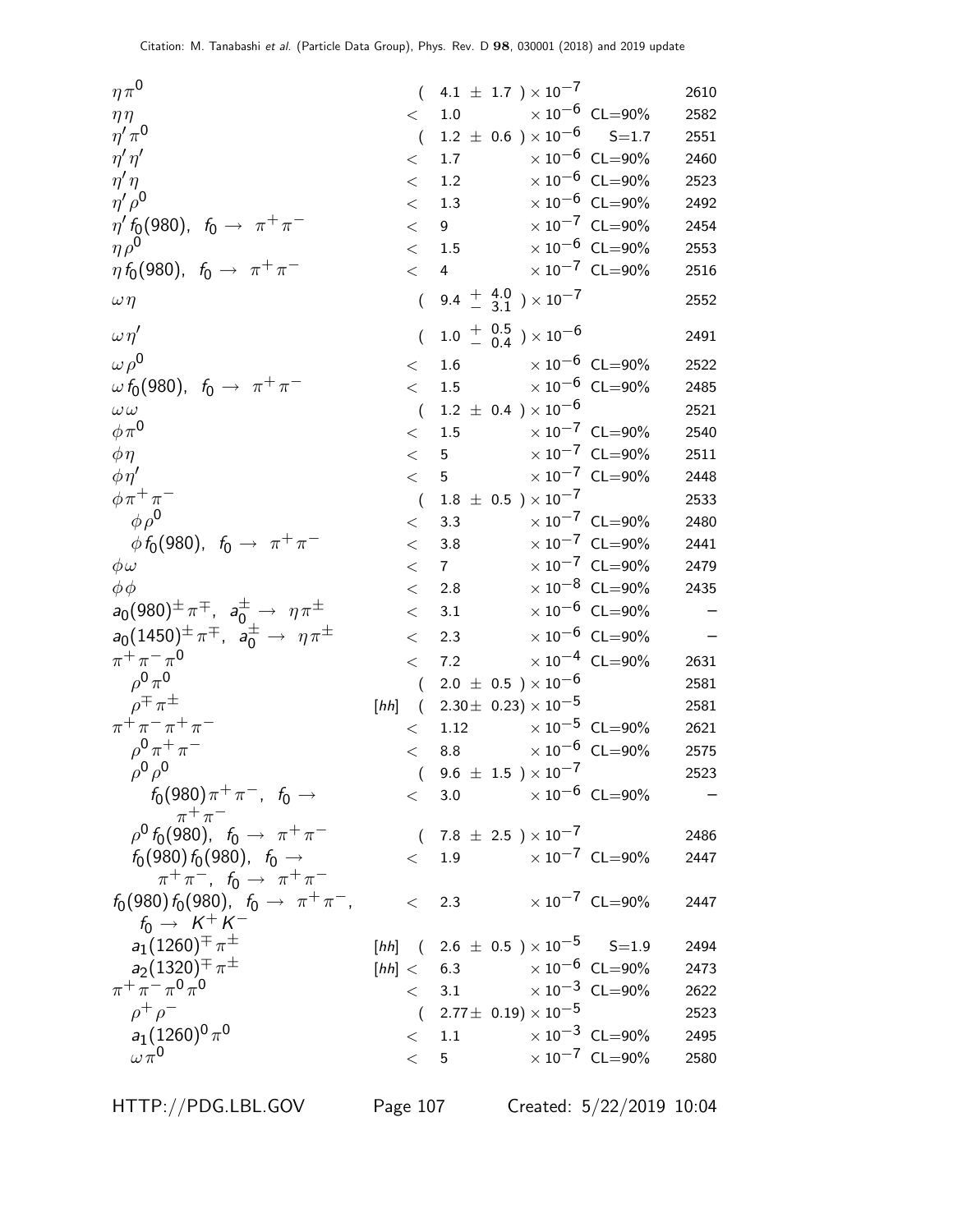| Mode | | Fraction ($\Gamma_i/\Gamma$) | Scale factor/ Confidence level | p (MeV/c) |
|---|---|---|---|---|
| $\eta\pi^0$ | | $(4.1 \pm 1.7) \times 10^{-7}$ | | 2610 |
| $\eta\eta$ | | $< 1.0 \times 10^{-6}$ | CL=90% | 2582 |
| $\eta'\pi^0$ | | $(1.2 \pm 0.6) \times 10^{-6}$ | S=1.7 | 2551 |
| $\eta'\eta'$ | | $< 1.7 \times 10^{-6}$ | CL=90% | 2460 |
| $\eta'\eta$ | | $< 1.2 \times 10^{-6}$ | CL=90% | 2523 |
| $\eta'\rho^0$ | | $< 1.3 \times 10^{-6}$ | CL=90% | 2492 |
| $\eta' f_0(980)$, $f_0 \to \pi^+\pi^-$ | | $< 9 \times 10^{-7}$ | CL=90% | 2454 |
| $\eta\rho^0$ | | $< 1.5 \times 10^{-6}$ | CL=90% | 2553 |
| $\eta f_0(980)$, $f_0 \to \pi^+\pi^-$ | | $< 4 \times 10^{-7}$ | CL=90% | 2516 |
| $\omega\eta$ | | $(9.4 {+4.0 \atop -3.1}) \times 10^{-7}$ | | 2552 |
| $\omega\eta'$ | | $(1.0 {+0.5 \atop -0.4}) \times 10^{-6}$ | | 2491 |
| $\omega\rho^0$ | | $< 1.6 \times 10^{-6}$ | CL=90% | 2522 |
| $\omega f_0(980)$, $f_0 \to \pi^+\pi^-$ | | $< 1.5 \times 10^{-6}$ | CL=90% | 2485 |
| $\omega\omega$ | | $(1.2 \pm 0.4) \times 10^{-6}$ | | 2521 |
| $\phi\pi^0$ | | $< 1.5 \times 10^{-7}$ | CL=90% | 2540 |
| $\phi\eta$ | | $< 5 \times 10^{-7}$ | CL=90% | 2511 |
| $\phi\eta'$ | | $< 5 \times 10^{-7}$ | CL=90% | 2448 |
| $\phi\pi^+\pi^-$ | | $(1.8 \pm 0.5) \times 10^{-7}$ | | 2533 |
| $\phi\rho^0$ | | $< 3.3 \times 10^{-7}$ | CL=90% | 2480 |
| $\phi f_0(980)$, $f_0 \to \pi^+\pi^-$ | | $< 3.8 \times 10^{-7}$ | CL=90% | 2441 |
| $\phi\omega$ | | $< 7 \times 10^{-7}$ | CL=90% | 2479 |
| $\phi\phi$ | | $< 2.8 \times 10^{-8}$ | CL=90% | 2435 |
| $a_0(980)^{\pm}\pi^{\mp}$, $a_0^{\pm} \to \eta\pi^{\pm}$ | | $< 3.1 \times 10^{-6}$ | CL=90% | – |
| $a_0(1450)^{\pm}\pi^{\mp}$, $a_0^{\pm} \to \eta\pi^{\pm}$ | | $< 2.3 \times 10^{-6}$ | CL=90% | – |
| $\pi^+\pi^-\pi^0$ | | $< 7.2 \times 10^{-4}$ | CL=90% | 2631 |
| $\rho^0\pi^0$ | | $(2.0 \pm 0.5) \times 10^{-6}$ | | 2581 |
| $\rho^{\mp}\pi^{\pm}$ | [hh] | $(2.30 \pm 0.23) \times 10^{-5}$ | | 2581 |
| $\pi^+\pi^-\pi^+\pi^-$ | | $< 1.12 \times 10^{-5}$ | CL=90% | 2621 |
| $\rho^0\pi^+\pi^-$ | | $< 8.8 \times 10^{-6}$ | CL=90% | 2575 |
| $\rho^0\rho^0$ | | $(9.6 \pm 1.5) \times 10^{-7}$ | | 2523 |
| $f_0(980)\pi^+\pi^-$, $f_0 \to \pi^+\pi^-$ | | $< 3.0 \times 10^{-6}$ | CL=90% | – |
| $\rho^0 f_0(980)$, $f_0 \to \pi^+\pi^-$ | | $(7.8 \pm 2.5) \times 10^{-7}$ | | 2486 |
| $f_0(980) f_0(980)$, $f_0 \to \pi^+\pi^-$, $f_0 \to \pi^+\pi^-$ | | $< 1.9 \times 10^{-7}$ | CL=90% | 2447 |
| $f_0(980) f_0(980)$, $f_0 \to \pi^+\pi^-$, $f_0 \to K^+K^-$ | | $< 2.3 \times 10^{-7}$ | CL=90% | 2447 |
| $a_1(1260)^{\mp}\pi^{\pm}$ | [hh] | $(2.6 \pm 0.5) \times 10^{-5}$ | S=1.9 | 2494 |
| $a_2(1320)^{\mp}\pi^{\pm}$ | [hh] | $< 6.3 \times 10^{-6}$ | CL=90% | 2473 |
| $\pi^+\pi^-\pi^0\pi^0$ | | $< 3.1 \times 10^{-3}$ | CL=90% | 2622 |
| $\rho^+\rho^-$ | | $(2.77 \pm 0.19) \times 10^{-5}$ | | 2523 |
| $a_1(1260)^0\pi^0$ | | $< 1.1 \times 10^{-3}$ | CL=90% | 2495 |
| $\omega\pi^0$ | | $< 5 \times 10^{-7}$ | CL=90% | 2580 |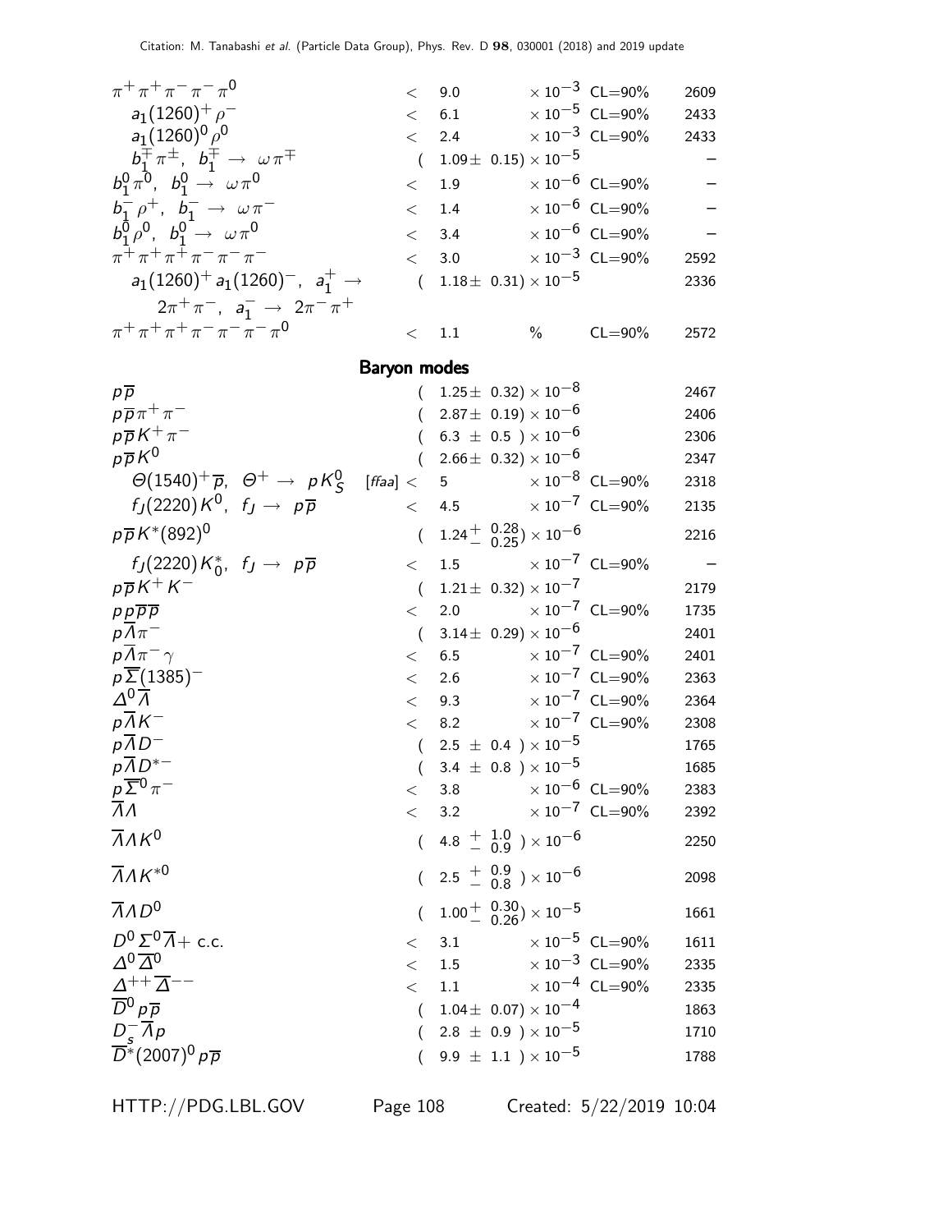| Mode | Fraction ($\Gamma_i/\Gamma$) | | p (MeV/c) |
|---|---|---|---|
| $\pi^+\pi^+\pi^-\pi^-\pi^0$ | $< 9.0$ $\times 10^{-3}$ | CL=90% | 2609 |
| $a_1(1260)^+\rho^-$ | $< 6.1$ $\times 10^{-5}$ | CL=90% | 2433 |
| $a_1(1260)^0\rho^0$ | $< 2.4$ $\times 10^{-3}$ | CL=90% | 2433 |
| $b_1^{\mp}\pi^{\pm}$, $b_1^{\mp} \to \omega\pi^{\mp}$ | $(1.09 \pm 0.15) \times 10^{-5}$ | | – |
| $b_1^0\pi^0$, $b_1^0 \to \omega\pi^0$ | $< 1.9$ $\times 10^{-6}$ | CL=90% | – |
| $b_1^-\rho^+$, $b_1^- \to \omega\pi^-$ | $< 1.4$ $\times 10^{-6}$ | CL=90% | – |
| $b_1^0\rho^0$, $b_1^0 \to \omega\pi^0$ | $< 3.4$ $\times 10^{-6}$ | CL=90% | – |
| $\pi^+\pi^+\pi^+\pi^-\pi^-\pi^-$ | $< 3.0$ $\times 10^{-3}$ | CL=90% | 2592 |
| $a_1(1260)^+a_1(1260)^-$, $a_1^+ \to 2\pi^+\pi^-$, $a_1^- \to 2\pi^-\pi^+$ | $(1.18 \pm 0.31) \times 10^{-5}$ | | 2336 |
| $\pi^+\pi^+\pi^+\pi^-\pi^-\pi^-\pi^0$ | $< 1.1$ % | CL=90% | 2572 |

## Baryon modes

| Mode | Fraction ($\Gamma_i/\Gamma$) | | p (MeV/c) |
|---|---|---|---|
| $p\overline{p}$ | $(1.25 \pm 0.32) \times 10^{-8}$ | | 2467 |
| $p\overline{p}\pi^+\pi^-$ | $(2.87 \pm 0.19) \times 10^{-6}$ | | 2406 |
| $p\overline{p}K^+\pi^-$ | $(6.3 \pm 0.5) \times 10^{-6}$ | | 2306 |
| $p\overline{p}K^0$ | $(2.66 \pm 0.32) \times 10^{-6}$ | | 2347 |
| $\Theta(1540)^+\overline{p}$, $\Theta^+ \to pK_S^0$ [ffaa] | $< 5$ $\times 10^{-8}$ | CL=90% | 2318 |
| $f_J(2220)K^0$, $f_J \to p\overline{p}$ | $< 4.5$ $\times 10^{-7}$ | CL=90% | 2135 |
| $p\overline{p}K^*(892)^0$ | $(1.24^{+0.28}_{-0.25}) \times 10^{-6}$ | | 2216 |
| $f_J(2220)K_0^*$, $f_J \to p\overline{p}$ | $< 1.5$ $\times 10^{-7}$ | CL=90% | – |
| $p\overline{p}K^+K^-$ | $(1.21 \pm 0.32) \times 10^{-7}$ | | 2179 |
| $pp\overline{p}\overline{p}$ | $< 2.0$ $\times 10^{-7}$ | CL=90% | 1735 |
| $p\overline{\Lambda}\pi^-$ | $(3.14 \pm 0.29) \times 10^{-6}$ | | 2401 |
| $p\overline{\Lambda}\pi^-\gamma$ | $< 6.5$ $\times 10^{-7}$ | CL=90% | 2401 |
| $p\overline{\Sigma}(1385)^-$ | $< 2.6$ $\times 10^{-7}$ | CL=90% | 2363 |
| $\Delta^0\overline{\Lambda}$ | $< 9.3$ $\times 10^{-7}$ | CL=90% | 2364 |
| $p\overline{\Lambda}K^-$ | $< 8.2$ $\times 10^{-7}$ | CL=90% | 2308 |
| $p\overline{\Lambda}D^-$ | $(2.5 \pm 0.4) \times 10^{-5}$ | | 1765 |
| $p\overline{\Lambda}D^{*-}$ | $(3.4 \pm 0.8) \times 10^{-5}$ | | 1685 |
| $p\overline{\Sigma}^0\pi^-$ | $< 3.8$ $\times 10^{-6}$ | CL=90% | 2383 |
| $\overline{\Lambda}\Lambda$ | $< 3.2$ $\times 10^{-7}$ | CL=90% | 2392 |
| $\overline{\Lambda}\Lambda K^0$ | $(4.8^{+1.0}_{-0.9}) \times 10^{-6}$ | | 2250 |
| $\overline{\Lambda}\Lambda K^{*0}$ | $(2.5^{+0.9}_{-0.8}) \times 10^{-6}$ | | 2098 |
| $\overline{\Lambda}\Lambda D^0$ | $(1.00^{+0.30}_{-0.26}) \times 10^{-5}$ | | 1661 |
| $D^0\Sigma^0\overline{\Lambda}$ + c.c. | $< 3.1$ $\times 10^{-5}$ | CL=90% | 1611 |
| $\Delta^0\overline{\Delta}^0$ | $< 1.5$ $\times 10^{-3}$ | CL=90% | 2335 |
| $\Delta^{++}\overline{\Delta}^{--}$ | $< 1.1$ $\times 10^{-4}$ | CL=90% | 2335 |
| $\overline{D}^0p\overline{p}$ | $(1.04 \pm 0.07) \times 10^{-4}$ | | 1863 |
| $D_s^-\overline{\Lambda}p$ | $(2.8 \pm 0.9) \times 10^{-5}$ | | 1710 |
| $\overline{D}^*(2007)^0p\overline{p}$ | $(9.9 \pm 1.1) \times 10^{-5}$ | | 1788 |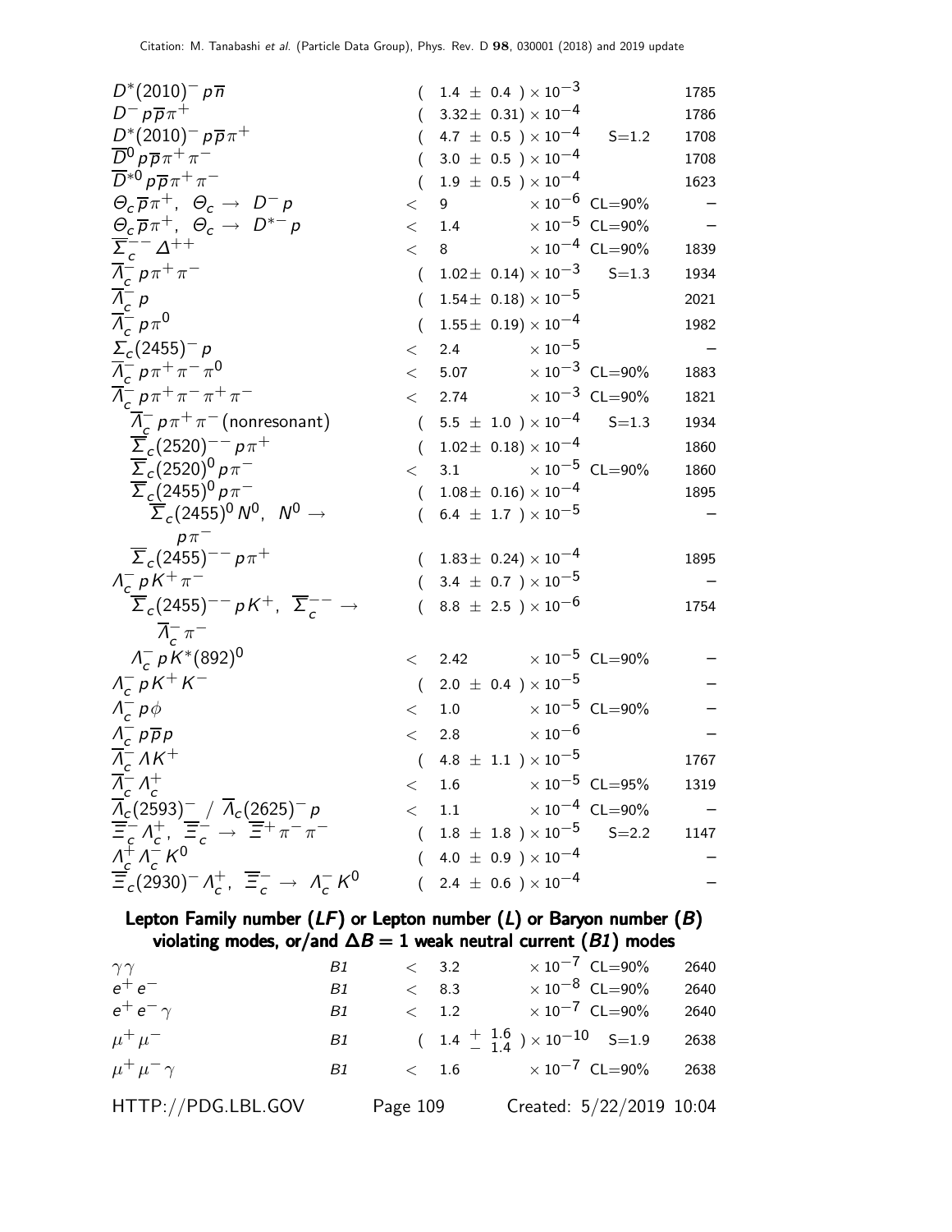| Mode | | | Fraction | | p (MeV/c) |
|---|---|---|---|---|---|
| $D^*(2010)^- p \overline{n}$ | | | $(1.4 \pm 0.4) \times 10^{-3}$ | | 1785 |
| $D^- p \overline{p} \pi^+$ | | | $(3.32 \pm 0.31) \times 10^{-4}$ | | 1786 |
| $D^*(2010)^- p \overline{p} \pi^+$ | | | $(4.7 \pm 0.5) \times 10^{-4}$ | S=1.2 | 1708 |
| $\overline{D}^0 p \overline{p} \pi^+ \pi^-$ | | | $(3.0 \pm 0.5) \times 10^{-4}$ | | 1708 |
| $\overline{D}^{*0} p \overline{p} \pi^+ \pi^-$ | | | $(1.9 \pm 0.5) \times 10^{-4}$ | | 1623 |
| $\Theta_c \overline{p} \pi^+$, $\Theta_c \to D^- p$ | | $<$ | $9 \times 10^{-6}$ | CL=90% | – |
| $\Theta_c \overline{p} \pi^+$, $\Theta_c \to D^{*-} p$ | | $<$ | $1.4 \times 10^{-5}$ | CL=90% | – |
| $\overline{\Sigma}_c^{--} \Delta^{++}$ | | $<$ | $8 \times 10^{-4}$ | CL=90% | 1839 |
| $\overline{\Lambda}_c^- p \pi^+ \pi^-$ | | | $(1.02 \pm 0.14) \times 10^{-3}$ | S=1.3 | 1934 |
| $\overline{\Lambda}_c^- p$ | | | $(1.54 \pm 0.18) \times 10^{-5}$ | | 2021 |
| $\overline{\Lambda}_c^- p \pi^0$ | | | $(1.55 \pm 0.19) \times 10^{-4}$ | | 1982 |
| $\Sigma_c(2455)^- p$ | | $<$ | $2.4 \times 10^{-5}$ | | – |
| $\overline{\Lambda}_c^- p \pi^+ \pi^- \pi^0$ | | $<$ | $5.07 \times 10^{-3}$ | CL=90% | 1883 |
| $\overline{\Lambda}_c^- p \pi^+ \pi^- \pi^+ \pi^-$ | | $<$ | $2.74 \times 10^{-3}$ | CL=90% | 1821 |
| $\overline{\Lambda}_c^- p \pi^+ \pi^-$ (nonresonant) | | | $(5.5 \pm 1.0) \times 10^{-4}$ | S=1.3 | 1934 |
| $\overline{\Sigma}_c(2520)^{--} p \pi^+$ | | | $(1.02 \pm 0.18) \times 10^{-4}$ | | 1860 |
| $\overline{\Sigma}_c(2520)^0 p \pi^-$ | | $<$ | $3.1 \times 10^{-5}$ | CL=90% | 1860 |
| $\overline{\Sigma}_c(2455)^0 p \pi^-$ | | | $(1.08 \pm 0.16) \times 10^{-4}$ | | 1895 |
| $\overline{\Sigma}_c(2455)^0 N^0$, $N^0 \to p \pi^-$ | | | $(6.4 \pm 1.7) \times 10^{-5}$ | | – |
| $\overline{\Sigma}_c(2455)^{--} p \pi^+$ | | | $(1.83 \pm 0.24) \times 10^{-4}$ | | 1895 |
| $\Lambda_c^- p K^+ \pi^-$ | | | $(3.4 \pm 0.7) \times 10^{-5}$ | | – |
| $\overline{\Sigma}_c(2455)^{--} p K^+$, $\overline{\Sigma}_c^{--} \to \overline{\Lambda}_c^- \pi^-$ | | | $(8.8 \pm 2.5) \times 10^{-6}$ | | 1754 |
| $\Lambda_c^- p K^*(892)^0$ | | $<$ | $2.42 \times 10^{-5}$ | CL=90% | – |
| $\Lambda_c^- p K^+ K^-$ | | | $(2.0 \pm 0.4) \times 10^{-5}$ | | – |
| $\Lambda_c^- p \phi$ | | $<$ | $1.0 \times 10^{-5}$ | CL=90% | – |
| $\Lambda_c^- p \overline{p} p$ | | $<$ | $2.8 \times 10^{-6}$ | | – |
| $\overline{\Lambda}_c^- \Lambda K^+$ | | | $(4.8 \pm 1.1) \times 10^{-5}$ | | 1767 |
| $\overline{\Lambda}_c^- \Lambda_c^+$ | | $<$ | $1.6 \times 10^{-5}$ | CL=95% | 1319 |
| $\overline{\Lambda}_c(2593)^- / \overline{\Lambda}_c(2625)^- p$ | | $<$ | $1.1 \times 10^{-4}$ | CL=90% | – |
| $\overline{\Xi}_c^- \Lambda_c^+$, $\overline{\Xi}_c^- \to \overline{\Xi}^+ \pi^- \pi^-$ | | | $(1.8 \pm 1.8) \times 10^{-5}$ | S=2.2 | 1147 |
| $\Lambda_c^+ \Lambda_c^- K^0$ | | | $(4.0 \pm 0.9) \times 10^{-4}$ | | – |
| $\overline{\Xi}_c(2930)^- \Lambda_c^+$, $\overline{\Xi}_c^- \to \Lambda_c^- K^0$ | | | $(2.4 \pm 0.6) \times 10^{-4}$ | | – |

### Lepton Family number (*LF*) or Lepton number (*L*) or Baryon number (*B*) violating modes, or/and $\Delta B = 1$ weak neutral current (*B1*) modes

| Mode | | | Fraction | | p (MeV/c) |
|---|---|---|---|---|---|
| $\gamma\gamma$ | B1 | $<$ | $3.2 \times 10^{-7}$ | CL=90% | 2640 |
| $e^+ e^-$ | B1 | $<$ | $8.3 \times 10^{-8}$ | CL=90% | 2640 |
| $e^+ e^- \gamma$ | B1 | $<$ | $1.2 \times 10^{-7}$ | CL=90% | 2640 |
| $\mu^+ \mu^-$ | B1 | | $(1.4 \; {}^{+\,1.6}_{-\,1.4}) \times 10^{-10}$ | S=1.9 | 2638 |
| $\mu^+ \mu^- \gamma$ | B1 | $<$ | $1.6 \times 10^{-7}$ | CL=90% | 2638 |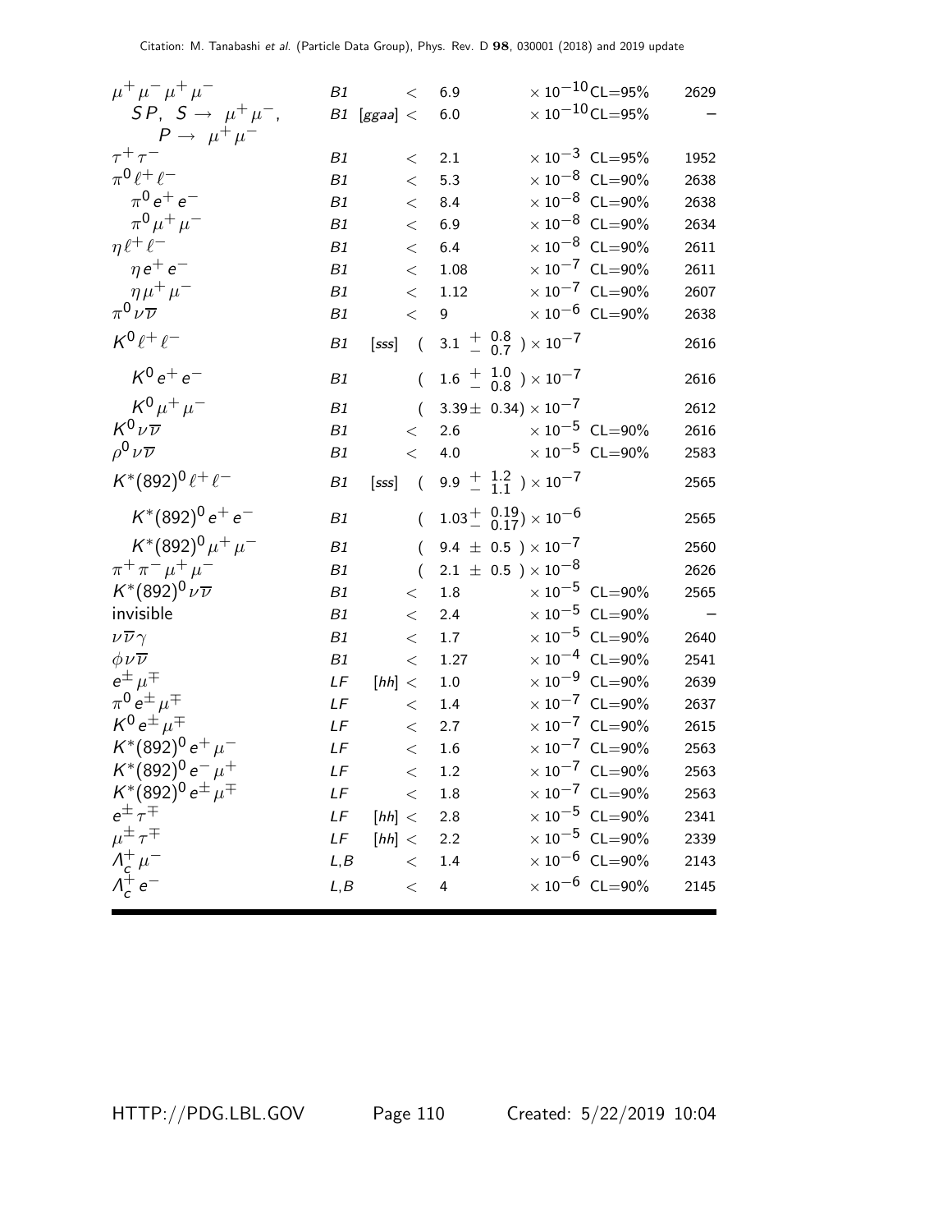| Mode | | | | Fraction | | p (MeV/c) |
|---|---|---|---|---|---|---|
| $\mu^+\mu^-\mu^+\mu^-$ | B1 | | < | 6.9 | $\times 10^{-10}$ CL=95% | 2629 |
| $SP$, $S \rightarrow \mu^+\mu^-$, $P \rightarrow \mu^+\mu^-$ | B1 | [ggaa] | < | 6.0 | $\times 10^{-10}$ CL=95% | – |
| $\tau^+\tau^-$ | B1 | | < | 2.1 | $\times 10^{-3}$ CL=95% | 1952 |
| $\pi^0\ell^+\ell^-$ | B1 | | < | 5.3 | $\times 10^{-8}$ CL=90% | 2638 |
| $\pi^0 e^+ e^-$ | B1 | | < | 8.4 | $\times 10^{-8}$ CL=90% | 2638 |
| $\pi^0\mu^+\mu^-$ | B1 | | < | 6.9 | $\times 10^{-8}$ CL=90% | 2634 |
| $\eta\ell^+\ell^-$ | B1 | | < | 6.4 | $\times 10^{-8}$ CL=90% | 2611 |
| $\eta e^+ e^-$ | B1 | | < | 1.08 | $\times 10^{-7}$ CL=90% | 2611 |
| $\eta\mu^+\mu^-$ | B1 | | < | 1.12 | $\times 10^{-7}$ CL=90% | 2607 |
| $\pi^0\nu\overline{\nu}$ | B1 | | < | 9 | $\times 10^{-6}$ CL=90% | 2638 |
| $K^0\ell^+\ell^-$ | B1 | [sss] | | $( 3.1 \, ^{+}_{-} \, ^{0.8}_{0.7} ) \times 10^{-7}$ | | 2616 |
| $K^0 e^+ e^-$ | B1 | | | $( 1.6 \, ^{+}_{-} \, ^{1.0}_{0.8} ) \times 10^{-7}$ | | 2616 |
| $K^0\mu^+\mu^-$ | B1 | | | $( 3.39 \pm 0.34) \times 10^{-7}$ | | 2612 |
| $K^0\nu\overline{\nu}$ | B1 | | < | 2.6 | $\times 10^{-5}$ CL=90% | 2616 |
| $\rho^0\nu\overline{\nu}$ | B1 | | < | 4.0 | $\times 10^{-5}$ CL=90% | 2583 |
| $K^*(892)^0\ell^+\ell^-$ | B1 | [sss] | | $( 9.9 \, ^{+}_{-} \, ^{1.2}_{1.1} ) \times 10^{-7}$ | | 2565 |
| $K^*(892)^0 e^+ e^-$ | B1 | | | $( 1.03 ^{+}_{-} \, ^{0.19}_{0.17}) \times 10^{-6}$ | | 2565 |
| $K^*(892)^0\mu^+\mu^-$ | B1 | | | $( 9.4 \pm 0.5 ) \times 10^{-7}$ | | 2560 |
| $\pi^+\pi^-\mu^+\mu^-$ | B1 | | | $( 2.1 \pm 0.5 ) \times 10^{-8}$ | | 2626 |
| $K^*(892)^0\nu\overline{\nu}$ | B1 | | < | 1.8 | $\times 10^{-5}$ CL=90% | 2565 |
| invisible | B1 | | < | 2.4 | $\times 10^{-5}$ CL=90% | – |
| $\nu\overline{\nu}\gamma$ | B1 | | < | 1.7 | $\times 10^{-5}$ CL=90% | 2640 |
| $\phi\nu\overline{\nu}$ | B1 | | < | 1.27 | $\times 10^{-4}$ CL=90% | 2541 |
| $e^\pm\mu^\mp$ | LF | [hh] | < | 1.0 | $\times 10^{-9}$ CL=90% | 2639 |
| $\pi^0 e^\pm\mu^\mp$ | LF | | < | 1.4 | $\times 10^{-7}$ CL=90% | 2637 |
| $K^0 e^\pm\mu^\mp$ | LF | | < | 2.7 | $\times 10^{-7}$ CL=90% | 2615 |
| $K^*(892)^0 e^+\mu^-$ | LF | | < | 1.6 | $\times 10^{-7}$ CL=90% | 2563 |
| $K^*(892)^0 e^-\mu^+$ | LF | | < | 1.2 | $\times 10^{-7}$ CL=90% | 2563 |
| $K^*(892)^0 e^\pm\mu^\mp$ | LF | | < | 1.8 | $\times 10^{-7}$ CL=90% | 2563 |
| $e^\pm\tau^\mp$ | LF | [hh] | < | 2.8 | $\times 10^{-5}$ CL=90% | 2341 |
| $\mu^\pm\tau^\mp$ | LF | [hh] | < | 2.2 | $\times 10^{-5}$ CL=90% | 2339 |
| $\Lambda_c^+\mu^-$ | L,B | | < | 1.4 | $\times 10^{-6}$ CL=90% | 2143 |
| $\Lambda_c^+ e^-$ | L,B | | < | 4 | $\times 10^{-6}$ CL=90% | 2145 |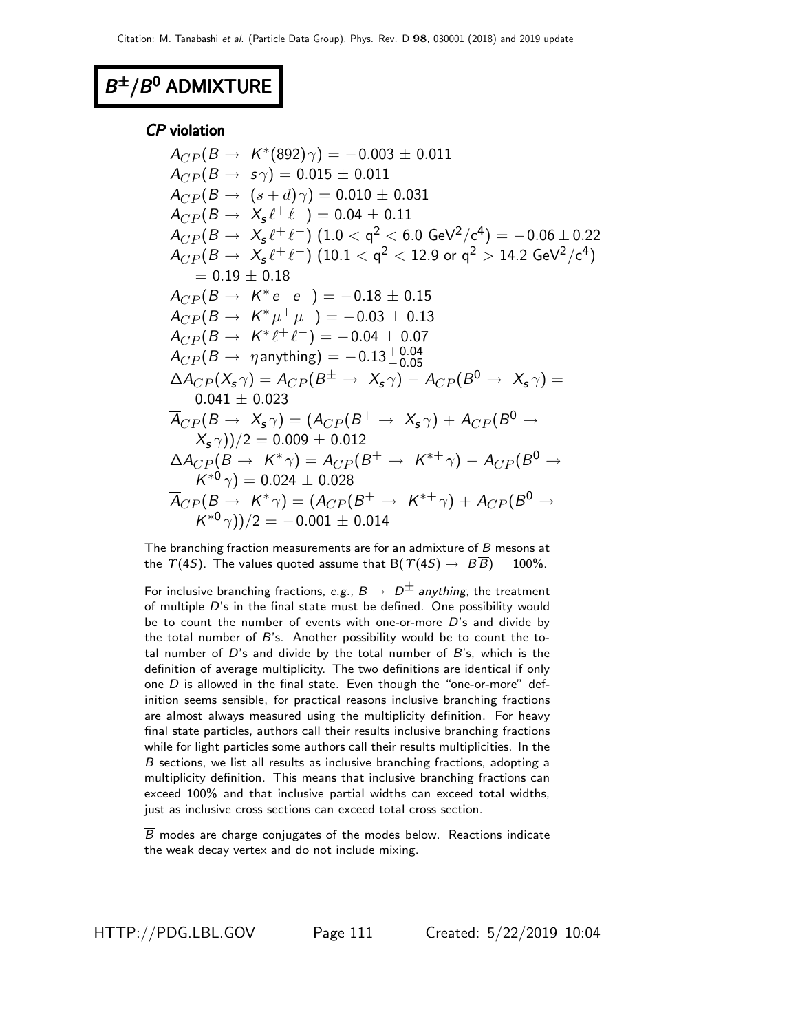# $B^{\pm}/B^0$ ADMIXTURE

### *CP* violation

$A_{CP}(B \to K^*(892)\gamma) = -0.003 \pm 0.011$

$A_{CP}(B \to s\gamma) = 0.015 \pm 0.011$

$A_{CP}(B \to (s+d)\gamma) = 0.010 \pm 0.031$

$A_{CP}(B \to X_s \ell^+ \ell^-) = 0.04 \pm 0.11$

$A_{CP}(B \to X_s \ell^+ \ell^-)$ $(1.0 < q^2 < 6.0 \text{ GeV}^2/c^4) = -0.06 \pm 0.22$

$A_{CP}(B \to X_s \ell^+ \ell^-)$ $(10.1 < q^2 < 12.9$ or $q^2 > 14.2 \text{ GeV}^2/c^4)$ $= 0.19 \pm 0.18$

$A_{CP}(B \to K^* e^+ e^-) = -0.18 \pm 0.15$

$A_{CP}(B \to K^* \mu^+ \mu^-) = -0.03 \pm 0.13$

$A_{CP}(B \to K^* \ell^+ \ell^-) = -0.04 \pm 0.07$

$A_{CP}(B \to \eta \text{anything}) = -0.13^{+0.04}_{-0.05}$

$\Delta A_{CP}(X_s\gamma) = A_{CP}(B^{\pm} \to X_s\gamma) - A_{CP}(B^0 \to X_s\gamma) = 0.041 \pm 0.023$

$\overline{A}_{CP}(B \to X_s\gamma) = (A_{CP}(B^+ \to X_s\gamma) + A_{CP}(B^0 \to X_s\gamma))/2 = 0.009 \pm 0.012$

$\Delta A_{CP}(B \to K^*\gamma) = A_{CP}(B^+ \to K^{*+}\gamma) - A_{CP}(B^0 \to K^{*0}\gamma) = 0.024 \pm 0.028$

$\overline{A}_{CP}(B \to K^*\gamma) = (A_{CP}(B^+ \to K^{*+}\gamma) + A_{CP}(B^0 \to K^{*0}\gamma))/2 = -0.001 \pm 0.014$

The branching fraction measurements are for an admixture of $B$ mesons at the $\Upsilon(4S)$. The values quoted assume that $B(\Upsilon(4S) \to B\overline{B}) = 100\%$.

For inclusive branching fractions, *e.g.*, $B \to D^{\pm}$ *anything*, the treatment of multiple $D$'s in the final state must be defined. One possibility would be to count the number of events with one-or-more $D$'s and divide by the total number of $B$'s. Another possibility would be to count the total number of $D$'s and divide by the total number of $B$'s, which is the definition of average multiplicity. The two definitions are identical if only one $D$ is allowed in the final state. Even though the "one-or-more" definition seems sensible, for practical reasons inclusive branching fractions are almost always measured using the multiplicity definition. For heavy final state particles, authors call their results inclusive branching fractions while for light particles some authors call their results multiplicities. In the $B$ sections, we list all results as inclusive branching fractions, adopting a multiplicity definition. This means that inclusive branching fractions can exceed 100% and that inclusive partial widths can exceed total widths, just as inclusive cross sections can exceed total cross section.

$\overline{B}$ modes are charge conjugates of the modes below. Reactions indicate the weak decay vertex and do not include mixing.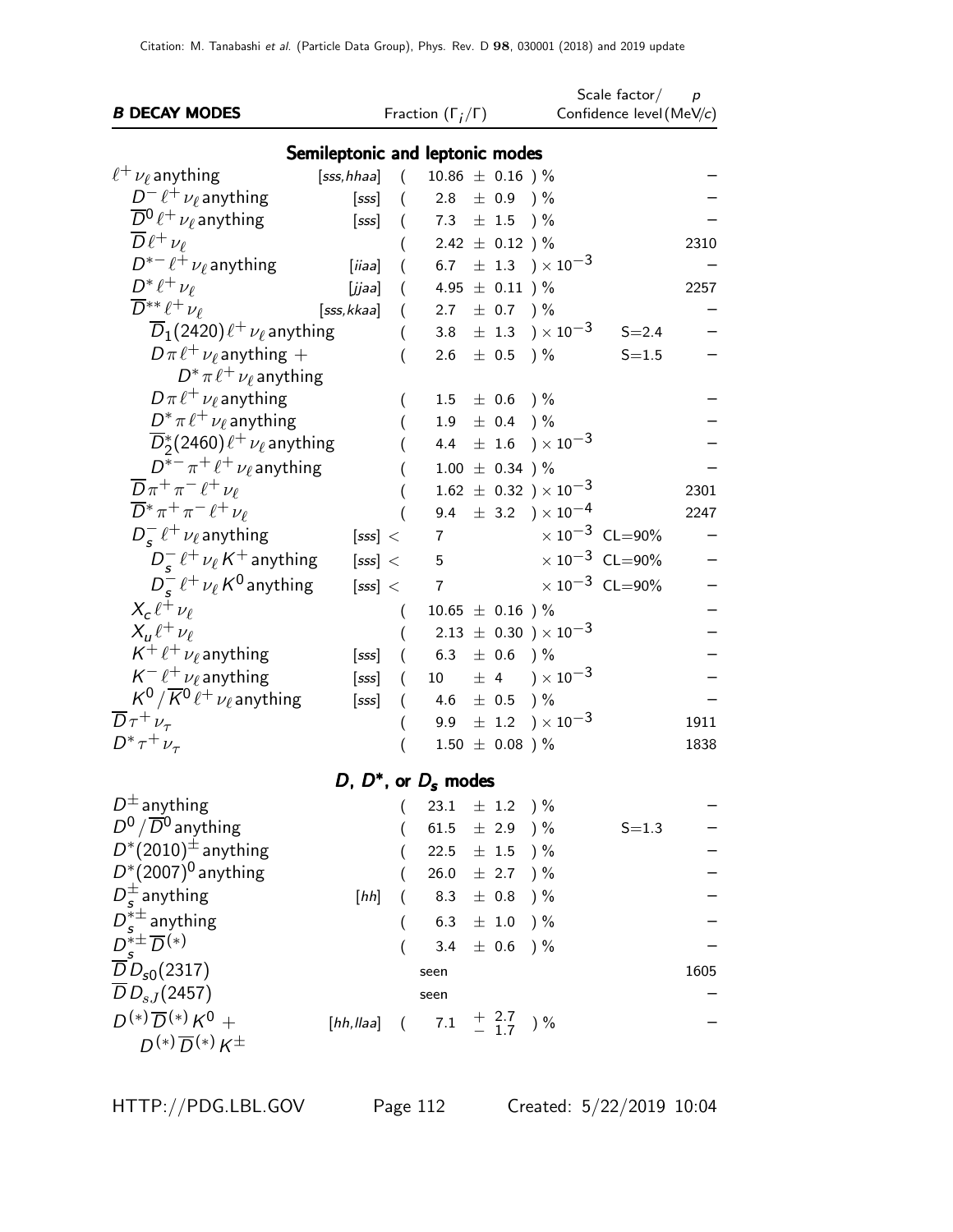| **B DECAY MODES** | | Fraction ($\Gamma_i/\Gamma$) | Scale factor/ Confidence level | $p$ (MeV/$c$) |
|---|---|---|---|---|
| **Semileptonic and leptonic modes** | | | | |
| $\ell^+ \nu_\ell$ anything | [sss,hhaa] | ( 10.86 $\pm$ 0.16 ) % | | – |
| $D^- \ell^+ \nu_\ell$ anything | [sss] | ( 2.8 $\pm$ 0.9 ) % | | – |
| $\overline{D}^0 \ell^+ \nu_\ell$ anything | [sss] | ( 7.3 $\pm$ 1.5 ) % | | – |
| $\overline{D} \ell^+ \nu_\ell$ | | ( 2.42 $\pm$ 0.12 ) % | | 2310 |
| $D^{*-} \ell^+ \nu_\ell$ anything | [iiaa] | ( 6.7 $\pm$ 1.3 ) $\times 10^{-3}$ | | – |
| $D^* \ell^+ \nu_\ell$ | [jjaa] | ( 4.95 $\pm$ 0.11 ) % | | 2257 |
| $\overline{D}^{**} \ell^+ \nu_\ell$ | [sss,kkaa] | ( 2.7 $\pm$ 0.7 ) % | | – |
| $\overline{D}_1(2420) \ell^+ \nu_\ell$ anything | | ( 3.8 $\pm$ 1.3 ) $\times 10^{-3}$ | S=2.4 | – |
| $D \pi \ell^+ \nu_\ell$ anything + $D^* \pi \ell^+ \nu_\ell$ anything | | ( 2.6 $\pm$ 0.5 ) % | S=1.5 | – |
| $D \pi \ell^+ \nu_\ell$ anything | | ( 1.5 $\pm$ 0.6 ) % | | – |
| $D^* \pi \ell^+ \nu_\ell$ anything | | ( 1.9 $\pm$ 0.4 ) % | | – |
| $\overline{D}^*_2(2460) \ell^+ \nu_\ell$ anything | | ( 4.4 $\pm$ 1.6 ) $\times 10^{-3}$ | | – |
| $D^{*-} \pi^+ \ell^+ \nu_\ell$ anything | | ( 1.00 $\pm$ 0.34 ) % | | – |
| $\overline{D} \pi^+ \pi^- \ell^+ \nu_\ell$ | | ( 1.62 $\pm$ 0.32 ) $\times 10^{-3}$ | | 2301 |
| $\overline{D}^* \pi^+ \pi^- \ell^+ \nu_\ell$ | | ( 9.4 $\pm$ 3.2 ) $\times 10^{-4}$ | | 2247 |
| $D_s^- \ell^+ \nu_\ell$ anything | [sss] | < 7 $\times 10^{-3}$ | CL=90% | – |
| $D_s^- \ell^+ \nu_\ell K^+$ anything | [sss] | < 5 $\times 10^{-3}$ | CL=90% | – |
| $D_s^- \ell^+ \nu_\ell K^0$ anything | [sss] | < 7 $\times 10^{-3}$ | CL=90% | – |
| $X_c \ell^+ \nu_\ell$ | | ( 10.65 $\pm$ 0.16 ) % | | – |
| $X_u \ell^+ \nu_\ell$ | | ( 2.13 $\pm$ 0.30 ) $\times 10^{-3}$ | | – |
| $K^+ \ell^+ \nu_\ell$ anything | [sss] | ( 6.3 $\pm$ 0.6 ) % | | – |
| $K^- \ell^+ \nu_\ell$ anything | [sss] | ( 10 $\pm$ 4 ) $\times 10^{-3}$ | | – |
| $K^0/\overline{K}^0 \ell^+ \nu_\ell$ anything | [sss] | ( 4.6 $\pm$ 0.5 ) % | | – |
| $\overline{D} \tau^+ \nu_\tau$ | | ( 9.9 $\pm$ 1.2 ) $\times 10^{-3}$ | | 1911 |
| $D^* \tau^+ \nu_\tau$ | | ( 1.50 $\pm$ 0.08 ) % | | 1838 |
| **$D$, $D^*$, or $D_s$ modes** | | | | |
| $D^\pm$ anything | | ( 23.1 $\pm$ 1.2 ) % | | – |
| $D^0/\overline{D}^0$ anything | | ( 61.5 $\pm$ 2.9 ) % | S=1.3 | – |
| $D^*(2010)^\pm$ anything | | ( 22.5 $\pm$ 1.5 ) % | | – |
| $D^*(2007)^0$ anything | | ( 26.0 $\pm$ 2.7 ) % | | – |
| $D_s^\pm$ anything | [hh] | ( 8.3 $\pm$ 0.8 ) % | | – |
| $D_s^{*\pm}$ anything | | ( 6.3 $\pm$ 1.0 ) % | | – |
| $D_s^{*\pm} \overline{D}^{(*)}$ | | ( 3.4 $\pm$ 0.6 ) % | | – |
| $\overline{D} D_{s0}(2317)$ | | seen | | 1605 |
| $\overline{D} D_{sJ}(2457)$ | | seen | | – |
| $D^{(*)} \overline{D}^{(*)} K^0$ + $D^{(*)} \overline{D}^{(*)} K^\pm$ | [hh,llaa] | ( 7.1 $^{+2.7}_{-1.7}$ ) % | | – |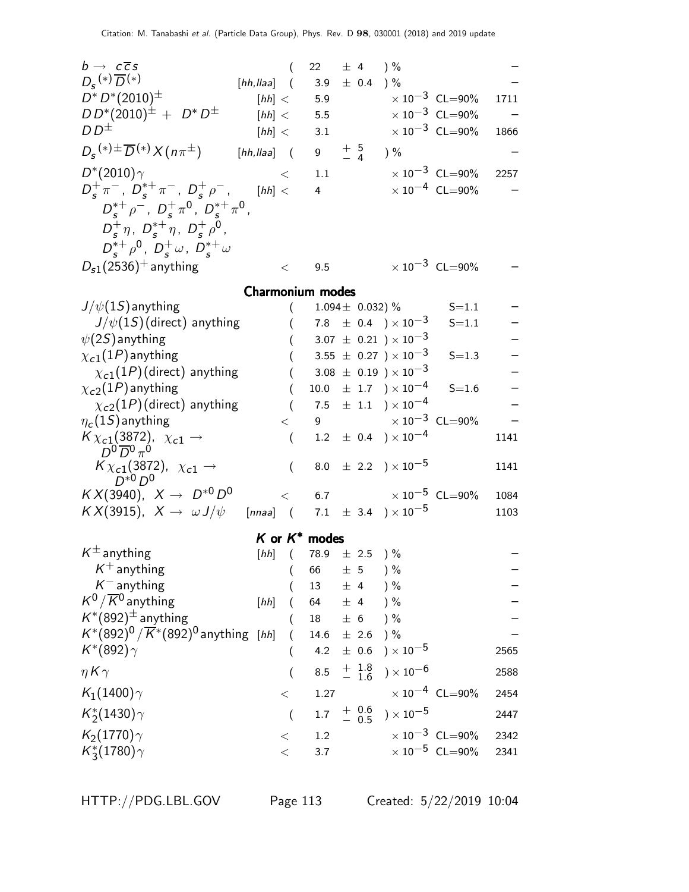| Mode | | Fraction | | Confidence level | p (MeV/c) |
|---|---|---|---|---|---|
| $b \to c\overline{c}s$ | | ( 22 ± 4 ) % | | | – |
| $D_s^{(*)}\overline{D}^{(*)}$ | [hh,llaa] | ( 3.9 ± 0.4 ) % | | | – |
| $D^* D^*(2010)^{\pm}$ | [hh] | < 5.9 | $\times 10^{-3}$ | CL=90% | 1711 |
| $D D^*(2010)^{\pm}$ + $D^* D^{\pm}$ | [hh] | < 5.5 | $\times 10^{-3}$ | CL=90% | – |
| $D D^{\pm}$ | [hh] | < 3.1 | $\times 10^{-3}$ | CL=90% | 1866 |
| $D_s^{(*)\pm}\overline{D}^{(*)}X(n\pi^{\pm})$ | [hh,llaa] | ( $9\ ^{+\ 5}_{-\ 4}$ ) % | | | – |
| $D^*(2010)\gamma$ | | < 1.1 | $\times 10^{-3}$ | CL=90% | 2257 |
| $D_s^+\pi^-$, $D_s^{*+}\pi^-$, $D_s^+\rho^-$, $D_s^{*+}\rho^-$, $D_s^+\pi^0$, $D_s^{*+}\pi^0$, $D_s^+\eta$, $D_s^{*+}\eta$, $D_s^+\rho^0$, $D_s^{*+}\rho^0$, $D_s^+\omega$, $D_s^{*+}\omega$ | [hh] | < 4 | $\times 10^{-4}$ | CL=90% | – |
| $D_{s1}(2536)^+$ anything | | < 9.5 | $\times 10^{-3}$ | CL=90% | – |

## Charmonium modes

| Mode | | Fraction | | Scale factor/ Confidence level | p (MeV/c) |
|---|---|---|---|---|---|
| $J/\psi(1S)$ anything | | ( 1.094 ± 0.032) % | | S=1.1 | – |
| $J/\psi(1S)$(direct) anything | | ( 7.8 ± 0.4 ) | $\times 10^{-3}$ | S=1.1 | – |
| $\psi(2S)$ anything | | ( 3.07 ± 0.21 ) | $\times 10^{-3}$ | | – |
| $\chi_{c1}(1P)$ anything | | ( 3.55 ± 0.27 ) | $\times 10^{-3}$ | S=1.3 | – |
| $\chi_{c1}(1P)$(direct) anything | | ( 3.08 ± 0.19 ) | $\times 10^{-3}$ | | – |
| $\chi_{c2}(1P)$ anything | | ( 10.0 ± 1.7 ) | $\times 10^{-4}$ | S=1.6 | – |
| $\chi_{c2}(1P)$(direct) anything | | ( 7.5 ± 1.1 ) | $\times 10^{-4}$ | | – |
| $\eta_c(1S)$ anything | | < 9 | $\times 10^{-3}$ | CL=90% | – |
| $K\chi_{c1}(3872)$, $\chi_{c1} \to D^0\overline{D}^0\pi^0$ | | ( 1.2 ± 0.4 ) | $\times 10^{-4}$ | | 1141 |
| $K\chi_{c1}(3872)$, $\chi_{c1} \to D^{*0}D^0$ | | ( 8.0 ± 2.2 ) | $\times 10^{-5}$ | | 1141 |
| $KX(3940)$, $X \to D^{*0}D^0$ | | < 6.7 | $\times 10^{-5}$ | CL=90% | 1084 |
| $KX(3915)$, $X \to \omega J/\psi$ | [nnaa] | ( 7.1 ± 3.4 ) | $\times 10^{-5}$ | | 1103 |

## $K$ or $K^*$ modes

| Mode | | Fraction | | Confidence level | p (MeV/c) |
|---|---|---|---|---|---|
| $K^{\pm}$ anything | [hh] | ( 78.9 ± 2.5 ) % | | | – |
| $K^+$ anything | | ( 66 ± 5 ) % | | | – |
| $K^-$ anything | | ( 13 ± 4 ) % | | | – |
| $K^0/\overline{K}^0$ anything | [hh] | ( 64 ± 4 ) % | | | – |
| $K^*(892)^{\pm}$ anything | | ( 18 ± 6 ) % | | | – |
| $K^*(892)^0/\overline{K}^*(892)^0$ anything | [hh] | ( 14.6 ± 2.6 ) % | | | – |
| $K^*(892)\gamma$ | | ( 4.2 ± 0.6 ) | $\times 10^{-5}$ | | 2565 |
| $\eta K\gamma$ | | ( $8.5\ ^{+\ 1.8}_{-\ 1.6}$ ) | $\times 10^{-6}$ | | 2588 |
| $K_1(1400)\gamma$ | | < 1.27 | $\times 10^{-4}$ | CL=90% | 2454 |
| $K_2^*(1430)\gamma$ | | ( $1.7\ ^{+\ 0.6}_{-\ 0.5}$ ) | $\times 10^{-5}$ | | 2447 |
| $K_2(1770)\gamma$ | | < 1.2 | $\times 10^{-3}$ | CL=90% | 2342 |
| $K_3^*(1780)\gamma$ | | < 3.7 | $\times 10^{-5}$ | CL=90% | 2341 |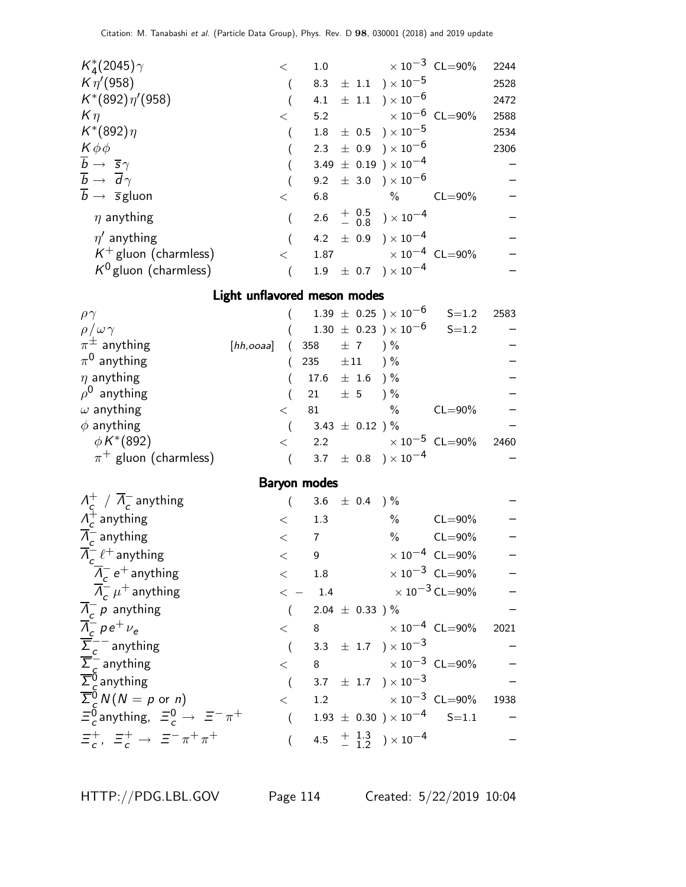| Mode | Fraction ($\Gamma_i/\Gamma$) | Confidence level | $p$ (MeV/c) |
|---|---|---|---|
| $K_4^*(2045)\gamma$ | $< 1.0 \times 10^{-3}$ | CL=90% | 2244 |
| $K\eta'(958)$ | $(8.3 \pm 1.1) \times 10^{-5}$ | | 2528 |
| $K^*(892)\eta'(958)$ | $(4.1 \pm 1.1) \times 10^{-6}$ | | 2472 |
| $K\eta$ | $< 5.2 \times 10^{-6}$ | CL=90% | 2588 |
| $K^*(892)\eta$ | $(1.8 \pm 0.5) \times 10^{-5}$ | | 2534 |
| $K\phi\phi$ | $(2.3 \pm 0.9) \times 10^{-6}$ | | 2306 |
| $\overline{b} \to \overline{s}\gamma$ | $(3.49 \pm 0.19) \times 10^{-4}$ | | – |
| $\overline{b} \to \overline{d}\gamma$ | $(9.2 \pm 3.0) \times 10^{-6}$ | | – |
| $\overline{b} \to \overline{s}$gluon | $< 6.8$ % | CL=90% | – |
| $\eta$ anything | $(2.6 \, ^{+0.5}_{-0.8}) \times 10^{-4}$ | | – |
| $\eta'$ anything | $(4.2 \pm 0.9) \times 10^{-4}$ | | – |
| $K^+$gluon (charmless) | $< 1.87 \times 10^{-4}$ | CL=90% | – |
| $K^0$gluon (charmless) | $(1.9 \pm 0.7) \times 10^{-4}$ | | – |

## Light unflavored meson modes

| Mode | Fraction ($\Gamma_i/\Gamma$) | Scale factor/ Confidence level | $p$ (MeV/c) |
|---|---|---|---|
| $\rho\gamma$ | $(1.39 \pm 0.25) \times 10^{-6}$ | S=1.2 | 2583 |
| $\rho/\omega\gamma$ | $(1.30 \pm 0.23) \times 10^{-6}$ | S=1.2 | – |
| $\pi^\pm$ anything [hh,ooaa] | $(358 \pm 7)$ % | | – |
| $\pi^0$ anything | $(235 \pm 11)$ % | | – |
| $\eta$ anything | $(17.6 \pm 1.6)$ % | | – |
| $\rho^0$ anything | $(21 \pm 5)$ % | | – |
| $\omega$ anything | $< 81$ % | CL=90% | – |
| $\phi$ anything | $(3.43 \pm 0.12)$ % | | – |
| $\phi K^*(892)$ | $< 2.2 \times 10^{-5}$ | CL=90% | 2460 |
| $\pi^+$ gluon (charmless) | $(3.7 \pm 0.8) \times 10^{-4}$ | | – |

## Baryon modes

| Mode | Fraction ($\Gamma_i/\Gamma$) | Scale factor/ Confidence level | $p$ (MeV/c) |
|---|---|---|---|
| $\Lambda_c^+ \,/\, \overline{\Lambda}_c^-$ anything | $(3.6 \pm 0.4)$ % | | – |
| $\Lambda_c^+$ anything | $< 1.3$ % | CL=90% | – |
| $\overline{\Lambda}_c^-$ anything | $< 7$ % | CL=90% | – |
| $\overline{\Lambda}_c^- \ell^+$ anything | $< 9 \times 10^{-4}$ | CL=90% | – |
| $\overline{\Lambda}_c^- e^+$ anything | $< 1.8 \times 10^{-3}$ | CL=90% | – |
| $\overline{\Lambda}_c^- \mu^+$ anything | $< - 1.4 \times 10^{-3}$ | CL=90% | – |
| $\overline{\Lambda}_c^- p$ anything | $(2.04 \pm 0.33)$ % | | – |
| $\overline{\Lambda}_c^- p e^+ \nu_e$ | $< 8 \times 10^{-4}$ | CL=90% | 2021 |
| $\overline{\Sigma}_c^{--}$ anything | $(3.3 \pm 1.7) \times 10^{-3}$ | | – |
| $\overline{\Sigma}_c^-$ anything | $< 8 \times 10^{-3}$ | CL=90% | – |
| $\overline{\Sigma}_c^0$ anything | $(3.7 \pm 1.7) \times 10^{-3}$ | | – |
| $\overline{\Sigma}_c^0 N (N = p$ or $n)$ | $< 1.2 \times 10^{-3}$ | CL=90% | 1938 |
| $\Xi_c^0$ anything, $\Xi_c^0 \to \Xi^-\pi^+$ | $(1.93 \pm 0.30) \times 10^{-4}$ | S=1.1 | – |
| $\Xi_c^+$, $\Xi_c^+ \to \Xi^-\pi^+\pi^+$ | $(4.5 \, ^{+1.3}_{-1.2}) \times 10^{-4}$ | | – |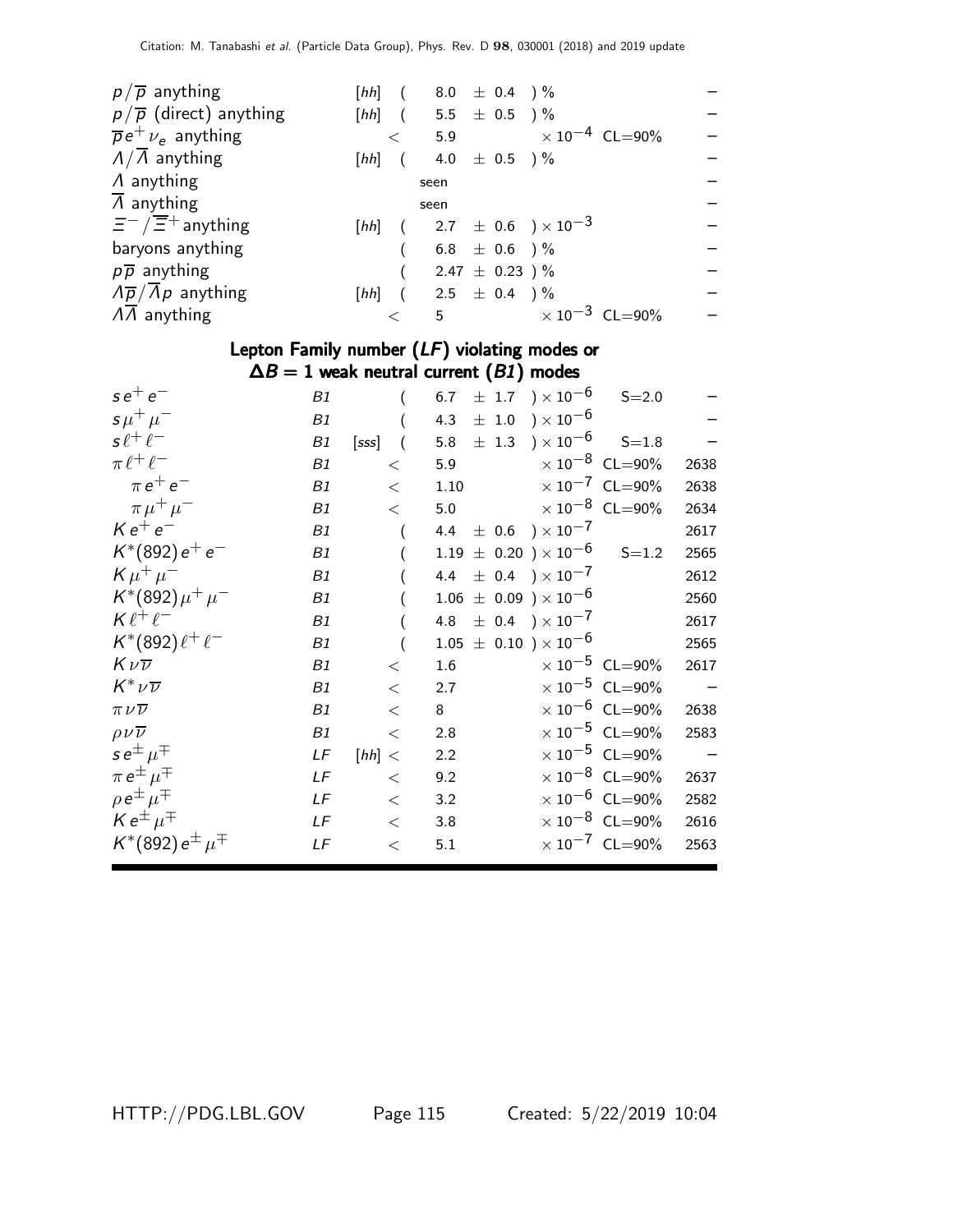| Mode | | | Fraction ($\Gamma_i/\Gamma$) | Scale factor/ Confidence level | p (MeV/c) |
|---|---|---|---|---|---|
| $p/\overline{p}$ anything | | [hh] | ( 8.0 ± 0.4 ) % | | – |
| $p/\overline{p}$ (direct) anything | | [hh] | ( 5.5 ± 0.5 ) % | | – |
| $\overline{p}e^+\nu_e$ anything | | | < 5.9 $\times 10^{-4}$ | CL=90% | – |
| $\Lambda/\overline{\Lambda}$ anything | | [hh] | ( 4.0 ± 0.5 ) % | | – |
| $\Lambda$ anything | | | seen | | – |
| $\overline{\Lambda}$ anything | | | seen | | – |
| $\Xi^-/\overline{\Xi}^+$ anything | | [hh] | ( 2.7 ± 0.6 ) $\times 10^{-3}$ | | – |
| baryons anything | | | ( 6.8 ± 0.6 ) % | | – |
| $p\overline{p}$ anything | | | ( 2.47 ± 0.23 ) % | | – |
| $\Lambda\overline{p}/\overline{\Lambda}p$ anything | | [hh] | ( 2.5 ± 0.4 ) % | | – |
| $\Lambda\overline{\Lambda}$ anything | | | < 5 $\times 10^{-3}$ | CL=90% | – |

## Lepton Family number (*LF*) violating modes or $\Delta B = 1$ weak neutral current (*B1*) modes

| Mode | | | Fraction ($\Gamma_i/\Gamma$) | Scale factor/ Confidence level | p (MeV/c) |
|---|---|---|---|---|---|
| $s e^+ e^-$ | *B1* | | ( 6.7 ± 1.7 ) $\times 10^{-6}$ | S=2.0 | – |
| $s \mu^+ \mu^-$ | *B1* | | ( 4.3 ± 1.0 ) $\times 10^{-6}$ | | – |
| $s \ell^+ \ell^-$ | *B1* | [sss] | ( 5.8 ± 1.3 ) $\times 10^{-6}$ | S=1.8 | – |
| $\pi \ell^+ \ell^-$ | *B1* | | < 5.9 $\times 10^{-8}$ | CL=90% | 2638 |
| $\pi e^+ e^-$ | *B1* | | < 1.10 $\times 10^{-7}$ | CL=90% | 2638 |
| $\pi \mu^+ \mu^-$ | *B1* | | < 5.0 $\times 10^{-8}$ | CL=90% | 2634 |
| $K e^+ e^-$ | *B1* | | ( 4.4 ± 0.6 ) $\times 10^{-7}$ | | 2617 |
| $K^*(892) e^+ e^-$ | *B1* | | ( 1.19 ± 0.20 ) $\times 10^{-6}$ | S=1.2 | 2565 |
| $K \mu^+ \mu^-$ | *B1* | | ( 4.4 ± 0.4 ) $\times 10^{-7}$ | | 2612 |
| $K^*(892) \mu^+ \mu^-$ | *B1* | | ( 1.06 ± 0.09 ) $\times 10^{-6}$ | | 2560 |
| $K \ell^+ \ell^-$ | *B1* | | ( 4.8 ± 0.4 ) $\times 10^{-7}$ | | 2617 |
| $K^*(892) \ell^+ \ell^-$ | *B1* | | ( 1.05 ± 0.10 ) $\times 10^{-6}$ | | 2565 |
| $K \nu \overline{\nu}$ | *B1* | | < 1.6 $\times 10^{-5}$ | CL=90% | 2617 |
| $K^* \nu \overline{\nu}$ | *B1* | | < 2.7 $\times 10^{-5}$ | CL=90% | – |
| $\pi \nu \overline{\nu}$ | *B1* | | < 8 $\times 10^{-6}$ | CL=90% | 2638 |
| $\rho \nu \overline{\nu}$ | *B1* | | < 2.8 $\times 10^{-5}$ | CL=90% | 2583 |
| $s e^\pm \mu^\mp$ | *LF* | [hh] | < 2.2 $\times 10^{-5}$ | CL=90% | – |
| $\pi e^\pm \mu^\mp$ | *LF* | | < 9.2 $\times 10^{-8}$ | CL=90% | 2637 |
| $\rho e^\pm \mu^\mp$ | *LF* | | < 3.2 $\times 10^{-6}$ | CL=90% | 2582 |
| $K e^\pm \mu^\mp$ | *LF* | | < 3.8 $\times 10^{-8}$ | CL=90% | 2616 |
| $K^*(892) e^\pm \mu^\mp$ | *LF* | | < 5.1 $\times 10^{-7}$ | CL=90% | 2563 |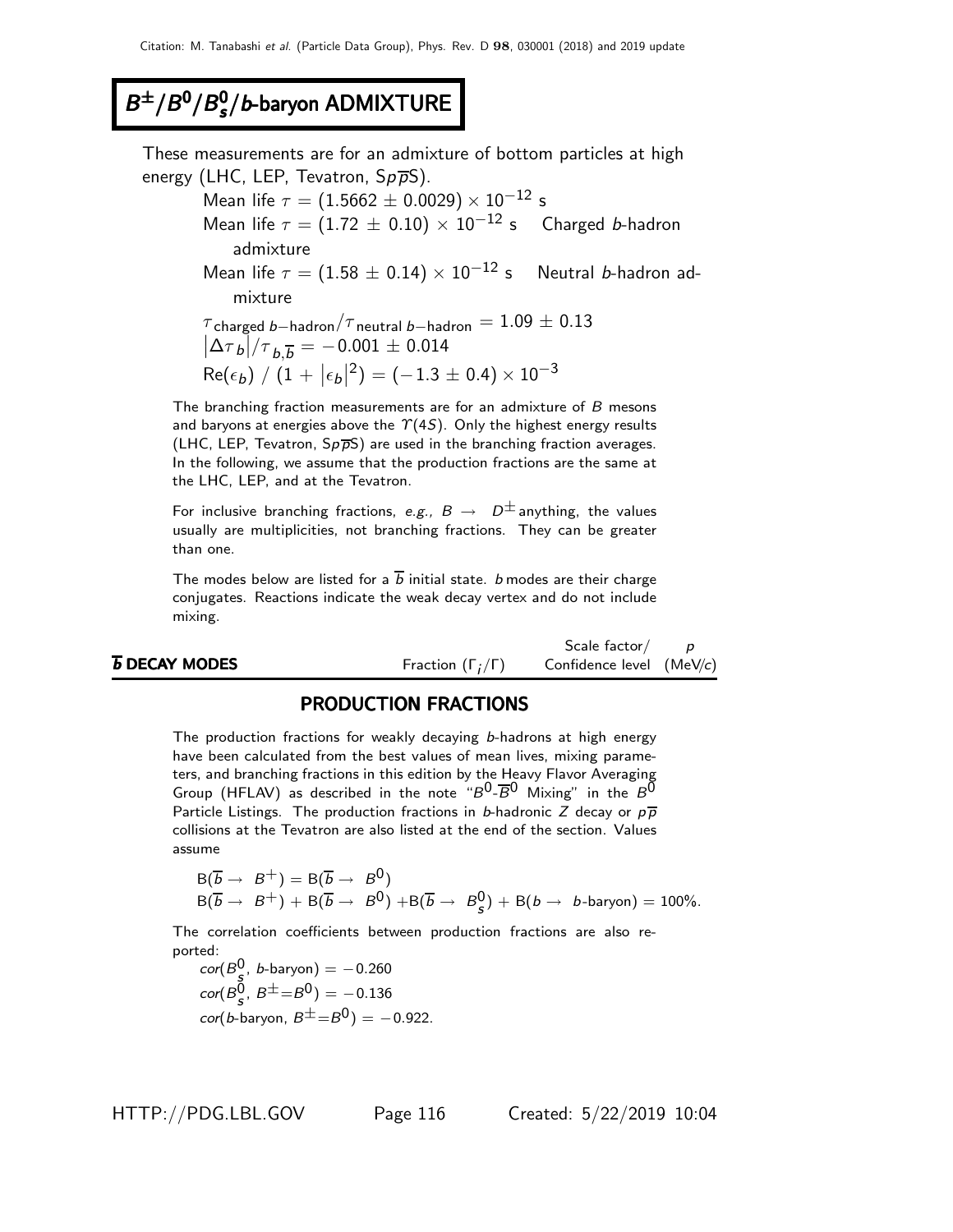# $B^{\pm}/B^0/B_s^0/b$-baryon ADMIXTURE

These measurements are for an admixture of bottom particles at high energy (LHC, LEP, Tevatron, $Sp\overline{p}S$).

Mean life $\tau = (1.5662 \pm 0.0029) \times 10^{-12}$ s

Mean life $\tau = (1.72 \pm 0.10) \times 10^{-12}$ s   Charged $b$-hadron admixture

Mean life $\tau = (1.58 \pm 0.14) \times 10^{-12}$ s   Neutral $b$-hadron admixture

$\tau_{\text{charged } b-\text{hadron}}/\tau_{\text{neutral } b-\text{hadron}} = 1.09 \pm 0.13$

$\left|\Delta\tau_b\right|/\tau_{b,\overline{b}} = -0.001 \pm 0.014$

$\text{Re}(\epsilon_b)\ /\ (1 + \left|\epsilon_b\right|^2) = (-1.3 \pm 0.4) \times 10^{-3}$

The branching fraction measurements are for an admixture of $B$ mesons and baryons at energies above the $\Upsilon(4S)$. Only the highest energy results (LHC, LEP, Tevatron, $Sp\overline{p}S$) are used in the branching fraction averages. In the following, we assume that the production fractions are the same at the LHC, LEP, and at the Tevatron.

For inclusive branching fractions, *e.g.*, $B \to D^{\pm}$anything, the values usually are multiplicities, not branching fractions. They can be greater than one.

The modes below are listed for a $\overline{b}$ initial state. $b$ modes are their charge conjugates. Reactions indicate the weak decay vertex and do not include mixing.

| $\overline{b}$ DECAY MODES | Fraction ($\Gamma_i/\Gamma$) | Scale factor/ Confidence level | $p$ (MeV/$c$) |
|---|---|---|---|

## PRODUCTION FRACTIONS

The production fractions for weakly decaying $b$-hadrons at high energy have been calculated from the best values of mean lives, mixing parameters, and branching fractions in this edition by the Heavy Flavor Averaging Group (HFLAV) as described in the note "$B^0$-$\overline{B}^0$ Mixing" in the $B^0$ Particle Listings. The production fractions in $b$-hadronic $Z$ decay or $p\overline{p}$ collisions at the Tevatron are also listed at the end of the section. Values assume

$$\text{B}(\overline{b} \to B^+) = \text{B}(\overline{b} \to B^0)$$
$$\text{B}(\overline{b} \to B^+) + \text{B}(\overline{b} \to B^0) + \text{B}(\overline{b} \to B_s^0) + \text{B}(b \to b\text{-baryon}) = 100\%.$$

The correlation coefficients between production fractions are also reported:

$cor(B_s^0,\ b\text{-baryon}) = -0.260$

$cor(B_s^0,\ B^{\pm}{=}B^0) = -0.136$

$cor(b\text{-baryon},\ B^{\pm}{=}B^0) = -0.922.$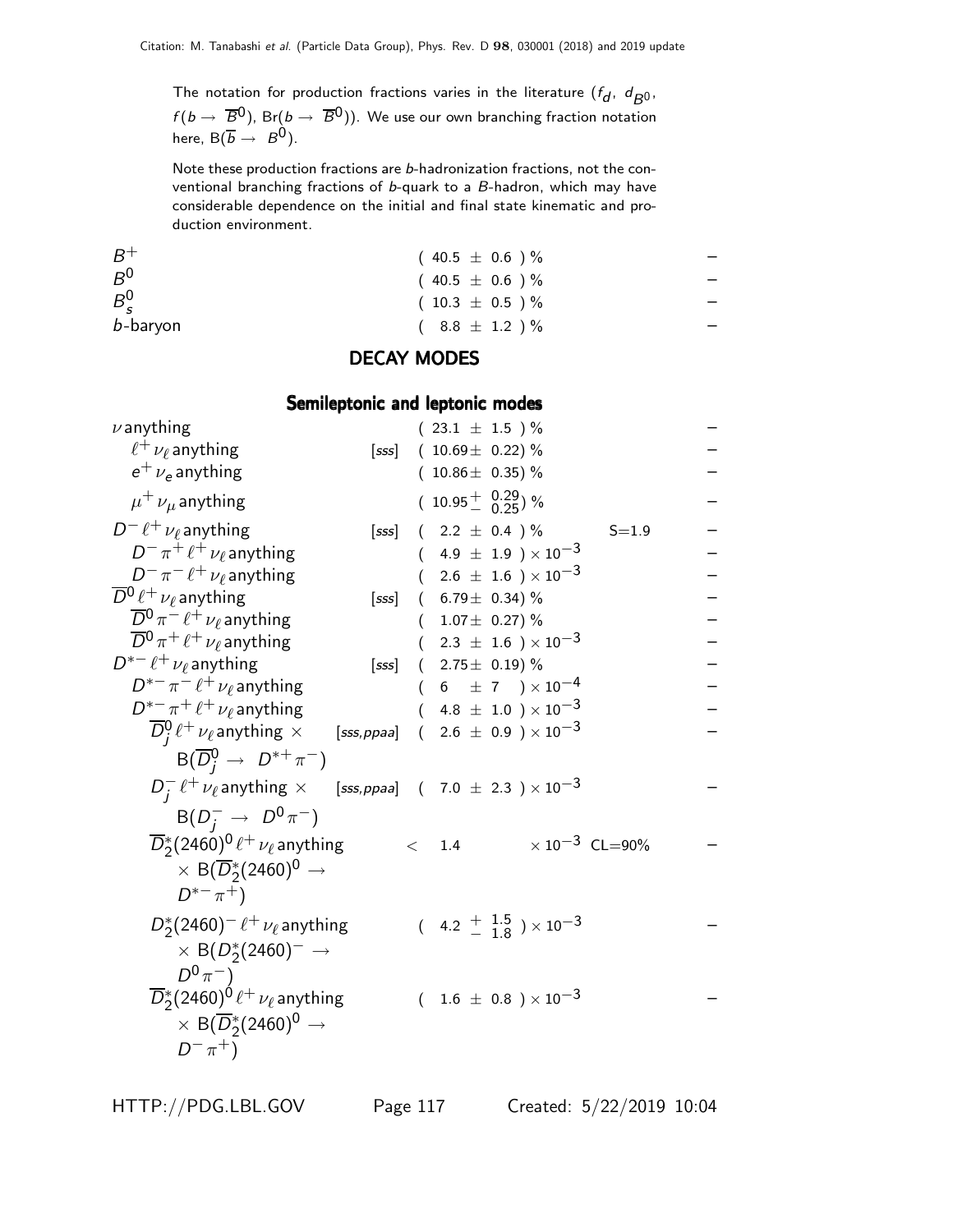The notation for production fractions varies in the literature ($f_d$, $d_{B^0}$, $f(b \rightarrow \overline{B}^0)$, $\mathrm{Br}(b \rightarrow \overline{B}^0)$). We use our own branching fraction notation here, $\mathrm{B}(\overline{b} \rightarrow B^0)$.

Note these production fractions are *b*-hadronization fractions, not the conventional branching fractions of *b*-quark to a *B*-hadron, which may have considerable dependence on the initial and final state kinematic and production environment.

| | | | | |
|---|---|---|---|---|
| $B^+$ | | $(40.5 \pm 0.6)\,\%$ | | – |
| $B^0$ | | $(40.5 \pm 0.6)\,\%$ | | – |
| $B^0_s$ | | $(10.3 \pm 0.5)\,\%$ | | – |
| $b$-baryon | | $(8.8 \pm 1.2)\,\%$ | | – |

## DECAY MODES

### Semileptonic and leptonic modes

| Mode | | Fraction | Scale/CL | |
|---|---|---|---|---|
| $\nu$ anything | | $(23.1 \pm 1.5)\,\%$ | | – |
| $\ell^+ \nu_\ell$ anything | [sss] | $(10.69 \pm 0.22)\,\%$ | | – |
| $e^+ \nu_e$ anything | | $(10.86 \pm 0.35)\,\%$ | | – |
| $\mu^+ \nu_\mu$ anything | | $(10.95 ^{+0.29}_{-0.25})\,\%$ | | – |
| $D^- \ell^+ \nu_\ell$ anything | [sss] | $(2.2 \pm 0.4)\,\%$ | S=1.9 | – |
| $D^- \pi^+ \ell^+ \nu_\ell$ anything | | $(4.9 \pm 1.9) \times 10^{-3}$ | | – |
| $D^- \pi^- \ell^+ \nu_\ell$ anything | | $(2.6 \pm 1.6) \times 10^{-3}$ | | – |
| $\overline{D}^0 \ell^+ \nu_\ell$ anything | [sss] | $(6.79 \pm 0.34)\,\%$ | | – |
| $\overline{D}^0 \pi^- \ell^+ \nu_\ell$ anything | | $(1.07 \pm 0.27)\,\%$ | | – |
| $\overline{D}^0 \pi^+ \ell^+ \nu_\ell$ anything | | $(2.3 \pm 1.6) \times 10^{-3}$ | | – |
| $D^{*-} \ell^+ \nu_\ell$ anything | [sss] | $(2.75 \pm 0.19)\,\%$ | | – |
| $D^{*-} \pi^- \ell^+ \nu_\ell$ anything | | $(6 \pm 7) \times 10^{-4}$ | | – |
| $D^{*-} \pi^+ \ell^+ \nu_\ell$ anything | | $(4.8 \pm 1.0) \times 10^{-3}$ | | – |
| $\overline{D}^0_j \ell^+ \nu_\ell$ anything $\times$ $\mathrm{B}(\overline{D}^0_j \rightarrow D^{*+} \pi^-)$ | [sss,ppaa] | $(2.6 \pm 0.9) \times 10^{-3}$ | | – |
| $D^-_j \ell^+ \nu_\ell$ anything $\times$ $\mathrm{B}(D^-_j \rightarrow D^0 \pi^-)$ | [sss,ppaa] | $(7.0 \pm 2.3) \times 10^{-3}$ | | – |
| $\overline{D}^*_2(2460)^0 \ell^+ \nu_\ell$ anything $\times$ $\mathrm{B}(\overline{D}^*_2(2460)^0 \rightarrow D^{*-} \pi^+)$ | | $< 1.4 \times 10^{-3}$ | CL=90% | – |
| $D^*_2(2460)^- \ell^+ \nu_\ell$ anything $\times$ $\mathrm{B}(D^*_2(2460)^- \rightarrow D^0 \pi^-)$ | | $(4.2 ^{+1.5}_{-1.8}) \times 10^{-3}$ | | – |
| $\overline{D}^*_2(2460)^0 \ell^+ \nu_\ell$ anything $\times$ $\mathrm{B}(\overline{D}^*_2(2460)^0 \rightarrow D^- \pi^+)$ | | $(1.6 \pm 0.8) \times 10^{-3}$ | | – |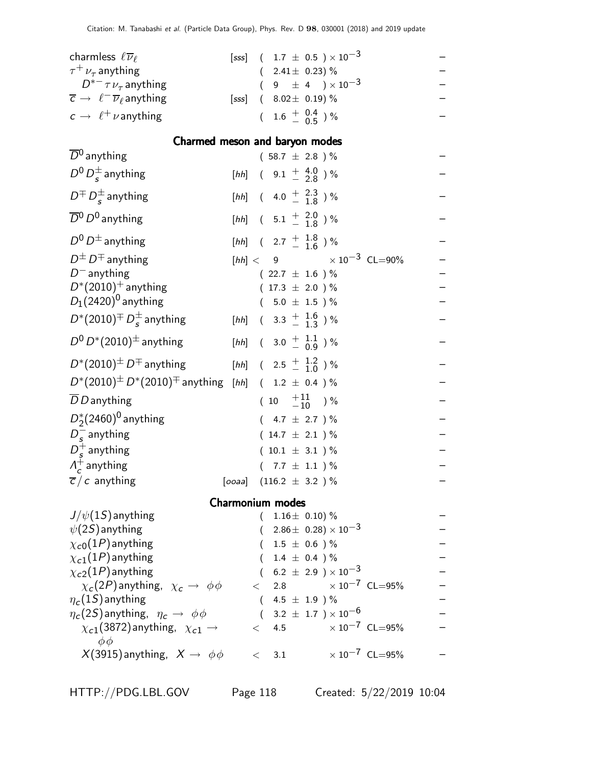| Mode | | Fraction | | |
|---|---|---|---|---|
| charmless $\ell \overline{\nu}_\ell$ | [sss] | $(1.7 \pm 0.5) \times 10^{-3}$ | | – |
| $\tau^+ \nu_\tau$ anything | | $(2.41 \pm 0.23)$ % | | – |
| $D^{*-} \tau \nu_\tau$ anything | | $(9 \pm 4) \times 10^{-3}$ | | – |
| $\overline{c} \to \ell^- \overline{\nu}_\ell$ anything | [sss] | $(8.02 \pm 0.19)$ % | | – |
| $c \to \ell^+ \nu$ anything | | $(1.6 \, ^{+0.4}_{-0.5})$ % | | – |

## Charmed meson and baryon modes

| Mode | | Fraction | | |
|---|---|---|---|---|
| $\overline{D}^0$ anything | | $(58.7 \pm 2.8)$ % | | – |
| $D^0 D_s^\pm$ anything | [hh] | $(9.1 \, ^{+4.0}_{-2.8})$ % | | – |
| $D^\mp D_s^\pm$ anything | [hh] | $(4.0 \, ^{+2.3}_{-1.8})$ % | | – |
| $\overline{D}^0 D^0$ anything | [hh] | $(5.1 \, ^{+2.0}_{-1.8})$ % | | – |
| $D^0 D^\pm$ anything | [hh] | $(2.7 \, ^{+1.8}_{-1.6})$ % | | – |
| $D^\pm D^\mp$ anything | [hh] | $< 9 \times 10^{-3}$ | CL=90% | – |
| $D^-$ anything | | $(22.7 \pm 1.6)$ % | | – |
| $D^*(2010)^+$ anything | | $(17.3 \pm 2.0)$ % | | – |
| $D_1(2420)^0$ anything | | $(5.0 \pm 1.5)$ % | | – |
| $D^*(2010)^\mp D_s^\pm$ anything | [hh] | $(3.3 \, ^{+1.6}_{-1.3})$ % | | – |
| $D^0 D^*(2010)^\pm$ anything | [hh] | $(3.0 \, ^{+1.1}_{-0.9})$ % | | – |
| $D^*(2010)^\pm D^\mp$ anything | [hh] | $(2.5 \, ^{+1.2}_{-1.0})$ % | | – |
| $D^*(2010)^\pm D^*(2010)^\mp$ anything | [hh] | $(1.2 \pm 0.4)$ % | | – |
| $\overline{D} D$ anything | | $(10 \, ^{+11}_{-10})$ % | | – |
| $D_2^*(2460)^0$ anything | | $(4.7 \pm 2.7)$ % | | – |
| $D_s^-$ anything | | $(14.7 \pm 2.1)$ % | | – |
| $D_s^+$ anything | | $(10.1 \pm 3.1)$ % | | – |
| $\Lambda_c^+$ anything | | $(7.7 \pm 1.1)$ % | | – |
| $\overline{c} / c$ anything | [ooaa] | $(116.2 \pm 3.2)$ % | | – |

## Charmonium modes

| Mode | | Fraction | | |
|---|---|---|---|---|
| $J/\psi(1S)$ anything | | $(1.16 \pm 0.10)$ % | | – |
| $\psi(2S)$ anything | | $(2.86 \pm 0.28) \times 10^{-3}$ | | – |
| $\chi_{c0}(1P)$ anything | | $(1.5 \pm 0.6)$ % | | – |
| $\chi_{c1}(1P)$ anything | | $(1.4 \pm 0.4)$ % | | – |
| $\chi_{c2}(1P)$ anything | | $(6.2 \pm 2.9) \times 10^{-3}$ | | – |
| $\chi_c(2P)$ anything, $\chi_c \to \phi\phi$ | | $< 2.8 \times 10^{-7}$ | CL=95% | – |
| $\eta_c(1S)$ anything | | $(4.5 \pm 1.9)$ % | | – |
| $\eta_c(2S)$ anything, $\eta_c \to \phi\phi$ | | $(3.2 \pm 1.7) \times 10^{-6}$ | | – |
| $\chi_{c1}(3872)$ anything, $\chi_{c1} \to \phi\phi$ | | $< 4.5 \times 10^{-7}$ | CL=95% | – |
| $X(3915)$ anything, $X \to \phi\phi$ | | $< 3.1 \times 10^{-7}$ | CL=95% | – |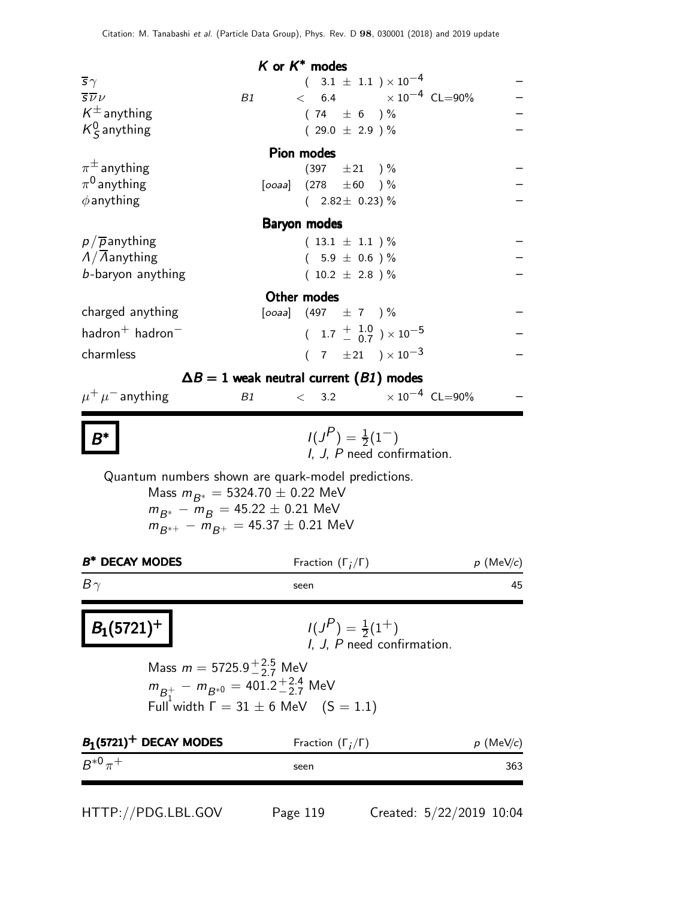## $K$ or $K^*$ modes

| Mode | | Fraction | |
|---|---|---|---|
| $\overline{s}\gamma$ | | $(\ 3.1\ \pm\ 1.1\ ) \times 10^{-4}$ | – |
| $\overline{s}\overline{\nu}\nu$ | B1 | $<\ 6.4$ $\times 10^{-4}$ CL=90% | – |
| $K^{\pm}$anything | | $(\ 74\ \pm\ 6\ )\ \%$ | – |
| $K^0_S$anything | | $(\ 29.0\ \pm\ 2.9\ )\ \%$ | – |

## Pion modes

| Mode | | Fraction | |
|---|---|---|---|
| $\pi^{\pm}$anything | | $(397\ \pm 21\ )\ \%$ | – |
| $\pi^0$anything | [ooaa] | $(278\ \pm 60\ )\ \%$ | – |
| $\phi$anything | | $(\ 2.82 \pm\ 0.23)\ \%$ | – |

## Baryon modes

| Mode | | Fraction | |
|---|---|---|---|
| $p/\overline{p}$anything | | $(\ 13.1\ \pm\ 1.1\ )\ \%$ | – |
| $\Lambda/\overline{\Lambda}$anything | | $(\ 5.9\ \pm\ 0.6\ )\ \%$ | – |
| $b$-baryon anything | | $(\ 10.2\ \pm\ 2.8\ )\ \%$ | – |

## Other modes

| Mode | | Fraction | |
|---|---|---|---|
| charged anything | [ooaa] | $(497\ \pm\ 7\ )\ \%$ | – |
| hadron$^+$ hadron$^-$ | | $(\ 1.7\ ^{+\ 1.0}_{-\ 0.7}\ ) \times 10^{-5}$ | – |
| charmless | | $(\ 7\ \pm 21\ ) \times 10^{-3}$ | – |

## $\Delta B = 1$ weak neutral current ($B1$) modes

| Mode | | Fraction | |
|---|---|---|---|
| $\mu^+\mu^-$anything | B1 | $<\ 3.2$ $\times 10^{-4}$ CL=90% | – |

# $B^*$

$I(J^P) = \frac{1}{2}(1^-)$
I, J, P need confirmation.

Quantum numbers shown are quark-model predictions.

Mass $m_{B^*} = 5324.70 \pm 0.22$ MeV
$m_{B^*} - m_B = 45.22 \pm 0.21$ MeV
$m_{B^{*+}} - m_{B^+} = 45.37 \pm 0.21$ MeV

| $B^*$ DECAY MODES | Fraction $(\Gamma_i/\Gamma)$ | $p$ (MeV/$c$) |
|---|---|---|
| $B\gamma$ | seen | 45 |

# $B_1(5721)^+$

$I(J^P) = \frac{1}{2}(1^+)$
I, J, P need confirmation.

Mass $m = 5725.9^{+2.5}_{-2.7}$ MeV
$m_{B_1^+} - m_{B^{*0}} = 401.2^{+2.4}_{-2.7}$ MeV
Full width $\Gamma = 31 \pm 6$ MeV (S = 1.1)

| $B_1(5721)^+$ DECAY MODES | Fraction $(\Gamma_i/\Gamma)$ | $p$ (MeV/$c$) |
|---|---|---|
| $B^{*0}\pi^+$ | seen | 363 |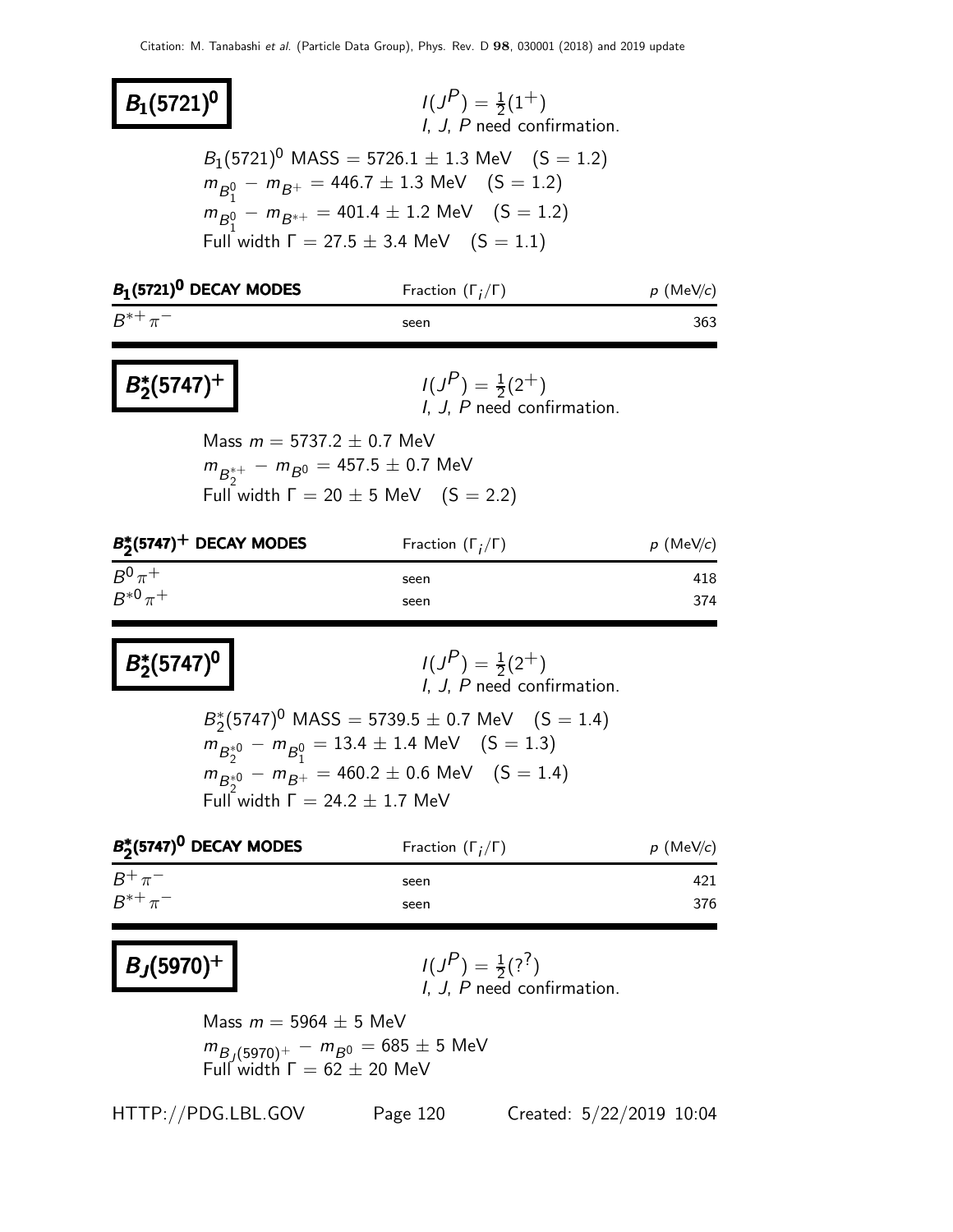# $B_1(5721)^0$

$I(J^P) = \frac{1}{2}(1^+)$
I, J, P need confirmation.

$B_1(5721)^0$ MASS $= 5726.1 \pm 1.3$ MeV (S = 1.2)

$m_{B_1^0} - m_{B^+} = 446.7 \pm 1.3$ MeV (S = 1.2)

$m_{B_1^0} - m_{B^{*+}} = 401.4 \pm 1.2$ MeV (S = 1.2)

Full width $\Gamma = 27.5 \pm 3.4$ MeV (S = 1.1)

| $B_1(5721)^0$ DECAY MODES | Fraction ($\Gamma_i/\Gamma$) | $p$ (MeV/$c$) |
|---|---|---|
| $B^{*+}\pi^-$ | seen | 363 |

# $B_2^*(5747)^+$

$I(J^P) = \frac{1}{2}(2^+)$
I, J, P need confirmation.

Mass $m = 5737.2 \pm 0.7$ MeV

$m_{B_2^{*+}} - m_{B^0} = 457.5 \pm 0.7$ MeV

Full width $\Gamma = 20 \pm 5$ MeV (S = 2.2)

| $B_2^*(5747)^+$ DECAY MODES | Fraction ($\Gamma_i/\Gamma$) | $p$ (MeV/$c$) |
|---|---|---|
| $B^0\pi^+$ | seen | 418 |
| $B^{*0}\pi^+$ | seen | 374 |

# $B_2^*(5747)^0$

$I(J^P) = \frac{1}{2}(2^+)$
I, J, P need confirmation.

$B_2^*(5747)^0$ MASS $= 5739.5 \pm 0.7$ MeV (S = 1.4)

$m_{B_2^{*0}} - m_{B_1^0} = 13.4 \pm 1.4$ MeV (S = 1.3)

$m_{B_2^{*0}} - m_{B^+} = 460.2 \pm 0.6$ MeV (S = 1.4)

Full width $\Gamma = 24.2 \pm 1.7$ MeV

| $B_2^*(5747)^0$ DECAY MODES | Fraction ($\Gamma_i/\Gamma$) | $p$ (MeV/$c$) |
|---|---|---|
| $B^+\pi^-$ | seen | 421 |
| $B^{*+}\pi^-$ | seen | 376 |

# $B_J(5970)^+$

$I(J^P) = \frac{1}{2}(?^?)$
I, J, P need confirmation.

Mass $m = 5964 \pm 5$ MeV

$m_{B_J(5970)^+} - m_{B^0} = 685 \pm 5$ MeV

Full width $\Gamma = 62 \pm 20$ MeV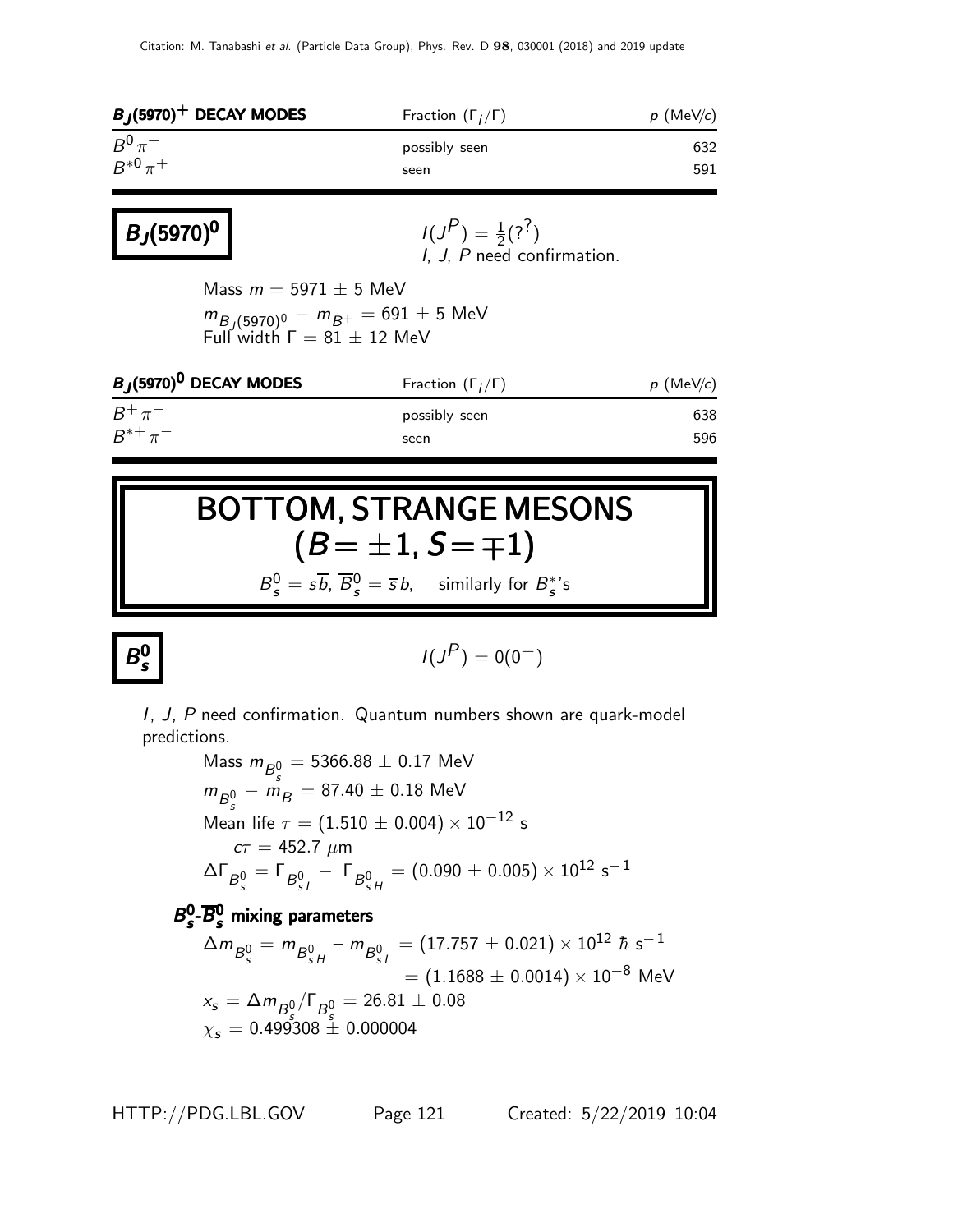| $B_J(5970)^+$ DECAY MODES | Fraction ($\Gamma_i/\Gamma$) | $p$ (MeV/$c$) |
|---|---|---|
| $B^0\pi^+$ | possibly seen | 632 |
| $B^{*0}\pi^+$ | seen | 591 |

## $B_J(5970)^0$

$I(J^P) = \frac{1}{2}(?^?)$
$I$, $J$, $P$ need confirmation.

Mass $m = 5971 \pm 5$ MeV
$m_{B_J(5970)^0} - m_{B^+} = 691 \pm 5$ MeV
Full width $\Gamma = 81 \pm 12$ MeV

| $B_J(5970)^0$ DECAY MODES | Fraction ($\Gamma_i/\Gamma$) | $p$ (MeV/$c$) |
|---|---|---|
| $B^+\pi^-$ | possibly seen | 638 |
| $B^{*+}\pi^-$ | seen | 596 |

# BOTTOM, STRANGE MESONS ($B = \pm1$, $S = \mp1$)

$B_s^0 = s\overline{b}$, $\overline{B}_s^0 = \overline{s}b$, similarly for $B_s^*$'s

## $B_s^0$

$I(J^P) = 0(0^-)$

$I$, $J$, $P$ need confirmation. Quantum numbers shown are quark-model predictions.

Mass $m_{B_s^0} = 5366.88 \pm 0.17$ MeV
$m_{B_s^0} - m_B = 87.40 \pm 0.18$ MeV
Mean life $\tau = (1.510 \pm 0.004) \times 10^{-12}$ s
$c\tau = 452.7$ $\mu$m
$\Delta\Gamma_{B_s^0} = \Gamma_{B_{sL}^0} - \Gamma_{B_{sH}^0} = (0.090 \pm 0.005) \times 10^{12}$ s$^{-1}$

### $B_s^0$-$\overline{B}_s^0$ mixing parameters

$\Delta m_{B_s^0} = m_{B_{sH}^0} - m_{B_{sL}^0} = (17.757 \pm 0.021) \times 10^{12}$ $\hbar$ s$^{-1}$
$= (1.1688 \pm 0.0014) \times 10^{-8}$ MeV
$x_s = \Delta m_{B_s^0}/\Gamma_{B_s^0} = 26.81 \pm 0.08$
$\chi_s = 0.499308 \pm 0.000004$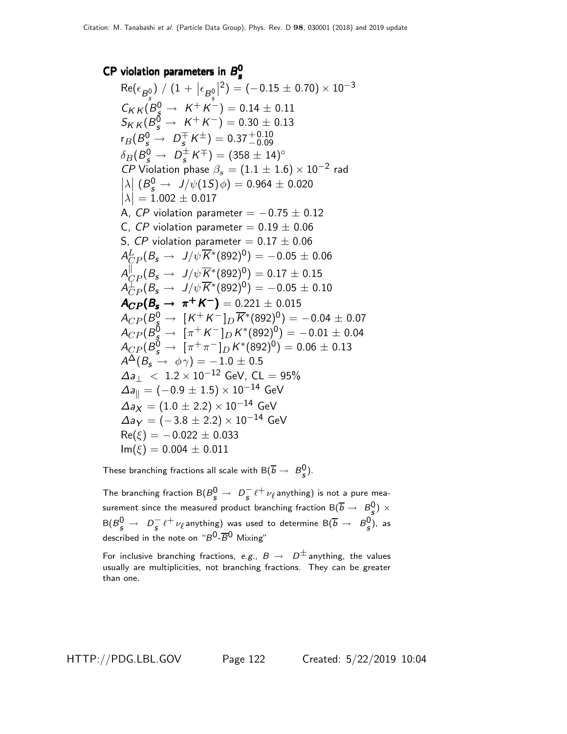## CP violation parameters in $B^0_s$

$\mathrm{Re}(\epsilon_{B^0_s}) \,/\, (1 + |\epsilon_{B^0_s}|^2) = (-0.15 \pm 0.70) \times 10^{-3}$

$C_{KK}(B^0_s \to K^+K^-) = 0.14 \pm 0.11$

$S_{KK}(B^0_s \to K^+K^-) = 0.30 \pm 0.13$

$r_B(B^0_s \to D_s^{\mp}K^{\pm}) = 0.37^{+0.10}_{-0.09}$

$\delta_B(B^0_s \to D_s^{\pm}K^{\mp}) = (358 \pm 14)^{\circ}$

$CP$ Violation phase $\beta_s = (1.1 \pm 1.6) \times 10^{-2}$ rad

$|\lambda| \; (B^0_s \to J/\psi(1S)\phi) = 0.964 \pm 0.020$

$|\lambda| = 1.002 \pm 0.017$

A, $CP$ violation parameter $= -0.75 \pm 0.12$

C, $CP$ violation parameter $= 0.19 \pm 0.06$

S, $CP$ violation parameter $= 0.17 \pm 0.06$

$A^{L}_{CP}(B_s \to J/\psi \overline{K}^*(892)^0) = -0.05 \pm 0.06$

$A^{\parallel}_{CP}(B_s \to J/\psi \overline{K}^*(892)^0) = 0.17 \pm 0.15$

$A^{\perp}_{CP}(B_s \to J/\psi \overline{K}^*(892)^0) = -0.05 \pm 0.10$

$\boldsymbol{A_{CP}(B_s \to \pi^+K^-)} = 0.221 \pm 0.015$

$A_{CP}(B^0_s \to [K^+K^-]_D \overline{K}^*(892)^0) = -0.04 \pm 0.07$

$A_{CP}(B^0_s \to [\pi^+K^-]_D K^*(892)^0) = -0.01 \pm 0.04$

$A_{CP}(B^0_s \to [\pi^+\pi^-]_D K^*(892)^0) = 0.06 \pm 0.13$

$A^{\Delta}(B_s \to \phi\gamma) = -1.0 \pm 0.5$

$\Delta a_{\perp} < 1.2 \times 10^{-12}$ GeV, CL = 95%

$\Delta a_{\parallel} = (-0.9 \pm 1.5) \times 10^{-14}$ GeV

$\Delta a_X = (1.0 \pm 2.2) \times 10^{-14}$ GeV

$\Delta a_Y = (-3.8 \pm 2.2) \times 10^{-14}$ GeV

$\mathrm{Re}(\xi) = -0.022 \pm 0.033$

$\mathrm{Im}(\xi) = 0.004 \pm 0.011$

These branching fractions all scale with $B(\overline{b} \to B^0_s)$.

The branching fraction $B(B^0_s \to D_s^- \ell^+ \nu_\ell \,\text{anything})$ is not a pure measurement since the measured product branching fraction $B(\overline{b} \to B^0_s) \times B(B^0_s \to D_s^- \ell^+ \nu_\ell \,\text{anything})$ was used to determine $B(\overline{b} \to B^0_s)$, as described in the note on "$B^0$-$\overline{B}^0$ Mixing"

For inclusive branching fractions, *e.g.*, $B \to D^{\pm}$ anything, the values usually are multiplicities, not branching fractions. They can be greater than one.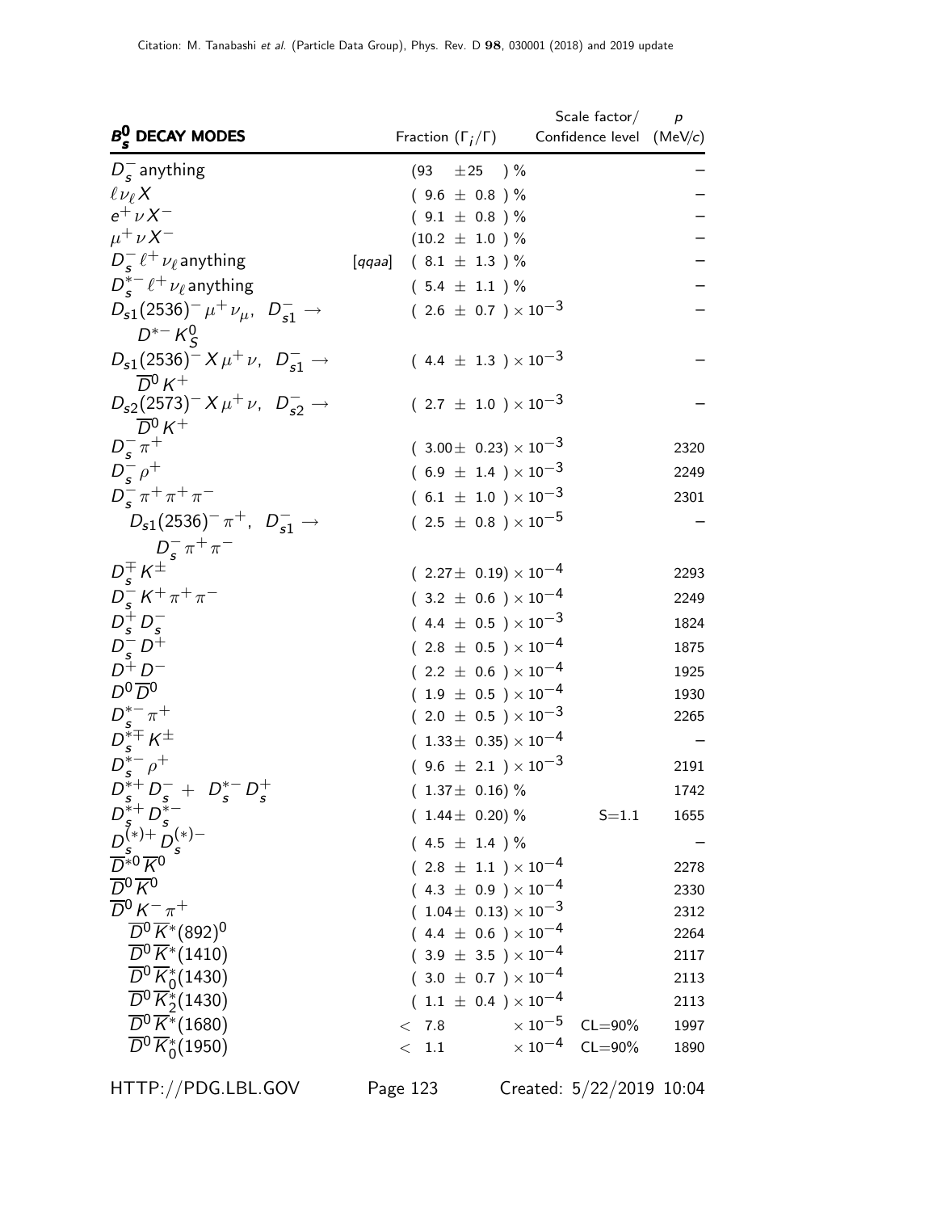| $B_s^0$ DECAY MODES | Fraction ($\Gamma_i/\Gamma$) | Scale factor/ Confidence level | $p$ (MeV/$c$) |
|---|---|---|---|
| $D_s^-$ anything | (93 $\pm 25$ ) % | | – |
| $\ell \nu_\ell X$ | ( 9.6 $\pm$ 0.8 ) % | | – |
| $e^+ \nu X^-$ | ( 9.1 $\pm$ 0.8 ) % | | – |
| $\mu^+ \nu X^-$ | (10.2 $\pm$ 1.0 ) % | | – |
| $D_s^- \ell^+ \nu_\ell$ anything [qqaa] | ( 8.1 $\pm$ 1.3 ) % | | – |
| $D_s^{*-} \ell^+ \nu_\ell$ anything | ( 5.4 $\pm$ 1.1 ) % | | – |
| $D_{s1}(2536)^- \mu^+ \nu_\mu$, $D_{s1}^- \to D^{*-} K_S^0$ | ( 2.6 $\pm$ 0.7 ) $\times 10^{-3}$ | | – |
| $D_{s1}(2536)^- X \mu^+ \nu$, $D_{s1}^- \to \overline{D}^0 K^+$ | ( 4.4 $\pm$ 1.3 ) $\times 10^{-3}$ | | – |
| $D_{s2}(2573)^- X \mu^+ \nu$, $D_{s2}^- \to \overline{D}^0 K^+$ | ( 2.7 $\pm$ 1.0 ) $\times 10^{-3}$ | | – |
| $D_s^- \pi^+$ | ( 3.00 $\pm$ 0.23) $\times 10^{-3}$ | | 2320 |
| $D_s^- \rho^+$ | ( 6.9 $\pm$ 1.4 ) $\times 10^{-3}$ | | 2249 |
| $D_s^- \pi^+ \pi^+ \pi^-$ | ( 6.1 $\pm$ 1.0 ) $\times 10^{-3}$ | | 2301 |
| $D_{s1}(2536)^- \pi^+$, $D_{s1}^- \to D_s^- \pi^+ \pi^-$ | ( 2.5 $\pm$ 0.8 ) $\times 10^{-5}$ | | – |
| $D_s^\mp K^\pm$ | ( 2.27 $\pm$ 0.19) $\times 10^{-4}$ | | 2293 |
| $D_s^- K^+ \pi^+ \pi^-$ | ( 3.2 $\pm$ 0.6 ) $\times 10^{-4}$ | | 2249 |
| $D_s^+ D_s^-$ | ( 4.4 $\pm$ 0.5 ) $\times 10^{-3}$ | | 1824 |
| $D_s^- D^+$ | ( 2.8 $\pm$ 0.5 ) $\times 10^{-4}$ | | 1875 |
| $D^+ D^-$ | ( 2.2 $\pm$ 0.6 ) $\times 10^{-4}$ | | 1925 |
| $D^0 \overline{D}^0$ | ( 1.9 $\pm$ 0.5 ) $\times 10^{-4}$ | | 1930 |
| $D_s^{*-} \pi^+$ | ( 2.0 $\pm$ 0.5 ) $\times 10^{-3}$ | | 2265 |
| $D_s^{*\mp} K^\pm$ | ( 1.33 $\pm$ 0.35) $\times 10^{-4}$ | | – |
| $D_s^{*-} \rho^+$ | ( 9.6 $\pm$ 2.1 ) $\times 10^{-3}$ | | 2191 |
| $D_s^{*+} D_s^- + D_s^{*-} D_s^+$ | ( 1.37 $\pm$ 0.16) % | | 1742 |
| $D_s^{*+} D_s^{*-}$ | ( 1.44 $\pm$ 0.20) % | S=1.1 | 1655 |
| $D_s^{(*)+} D_s^{(*)-}$ | ( 4.5 $\pm$ 1.4 ) % | | – |
| $\overline{D}^{*0} \overline{K}^0$ | ( 2.8 $\pm$ 1.1 ) $\times 10^{-4}$ | | 2278 |
| $\overline{D}^0 \overline{K}^0$ | ( 4.3 $\pm$ 0.9 ) $\times 10^{-4}$ | | 2330 |
| $\overline{D}^0 K^- \pi^+$ | ( 1.04 $\pm$ 0.13) $\times 10^{-3}$ | | 2312 |
| $\overline{D}^0 \overline{K}^*(892)^0$ | ( 4.4 $\pm$ 0.6 ) $\times 10^{-4}$ | | 2264 |
| $\overline{D}^0 \overline{K}^*(1410)$ | ( 3.9 $\pm$ 3.5 ) $\times 10^{-4}$ | | 2117 |
| $\overline{D}^0 \overline{K}_0^*(1430)$ | ( 3.0 $\pm$ 0.7 ) $\times 10^{-4}$ | | 2113 |
| $\overline{D}^0 \overline{K}_2^*(1430)$ | ( 1.1 $\pm$ 0.4 ) $\times 10^{-4}$ | | 2113 |
| $\overline{D}^0 \overline{K}^*(1680)$ | $<$ 7.8 $\times 10^{-5}$ | CL=90% | 1997 |
| $\overline{D}^0 \overline{K}_0^*(1950)$ | $<$ 1.1 $\times 10^{-4}$ | CL=90% | 1890 |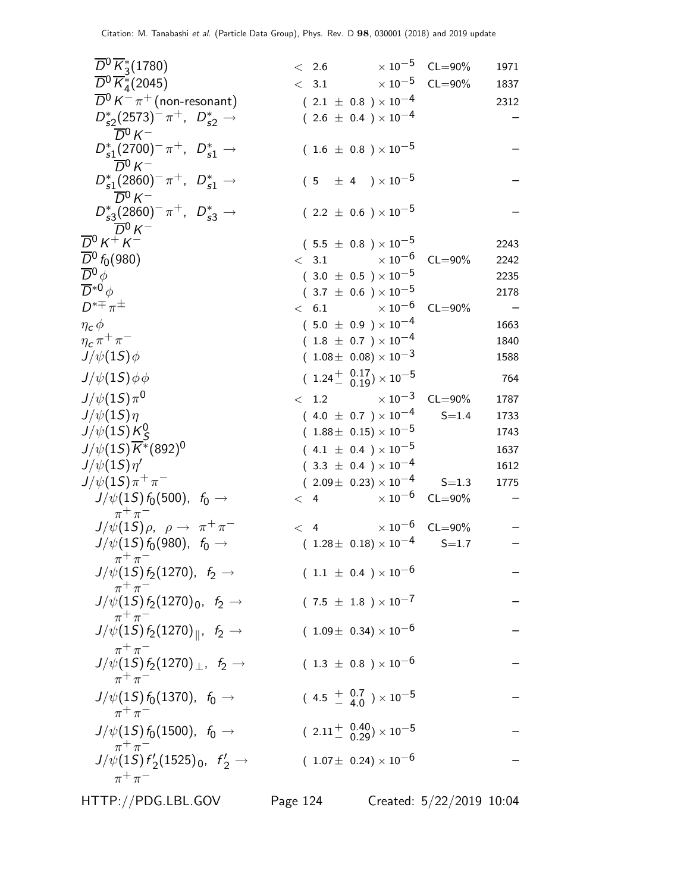| Mode | Fraction | | Scale factor/Conf. level | p (MeV/c) |
|---|---|---|---|---|
| $\overline{D}^0 \overline{K}_3^*(1780)$ | $< 2.6$ | $\times 10^{-5}$ | CL=90% | 1971 |
| $\overline{D}^0 \overline{K}_4^*(2045)$ | $< 3.1$ | $\times 10^{-5}$ | CL=90% | 1837 |
| $\overline{D}^0 K^- \pi^+$ (non-resonant) | $(2.1 \pm 0.8) \times 10^{-4}$ | | | 2312 |
| $D_{s2}^*(2573)^- \pi^+$, $D_{s2}^* \to \overline{D}^0 K^-$ | $(2.6 \pm 0.4) \times 10^{-4}$ | | | – |
| $D_{s1}^*(2700)^- \pi^+$, $D_{s1}^* \to \overline{D}^0 K^-$ | $(1.6 \pm 0.8) \times 10^{-5}$ | | | – |
| $D_{s1}^*(2860)^- \pi^+$, $D_{s1}^* \to \overline{D}^0 K^-$ | $(5 \pm 4) \times 10^{-5}$ | | | – |
| $D_{s3}^*(2860)^- \pi^+$, $D_{s3}^* \to \overline{D}^0 K^-$ | $(2.2 \pm 0.6) \times 10^{-5}$ | | | – |
| $\overline{D}^0 K^+ K^-$ | $(5.5 \pm 0.8) \times 10^{-5}$ | | | 2243 |
| $\overline{D}^0 f_0(980)$ | $< 3.1$ | $\times 10^{-6}$ | CL=90% | 2242 |
| $\overline{D}^0 \phi$ | $(3.0 \pm 0.5) \times 10^{-5}$ | | | 2235 |
| $\overline{D}^{*0} \phi$ | $(3.7 \pm 0.6) \times 10^{-5}$ | | | 2178 |
| $D^{*\mp} \pi^\pm$ | $< 6.1$ | $\times 10^{-6}$ | CL=90% | – |
| $\eta_c \phi$ | $(5.0 \pm 0.9) \times 10^{-4}$ | | | 1663 |
| $\eta_c \pi^+ \pi^-$ | $(1.8 \pm 0.7) \times 10^{-4}$ | | | 1840 |
| $J/\psi(1S) \phi$ | $(1.08 \pm 0.08) \times 10^{-3}$ | | | 1588 |
| $J/\psi(1S) \phi \phi$ | $(1.24^{+0.17}_{-0.19}) \times 10^{-5}$ | | | 764 |
| $J/\psi(1S) \pi^0$ | $< 1.2$ | $\times 10^{-3}$ | CL=90% | 1787 |
| $J/\psi(1S) \eta$ | $(4.0 \pm 0.7) \times 10^{-4}$ | | S=1.4 | 1733 |
| $J/\psi(1S) K_S^0$ | $(1.88 \pm 0.15) \times 10^{-5}$ | | | 1743 |
| $J/\psi(1S) \overline{K}^*(892)^0$ | $(4.1 \pm 0.4) \times 10^{-5}$ | | | 1637 |
| $J/\psi(1S) \eta'$ | $(3.3 \pm 0.4) \times 10^{-4}$ | | | 1612 |
| $J/\psi(1S) \pi^+ \pi^-$ | $(2.09 \pm 0.23) \times 10^{-4}$ | | S=1.3 | 1775 |
| $J/\psi(1S) f_0(500)$, $f_0 \to \pi^+ \pi^-$ | $< 4$ | $\times 10^{-6}$ | CL=90% | – |
| $J/\psi(1S) \rho$, $\rho \to \pi^+ \pi^-$ | $< 4$ | $\times 10^{-6}$ | CL=90% | – |
| $J/\psi(1S) f_0(980)$, $f_0 \to \pi^+ \pi^-$ | $(1.28 \pm 0.18) \times 10^{-4}$ | | S=1.7 | – |
| $J/\psi(1S) f_2(1270)$, $f_2 \to \pi^+ \pi^-$ | $(1.1 \pm 0.4) \times 10^{-6}$ | | | – |
| $J/\psi(1S) f_2(1270)_0$, $f_2 \to \pi^+ \pi^-$ | $(7.5 \pm 1.8) \times 10^{-7}$ | | | – |
| $J/\psi(1S) f_2(1270)_\parallel$, $f_2 \to \pi^+ \pi^-$ | $(1.09 \pm 0.34) \times 10^{-6}$ | | | – |
| $J/\psi(1S) f_2(1270)_\perp$, $f_2 \to \pi^+ \pi^-$ | $(1.3 \pm 0.8) \times 10^{-6}$ | | | – |
| $J/\psi(1S) f_0(1370)$, $f_0 \to \pi^+ \pi^-$ | $(4.5 ^{+0.7}_{-4.0}) \times 10^{-5}$ | | | – |
| $J/\psi(1S) f_0(1500)$, $f_0 \to \pi^+ \pi^-$ | $(2.11^{+0.40}_{-0.29}) \times 10^{-5}$ | | | – |
| $J/\psi(1S) f_2'(1525)_0$, $f_2' \to \pi^+ \pi^-$ | $(1.07 \pm 0.24) \times 10^{-6}$ | | | – |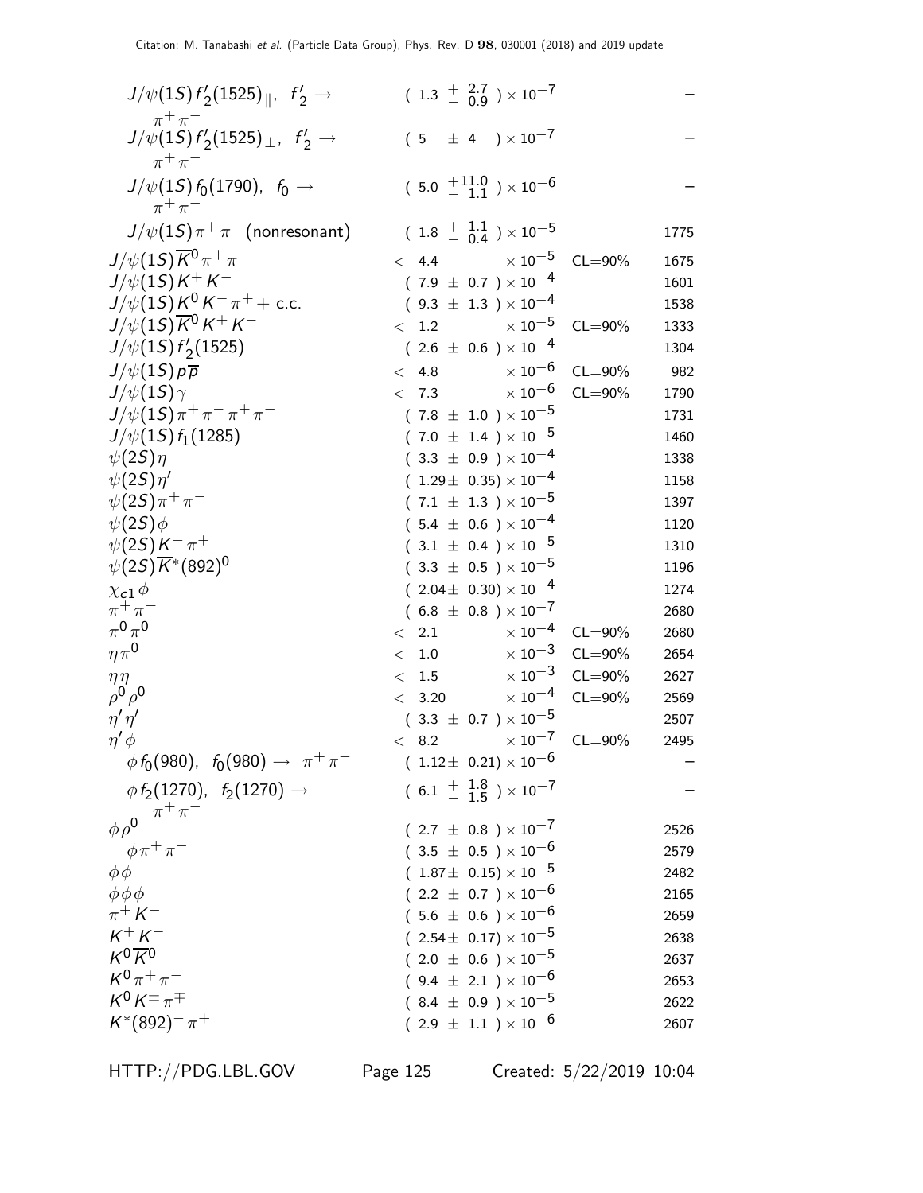| Mode | Fraction | Confidence level | p (MeV/c) |
|---|---|---|---|
| $J/\psi(1S) f_2'(1525)_{\parallel}$, $f_2' \to \pi^+\pi^-$ | $(1.3 \ ^{+}_{-} \ ^{2.7}_{0.9}) \times 10^{-7}$ | | – |
| $J/\psi(1S) f_2'(1525)_{\perp}$, $f_2' \to \pi^+\pi^-$ | $(5 \pm 4) \times 10^{-7}$ | | – |
| $J/\psi(1S) f_0(1790)$, $f_0 \to \pi^+\pi^-$ | $(5.0 \ ^{+11.0}_{-\ 1.1}) \times 10^{-6}$ | | – |
| $J/\psi(1S)\pi^+\pi^-$ (nonresonant) | $(1.8 \ ^{+}_{-} \ ^{1.1}_{0.4}) \times 10^{-5}$ | | 1775 |
| $J/\psi(1S)\overline{K}^0\pi^+\pi^-$ | $< 4.4 \times 10^{-5}$ | CL=90% | 1675 |
| $J/\psi(1S)K^+K^-$ | $(7.9 \pm 0.7) \times 10^{-4}$ | | 1601 |
| $J/\psi(1S)K^0K^-\pi^+ +$ c.c. | $(9.3 \pm 1.3) \times 10^{-4}$ | | 1538 |
| $J/\psi(1S)\overline{K}^0K^+K^-$ | $< 1.2 \times 10^{-5}$ | CL=90% | 1333 |
| $J/\psi(1S)f_2'(1525)$ | $(2.6 \pm 0.6) \times 10^{-4}$ | | 1304 |
| $J/\psi(1S)p\overline{p}$ | $< 4.8 \times 10^{-6}$ | CL=90% | 982 |
| $J/\psi(1S)\gamma$ | $< 7.3 \times 10^{-6}$ | CL=90% | 1790 |
| $J/\psi(1S)\pi^+\pi^-\pi^+\pi^-$ | $(7.8 \pm 1.0) \times 10^{-5}$ | | 1731 |
| $J/\psi(1S)f_1(1285)$ | $(7.0 \pm 1.4) \times 10^{-5}$ | | 1460 |
| $\psi(2S)\eta$ | $(3.3 \pm 0.9) \times 10^{-4}$ | | 1338 |
| $\psi(2S)\eta'$ | $(1.29 \pm 0.35) \times 10^{-4}$ | | 1158 |
| $\psi(2S)\pi^+\pi^-$ | $(7.1 \pm 1.3) \times 10^{-5}$ | | 1397 |
| $\psi(2S)\phi$ | $(5.4 \pm 0.6) \times 10^{-4}$ | | 1120 |
| $\psi(2S)K^-\pi^+$ | $(3.1 \pm 0.4) \times 10^{-5}$ | | 1310 |
| $\psi(2S)\overline{K}^*(892)^0$ | $(3.3 \pm 0.5) \times 10^{-5}$ | | 1196 |
| $\chi_{c1}\phi$ | $(2.04 \pm 0.30) \times 10^{-4}$ | | 1274 |
| $\pi^+\pi^-$ | $(6.8 \pm 0.8) \times 10^{-7}$ | | 2680 |
| $\pi^0\pi^0$ | $< 2.1 \times 10^{-4}$ | CL=90% | 2680 |
| $\eta\pi^0$ | $< 1.0 \times 10^{-3}$ | CL=90% | 2654 |
| $\eta\eta$ | $< 1.5 \times 10^{-3}$ | CL=90% | 2627 |
| $\rho^0\rho^0$ | $< 3.20 \times 10^{-4}$ | CL=90% | 2569 |
| $\eta'\eta'$ | $(3.3 \pm 0.7) \times 10^{-5}$ | | 2507 |
| $\eta'\phi$ | $< 8.2 \times 10^{-7}$ | CL=90% | 2495 |
| $\phi f_0(980)$, $f_0(980) \to \pi^+\pi^-$ | $(1.12 \pm 0.21) \times 10^{-6}$ | | – |
| $\phi f_2(1270)$, $f_2(1270) \to \pi^+\pi^-$ | $(6.1 \ ^{+}_{-} \ ^{1.8}_{1.5}) \times 10^{-7}$ | | – |
| $\phi\rho^0$ | $(2.7 \pm 0.8) \times 10^{-7}$ | | 2526 |
| $\phi\pi^+\pi^-$ | $(3.5 \pm 0.5) \times 10^{-6}$ | | 2579 |
| $\phi\phi$ | $(1.87 \pm 0.15) \times 10^{-5}$ | | 2482 |
| $\phi\phi\phi$ | $(2.2 \pm 0.7) \times 10^{-6}$ | | 2165 |
| $\pi^+K^-$ | $(5.6 \pm 0.6) \times 10^{-6}$ | | 2659 |
| $K^+K^-$ | $(2.54 \pm 0.17) \times 10^{-5}$ | | 2638 |
| $K^0\overline{K}^0$ | $(2.0 \pm 0.6) \times 10^{-5}$ | | 2637 |
| $K^0\pi^+\pi^-$ | $(9.4 \pm 2.1) \times 10^{-6}$ | | 2653 |
| $K^0K^\pm\pi^\mp$ | $(8.4 \pm 0.9) \times 10^{-5}$ | | 2622 |
| $K^*(892)^-\pi^+$ | $(2.9 \pm 1.1) \times 10^{-6}$ | | 2607 |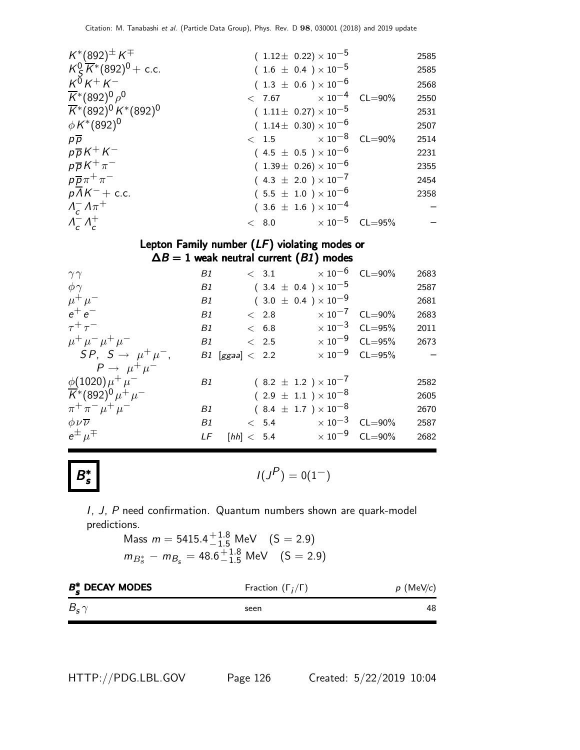| Mode | | Fraction | | p |
|---|---|---|---|---|
| $K^*(892)^{\pm} K^{\mp}$ | | $(1.12 \pm 0.22) \times 10^{-5}$ | | 2585 |
| $K^0_S \overline{K}^*(892)^0$ + c.c. | | $(1.6 \pm 0.4) \times 10^{-5}$ | | 2585 |
| $K^0 K^+ K^-$ | | $(1.3 \pm 0.6) \times 10^{-6}$ | | 2568 |
| $\overline{K}^*(892)^0 \rho^0$ | | $< 7.67 \times 10^{-4}$ | CL=90% | 2550 |
| $\overline{K}^*(892)^0 K^*(892)^0$ | | $(1.11 \pm 0.27) \times 10^{-5}$ | | 2531 |
| $\phi K^*(892)^0$ | | $(1.14 \pm 0.30) \times 10^{-6}$ | | 2507 |
| $p\overline{p}$ | | $< 1.5 \times 10^{-8}$ | CL=90% | 2514 |
| $p\overline{p} K^+ K^-$ | | $(4.5 \pm 0.5) \times 10^{-6}$ | | 2231 |
| $p\overline{p} K^+ \pi^-$ | | $(1.39 \pm 0.26) \times 10^{-6}$ | | 2355 |
| $p\overline{p} \pi^+ \pi^-$ | | $(4.3 \pm 2.0) \times 10^{-7}$ | | 2454 |
| $p\overline{\Lambda} K^-$ + c.c. | | $(5.5 \pm 1.0) \times 10^{-6}$ | | 2358 |
| $\Lambda_c^- \Lambda \pi^+$ | | $(3.6 \pm 1.6) \times 10^{-4}$ | | – |
| $\Lambda_c^- \Lambda_c^+$ | | $< 8.0 \times 10^{-5}$ | CL=95% | – |

### Lepton Family number (*LF*) violating modes or $\Delta B = 1$ weak neutral current (*B1*) modes

| Mode | | Fraction | | p |
|---|---|---|---|---|
| $\gamma\gamma$ | B1 | $< 3.1 \times 10^{-6}$ | CL=90% | 2683 |
| $\phi\gamma$ | B1 | $(3.4 \pm 0.4) \times 10^{-5}$ | | 2587 |
| $\mu^+\mu^-$ | B1 | $(3.0 \pm 0.4) \times 10^{-9}$ | | 2681 |
| $e^+e^-$ | B1 | $< 2.8 \times 10^{-7}$ | CL=90% | 2683 |
| $\tau^+\tau^-$ | B1 | $< 6.8 \times 10^{-3}$ | CL=95% | 2011 |
| $\mu^+\mu^-\mu^+\mu^-$ | B1 | $< 2.5 \times 10^{-9}$ | CL=95% | 2673 |
| $SP$, $S \to \mu^+\mu^-$, $P \to \mu^+\mu^-$ | B1 | [ggaa] $< 2.2 \times 10^{-9}$ | CL=95% | – |
| $\phi(1020)\mu^+\mu^-$ | B1 | $(8.2 \pm 1.2) \times 10^{-7}$ | | 2582 |
| $\overline{K}^*(892)^0 \mu^+\mu^-$ | | $(2.9 \pm 1.1) \times 10^{-8}$ | | 2605 |
| $\pi^+\pi^-\mu^+\mu^-$ | B1 | $(8.4 \pm 1.7) \times 10^{-8}$ | | 2670 |
| $\phi\nu\overline{\nu}$ | B1 | $< 5.4 \times 10^{-3}$ | CL=90% | 2587 |
| $e^{\pm}\mu^{\mp}$ | LF | [hh] $< 5.4 \times 10^{-9}$ | CL=90% | 2682 |

## $B_s^*$

$I(J^P) = 0(1^-)$

*I*, *J*, *P* need confirmation. Quantum numbers shown are quark-model predictions.

Mass $m = 5415.4^{+1.8}_{-1.5}$ MeV (S = 2.9)

$m_{B_s^*} - m_{B_s} = 48.6^{+1.8}_{-1.5}$ MeV (S = 2.9)

| $B_s^*$ DECAY MODES | Fraction ($\Gamma_i/\Gamma$) | $p$ (MeV/$c$) |
|---|---|---|
| $B_s\gamma$ | seen | 48 |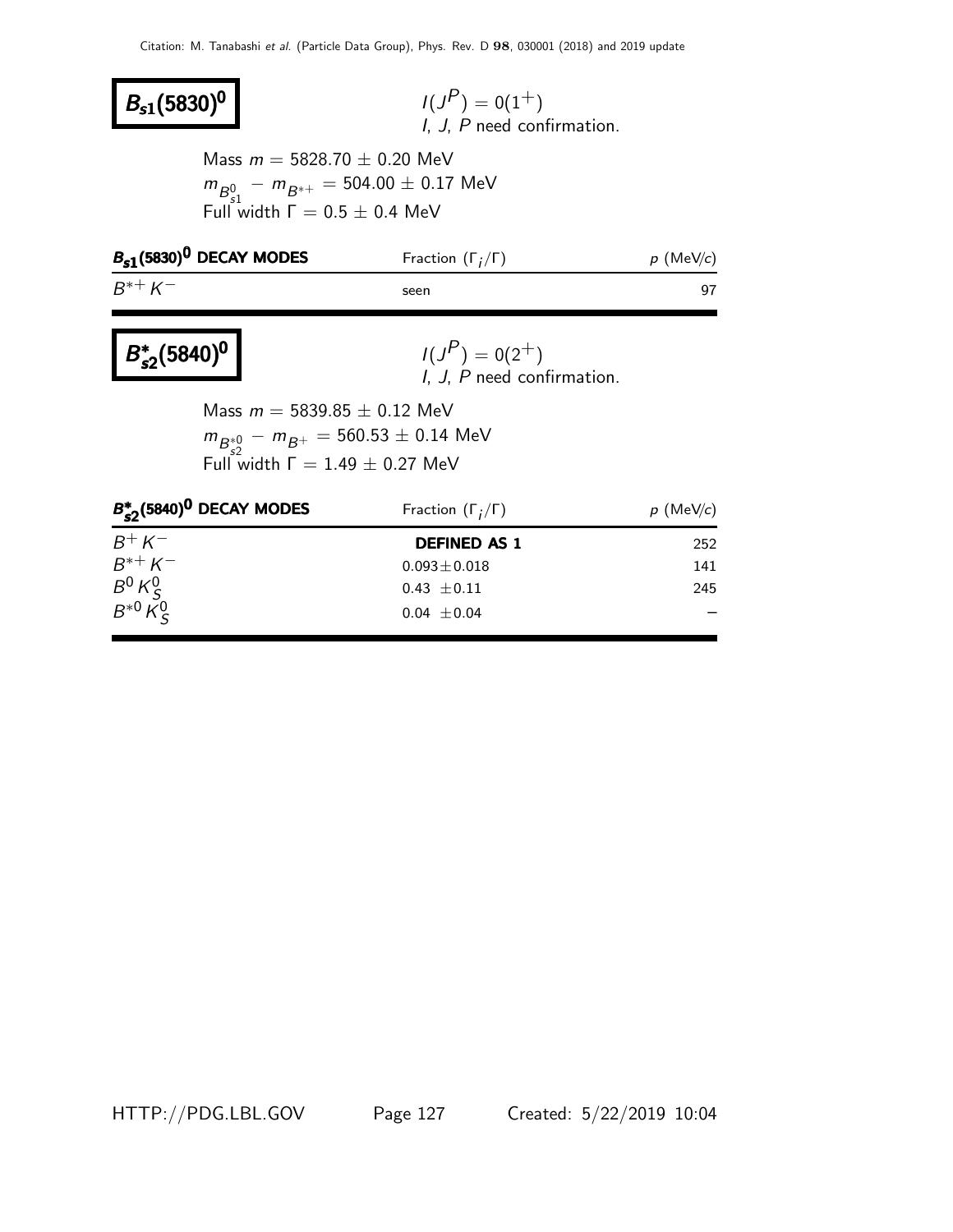# $B_{s1}(5830)^0$

$I(J^P) = 0(1^+)$
I, J, P need confirmation.

Mass $m = 5828.70 \pm 0.20$ MeV
$m_{B_{s1}^0} - m_{B^{*+}} = 504.00 \pm 0.17$ MeV
Full width $\Gamma = 0.5 \pm 0.4$ MeV

| $B_{s1}(5830)^0$ DECAY MODES | Fraction ($\Gamma_i/\Gamma$) | $p$ (MeV/$c$) |
|---|---|---|
| $B^{*+} K^-$ | seen | 97 |

# $B_{s2}^*(5840)^0$

$I(J^P) = 0(2^+)$
I, J, P need confirmation.

Mass $m = 5839.85 \pm 0.12$ MeV
$m_{B_{s2}^{*0}} - m_{B^+} = 560.53 \pm 0.14$ MeV
Full width $\Gamma = 1.49 \pm 0.27$ MeV

| $B_{s2}^*(5840)^0$ DECAY MODES | Fraction ($\Gamma_i/\Gamma$) | $p$ (MeV/$c$) |
|---|---|---|
| $B^+ K^-$ | **DEFINED AS 1** | 252 |
| $B^{*+} K^-$ | $0.093 \pm 0.018$ | 141 |
| $B^0 K_S^0$ | $0.43 \pm 0.11$ | 245 |
| $B^{*0} K_S^0$ | $0.04 \pm 0.04$ | – |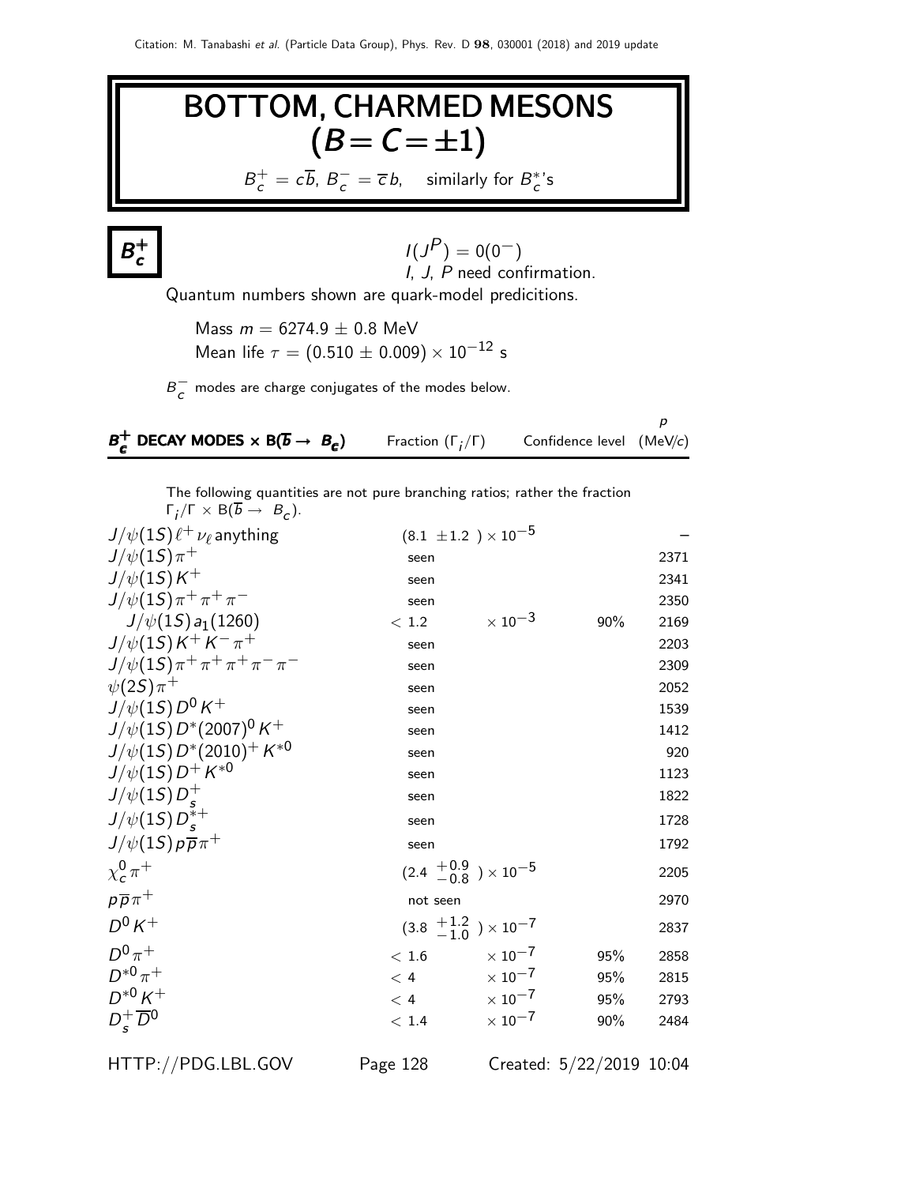Citation: M. Tanabashi *et al.* (Particle Data Group), Phys. Rev. D **98**, 030001 (2018) and 2019 update

# BOTTOM, CHARMED MESONS ($B = C = \pm1$)

$B_c^+ = c\overline{b}$, $B_c^- = \overline{c}b$, similarly for $B_c^*$'s

## $B_c^+$

$I(J^P) = 0(0^-)$
$I$, $J$, $P$ need confirmation.

Quantum numbers shown are quark-model predicitions.

Mass $m = 6274.9 \pm 0.8$ MeV
Mean life $\tau = (0.510 \pm 0.009) \times 10^{-12}$ s

$B_c^-$ modes are charge conjugates of the modes below.

| $B_c^+$ DECAY MODES $\times$ B($\overline{b} \to B_c$) | Fraction ($\Gamma_i/\Gamma$) | Confidence level | $p$ (MeV/$c$) |
|---|---|---|---|

The following quantities are not pure branching ratios; rather the fraction $\Gamma_i/\Gamma \times$ B($\overline{b} \to B_c$).

| Mode | Fraction ($\Gamma_i/\Gamma$) | Confidence level | $p$ (MeV/$c$) |
|---|---|---|---|
| $J/\psi(1S)\ell^+\nu_\ell$ anything | $(8.1 \pm 1.2) \times 10^{-5}$ | | – |
| $J/\psi(1S)\pi^+$ | seen | | 2371 |
| $J/\psi(1S)K^+$ | seen | | 2341 |
| $J/\psi(1S)\pi^+\pi^+\pi^-$ | seen | | 2350 |
| $J/\psi(1S)a_1(1260)$ | $< 1.2 \times 10^{-3}$ | 90% | 2169 |
| $J/\psi(1S)K^+K^-\pi^+$ | seen | | 2203 |
| $J/\psi(1S)\pi^+\pi^+\pi^+\pi^-\pi^-$ | seen | | 2309 |
| $\psi(2S)\pi^+$ | seen | | 2052 |
| $J/\psi(1S)D^0K^+$ | seen | | 1539 |
| $J/\psi(1S)D^*(2007)^0K^+$ | seen | | 1412 |
| $J/\psi(1S)D^*(2010)^+K^{*0}$ | seen | | 920 |
| $J/\psi(1S)D^+K^{*0}$ | seen | | 1123 |
| $J/\psi(1S)D_s^+$ | seen | | 1822 |
| $J/\psi(1S)D_s^{*+}$ | seen | | 1728 |
| $J/\psi(1S)p\overline{p}\pi^+$ | seen | | 1792 |
| $\chi_c^0\pi^+$ | $(2.4\ ^{+0.9}_{-0.8}) \times 10^{-5}$ | | 2205 |
| $p\overline{p}\pi^+$ | not seen | | 2970 |
| $D^0K^+$ | $(3.8\ ^{+1.2}_{-1.0}) \times 10^{-7}$ | | 2837 |
| $D^0\pi^+$ | $< 1.6 \times 10^{-7}$ | 95% | 2858 |
| $D^{*0}\pi^+$ | $< 4 \times 10^{-7}$ | 95% | 2815 |
| $D^{*0}K^+$ | $< 4 \times 10^{-7}$ | 95% | 2793 |
| $D_s^+\overline{D}^0$ | $< 1.4 \times 10^{-7}$ | 90% | 2484 |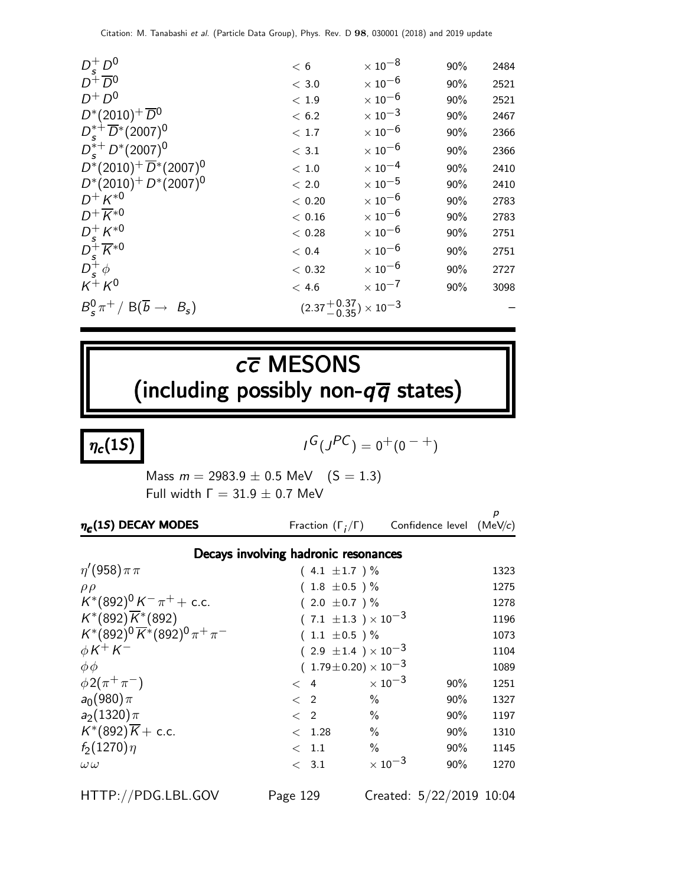| | | | | |
|---|---|---|---|---|
| $D_s^+ D^0$ | $< 6$ | $\times 10^{-8}$ | 90% | 2484 |
| $D^+ \overline{D}^0$ | $< 3.0$ | $\times 10^{-6}$ | 90% | 2521 |
| $D^+ D^0$ | $< 1.9$ | $\times 10^{-6}$ | 90% | 2521 |
| $D^*(2010)^+ \overline{D}^0$ | $< 6.2$ | $\times 10^{-3}$ | 90% | 2467 |
| $D_s^{*+} \overline{D}^*(2007)^0$ | $< 1.7$ | $\times 10^{-6}$ | 90% | 2366 |
| $D_s^{*+} D^*(2007)^0$ | $< 3.1$ | $\times 10^{-6}$ | 90% | 2366 |
| $D^*(2010)^+ \overline{D}^*(2007)^0$ | $< 1.0$ | $\times 10^{-4}$ | 90% | 2410 |
| $D^*(2010)^+ D^*(2007)^0$ | $< 2.0$ | $\times 10^{-5}$ | 90% | 2410 |
| $D^+ K^{*0}$ | $< 0.20$ | $\times 10^{-6}$ | 90% | 2783 |
| $D^+ \overline{K}^{*0}$ | $< 0.16$ | $\times 10^{-6}$ | 90% | 2783 |
| $D_s^+ K^{*0}$ | $< 0.28$ | $\times 10^{-6}$ | 90% | 2751 |
| $D_s^+ \overline{K}^{*0}$ | $< 0.4$ | $\times 10^{-6}$ | 90% | 2751 |
| $D_s^+ \phi$ | $< 0.32$ | $\times 10^{-6}$ | 90% | 2727 |
| $K^+ K^0$ | $< 4.6$ | $\times 10^{-7}$ | 90% | 3098 |
| $B_s^0 \pi^+ /$ B$(\overline{b} \to B_s)$ | $(2.37^{+0.37}_{-0.35}) \times 10^{-3}$ | | | – |

# $c\overline{c}$ MESONS (including possibly non-$q\overline{q}$ states)

## $\eta_c(1S)$

$I^G(J^{PC}) = 0^+(0^{-+})$

Mass $m = 2983.9 \pm 0.5$ MeV  (S = 1.3)
Full width $\Gamma = 31.9 \pm 0.7$ MeV

| $\eta_c(1S)$ DECAY MODES | Fraction $(\Gamma_i/\Gamma)$ | | Confidence level | $p$ (MeV/c) |
|---|---|---|---|---|
| **Decays involving hadronic resonances** | | | | |
| $\eta'(958)\pi\pi$ | $(4.1 \pm 1.7)$ % | | | 1323 |
| $\rho\rho$ | $(1.8 \pm 0.5)$ % | | | 1275 |
| $K^*(892)^0 K^- \pi^+ +$ c.c. | $(2.0 \pm 0.7)$ % | | | 1278 |
| $K^*(892)\overline{K}^*(892)$ | $(7.1 \pm 1.3) \times 10^{-3}$ | | | 1196 |
| $K^*(892)^0 \overline{K}^*(892)^0 \pi^+ \pi^-$ | $(1.1 \pm 0.5)$ % | | | 1073 |
| $\phi K^+ K^-$ | $(2.9 \pm 1.4) \times 10^{-3}$ | | | 1104 |
| $\phi\phi$ | $(1.79 \pm 0.20) \times 10^{-3}$ | | | 1089 |
| $\phi 2(\pi^+\pi^-)$ | $< 4$ | $\times 10^{-3}$ | 90% | 1251 |
| $a_0(980)\pi$ | $< 2$ | % | 90% | 1327 |
| $a_2(1320)\pi$ | $< 2$ | % | 90% | 1197 |
| $K^*(892)\overline{K} +$ c.c. | $< 1.28$ | % | 90% | 1310 |
| $f_2(1270)\eta$ | $< 1.1$ | % | 90% | 1145 |
| $\omega\omega$ | $< 3.1$ | $\times 10^{-3}$ | 90% | 1270 |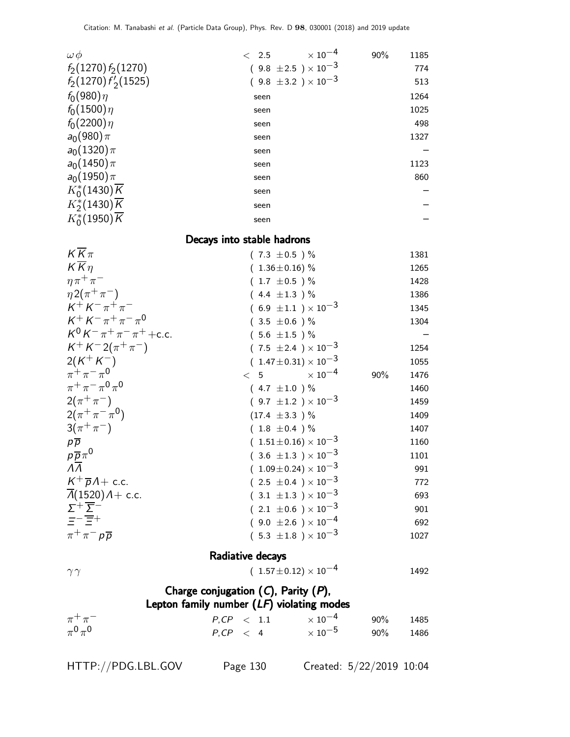| Mode | Fraction | Confidence level | p (MeV/c) |
|---|---|---|---|
| $\omega\phi$ | $< 2.5 \times 10^{-4}$ | 90% | 1185 |
| $f_2(1270) f_2(1270)$ | $(9.8 \pm 2.5) \times 10^{-3}$ | | 774 |
| $f_2(1270) f_2'(1525)$ | $(9.8 \pm 3.2) \times 10^{-3}$ | | 513 |
| $f_0(980)\eta$ | seen | | 1264 |
| $f_0(1500)\eta$ | seen | | 1025 |
| $f_0(2200)\eta$ | seen | | 498 |
| $a_0(980)\pi$ | seen | | 1327 |
| $a_0(1320)\pi$ | seen | | – |
| $a_0(1450)\pi$ | seen | | 1123 |
| $a_0(1950)\pi$ | seen | | 860 |
| $K_0^*(1430)\overline{K}$ | seen | | – |
| $K_2^*(1430)\overline{K}$ | seen | | – |
| $K_0^*(1950)\overline{K}$ | seen | | – |

## Decays into stable hadrons

| Mode | Fraction | Confidence level | p (MeV/c) |
|---|---|---|---|
| $K\overline{K}\pi$ | $(7.3 \pm 0.5)$ % | | 1381 |
| $K\overline{K}\eta$ | $(1.36 \pm 0.16)$ % | | 1265 |
| $\eta\pi^+\pi^-$ | $(1.7 \pm 0.5)$ % | | 1428 |
| $\eta 2(\pi^+\pi^-)$ | $(4.4 \pm 1.3)$ % | | 1386 |
| $K^+K^-\pi^+\pi^-$ | $(6.9 \pm 1.1) \times 10^{-3}$ | | 1345 |
| $K^+K^-\pi^+\pi^-\pi^0$ | $(3.5 \pm 0.6)$ % | | 1304 |
| $K^0K^-\pi^+\pi^-\pi^+$+c.c. | $(5.6 \pm 1.5)$ % | | – |
| $K^+K^-2(\pi^+\pi^-)$ | $(7.5 \pm 2.4) \times 10^{-3}$ | | 1254 |
| $2(K^+K^-)$ | $(1.47 \pm 0.31) \times 10^{-3}$ | | 1055 |
| $\pi^+\pi^-\pi^0$ | $< 5 \times 10^{-4}$ | 90% | 1476 |
| $\pi^+\pi^-\pi^0\pi^0$ | $(4.7 \pm 1.0)$ % | | 1460 |
| $2(\pi^+\pi^-)$ | $(9.7 \pm 1.2) \times 10^{-3}$ | | 1459 |
| $2(\pi^+\pi^-\pi^0)$ | $(17.4 \pm 3.3)$ % | | 1409 |
| $3(\pi^+\pi^-)$ | $(1.8 \pm 0.4)$ % | | 1407 |
| $p\overline{p}$ | $(1.51 \pm 0.16) \times 10^{-3}$ | | 1160 |
| $p\overline{p}\pi^0$ | $(3.6 \pm 1.3) \times 10^{-3}$ | | 1101 |
| $\Lambda\overline{\Lambda}$ | $(1.09 \pm 0.24) \times 10^{-3}$ | | 991 |
| $K^+\overline{p}\Lambda$+ c.c. | $(2.5 \pm 0.4) \times 10^{-3}$ | | 772 |
| $\overline{\Lambda}(1520)\Lambda$+ c.c. | $(3.1 \pm 1.3) \times 10^{-3}$ | | 693 |
| $\Sigma^+\overline{\Sigma}^-$ | $(2.1 \pm 0.6) \times 10^{-3}$ | | 901 |
| $\Xi^-\overline{\Xi}^+$ | $(9.0 \pm 2.6) \times 10^{-4}$ | | 692 |
| $\pi^+\pi^-p\overline{p}$ | $(5.3 \pm 1.8) \times 10^{-3}$ | | 1027 |

## Radiative decays

| Mode | Fraction | Confidence level | p (MeV/c) |
|---|---|---|---|
| $\gamma\gamma$ | $(1.57 \pm 0.12) \times 10^{-4}$ | | 1492 |

## Charge conjugation ($C$), Parity ($P$), Lepton family number ($LF$) violating modes

| Mode | | Fraction | Confidence level | p (MeV/c) |
|---|---|---|---|---|
| $\pi^+\pi^-$ | $P,CP$ | $< 1.1 \times 10^{-4}$ | 90% | 1485 |
| $\pi^0\pi^0$ | $P,CP$ | $< 4 \times 10^{-5}$ | 90% | 1486 |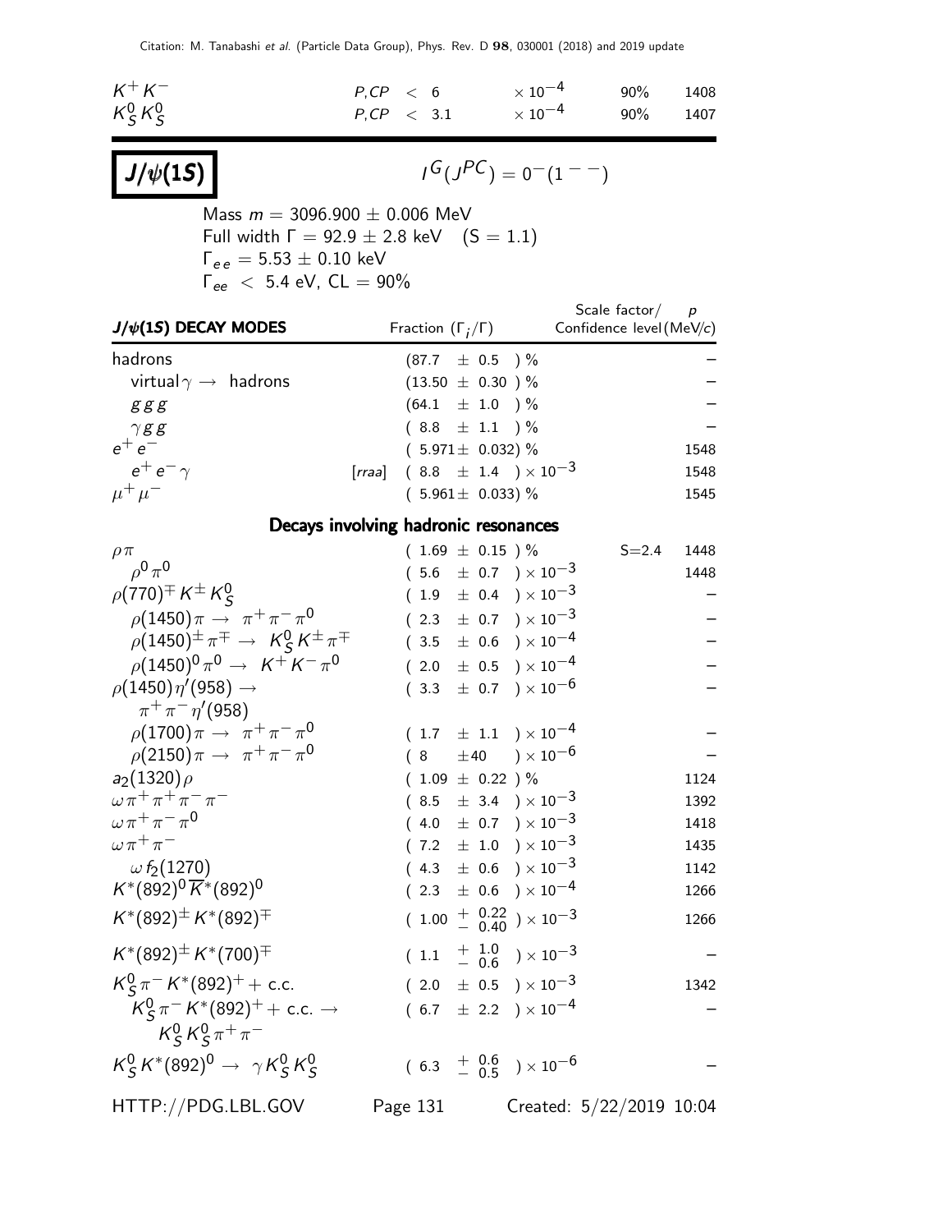| | | | | | |
|---|---|---|---|---|---|
| $K^+K^-$ | $P,CP$ | $< 6$ | $\times 10^{-4}$ | 90% | 1408 |
| $K^0_S K^0_S$ | $P,CP$ | $< 3.1$ | $\times 10^{-4}$ | 90% | 1407 |

# $J/\psi(1S)$

$I^G(J^{PC}) = 0^-(1^{--})$

Mass $m = 3096.900 \pm 0.006$ MeV
Full width $\Gamma = 92.9 \pm 2.8$ keV $(S = 1.1)$
$\Gamma_{ee} = 5.53 \pm 0.10$ keV
$\Gamma_{ee} < 5.4$ eV, CL = 90%

| $J/\psi(1S)$ DECAY MODES | Fraction $(\Gamma_i/\Gamma)$ | Scale factor/ Confidence level | $p$ (MeV/$c$) |
|---|---|---|---|
| hadrons | $(87.7 \pm 0.5)$ % | | – |
| virtual$\gamma \rightarrow$ hadrons | $(13.50 \pm 0.30)$ % | | – |
| $ggg$ | $(64.1 \pm 1.0)$ % | | – |
| $\gamma gg$ | $(8.8 \pm 1.1)$ % | | – |
| $e^+e^-$ | $(5.971 \pm 0.032)$ % | | 1548 |
| $e^+e^-\gamma$ [rraa] | $(8.8 \pm 1.4) \times 10^{-3}$ | | 1548 |
| $\mu^+\mu^-$ | $(5.961 \pm 0.033)$ % | | 1545 |

### Decays involving hadronic resonances

| | | | |
|---|---|---|---|
| $\rho\pi$ | $(1.69 \pm 0.15)$ % | S=2.4 | 1448 |
| $\rho^0\pi^0$ | $(5.6 \pm 0.7) \times 10^{-3}$ | | 1448 |
| $\rho(770)^{\mp}K^{\pm}K^0_S$ | $(1.9 \pm 0.4) \times 10^{-3}$ | | – |
| $\rho(1450)\pi \rightarrow \pi^+\pi^-\pi^0$ | $(2.3 \pm 0.7) \times 10^{-3}$ | | – |
| $\rho(1450)^{\pm}\pi^{\mp} \rightarrow K^0_S K^{\pm}\pi^{\mp}$ | $(3.5 \pm 0.6) \times 10^{-4}$ | | – |
| $\rho(1450)^0\pi^0 \rightarrow K^+K^-\pi^0$ | $(2.0 \pm 0.5) \times 10^{-4}$ | | – |
| $\rho(1450)\eta'(958) \rightarrow \pi^+\pi^-\eta'(958)$ | $(3.3 \pm 0.7) \times 10^{-6}$ | | – |
| $\rho(1700)\pi \rightarrow \pi^+\pi^-\pi^0$ | $(1.7 \pm 1.1) \times 10^{-4}$ | | – |
| $\rho(2150)\pi \rightarrow \pi^+\pi^-\pi^0$ | $(8 \pm 40) \times 10^{-6}$ | | – |
| $a_2(1320)\rho$ | $(1.09 \pm 0.22)$ % | | 1124 |
| $\omega\pi^+\pi^+\pi^-\pi^-$ | $(8.5 \pm 3.4) \times 10^{-3}$ | | 1392 |
| $\omega\pi^+\pi^-\pi^0$ | $(4.0 \pm 0.7) \times 10^{-3}$ | | 1418 |
| $\omega\pi^+\pi^-$ | $(7.2 \pm 1.0) \times 10^{-3}$ | | 1435 |
| $\omega f_2(1270)$ | $(4.3 \pm 0.6) \times 10^{-3}$ | | 1142 |
| $K^*(892)^0\overline{K}^*(892)^0$ | $(2.3 \pm 0.6) \times 10^{-4}$ | | 1266 |
| $K^*(892)^{\pm}K^*(892)^{\mp}$ | $(1.00 ^{+0.22}_{-0.40}) \times 10^{-3}$ | | 1266 |
| $K^*(892)^{\pm}K^*(700)^{\mp}$ | $(1.1 ^{+1.0}_{-0.6}) \times 10^{-3}$ | | – |
| $K^0_S\pi^-K^*(892)^+ +$ c.c. | $(2.0 \pm 0.5) \times 10^{-3}$ | | 1342 |
| $K^0_S\pi^-K^*(892)^+ +$ c.c. $\rightarrow K^0_S K^0_S\pi^+\pi^-$ | $(6.7 \pm 2.2) \times 10^{-4}$ | | – |
| $K^0_S K^*(892)^0 \rightarrow \gamma K^0_S K^0_S$ | $(6.3 ^{+0.6}_{-0.5}) \times 10^{-6}$ | | – |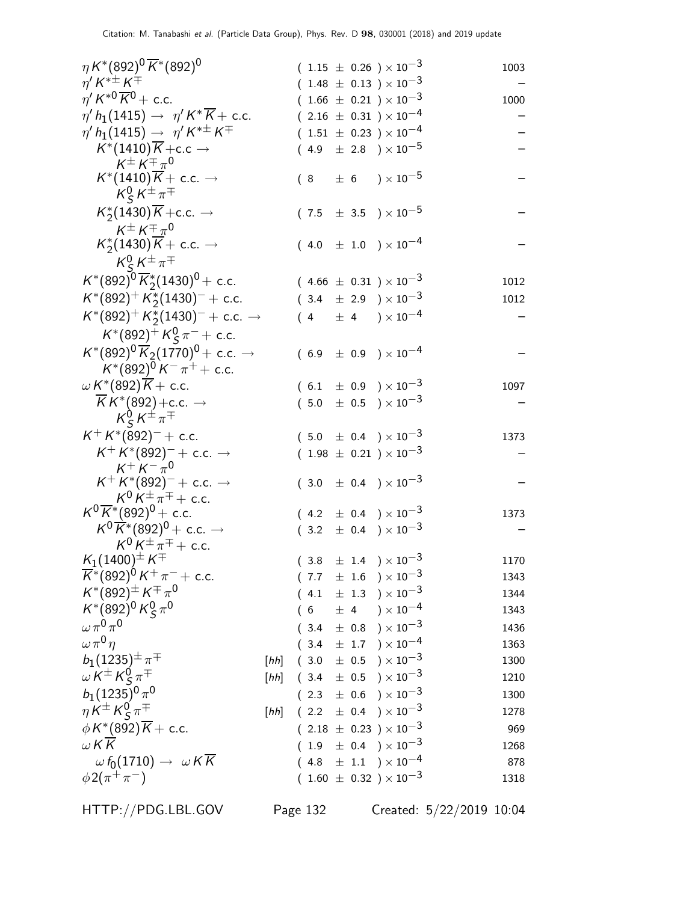| Mode | | Fraction ($\Gamma_i/\Gamma$) | $p$ (MeV/$c$) |
|---|---|---|---|
| $\eta K^*(892)^0 \overline{K}^*(892)^0$ | | $(1.15 \pm 0.26) \times 10^{-3}$ | 1003 |
| $\eta' K^{*\pm} K^{\mp}$ | | $(1.48 \pm 0.13) \times 10^{-3}$ | – |
| $\eta' K^{*0} \overline{K}^0 +$ c.c. | | $(1.66 \pm 0.21) \times 10^{-3}$ | 1000 |
| $\eta' h_1(1415) \rightarrow \eta' K^* \overline{K} +$ c.c. | | $(2.16 \pm 0.31) \times 10^{-4}$ | – |
| $\eta' h_1(1415) \rightarrow \eta' K^{*\pm} K^{\mp}$ | | $(1.51 \pm 0.23) \times 10^{-4}$ | – |
| $K^*(1410) \overline{K} +$c.c $\rightarrow K^{\pm} K^{\mp} \pi^0$ | | $(4.9 \pm 2.8) \times 10^{-5}$ | – |
| $K^*(1410) \overline{K} +$ c.c. $\rightarrow K^0_S K^{\pm} \pi^{\mp}$ | | $(8 \pm 6) \times 10^{-5}$ | – |
| $K^*_2(1430) \overline{K} +$c.c. $\rightarrow K^{\pm} K^{\mp} \pi^0$ | | $(7.5 \pm 3.5) \times 10^{-5}$ | – |
| $K^*_2(1430) \overline{K} +$ c.c. $\rightarrow K^0_S K^{\pm} \pi^{\mp}$ | | $(4.0 \pm 1.0) \times 10^{-4}$ | – |
| $K^*(892)^0 \overline{K}^*_2(1430)^0 +$ c.c. | | $(4.66 \pm 0.31) \times 10^{-3}$ | 1012 |
| $K^*(892)^+ K^*_2(1430)^- +$ c.c. | | $(3.4 \pm 2.9) \times 10^{-3}$ | 1012 |
| $K^*(892)^+ K^*_2(1430)^- +$ c.c. $\rightarrow K^*(892)^+ K^0_S \pi^- +$ c.c. | | $(4 \pm 4) \times 10^{-4}$ | – |
| $K^*(892)^0 \overline{K}_2(1770)^0 +$ c.c. $\rightarrow K^*(892)^0 K^- \pi^+ +$ c.c. | | $(6.9 \pm 0.9) \times 10^{-4}$ | – |
| $\omega K^*(892) \overline{K} +$ c.c. | | $(6.1 \pm 0.9) \times 10^{-3}$ | 1097 |
| $\overline{K} K^*(892) +$c.c. $\rightarrow K^0_S K^{\pm} \pi^{\mp}$ | | $(5.0 \pm 0.5) \times 10^{-3}$ | – |
| $K^+ K^*(892)^- +$ c.c. | | $(5.0 \pm 0.4) \times 10^{-3}$ | 1373 |
| $K^+ K^*(892)^- +$ c.c. $\rightarrow K^+ K^- \pi^0$ | | $(1.98 \pm 0.21) \times 10^{-3}$ | – |
| $K^+ K^*(892)^- +$ c.c. $\rightarrow K^0 K^{\pm} \pi^{\mp} +$ c.c. | | $(3.0 \pm 0.4) \times 10^{-3}$ | – |
| $K^0 \overline{K}^*(892)^0 +$ c.c. | | $(4.2 \pm 0.4) \times 10^{-3}$ | 1373 |
| $K^0 \overline{K}^*(892)^0 +$ c.c. $\rightarrow K^0 K^{\pm} \pi^{\mp} +$ c.c. | | $(3.2 \pm 0.4) \times 10^{-3}$ | – |
| $K_1(1400)^{\pm} K^{\mp}$ | | $(3.8 \pm 1.4) \times 10^{-3}$ | 1170 |
| $\overline{K}^*(892)^0 K^+ \pi^- +$ c.c. | | $(7.7 \pm 1.6) \times 10^{-3}$ | 1343 |
| $K^*(892)^{\pm} K^{\mp} \pi^0$ | | $(4.1 \pm 1.3) \times 10^{-3}$ | 1344 |
| $K^*(892)^0 K^0_S \pi^0$ | | $(6 \pm 4) \times 10^{-4}$ | 1343 |
| $\omega \pi^0 \pi^0$ | | $(3.4 \pm 0.8) \times 10^{-3}$ | 1436 |
| $\omega \pi^0 \eta$ | | $(3.4 \pm 1.7) \times 10^{-4}$ | 1363 |
| $b_1(1235)^{\pm} \pi^{\mp}$ | [hh] | $(3.0 \pm 0.5) \times 10^{-3}$ | 1300 |
| $\omega K^{\pm} K^0_S \pi^{\mp}$ | [hh] | $(3.4 \pm 0.5) \times 10^{-3}$ | 1210 |
| $b_1(1235)^0 \pi^0$ | | $(2.3 \pm 0.6) \times 10^{-3}$ | 1300 |
| $\eta K^{\pm} K^0_S \pi^{\mp}$ | [hh] | $(2.2 \pm 0.4) \times 10^{-3}$ | 1278 |
| $\phi K^*(892) \overline{K} +$ c.c. | | $(2.18 \pm 0.23) \times 10^{-3}$ | 969 |
| $\omega K \overline{K}$ | | $(1.9 \pm 0.4) \times 10^{-3}$ | 1268 |
| $\omega f_0(1710) \rightarrow \omega K \overline{K}$ | | $(4.8 \pm 1.1) \times 10^{-4}$ | 878 |
| $\phi 2(\pi^+ \pi^-)$ | | $(1.60 \pm 0.32) \times 10^{-3}$ | 1318 |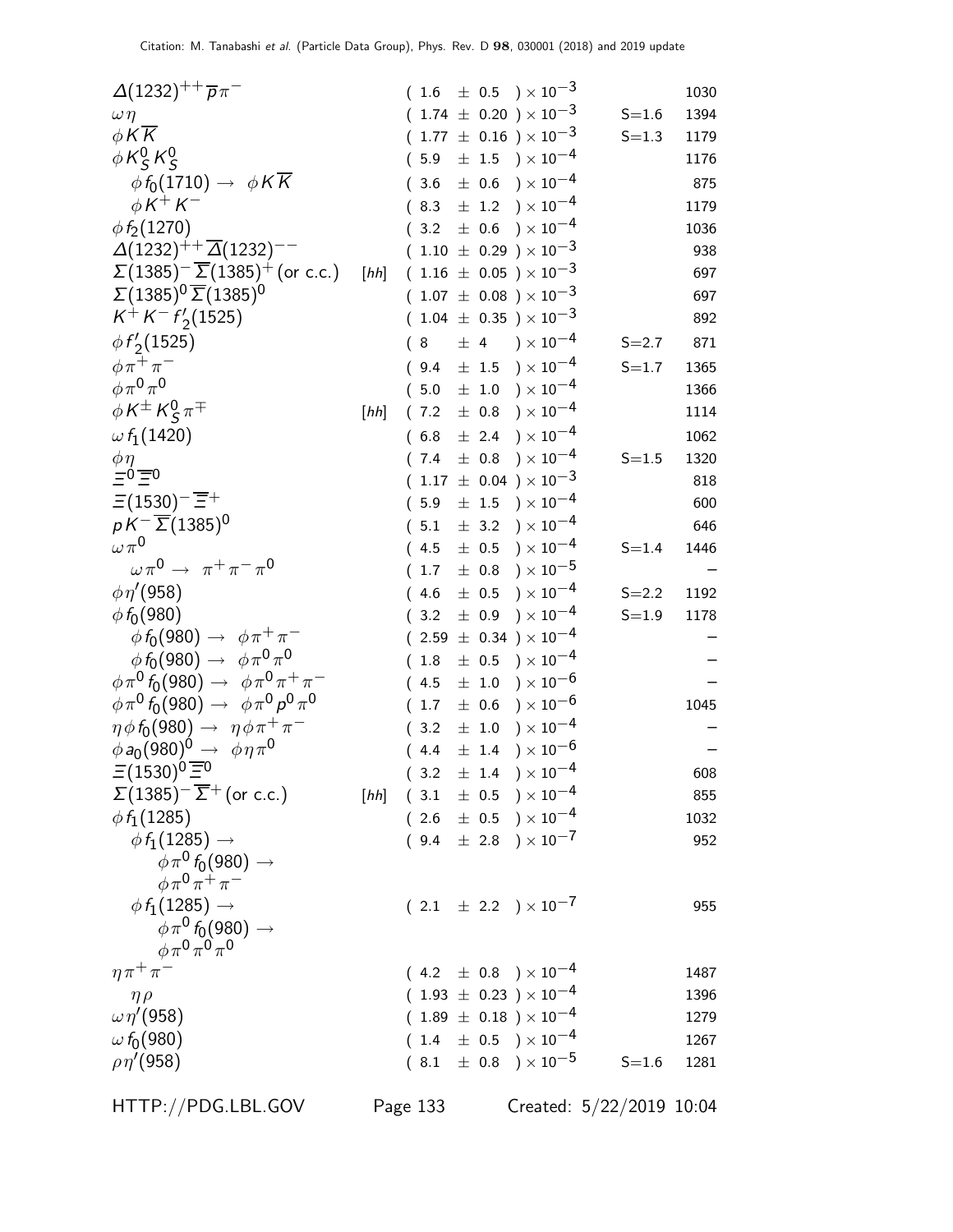| Mode | | Fraction ($\Gamma_i/\Gamma$) | Scale factor | p (MeV/c) |
|---|---|---|---|---|
| $\Delta(1232)^{++}\overline{p}\pi^-$ | | $(1.6 \pm 0.5) \times 10^{-3}$ | | 1030 |
| $\omega\eta$ | | $(1.74 \pm 0.20) \times 10^{-3}$ | S=1.6 | 1394 |
| $\phi K\overline{K}$ | | $(1.77 \pm 0.16) \times 10^{-3}$ | S=1.3 | 1179 |
| $\phi K^0_S K^0_S$ | | $(5.9 \pm 1.5) \times 10^{-4}$ | | 1176 |
| $\phi f_0(1710) \rightarrow \phi K\overline{K}$ | | $(3.6 \pm 0.6) \times 10^{-4}$ | | 875 |
| $\phi K^+ K^-$ | | $(8.3 \pm 1.2) \times 10^{-4}$ | | 1179 |
| $\phi f_2(1270)$ | | $(3.2 \pm 0.6) \times 10^{-4}$ | | 1036 |
| $\Delta(1232)^{++}\overline{\Delta}(1232)^{--}$ | | $(1.10 \pm 0.29) \times 10^{-3}$ | | 938 |
| $\Sigma(1385)^-\overline{\Sigma}(1385)^+$ (or c.c.) | [hh] | $(1.16 \pm 0.05) \times 10^{-3}$ | | 697 |
| $\Sigma(1385)^0\overline{\Sigma}(1385)^0$ | | $(1.07 \pm 0.08) \times 10^{-3}$ | | 697 |
| $K^+K^-f_2'(1525)$ | | $(1.04 \pm 0.35) \times 10^{-3}$ | | 892 |
| $\phi f_2'(1525)$ | | $(8 \pm 4) \times 10^{-4}$ | S=2.7 | 871 |
| $\phi\pi^+\pi^-$ | | $(9.4 \pm 1.5) \times 10^{-4}$ | S=1.7 | 1365 |
| $\phi\pi^0\pi^0$ | | $(5.0 \pm 1.0) \times 10^{-4}$ | | 1366 |
| $\phi K^\pm K^0_S\pi^\mp$ | [hh] | $(7.2 \pm 0.8) \times 10^{-4}$ | | 1114 |
| $\omega f_1(1420)$ | | $(6.8 \pm 2.4) \times 10^{-4}$ | | 1062 |
| $\phi\eta$ | | $(7.4 \pm 0.8) \times 10^{-4}$ | S=1.5 | 1320 |
| $\Xi^0\overline{\Xi}^0$ | | $(1.17 \pm 0.04) \times 10^{-3}$ | | 818 |
| $\Xi(1530)^-\overline{\Xi}^+$ | | $(5.9 \pm 1.5) \times 10^{-4}$ | | 600 |
| $pK^-\overline{\Sigma}(1385)^0$ | | $(5.1 \pm 3.2) \times 10^{-4}$ | | 646 |
| $\omega\pi^0$ | | $(4.5 \pm 0.5) \times 10^{-4}$ | S=1.4 | 1446 |
| $\omega\pi^0 \rightarrow \pi^+\pi^-\pi^0$ | | $(1.7 \pm 0.8) \times 10^{-5}$ | | – |
| $\phi\eta'(958)$ | | $(4.6 \pm 0.5) \times 10^{-4}$ | S=2.2 | 1192 |
| $\phi f_0(980)$ | | $(3.2 \pm 0.9) \times 10^{-4}$ | S=1.9 | 1178 |
| $\phi f_0(980) \rightarrow \phi\pi^+\pi^-$ | | $(2.59 \pm 0.34) \times 10^{-4}$ | | – |
| $\phi f_0(980) \rightarrow \phi\pi^0\pi^0$ | | $(1.8 \pm 0.5) \times 10^{-4}$ | | – |
| $\phi\pi^0 f_0(980) \rightarrow \phi\pi^0\pi^+\pi^-$ | | $(4.5 \pm 1.0) \times 10^{-6}$ | | – |
| $\phi\pi^0 f_0(980) \rightarrow \phi\pi^0 p^0\pi^0$ | | $(1.7 \pm 0.6) \times 10^{-6}$ | | 1045 |
| $\eta\phi f_0(980) \rightarrow \eta\phi\pi^+\pi^-$ | | $(3.2 \pm 1.0) \times 10^{-4}$ | | – |
| $\phi a_0(980)^0 \rightarrow \phi\eta\pi^0$ | | $(4.4 \pm 1.4) \times 10^{-6}$ | | – |
| $\Xi(1530)^0\overline{\Xi}^0$ | | $(3.2 \pm 1.4) \times 10^{-4}$ | | 608 |
| $\Sigma(1385)^-\overline{\Sigma}^+$ (or c.c.) | [hh] | $(3.1 \pm 0.5) \times 10^{-4}$ | | 855 |
| $\phi f_1(1285)$ | | $(2.6 \pm 0.5) \times 10^{-4}$ | | 1032 |
| $\phi f_1(1285) \rightarrow \phi\pi^0 f_0(980) \rightarrow \phi\pi^0\pi^+\pi^-$ | | $(9.4 \pm 2.8) \times 10^{-7}$ | | 952 |
| $\phi f_1(1285) \rightarrow \phi\pi^0 f_0(980) \rightarrow \phi\pi^0\pi^0\pi^0$ | | $(2.1 \pm 2.2) \times 10^{-7}$ | | 955 |
| $\eta\pi^+\pi^-$ | | $(4.2 \pm 0.8) \times 10^{-4}$ | | 1487 |
| $\eta\rho$ | | $(1.93 \pm 0.23) \times 10^{-4}$ | | 1396 |
| $\omega\eta'(958)$ | | $(1.89 \pm 0.18) \times 10^{-4}$ | | 1279 |
| $\omega f_0(980)$ | | $(1.4 \pm 0.5) \times 10^{-4}$ | | 1267 |
| $\rho\eta'(958)$ | | $(8.1 \pm 0.8) \times 10^{-5}$ | S=1.6 | 1281 |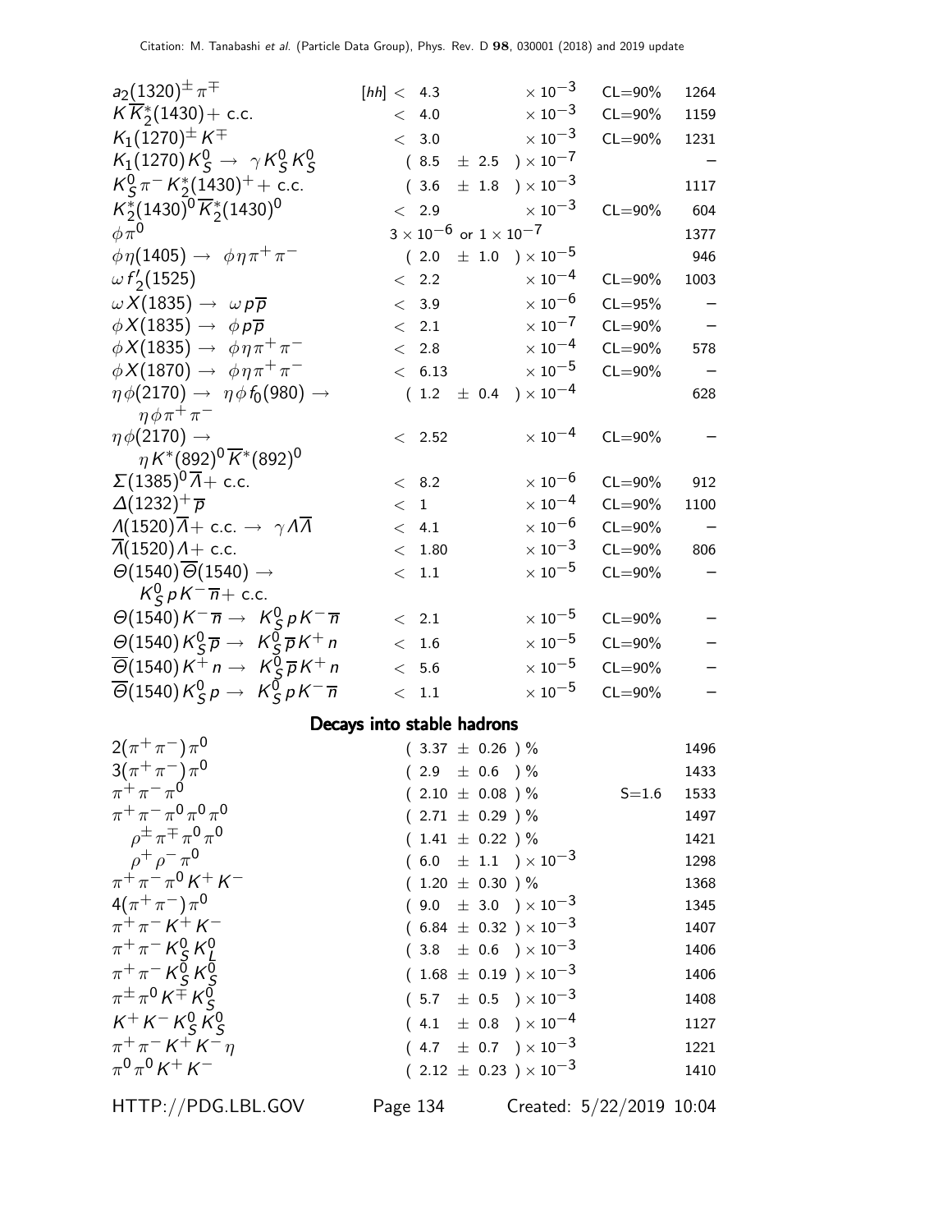| Mode | Fraction | | Confidence level | p (MeV/c) |
|---|---|---|---|---|
| $a_2(1320)^{\pm}\pi^{\mp}$ | [hh] $< 4.3$ | $\times 10^{-3}$ | CL=90% | 1264 |
| $K\overline{K}{}_2^*(1430)+$ c.c. | $< 4.0$ | $\times 10^{-3}$ | CL=90% | 1159 |
| $K_1(1270)^{\pm}K^{\mp}$ | $< 3.0$ | $\times 10^{-3}$ | CL=90% | 1231 |
| $K_1(1270)K_S^0 \rightarrow \gamma K_S^0 K_S^0$ | $(8.5 \pm 2.5) \times 10^{-7}$ | | | – |
| $K_S^0\pi^- K_2^*(1430)^+ +$ c.c. | $(3.6 \pm 1.8) \times 10^{-3}$ | | | 1117 |
| $K_2^*(1430)^0\overline{K}{}_2^*(1430)^0$ | $< 2.9$ | $\times 10^{-3}$ | CL=90% | 604 |
| $\phi\pi^0$ | $3 \times 10^{-6}$ or $1 \times 10^{-7}$ | | | 1377 |
| $\phi\eta(1405) \rightarrow \phi\eta\pi^+\pi^-$ | $(2.0 \pm 1.0) \times 10^{-5}$ | | | 946 |
| $\omega f_2'(1525)$ | $< 2.2$ | $\times 10^{-4}$ | CL=90% | 1003 |
| $\omega X(1835) \rightarrow \omega p\overline{p}$ | $< 3.9$ | $\times 10^{-6}$ | CL=95% | – |
| $\phi X(1835) \rightarrow \phi p\overline{p}$ | $< 2.1$ | $\times 10^{-7}$ | CL=90% | – |
| $\phi X(1835) \rightarrow \phi\eta\pi^+\pi^-$ | $< 2.8$ | $\times 10^{-4}$ | CL=90% | 578 |
| $\phi X(1870) \rightarrow \phi\eta\pi^+\pi^-$ | $< 6.13$ | $\times 10^{-5}$ | CL=90% | – |
| $\eta\phi(2170) \rightarrow \eta\phi f_0(980) \rightarrow \eta\phi\pi^+\pi^-$ | $(1.2 \pm 0.4) \times 10^{-4}$ | | | 628 |
| $\eta\phi(2170) \rightarrow \eta K^*(892)^0\overline{K}{}^*(892)^0$ | $< 2.52$ | $\times 10^{-4}$ | CL=90% | – |
| $\Sigma(1385)^0\overline{\Lambda}+$ c.c. | $< 8.2$ | $\times 10^{-6}$ | CL=90% | 912 |
| $\Delta(1232)^+\overline{p}$ | $< 1$ | $\times 10^{-4}$ | CL=90% | 1100 |
| $\Lambda(1520)\overline{\Lambda}+$ c.c. $\rightarrow \gamma\Lambda\overline{\Lambda}$ | $< 4.1$ | $\times 10^{-6}$ | CL=90% | – |
| $\overline{\Lambda}(1520)\Lambda+$ c.c. | $< 1.80$ | $\times 10^{-3}$ | CL=90% | 806 |
| $\Theta(1540)\overline{\Theta}(1540) \rightarrow K_S^0 pK^-\overline{n}+$ c.c. | $< 1.1$ | $\times 10^{-5}$ | CL=90% | – |
| $\Theta(1540)K^-\overline{n} \rightarrow K_S^0 pK^-\overline{n}$ | $< 2.1$ | $\times 10^{-5}$ | CL=90% | – |
| $\Theta(1540)K_S^0\overline{p} \rightarrow K_S^0\overline{p}K^+ n$ | $< 1.6$ | $\times 10^{-5}$ | CL=90% | – |
| $\overline{\Theta}(1540)K^+ n \rightarrow K_S^0\overline{p}K^+ n$ | $< 5.6$ | $\times 10^{-5}$ | CL=90% | – |
| $\overline{\Theta}(1540)K_S^0 p \rightarrow K_S^0 pK^-\overline{n}$ | $< 1.1$ | $\times 10^{-5}$ | CL=90% | – |

## Decays into stable hadrons

| Mode | Fraction | Scale factor | p (MeV/c) |
|---|---|---|---|
| $2(\pi^+\pi^-)\pi^0$ | $(3.37 \pm 0.26)$ % | | 1496 |
| $3(\pi^+\pi^-)\pi^0$ | $(2.9 \pm 0.6)$ % | | 1433 |
| $\pi^+\pi^-\pi^0$ | $(2.10 \pm 0.08)$ % | S=1.6 | 1533 |
| $\pi^+\pi^-\pi^0\pi^0\pi^0$ | $(2.71 \pm 0.29)$ % | | 1497 |
| $\rho^{\pm}\pi^{\mp}\pi^0\pi^0$ | $(1.41 \pm 0.22)$ % | | 1421 |
| $\rho^+\rho^-\pi^0$ | $(6.0 \pm 1.1) \times 10^{-3}$ | | 1298 |
| $\pi^+\pi^-\pi^0 K^+K^-$ | $(1.20 \pm 0.30)$ % | | 1368 |
| $4(\pi^+\pi^-)\pi^0$ | $(9.0 \pm 3.0) \times 10^{-3}$ | | 1345 |
| $\pi^+\pi^- K^+K^-$ | $(6.84 \pm 0.32) \times 10^{-3}$ | | 1407 |
| $\pi^+\pi^- K_S^0 K_L^0$ | $(3.8 \pm 0.6) \times 10^{-3}$ | | 1406 |
| $\pi^+\pi^- K_S^0 K_S^0$ | $(1.68 \pm 0.19) \times 10^{-3}$ | | 1406 |
| $\pi^{\pm}\pi^0 K^{\mp} K_S^0$ | $(5.7 \pm 0.5) \times 10^{-3}$ | | 1408 |
| $K^+K^- K_S^0 K_S^0$ | $(4.1 \pm 0.8) \times 10^{-4}$ | | 1127 |
| $\pi^+\pi^- K^+K^-\eta$ | $(4.7 \pm 0.7) \times 10^{-3}$ | | 1221 |
| $\pi^0\pi^0 K^+K^-$ | $(2.12 \pm 0.23) \times 10^{-3}$ | | 1410 |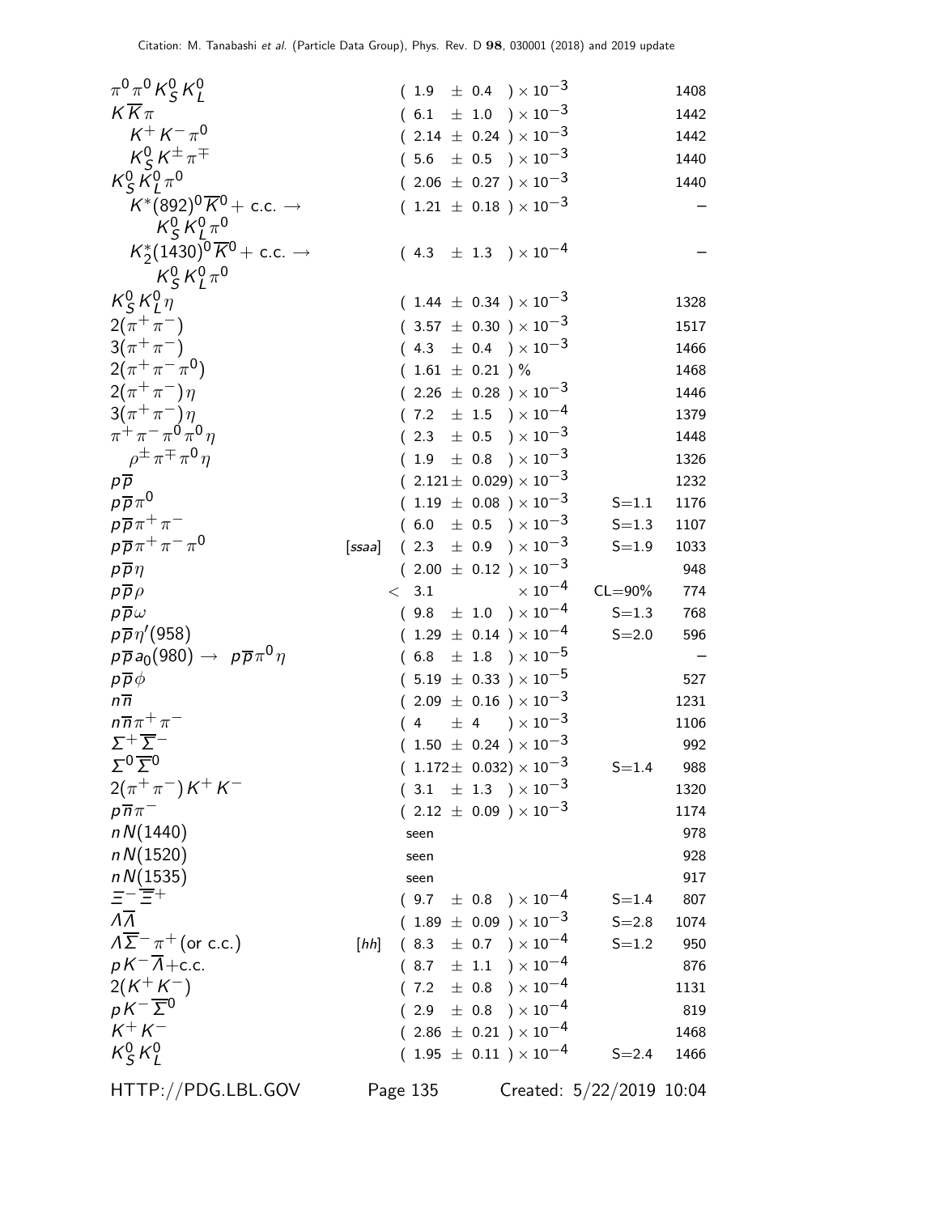| Mode | | Fraction | Scale/CL | p (MeV/c) |
|---|---|---|---|---|
| $\pi^0\pi^0 K^0_S K^0_L$ | | $(1.9 \pm 0.4) \times 10^{-3}$ | | 1408 |
| $K\overline{K}\pi$ | | $(6.1 \pm 1.0) \times 10^{-3}$ | | 1442 |
| $K^+K^-\pi^0$ | | $(2.14 \pm 0.24) \times 10^{-3}$ | | 1442 |
| $K^0_S K^\pm \pi^\mp$ | | $(5.6 \pm 0.5) \times 10^{-3}$ | | 1440 |
| $K^0_S K^0_L \pi^0$ | | $(2.06 \pm 0.27) \times 10^{-3}$ | | 1440 |
| $K^*(892)^0\overline{K}^0$ + c.c. $\to K^0_S K^0_L \pi^0$ | | $(1.21 \pm 0.18) \times 10^{-3}$ | | – |
| $K^*_2(1430)^0\overline{K}^0$ + c.c. $\to K^0_S K^0_L \pi^0$ | | $(4.3 \pm 1.3) \times 10^{-4}$ | | – |
| $K^0_S K^0_L \eta$ | | $(1.44 \pm 0.34) \times 10^{-3}$ | | 1328 |
| $2(\pi^+\pi^-)$ | | $(3.57 \pm 0.30) \times 10^{-3}$ | | 1517 |
| $3(\pi^+\pi^-)$ | | $(4.3 \pm 0.4) \times 10^{-3}$ | | 1466 |
| $2(\pi^+\pi^-\pi^0)$ | | $(1.61 \pm 0.21)$ % | | 1468 |
| $2(\pi^+\pi^-)\eta$ | | $(2.26 \pm 0.28) \times 10^{-3}$ | | 1446 |
| $3(\pi^+\pi^-)\eta$ | | $(7.2 \pm 1.5) \times 10^{-4}$ | | 1379 |
| $\pi^+\pi^-\pi^0\pi^0\eta$ | | $(2.3 \pm 0.5) \times 10^{-3}$ | | 1448 |
| $\rho^\pm\pi^\mp\pi^0\eta$ | | $(1.9 \pm 0.8) \times 10^{-3}$ | | 1326 |
| $p\overline{p}$ | | $(2.121 \pm 0.029) \times 10^{-3}$ | | 1232 |
| $p\overline{p}\pi^0$ | | $(1.19 \pm 0.08) \times 10^{-3}$ | S=1.1 | 1176 |
| $p\overline{p}\pi^+\pi^-$ | | $(6.0 \pm 0.5) \times 10^{-3}$ | S=1.3 | 1107 |
| $p\overline{p}\pi^+\pi^-\pi^0$ | [ssaa] | $(2.3 \pm 0.9) \times 10^{-3}$ | S=1.9 | 1033 |
| $p\overline{p}\eta$ | | $(2.00 \pm 0.12) \times 10^{-3}$ | | 948 |
| $p\overline{p}\rho$ | | $< 3.1 \times 10^{-4}$ | CL=90% | 774 |
| $p\overline{p}\omega$ | | $(9.8 \pm 1.0) \times 10^{-4}$ | S=1.3 | 768 |
| $p\overline{p}\eta'(958)$ | | $(1.29 \pm 0.14) \times 10^{-4}$ | S=2.0 | 596 |
| $p\overline{p}a_0(980) \to p\overline{p}\pi^0\eta$ | | $(6.8 \pm 1.8) \times 10^{-5}$ | | – |
| $p\overline{p}\phi$ | | $(5.19 \pm 0.33) \times 10^{-5}$ | | 527 |
| $n\overline{n}$ | | $(2.09 \pm 0.16) \times 10^{-3}$ | | 1231 |
| $n\overline{n}\pi^+\pi^-$ | | $(4 \pm 4) \times 10^{-3}$ | | 1106 |
| $\Sigma^+\overline{\Sigma}^-$ | | $(1.50 \pm 0.24) \times 10^{-3}$ | | 992 |
| $\Sigma^0\overline{\Sigma}^0$ | | $(1.172 \pm 0.032) \times 10^{-3}$ | S=1.4 | 988 |
| $2(\pi^+\pi^-)K^+K^-$ | | $(3.1 \pm 1.3) \times 10^{-3}$ | | 1320 |
| $p\overline{n}\pi^-$ | | $(2.12 \pm 0.09) \times 10^{-3}$ | | 1174 |
| $nN(1440)$ | | seen | | 978 |
| $nN(1520)$ | | seen | | 928 |
| $nN(1535)$ | | seen | | 917 |
| $\Xi^-\overline{\Xi}^+$ | | $(9.7 \pm 0.8) \times 10^{-4}$ | S=1.4 | 807 |
| $\Lambda\overline{\Lambda}$ | | $(1.89 \pm 0.09) \times 10^{-3}$ | S=2.8 | 1074 |
| $\Lambda\overline{\Sigma}^-\pi^+$ (or c.c.) | [hh] | $(8.3 \pm 0.7) \times 10^{-4}$ | S=1.2 | 950 |
| $pK^-\overline{\Lambda}$+c.c. | | $(8.7 \pm 1.1) \times 10^{-4}$ | | 876 |
| $2(K^+K^-)$ | | $(7.2 \pm 0.8) \times 10^{-4}$ | | 1131 |
| $pK^-\overline{\Sigma}^0$ | | $(2.9 \pm 0.8) \times 10^{-4}$ | | 819 |
| $K^+K^-$ | | $(2.86 \pm 0.21) \times 10^{-4}$ | | 1468 |
| $K^0_S K^0_L$ | | $(1.95 \pm 0.11) \times 10^{-4}$ | S=2.4 | 1466 |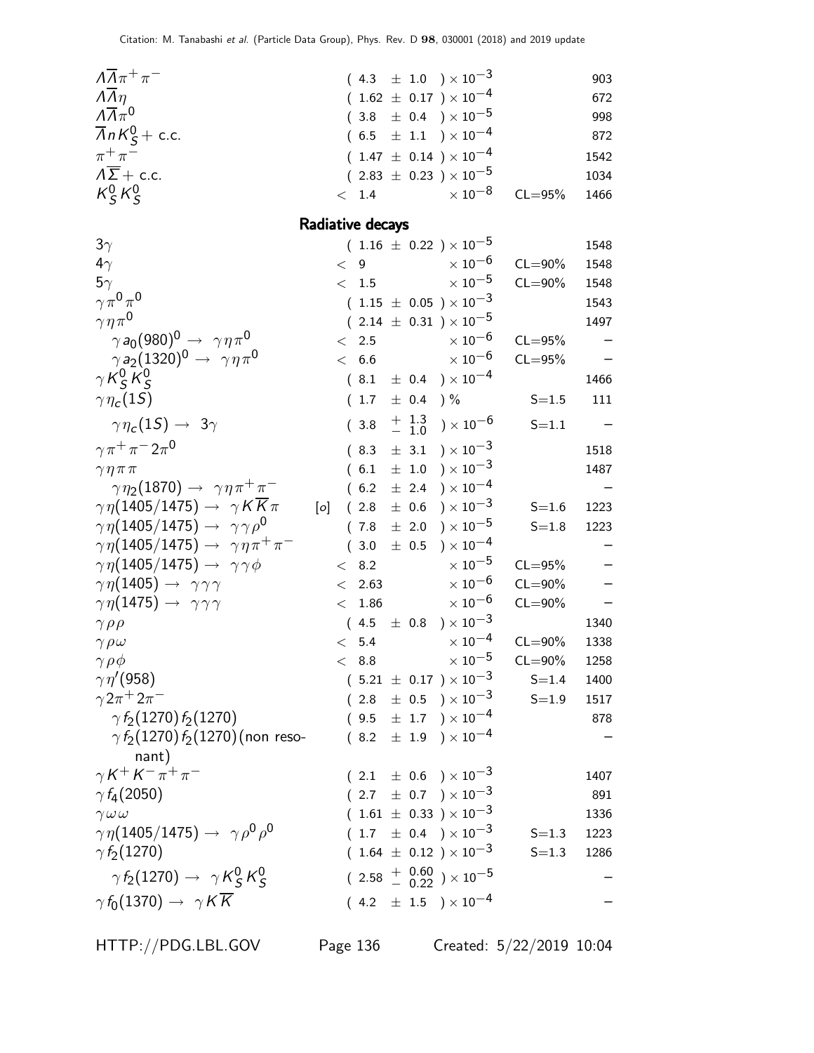| Mode | Fraction ($\Gamma_i/\Gamma$) | Scale factor/Confidence level | $p$ (MeV/$c$) |
|---|---|---|---|
| $\Lambda\overline{\Lambda}\pi^+\pi^-$ | $(4.3 \pm 1.0) \times 10^{-3}$ | | 903 |
| $\Lambda\overline{\Lambda}\eta$ | $(1.62 \pm 0.17) \times 10^{-4}$ | | 672 |
| $\Lambda\overline{\Lambda}\pi^0$ | $(3.8 \pm 0.4) \times 10^{-5}$ | | 998 |
| $\overline{\Lambda} n K^0_S +$ c.c. | $(6.5 \pm 1.1) \times 10^{-4}$ | | 872 |
| $\pi^+\pi^-$ | $(1.47 \pm 0.14) \times 10^{-4}$ | | 1542 |
| $\Lambda\overline{\Sigma} +$ c.c. | $(2.83 \pm 0.23) \times 10^{-5}$ | | 1034 |
| $K^0_S K^0_S$ | $< 1.4 \times 10^{-8}$ | CL=95% | 1466 |

**Radiative decays**

| Mode | Fraction ($\Gamma_i/\Gamma$) | Scale factor/Confidence level | $p$ (MeV/$c$) |
|---|---|---|---|
| $3\gamma$ | $(1.16 \pm 0.22) \times 10^{-5}$ | | 1548 |
| $4\gamma$ | $< 9 \times 10^{-6}$ | CL=90% | 1548 |
| $5\gamma$ | $< 1.5 \times 10^{-5}$ | CL=90% | 1548 |
| $\gamma\pi^0\pi^0$ | $(1.15 \pm 0.05) \times 10^{-3}$ | | 1543 |
| $\gamma\eta\pi^0$ | $(2.14 \pm 0.31) \times 10^{-5}$ | | 1497 |
| $\gamma a_0(980)^0 \to \gamma\eta\pi^0$ | $< 2.5 \times 10^{-6}$ | CL=95% | – |
| $\gamma a_2(1320)^0 \to \gamma\eta\pi^0$ | $< 6.6 \times 10^{-6}$ | CL=95% | – |
| $\gamma K^0_S K^0_S$ | $(8.1 \pm 0.4) \times 10^{-4}$ | | 1466 |
| $\gamma\eta_c(1S)$ | $(1.7 \pm 0.4)$ % | S=1.5 | 111 |
| $\gamma\eta_c(1S) \to 3\gamma$ | $(3.8 {}^{+1.3}_{-1.0}) \times 10^{-6}$ | S=1.1 | – |
| $\gamma\pi^+\pi^- 2\pi^0$ | $(8.3 \pm 3.1) \times 10^{-3}$ | | 1518 |
| $\gamma\eta\pi\pi$ | $(6.1 \pm 1.0) \times 10^{-3}$ | | 1487 |
| $\gamma\eta_2(1870) \to \gamma\eta\pi^+\pi^-$ | $(6.2 \pm 2.4) \times 10^{-4}$ | | – |
| $\gamma\eta(1405/1475) \to \gamma K\overline{K}\pi$ [o] | $(2.8 \pm 0.6) \times 10^{-3}$ | S=1.6 | 1223 |
| $\gamma\eta(1405/1475) \to \gamma\gamma\rho^0$ | $(7.8 \pm 2.0) \times 10^{-5}$ | S=1.8 | 1223 |
| $\gamma\eta(1405/1475) \to \gamma\eta\pi^+\pi^-$ | $(3.0 \pm 0.5) \times 10^{-4}$ | | – |
| $\gamma\eta(1405/1475) \to \gamma\gamma\phi$ | $< 8.2 \times 10^{-5}$ | CL=95% | – |
| $\gamma\eta(1405) \to \gamma\gamma\gamma$ | $< 2.63 \times 10^{-6}$ | CL=90% | – |
| $\gamma\eta(1475) \to \gamma\gamma\gamma$ | $< 1.86 \times 10^{-6}$ | CL=90% | – |
| $\gamma\rho\rho$ | $(4.5 \pm 0.8) \times 10^{-3}$ | | 1340 |
| $\gamma\rho\omega$ | $< 5.4 \times 10^{-4}$ | CL=90% | 1338 |
| $\gamma\rho\phi$ | $< 8.8 \times 10^{-5}$ | CL=90% | 1258 |
| $\gamma\eta'(958)$ | $(5.21 \pm 0.17) \times 10^{-3}$ | S=1.4 | 1400 |
| $\gamma 2\pi^+ 2\pi^-$ | $(2.8 \pm 0.5) \times 10^{-3}$ | S=1.9 | 1517 |
| $\gamma f_2(1270) f_2(1270)$ | $(9.5 \pm 1.7) \times 10^{-4}$ | | 878 |
| $\gamma f_2(1270) f_2(1270)$ (non resonant) | $(8.2 \pm 1.9) \times 10^{-4}$ | | – |
| $\gamma K^+ K^- \pi^+\pi^-$ | $(2.1 \pm 0.6) \times 10^{-3}$ | | 1407 |
| $\gamma f_4(2050)$ | $(2.7 \pm 0.7) \times 10^{-3}$ | | 891 |
| $\gamma\omega\omega$ | $(1.61 \pm 0.33) \times 10^{-3}$ | | 1336 |
| $\gamma\eta(1405/1475) \to \gamma\rho^0\rho^0$ | $(1.7 \pm 0.4) \times 10^{-3}$ | S=1.3 | 1223 |
| $\gamma f_2(1270)$ | $(1.64 \pm 0.12) \times 10^{-3}$ | S=1.3 | 1286 |
| $\gamma f_2(1270) \to \gamma K^0_S K^0_S$ | $(2.58 {}^{+0.60}_{-0.22}) \times 10^{-5}$ | | – |
| $\gamma f_0(1370) \to \gamma K\overline{K}$ | $(4.2 \pm 1.5) \times 10^{-4}$ | | – |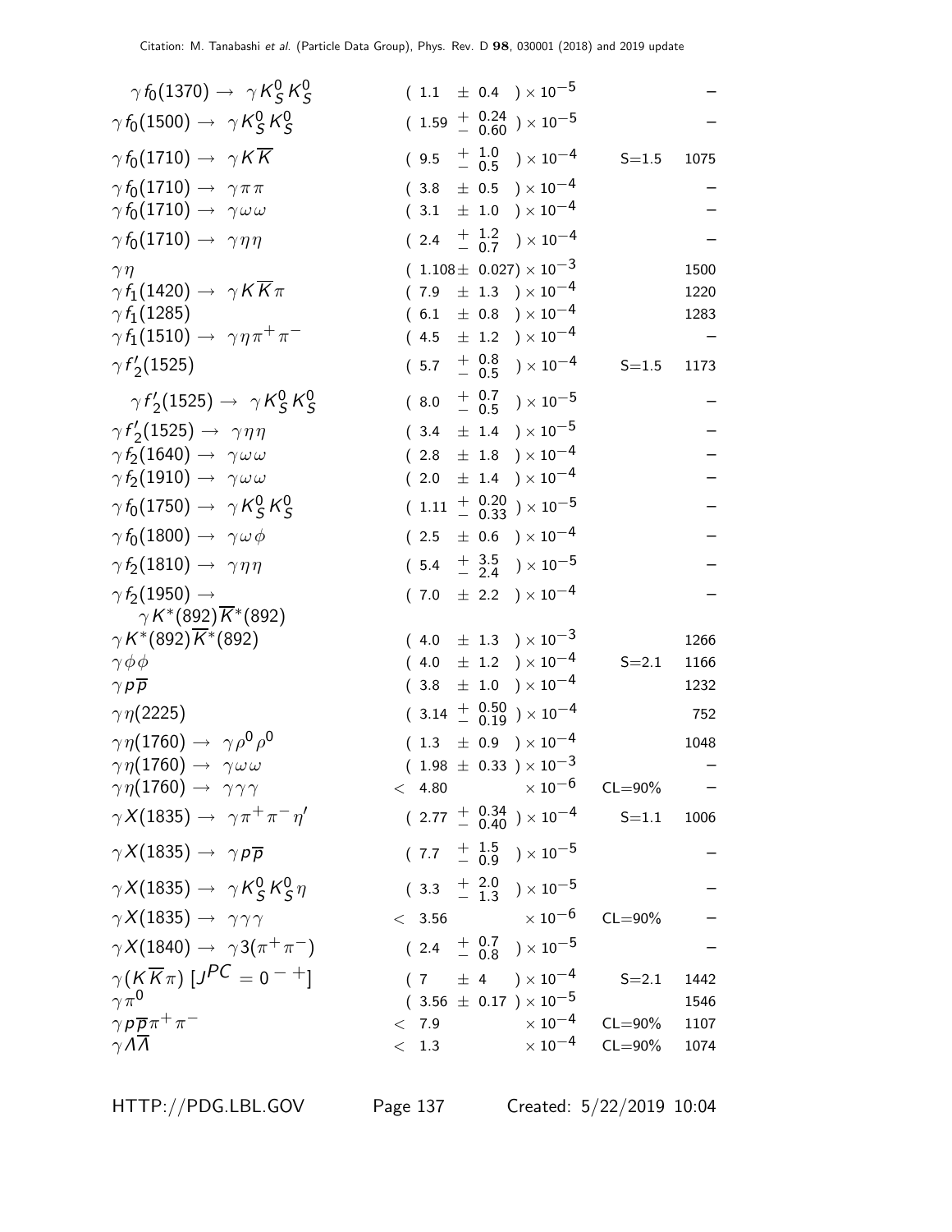| | | | |
|---|---|---|---|
| $\gamma f_0(1370) \to \gamma K^0_S K^0_S$ | $(1.1 \pm 0.4) \times 10^{-5}$ | | – |
| $\gamma f_0(1500) \to \gamma K^0_S K^0_S$ | $(1.59 {}^{+0.24}_{-0.60}) \times 10^{-5}$ | | – |
| $\gamma f_0(1710) \to \gamma K \overline{K}$ | $(9.5 {}^{+1.0}_{-0.5}) \times 10^{-4}$ | S=1.5 | 1075 |
| $\gamma f_0(1710) \to \gamma \pi \pi$ | $(3.8 \pm 0.5) \times 10^{-4}$ | | – |
| $\gamma f_0(1710) \to \gamma \omega \omega$ | $(3.1 \pm 1.0) \times 10^{-4}$ | | – |
| $\gamma f_0(1710) \to \gamma \eta \eta$ | $(2.4 {}^{+1.2}_{-0.7}) \times 10^{-4}$ | | – |
| $\gamma \eta$ | $(1.108 \pm 0.027) \times 10^{-3}$ | | 1500 |
| $\gamma f_1(1420) \to \gamma K \overline{K} \pi$ | $(7.9 \pm 1.3) \times 10^{-4}$ | | 1220 |
| $\gamma f_1(1285)$ | $(6.1 \pm 0.8) \times 10^{-4}$ | | 1283 |
| $\gamma f_1(1510) \to \gamma \eta \pi^+ \pi^-$ | $(4.5 \pm 1.2) \times 10^{-4}$ | | – |
| $\gamma f'_2(1525)$ | $(5.7 {}^{+0.8}_{-0.5}) \times 10^{-4}$ | S=1.5 | 1173 |
| $\gamma f'_2(1525) \to \gamma K^0_S K^0_S$ | $(8.0 {}^{+0.7}_{-0.5}) \times 10^{-5}$ | | – |
| $\gamma f'_2(1525) \to \gamma \eta \eta$ | $(3.4 \pm 1.4) \times 10^{-5}$ | | – |
| $\gamma f_2(1640) \to \gamma \omega \omega$ | $(2.8 \pm 1.8) \times 10^{-4}$ | | – |
| $\gamma f_2(1910) \to \gamma \omega \omega$ | $(2.0 \pm 1.4) \times 10^{-4}$ | | – |
| $\gamma f_0(1750) \to \gamma K^0_S K^0_S$ | $(1.11 {}^{+0.20}_{-0.33}) \times 10^{-5}$ | | – |
| $\gamma f_0(1800) \to \gamma \omega \phi$ | $(2.5 \pm 0.6) \times 10^{-4}$ | | – |
| $\gamma f_2(1810) \to \gamma \eta \eta$ | $(5.4 {}^{+3.5}_{-2.4}) \times 10^{-5}$ | | – |
| $\gamma f_2(1950) \to \gamma K^*(892) \overline{K}^*(892)$ | $(7.0 \pm 2.2) \times 10^{-4}$ | | – |
| $\gamma K^*(892) \overline{K}^*(892)$ | $(4.0 \pm 1.3) \times 10^{-3}$ | | 1266 |
| $\gamma \phi \phi$ | $(4.0 \pm 1.2) \times 10^{-4}$ | S=2.1 | 1166 |
| $\gamma p \overline{p}$ | $(3.8 \pm 1.0) \times 10^{-4}$ | | 1232 |
| $\gamma \eta(2225)$ | $(3.14 {}^{+0.50}_{-0.19}) \times 10^{-4}$ | | 752 |
| $\gamma \eta(1760) \to \gamma \rho^0 \rho^0$ | $(1.3 \pm 0.9) \times 10^{-4}$ | | 1048 |
| $\gamma \eta(1760) \to \gamma \omega \omega$ | $(1.98 \pm 0.33) \times 10^{-3}$ | | – |
| $\gamma \eta(1760) \to \gamma \gamma \gamma$ | $< 4.80 \times 10^{-6}$ | CL=90% | – |
| $\gamma X(1835) \to \gamma \pi^+ \pi^- \eta'$ | $(2.77 {}^{+0.34}_{-0.40}) \times 10^{-4}$ | S=1.1 | 1006 |
| $\gamma X(1835) \to \gamma p \overline{p}$ | $(7.7 {}^{+1.5}_{-0.9}) \times 10^{-5}$ | | – |
| $\gamma X(1835) \to \gamma K^0_S K^0_S \eta$ | $(3.3 {}^{+2.0}_{-1.3}) \times 10^{-5}$ | | – |
| $\gamma X(1835) \to \gamma \gamma \gamma$ | $< 3.56 \times 10^{-6}$ | CL=90% | – |
| $\gamma X(1840) \to \gamma 3(\pi^+ \pi^-)$ | $(2.4 {}^{+0.7}_{-0.8}) \times 10^{-5}$ | | – |
| $\gamma (K \overline{K} \pi)$ $[J^{PC} = 0^{-+}]$ | $(7 \pm 4) \times 10^{-4}$ | S=2.1 | 1442 |
| $\gamma \pi^0$ | $(3.56 \pm 0.17) \times 10^{-5}$ | | 1546 |
| $\gamma p \overline{p} \pi^+ \pi^-$ | $< 7.9 \times 10^{-4}$ | CL=90% | 1107 |
| $\gamma \Lambda \overline{\Lambda}$ | $< 1.3 \times 10^{-4}$ | CL=90% | 1074 |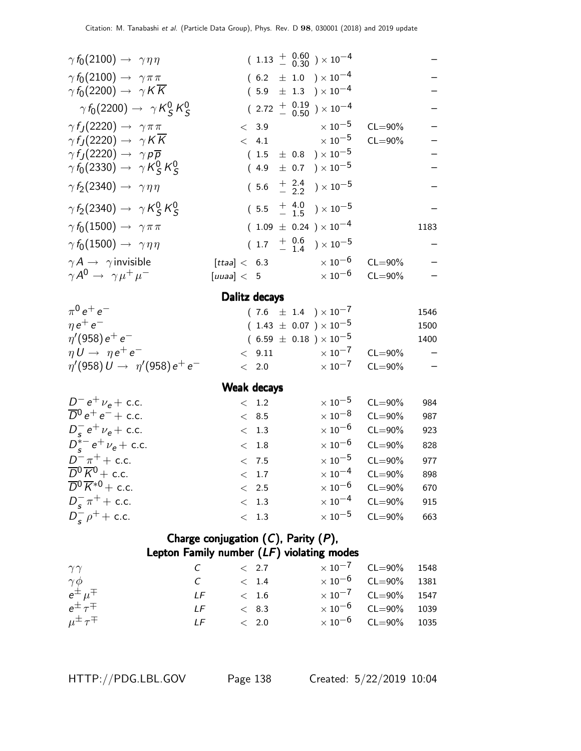| Mode | | Fraction | | Confidence level | p (MeV/c) |
|---|---|---|---|---|---|
| $\gamma f_0(2100) \to \gamma \eta\eta$ | | $(1.13 \ {}^{+\ 0.60}_{-\ 0.30}) \times 10^{-4}$ | | | – |
| $\gamma f_0(2100) \to \gamma \pi\pi$ | | $(6.2 \ \pm 1.0) \times 10^{-4}$ | | | – |
| $\gamma f_0(2200) \to \gamma K\overline{K}$ | | $(5.9 \ \pm 1.3) \times 10^{-4}$ | | | – |
| $\gamma f_0(2200) \to \gamma K^0_S K^0_S$ | | $(2.72 \ {}^{+\ 0.19}_{-\ 0.50}) \times 10^{-4}$ | | | – |
| $\gamma f_J(2220) \to \gamma \pi\pi$ | | $< 3.9$ | $\times 10^{-5}$ | CL=90% | – |
| $\gamma f_J(2220) \to \gamma K\overline{K}$ | | $< 4.1$ | $\times 10^{-5}$ | CL=90% | – |
| $\gamma f_J(2220) \to \gamma p\overline{p}$ | | $(1.5 \ \pm 0.8) \times 10^{-5}$ | | | – |
| $\gamma f_0(2330) \to \gamma K^0_S K^0_S$ | | $(4.9 \ \pm 0.7) \times 10^{-5}$ | | | – |
| $\gamma f_2(2340) \to \gamma \eta\eta$ | | $(5.6 \ {}^{+\ 2.4}_{-\ 2.2}) \times 10^{-5}$ | | | – |
| $\gamma f_2(2340) \to \gamma K^0_S K^0_S$ | | $(5.5 \ {}^{+\ 4.0}_{-\ 1.5}) \times 10^{-5}$ | | | – |
| $\gamma f_0(1500) \to \gamma \pi\pi$ | | $(1.09 \ \pm 0.24) \times 10^{-4}$ | | | 1183 |
| $\gamma f_0(1500) \to \gamma \eta\eta$ | | $(1.7 \ {}^{+\ 0.6}_{-\ 1.4}) \times 10^{-5}$ | | | – |
| $\gamma A \to \gamma$ invisible | [ttaa] | $< 6.3$ | $\times 10^{-6}$ | CL=90% | – |
| $\gamma A^0 \to \gamma \mu^+\mu^-$ | [uuaa] | $< 5$ | $\times 10^{-6}$ | CL=90% | – |

## Dalitz decays

| Mode | | Fraction | | Confidence level | p (MeV/c) |
|---|---|---|---|---|---|
| $\pi^0 e^+ e^-$ | | $(7.6 \ \pm 1.4) \times 10^{-7}$ | | | 1546 |
| $\eta e^+ e^-$ | | $(1.43 \ \pm 0.07) \times 10^{-5}$ | | | 1500 |
| $\eta'(958) e^+ e^-$ | | $(6.59 \ \pm 0.18) \times 10^{-5}$ | | | 1400 |
| $\eta U \to \eta e^+ e^-$ | | $< 9.11$ | $\times 10^{-7}$ | CL=90% | – |
| $\eta'(958) U \to \eta'(958) e^+ e^-$ | | $< 2.0$ | $\times 10^{-7}$ | CL=90% | – |

## Weak decays

| Mode | | Fraction | | Confidence level | p (MeV/c) |
|---|---|---|---|---|---|
| $D^- e^+ \nu_e$ + c.c. | | $< 1.2$ | $\times 10^{-5}$ | CL=90% | 984 |
| $\overline{D}^0 e^+ e^-$ + c.c. | | $< 8.5$ | $\times 10^{-8}$ | CL=90% | 987 |
| $D^-_s e^+ \nu_e$ + c.c. | | $< 1.3$ | $\times 10^{-6}$ | CL=90% | 923 |
| $D^{*-}_s e^+ \nu_e$ + c.c. | | $< 1.8$ | $\times 10^{-6}$ | CL=90% | 828 |
| $D^- \pi^+$ + c.c. | | $< 7.5$ | $\times 10^{-5}$ | CL=90% | 977 |
| $\overline{D}^0 \overline{K}^0$ + c.c. | | $< 1.7$ | $\times 10^{-4}$ | CL=90% | 898 |
| $\overline{D}^0 \overline{K}^{*0}$ + c.c. | | $< 2.5$ | $\times 10^{-6}$ | CL=90% | 670 |
| $D^-_s \pi^+$ + c.c. | | $< 1.3$ | $\times 10^{-4}$ | CL=90% | 915 |
| $D^-_s \rho^+$ + c.c. | | $< 1.3$ | $\times 10^{-5}$ | CL=90% | 663 |

## Charge conjugation (*C*), Parity (*P*), Lepton Family number (*LF*) violating modes

| Mode | | Fraction | | Confidence level | p (MeV/c) |
|---|---|---|---|---|---|
| $\gamma\gamma$ | *C* | $< 2.7$ | $\times 10^{-7}$ | CL=90% | 1548 |
| $\gamma\phi$ | *C* | $< 1.4$ | $\times 10^{-6}$ | CL=90% | 1381 |
| $e^\pm \mu^\mp$ | *LF* | $< 1.6$ | $\times 10^{-7}$ | CL=90% | 1547 |
| $e^\pm \tau^\mp$ | *LF* | $< 8.3$ | $\times 10^{-6}$ | CL=90% | 1039 |
| $\mu^\pm \tau^\mp$ | *LF* | $< 2.0$ | $\times 10^{-6}$ | CL=90% | 1035 |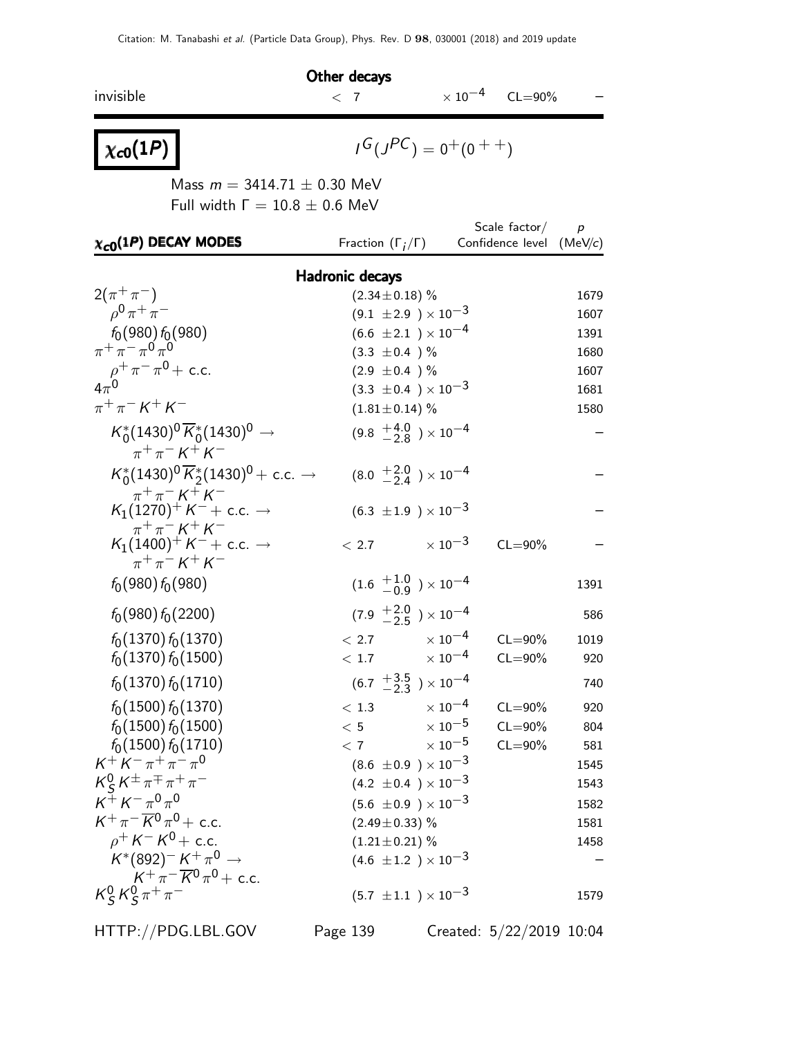### Other decays

| | | | |
|---|---|---|---|
| invisible | $< 7 \times 10^{-4}$ | CL=90% | – |

# $\chi_{c0}(1P)$

$I^G(J^{PC}) = 0^+(0^{++})$

Mass $m = 3414.71 \pm 0.30$ MeV

Full width $\Gamma = 10.8 \pm 0.6$ MeV

| $\chi_{c0}(1P)$ DECAY MODES | Fraction ($\Gamma_i/\Gamma$) | Scale factor/ Confidence level | $p$ (MeV/$c$) |
|---|---|---|---|
| **Hadronic decays** | | | |
| $2(\pi^+\pi^-)$ | $(2.34 \pm 0.18)$ % | | 1679 |
| $\rho^0\pi^+\pi^-$ | $(9.1 \pm 2.9) \times 10^{-3}$ | | 1607 |
| $f_0(980) f_0(980)$ | $(6.6 \pm 2.1) \times 10^{-4}$ | | 1391 |
| $\pi^+\pi^-\pi^0\pi^0$ | $(3.3 \pm 0.4)$ % | | 1680 |
| $\rho^+\pi^-\pi^0$ + c.c. | $(2.9 \pm 0.4)$ % | | 1607 |
| $4\pi^0$ | $(3.3 \pm 0.4) \times 10^{-3}$ | | 1681 |
| $\pi^+\pi^- K^+ K^-$ | $(1.81 \pm 0.14)$ % | | 1580 |
| $K_0^*(1430)^0 \overline{K}_0^*(1430)^0 \rightarrow \pi^+\pi^- K^+ K^-$ | $(9.8 {}^{+4.0}_{-2.8}) \times 10^{-4}$ | | – |
| $K_0^*(1430)^0 \overline{K}_2^*(1430)^0$ + c.c. $\rightarrow \pi^+\pi^- K^+ K^-$ | $(8.0 {}^{+2.0}_{-2.4}) \times 10^{-4}$ | | – |
| $K_1(1270)^+ K^-$ + c.c. $\rightarrow \pi^+\pi^- K^+ K^-$ | $(6.3 \pm 1.9) \times 10^{-3}$ | | – |
| $K_1(1400)^+ K^-$ + c.c. $\rightarrow \pi^+\pi^- K^+ K^-$ | $< 2.7 \times 10^{-3}$ | CL=90% | – |
| $f_0(980) f_0(980)$ | $(1.6 {}^{+1.0}_{-0.9}) \times 10^{-4}$ | | 1391 |
| $f_0(980) f_0(2200)$ | $(7.9 {}^{+2.0}_{-2.5}) \times 10^{-4}$ | | 586 |
| $f_0(1370) f_0(1370)$ | $< 2.7 \times 10^{-4}$ | CL=90% | 1019 |
| $f_0(1370) f_0(1500)$ | $< 1.7 \times 10^{-4}$ | CL=90% | 920 |
| $f_0(1370) f_0(1710)$ | $(6.7 {}^{+3.5}_{-2.3}) \times 10^{-4}$ | | 740 |
| $f_0(1500) f_0(1370)$ | $< 1.3 \times 10^{-4}$ | CL=90% | 920 |
| $f_0(1500) f_0(1500)$ | $< 5 \times 10^{-5}$ | CL=90% | 804 |
| $f_0(1500) f_0(1710)$ | $< 7 \times 10^{-5}$ | CL=90% | 581 |
| $K^+ K^- \pi^+\pi^-\pi^0$ | $(8.6 \pm 0.9) \times 10^{-3}$ | | 1545 |
| $K_S^0 K^\pm \pi^\mp \pi^+\pi^-$ | $(4.2 \pm 0.4) \times 10^{-3}$ | | 1543 |
| $K^+ K^- \pi^0\pi^0$ | $(5.6 \pm 0.9) \times 10^{-3}$ | | 1582 |
| $K^+\pi^- \overline{K}^0 \pi^0$ + c.c. | $(2.49 \pm 0.33)$ % | | 1581 |
| $\rho^+ K^- K^0$ + c.c. | $(1.21 \pm 0.21)$ % | | 1458 |
| $K^*(892)^- K^+ \pi^0 \rightarrow K^+\pi^- \overline{K}^0 \pi^0$ + c.c. | $(4.6 \pm 1.2) \times 10^{-3}$ | | – |
| $K_S^0 K_S^0 \pi^+\pi^-$ | $(5.7 \pm 1.1) \times 10^{-3}$ | | 1579 |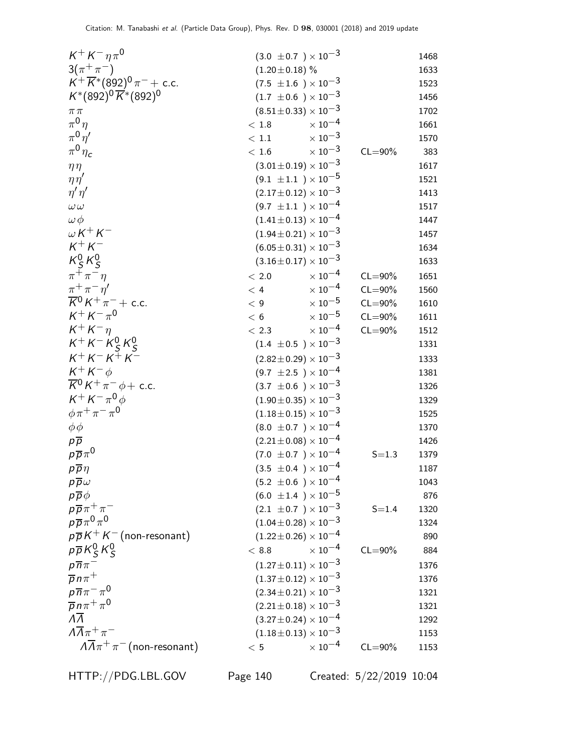| | | | |
|---|---|---|---|
| $K^+ K^- \eta \pi^0$ | $(3.0 \pm 0.7) \times 10^{-3}$ | | 1468 |
| $3(\pi^+ \pi^-)$ | $(1.20 \pm 0.18)$ % | | 1633 |
| $K^+ \overline{K}^*(892)^0 \pi^- +$ c.c. | $(7.5 \pm 1.6) \times 10^{-3}$ | | 1523 |
| $K^*(892)^0 \overline{K}^*(892)^0$ | $(1.7 \pm 0.6) \times 10^{-3}$ | | 1456 |
| $\pi \pi$ | $(8.51 \pm 0.33) \times 10^{-3}$ | | 1702 |
| $\pi^0 \eta$ | $< 1.8 \times 10^{-4}$ | | 1661 |
| $\pi^0 \eta'$ | $< 1.1 \times 10^{-3}$ | | 1570 |
| $\pi^0 \eta_c$ | $< 1.6 \times 10^{-3}$ | CL=90% | 383 |
| $\eta \eta$ | $(3.01 \pm 0.19) \times 10^{-3}$ | | 1617 |
| $\eta \eta'$ | $(9.1 \pm 1.1) \times 10^{-5}$ | | 1521 |
| $\eta' \eta'$ | $(2.17 \pm 0.12) \times 10^{-3}$ | | 1413 |
| $\omega \omega$ | $(9.7 \pm 1.1) \times 10^{-4}$ | | 1517 |
| $\omega \phi$ | $(1.41 \pm 0.13) \times 10^{-4}$ | | 1447 |
| $\omega K^+ K^-$ | $(1.94 \pm 0.21) \times 10^{-3}$ | | 1457 |
| $K^+ K^-$ | $(6.05 \pm 0.31) \times 10^{-3}$ | | 1634 |
| $K^0_S K^0_S$ | $(3.16 \pm 0.17) \times 10^{-3}$ | | 1633 |
| $\pi^+ \pi^- \eta$ | $< 2.0 \times 10^{-4}$ | CL=90% | 1651 |
| $\pi^+ \pi^- \eta'$ | $< 4 \times 10^{-4}$ | CL=90% | 1560 |
| $\overline{K}^0 K^+ \pi^- +$ c.c. | $< 9 \times 10^{-5}$ | CL=90% | 1610 |
| $K^+ K^- \pi^0$ | $< 6 \times 10^{-5}$ | CL=90% | 1611 |
| $K^+ K^- \eta$ | $< 2.3 \times 10^{-4}$ | CL=90% | 1512 |
| $K^+ K^- K^0_S K^0_S$ | $(1.4 \pm 0.5) \times 10^{-3}$ | | 1331 |
| $K^+ K^- K^+ K^-$ | $(2.82 \pm 0.29) \times 10^{-3}$ | | 1333 |
| $K^+ K^- \phi$ | $(9.7 \pm 2.5) \times 10^{-4}$ | | 1381 |
| $\overline{K}^0 K^+ \pi^- \phi +$ c.c. | $(3.7 \pm 0.6) \times 10^{-3}$ | | 1326 |
| $K^+ K^- \pi^0 \phi$ | $(1.90 \pm 0.35) \times 10^{-3}$ | | 1329 |
| $\phi \pi^+ \pi^- \pi^0$ | $(1.18 \pm 0.15) \times 10^{-3}$ | | 1525 |
| $\phi \phi$ | $(8.0 \pm 0.7) \times 10^{-4}$ | | 1370 |
| $p \overline{p}$ | $(2.21 \pm 0.08) \times 10^{-4}$ | | 1426 |
| $p \overline{p} \pi^0$ | $(7.0 \pm 0.7) \times 10^{-4}$ | S=1.3 | 1379 |
| $p \overline{p} \eta$ | $(3.5 \pm 0.4) \times 10^{-4}$ | | 1187 |
| $p \overline{p} \omega$ | $(5.2 \pm 0.6) \times 10^{-4}$ | | 1043 |
| $p \overline{p} \phi$ | $(6.0 \pm 1.4) \times 10^{-5}$ | | 876 |
| $p \overline{p} \pi^+ \pi^-$ | $(2.1 \pm 0.7) \times 10^{-3}$ | S=1.4 | 1320 |
| $p \overline{p} \pi^0 \pi^0$ | $(1.04 \pm 0.28) \times 10^{-3}$ | | 1324 |
| $p \overline{p} K^+ K^-$ (non-resonant) | $(1.22 \pm 0.26) \times 10^{-4}$ | | 890 |
| $p \overline{p} K^0_S K^0_S$ | $< 8.8 \times 10^{-4}$ | CL=90% | 884 |
| $p \overline{n} \pi^-$ | $(1.27 \pm 0.11) \times 10^{-3}$ | | 1376 |
| $\overline{p} n \pi^+$ | $(1.37 \pm 0.12) \times 10^{-3}$ | | 1376 |
| $p \overline{n} \pi^- \pi^0$ | $(2.34 \pm 0.21) \times 10^{-3}$ | | 1321 |
| $\overline{p} n \pi^+ \pi^0$ | $(2.21 \pm 0.18) \times 10^{-3}$ | | 1321 |
| $\Lambda \overline{\Lambda}$ | $(3.27 \pm 0.24) \times 10^{-4}$ | | 1292 |
| $\Lambda \overline{\Lambda} \pi^+ \pi^-$ | $(1.18 \pm 0.13) \times 10^{-3}$ | | 1153 |
| $\Lambda \overline{\Lambda} \pi^+ \pi^-$ (non-resonant) | $< 5 \times 10^{-4}$ | CL=90% | 1153 |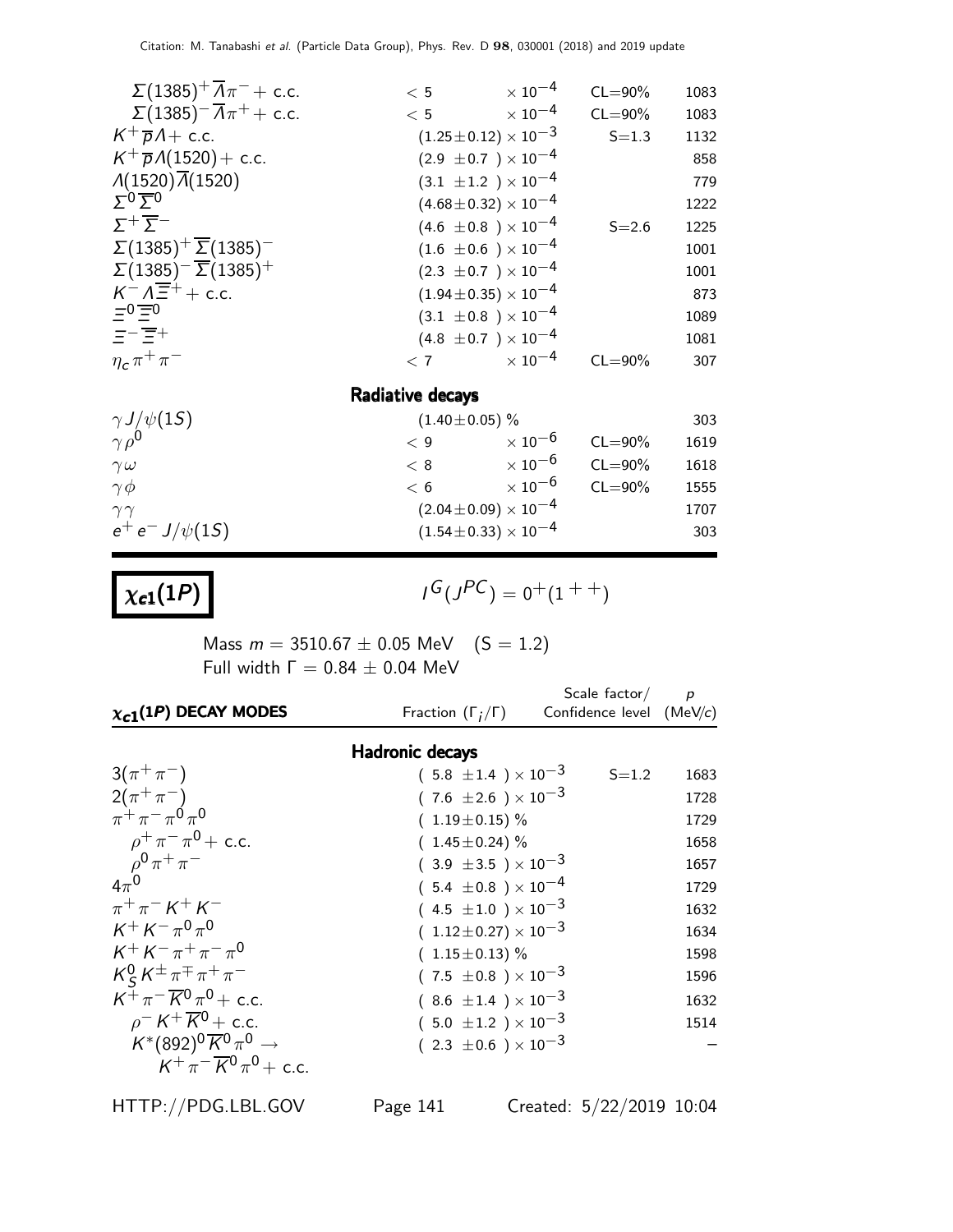| | | | |
|---|---|---|---|
| $\Sigma(1385)^+ \overline{\Lambda}\pi^-$ + c.c. | $< 5 \times 10^{-4}$ | CL=90% | 1083 |
| $\Sigma(1385)^- \overline{\Lambda}\pi^+$ + c.c. | $< 5 \times 10^{-4}$ | CL=90% | 1083 |
| $K^+ \overline{p}\Lambda$ + c.c. | $(1.25 \pm 0.12) \times 10^{-3}$ | S=1.3 | 1132 |
| $K^+ \overline{p}\Lambda(1520)$ + c.c. | $(2.9 \pm 0.7) \times 10^{-4}$ | | 858 |
| $\Lambda(1520)\overline{\Lambda}(1520)$ | $(3.1 \pm 1.2) \times 10^{-4}$ | | 779 |
| $\Sigma^0 \overline{\Sigma}^0$ | $(4.68 \pm 0.32) \times 10^{-4}$ | | 1222 |
| $\Sigma^+ \overline{\Sigma}^-$ | $(4.6 \pm 0.8) \times 10^{-4}$ | S=2.6 | 1225 |
| $\Sigma(1385)^+ \overline{\Sigma}(1385)^-$ | $(1.6 \pm 0.6) \times 10^{-4}$ | | 1001 |
| $\Sigma(1385)^- \overline{\Sigma}(1385)^+$ | $(2.3 \pm 0.7) \times 10^{-4}$ | | 1001 |
| $K^- \Lambda \overline{\Xi}^+$ + c.c. | $(1.94 \pm 0.35) \times 10^{-4}$ | | 873 |
| $\Xi^0 \overline{\Xi}^0$ | $(3.1 \pm 0.8) \times 10^{-4}$ | | 1089 |
| $\Xi^- \overline{\Xi}^+$ | $(4.8 \pm 0.7) \times 10^{-4}$ | | 1081 |
| $\eta_c \pi^+ \pi^-$ | $< 7 \times 10^{-4}$ | CL=90% | 307 |
| **Radiative decays** | | | |
| $\gamma J/\psi(1S)$ | $(1.40 \pm 0.05)$ % | | 303 |
| $\gamma \rho^0$ | $< 9 \times 10^{-6}$ | CL=90% | 1619 |
| $\gamma \omega$ | $< 8 \times 10^{-6}$ | CL=90% | 1618 |
| $\gamma \phi$ | $< 6 \times 10^{-6}$ | CL=90% | 1555 |
| $\gamma \gamma$ | $(2.04 \pm 0.09) \times 10^{-4}$ | | 1707 |
| $e^+ e^- J/\psi(1S)$ | $(1.54 \pm 0.33) \times 10^{-4}$ | | 303 |

## $\chi_{c1}(1P)$

$I^G(J^{PC}) = 0^+(1^{++})$

Mass $m = 3510.67 \pm 0.05$ MeV (S = 1.2)
Full width $\Gamma = 0.84 \pm 0.04$ MeV

| $\chi_{c1}(1P)$ DECAY MODES | Fraction ($\Gamma_i/\Gamma$) | Scale factor/ Confidence level | $p$ (MeV/$c$) |
|---|---|---|---|
| **Hadronic decays** | | | |
| $3(\pi^+\pi^-)$ | $(5.8 \pm 1.4) \times 10^{-3}$ | S=1.2 | 1683 |
| $2(\pi^+\pi^-)$ | $(7.6 \pm 2.6) \times 10^{-3}$ | | 1728 |
| $\pi^+\pi^-\pi^0\pi^0$ | $(1.19 \pm 0.15)$ % | | 1729 |
| $\rho^+\pi^-\pi^0$ + c.c. | $(1.45 \pm 0.24)$ % | | 1658 |
| $\rho^0\pi^+\pi^-$ | $(3.9 \pm 3.5) \times 10^{-3}$ | | 1657 |
| $4\pi^0$ | $(5.4 \pm 0.8) \times 10^{-4}$ | | 1729 |
| $\pi^+\pi^- K^+ K^-$ | $(4.5 \pm 1.0) \times 10^{-3}$ | | 1632 |
| $K^+ K^- \pi^0 \pi^0$ | $(1.12 \pm 0.27) \times 10^{-3}$ | | 1634 |
| $K^+ K^- \pi^+ \pi^- \pi^0$ | $(1.15 \pm 0.13)$ % | | 1598 |
| $K^0_S K^\pm \pi^\mp \pi^+ \pi^-$ | $(7.5 \pm 0.8) \times 10^{-3}$ | | 1596 |
| $K^+ \pi^- \overline{K}^0 \pi^0$ + c.c. | $(8.6 \pm 1.4) \times 10^{-3}$ | | 1632 |
| $\rho^- K^+ \overline{K}^0$ + c.c. | $(5.0 \pm 1.2) \times 10^{-3}$ | | 1514 |
| $K^*(892)^0 \overline{K}^0 \pi^0 \to K^+ \pi^- \overline{K}^0 \pi^0$ + c.c. | $(2.3 \pm 0.6) \times 10^{-3}$ | | – |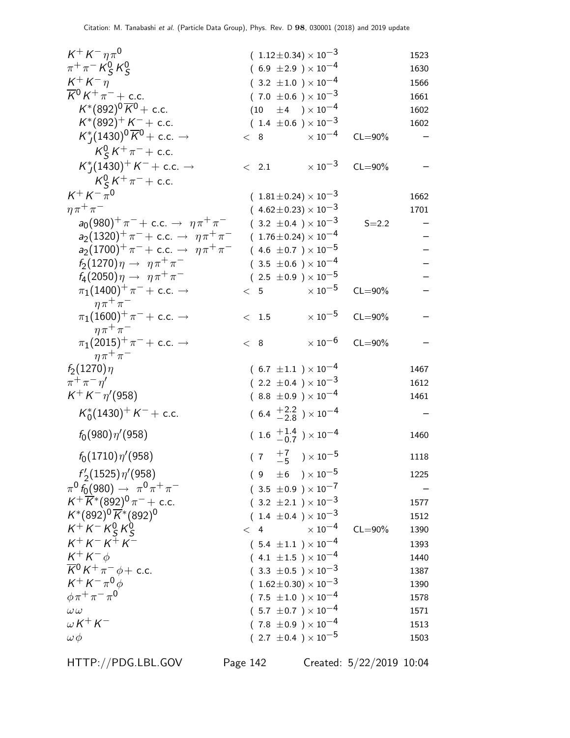| Mode | Fraction | Scale/CL | p (MeV/c) |
|---|---|---|---|
| $K^+ K^- \eta\pi^0$ | $(1.12\pm0.34)\times10^{-3}$ | | 1523 |
| $\pi^+\pi^- K^0_S K^0_S$ | $(6.9\ \pm2.9\ )\times10^{-4}$ | | 1630 |
| $K^+ K^- \eta$ | $(3.2\ \pm1.0\ )\times10^{-4}$ | | 1566 |
| $\overline{K}^0 K^+\pi^- +$ c.c. | $(7.0\ \pm0.6\ )\times10^{-3}$ | | 1661 |
| $K^*(892)^0\overline{K}^0 +$ c.c. | $(10\ \ \pm4\ \ )\times10^{-4}$ | | 1602 |
| $K^*(892)^+ K^- +$ c.c. | $(1.4\ \pm0.6\ )\times10^{-3}$ | | 1602 |
| $K^*_J(1430)^0\overline{K}^0 +$ c.c. $\to K^0_S K^+\pi^- +$ c.c. | $<8 \times10^{-4}$ | CL=90% | – |
| $K^*_J(1430)^+ K^- +$ c.c. $\to K^0_S K^+\pi^- +$ c.c. | $<2.1 \times10^{-3}$ | CL=90% | – |
| $K^+ K^-\pi^0$ | $(1.81\pm0.24)\times10^{-3}$ | | 1662 |
| $\eta\pi^+\pi^-$ | $(4.62\pm0.23)\times10^{-3}$ | | 1701 |
| $a_0(980)^+\pi^- +$ c.c. $\to \eta\pi^+\pi^-$ | $(3.2\ \pm0.4\ )\times10^{-3}$ | S=2.2 | – |
| $a_2(1320)^+\pi^- +$ c.c. $\to \eta\pi^+\pi^-$ | $(1.76\pm0.24)\times10^{-4}$ | | – |
| $a_2(1700)^+\pi^- +$ c.c. $\to \eta\pi^+\pi^-$ | $(4.6\ \pm0.7\ )\times10^{-5}$ | | – |
| $f_2(1270)\eta \to \eta\pi^+\pi^-$ | $(3.5\ \pm0.6\ )\times10^{-4}$ | | – |
| $f_4(2050)\eta \to \eta\pi^+\pi^-$ | $(2.5\ \pm0.9\ )\times10^{-5}$ | | – |
| $\pi_1(1400)^+\pi^- +$ c.c. $\to \eta\pi^+\pi^-$ | $<5 \times10^{-5}$ | CL=90% | – |
| $\pi_1(1600)^+\pi^- +$ c.c. $\to \eta\pi^+\pi^-$ | $<1.5 \times10^{-5}$ | CL=90% | – |
| $\pi_1(2015)^+\pi^- +$ c.c. $\to \eta\pi^+\pi^-$ | $<8 \times10^{-6}$ | CL=90% | – |
| $f_2(1270)\eta$ | $(6.7\ \pm1.1\ )\times10^{-4}$ | | 1467 |
| $\pi^+\pi^-\eta'$ | $(2.2\ \pm0.4\ )\times10^{-3}$ | | 1612 |
| $K^+ K^-\eta'(958)$ | $(8.8\ \pm0.9\ )\times10^{-4}$ | | 1461 |
| $K^*_0(1430)^+ K^- +$ c.c. | $(6.4\ ^{+2.2}_{-2.8})\times10^{-4}$ | | – |
| $f_0(980)\eta'(958)$ | $(1.6\ ^{+1.4}_{-0.7})\times10^{-4}$ | | 1460 |
| $f_0(1710)\eta'(958)$ | $(7\ ^{+7}_{-5})\times10^{-5}$ | | 1118 |
| $f'_2(1525)\eta'(958)$ | $(9\ \ \pm6\ \ )\times10^{-5}$ | | 1225 |
| $\pi^0 f_0(980) \to \pi^0\pi^+\pi^-$ | $(3.5\ \pm0.9\ )\times10^{-7}$ | | – |
| $K^+\overline{K}^*(892)^0\pi^- +$ c.c. | $(3.2\ \pm2.1\ )\times10^{-3}$ | | 1577 |
| $K^*(892)^0\overline{K}^*(892)^0$ | $(1.4\ \pm0.4\ )\times10^{-3}$ | | 1512 |
| $K^+ K^- K^0_S K^0_S$ | $<4 \times10^{-4}$ | CL=90% | 1390 |
| $K^+ K^- K^+ K^-$ | $(5.4\ \pm1.1\ )\times10^{-4}$ | | 1393 |
| $K^+ K^-\phi$ | $(4.1\ \pm1.5\ )\times10^{-4}$ | | 1440 |
| $\overline{K}^0 K^+\pi^-\phi +$ c.c. | $(3.3\ \pm0.5\ )\times10^{-3}$ | | 1387 |
| $K^+ K^-\pi^0\phi$ | $(1.62\pm0.30)\times10^{-3}$ | | 1390 |
| $\phi\pi^+\pi^-\pi^0$ | $(7.5\ \pm1.0\ )\times10^{-4}$ | | 1578 |
| $\omega\omega$ | $(5.7\ \pm0.7\ )\times10^{-4}$ | | 1571 |
| $\omega K^+ K^-$ | $(7.8\ \pm0.9\ )\times10^{-4}$ | | 1513 |
| $\omega\phi$ | $(2.7\ \pm0.4\ )\times10^{-5}$ | | 1503 |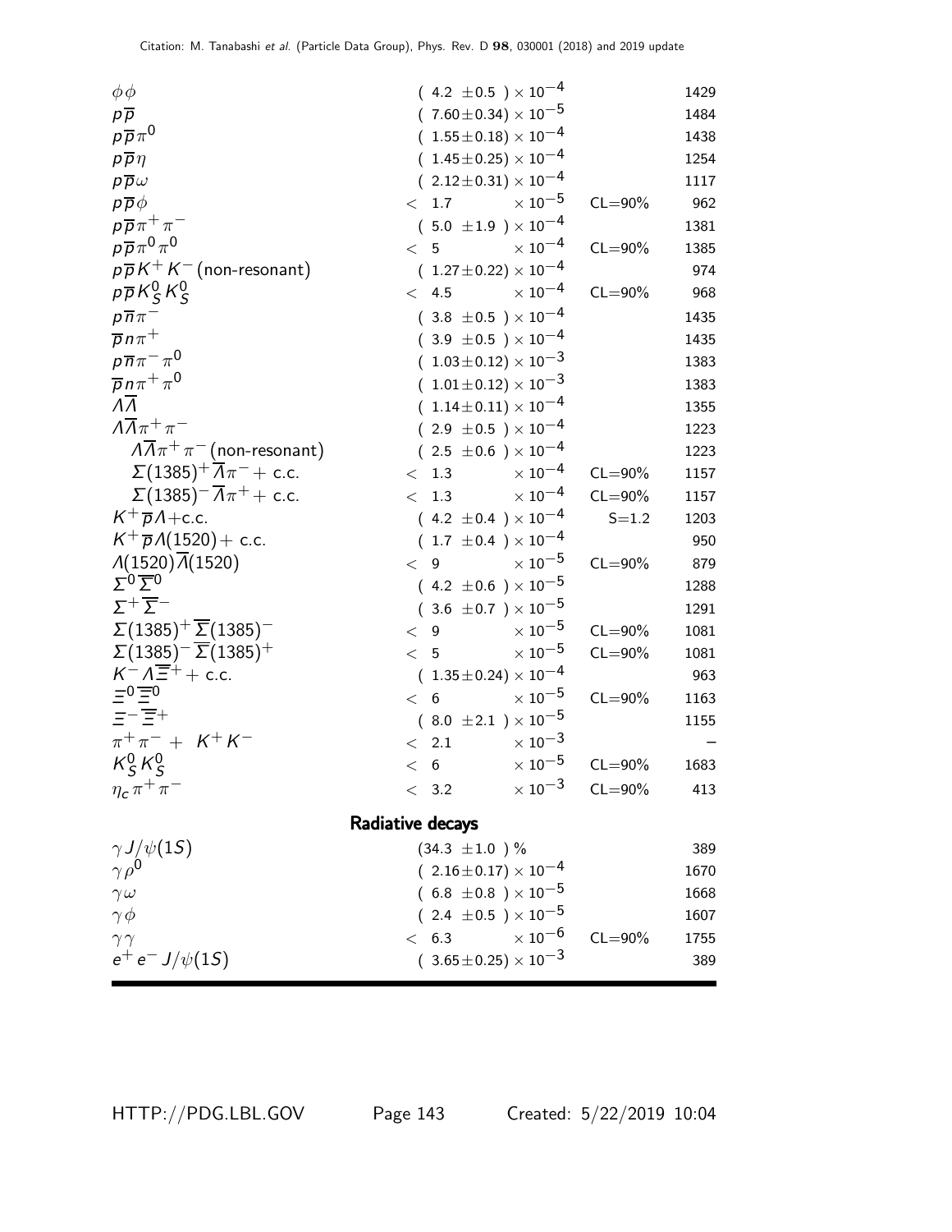| | | | |
|---|---|---|---|
| $\phi\phi$ | $(4.2 \pm 0.5) \times 10^{-4}$ | | 1429 |
| $p\overline{p}$ | $(7.60 \pm 0.34) \times 10^{-5}$ | | 1484 |
| $p\overline{p}\pi^0$ | $(1.55 \pm 0.18) \times 10^{-4}$ | | 1438 |
| $p\overline{p}\eta$ | $(1.45 \pm 0.25) \times 10^{-4}$ | | 1254 |
| $p\overline{p}\omega$ | $(2.12 \pm 0.31) \times 10^{-4}$ | | 1117 |
| $p\overline{p}\phi$ | $< 1.7 \times 10^{-5}$ | CL=90% | 962 |
| $p\overline{p}\pi^+\pi^-$ | $(5.0 \pm 1.9) \times 10^{-4}$ | | 1381 |
| $p\overline{p}\pi^0\pi^0$ | $< 5 \times 10^{-4}$ | CL=90% | 1385 |
| $p\overline{p}K^+K^-$ (non-resonant) | $(1.27 \pm 0.22) \times 10^{-4}$ | | 974 |
| $p\overline{p}K^0_S K^0_S$ | $< 4.5 \times 10^{-4}$ | CL=90% | 968 |
| $p\overline{n}\pi^-$ | $(3.8 \pm 0.5) \times 10^{-4}$ | | 1435 |
| $\overline{p}n\pi^+$ | $(3.9 \pm 0.5) \times 10^{-4}$ | | 1435 |
| $p\overline{n}\pi^-\pi^0$ | $(1.03 \pm 0.12) \times 10^{-3}$ | | 1383 |
| $\overline{p}n\pi^+\pi^0$ | $(1.01 \pm 0.12) \times 10^{-3}$ | | 1383 |
| $\Lambda\overline{\Lambda}$ | $(1.14 \pm 0.11) \times 10^{-4}$ | | 1355 |
| $\Lambda\overline{\Lambda}\pi^+\pi^-$ | $(2.9 \pm 0.5) \times 10^{-4}$ | | 1223 |
| $\Lambda\overline{\Lambda}\pi^+\pi^-$ (non-resonant) | $(2.5 \pm 0.6) \times 10^{-4}$ | | 1223 |
| $\Sigma(1385)^+\overline{\Lambda}\pi^-$ + c.c. | $< 1.3 \times 10^{-4}$ | CL=90% | 1157 |
| $\Sigma(1385)^-\overline{\Lambda}\pi^+$ + c.c. | $< 1.3 \times 10^{-4}$ | CL=90% | 1157 |
| $K^+\overline{p}\Lambda$+c.c. | $(4.2 \pm 0.4) \times 10^{-4}$ | S=1.2 | 1203 |
| $K^+\overline{p}\Lambda(1520)$+ c.c. | $(1.7 \pm 0.4) \times 10^{-4}$ | | 950 |
| $\Lambda(1520)\overline{\Lambda}(1520)$ | $< 9 \times 10^{-5}$ | CL=90% | 879 |
| $\Sigma^0\overline{\Sigma}^0$ | $(4.2 \pm 0.6) \times 10^{-5}$ | | 1288 |
| $\Sigma^+\overline{\Sigma}^-$ | $(3.6 \pm 0.7) \times 10^{-5}$ | | 1291 |
| $\Sigma(1385)^+\overline{\Sigma}(1385)^-$ | $< 9 \times 10^{-5}$ | CL=90% | 1081 |
| $\Sigma(1385)^-\overline{\Sigma}(1385)^+$ | $< 5 \times 10^{-5}$ | CL=90% | 1081 |
| $K^-\Lambda\overline{\Xi}^+$ + c.c. | $(1.35 \pm 0.24) \times 10^{-4}$ | | 963 |
| $\Xi^0\overline{\Xi}^0$ | $< 6 \times 10^{-5}$ | CL=90% | 1163 |
| $\Xi^-\overline{\Xi}^+$ | $(8.0 \pm 2.1) \times 10^{-5}$ | | 1155 |
| $\pi^+\pi^- + K^+K^-$ | $< 2.1 \times 10^{-3}$ | | – |
| $K^0_S K^0_S$ | $< 6 \times 10^{-5}$ | CL=90% | 1683 |
| $\eta_c\pi^+\pi^-$ | $< 3.2 \times 10^{-3}$ | CL=90% | 413 |

**Radiative decays**

| | | | |
|---|---|---|---|
| $\gamma J/\psi(1S)$ | $(34.3 \pm 1.0)$ % | | 389 |
| $\gamma\rho^0$ | $(2.16 \pm 0.17) \times 10^{-4}$ | | 1670 |
| $\gamma\omega$ | $(6.8 \pm 0.8) \times 10^{-5}$ | | 1668 |
| $\gamma\phi$ | $(2.4 \pm 0.5) \times 10^{-5}$ | | 1607 |
| $\gamma\gamma$ | $< 6.3 \times 10^{-6}$ | CL=90% | 1755 |
| $e^+e^- J/\psi(1S)$ | $(3.65 \pm 0.25) \times 10^{-3}$ | | 389 |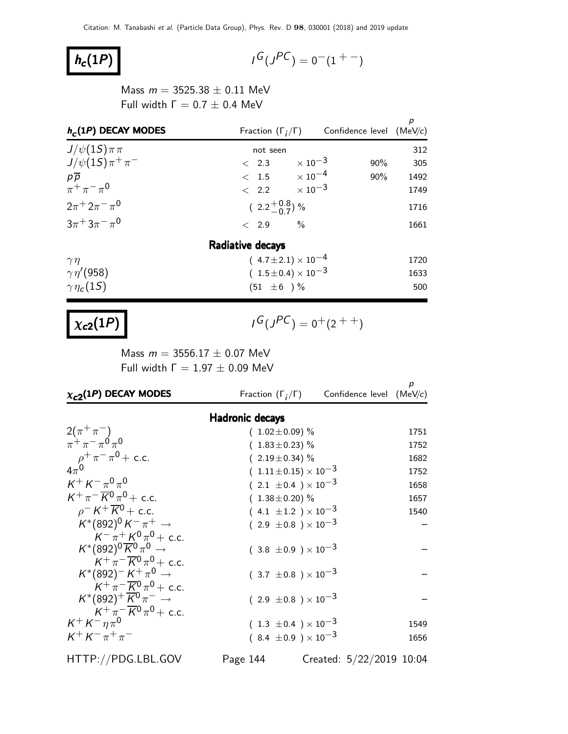# $h_c(1P)$

$I^G(J^{PC}) = 0^-(1^{+-})$

Mass $m = 3525.38 \pm 0.11$ MeV

Full width $\Gamma = 0.7 \pm 0.4$ MeV

| $h_c(1P)$ DECAY MODES | Fraction ($\Gamma_i/\Gamma$) | Confidence level | $p$ (MeV/$c$) |
|---|---|---|---|
| $J/\psi(1S)\pi\pi$ | not seen | | 312 |
| $J/\psi(1S)\pi^+\pi^-$ | $< 2.3 \times 10^{-3}$ | 90% | 305 |
| $p\overline{p}$ | $< 1.5 \times 10^{-4}$ | 90% | 1492 |
| $\pi^+\pi^-\pi^0$ | $< 2.2 \times 10^{-3}$ | | 1749 |
| $2\pi^+2\pi^-\pi^0$ | $(2.2^{+0.8}_{-0.7})$ % | | 1716 |
| $3\pi^+3\pi^-\pi^0$ | $< 2.9$ % | | 1661 |
| **Radiative decays** | | | |
| $\gamma\eta$ | $(4.7\pm2.1) \times 10^{-4}$ | | 1720 |
| $\gamma\eta'(958)$ | $(1.5\pm0.4) \times 10^{-3}$ | | 1633 |
| $\gamma\eta_c(1S)$ | $(51 \pm6)$ % | | 500 |

# $\chi_{c2}(1P)$

$I^G(J^{PC}) = 0^+(2^{++})$

Mass $m = 3556.17 \pm 0.07$ MeV

Full width $\Gamma = 1.97 \pm 0.09$ MeV

| $\chi_{c2}(1P)$ DECAY MODES | Fraction ($\Gamma_i/\Gamma$) | Confidence level | $p$ (MeV/$c$) |
|---|---|---|---|
| **Hadronic decays** | | | |
| $2(\pi^+\pi^-)$ | $(1.02\pm0.09)$ % | | 1751 |
| $\pi^+\pi^-\pi^0\pi^0$ | $(1.83\pm0.23)$ % | | 1752 |
| $\rho^+\pi^-\pi^0$ + c.c. | $(2.19\pm0.34)$ % | | 1682 |
| $4\pi^0$ | $(1.11\pm0.15) \times 10^{-3}$ | | 1752 |
| $K^+K^-\pi^0\pi^0$ | $(2.1 \pm0.4) \times 10^{-3}$ | | 1658 |
| $K^+\pi^-\overline{K}^0\pi^0$ + c.c. | $(1.38\pm0.20)$ % | | 1657 |
| $\rho^-K^+\overline{K}^0$ + c.c. | $(4.1 \pm1.2) \times 10^{-3}$ | | 1540 |
| $K^*(892)^0K^-\pi^+ \rightarrow K^-\pi^+K^0\pi^0$ + c.c. | $(2.9 \pm0.8) \times 10^{-3}$ | | – |
| $K^*(892)^0\overline{K}^0\pi^0 \rightarrow K^+\pi^-\overline{K}^0\pi^0$ + c.c. | $(3.8 \pm0.9) \times 10^{-3}$ | | – |
| $K^*(892)^-K^+\pi^0 \rightarrow K^+\pi^-\overline{K}^0\pi^0$ + c.c. | $(3.7 \pm0.8) \times 10^{-3}$ | | – |
| $K^*(892)^+\overline{K}^0\pi^- \rightarrow K^+\pi^-\overline{K}^0\pi^0$ + c.c. | $(2.9 \pm0.8) \times 10^{-3}$ | | – |
| $K^+K^-\eta\pi^0$ | $(1.3 \pm0.4) \times 10^{-3}$ | | 1549 |
| $K^+K^-\pi^+\pi^-$ | $(8.4 \pm0.9) \times 10^{-3}$ | | 1656 |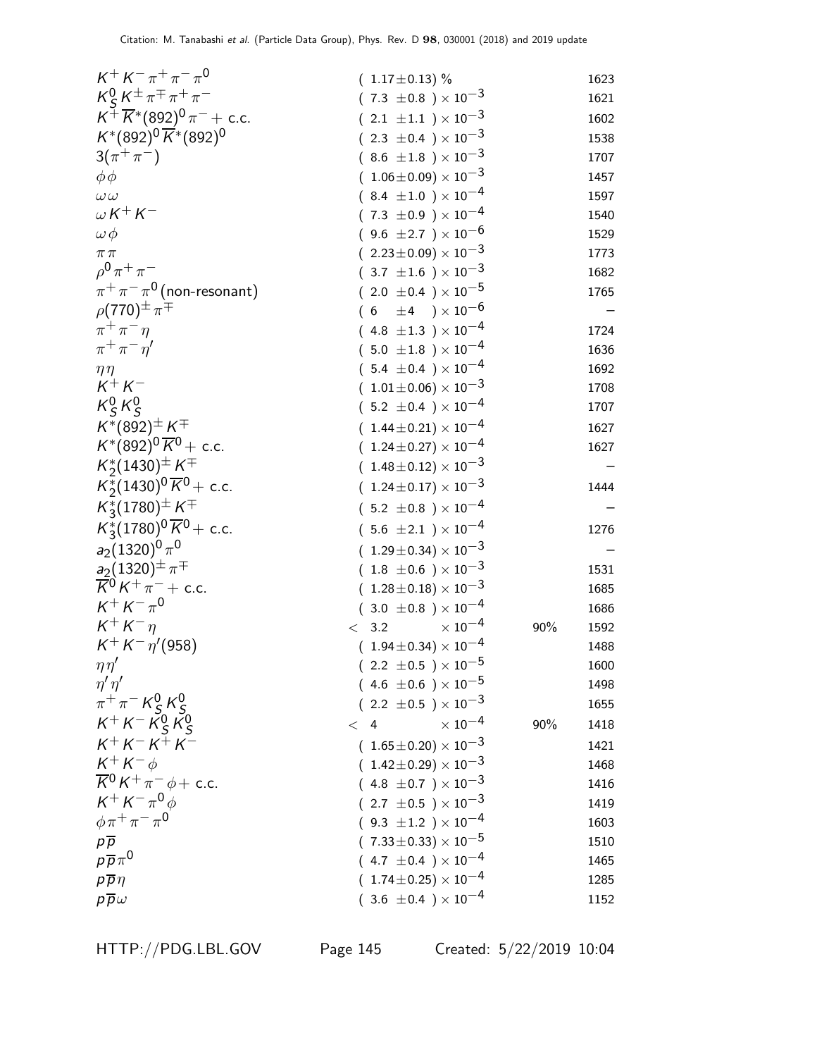| Mode | Fraction ($\Gamma_i/\Gamma$) | Confidence level | $p$ (MeV/$c$) |
|---|---|---|---|
| $K^+ K^- \pi^+ \pi^- \pi^0$ | $( 1.17 \pm 0.13)$ % | | 1623 |
| $K^0_S K^\pm \pi^\mp \pi^+ \pi^-$ | $( 7.3 \pm 0.8 ) \times 10^{-3}$ | | 1621 |
| $K^+ \overline{K}^*(892)^0 \pi^- +$ c.c. | $( 2.1 \pm 1.1 ) \times 10^{-3}$ | | 1602 |
| $K^*(892)^0 \overline{K}^*(892)^0$ | $( 2.3 \pm 0.4 ) \times 10^{-3}$ | | 1538 |
| $3(\pi^+ \pi^-)$ | $( 8.6 \pm 1.8 ) \times 10^{-3}$ | | 1707 |
| $\phi \phi$ | $( 1.06 \pm 0.09) \times 10^{-3}$ | | 1457 |
| $\omega \omega$ | $( 8.4 \pm 1.0 ) \times 10^{-4}$ | | 1597 |
| $\omega K^+ K^-$ | $( 7.3 \pm 0.9 ) \times 10^{-4}$ | | 1540 |
| $\omega \phi$ | $( 9.6 \pm 2.7 ) \times 10^{-6}$ | | 1529 |
| $\pi \pi$ | $( 2.23 \pm 0.09) \times 10^{-3}$ | | 1773 |
| $\rho^0 \pi^+ \pi^-$ | $( 3.7 \pm 1.6 ) \times 10^{-3}$ | | 1682 |
| $\pi^+ \pi^- \pi^0$ (non-resonant) | $( 2.0 \pm 0.4 ) \times 10^{-5}$ | | 1765 |
| $\rho(770)^\pm \pi^\mp$ | $( 6 \pm 4 ) \times 10^{-6}$ | | – |
| $\pi^+ \pi^- \eta$ | $( 4.8 \pm 1.3 ) \times 10^{-4}$ | | 1724 |
| $\pi^+ \pi^- \eta'$ | $( 5.0 \pm 1.8 ) \times 10^{-4}$ | | 1636 |
| $\eta \eta$ | $( 5.4 \pm 0.4 ) \times 10^{-4}$ | | 1692 |
| $K^+ K^-$ | $( 1.01 \pm 0.06) \times 10^{-3}$ | | 1708 |
| $K^0_S K^0_S$ | $( 5.2 \pm 0.4 ) \times 10^{-4}$ | | 1707 |
| $K^*(892)^\pm K^\mp$ | $( 1.44 \pm 0.21) \times 10^{-4}$ | | 1627 |
| $K^*(892)^0 \overline{K}^0 +$ c.c. | $( 1.24 \pm 0.27) \times 10^{-4}$ | | 1627 |
| $K^*_2(1430)^\pm K^\mp$ | $( 1.48 \pm 0.12) \times 10^{-3}$ | | – |
| $K^*_2(1430)^0 \overline{K}^0 +$ c.c. | $( 1.24 \pm 0.17) \times 10^{-3}$ | | 1444 |
| $K^*_3(1780)^\pm K^\mp$ | $( 5.2 \pm 0.8 ) \times 10^{-4}$ | | – |
| $K^*_3(1780)^0 \overline{K}^0 +$ c.c. | $( 5.6 \pm 2.1 ) \times 10^{-4}$ | | 1276 |
| $a_2(1320)^0 \pi^0$ | $( 1.29 \pm 0.34) \times 10^{-3}$ | | – |
| $a_2(1320)^\pm \pi^\mp$ | $( 1.8 \pm 0.6 ) \times 10^{-3}$ | | 1531 |
| $\overline{K}^0 K^+ \pi^- +$ c.c. | $( 1.28 \pm 0.18) \times 10^{-3}$ | | 1685 |
| $K^+ K^- \pi^0$ | $( 3.0 \pm 0.8 ) \times 10^{-4}$ | | 1686 |
| $K^+ K^- \eta$ | $< 3.2 \times 10^{-4}$ | 90% | 1592 |
| $K^+ K^- \eta'(958)$ | $( 1.94 \pm 0.34) \times 10^{-4}$ | | 1488 |
| $\eta \eta'$ | $( 2.2 \pm 0.5 ) \times 10^{-5}$ | | 1600 |
| $\eta' \eta'$ | $( 4.6 \pm 0.6 ) \times 10^{-5}$ | | 1498 |
| $\pi^+ \pi^- K^0_S K^0_S$ | $( 2.2 \pm 0.5 ) \times 10^{-3}$ | | 1655 |
| $K^+ K^- K^0_S K^0_S$ | $< 4 \times 10^{-4}$ | 90% | 1418 |
| $K^+ K^- K^+ K^-$ | $( 1.65 \pm 0.20) \times 10^{-3}$ | | 1421 |
| $K^+ K^- \phi$ | $( 1.42 \pm 0.29) \times 10^{-3}$ | | 1468 |
| $\overline{K}^0 K^+ \pi^- \phi +$ c.c. | $( 4.8 \pm 0.7 ) \times 10^{-3}$ | | 1416 |
| $K^+ K^- \pi^0 \phi$ | $( 2.7 \pm 0.5 ) \times 10^{-3}$ | | 1419 |
| $\phi \pi^+ \pi^- \pi^0$ | $( 9.3 \pm 1.2 ) \times 10^{-4}$ | | 1603 |
| $p \overline{p}$ | $( 7.33 \pm 0.33) \times 10^{-5}$ | | 1510 |
| $p \overline{p} \pi^0$ | $( 4.7 \pm 0.4 ) \times 10^{-4}$ | | 1465 |
| $p \overline{p} \eta$ | $( 1.74 \pm 0.25) \times 10^{-4}$ | | 1285 |
| $p \overline{p} \omega$ | $( 3.6 \pm 0.4 ) \times 10^{-4}$ | | 1152 |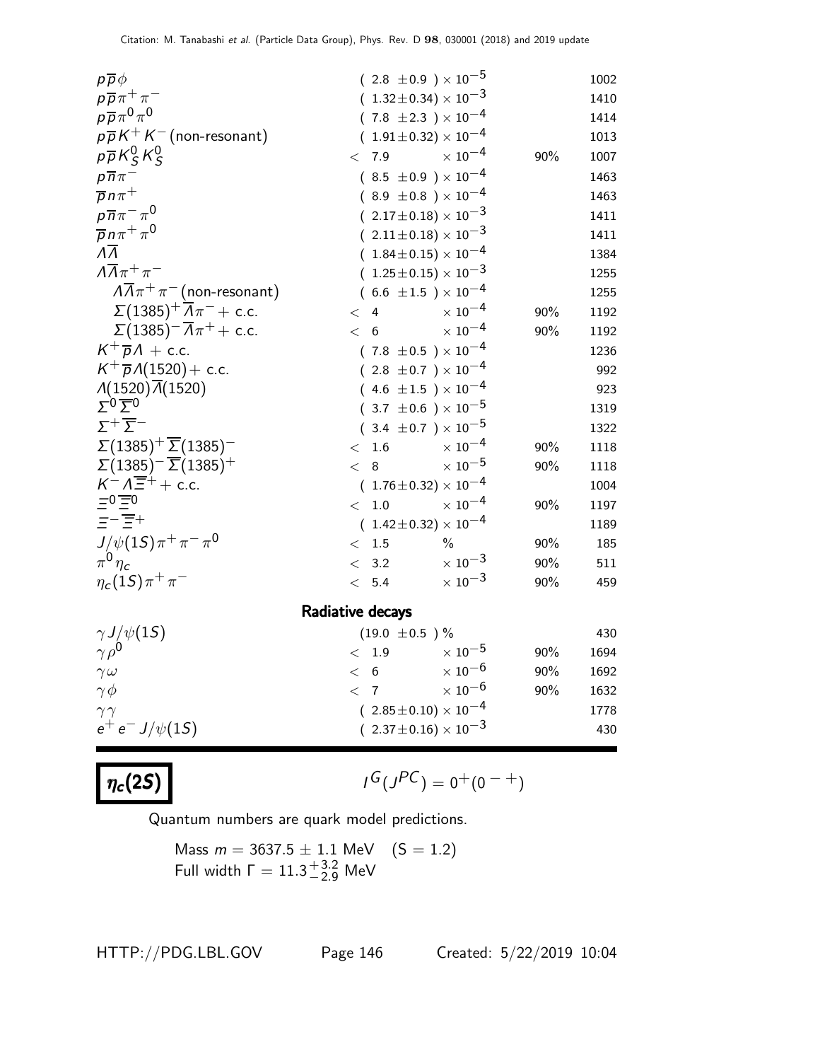| Mode | Fraction ($\Gamma_i/\Gamma$) | Confidence level | $p$ (MeV/c) |
|---|---|---|---|
| $p\overline{p}\phi$ | $(2.8 \pm 0.9) \times 10^{-5}$ | | 1002 |
| $p\overline{p}\pi^+\pi^-$ | $(1.32 \pm 0.34) \times 10^{-3}$ | | 1410 |
| $p\overline{p}\pi^0\pi^0$ | $(7.8 \pm 2.3) \times 10^{-4}$ | | 1414 |
| $p\overline{p}K^+K^-$ (non-resonant) | $(1.91 \pm 0.32) \times 10^{-4}$ | | 1013 |
| $p\overline{p}K^0_S K^0_S$ | $< 7.9 \times 10^{-4}$ | 90% | 1007 |
| $p\overline{n}\pi^-$ | $(8.5 \pm 0.9) \times 10^{-4}$ | | 1463 |
| $\overline{p}n\pi^+$ | $(8.9 \pm 0.8) \times 10^{-4}$ | | 1463 |
| $p\overline{n}\pi^-\pi^0$ | $(2.17 \pm 0.18) \times 10^{-3}$ | | 1411 |
| $\overline{p}n\pi^+\pi^0$ | $(2.11 \pm 0.18) \times 10^{-3}$ | | 1411 |
| $\Lambda\overline{\Lambda}$ | $(1.84 \pm 0.15) \times 10^{-4}$ | | 1384 |
| $\Lambda\overline{\Lambda}\pi^+\pi^-$ | $(1.25 \pm 0.15) \times 10^{-3}$ | | 1255 |
| $\Lambda\overline{\Lambda}\pi^+\pi^-$ (non-resonant) | $(6.6 \pm 1.5) \times 10^{-4}$ | | 1255 |
| $\Sigma(1385)^+\overline{\Lambda}\pi^- +$ c.c. | $< 4 \times 10^{-4}$ | 90% | 1192 |
| $\Sigma(1385)^-\overline{\Lambda}\pi^+ +$ c.c. | $< 6 \times 10^{-4}$ | 90% | 1192 |
| $K^+\overline{p}\Lambda +$ c.c. | $(7.8 \pm 0.5) \times 10^{-4}$ | | 1236 |
| $K^+\overline{p}\Lambda(1520) +$ c.c. | $(2.8 \pm 0.7) \times 10^{-4}$ | | 992 |
| $\Lambda(1520)\overline{\Lambda}(1520)$ | $(4.6 \pm 1.5) \times 10^{-4}$ | | 923 |
| $\Sigma^0\overline{\Sigma}^0$ | $(3.7 \pm 0.6) \times 10^{-5}$ | | 1319 |
| $\Sigma^+\overline{\Sigma}^-$ | $(3.4 \pm 0.7) \times 10^{-5}$ | | 1322 |
| $\Sigma(1385)^+\overline{\Sigma}(1385)^-$ | $< 1.6 \times 10^{-4}$ | 90% | 1118 |
| $\Sigma(1385)^-\overline{\Sigma}(1385)^+$ | $< 8 \times 10^{-5}$ | 90% | 1118 |
| $K^-\Lambda\overline{\Xi}^+ +$ c.c. | $(1.76 \pm 0.32) \times 10^{-4}$ | | 1004 |
| $\Xi^0\overline{\Xi}^0$ | $< 1.0 \times 10^{-4}$ | 90% | 1197 |
| $\Xi^-\overline{\Xi}^+$ | $(1.42 \pm 0.32) \times 10^{-4}$ | | 1189 |
| $J/\psi(1S)\pi^+\pi^-\pi^0$ | $< 1.5$ % | 90% | 185 |
| $\pi^0\eta_c$ | $< 3.2 \times 10^{-3}$ | 90% | 511 |
| $\eta_c(1S)\pi^+\pi^-$ | $< 5.4 \times 10^{-3}$ | 90% | 459 |
| **Radiative decays** | | | |
| $\gamma J/\psi(1S)$ | $(19.0 \pm 0.5)$ % | | 430 |
| $\gamma\rho^0$ | $< 1.9 \times 10^{-5}$ | 90% | 1694 |
| $\gamma\omega$ | $< 6 \times 10^{-6}$ | 90% | 1692 |
| $\gamma\phi$ | $< 7 \times 10^{-6}$ | 90% | 1632 |
| $\gamma\gamma$ | $(2.85 \pm 0.10) \times 10^{-4}$ | | 1778 |
| $e^+e^-J/\psi(1S)$ | $(2.37 \pm 0.16) \times 10^{-3}$ | | 430 |

# $\eta_c(2S)$

$I^G(J^{PC}) = 0^+(0^{-+})$

Quantum numbers are quark model predictions.

Mass $m = 3637.5 \pm 1.1$ MeV $(S = 1.2)$
Full width $\Gamma = 11.3^{+3.2}_{-2.9}$ MeV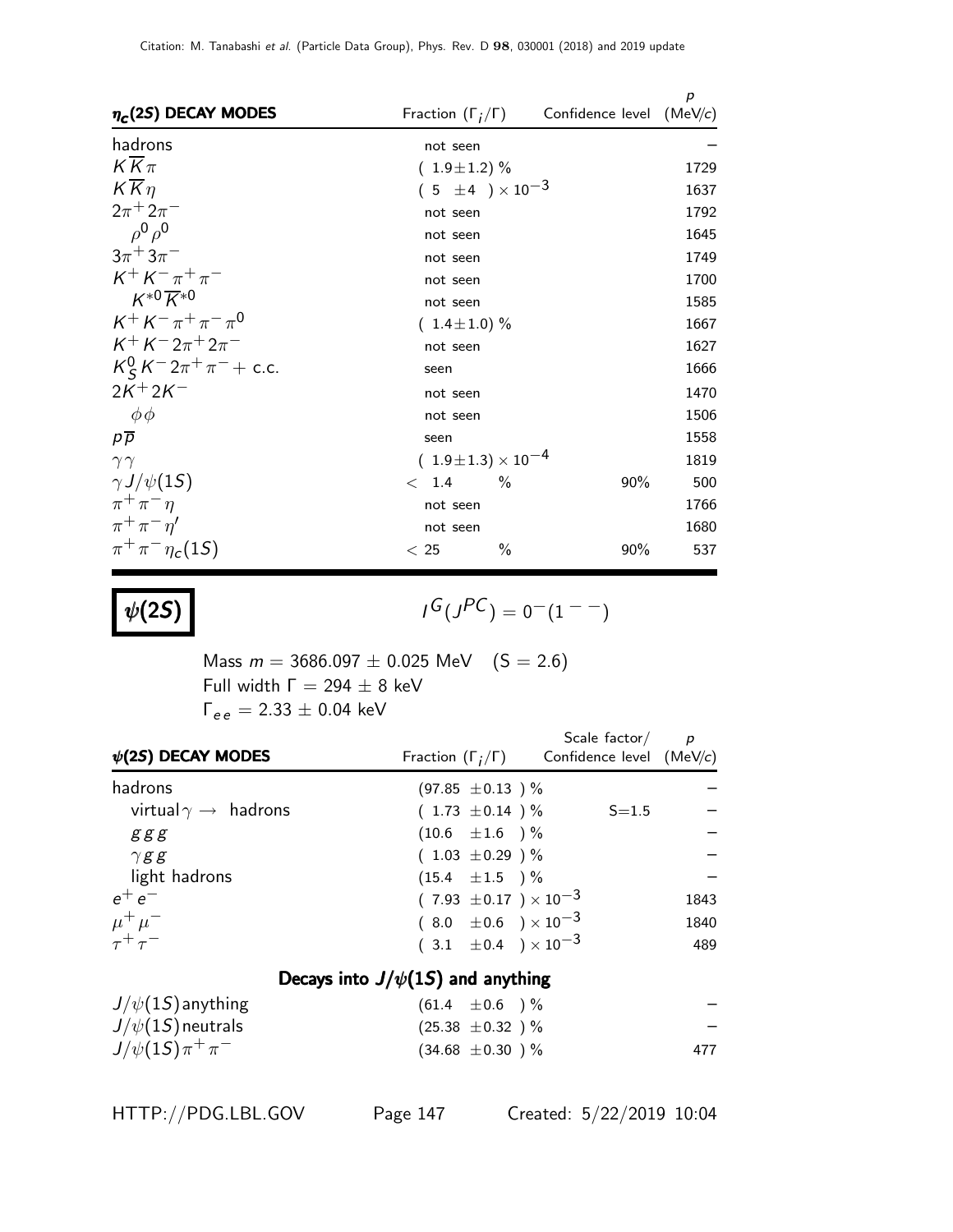| $\eta_c(2S)$ DECAY MODES | Fraction ($\Gamma_i/\Gamma$) | Confidence level | $p$ (MeV/$c$) |
|---|---|---|---|
| hadrons | not seen | | – |
| $K\overline{K}\pi$ | ( $1.9\pm1.2$) % | | 1729 |
| $K\overline{K}\eta$ | ( $5\ \pm4\ $) $\times 10^{-3}$ | | 1637 |
| $2\pi^+2\pi^-$ | not seen | | 1792 |
| $\rho^0\rho^0$ | not seen | | 1645 |
| $3\pi^+3\pi^-$ | not seen | | 1749 |
| $K^+K^-\pi^+\pi^-$ | not seen | | 1700 |
| $K^{*0}\overline{K}^{*0}$ | not seen | | 1585 |
| $K^+K^-\pi^+\pi^-\pi^0$ | ( $1.4\pm1.0$) % | | 1667 |
| $K^+K^-2\pi^+2\pi^-$ | not seen | | 1627 |
| $K^0_S K^-2\pi^+\pi^-$ + c.c. | seen | | 1666 |
| $2K^+2K^-$ | not seen | | 1470 |
| $\phi\phi$ | not seen | | 1506 |
| $p\overline{p}$ | seen | | 1558 |
| $\gamma\gamma$ | ( $1.9\pm1.3$) $\times 10^{-4}$ | | 1819 |
| $\gamma J/\psi(1S)$ | $<$ 1.4 % | 90% | 500 |
| $\pi^+\pi^-\eta$ | not seen | | 1766 |
| $\pi^+\pi^-\eta'$ | not seen | | 1680 |
| $\pi^+\pi^-\eta_c(1S)$ | $<$ 25 % | 90% | 537 |

# $\psi(2S)$

$I^G(J^{PC}) = 0^-(1^{--})$

Mass $m = 3686.097 \pm 0.025$ MeV (S = 2.6)
Full width $\Gamma = 294 \pm 8$ keV
$\Gamma_{ee} = 2.33 \pm 0.04$ keV

| $\psi(2S)$ DECAY MODES | Fraction ($\Gamma_i/\Gamma$) | Scale factor/ Confidence level | $p$ (MeV/$c$) |
|---|---|---|---|
| hadrons | ($97.85\ \pm0.13\ $) % | | – |
| virtual$\gamma \rightarrow$ hadrons | ( $1.73\ \pm0.14\ $) % | S=1.5 | – |
| $ggg$ | ($10.6\ \ \pm1.6\ \ $) % | | – |
| $\gamma gg$ | ( $1.03\ \pm0.29\ $) % | | – |
| light hadrons | ($15.4\ \ \pm1.5\ \ $) % | | – |
| $e^+e^-$ | ( $7.93\ \pm0.17\ $) $\times 10^{-3}$ | | 1843 |
| $\mu^+\mu^-$ | ( $8.0\ \ \pm0.6\ \ $) $\times 10^{-3}$ | | 1840 |
| $\tau^+\tau^-$ | ( $3.1\ \ \pm0.4\ \ $) $\times 10^{-3}$ | | 489 |
| **Decays into $J/\psi(1S)$ and anything** | | | |
| $J/\psi(1S)$ anything | ($61.4\ \ \pm0.6\ \ $) % | | – |
| $J/\psi(1S)$ neutrals | ($25.38\ \pm0.32\ $) % | | – |
| $J/\psi(1S)\pi^+\pi^-$ | ($34.68\ \pm0.30\ $) % | | 477 |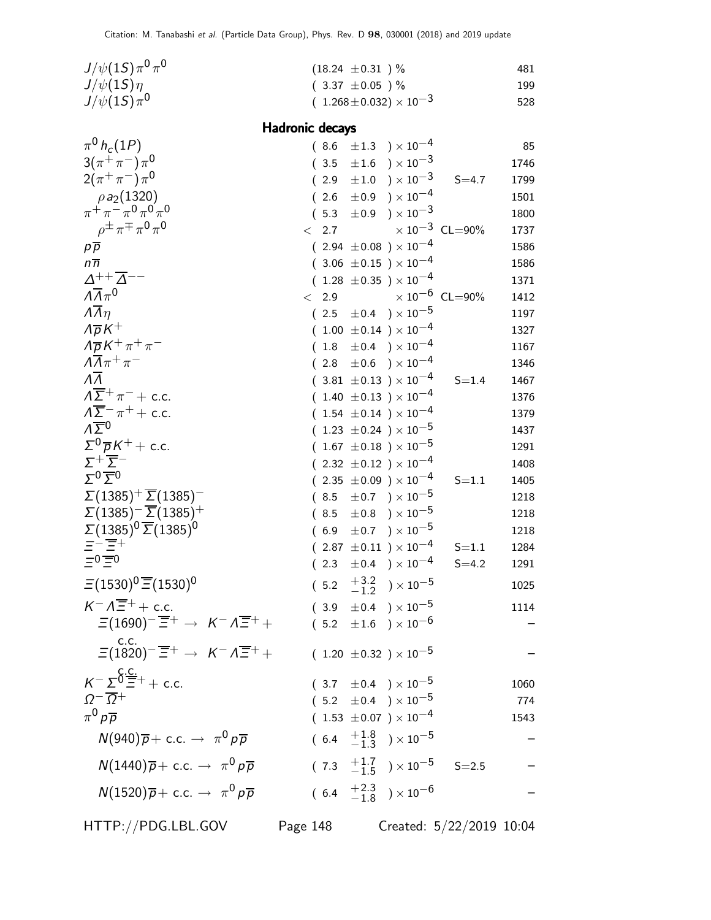| | | | |
|---|---|---|---|
| $J/\psi(1S)\pi^0\pi^0$ | $(18.24 \pm 0.31)$ % | | 481 |
| $J/\psi(1S)\eta$ | $(3.37 \pm 0.05)$ % | | 199 |
| $J/\psi(1S)\pi^0$ | $(1.268 \pm 0.032) \times 10^{-3}$ | | 528 |

## Hadronic decays

| | | | |
|---|---|---|---|
| $\pi^0 h_c(1P)$ | $(8.6 \pm 1.3) \times 10^{-4}$ | | 85 |
| $3(\pi^+\pi^-)\pi^0$ | $(3.5 \pm 1.6) \times 10^{-3}$ | | 1746 |
| $2(\pi^+\pi^-)\pi^0$ | $(2.9 \pm 1.0) \times 10^{-3}$ | S=4.7 | 1799 |
| $\rho a_2(1320)$ | $(2.6 \pm 0.9) \times 10^{-4}$ | | 1501 |
| $\pi^+\pi^-\pi^0\pi^0\pi^0$ | $(5.3 \pm 0.9) \times 10^{-3}$ | | 1800 |
| $\rho^\pm\pi^\mp\pi^0\pi^0$ | $< 2.7 \times 10^{-3}$ | CL=90% | 1737 |
| $p\overline{p}$ | $(2.94 \pm 0.08) \times 10^{-4}$ | | 1586 |
| $n\overline{n}$ | $(3.06 \pm 0.15) \times 10^{-4}$ | | 1586 |
| $\Delta^{++}\overline{\Delta}^{--}$ | $(1.28 \pm 0.35) \times 10^{-4}$ | | 1371 |
| $\Lambda\overline{\Lambda}\pi^0$ | $< 2.9 \times 10^{-6}$ | CL=90% | 1412 |
| $\Lambda\overline{\Lambda}\eta$ | $(2.5 \pm 0.4) \times 10^{-5}$ | | 1197 |
| $\Lambda\overline{p}K^+$ | $(1.00 \pm 0.14) \times 10^{-4}$ | | 1327 |
| $\Lambda\overline{p}K^+\pi^+\pi^-$ | $(1.8 \pm 0.4) \times 10^{-4}$ | | 1167 |
| $\Lambda\overline{\Lambda}\pi^+\pi^-$ | $(2.8 \pm 0.6) \times 10^{-4}$ | | 1346 |
| $\Lambda\overline{\Lambda}$ | $(3.81 \pm 0.13) \times 10^{-4}$ | S=1.4 | 1467 |
| $\Lambda\overline{\Sigma}^+\pi^-$ + c.c. | $(1.40 \pm 0.13) \times 10^{-4}$ | | 1376 |
| $\Lambda\overline{\Sigma}^-\pi^+$ + c.c. | $(1.54 \pm 0.14) \times 10^{-4}$ | | 1379 |
| $\Lambda\overline{\Sigma}^0$ | $(1.23 \pm 0.24) \times 10^{-5}$ | | 1437 |
| $\Sigma^0\overline{p}K^+$ + c.c. | $(1.67 \pm 0.18) \times 10^{-5}$ | | 1291 |
| $\Sigma^+\overline{\Sigma}^-$ | $(2.32 \pm 0.12) \times 10^{-4}$ | | 1408 |
| $\Sigma^0\overline{\Sigma}^0$ | $(2.35 \pm 0.09) \times 10^{-4}$ | S=1.1 | 1405 |
| $\Sigma(1385)^+\overline{\Sigma}(1385)^-$ | $(8.5 \pm 0.7) \times 10^{-5}$ | | 1218 |
| $\Sigma(1385)^-\overline{\Sigma}(1385)^+$ | $(8.5 \pm 0.8) \times 10^{-5}$ | | 1218 |
| $\Sigma(1385)^0\overline{\Sigma}(1385)^0$ | $(6.9 \pm 0.7) \times 10^{-5}$ | | 1218 |
| $\Xi^-\overline{\Xi}^+$ | $(2.87 \pm 0.11) \times 10^{-4}$ | S=1.1 | 1284 |
| $\Xi^0\overline{\Xi}^0$ | $(2.3 \pm 0.4) \times 10^{-4}$ | S=4.2 | 1291 |
| $\Xi(1530)^0\overline{\Xi}(1530)^0$ | $(5.2 \, ^{+3.2}_{-1.2}) \times 10^{-5}$ | | 1025 |
| $K^-\Lambda\overline{\Xi}^+$ + c.c. | $(3.9 \pm 0.4) \times 10^{-5}$ | | 1114 |
| $\Xi(1690)^-\overline{\Xi}^+ \to K^-\Lambda\overline{\Xi}^+$ + c.c. | $(5.2 \pm 1.6) \times 10^{-6}$ | | – |
| $\Xi(1820)^-\overline{\Xi}^+ \to K^-\Lambda\overline{\Xi}^+$ + c.c. | $(1.20 \pm 0.32) \times 10^{-5}$ | | – |
| $K^-\Sigma^0\overline{\Xi}^+$ + c.c. | $(3.7 \pm 0.4) \times 10^{-5}$ | | 1060 |
| $\Omega^-\overline{\Omega}^+$ | $(5.2 \pm 0.4) \times 10^{-5}$ | | 774 |
| $\pi^0 p\overline{p}$ | $(1.53 \pm 0.07) \times 10^{-4}$ | | 1543 |
| $N(940)\overline{p}$ + c.c. $\to \pi^0 p\overline{p}$ | $(6.4 \, ^{+1.8}_{-1.3}) \times 10^{-5}$ | | – |
| $N(1440)\overline{p}$ + c.c. $\to \pi^0 p\overline{p}$ | $(7.3 \, ^{+1.7}_{-1.5}) \times 10^{-5}$ | S=2.5 | – |
| $N(1520)\overline{p}$ + c.c. $\to \pi^0 p\overline{p}$ | $(6.4 \, ^{+2.3}_{-1.8}) \times 10^{-6}$ | | – |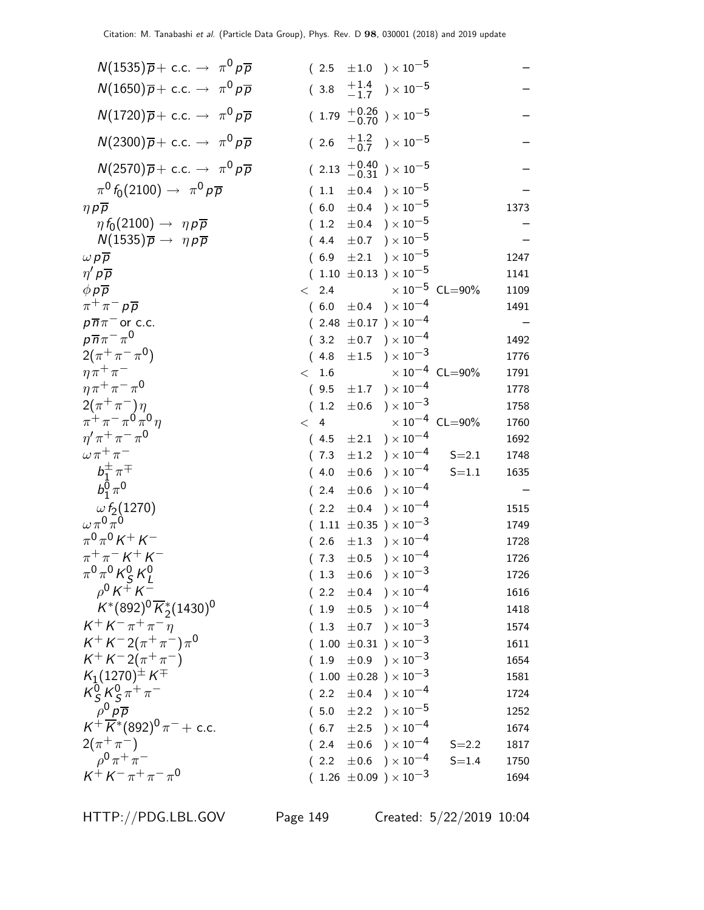| Mode | Fraction | | | Scale factor/ Confidence level | p (MeV/c) |
|---|---|---|---|---|---|
| $N(1535)\overline{p}+$ c.c. $\rightarrow \pi^0 p\overline{p}$ | ( 2.5 | $\pm 1.0$ | ) $\times 10^{-5}$ | | – |
| $N(1650)\overline{p}+$ c.c. $\rightarrow \pi^0 p\overline{p}$ | ( 3.8 | $^{+1.4}_{-1.7}$ | ) $\times 10^{-5}$ | | – |
| $N(1720)\overline{p}+$ c.c. $\rightarrow \pi^0 p\overline{p}$ | ( 1.79 | $^{+0.26}_{-0.70}$ | ) $\times 10^{-5}$ | | – |
| $N(2300)\overline{p}+$ c.c. $\rightarrow \pi^0 p\overline{p}$ | ( 2.6 | $^{+1.2}_{-0.7}$ | ) $\times 10^{-5}$ | | – |
| $N(2570)\overline{p}+$ c.c. $\rightarrow \pi^0 p\overline{p}$ | ( 2.13 | $^{+0.40}_{-0.31}$ | ) $\times 10^{-5}$ | | – |
| $\pi^0 f_0(2100) \rightarrow \pi^0 p\overline{p}$ | ( 1.1 | $\pm 0.4$ | ) $\times 10^{-5}$ | | – |
| $\eta p\overline{p}$ | ( 6.0 | $\pm 0.4$ | ) $\times 10^{-5}$ | | 1373 |
| $\eta f_0(2100) \rightarrow \eta p\overline{p}$ | ( 1.2 | $\pm 0.4$ | ) $\times 10^{-5}$ | | – |
| $N(1535)\overline{p} \rightarrow \eta p\overline{p}$ | ( 4.4 | $\pm 0.7$ | ) $\times 10^{-5}$ | | – |
| $\omega p\overline{p}$ | ( 6.9 | $\pm 2.1$ | ) $\times 10^{-5}$ | | 1247 |
| $\eta' p\overline{p}$ | ( 1.10 | $\pm 0.13$ | ) $\times 10^{-5}$ | | 1141 |
| $\phi p\overline{p}$ | $<$ 2.4 | | $\times 10^{-5}$ | CL=90% | 1109 |
| $\pi^+\pi^- p\overline{p}$ | ( 6.0 | $\pm 0.4$ | ) $\times 10^{-4}$ | | 1491 |
| $p\overline{n}\pi^-$ or c.c. | ( 2.48 | $\pm 0.17$ | ) $\times 10^{-4}$ | | – |
| $p\overline{n}\pi^-\pi^0$ | ( 3.2 | $\pm 0.7$ | ) $\times 10^{-4}$ | | 1492 |
| $2(\pi^+\pi^-\pi^0)$ | ( 4.8 | $\pm 1.5$ | ) $\times 10^{-3}$ | | 1776 |
| $\eta\pi^+\pi^-$ | $<$ 1.6 | | $\times 10^{-4}$ | CL=90% | 1791 |
| $\eta\pi^+\pi^-\pi^0$ | ( 9.5 | $\pm 1.7$ | ) $\times 10^{-4}$ | | 1778 |
| $2(\pi^+\pi^-)\eta$ | ( 1.2 | $\pm 0.6$ | ) $\times 10^{-3}$ | | 1758 |
| $\pi^+\pi^-\pi^0\pi^0\eta$ | $<$ 4 | | $\times 10^{-4}$ | CL=90% | 1760 |
| $\eta'\pi^+\pi^-\pi^0$ | ( 4.5 | $\pm 2.1$ | ) $\times 10^{-4}$ | | 1692 |
| $\omega\pi^+\pi^-$ | ( 7.3 | $\pm 1.2$ | ) $\times 10^{-4}$ | S=2.1 | 1748 |
| $b_1^{\pm}\pi^{\mp}$ | ( 4.0 | $\pm 0.6$ | ) $\times 10^{-4}$ | S=1.1 | 1635 |
| $b_1^0\pi^0$ | ( 2.4 | $\pm 0.6$ | ) $\times 10^{-4}$ | | – |
| $\omega f_2(1270)$ | ( 2.2 | $\pm 0.4$ | ) $\times 10^{-4}$ | | 1515 |
| $\omega\pi^0\pi^0$ | ( 1.11 | $\pm 0.35$ | ) $\times 10^{-3}$ | | 1749 |
| $\pi^0\pi^0 K^+ K^-$ | ( 2.6 | $\pm 1.3$ | ) $\times 10^{-4}$ | | 1728 |
| $\pi^+\pi^- K^+ K^-$ | ( 7.3 | $\pm 0.5$ | ) $\times 10^{-4}$ | | 1726 |
| $\pi^0\pi^0 K_S^0 K_L^0$ | ( 1.3 | $\pm 0.6$ | ) $\times 10^{-3}$ | | 1726 |
| $\rho^0 K^+ K^-$ | ( 2.2 | $\pm 0.4$ | ) $\times 10^{-4}$ | | 1616 |
| $K^*(892)^0\overline{K}_2^*(1430)^0$ | ( 1.9 | $\pm 0.5$ | ) $\times 10^{-4}$ | | 1418 |
| $K^+K^-\pi^+\pi^-\eta$ | ( 1.3 | $\pm 0.7$ | ) $\times 10^{-3}$ | | 1574 |
| $K^+K^-2(\pi^+\pi^-)\pi^0$ | ( 1.00 | $\pm 0.31$ | ) $\times 10^{-3}$ | | 1611 |
| $K^+K^-2(\pi^+\pi^-)$ | ( 1.9 | $\pm 0.9$ | ) $\times 10^{-3}$ | | 1654 |
| $K_1(1270)^{\pm} K^{\mp}$ | ( 1.00 | $\pm 0.28$ | ) $\times 10^{-3}$ | | 1581 |
| $K_S^0 K_S^0 \pi^+\pi^-$ | ( 2.2 | $\pm 0.4$ | ) $\times 10^{-4}$ | | 1724 |
| $\rho^0 p\overline{p}$ | ( 5.0 | $\pm 2.2$ | ) $\times 10^{-5}$ | | 1252 |
| $K^+\overline{K}^*(892)^0\pi^- +$ c.c. | ( 6.7 | $\pm 2.5$ | ) $\times 10^{-4}$ | | 1674 |
| $2(\pi^+\pi^-)$ | ( 2.4 | $\pm 0.6$ | ) $\times 10^{-4}$ | S=2.2 | 1817 |
| $\rho^0\pi^+\pi^-$ | ( 2.2 | $\pm 0.6$ | ) $\times 10^{-4}$ | S=1.4 | 1750 |
| $K^+K^-\pi^+\pi^-\pi^0$ | ( 1.26 | $\pm 0.09$ | ) $\times 10^{-3}$ | | 1694 |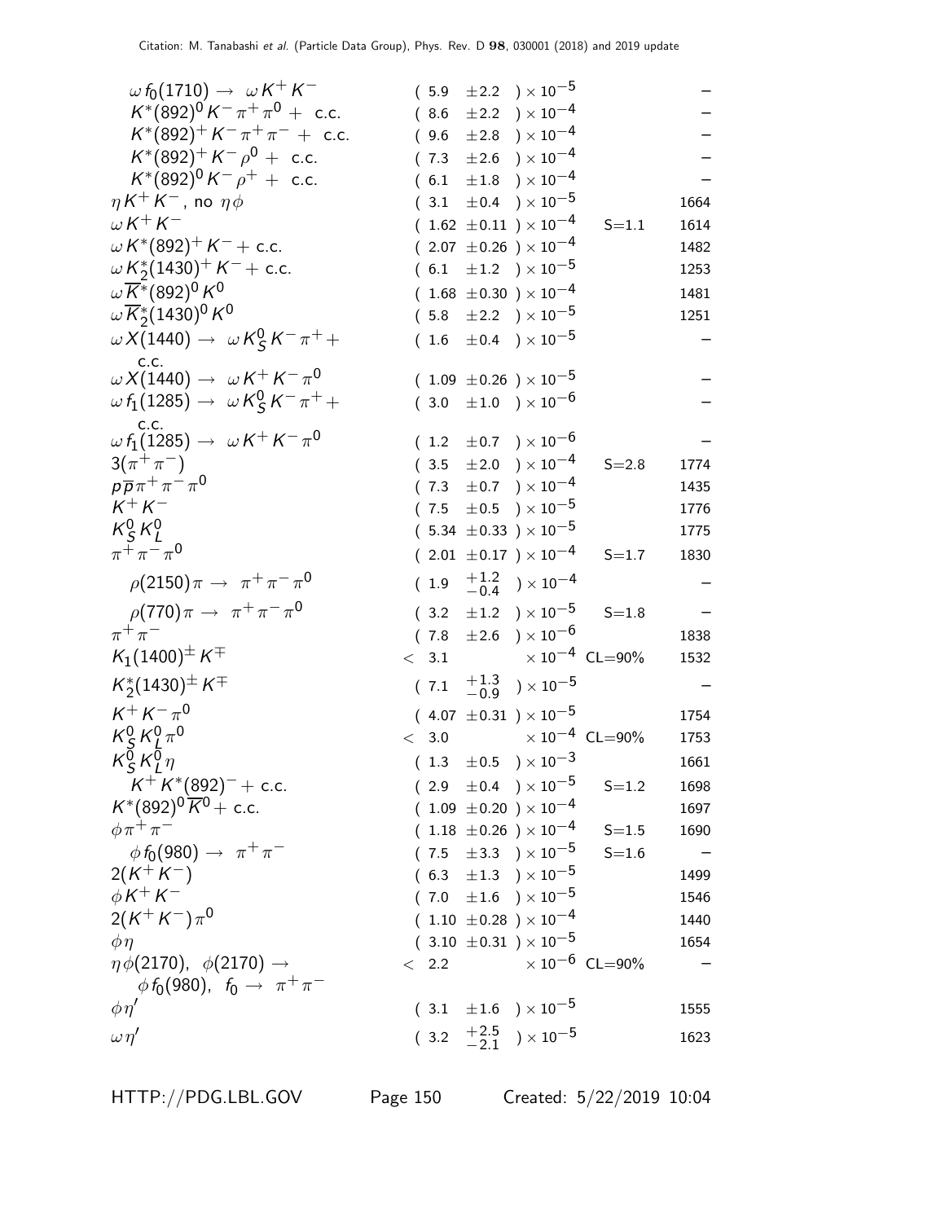| Mode | Fraction | Scale factor/ Confidence level | p (MeV/c) |
|---|---|---|---|
| $\omega f_0(1710) \rightarrow \omega K^+ K^-$ | $(5.9 \pm 2.2) \times 10^{-5}$ | | – |
| $K^*(892)^0 K^- \pi^+ \pi^0 +$ c.c. | $(8.6 \pm 2.2) \times 10^{-4}$ | | – |
| $K^*(892)^+ K^- \pi^+ \pi^- +$ c.c. | $(9.6 \pm 2.8) \times 10^{-4}$ | | – |
| $K^*(892)^+ K^- \rho^0 +$ c.c. | $(7.3 \pm 2.6) \times 10^{-4}$ | | – |
| $K^*(892)^0 K^- \rho^+ +$ c.c. | $(6.1 \pm 1.8) \times 10^{-4}$ | | – |
| $\eta K^+ K^-$, no $\eta\phi$ | $(3.1 \pm 0.4) \times 10^{-5}$ | | 1664 |
| $\omega K^+ K^-$ | $(1.62 \pm 0.11) \times 10^{-4}$ | S=1.1 | 1614 |
| $\omega K^*(892)^+ K^- +$ c.c. | $(2.07 \pm 0.26) \times 10^{-4}$ | | 1482 |
| $\omega K_2^*(1430)^+ K^- +$ c.c. | $(6.1 \pm 1.2) \times 10^{-5}$ | | 1253 |
| $\omega \overline{K}^*(892)^0 K^0$ | $(1.68 \pm 0.30) \times 10^{-4}$ | | 1481 |
| $\omega \overline{K}_2^*(1430)^0 K^0$ | $(5.8 \pm 2.2) \times 10^{-5}$ | | 1251 |
| $\omega X(1440) \rightarrow \omega K_S^0 K^- \pi^+ +$ c.c. | $(1.6 \pm 0.4) \times 10^{-5}$ | | – |
| $\omega X(1440) \rightarrow \omega K^+ K^- \pi^0$ | $(1.09 \pm 0.26) \times 10^{-5}$ | | – |
| $\omega f_1(1285) \rightarrow \omega K_S^0 K^- \pi^+ +$ c.c. | $(3.0 \pm 1.0) \times 10^{-6}$ | | – |
| $\omega f_1(1285) \rightarrow \omega K^+ K^- \pi^0$ | $(1.2 \pm 0.7) \times 10^{-6}$ | | – |
| $3(\pi^+ \pi^-)$ | $(3.5 \pm 2.0) \times 10^{-4}$ | S=2.8 | 1774 |
| $p\overline{p}\pi^+\pi^-\pi^0$ | $(7.3 \pm 0.7) \times 10^{-4}$ | | 1435 |
| $K^+ K^-$ | $(7.5 \pm 0.5) \times 10^{-5}$ | | 1776 |
| $K_S^0 K_L^0$ | $(5.34 \pm 0.33) \times 10^{-5}$ | | 1775 |
| $\pi^+\pi^-\pi^0$ | $(2.01 \pm 0.17) \times 10^{-4}$ | S=1.7 | 1830 |
| $\rho(2150)\pi \rightarrow \pi^+\pi^-\pi^0$ | $(1.9 \; {}^{+1.2}_{-0.4}) \times 10^{-4}$ | | – |
| $\rho(770)\pi \rightarrow \pi^+\pi^-\pi^0$ | $(3.2 \pm 1.2) \times 10^{-5}$ | S=1.8 | – |
| $\pi^+\pi^-$ | $(7.8 \pm 2.6) \times 10^{-6}$ | | 1838 |
| $K_1(1400)^\pm K^\mp$ | $< 3.1 \times 10^{-4}$ | CL=90% | 1532 |
| $K_2^*(1430)^\pm K^\mp$ | $(7.1 \; {}^{+1.3}_{-0.9}) \times 10^{-5}$ | | – |
| $K^+ K^- \pi^0$ | $(4.07 \pm 0.31) \times 10^{-5}$ | | 1754 |
| $K_S^0 K_L^0 \pi^0$ | $< 3.0 \times 10^{-4}$ | CL=90% | 1753 |
| $K_S^0 K_L^0 \eta$ | $(1.3 \pm 0.5) \times 10^{-3}$ | | 1661 |
| $K^+ K^*(892)^- +$ c.c. | $(2.9 \pm 0.4) \times 10^{-5}$ | S=1.2 | 1698 |
| $K^*(892)^0 \overline{K}^0 +$ c.c. | $(1.09 \pm 0.20) \times 10^{-4}$ | | 1697 |
| $\phi\pi^+\pi^-$ | $(1.18 \pm 0.26) \times 10^{-4}$ | S=1.5 | 1690 |
| $\phi f_0(980) \rightarrow \pi^+\pi^-$ | $(7.5 \pm 3.3) \times 10^{-5}$ | S=1.6 | – |
| $2(K^+ K^-)$ | $(6.3 \pm 1.3) \times 10^{-5}$ | | 1499 |
| $\phi K^+ K^-$ | $(7.0 \pm 1.6) \times 10^{-5}$ | | 1546 |
| $2(K^+ K^-)\pi^0$ | $(1.10 \pm 0.28) \times 10^{-4}$ | | 1440 |
| $\phi\eta$ | $(3.10 \pm 0.31) \times 10^{-5}$ | | 1654 |
| $\eta\phi(2170)$, $\phi(2170) \rightarrow \phi f_0(980)$, $f_0 \rightarrow \pi^+\pi^-$ | $< 2.2 \times 10^{-6}$ | CL=90% | – |
| $\phi\eta'$ | $(3.1 \pm 1.6) \times 10^{-5}$ | | 1555 |
| $\omega\eta'$ | $(3.2 \; {}^{+2.5}_{-2.1}) \times 10^{-5}$ | | 1623 |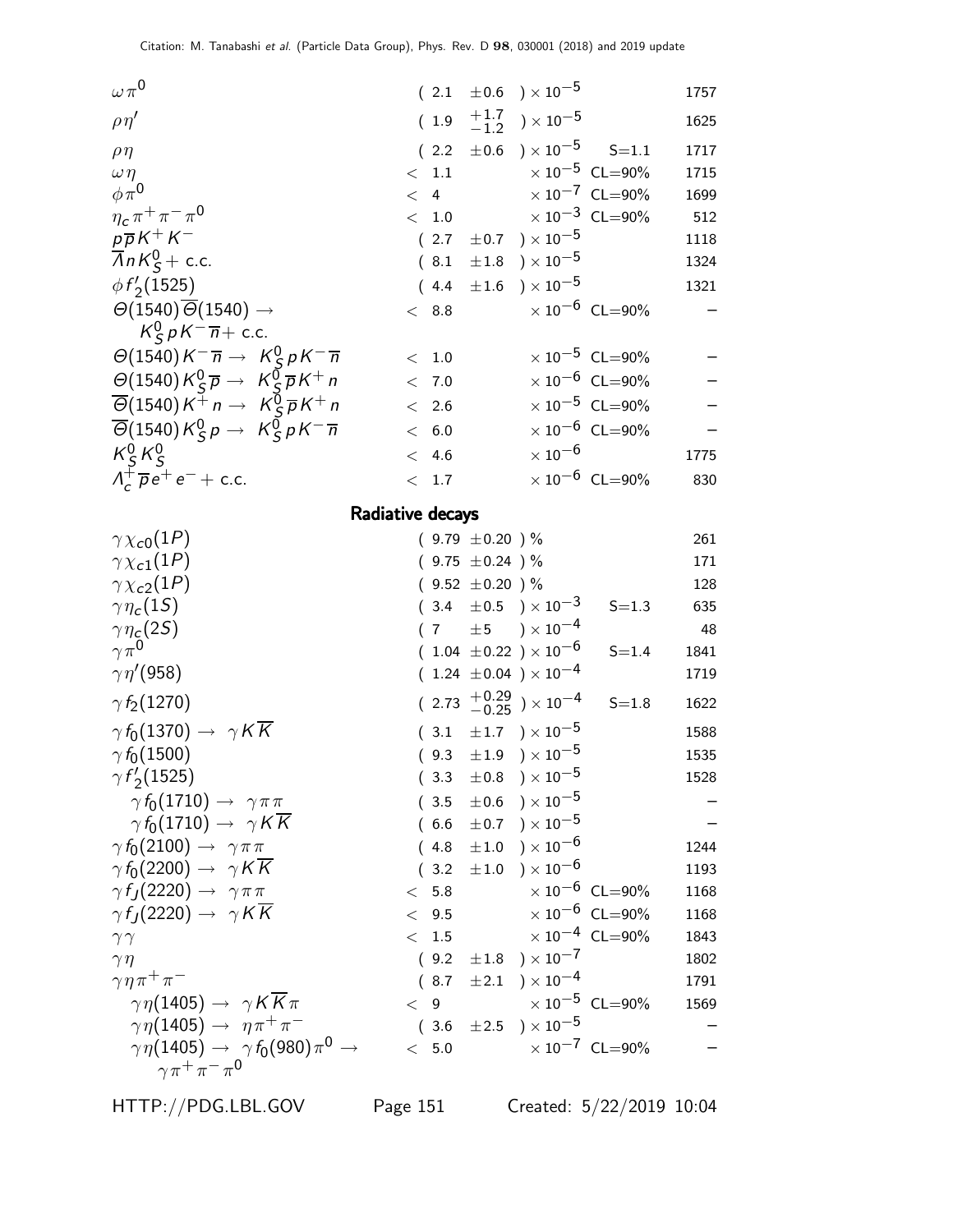| Mode | Fraction ($\Gamma_i/\Gamma$) | Scale factor/ Confidence level | p (MeV/c) |
|---|---|---|---|
| $\omega\pi^0$ | $(2.1 \pm 0.6) \times 10^{-5}$ | | 1757 |
| $\rho\eta'$ | $(1.9 \, {}^{+1.7}_{-1.2}) \times 10^{-5}$ | | 1625 |
| $\rho\eta$ | $(2.2 \pm 0.6) \times 10^{-5}$ | S=1.1 | 1717 |
| $\omega\eta$ | $< 1.1 \times 10^{-5}$ | CL=90% | 1715 |
| $\phi\pi^0$ | $< 4 \times 10^{-7}$ | CL=90% | 1699 |
| $\eta_c\pi^+\pi^-\pi^0$ | $< 1.0 \times 10^{-3}$ | CL=90% | 512 |
| $p\overline{p}K^+K^-$ | $(2.7 \pm 0.7) \times 10^{-5}$ | | 1118 |
| $\overline{\Lambda}nK^0_S +$ c.c. | $(8.1 \pm 1.8) \times 10^{-5}$ | | 1324 |
| $\phi f'_2(1525)$ | $(4.4 \pm 1.6) \times 10^{-5}$ | | 1321 |
| $\Theta(1540)\overline{\Theta}(1540) \to K^0_S pK^-\overline{n}+$ c.c. | $< 8.8 \times 10^{-6}$ | CL=90% | – |
| $\Theta(1540)K^-\overline{n} \to K^0_S pK^-\overline{n}$ | $< 1.0 \times 10^{-5}$ | CL=90% | – |
| $\Theta(1540)K^0_S\overline{p} \to K^0_S\overline{p}K^+n$ | $< 7.0 \times 10^{-6}$ | CL=90% | – |
| $\overline{\Theta}(1540)K^+n \to K^0_S\overline{p}K^+n$ | $< 2.6 \times 10^{-5}$ | CL=90% | – |
| $\overline{\Theta}(1540)K^0_S p \to K^0_S pK^-\overline{n}$ | $< 6.0 \times 10^{-6}$ | CL=90% | – |
| $K^0_S K^0_S$ | $< 4.6 \times 10^{-6}$ | | 1775 |
| $\Lambda^+_c\overline{p}e^+e^- +$ c.c. | $< 1.7 \times 10^{-6}$ | CL=90% | 830 |

## Radiative decays

| Mode | Fraction ($\Gamma_i/\Gamma$) | Scale factor/ Confidence level | p (MeV/c) |
|---|---|---|---|
| $\gamma\chi_{c0}(1P)$ | $(9.79 \pm 0.20)$ % | | 261 |
| $\gamma\chi_{c1}(1P)$ | $(9.75 \pm 0.24)$ % | | 171 |
| $\gamma\chi_{c2}(1P)$ | $(9.52 \pm 0.20)$ % | | 128 |
| $\gamma\eta_c(1S)$ | $(3.4 \pm 0.5) \times 10^{-3}$ | S=1.3 | 635 |
| $\gamma\eta_c(2S)$ | $(7 \pm 5) \times 10^{-4}$ | | 48 |
| $\gamma\pi^0$ | $(1.04 \pm 0.22) \times 10^{-6}$ | S=1.4 | 1841 |
| $\gamma\eta'(958)$ | $(1.24 \pm 0.04) \times 10^{-4}$ | | 1719 |
| $\gamma f_2(1270)$ | $(2.73 \, {}^{+0.29}_{-0.25}) \times 10^{-4}$ | S=1.8 | 1622 |
| $\gamma f_0(1370) \to \gamma K\overline{K}$ | $(3.1 \pm 1.7) \times 10^{-5}$ | | 1588 |
| $\gamma f_0(1500)$ | $(9.3 \pm 1.9) \times 10^{-5}$ | | 1535 |
| $\gamma f'_2(1525)$ | $(3.3 \pm 0.8) \times 10^{-5}$ | | 1528 |
| $\gamma f_0(1710) \to \gamma\pi\pi$ | $(3.5 \pm 0.6) \times 10^{-5}$ | | – |
| $\gamma f_0(1710) \to \gamma K\overline{K}$ | $(6.6 \pm 0.7) \times 10^{-5}$ | | – |
| $\gamma f_0(2100) \to \gamma\pi\pi$ | $(4.8 \pm 1.0) \times 10^{-6}$ | | 1244 |
| $\gamma f_0(2200) \to \gamma K\overline{K}$ | $(3.2 \pm 1.0) \times 10^{-6}$ | | 1193 |
| $\gamma f_J(2220) \to \gamma\pi\pi$ | $< 5.8 \times 10^{-6}$ | CL=90% | 1168 |
| $\gamma f_J(2220) \to \gamma K\overline{K}$ | $< 9.5 \times 10^{-6}$ | CL=90% | 1168 |
| $\gamma\gamma$ | $< 1.5 \times 10^{-4}$ | CL=90% | 1843 |
| $\gamma\eta$ | $(9.2 \pm 1.8) \times 10^{-7}$ | | 1802 |
| $\gamma\eta\pi^+\pi^-$ | $(8.7 \pm 2.1) \times 10^{-4}$ | | 1791 |
| $\gamma\eta(1405) \to \gamma K\overline{K}\pi$ | $< 9 \times 10^{-5}$ | CL=90% | 1569 |
| $\gamma\eta(1405) \to \eta\pi^+\pi^-$ | $(3.6 \pm 2.5) \times 10^{-5}$ | | – |
| $\gamma\eta(1405) \to \gamma f_0(980)\pi^0 \to \gamma\pi^+\pi^-\pi^0$ | $< 5.0 \times 10^{-7}$ | CL=90% | – |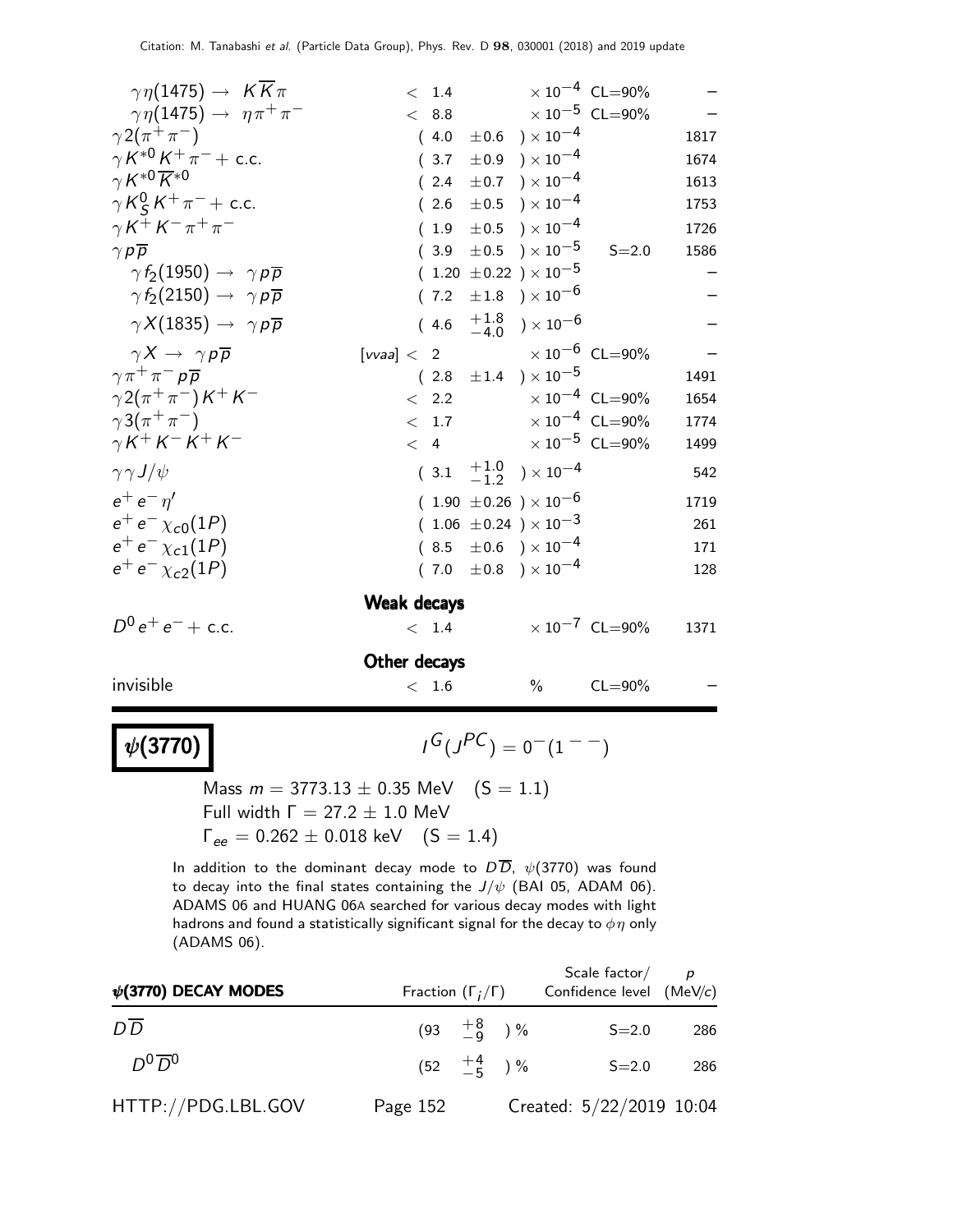| | | | |
|---|---|---|---|
| $\gamma\eta(1475) \rightarrow K\overline{K}\pi$ | $< 1.4 \times 10^{-4}$ | CL=90% | – |
| $\gamma\eta(1475) \rightarrow \eta\pi^+\pi^-$ | $< 8.8 \times 10^{-5}$ | CL=90% | – |
| $\gamma 2(\pi^+\pi^-)$ | $(4.0 \pm 0.6) \times 10^{-4}$ | | 1817 |
| $\gamma K^{*0} K^+ \pi^- +$ c.c. | $(3.7 \pm 0.9) \times 10^{-4}$ | | 1674 |
| $\gamma K^{*0} \overline{K}^{*0}$ | $(2.4 \pm 0.7) \times 10^{-4}$ | | 1613 |
| $\gamma K^0_S K^+ \pi^- +$ c.c. | $(2.6 \pm 0.5) \times 10^{-4}$ | | 1753 |
| $\gamma K^+ K^- \pi^+ \pi^-$ | $(1.9 \pm 0.5) \times 10^{-4}$ | | 1726 |
| $\gamma p \overline{p}$ | $(3.9 \pm 0.5) \times 10^{-5}$ | S=2.0 | 1586 |
| $\gamma f_2(1950) \rightarrow \gamma p \overline{p}$ | $(1.20 \pm 0.22) \times 10^{-5}$ | | – |
| $\gamma f_2(2150) \rightarrow \gamma p \overline{p}$ | $(7.2 \pm 1.8) \times 10^{-6}$ | | – |
| $\gamma X(1835) \rightarrow \gamma p \overline{p}$ | $(4.6 {}^{+1.8}_{-4.0}) \times 10^{-6}$ | | – |
| $\gamma X \rightarrow \gamma p \overline{p}$ | [vvaa] $< 2 \times 10^{-6}$ | CL=90% | – |
| $\gamma \pi^+ \pi^- p \overline{p}$ | $(2.8 \pm 1.4) \times 10^{-5}$ | | 1491 |
| $\gamma 2(\pi^+\pi^-) K^+ K^-$ | $< 2.2 \times 10^{-4}$ | CL=90% | 1654 |
| $\gamma 3(\pi^+\pi^-)$ | $< 1.7 \times 10^{-4}$ | CL=90% | 1774 |
| $\gamma K^+ K^- K^+ K^-$ | $< 4 \times 10^{-5}$ | CL=90% | 1499 |
| $\gamma\gamma J/\psi$ | $(3.1 {}^{+1.0}_{-1.2}) \times 10^{-4}$ | | 542 |
| $e^+ e^- \eta'$ | $(1.90 \pm 0.26) \times 10^{-6}$ | | 1719 |
| $e^+ e^- \chi_{c0}(1P)$ | $(1.06 \pm 0.24) \times 10^{-3}$ | | 261 |
| $e^+ e^- \chi_{c1}(1P)$ | $(8.5 \pm 0.6) \times 10^{-4}$ | | 171 |
| $e^+ e^- \chi_{c2}(1P)$ | $(7.0 \pm 0.8) \times 10^{-4}$ | | 128 |
| **Weak decays** | | | |
| $D^0 e^+ e^- +$ c.c. | $< 1.4 \times 10^{-7}$ | CL=90% | 1371 |
| **Other decays** | | | |
| invisible | $< 1.6$ % | CL=90% | – |

## $\psi(3770)$

$I^G(J^{PC}) = 0^-(1^{--})$

Mass $m = 3773.13 \pm 0.35$ MeV (S = 1.1)
Full width $\Gamma = 27.2 \pm 1.0$ MeV
$\Gamma_{ee} = 0.262 \pm 0.018$ keV (S = 1.4)

In addition to the dominant decay mode to $D\overline{D}$, $\psi(3770)$ was found to decay into the final states containing the $J/\psi$ (BAI 05, ADAM 06). ADAMS 06 and HUANG 06A searched for various decay modes with light hadrons and found a statistically significant signal for the decay to $\phi\eta$ only (ADAMS 06).

| $\psi$(3770) DECAY MODES | Fraction ($\Gamma_i/\Gamma$) | Scale factor/ Confidence level | $p$ (MeV/$c$) |
|---|---|---|---|
| $D\overline{D}$ | $(93 {}^{+8}_{-9})$ % | S=2.0 | 286 |
| $D^0\overline{D}^0$ | $(52 {}^{+4}_{-5})$ % | S=2.0 | 286 |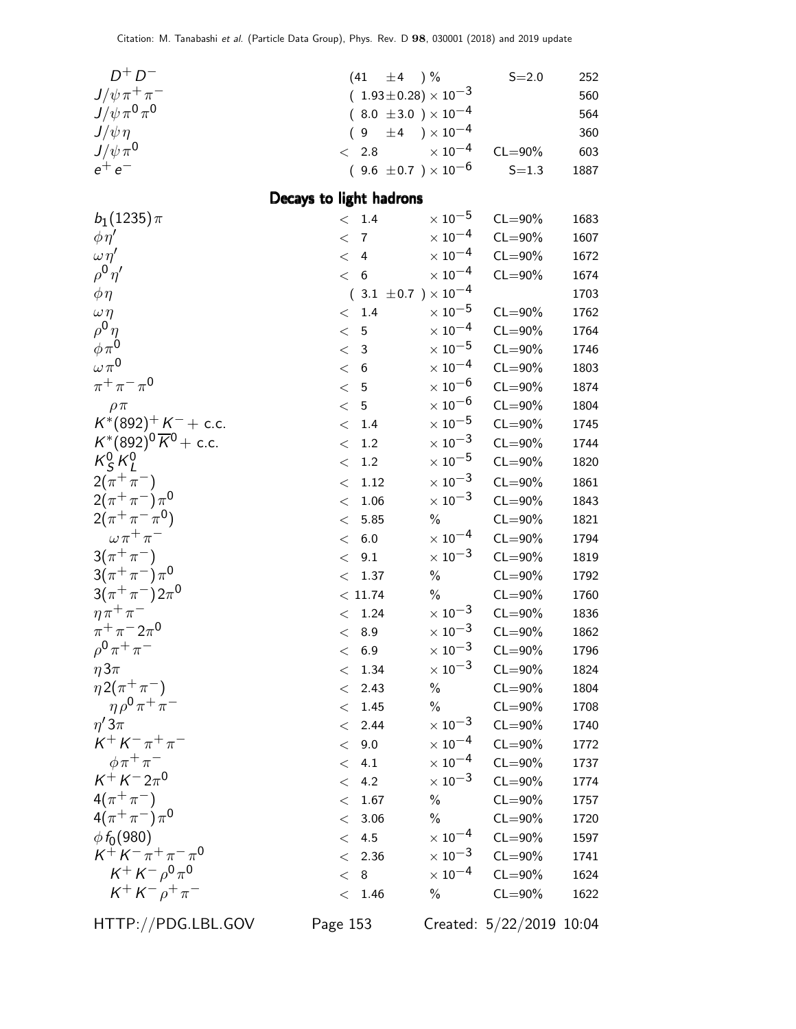| Mode | Fraction ($\Gamma_i/\Gamma$) | Scale factor/ Confidence level | p (MeV/c) |
|---|---|---|---|
| $D^+ D^-$ | (41 $\pm$4 ) % | S=2.0 | 252 |
| $J/\psi \pi^+ \pi^-$ | ( 1.93$\pm$0.28) $\times 10^{-3}$ | | 560 |
| $J/\psi \pi^0 \pi^0$ | ( 8.0 $\pm$3.0 ) $\times 10^{-4}$ | | 564 |
| $J/\psi \eta$ | ( 9 $\pm$4 ) $\times 10^{-4}$ | | 360 |
| $J/\psi \pi^0$ | < 2.8 $\times 10^{-4}$ | CL=90% | 603 |
| $e^+ e^-$ | ( 9.6 $\pm$0.7 ) $\times 10^{-6}$ | S=1.3 | 1887 |

## Decays to light hadrons

| Mode | Fraction ($\Gamma_i/\Gamma$) | Scale factor/ Confidence level | p (MeV/c) |
|---|---|---|---|
| $b_1(1235)\pi$ | < 1.4 $\times 10^{-5}$ | CL=90% | 1683 |
| $\phi \eta'$ | < 7 $\times 10^{-4}$ | CL=90% | 1607 |
| $\omega \eta'$ | < 4 $\times 10^{-4}$ | CL=90% | 1672 |
| $\rho^0 \eta'$ | < 6 $\times 10^{-4}$ | CL=90% | 1674 |
| $\phi \eta$ | ( 3.1 $\pm$0.7 ) $\times 10^{-4}$ | | 1703 |
| $\omega \eta$ | < 1.4 $\times 10^{-5}$ | CL=90% | 1762 |
| $\rho^0 \eta$ | < 5 $\times 10^{-4}$ | CL=90% | 1764 |
| $\phi \pi^0$ | < 3 $\times 10^{-5}$ | CL=90% | 1746 |
| $\omega \pi^0$ | < 6 $\times 10^{-4}$ | CL=90% | 1803 |
| $\pi^+ \pi^- \pi^0$ | < 5 $\times 10^{-6}$ | CL=90% | 1874 |
| $\rho \pi$ | < 5 $\times 10^{-6}$ | CL=90% | 1804 |
| $K^*(892)^+ K^-$ + c.c. | < 1.4 $\times 10^{-5}$ | CL=90% | 1745 |
| $K^*(892)^0 \overline{K}^0$ + c.c. | < 1.2 $\times 10^{-3}$ | CL=90% | 1744 |
| $K^0_S K^0_L$ | < 1.2 $\times 10^{-5}$ | CL=90% | 1820 |
| $2(\pi^+ \pi^-)$ | < 1.12 $\times 10^{-3}$ | CL=90% | 1861 |
| $2(\pi^+ \pi^-)\pi^0$ | < 1.06 $\times 10^{-3}$ | CL=90% | 1843 |
| $2(\pi^+ \pi^- \pi^0)$ | < 5.85 % | CL=90% | 1821 |
| $\omega \pi^+ \pi^-$ | < 6.0 $\times 10^{-4}$ | CL=90% | 1794 |
| $3(\pi^+ \pi^-)$ | < 9.1 $\times 10^{-3}$ | CL=90% | 1819 |
| $3(\pi^+ \pi^-)\pi^0$ | < 1.37 % | CL=90% | 1792 |
| $3(\pi^+ \pi^-)2\pi^0$ | < 11.74 % | CL=90% | 1760 |
| $\eta \pi^+ \pi^-$ | < 1.24 $\times 10^{-3}$ | CL=90% | 1836 |
| $\pi^+ \pi^- 2\pi^0$ | < 8.9 $\times 10^{-3}$ | CL=90% | 1862 |
| $\rho^0 \pi^+ \pi^-$ | < 6.9 $\times 10^{-3}$ | CL=90% | 1796 |
| $\eta 3\pi$ | < 1.34 $\times 10^{-3}$ | CL=90% | 1824 |
| $\eta 2(\pi^+ \pi^-)$ | < 2.43 % | CL=90% | 1804 |
| $\eta \rho^0 \pi^+ \pi^-$ | < 1.45 % | CL=90% | 1708 |
| $\eta' 3\pi$ | < 2.44 $\times 10^{-3}$ | CL=90% | 1740 |
| $K^+ K^- \pi^+ \pi^-$ | < 9.0 $\times 10^{-4}$ | CL=90% | 1772 |
| $\phi \pi^+ \pi^-$ | < 4.1 $\times 10^{-4}$ | CL=90% | 1737 |
| $K^+ K^- 2\pi^0$ | < 4.2 $\times 10^{-3}$ | CL=90% | 1774 |
| $4(\pi^+ \pi^-)$ | < 1.67 % | CL=90% | 1757 |
| $4(\pi^+ \pi^-)\pi^0$ | < 3.06 % | CL=90% | 1720 |
| $\phi f_0(980)$ | < 4.5 $\times 10^{-4}$ | CL=90% | 1597 |
| $K^+ K^- \pi^+ \pi^- \pi^0$ | < 2.36 $\times 10^{-3}$ | CL=90% | 1741 |
| $K^+ K^- \rho^0 \pi^0$ | < 8 $\times 10^{-4}$ | CL=90% | 1624 |
| $K^+ K^- \rho^+ \pi^-$ | < 1.46 % | CL=90% | 1622 |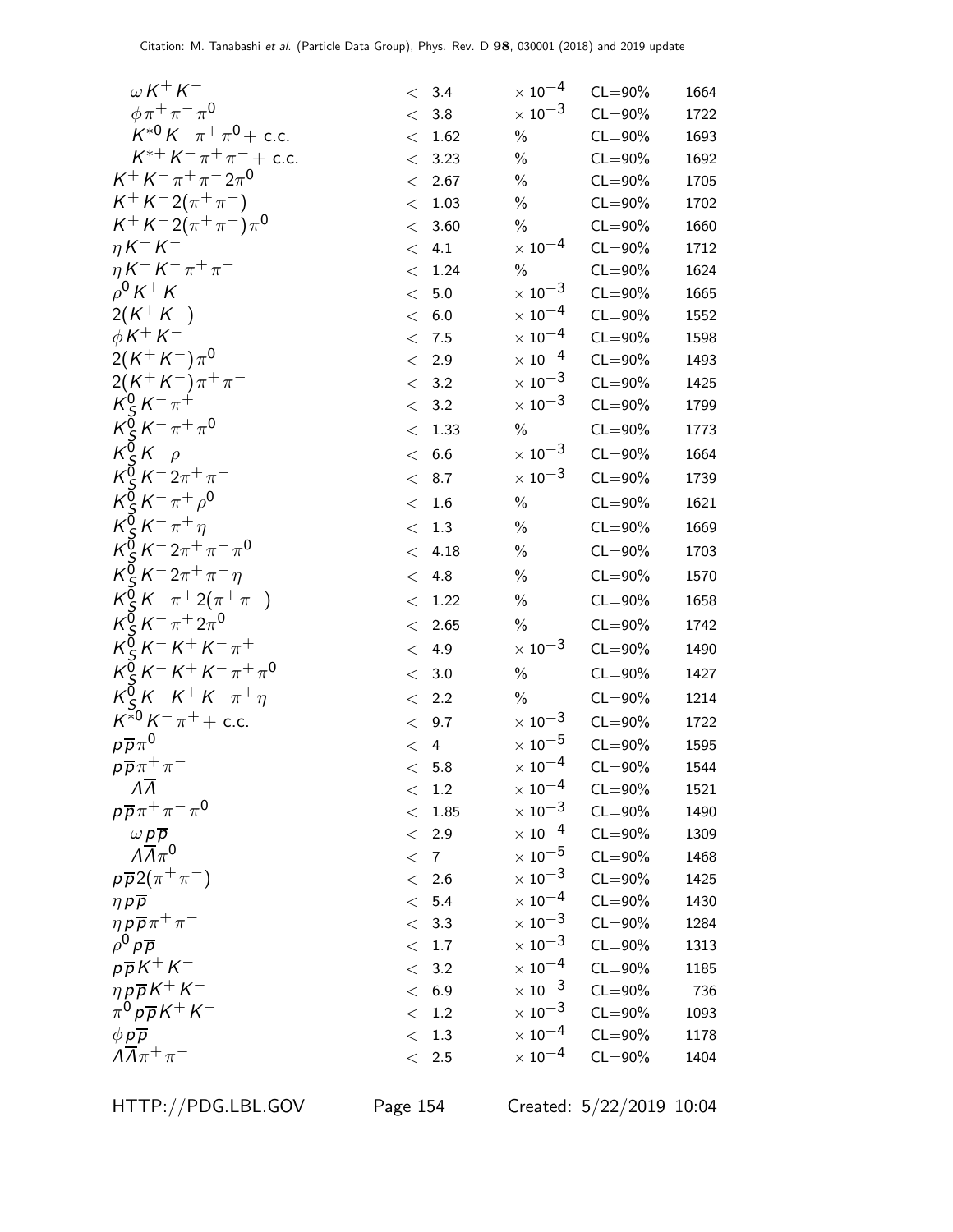| | | | | |
|---|---|---|---|---|
| $\omega K^+ K^-$ | $< 3.4$ | $\times 10^{-4}$ | CL=90% | 1664 |
| $\phi \pi^+ \pi^- \pi^0$ | $< 3.8$ | $\times 10^{-3}$ | CL=90% | 1722 |
| $K^{*0} K^- \pi^+ \pi^0 +$ c.c. | $< 1.62$ | % | CL=90% | 1693 |
| $K^{*+} K^- \pi^+ \pi^- +$ c.c. | $< 3.23$ | % | CL=90% | 1692 |
| $K^+ K^- \pi^+ \pi^- 2\pi^0$ | $< 2.67$ | % | CL=90% | 1705 |
| $K^+ K^- 2(\pi^+ \pi^-)$ | $< 1.03$ | % | CL=90% | 1702 |
| $K^+ K^- 2(\pi^+ \pi^-) \pi^0$ | $< 3.60$ | % | CL=90% | 1660 |
| $\eta K^+ K^-$ | $< 4.1$ | $\times 10^{-4}$ | CL=90% | 1712 |
| $\eta K^+ K^- \pi^+ \pi^-$ | $< 1.24$ | % | CL=90% | 1624 |
| $\rho^0 K^+ K^-$ | $< 5.0$ | $\times 10^{-3}$ | CL=90% | 1665 |
| $2(K^+ K^-)$ | $< 6.0$ | $\times 10^{-4}$ | CL=90% | 1552 |
| $\phi K^+ K^-$ | $< 7.5$ | $\times 10^{-4}$ | CL=90% | 1598 |
| $2(K^+ K^-) \pi^0$ | $< 2.9$ | $\times 10^{-4}$ | CL=90% | 1493 |
| $2(K^+ K^-) \pi^+ \pi^-$ | $< 3.2$ | $\times 10^{-3}$ | CL=90% | 1425 |
| $K^0_S K^- \pi^+$ | $< 3.2$ | $\times 10^{-3}$ | CL=90% | 1799 |
| $K^0_S K^- \pi^+ \pi^0$ | $< 1.33$ | % | CL=90% | 1773 |
| $K^0_S K^- \rho^+$ | $< 6.6$ | $\times 10^{-3}$ | CL=90% | 1664 |
| $K^0_S K^- 2\pi^+ \pi^-$ | $< 8.7$ | $\times 10^{-3}$ | CL=90% | 1739 |
| $K^0_S K^- \pi^+ \rho^0$ | $< 1.6$ | % | CL=90% | 1621 |
| $K^0_S K^- \pi^+ \eta$ | $< 1.3$ | % | CL=90% | 1669 |
| $K^0_S K^- 2\pi^+ \pi^- \pi^0$ | $< 4.18$ | % | CL=90% | 1703 |
| $K^0_S K^- 2\pi^+ \pi^- \eta$ | $< 4.8$ | % | CL=90% | 1570 |
| $K^0_S K^- \pi^+ 2(\pi^+ \pi^-)$ | $< 1.22$ | % | CL=90% | 1658 |
| $K^0_S K^- \pi^+ 2\pi^0$ | $< 2.65$ | % | CL=90% | 1742 |
| $K^0_S K^- K^+ K^- \pi^+$ | $< 4.9$ | $\times 10^{-3}$ | CL=90% | 1490 |
| $K^0_S K^- K^+ K^- \pi^+ \pi^0$ | $< 3.0$ | % | CL=90% | 1427 |
| $K^0_S K^- K^+ K^- \pi^+ \eta$ | $< 2.2$ | % | CL=90% | 1214 |
| $K^{*0} K^- \pi^+ +$ c.c. | $< 9.7$ | $\times 10^{-3}$ | CL=90% | 1722 |
| $p \overline{p} \pi^0$ | $< 4$ | $\times 10^{-5}$ | CL=90% | 1595 |
| $p \overline{p} \pi^+ \pi^-$ | $< 5.8$ | $\times 10^{-4}$ | CL=90% | 1544 |
| $\Lambda \overline{\Lambda}$ | $< 1.2$ | $\times 10^{-4}$ | CL=90% | 1521 |
| $p \overline{p} \pi^+ \pi^- \pi^0$ | $< 1.85$ | $\times 10^{-3}$ | CL=90% | 1490 |
| $\omega p \overline{p}$ | $< 2.9$ | $\times 10^{-4}$ | CL=90% | 1309 |
| $\Lambda \overline{\Lambda} \pi^0$ | $< 7$ | $\times 10^{-5}$ | CL=90% | 1468 |
| $p \overline{p} 2(\pi^+ \pi^-)$ | $< 2.6$ | $\times 10^{-3}$ | CL=90% | 1425 |
| $\eta p \overline{p}$ | $< 5.4$ | $\times 10^{-4}$ | CL=90% | 1430 |
| $\eta p \overline{p} \pi^+ \pi^-$ | $< 3.3$ | $\times 10^{-3}$ | CL=90% | 1284 |
| $\rho^0 p \overline{p}$ | $< 1.7$ | $\times 10^{-3}$ | CL=90% | 1313 |
| $p \overline{p} K^+ K^-$ | $< 3.2$ | $\times 10^{-4}$ | CL=90% | 1185 |
| $\eta p \overline{p} K^+ K^-$ | $< 6.9$ | $\times 10^{-3}$ | CL=90% | 736 |
| $\pi^0 p \overline{p} K^+ K^-$ | $< 1.2$ | $\times 10^{-3}$ | CL=90% | 1093 |
| $\phi p \overline{p}$ | $< 1.3$ | $\times 10^{-4}$ | CL=90% | 1178 |
| $\Lambda \overline{\Lambda} \pi^+ \pi^-$ | $< 2.5$ | $\times 10^{-4}$ | CL=90% | 1404 |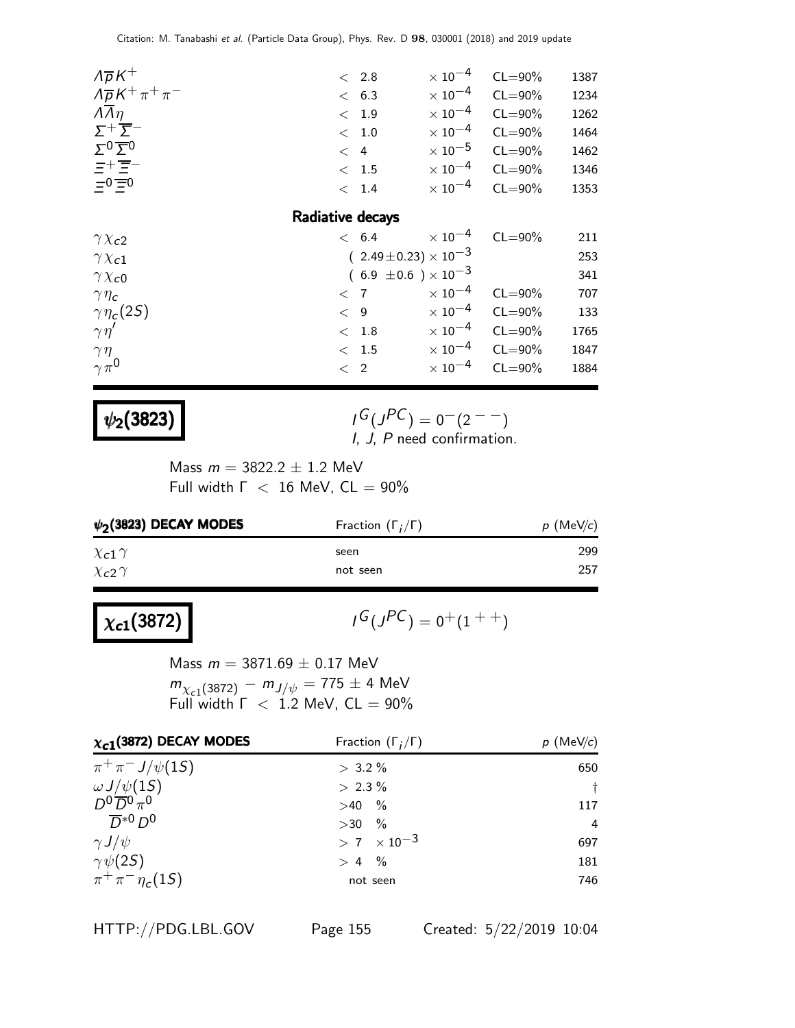| | | | | |
|---|---|---|---|---|
| $\Lambda \overline{p} K^+$ | $< 2.8$ | $\times 10^{-4}$ | CL=90% | 1387 |
| $\Lambda \overline{p} K^+ \pi^+ \pi^-$ | $< 6.3$ | $\times 10^{-4}$ | CL=90% | 1234 |
| $\Lambda \overline{\Lambda} \eta$ | $< 1.9$ | $\times 10^{-4}$ | CL=90% | 1262 |
| $\Sigma^+ \overline{\Sigma}^-$ | $< 1.0$ | $\times 10^{-4}$ | CL=90% | 1464 |
| $\Sigma^0 \overline{\Sigma}^0$ | $< 4$ | $\times 10^{-5}$ | CL=90% | 1462 |
| $\Xi^+ \overline{\Xi}^-$ | $< 1.5$ | $\times 10^{-4}$ | CL=90% | 1346 |
| $\Xi^0 \overline{\Xi}^0$ | $< 1.4$ | $\times 10^{-4}$ | CL=90% | 1353 |

**Radiative decays**

| | | | | |
|---|---|---|---|---|
| $\gamma \chi_{c2}$ | $< 6.4$ | $\times 10^{-4}$ | CL=90% | 211 |
| $\gamma \chi_{c1}$ | $(2.49 \pm 0.23) \times 10^{-3}$ | | | 253 |
| $\gamma \chi_{c0}$ | $(6.9 \pm 0.6) \times 10^{-3}$ | | | 341 |
| $\gamma \eta_c$ | $< 7$ | $\times 10^{-4}$ | CL=90% | 707 |
| $\gamma \eta_c(2S)$ | $< 9$ | $\times 10^{-4}$ | CL=90% | 133 |
| $\gamma \eta'$ | $< 1.8$ | $\times 10^{-4}$ | CL=90% | 1765 |
| $\gamma \eta$ | $< 1.5$ | $\times 10^{-4}$ | CL=90% | 1847 |
| $\gamma \pi^0$ | $< 2$ | $\times 10^{-4}$ | CL=90% | 1884 |

## $\psi_2(3823)$

$I^G(J^{PC}) = 0^-(2^{--})$
I, J, P need confirmation.

Mass $m = 3822.2 \pm 1.2$ MeV
Full width $\Gamma < 16$ MeV, CL = 90%

| $\psi_2(3823)$ DECAY MODES | Fraction ($\Gamma_i/\Gamma$) | $p$ (MeV/c) |
|---|---|---|
| $\chi_{c1} \gamma$ | seen | 299 |
| $\chi_{c2} \gamma$ | not seen | 257 |

## $\chi_{c1}(3872)$

$I^G(J^{PC}) = 0^+(1^{++})$

Mass $m = 3871.69 \pm 0.17$ MeV
$m_{\chi_{c1}(3872)} - m_{J/\psi} = 775 \pm 4$ MeV
Full width $\Gamma < 1.2$ MeV, CL = 90%

| $\chi_{c1}(3872)$ DECAY MODES | Fraction ($\Gamma_i/\Gamma$) | $p$ (MeV/c) |
|---|---|---|
| $\pi^+ \pi^- J/\psi(1S)$ | $> 3.2$ % | 650 |
| $\omega J/\psi(1S)$ | $> 2.3$ % | † |
| $D^0 \overline{D}^0 \pi^0$ | $> 40$ % | 117 |
| $\overline{D}^{*0} D^0$ | $> 30$ % | 4 |
| $\gamma J/\psi$ | $> 7 \times 10^{-3}$ | 697 |
| $\gamma \psi(2S)$ | $> 4$ % | 181 |
| $\pi^+ \pi^- \eta_c(1S)$ | not seen | 746 |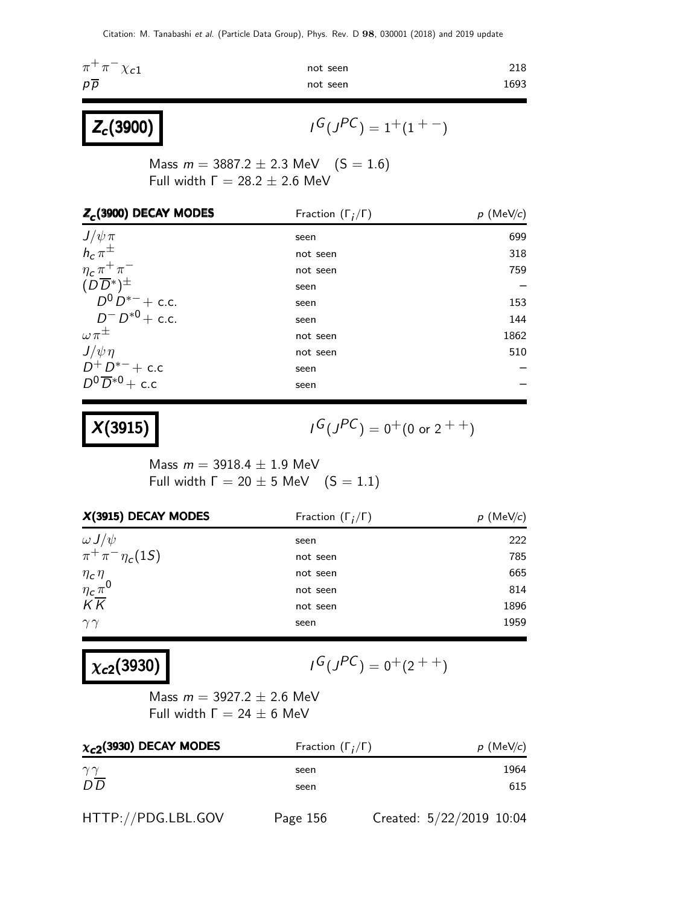| | | |
|---|---|---|
| $\pi^+\pi^-\chi_{c1}$ | not seen | 218 |
| $p\overline{p}$ | not seen | 1693 |

## $Z_c(3900)$

$I^G(J^{PC}) = 1^+(1^{+-})$

Mass $m = 3887.2 \pm 2.3$ MeV $(S = 1.6)$
Full width $\Gamma = 28.2 \pm 2.6$ MeV

| $Z_c(3900)$ DECAY MODES | Fraction $(\Gamma_i/\Gamma)$ | $p$ (MeV/$c$) |
|---|---|---|
| $J/\psi\pi$ | seen | 699 |
| $h_c\pi^\pm$ | not seen | 318 |
| $\eta_c\pi^+\pi^-$ | not seen | 759 |
| $(D\overline{D}^*)^\pm$ | seen | – |
| $D^0 D^{*-}$ + c.c. | seen | 153 |
| $D^- D^{*0}$ + c.c. | seen | 144 |
| $\omega\pi^\pm$ | not seen | 1862 |
| $J/\psi\eta$ | not seen | 510 |
| $D^+ D^{*-}$ + c.c | seen | – |
| $D^0\overline{D}^{*0}$ + c.c | seen | – |

## $X(3915)$

$I^G(J^{PC}) = 0^+(0 \text{ or } 2^{++})$

Mass $m = 3918.4 \pm 1.9$ MeV
Full width $\Gamma = 20 \pm 5$ MeV $(S = 1.1)$

| $X(3915)$ DECAY MODES | Fraction $(\Gamma_i/\Gamma)$ | $p$ (MeV/$c$) |
|---|---|---|
| $\omega J/\psi$ | seen | 222 |
| $\pi^+\pi^-\eta_c(1S)$ | not seen | 785 |
| $\eta_c\eta$ | not seen | 665 |
| $\eta_c\pi^0$ | not seen | 814 |
| $K\overline{K}$ | not seen | 1896 |
| $\gamma\gamma$ | seen | 1959 |

## $\chi_{c2}(3930)$

$I^G(J^{PC}) = 0^+(2^{++})$

Mass $m = 3927.2 \pm 2.6$ MeV
Full width $\Gamma = 24 \pm 6$ MeV

| $\chi_{c2}(3930)$ DECAY MODES | Fraction $(\Gamma_i/\Gamma)$ | $p$ (MeV/$c$) |
|---|---|---|
| $\gamma\gamma$ | seen | 1964 |
| $D\overline{D}$ | seen | 615 |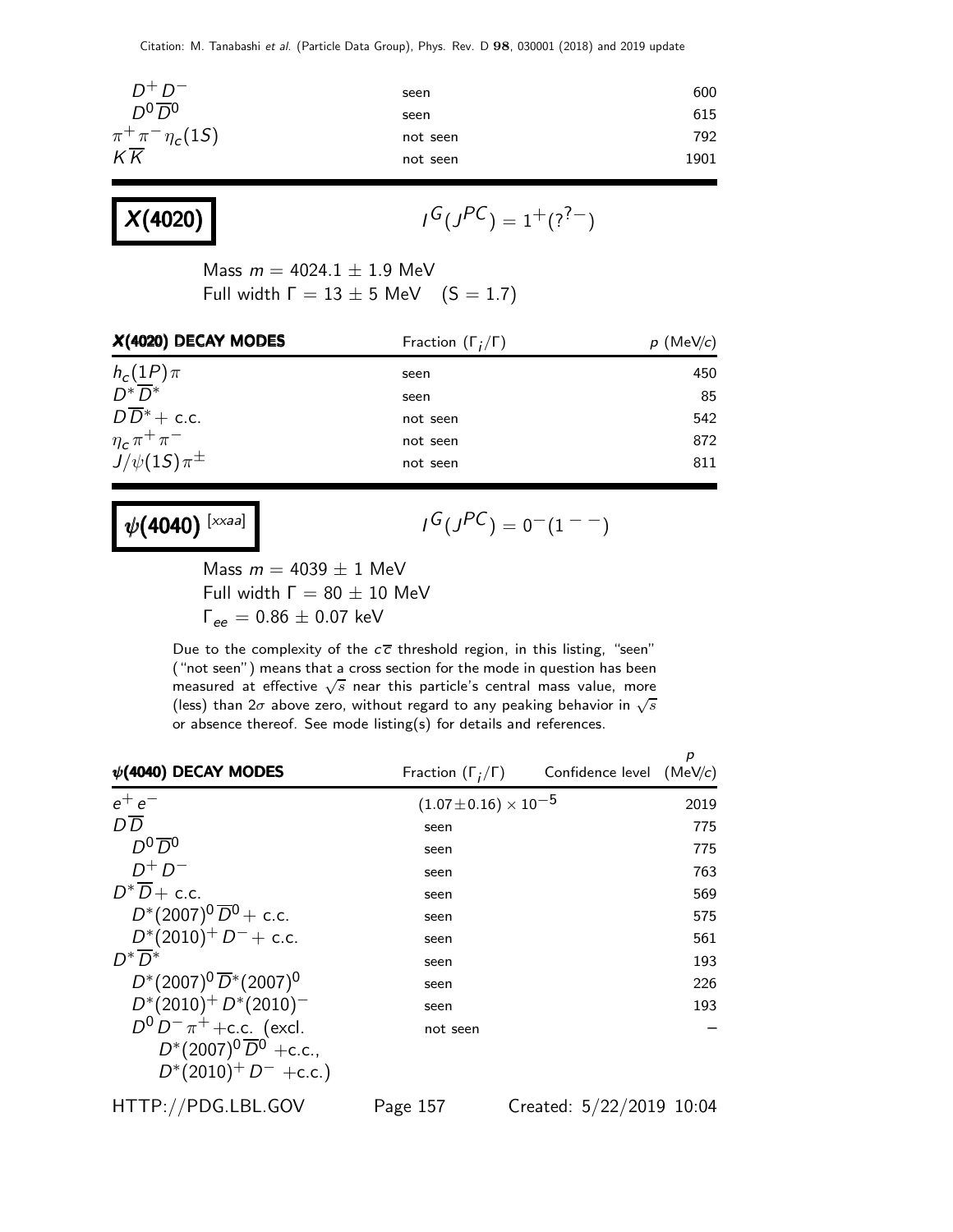| | | |
|---|---|---|
| $D^+ D^-$ | seen | 600 |
| $D^0 \overline{D}{}^0$ | seen | 615 |
| $\pi^+ \pi^- \eta_c(1S)$ | not seen | 792 |
| $K \overline{K}$ | not seen | 1901 |

## $X(4020)$

$I^G(J^{PC}) = 1^+(?^{?-})$

Mass $m = 4024.1 \pm 1.9$ MeV
Full width $\Gamma = 13 \pm 5$ MeV $\quad$ (S = 1.7)

| $X(4020)$ DECAY MODES | Fraction ($\Gamma_i/\Gamma$) | $p$ (MeV/$c$) |
|---|---|---|
| $h_c(1P)\pi$ | seen | 450 |
| $D^* \overline{D}{}^*$ | seen | 85 |
| $D \overline{D}{}^* +$ c.c. | not seen | 542 |
| $\eta_c \pi^+ \pi^-$ | not seen | 872 |
| $J/\psi(1S)\pi^\pm$ | not seen | 811 |

## $\psi(4040)$ [xxaa]

$I^G(J^{PC}) = 0^-(1^{--})$

Mass $m = 4039 \pm 1$ MeV
Full width $\Gamma = 80 \pm 10$ MeV
$\Gamma_{ee} = 0.86 \pm 0.07$ keV

Due to the complexity of the $c\overline{c}$ threshold region, in this listing, "seen" ("not seen") means that a cross section for the mode in question has been measured at effective $\sqrt{s}$ near this particle's central mass value, more (less) than $2\sigma$ above zero, without regard to any peaking behavior in $\sqrt{s}$ or absence thereof. See mode listing(s) for details and references.

| $\psi(4040)$ DECAY MODES | Fraction ($\Gamma_i/\Gamma$) | Confidence level | $p$ (MeV/$c$) |
|---|---|---|---|
| $e^+ e^-$ | $(1.07 \pm 0.16) \times 10^{-5}$ | | 2019 |
| $D \overline{D}$ | seen | | 775 |
| $D^0 \overline{D}{}^0$ | seen | | 775 |
| $D^+ D^-$ | seen | | 763 |
| $D^* \overline{D} +$ c.c. | seen | | 569 |
| $D^*(2007)^0 \overline{D}{}^0 +$ c.c. | seen | | 575 |
| $D^*(2010)^+ D^- +$ c.c. | seen | | 561 |
| $D^* \overline{D}{}^*$ | seen | | 193 |
| $D^*(2007)^0 \overline{D}{}^*(2007)^0$ | seen | | 226 |
| $D^*(2010)^+ D^*(2010)^-$ | seen | | 193 |
| $D^0 D^- \pi^+$ +c.c. (excl. $D^*(2007)^0 \overline{D}{}^0$ +c.c., $D^*(2010)^+ D^-$ +c.c.) | not seen | | – |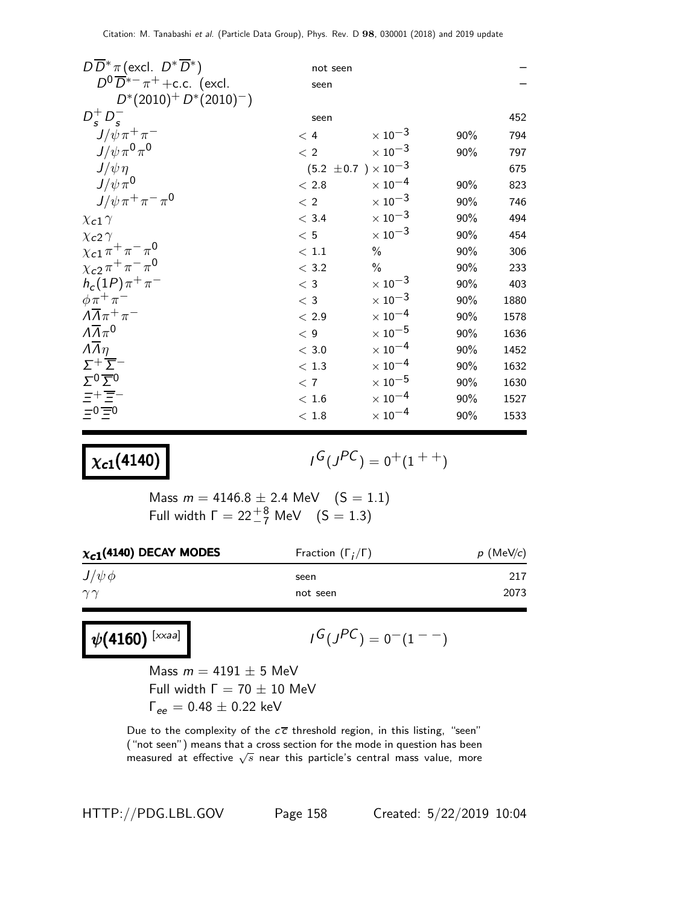| Mode | Fraction | | Confidence level | p (MeV/c) |
|---|---|---|---|---|
| $D\overline{D}^*\pi$ (excl. $D^*\overline{D}^*$) | not seen | | | – |
| $D^0\overline{D}^{*-}\pi^+$ +c.c. (excl. $D^*(2010)^+ D^*(2010)^-$) | seen | | | – |
| $D_s^+ D_s^-$ | seen | | | 452 |
| $J/\psi\pi^+\pi^-$ | $< 4$ | $\times 10^{-3}$ | 90% | 794 |
| $J/\psi\pi^0\pi^0$ | $< 2$ | $\times 10^{-3}$ | 90% | 797 |
| $J/\psi\eta$ | $(5.2 \pm 0.7) \times 10^{-3}$ | | | 675 |
| $J/\psi\pi^0$ | $< 2.8$ | $\times 10^{-4}$ | 90% | 823 |
| $J/\psi\pi^+\pi^-\pi^0$ | $< 2$ | $\times 10^{-3}$ | 90% | 746 |
| $\chi_{c1}\gamma$ | $< 3.4$ | $\times 10^{-3}$ | 90% | 494 |
| $\chi_{c2}\gamma$ | $< 5$ | $\times 10^{-3}$ | 90% | 454 |
| $\chi_{c1}\pi^+\pi^-\pi^0$ | $< 1.1$ | % | 90% | 306 |
| $\chi_{c2}\pi^+\pi^-\pi^0$ | $< 3.2$ | % | 90% | 233 |
| $h_c(1P)\pi^+\pi^-$ | $< 3$ | $\times 10^{-3}$ | 90% | 403 |
| $\phi\pi^+\pi^-$ | $< 3$ | $\times 10^{-3}$ | 90% | 1880 |
| $\Lambda\overline{\Lambda}\pi^+\pi^-$ | $< 2.9$ | $\times 10^{-4}$ | 90% | 1578 |
| $\Lambda\overline{\Lambda}\pi^0$ | $< 9$ | $\times 10^{-5}$ | 90% | 1636 |
| $\Lambda\overline{\Lambda}\eta$ | $< 3.0$ | $\times 10^{-4}$ | 90% | 1452 |
| $\Sigma^+\overline{\Sigma}^-$ | $< 1.3$ | $\times 10^{-4}$ | 90% | 1632 |
| $\Sigma^0\overline{\Sigma}^0$ | $< 7$ | $\times 10^{-5}$ | 90% | 1630 |
| $\Xi^+\overline{\Xi}^-$ | $< 1.6$ | $\times 10^{-4}$ | 90% | 1527 |
| $\Xi^0\overline{\Xi}^0$ | $< 1.8$ | $\times 10^{-4}$ | 90% | 1533 |

# $\chi_{c1}(4140)$

$I^G(J^{PC}) = 0^+(1^{++})$

Mass $m = 4146.8 \pm 2.4$ MeV (S = 1.1)
Full width $\Gamma = 22^{+8}_{-7}$ MeV (S = 1.3)

| $\chi_{c1}(4140)$ DECAY MODES | Fraction ($\Gamma_i/\Gamma$) | p (MeV/c) |
|---|---|---|
| $J/\psi\phi$ | seen | 217 |
| $\gamma\gamma$ | not seen | 2073 |

# $\psi(4160)$ [xxaa]

$I^G(J^{PC}) = 0^-(1^{--})$

Mass $m = 4191 \pm 5$ MeV
Full width $\Gamma = 70 \pm 10$ MeV
$\Gamma_{ee} = 0.48 \pm 0.22$ keV

Due to the complexity of the $c\overline{c}$ threshold region, in this listing, "seen" ("not seen") means that a cross section for the mode in question has been measured at effective $\sqrt{s}$ near this particle's central mass value, more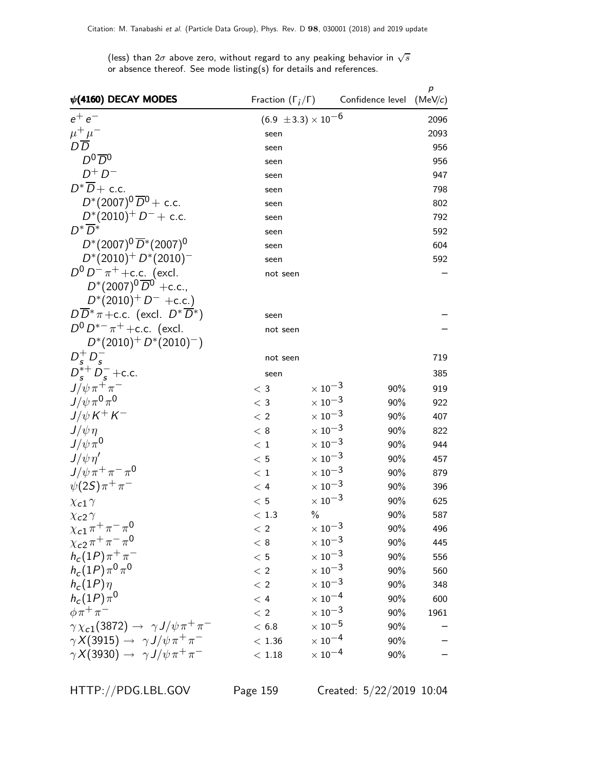(less) than $2\sigma$ above zero, without regard to any peaking behavior in $\sqrt{s}$ or absence thereof. See mode listing(s) for details and references.

| $\psi$(4160) DECAY MODES | Fraction ($\Gamma_i/\Gamma$) | Confidence level | $p$ (MeV/$c$) |
|---|---|---|---|
| $e^+e^-$ | $(6.9 \pm 3.3) \times 10^{-6}$ | | 2096 |
| $\mu^+\mu^-$ | seen | | 2093 |
| $D\overline{D}$ | seen | | 956 |
| $D^0\overline{D}^0$ | seen | | 956 |
| $D^+D^-$ | seen | | 947 |
| $D^*\overline{D}+$ c.c. | seen | | 798 |
| $D^*(2007)^0\overline{D}^0+$ c.c. | seen | | 802 |
| $D^*(2010)^+D^-+$ c.c. | seen | | 792 |
| $D^*\overline{D}^*$ | seen | | 592 |
| $D^*(2007)^0\overline{D}^*(2007)^0$ | seen | | 604 |
| $D^*(2010)^+D^*(2010)^-$ | seen | | 592 |
| $D^0D^-\pi^+$+c.c. (excl. $D^*(2007)^0\overline{D}^0$ +c.c., $D^*(2010)^+D^-$ +c.c.) | not seen | | – |
| $D\overline{D}^*\pi$+c.c. (excl. $D^*\overline{D}^*$) | seen | | – |
| $D^0D^{*-}\pi^+$+c.c. (excl. $D^*(2010)^+D^*(2010)^-$) | not seen | | – |
| $D_s^+D_s^-$ | not seen | | 719 |
| $D_s^{*+}D_s^-$+c.c. | seen | | 385 |
| $J/\psi\pi^+\pi^-$ | $< 3 \times 10^{-3}$ | 90% | 919 |
| $J/\psi\pi^0\pi^0$ | $< 3 \times 10^{-3}$ | 90% | 922 |
| $J/\psi K^+K^-$ | $< 2 \times 10^{-3}$ | 90% | 407 |
| $J/\psi\eta$ | $< 8 \times 10^{-3}$ | 90% | 822 |
| $J/\psi\pi^0$ | $< 1 \times 10^{-3}$ | 90% | 944 |
| $J/\psi\eta'$ | $< 5 \times 10^{-3}$ | 90% | 457 |
| $J/\psi\pi^+\pi^-\pi^0$ | $< 1 \times 10^{-3}$ | 90% | 879 |
| $\psi(2S)\pi^+\pi^-$ | $< 4 \times 10^{-3}$ | 90% | 396 |
| $\chi_{c1}\gamma$ | $< 5 \times 10^{-3}$ | 90% | 625 |
| $\chi_{c2}\gamma$ | $< 1.3$ % | 90% | 587 |
| $\chi_{c1}\pi^+\pi^-\pi^0$ | $< 2 \times 10^{-3}$ | 90% | 496 |
| $\chi_{c2}\pi^+\pi^-\pi^0$ | $< 8 \times 10^{-3}$ | 90% | 445 |
| $h_c(1P)\pi^+\pi^-$ | $< 5 \times 10^{-3}$ | 90% | 556 |
| $h_c(1P)\pi^0\pi^0$ | $< 2 \times 10^{-3}$ | 90% | 560 |
| $h_c(1P)\eta$ | $< 2 \times 10^{-3}$ | 90% | 348 |
| $h_c(1P)\pi^0$ | $< 4 \times 10^{-4}$ | 90% | 600 |
| $\phi\pi^+\pi^-$ | $< 2 \times 10^{-3}$ | 90% | 1961 |
| $\gamma\chi_{c1}(3872) \to \gamma J/\psi\pi^+\pi^-$ | $< 6.8 \times 10^{-5}$ | 90% | – |
| $\gamma X(3915) \to \gamma J/\psi\pi^+\pi^-$ | $< 1.36 \times 10^{-4}$ | 90% | – |
| $\gamma X(3930) \to \gamma J/\psi\pi^+\pi^-$ | $< 1.18 \times 10^{-4}$ | 90% | – |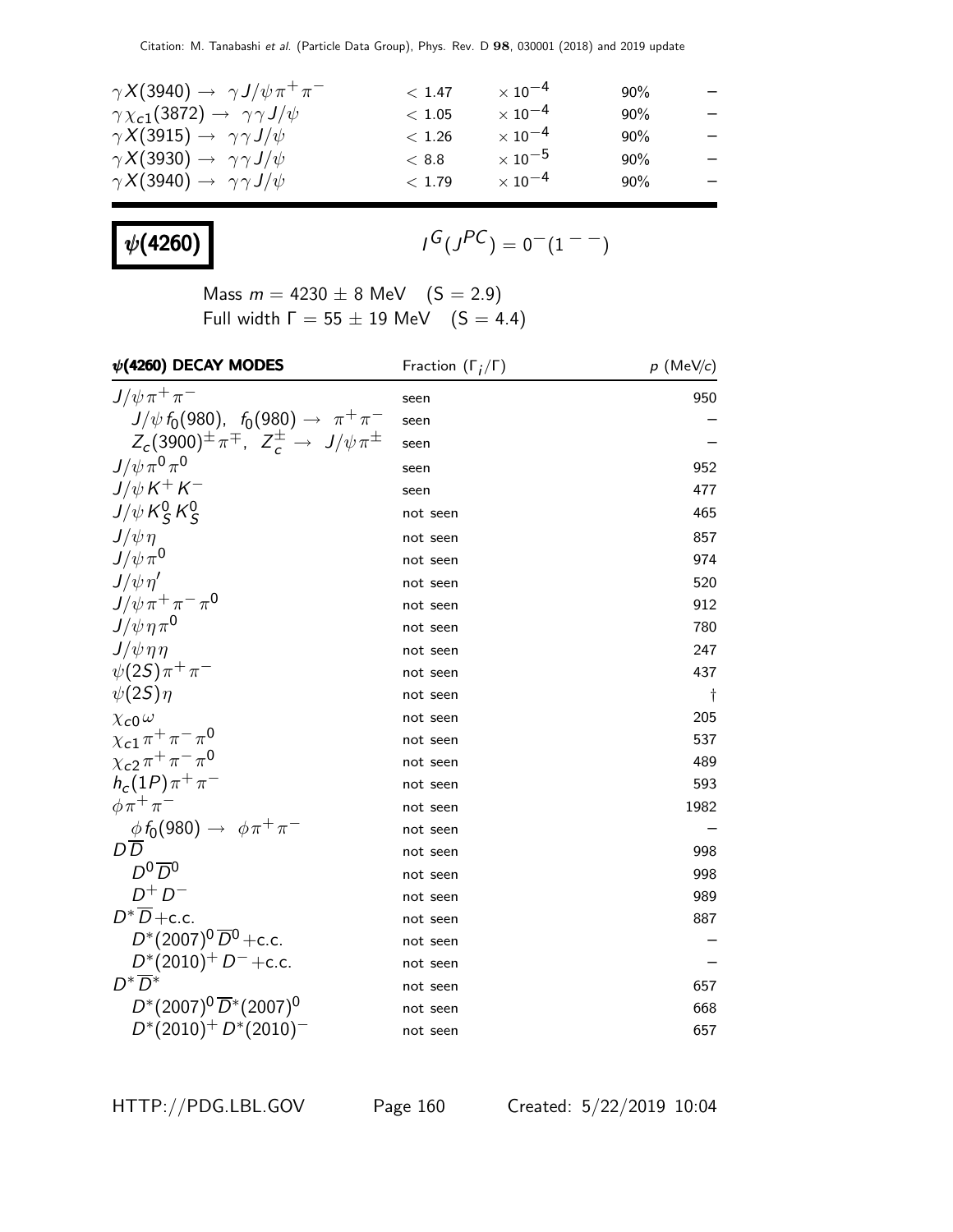| | | | | |
|---|---|---|---|---|
| $\gamma X(3940) \rightarrow \gamma J/\psi \pi^+ \pi^-$ | $< 1.47$ | $\times 10^{-4}$ | 90% | – |
| $\gamma \chi_{c1}(3872) \rightarrow \gamma \gamma J/\psi$ | $< 1.05$ | $\times 10^{-4}$ | 90% | – |
| $\gamma X(3915) \rightarrow \gamma \gamma J/\psi$ | $< 1.26$ | $\times 10^{-4}$ | 90% | – |
| $\gamma X(3930) \rightarrow \gamma \gamma J/\psi$ | $< 8.8$ | $\times 10^{-5}$ | 90% | – |
| $\gamma X(3940) \rightarrow \gamma \gamma J/\psi$ | $< 1.79$ | $\times 10^{-4}$ | 90% | – |

# $\psi(4260)$

$I^G(J^{PC}) = 0^-(1^{--})$

Mass $m = 4230 \pm 8$ MeV (S = 2.9)
Full width $\Gamma = 55 \pm 19$ MeV (S = 4.4)

| $\psi(4260)$ DECAY MODES | Fraction ($\Gamma_i/\Gamma$) | $p$ (MeV/$c$) |
|---|---|---|
| $J/\psi \pi^+ \pi^-$ | seen | 950 |
| $J/\psi f_0(980)$, $f_0(980) \rightarrow \pi^+ \pi^-$ | seen | – |
| $Z_c(3900)^\pm \pi^\mp$, $Z_c^\pm \rightarrow J/\psi \pi^\pm$ | seen | – |
| $J/\psi \pi^0 \pi^0$ | seen | 952 |
| $J/\psi K^+ K^-$ | seen | 477 |
| $J/\psi K^0_S K^0_S$ | not seen | 465 |
| $J/\psi \eta$ | not seen | 857 |
| $J/\psi \pi^0$ | not seen | 974 |
| $J/\psi \eta'$ | not seen | 520 |
| $J/\psi \pi^+ \pi^- \pi^0$ | not seen | 912 |
| $J/\psi \eta \pi^0$ | not seen | 780 |
| $J/\psi \eta \eta$ | not seen | 247 |
| $\psi(2S) \pi^+ \pi^-$ | not seen | 437 |
| $\psi(2S) \eta$ | not seen | † |
| $\chi_{c0} \omega$ | not seen | 205 |
| $\chi_{c1} \pi^+ \pi^- \pi^0$ | not seen | 537 |
| $\chi_{c2} \pi^+ \pi^- \pi^0$ | not seen | 489 |
| $h_c(1P) \pi^+ \pi^-$ | not seen | 593 |
| $\phi \pi^+ \pi^-$ | not seen | 1982 |
| $\phi f_0(980) \rightarrow \phi \pi^+ \pi^-$ | not seen | – |
| $D \overline{D}$ | not seen | 998 |
| $D^0 \overline{D}^0$ | not seen | 998 |
| $D^+ D^-$ | not seen | 989 |
| $D^* \overline{D}$ +c.c. | not seen | 887 |
| $D^*(2007)^0 \overline{D}^0$ +c.c. | not seen | – |
| $D^*(2010)^+ D^-$ +c.c. | not seen | – |
| $D^* \overline{D}^*$ | not seen | 657 |
| $D^*(2007)^0 \overline{D}^*(2007)^0$ | not seen | 668 |
| $D^*(2010)^+ D^*(2010)^-$ | not seen | 657 |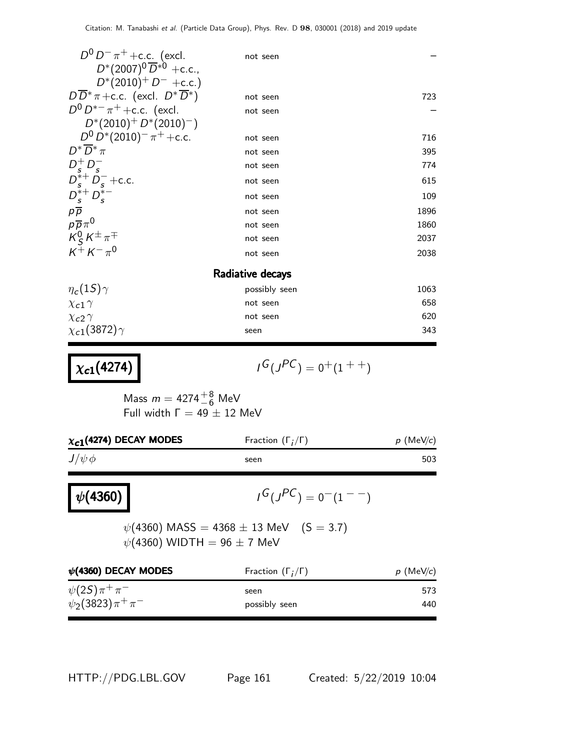| | | |
|---|---|---|
| $D^0 D^- \pi^+$ +c.c. (excl. $D^*(2007)^0 \overline{D}^{*0}$ +c.c., $D^*(2010)^+ D^-$ +c.c.) | not seen | – |
| $D \overline{D}^* \pi$ +c.c. (excl. $D^* \overline{D}^*$) | not seen | 723 |
| $D^0 D^{*-} \pi^+$ +c.c. (excl. $D^*(2010)^+ D^*(2010)^-$) | not seen | – |
| $D^0 D^*(2010)^- \pi^+$ +c.c. | not seen | 716 |
| $D^* \overline{D}^* \pi$ | not seen | 395 |
| $D_s^+ D_s^-$ | not seen | 774 |
| $D_s^{*+} D_s^-$ +c.c. | not seen | 615 |
| $D_s^{*+} D_s^{*-}$ | not seen | 109 |
| $p \overline{p}$ | not seen | 1896 |
| $p \overline{p} \pi^0$ | not seen | 1860 |
| $K_S^0 K^\pm \pi^\mp$ | not seen | 2037 |
| $K^+ K^- \pi^0$ | not seen | 2038 |
| **Radiative decays** | | |
| $\eta_c(1S)\gamma$ | possibly seen | 1063 |
| $\chi_{c1}\gamma$ | not seen | 658 |
| $\chi_{c2}\gamma$ | not seen | 620 |
| $\chi_{c1}(3872)\gamma$ | seen | 343 |

## $\chi_{c1}(4274)$

$I^G(J^{PC}) = 0^+(1^{++})$

Mass $m = 4274^{+8}_{-6}$ MeV
Full width $\Gamma = 49 \pm 12$ MeV

| $\chi_{c1}$(4274) DECAY MODES | Fraction ($\Gamma_i/\Gamma$) | $p$ (MeV/$c$) |
|---|---|---|
| $J/\psi\,\phi$ | seen | 503 |

## $\psi(4360)$

$I^G(J^{PC}) = 0^-(1^{--})$

$\psi(4360)$ MASS $= 4368 \pm 13$ MeV (S = 3.7)
$\psi(4360)$ WIDTH $= 96 \pm 7$ MeV

| $\psi$(4360) DECAY MODES | Fraction ($\Gamma_i/\Gamma$) | $p$ (MeV/$c$) |
|---|---|---|
| $\psi(2S)\pi^+\pi^-$ | seen | 573 |
| $\psi_2(3823)\pi^+\pi^-$ | possibly seen | 440 |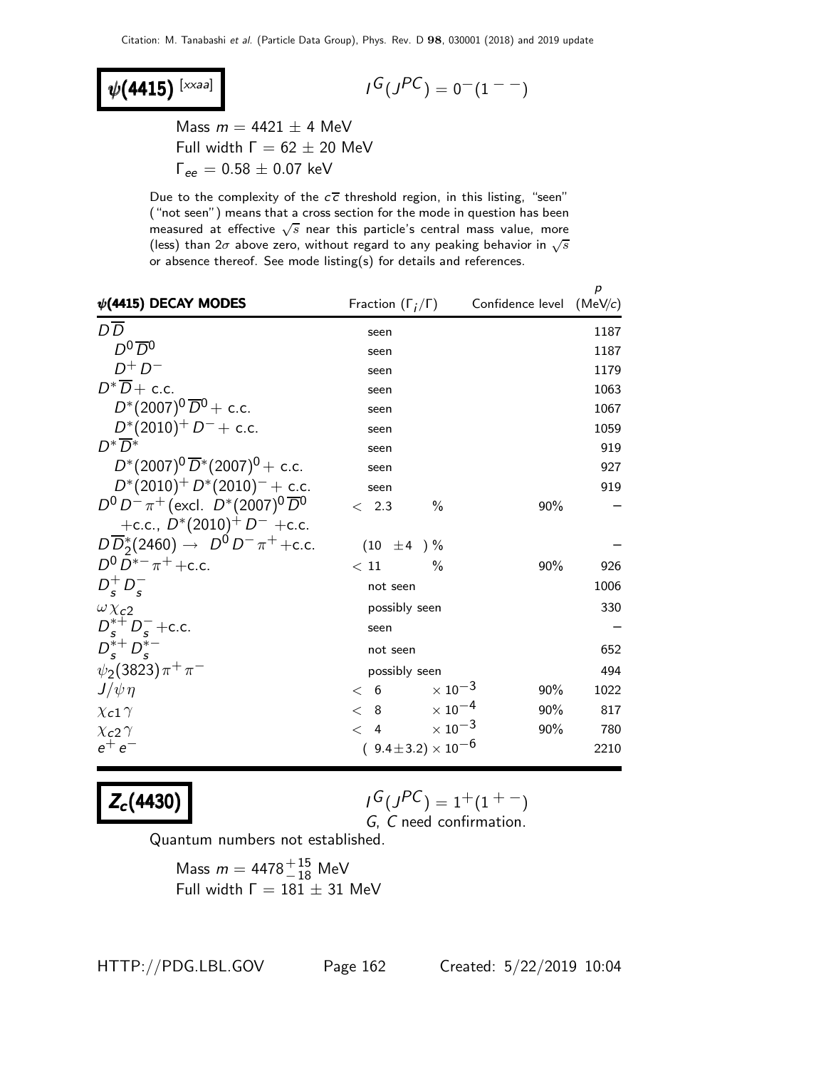# $\psi(4415)$ [xxaa]

$I^G(J^{PC}) = 0^-(1^{--})$

Mass $m = 4421 \pm 4$ MeV
Full width $\Gamma = 62 \pm 20$ MeV
$\Gamma_{ee} = 0.58 \pm 0.07$ keV

Due to the complexity of the $c\overline{c}$ threshold region, in this listing, "seen" ("not seen") means that a cross section for the mode in question has been measured at effective $\sqrt{s}$ near this particle's central mass value, more (less) than $2\sigma$ above zero, without regard to any peaking behavior in $\sqrt{s}$ or absence thereof. See mode listing(s) for details and references.

| $\psi(4415)$ DECAY MODES | Fraction ($\Gamma_i/\Gamma$) | Confidence level | $p$ (MeV/$c$) |
|---|---|---|---|
| $D\overline{D}$ | seen | | 1187 |
| $D^0\overline{D}^0$ | seen | | 1187 |
| $D^+D^-$ | seen | | 1179 |
| $D^*\overline{D}$ + c.c. | seen | | 1063 |
| $D^*(2007)^0\overline{D}^0$ + c.c. | seen | | 1067 |
| $D^*(2010)^+D^-$ + c.c. | seen | | 1059 |
| $D^*\overline{D}^*$ | seen | | 919 |
| $D^*(2007)^0\overline{D}^*(2007)^0$ + c.c. | seen | | 927 |
| $D^*(2010)^+D^*(2010)^-$ + c.c. | seen | | 919 |
| $D^0D^-\pi^+$(excl. $D^*(2007)^0\overline{D}^0$ +c.c., $D^*(2010)^+D^-$ +c.c. | $< 2.3$ % | 90% | – |
| $D\overline{D}_2^*(2460) \to D^0D^-\pi^+$+c.c. | $(10 \pm 4)$ % | | – |
| $D^0D^{*-}\pi^+$+c.c. | $< 11$ % | 90% | 926 |
| $D_s^+D_s^-$ | not seen | | 1006 |
| $\omega\chi_{c2}$ | possibly seen | | 330 |
| $D_s^{*+}D_s^-$ +c.c. | seen | | – |
| $D_s^{*+}D_s^{*-}$ | not seen | | 652 |
| $\psi_2(3823)\pi^+\pi^-$ | possibly seen | | 494 |
| $J/\psi\eta$ | $< 6 \times 10^{-3}$ | 90% | 1022 |
| $\chi_{c1}\gamma$ | $< 8 \times 10^{-4}$ | 90% | 817 |
| $\chi_{c2}\gamma$ | $< 4 \times 10^{-3}$ | 90% | 780 |
| $e^+e^-$ | $(9.4 \pm 3.2) \times 10^{-6}$ | | 2210 |

# $Z_c(4430)$

$I^G(J^{PC}) = 1^+(1^{+-})$
$G$, $C$ need confirmation.

Quantum numbers not established.

Mass $m = 4478^{+15}_{-18}$ MeV
Full width $\Gamma = 181 \pm 31$ MeV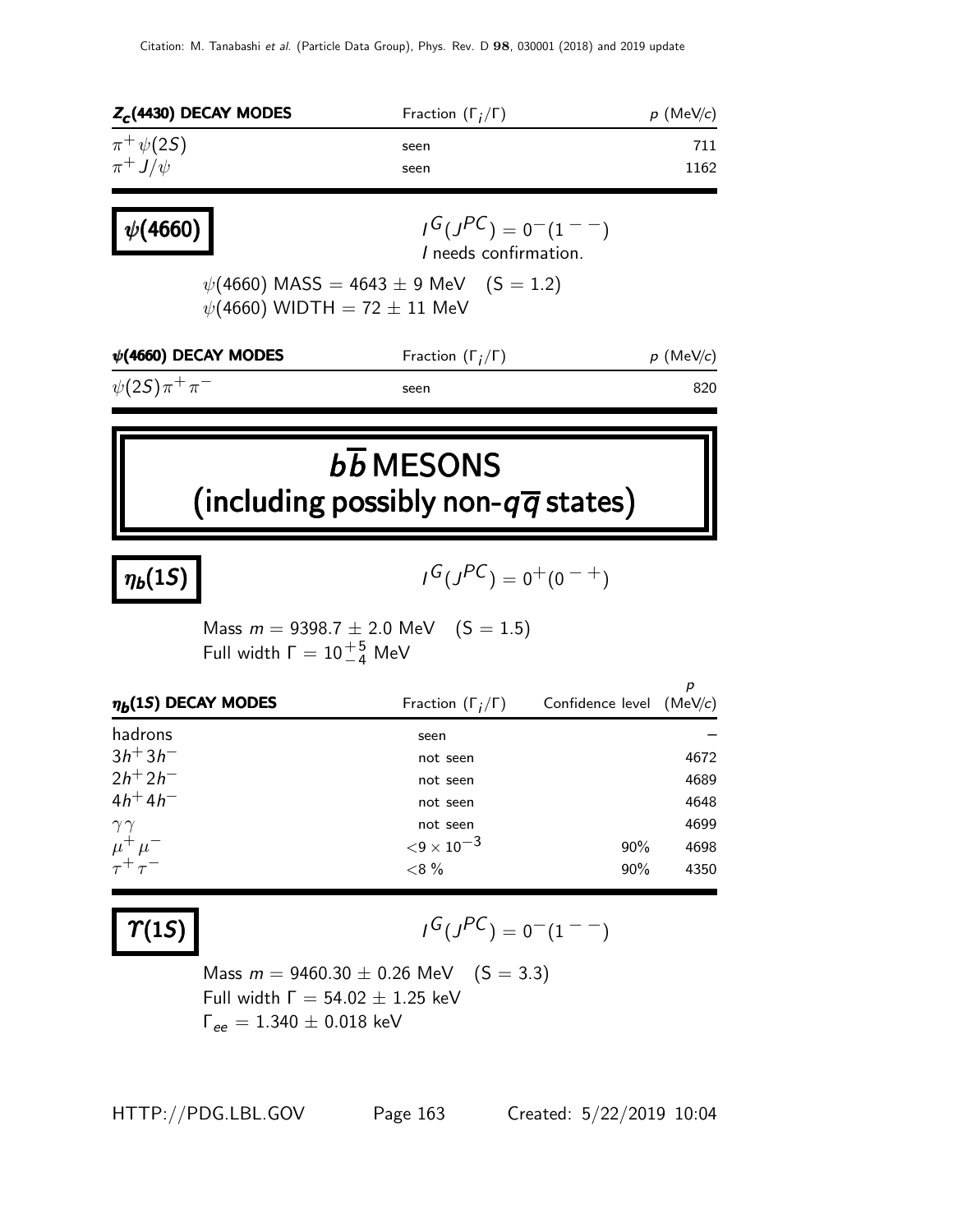| $Z_c(4430)$ DECAY MODES | Fraction $(\Gamma_i/\Gamma)$ | $p$ (MeV/$c$) |
|---|---|---|
| $\pi^+ \psi(2S)$ | seen | 711 |
| $\pi^+ J/\psi$ | seen | 1162 |

## $\psi(4660)$

$I^G(J^{PC}) = 0^-(1^{--})$
$I$ needs confirmation.

$\psi(4660)$ MASS $= 4643 \pm 9$ MeV   (S = 1.2)
$\psi(4660)$ WIDTH $= 72 \pm 11$ MeV

| $\psi(4660)$ DECAY MODES | Fraction $(\Gamma_i/\Gamma)$ | $p$ (MeV/$c$) |
|---|---|---|
| $\psi(2S)\pi^+\pi^-$ | seen | 820 |

# $b\overline{b}$ MESONS (including possibly non-$q\overline{q}$ states)

## $\eta_b(1S)$

$I^G(J^{PC}) = 0^+(0^{-+})$

Mass $m = 9398.7 \pm 2.0$ MeV   (S = 1.5)
Full width $\Gamma = 10^{+5}_{-4}$ MeV

| $\eta_b(1S)$ DECAY MODES | Fraction $(\Gamma_i/\Gamma)$ | Confidence level | $p$ (MeV/$c$) |
|---|---|---|---|
| hadrons | seen | | – |
| $3h^+3h^-$ | not seen | | 4672 |
| $2h^+2h^-$ | not seen | | 4689 |
| $4h^+4h^-$ | not seen | | 4648 |
| $\gamma\gamma$ | not seen | | 4699 |
| $\mu^+\mu^-$ | $<9 \times 10^{-3}$ | 90% | 4698 |
| $\tau^+\tau^-$ | $<8$ % | 90% | 4350 |

## $\Upsilon(1S)$

$I^G(J^{PC}) = 0^-(1^{--})$

Mass $m = 9460.30 \pm 0.26$ MeV   (S = 3.3)
Full width $\Gamma = 54.02 \pm 1.25$ keV
$\Gamma_{ee} = 1.340 \pm 0.018$ keV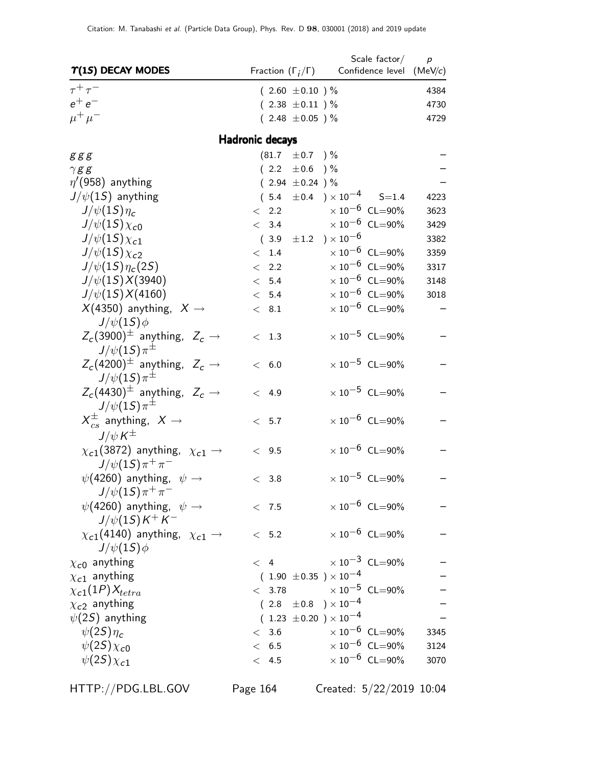| $\Upsilon(1S)$ DECAY MODES | Fraction ($\Gamma_i/\Gamma$) | Scale factor/ Confidence level | $p$ (MeV/$c$) |
|---|---|---|---|
| $\tau^+\tau^-$ | ( 2.60 ±0.10 ) % | | 4384 |
| $e^+e^-$ | ( 2.38 ±0.11 ) % | | 4730 |
| $\mu^+\mu^-$ | ( 2.48 ±0.05 ) % | | 4729 |
| **Hadronic decays** | | | |
| $ggg$ | (81.7 ±0.7 ) % | | – |
| $\gamma gg$ | ( 2.2 ±0.6 ) % | | – |
| $\eta'(958)$ anything | ( 2.94 ±0.24 ) % | | – |
| $J/\psi(1S)$ anything | ( 5.4 ±0.4 ) $\times 10^{-4}$ | S=1.4 | 4223 |
| $J/\psi(1S)\eta_c$ | < 2.2 $\times 10^{-6}$ | CL=90% | 3623 |
| $J/\psi(1S)\chi_{c0}$ | < 3.4 $\times 10^{-6}$ | CL=90% | 3429 |
| $J/\psi(1S)\chi_{c1}$ | ( 3.9 ±1.2 ) $\times 10^{-6}$ | | 3382 |
| $J/\psi(1S)\chi_{c2}$ | < 1.4 $\times 10^{-6}$ | CL=90% | 3359 |
| $J/\psi(1S)\eta_c(2S)$ | < 2.2 $\times 10^{-6}$ | CL=90% | 3317 |
| $J/\psi(1S)X(3940)$ | < 5.4 $\times 10^{-6}$ | CL=90% | 3148 |
| $J/\psi(1S)X(4160)$ | < 5.4 $\times 10^{-6}$ | CL=90% | 3018 |
| $X(4350)$ anything, $X \to J/\psi(1S)\phi$ | < 8.1 $\times 10^{-6}$ | CL=90% | – |
| $Z_c(3900)^{\pm}$ anything, $Z_c \to J/\psi(1S)\pi^{\pm}$ | < 1.3 $\times 10^{-5}$ | CL=90% | – |
| $Z_c(4200)^{\pm}$ anything, $Z_c \to J/\psi(1S)\pi^{\pm}$ | < 6.0 $\times 10^{-5}$ | CL=90% | – |
| $Z_c(4430)^{\pm}$ anything, $Z_c \to J/\psi(1S)\pi^{\pm}$ | < 4.9 $\times 10^{-5}$ | CL=90% | – |
| $X^{\pm}_{cs}$ anything, $X \to J/\psi K^{\pm}$ | < 5.7 $\times 10^{-6}$ | CL=90% | – |
| $\chi_{c1}(3872)$ anything, $\chi_{c1} \to J/\psi(1S)\pi^+\pi^-$ | < 9.5 $\times 10^{-6}$ | CL=90% | – |
| $\psi(4260)$ anything, $\psi \to J/\psi(1S)\pi^+\pi^-$ | < 3.8 $\times 10^{-5}$ | CL=90% | – |
| $\psi(4260)$ anything, $\psi \to J/\psi(1S)K^+K^-$ | < 7.5 $\times 10^{-6}$ | CL=90% | – |
| $\chi_{c1}(4140)$ anything, $\chi_{c1} \to J/\psi(1S)\phi$ | < 5.2 $\times 10^{-6}$ | CL=90% | – |
| $\chi_{c0}$ anything | < 4 $\times 10^{-3}$ | CL=90% | – |
| $\chi_{c1}$ anything | ( 1.90 ±0.35 ) $\times 10^{-4}$ | | – |
| $\chi_{c1}(1P)X_{tetra}$ | < 3.78 $\times 10^{-5}$ | CL=90% | – |
| $\chi_{c2}$ anything | ( 2.8 ±0.8 ) $\times 10^{-4}$ | | – |
| $\psi(2S)$ anything | ( 1.23 ±0.20 ) $\times 10^{-4}$ | | – |
| $\psi(2S)\eta_c$ | < 3.6 $\times 10^{-6}$ | CL=90% | 3345 |
| $\psi(2S)\chi_{c0}$ | < 6.5 $\times 10^{-6}$ | CL=90% | 3124 |
| $\psi(2S)\chi_{c1}$ | < 4.5 $\times 10^{-6}$ | CL=90% | 3070 |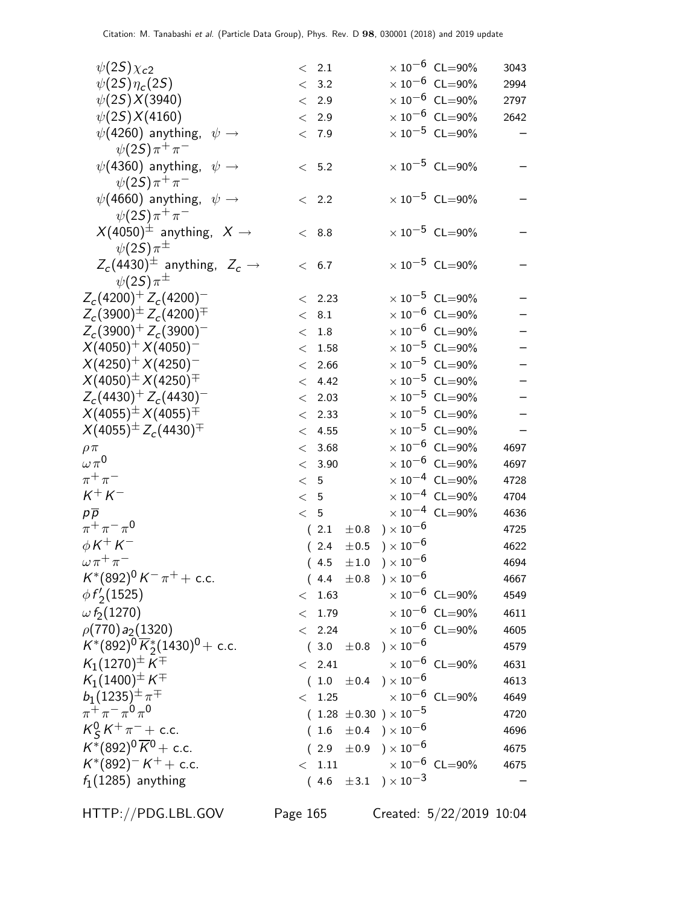| Mode | Fraction ($\Gamma_i/\Gamma$) | Confidence level | $p$ (MeV/$c$) |
|---|---|---|---|
| $\psi(2S)\chi_{c2}$ | $< 2.1 \times 10^{-6}$ | CL=90% | 3043 |
| $\psi(2S)\eta_c(2S)$ | $< 3.2 \times 10^{-6}$ | CL=90% | 2994 |
| $\psi(2S)X(3940)$ | $< 2.9 \times 10^{-6}$ | CL=90% | 2797 |
| $\psi(2S)X(4160)$ | $< 2.9 \times 10^{-6}$ | CL=90% | 2642 |
| $\psi(4260)$ anything, $\psi \to \psi(2S)\pi^+\pi^-$ | $< 7.9 \times 10^{-5}$ | CL=90% | – |
| $\psi(4360)$ anything, $\psi \to \psi(2S)\pi^+\pi^-$ | $< 5.2 \times 10^{-5}$ | CL=90% | – |
| $\psi(4660)$ anything, $\psi \to \psi(2S)\pi^+\pi^-$ | $< 2.2 \times 10^{-5}$ | CL=90% | – |
| $X(4050)^\pm$ anything, $X \to \psi(2S)\pi^\pm$ | $< 8.8 \times 10^{-5}$ | CL=90% | – |
| $Z_c(4430)^\pm$ anything, $Z_c \to \psi(2S)\pi^\pm$ | $< 6.7 \times 10^{-5}$ | CL=90% | – |
| $Z_c(4200)^+ Z_c(4200)^-$ | $< 2.23 \times 10^{-5}$ | CL=90% | – |
| $Z_c(3900)^\pm Z_c(4200)^\mp$ | $< 8.1 \times 10^{-6}$ | CL=90% | – |
| $Z_c(3900)^+ Z_c(3900)^-$ | $< 1.8 \times 10^{-6}$ | CL=90% | – |
| $X(4050)^+ X(4050)^-$ | $< 1.58 \times 10^{-5}$ | CL=90% | – |
| $X(4250)^+ X(4250)^-$ | $< 2.66 \times 10^{-5}$ | CL=90% | – |
| $X(4050)^\pm X(4250)^\mp$ | $< 4.42 \times 10^{-5}$ | CL=90% | – |
| $Z_c(4430)^+ Z_c(4430)^-$ | $< 2.03 \times 10^{-5}$ | CL=90% | – |
| $X(4055)^\pm X(4055)^\mp$ | $< 2.33 \times 10^{-5}$ | CL=90% | – |
| $X(4055)^\pm Z_c(4430)^\mp$ | $< 4.55 \times 10^{-5}$ | CL=90% | – |
| $\rho\pi$ | $< 3.68 \times 10^{-6}$ | CL=90% | 4697 |
| $\omega\pi^0$ | $< 3.90 \times 10^{-6}$ | CL=90% | 4697 |
| $\pi^+\pi^-$ | $< 5 \times 10^{-4}$ | CL=90% | 4728 |
| $K^+K^-$ | $< 5 \times 10^{-4}$ | CL=90% | 4704 |
| $p\overline{p}$ | $< 5 \times 10^{-4}$ | CL=90% | 4636 |
| $\pi^+\pi^-\pi^0$ | $(2.1 \pm 0.8) \times 10^{-6}$ | | 4725 |
| $\phi K^+K^-$ | $(2.4 \pm 0.5) \times 10^{-6}$ | | 4622 |
| $\omega\pi^+\pi^-$ | $(4.5 \pm 1.0) \times 10^{-6}$ | | 4694 |
| $K^*(892)^0 K^-\pi^+ +$ c.c. | $(4.4 \pm 0.8) \times 10^{-6}$ | | 4667 |
| $\phi f'_2(1525)$ | $< 1.63 \times 10^{-6}$ | CL=90% | 4549 |
| $\omega f_2(1270)$ | $< 1.79 \times 10^{-6}$ | CL=90% | 4611 |
| $\rho(770)a_2(1320)$ | $< 2.24 \times 10^{-6}$ | CL=90% | 4605 |
| $K^*(892)^0 \overline{K}{}^*_2(1430)^0 +$ c.c. | $(3.0 \pm 0.8) \times 10^{-6}$ | | 4579 |
| $K_1(1270)^\pm K^\mp$ | $< 2.41 \times 10^{-6}$ | CL=90% | 4631 |
| $K_1(1400)^\pm K^\mp$ | $(1.0 \pm 0.4) \times 10^{-6}$ | | 4613 |
| $b_1(1235)^\pm \pi^\mp$ | $< 1.25 \times 10^{-6}$ | CL=90% | 4649 |
| $\pi^+\pi^-\pi^0\pi^0$ | $(1.28 \pm 0.30) \times 10^{-5}$ | | 4720 |
| $K^0_S K^+\pi^- +$ c.c. | $(1.6 \pm 0.4) \times 10^{-6}$ | | 4696 |
| $K^*(892)^0 \overline{K}{}^0 +$ c.c. | $(2.9 \pm 0.9) \times 10^{-6}$ | | 4675 |
| $K^*(892)^- K^+ +$ c.c. | $< 1.11 \times 10^{-6}$ | CL=90% | 4675 |
| $f_1(1285)$ anything | $(4.6 \pm 3.1) \times 10^{-3}$ | | – |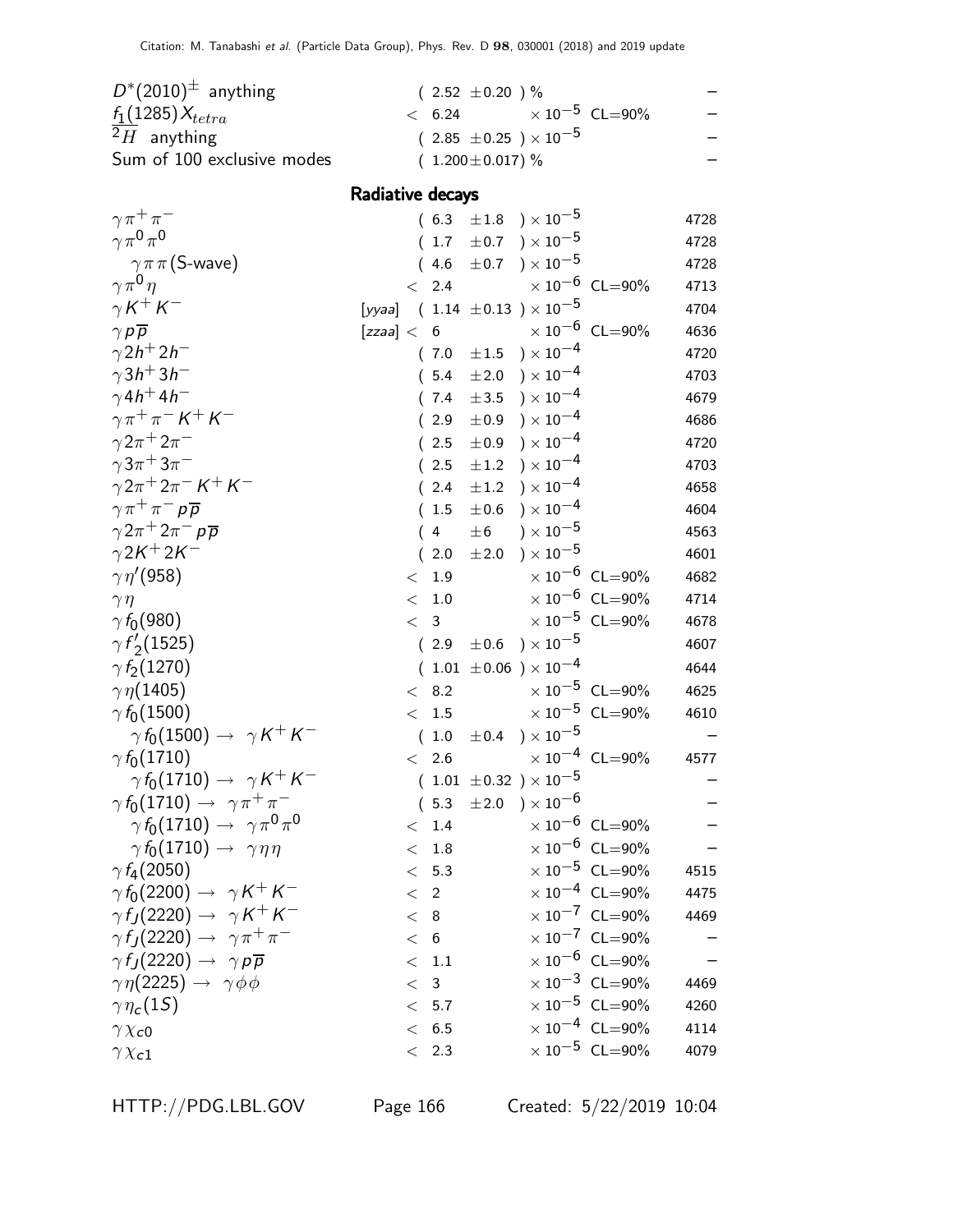| Mode | Fraction | | p (MeV/c) |
|---|---|---|---|
| $D^*(2010)^{\pm}$ anything | $(2.52 \pm 0.20)$ % | | – |
| $f_1(1285) X_{tetra}$ | $< 6.24$ $\times 10^{-5}$ | CL=90% | – |
| $^2H$ anything | $(2.85 \pm 0.25) \times 10^{-5}$ | | – |
| Sum of 100 exclusive modes | $(1.200 \pm 0.017)$ % | | – |

## Radiative decays

| Mode | Fraction | | p (MeV/c) |
|---|---|---|---|
| $\gamma \pi^+ \pi^-$ | $(6.3 \pm 1.8) \times 10^{-5}$ | | 4728 |
| $\gamma \pi^0 \pi^0$ | $(1.7 \pm 0.7) \times 10^{-5}$ | | 4728 |
| $\gamma \pi \pi$ (S-wave) | $(4.6 \pm 0.7) \times 10^{-5}$ | | 4728 |
| $\gamma \pi^0 \eta$ | $< 2.4$ $\times 10^{-6}$ | CL=90% | 4713 |
| $\gamma K^+ K^-$ | [yyaa] $(1.14 \pm 0.13) \times 10^{-5}$ | | 4704 |
| $\gamma p \overline{p}$ | [zzaa] $< 6$ $\times 10^{-6}$ | CL=90% | 4636 |
| $\gamma 2h^+ 2h^-$ | $(7.0 \pm 1.5) \times 10^{-4}$ | | 4720 |
| $\gamma 3h^+ 3h^-$ | $(5.4 \pm 2.0) \times 10^{-4}$ | | 4703 |
| $\gamma 4h^+ 4h^-$ | $(7.4 \pm 3.5) \times 10^{-4}$ | | 4679 |
| $\gamma \pi^+ \pi^- K^+ K^-$ | $(2.9 \pm 0.9) \times 10^{-4}$ | | 4686 |
| $\gamma 2\pi^+ 2\pi^-$ | $(2.5 \pm 0.9) \times 10^{-4}$ | | 4720 |
| $\gamma 3\pi^+ 3\pi^-$ | $(2.5 \pm 1.2) \times 10^{-4}$ | | 4703 |
| $\gamma 2\pi^+ 2\pi^- K^+ K^-$ | $(2.4 \pm 1.2) \times 10^{-4}$ | | 4658 |
| $\gamma \pi^+ \pi^- p \overline{p}$ | $(1.5 \pm 0.6) \times 10^{-4}$ | | 4604 |
| $\gamma 2\pi^+ 2\pi^- p \overline{p}$ | $(4 \pm 6) \times 10^{-5}$ | | 4563 |
| $\gamma 2K^+ 2K^-$ | $(2.0 \pm 2.0) \times 10^{-5}$ | | 4601 |
| $\gamma \eta'(958)$ | $< 1.9$ $\times 10^{-6}$ | CL=90% | 4682 |
| $\gamma \eta$ | $< 1.0$ $\times 10^{-6}$ | CL=90% | 4714 |
| $\gamma f_0(980)$ | $< 3$ $\times 10^{-5}$ | CL=90% | 4678 |
| $\gamma f_2'(1525)$ | $(2.9 \pm 0.6) \times 10^{-5}$ | | 4607 |
| $\gamma f_2(1270)$ | $(1.01 \pm 0.06) \times 10^{-4}$ | | 4644 |
| $\gamma \eta(1405)$ | $< 8.2$ $\times 10^{-5}$ | CL=90% | 4625 |
| $\gamma f_0(1500)$ | $< 1.5$ $\times 10^{-5}$ | CL=90% | 4610 |
| $\gamma f_0(1500) \rightarrow \gamma K^+ K^-$ | $(1.0 \pm 0.4) \times 10^{-5}$ | | – |
| $\gamma f_0(1710)$ | $< 2.6$ $\times 10^{-4}$ | CL=90% | 4577 |
| $\gamma f_0(1710) \rightarrow \gamma K^+ K^-$ | $(1.01 \pm 0.32) \times 10^{-5}$ | | – |
| $\gamma f_0(1710) \rightarrow \gamma \pi^+ \pi^-$ | $(5.3 \pm 2.0) \times 10^{-6}$ | | – |
| $\gamma f_0(1710) \rightarrow \gamma \pi^0 \pi^0$ | $< 1.4$ $\times 10^{-6}$ | CL=90% | – |
| $\gamma f_0(1710) \rightarrow \gamma \eta \eta$ | $< 1.8$ $\times 10^{-6}$ | CL=90% | – |
| $\gamma f_4(2050)$ | $< 5.3$ $\times 10^{-5}$ | CL=90% | 4515 |
| $\gamma f_0(2200) \rightarrow \gamma K^+ K^-$ | $< 2$ $\times 10^{-4}$ | CL=90% | 4475 |
| $\gamma f_J(2220) \rightarrow \gamma K^+ K^-$ | $< 8$ $\times 10^{-7}$ | CL=90% | 4469 |
| $\gamma f_J(2220) \rightarrow \gamma \pi^+ \pi^-$ | $< 6$ $\times 10^{-7}$ | CL=90% | – |
| $\gamma f_J(2220) \rightarrow \gamma p \overline{p}$ | $< 1.1$ $\times 10^{-6}$ | CL=90% | – |
| $\gamma \eta(2225) \rightarrow \gamma \phi \phi$ | $< 3$ $\times 10^{-3}$ | CL=90% | 4469 |
| $\gamma \eta_c(1S)$ | $< 5.7$ $\times 10^{-5}$ | CL=90% | 4260 |
| $\gamma \chi_{c0}$ | $< 6.5$ $\times 10^{-4}$ | CL=90% | 4114 |
| $\gamma \chi_{c1}$ | $< 2.3$ $\times 10^{-5}$ | CL=90% | 4079 |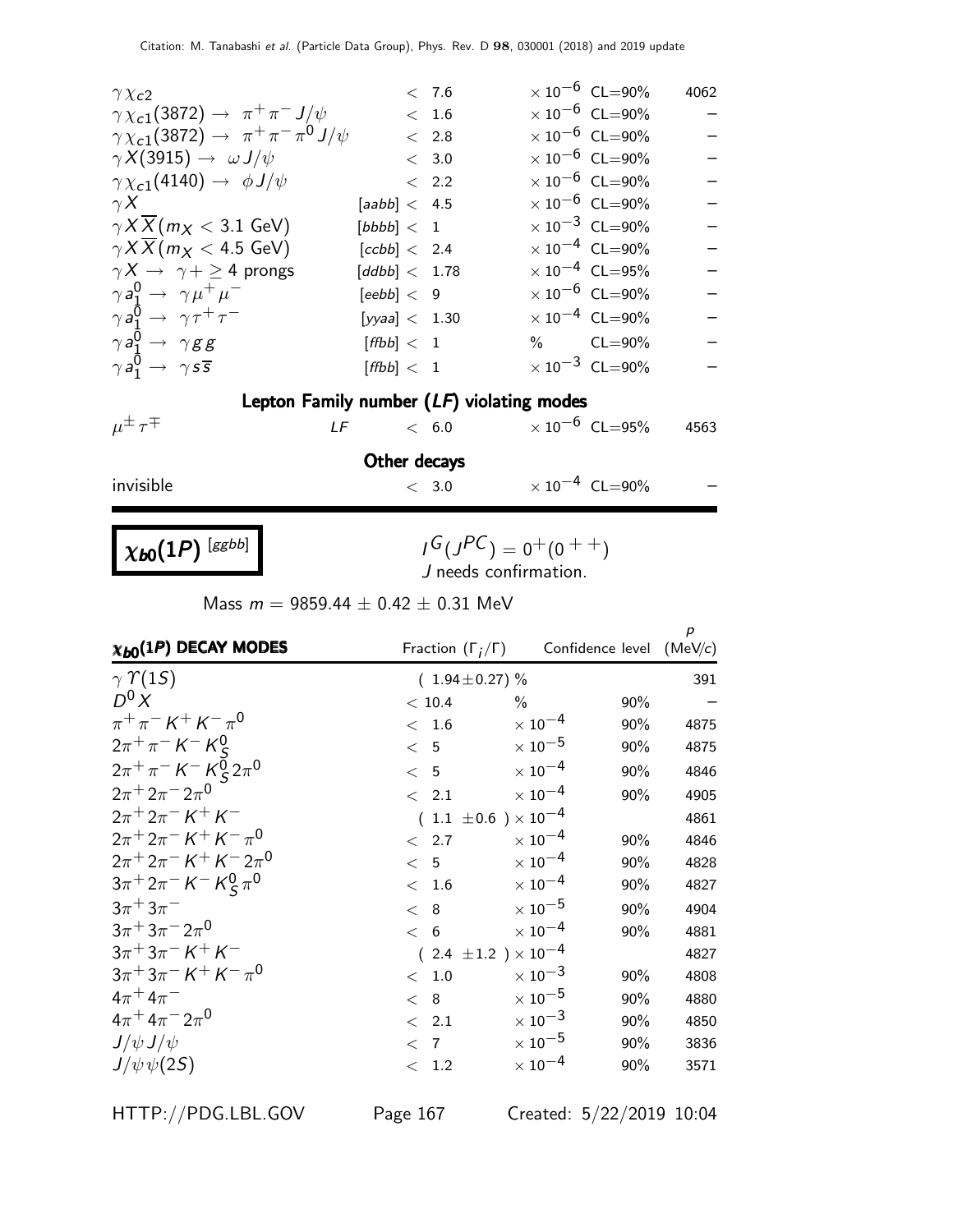| | | | | |
|---|---|---|---|---|
| $\gamma \chi_{c2}$ | | $< 7.6$ | $\times 10^{-6}$ CL=90% | 4062 |
| $\gamma \chi_{c1}(3872) \to \pi^+\pi^- J/\psi$ | | $< 1.6$ | $\times 10^{-6}$ CL=90% | – |
| $\gamma \chi_{c1}(3872) \to \pi^+\pi^-\pi^0 J/\psi$ | | $< 2.8$ | $\times 10^{-6}$ CL=90% | – |
| $\gamma X(3915) \to \omega J/\psi$ | | $< 3.0$ | $\times 10^{-6}$ CL=90% | – |
| $\gamma \chi_{c1}(4140) \to \phi J/\psi$ | | $< 2.2$ | $\times 10^{-6}$ CL=90% | – |
| $\gamma X$ | [aabb] | $< 4.5$ | $\times 10^{-6}$ CL=90% | – |
| $\gamma X \overline{X} (m_X < 3.1$ GeV) | [bbbb] | $< 1$ | $\times 10^{-3}$ CL=90% | – |
| $\gamma X \overline{X} (m_X < 4.5$ GeV) | [ccbb] | $< 2.4$ | $\times 10^{-4}$ CL=90% | – |
| $\gamma X \to \gamma + \geq 4$ prongs | [ddbb] | $< 1.78$ | $\times 10^{-4}$ CL=95% | – |
| $\gamma a_1^0 \to \gamma \mu^+\mu^-$ | [eebb] | $< 9$ | $\times 10^{-6}$ CL=90% | – |
| $\gamma a_1^0 \to \gamma \tau^+\tau^-$ | [yyaa] | $< 1.30$ | $\times 10^{-4}$ CL=90% | – |
| $\gamma a_1^0 \to \gamma g g$ | [ffbb] | $< 1$ | % CL=90% | – |
| $\gamma a_1^0 \to \gamma s \overline{s}$ | [ffbb] | $< 1$ | $\times 10^{-3}$ CL=90% | – |

**Lepton Family number (*LF*) violating modes**

| | | | | |
|---|---|---|---|---|
| $\mu^\pm \tau^\mp$ | *LF* | $< 6.0$ | $\times 10^{-6}$ CL=95% | 4563 |

**Other decays**

| | | | | |
|---|---|---|---|---|
| invisible | | $< 3.0$ | $\times 10^{-4}$ CL=90% | – |

## $\chi_{b0}(1P)$ [ggbb]

$I^G(J^{PC}) = 0^+(0^{++})$
$J$ needs confirmation.

Mass $m = 9859.44 \pm 0.42 \pm 0.31$ MeV

| $\chi_{b0}(1P)$ DECAY MODES | Fraction ($\Gamma_i/\Gamma$) | Confidence level | $p$ (MeV/$c$) |
|---|---|---|---|
| $\gamma \Upsilon(1S)$ | ($1.94 \pm 0.27$) % | | 391 |
| $D^0 X$ | $< 10.4$ % | 90% | – |
| $\pi^+\pi^- K^+ K^- \pi^0$ | $< 1.6 \times 10^{-4}$ | 90% | 4875 |
| $2\pi^+\pi^- K^- K_S^0$ | $< 5 \times 10^{-5}$ | 90% | 4875 |
| $2\pi^+\pi^- K^- K_S^0 2\pi^0$ | $< 5 \times 10^{-4}$ | 90% | 4846 |
| $2\pi^+ 2\pi^- 2\pi^0$ | $< 2.1 \times 10^{-4}$ | 90% | 4905 |
| $2\pi^+ 2\pi^- K^+ K^-$ | ($1.1 \pm 0.6$) $\times 10^{-4}$ | | 4861 |
| $2\pi^+ 2\pi^- K^+ K^- \pi^0$ | $< 2.7 \times 10^{-4}$ | 90% | 4846 |
| $2\pi^+ 2\pi^- K^+ K^- 2\pi^0$ | $< 5 \times 10^{-4}$ | 90% | 4828 |
| $3\pi^+ 2\pi^- K^- K_S^0 \pi^0$ | $< 1.6 \times 10^{-4}$ | 90% | 4827 |
| $3\pi^+ 3\pi^-$ | $< 8 \times 10^{-5}$ | 90% | 4904 |
| $3\pi^+ 3\pi^- 2\pi^0$ | $< 6 \times 10^{-4}$ | 90% | 4881 |
| $3\pi^+ 3\pi^- K^+ K^-$ | ($2.4 \pm 1.2$) $\times 10^{-4}$ | | 4827 |
| $3\pi^+ 3\pi^- K^+ K^- \pi^0$ | $< 1.0 \times 10^{-3}$ | 90% | 4808 |
| $4\pi^+ 4\pi^-$ | $< 8 \times 10^{-5}$ | 90% | 4880 |
| $4\pi^+ 4\pi^- 2\pi^0$ | $< 2.1 \times 10^{-3}$ | 90% | 4850 |
| $J/\psi J/\psi$ | $< 7 \times 10^{-5}$ | 90% | 3836 |
| $J/\psi \psi(2S)$ | $< 1.2 \times 10^{-4}$ | 90% | 3571 |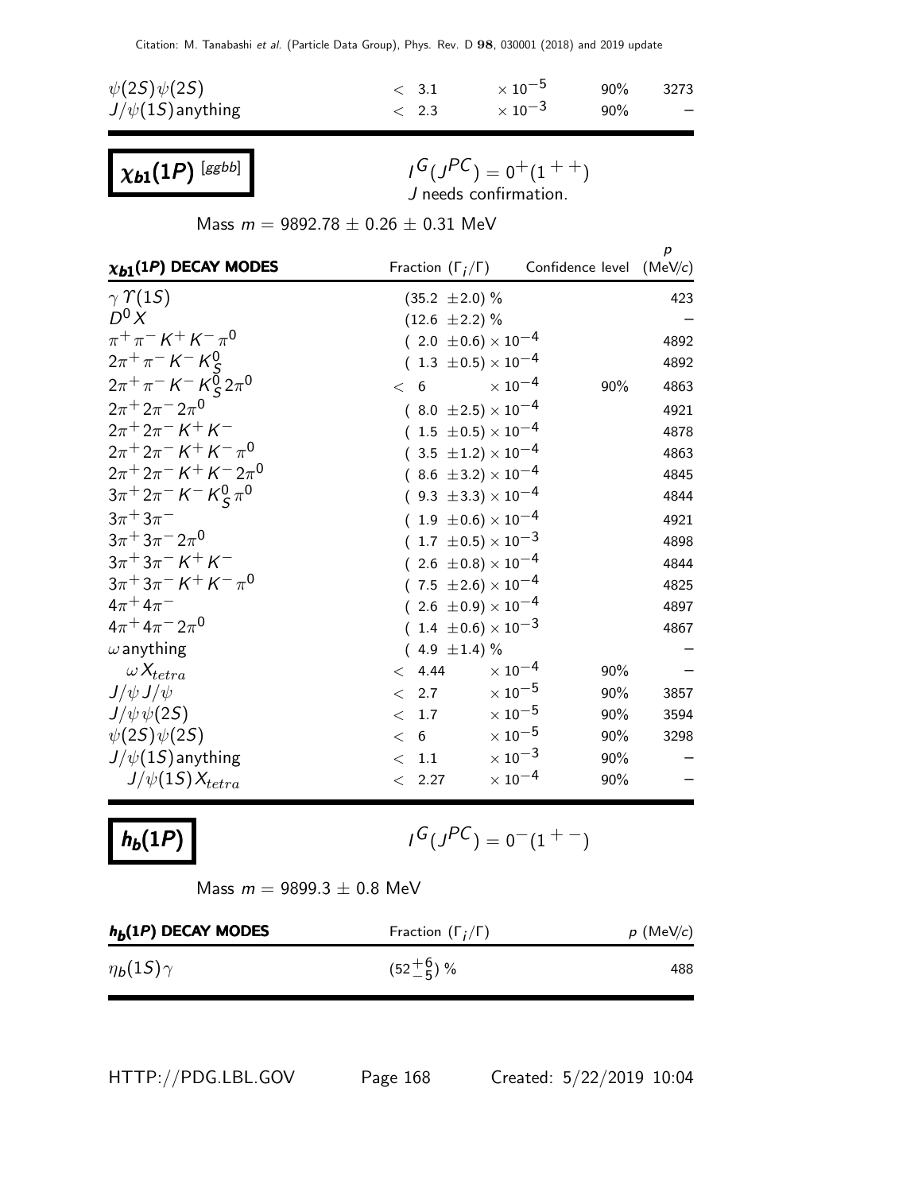| | | | | |
|---|---|---|---|---|
| $\psi(2S)\psi(2S)$ | $< 3.1$ | $\times 10^{-5}$ | 90% | 3273 |
| $J/\psi(1S)$ anything | $< 2.3$ | $\times 10^{-3}$ | 90% | – |

## $\chi_{b1}(1P)$ [ggbb]

$I^G(J^{PC}) = 0^+(1^{++})$
J needs confirmation.

Mass $m = 9892.78 \pm 0.26 \pm 0.31$ MeV

| $\chi_{b1}(1P)$ DECAY MODES | Fraction $(\Gamma_i/\Gamma)$ | Confidence level | $p$ (MeV/$c$) |
|---|---|---|---|
| $\gamma \Upsilon(1S)$ | $(35.2 \pm 2.0)$ % | | 423 |
| $D^0 X$ | $(12.6 \pm 2.2)$ % | | – |
| $\pi^+ \pi^- K^+ K^- \pi^0$ | $(2.0 \pm 0.6) \times 10^{-4}$ | | 4892 |
| $2\pi^+ \pi^- K^- K^0_S$ | $(1.3 \pm 0.5) \times 10^{-4}$ | | 4892 |
| $2\pi^+ \pi^- K^- K^0_S 2\pi^0$ | $< 6 \times 10^{-4}$ | 90% | 4863 |
| $2\pi^+ 2\pi^- 2\pi^0$ | $(8.0 \pm 2.5) \times 10^{-4}$ | | 4921 |
| $2\pi^+ 2\pi^- K^+ K^-$ | $(1.5 \pm 0.5) \times 10^{-4}$ | | 4878 |
| $2\pi^+ 2\pi^- K^+ K^- \pi^0$ | $(3.5 \pm 1.2) \times 10^{-4}$ | | 4863 |
| $2\pi^+ 2\pi^- K^+ K^- 2\pi^0$ | $(8.6 \pm 3.2) \times 10^{-4}$ | | 4845 |
| $3\pi^+ 2\pi^- K^- K^0_S \pi^0$ | $(9.3 \pm 3.3) \times 10^{-4}$ | | 4844 |
| $3\pi^+ 3\pi^-$ | $(1.9 \pm 0.6) \times 10^{-4}$ | | 4921 |
| $3\pi^+ 3\pi^- 2\pi^0$ | $(1.7 \pm 0.5) \times 10^{-3}$ | | 4898 |
| $3\pi^+ 3\pi^- K^+ K^-$ | $(2.6 \pm 0.8) \times 10^{-4}$ | | 4844 |
| $3\pi^+ 3\pi^- K^+ K^- \pi^0$ | $(7.5 \pm 2.6) \times 10^{-4}$ | | 4825 |
| $4\pi^+ 4\pi^-$ | $(2.6 \pm 0.9) \times 10^{-4}$ | | 4897 |
| $4\pi^+ 4\pi^- 2\pi^0$ | $(1.4 \pm 0.6) \times 10^{-3}$ | | 4867 |
| $\omega$ anything | $(4.9 \pm 1.4)$ % | | – |
| $\omega X_{tetra}$ | $< 4.44 \times 10^{-4}$ | 90% | – |
| $J/\psi J/\psi$ | $< 2.7 \times 10^{-5}$ | 90% | 3857 |
| $J/\psi \psi(2S)$ | $< 1.7 \times 10^{-5}$ | 90% | 3594 |
| $\psi(2S)\psi(2S)$ | $< 6 \times 10^{-5}$ | 90% | 3298 |
| $J/\psi(1S)$ anything | $< 1.1 \times 10^{-3}$ | 90% | – |
| $J/\psi(1S) X_{tetra}$ | $< 2.27 \times 10^{-4}$ | 90% | – |

## $h_b(1P)$

$I^G(J^{PC}) = 0^-(1^{+-})$

Mass $m = 9899.3 \pm 0.8$ MeV

| $h_b(1P)$ DECAY MODES | Fraction $(\Gamma_i/\Gamma)$ | $p$ (MeV/$c$) |
|---|---|---|
| $\eta_b(1S)\gamma$ | $(52^{+6}_{-5})$ % | 488 |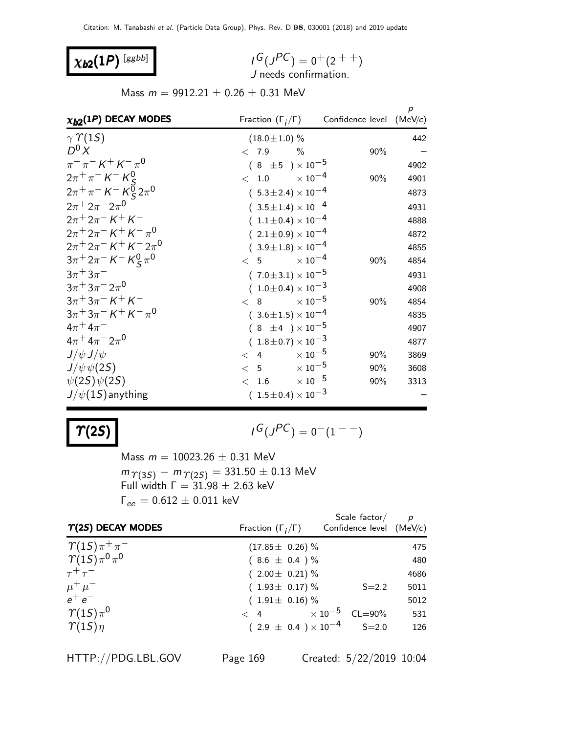## $\chi_{b2}(1P)$ [ggbb]

$I^G(J^{PC}) = 0^+(2^{++})$
J needs confirmation.

Mass $m = 9912.21 \pm 0.26 \pm 0.31$ MeV

| $\chi_{b2}(1P)$ DECAY MODES | Fraction $(\Gamma_i/\Gamma)$ | Confidence level | $p$ (MeV/$c$) |
|---|---|---|---|
| $\gamma \Upsilon(1S)$ | $(18.0 \pm 1.0)$ % | | 442 |
| $D^0 X$ | $< 7.9$ % | 90% | – |
| $\pi^+\pi^- K^+ K^- \pi^0$ | $(8 \pm 5) \times 10^{-5}$ | | 4902 |
| $2\pi^+\pi^- K^- K^0_S$ | $< 1.0 \times 10^{-4}$ | 90% | 4901 |
| $2\pi^+\pi^- K^- K^0_S 2\pi^0$ | $(5.3 \pm 2.4) \times 10^{-4}$ | | 4873 |
| $2\pi^+ 2\pi^- 2\pi^0$ | $(3.5 \pm 1.4) \times 10^{-4}$ | | 4931 |
| $2\pi^+ 2\pi^- K^+ K^-$ | $(1.1 \pm 0.4) \times 10^{-4}$ | | 4888 |
| $2\pi^+ 2\pi^- K^+ K^- \pi^0$ | $(2.1 \pm 0.9) \times 10^{-4}$ | | 4872 |
| $2\pi^+ 2\pi^- K^+ K^- 2\pi^0$ | $(3.9 \pm 1.8) \times 10^{-4}$ | | 4855 |
| $3\pi^+ 2\pi^- K^- K^0_S \pi^0$ | $< 5 \times 10^{-4}$ | 90% | 4854 |
| $3\pi^+ 3\pi^-$ | $(7.0 \pm 3.1) \times 10^{-5}$ | | 4931 |
| $3\pi^+ 3\pi^- 2\pi^0$ | $(1.0 \pm 0.4) \times 10^{-3}$ | | 4908 |
| $3\pi^+ 3\pi^- K^+ K^-$ | $< 8 \times 10^{-5}$ | 90% | 4854 |
| $3\pi^+ 3\pi^- K^+ K^- \pi^0$ | $(3.6 \pm 1.5) \times 10^{-4}$ | | 4835 |
| $4\pi^+ 4\pi^-$ | $(8 \pm 4) \times 10^{-5}$ | | 4907 |
| $4\pi^+ 4\pi^- 2\pi^0$ | $(1.8 \pm 0.7) \times 10^{-3}$ | | 4877 |
| $J/\psi J/\psi$ | $< 4 \times 10^{-5}$ | 90% | 3869 |
| $J/\psi \psi(2S)$ | $< 5 \times 10^{-5}$ | 90% | 3608 |
| $\psi(2S)\psi(2S)$ | $< 1.6 \times 10^{-5}$ | 90% | 3313 |
| $J/\psi(1S)$ anything | $(1.5 \pm 0.4) \times 10^{-3}$ | | – |

## $\Upsilon(2S)$

$I^G(J^{PC}) = 0^-(1^{--})$

Mass $m = 10023.26 \pm 0.31$ MeV
$m_{\Upsilon(3S)} - m_{\Upsilon(2S)} = 331.50 \pm 0.13$ MeV
Full width $\Gamma = 31.98 \pm 2.63$ keV
$\Gamma_{ee} = 0.612 \pm 0.011$ keV

| $\Upsilon(2S)$ DECAY MODES | Fraction $(\Gamma_i/\Gamma)$ | Scale factor/ Confidence level | $p$ (MeV/$c$) |
|---|---|---|---|
| $\Upsilon(1S)\pi^+\pi^-$ | $(17.85 \pm 0.26)$ % | | 475 |
| $\Upsilon(1S)\pi^0\pi^0$ | $(8.6 \pm 0.4)$ % | | 480 |
| $\tau^+\tau^-$ | $(2.00 \pm 0.21)$ % | | 4686 |
| $\mu^+\mu^-$ | $(1.93 \pm 0.17)$ % | S=2.2 | 5011 |
| $e^+e^-$ | $(1.91 \pm 0.16)$ % | | 5012 |
| $\Upsilon(1S)\pi^0$ | $< 4 \times 10^{-5}$ | CL=90% | 531 |
| $\Upsilon(1S)\eta$ | $(2.9 \pm 0.4) \times 10^{-4}$ | S=2.0 | 126 |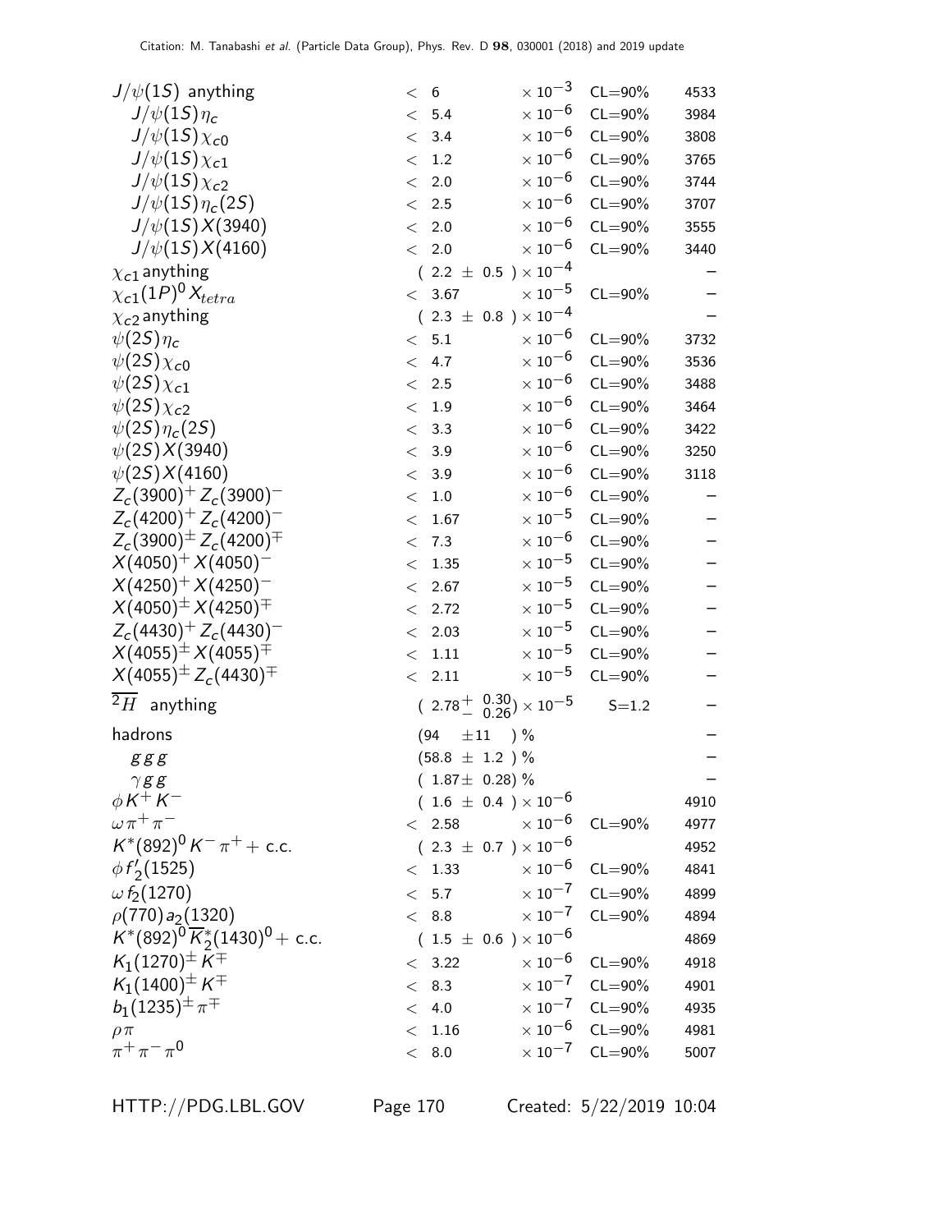| Mode | Fraction | | Scale factor/Confidence level | p (MeV/c) |
|---|---|---|---|---|
| $J/\psi(1S)$ anything | $<$ 6 | $\times 10^{-3}$ | CL=90% | 4533 |
| $J/\psi(1S)\eta_c$ | $<$ 5.4 | $\times 10^{-6}$ | CL=90% | 3984 |
| $J/\psi(1S)\chi_{c0}$ | $<$ 3.4 | $\times 10^{-6}$ | CL=90% | 3808 |
| $J/\psi(1S)\chi_{c1}$ | $<$ 1.2 | $\times 10^{-6}$ | CL=90% | 3765 |
| $J/\psi(1S)\chi_{c2}$ | $<$ 2.0 | $\times 10^{-6}$ | CL=90% | 3744 |
| $J/\psi(1S)\eta_c(2S)$ | $<$ 2.5 | $\times 10^{-6}$ | CL=90% | 3707 |
| $J/\psi(1S)X(3940)$ | $<$ 2.0 | $\times 10^{-6}$ | CL=90% | 3555 |
| $J/\psi(1S)X(4160)$ | $<$ 2.0 | $\times 10^{-6}$ | CL=90% | 3440 |
| $\chi_{c1}$ anything | $(2.2 \pm 0.5) \times 10^{-4}$ | | | – |
| $\chi_{c1}(1P)^0 X_{tetra}$ | $<$ 3.67 | $\times 10^{-5}$ | CL=90% | – |
| $\chi_{c2}$ anything | $(2.3 \pm 0.8) \times 10^{-4}$ | | | – |
| $\psi(2S)\eta_c$ | $<$ 5.1 | $\times 10^{-6}$ | CL=90% | 3732 |
| $\psi(2S)\chi_{c0}$ | $<$ 4.7 | $\times 10^{-6}$ | CL=90% | 3536 |
| $\psi(2S)\chi_{c1}$ | $<$ 2.5 | $\times 10^{-6}$ | CL=90% | 3488 |
| $\psi(2S)\chi_{c2}$ | $<$ 1.9 | $\times 10^{-6}$ | CL=90% | 3464 |
| $\psi(2S)\eta_c(2S)$ | $<$ 3.3 | $\times 10^{-6}$ | CL=90% | 3422 |
| $\psi(2S)X(3940)$ | $<$ 3.9 | $\times 10^{-6}$ | CL=90% | 3250 |
| $\psi(2S)X(4160)$ | $<$ 3.9 | $\times 10^{-6}$ | CL=90% | 3118 |
| $Z_c(3900)^+ Z_c(3900)^-$ | $<$ 1.0 | $\times 10^{-6}$ | CL=90% | – |
| $Z_c(4200)^+ Z_c(4200)^-$ | $<$ 1.67 | $\times 10^{-5}$ | CL=90% | – |
| $Z_c(3900)^\pm Z_c(4200)^\mp$ | $<$ 7.3 | $\times 10^{-6}$ | CL=90% | – |
| $X(4050)^+ X(4050)^-$ | $<$ 1.35 | $\times 10^{-5}$ | CL=90% | – |
| $X(4250)^+ X(4250)^-$ | $<$ 2.67 | $\times 10^{-5}$ | CL=90% | – |
| $X(4050)^\pm X(4250)^\mp$ | $<$ 2.72 | $\times 10^{-5}$ | CL=90% | – |
| $Z_c(4430)^+ Z_c(4430)^-$ | $<$ 2.03 | $\times 10^{-5}$ | CL=90% | – |
| $X(4055)^\pm X(4055)^\mp$ | $<$ 1.11 | $\times 10^{-5}$ | CL=90% | – |
| $X(4055)^\pm Z_c(4430)^\mp$ | $<$ 2.11 | $\times 10^{-5}$ | CL=90% | – |
| $\overline{^2H}$ anything | $(2.78^{+0.30}_{-0.26}) \times 10^{-5}$ | | S=1.2 | – |
| hadrons | $(94 \pm 11)$ % | | | – |
| $ggg$ | $(58.8 \pm 1.2)$ % | | | – |
| $\gamma gg$ | $(1.87 \pm 0.28)$ % | | | – |
| $\phi K^+ K^-$ | $(1.6 \pm 0.4) \times 10^{-6}$ | | | 4910 |
| $\omega\pi^+\pi^-$ | $<$ 2.58 | $\times 10^{-6}$ | CL=90% | 4977 |
| $K^*(892)^0 K^-\pi^+$ + c.c. | $(2.3 \pm 0.7) \times 10^{-6}$ | | | 4952 |
| $\phi f_2'(1525)$ | $<$ 1.33 | $\times 10^{-6}$ | CL=90% | 4841 |
| $\omega f_2(1270)$ | $<$ 5.7 | $\times 10^{-7}$ | CL=90% | 4899 |
| $\rho(770) a_2(1320)$ | $<$ 8.8 | $\times 10^{-7}$ | CL=90% | 4894 |
| $K^*(892)^0 \overline{K}{}_2^*(1430)^0$ + c.c. | $(1.5 \pm 0.6) \times 10^{-6}$ | | | 4869 |
| $K_1(1270)^\pm K^\mp$ | $<$ 3.22 | $\times 10^{-6}$ | CL=90% | 4918 |
| $K_1(1400)^\pm K^\mp$ | $<$ 8.3 | $\times 10^{-7}$ | CL=90% | 4901 |
| $b_1(1235)^\pm \pi^\mp$ | $<$ 4.0 | $\times 10^{-7}$ | CL=90% | 4935 |
| $\rho\pi$ | $<$ 1.16 | $\times 10^{-6}$ | CL=90% | 4981 |
| $\pi^+\pi^-\pi^0$ | $<$ 8.0 | $\times 10^{-7}$ | CL=90% | 5007 |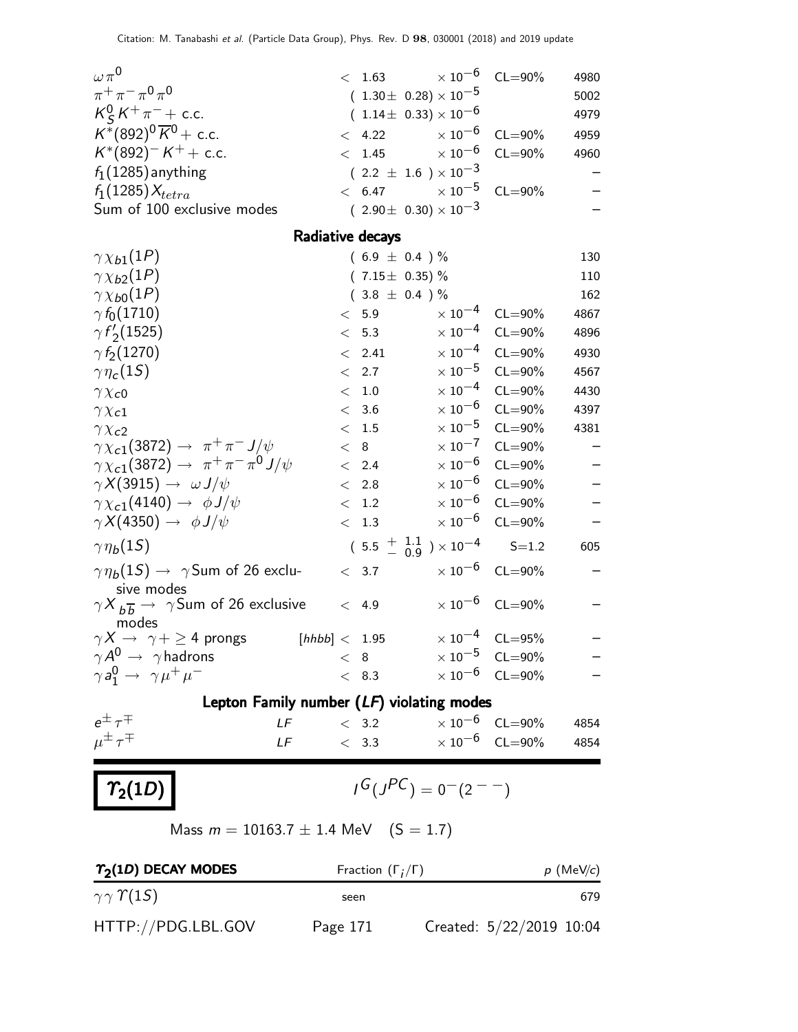| Mode | Fraction | | p (MeV/c) |
|---|---|---|---|
| $\omega\pi^0$ | $< 1.63 \times 10^{-6}$ | CL=90% | 4980 |
| $\pi^+\pi^-\pi^0\pi^0$ | $(1.30\pm 0.28) \times 10^{-5}$ | | 5002 |
| $K^0_S K^+\pi^-$ + c.c. | $(1.14\pm 0.33) \times 10^{-6}$ | | 4979 |
| $K^*(892)^0\overline{K}^0$ + c.c. | $< 4.22 \times 10^{-6}$ | CL=90% | 4959 |
| $K^*(892)^- K^+$ + c.c. | $< 1.45 \times 10^{-6}$ | CL=90% | 4960 |
| $f_1(1285)$ anything | $(2.2 \pm 1.6) \times 10^{-3}$ | | – |
| $f_1(1285) X_{tetra}$ | $< 6.47 \times 10^{-5}$ | CL=90% | – |
| Sum of 100 exclusive modes | $(2.90\pm 0.30) \times 10^{-3}$ | | – |

**Radiative decays**

| Mode | Fraction | | p (MeV/c) |
|---|---|---|---|
| $\gamma\chi_{b1}(1P)$ | $(6.9 \pm 0.4)$ % | | 130 |
| $\gamma\chi_{b2}(1P)$ | $(7.15\pm 0.35)$ % | | 110 |
| $\gamma\chi_{b0}(1P)$ | $(3.8 \pm 0.4)$ % | | 162 |
| $\gamma f_0(1710)$ | $< 5.9 \times 10^{-4}$ | CL=90% | 4867 |
| $\gamma f'_2(1525)$ | $< 5.3 \times 10^{-4}$ | CL=90% | 4896 |
| $\gamma f_2(1270)$ | $< 2.41 \times 10^{-4}$ | CL=90% | 4930 |
| $\gamma\eta_c(1S)$ | $< 2.7 \times 10^{-5}$ | CL=90% | 4567 |
| $\gamma\chi_{c0}$ | $< 1.0 \times 10^{-4}$ | CL=90% | 4430 |
| $\gamma\chi_{c1}$ | $< 3.6 \times 10^{-6}$ | CL=90% | 4397 |
| $\gamma\chi_{c2}$ | $< 1.5 \times 10^{-5}$ | CL=90% | 4381 |
| $\gamma\chi_{c1}(3872) \to \pi^+\pi^- J/\psi$ | $< 8 \times 10^{-7}$ | CL=90% | – |
| $\gamma\chi_{c1}(3872) \to \pi^+\pi^-\pi^0 J/\psi$ | $< 2.4 \times 10^{-6}$ | CL=90% | – |
| $\gamma X(3915) \to \omega J/\psi$ | $< 2.8 \times 10^{-6}$ | CL=90% | – |
| $\gamma\chi_{c1}(4140) \to \phi J/\psi$ | $< 1.2 \times 10^{-6}$ | CL=90% | – |
| $\gamma X(4350) \to \phi J/\psi$ | $< 1.3 \times 10^{-6}$ | CL=90% | – |
| $\gamma\eta_b(1S)$ | $(5.5 ^{+1.1}_{-0.9}) \times 10^{-4}$ | S=1.2 | 605 |
| $\gamma\eta_b(1S) \to \gamma$ Sum of 26 exclusive modes | $< 3.7 \times 10^{-6}$ | CL=90% | – |
| $\gamma X_{b\overline{b}} \to \gamma$ Sum of 26 exclusive modes | $< 4.9 \times 10^{-6}$ | CL=90% | – |
| $\gamma X \to \gamma + \geq 4$ prongs [hhbb] | $< 1.95 \times 10^{-4}$ | CL=95% | – |
| $\gamma A^0 \to \gamma$ hadrons | $< 8 \times 10^{-5}$ | CL=90% | – |
| $\gamma a^0_1 \to \gamma\mu^+\mu^-$ | $< 8.3 \times 10^{-6}$ | CL=90% | – |

**Lepton Family number (*LF*) violating modes**

| Mode | | Fraction | | p (MeV/c) |
|---|---|---|---|---|
| $e^\pm\tau^\mp$ | LF | $< 3.2 \times 10^{-6}$ | CL=90% | 4854 |
| $\mu^\pm\tau^\mp$ | LF | $< 3.3 \times 10^{-6}$ | CL=90% | 4854 |

# $\Upsilon_2(1D)$

$I^G(J^{PC}) = 0^-(2^{--})$

Mass $m = 10163.7 \pm 1.4$ MeV (S = 1.7)

| $\Upsilon_2(1D)$ DECAY MODES | Fraction $(\Gamma_i/\Gamma)$ | p (MeV/c) |
|---|---|---|
| $\gamma\gamma\Upsilon(1S)$ | seen | 679 |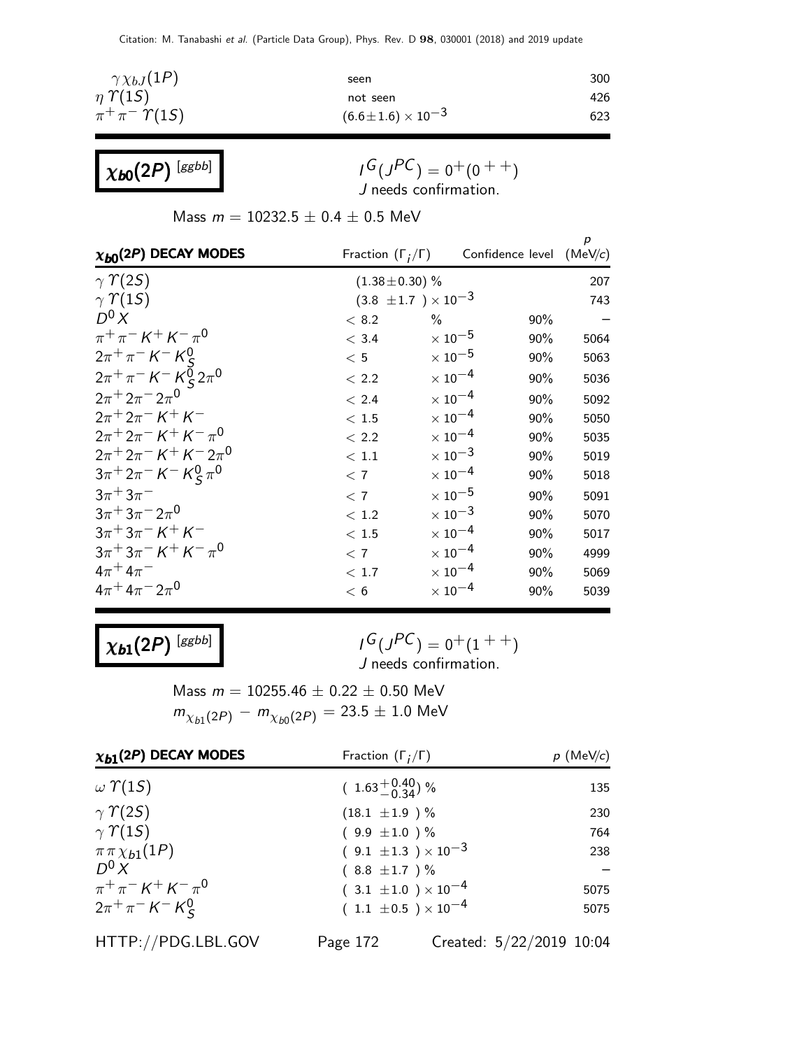| | | |
|---|---|---|
| $\gamma \chi_{bJ}(1P)$ | seen | 300 |
| $\eta \Upsilon(1S)$ | not seen | 426 |
| $\pi^+\pi^- \Upsilon(1S)$ | $(6.6\pm1.6) \times 10^{-3}$ | 623 |

## $\chi_{b0}(2P)$ [ggbb]

$I^G(J^{PC}) = 0^+(0^{++})$
J needs confirmation.

Mass $m = 10232.5 \pm 0.4 \pm 0.5$ MeV

| $\chi_{b0}(2P)$ DECAY MODES | Fraction ($\Gamma_i/\Gamma$) | Confidence level | $p$ (MeV/$c$) |
|---|---|---|---|
| $\gamma \Upsilon(2S)$ | $(1.38\pm0.30)$ % | | 207 |
| $\gamma \Upsilon(1S)$ | $(3.8 \pm1.7) \times 10^{-3}$ | | 743 |
| $D^0 X$ | $< 8.2$ % | 90% | – |
| $\pi^+\pi^- K^+ K^- \pi^0$ | $< 3.4 \times 10^{-5}$ | 90% | 5064 |
| $2\pi^+\pi^- K^- K^0_S$ | $< 5 \times 10^{-5}$ | 90% | 5063 |
| $2\pi^+\pi^- K^- K^0_S 2\pi^0$ | $< 2.2 \times 10^{-4}$ | 90% | 5036 |
| $2\pi^+ 2\pi^- 2\pi^0$ | $< 2.4 \times 10^{-4}$ | 90% | 5092 |
| $2\pi^+ 2\pi^- K^+ K^-$ | $< 1.5 \times 10^{-4}$ | 90% | 5050 |
| $2\pi^+ 2\pi^- K^+ K^- \pi^0$ | $< 2.2 \times 10^{-4}$ | 90% | 5035 |
| $2\pi^+ 2\pi^- K^+ K^- 2\pi^0$ | $< 1.1 \times 10^{-3}$ | 90% | 5019 |
| $3\pi^+ 2\pi^- K^- K^0_S \pi^0$ | $< 7 \times 10^{-4}$ | 90% | 5018 |
| $3\pi^+ 3\pi^-$ | $< 7 \times 10^{-5}$ | 90% | 5091 |
| $3\pi^+ 3\pi^- 2\pi^0$ | $< 1.2 \times 10^{-3}$ | 90% | 5070 |
| $3\pi^+ 3\pi^- K^+ K^-$ | $< 1.5 \times 10^{-4}$ | 90% | 5017 |
| $3\pi^+ 3\pi^- K^+ K^- \pi^0$ | $< 7 \times 10^{-4}$ | 90% | 4999 |
| $4\pi^+ 4\pi^-$ | $< 1.7 \times 10^{-4}$ | 90% | 5069 |
| $4\pi^+ 4\pi^- 2\pi^0$ | $< 6 \times 10^{-4}$ | 90% | 5039 |

## $\chi_{b1}(2P)$ [ggbb]

$I^G(J^{PC}) = 0^+(1^{++})$
J needs confirmation.

Mass $m = 10255.46 \pm 0.22 \pm 0.50$ MeV
$m_{\chi_{b1}(2P)} - m_{\chi_{b0}(2P)} = 23.5 \pm 1.0$ MeV

| $\chi_{b1}(2P)$ DECAY MODES | Fraction ($\Gamma_i/\Gamma$) | $p$ (MeV/$c$) |
|---|---|---|
| $\omega \Upsilon(1S)$ | $(1.63^{+0.40}_{-0.34})$ % | 135 |
| $\gamma \Upsilon(2S)$ | $(18.1 \pm1.9)$ % | 230 |
| $\gamma \Upsilon(1S)$ | $(9.9 \pm1.0)$ % | 764 |
| $\pi\pi \chi_{b1}(1P)$ | $(9.1 \pm1.3) \times 10^{-3}$ | 238 |
| $D^0 X$ | $(8.8 \pm1.7)$ % | – |
| $\pi^+\pi^- K^+ K^- \pi^0$ | $(3.1 \pm1.0) \times 10^{-4}$ | 5075 |
| $2\pi^+\pi^- K^- K^0_S$ | $(1.1 \pm0.5) \times 10^{-4}$ | 5075 |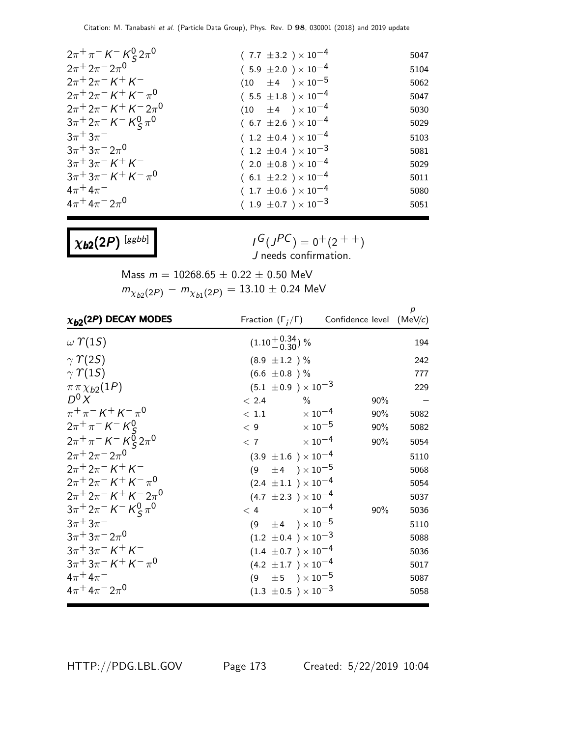| | | |
|---|---|---|
| $2\pi^+\pi^-K^-K^0_S 2\pi^0$ | $(7.7 \pm 3.2) \times 10^{-4}$ | 5047 |
| $2\pi^+2\pi^-2\pi^0$ | $(5.9 \pm 2.0) \times 10^{-4}$ | 5104 |
| $2\pi^+2\pi^-K^+K^-$ | $(10 \pm 4) \times 10^{-5}$ | 5062 |
| $2\pi^+2\pi^-K^+K^-\pi^0$ | $(5.5 \pm 1.8) \times 10^{-4}$ | 5047 |
| $2\pi^+2\pi^-K^+K^-2\pi^0$ | $(10 \pm 4) \times 10^{-4}$ | 5030 |
| $3\pi^+2\pi^-K^-K^0_S\pi^0$ | $(6.7 \pm 2.6) \times 10^{-4}$ | 5029 |
| $3\pi^+3\pi^-$ | $(1.2 \pm 0.4) \times 10^{-4}$ | 5103 |
| $3\pi^+3\pi^-2\pi^0$ | $(1.2 \pm 0.4) \times 10^{-3}$ | 5081 |
| $3\pi^+3\pi^-K^+K^-$ | $(2.0 \pm 0.8) \times 10^{-4}$ | 5029 |
| $3\pi^+3\pi^-K^+K^-\pi^0$ | $(6.1 \pm 2.2) \times 10^{-4}$ | 5011 |
| $4\pi^+4\pi^-$ | $(1.7 \pm 0.6) \times 10^{-4}$ | 5080 |
| $4\pi^+4\pi^-2\pi^0$ | $(1.9 \pm 0.7) \times 10^{-3}$ | 5051 |

## $\chi_{b2}(2P)$ [ggbb]

$I^G(J^{PC}) = 0^+(2^{++})$
$J$ needs confirmation.

Mass $m = 10268.65 \pm 0.22 \pm 0.50$ MeV
$m_{\chi_{b2}(2P)} - m_{\chi_{b1}(2P)} = 13.10 \pm 0.24$ MeV

| $\chi_{b2}(2P)$ DECAY MODES | Fraction $(\Gamma_i/\Gamma)$ | Confidence level | $p$ (MeV/$c$) |
|---|---|---|---|
| $\omega\,\Upsilon(1S)$ | $(1.10^{+0.34}_{-0.30})$ % | | 194 |
| $\gamma\,\Upsilon(2S)$ | $(8.9 \pm 1.2)$ % | | 242 |
| $\gamma\,\Upsilon(1S)$ | $(6.6 \pm 0.8)$ % | | 777 |
| $\pi\pi\,\chi_{b2}(1P)$ | $(5.1 \pm 0.9) \times 10^{-3}$ | | 229 |
| $D^0 X$ | $< 2.4$ % | 90% | – |
| $\pi^+\pi^-K^+K^-\pi^0$ | $< 1.1 \times 10^{-4}$ | 90% | 5082 |
| $2\pi^+\pi^-K^-K^0_S$ | $< 9 \times 10^{-5}$ | 90% | 5082 |
| $2\pi^+\pi^-K^-K^0_S 2\pi^0$ | $< 7 \times 10^{-4}$ | 90% | 5054 |
| $2\pi^+2\pi^-2\pi^0$ | $(3.9 \pm 1.6) \times 10^{-4}$ | | 5110 |
| $2\pi^+2\pi^-K^+K^-$ | $(9 \pm 4) \times 10^{-5}$ | | 5068 |
| $2\pi^+2\pi^-K^+K^-\pi^0$ | $(2.4 \pm 1.1) \times 10^{-4}$ | | 5054 |
| $2\pi^+2\pi^-K^+K^-2\pi^0$ | $(4.7 \pm 2.3) \times 10^{-4}$ | | 5037 |
| $3\pi^+2\pi^-K^-K^0_S\pi^0$ | $< 4 \times 10^{-4}$ | 90% | 5036 |
| $3\pi^+3\pi^-$ | $(9 \pm 4) \times 10^{-5}$ | | 5110 |
| $3\pi^+3\pi^-2\pi^0$ | $(1.2 \pm 0.4) \times 10^{-3}$ | | 5088 |
| $3\pi^+3\pi^-K^+K^-$ | $(1.4 \pm 0.7) \times 10^{-4}$ | | 5036 |
| $3\pi^+3\pi^-K^+K^-\pi^0$ | $(4.2 \pm 1.7) \times 10^{-4}$ | | 5017 |
| $4\pi^+4\pi^-$ | $(9 \pm 5) \times 10^{-5}$ | | 5087 |
| $4\pi^+4\pi^-2\pi^0$ | $(1.3 \pm 0.5) \times 10^{-3}$ | | 5058 |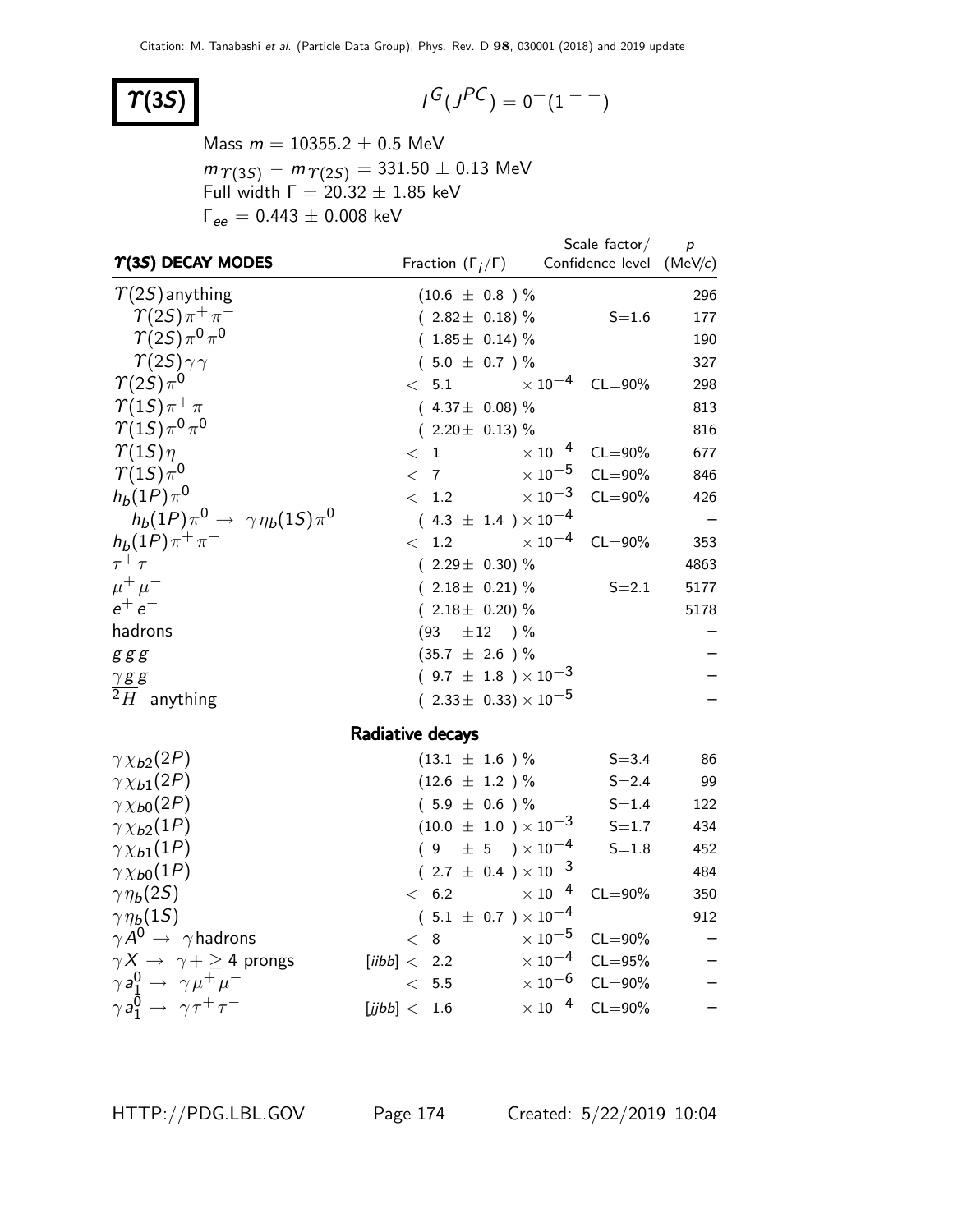# $\Upsilon(3S)$

$I^G(J^{PC}) = 0^-(1^{--})$

Mass $m = 10355.2 \pm 0.5$ MeV

$m_{\Upsilon(3S)} - m_{\Upsilon(2S)} = 331.50 \pm 0.13$ MeV

Full width $\Gamma = 20.32 \pm 1.85$ keV

$\Gamma_{ee} = 0.443 \pm 0.008$ keV

| $\Upsilon$(3S) DECAY MODES | Fraction ($\Gamma_i/\Gamma$) | Scale factor/ Confidence level | $p$ (MeV/$c$) |
|---|---|---|---|
| $\Upsilon(2S)$anything | $(10.6 \pm 0.8)$ % | | 296 |
| $\Upsilon(2S)\pi^+\pi^-$ | $(2.82 \pm 0.18)$ % | S=1.6 | 177 |
| $\Upsilon(2S)\pi^0\pi^0$ | $(1.85 \pm 0.14)$ % | | 190 |
| $\Upsilon(2S)\gamma\gamma$ | $(5.0 \pm 0.7)$ % | | 327 |
| $\Upsilon(2S)\pi^0$ | $< 5.1 \times 10^{-4}$ | CL=90% | 298 |
| $\Upsilon(1S)\pi^+\pi^-$ | $(4.37 \pm 0.08)$ % | | 813 |
| $\Upsilon(1S)\pi^0\pi^0$ | $(2.20 \pm 0.13)$ % | | 816 |
| $\Upsilon(1S)\eta$ | $< 1 \times 10^{-4}$ | CL=90% | 677 |
| $\Upsilon(1S)\pi^0$ | $< 7 \times 10^{-5}$ | CL=90% | 846 |
| $h_b(1P)\pi^0$ | $< 1.2 \times 10^{-3}$ | CL=90% | 426 |
| $h_b(1P)\pi^0 \to \gamma\eta_b(1S)\pi^0$ | $(4.3 \pm 1.4) \times 10^{-4}$ | | – |
| $h_b(1P)\pi^+\pi^-$ | $< 1.2 \times 10^{-4}$ | CL=90% | 353 |
| $\tau^+\tau^-$ | $(2.29 \pm 0.30)$ % | | 4863 |
| $\mu^+\mu^-$ | $(2.18 \pm 0.21)$ % | S=2.1 | 5177 |
| $e^+e^-$ | $(2.18 \pm 0.20)$ % | | 5178 |
| hadrons | $(93 \pm 12)$ % | | – |
| $ggg$ | $(35.7 \pm 2.6)$ % | | – |
| $\gamma gg$ | $(9.7 \pm 1.8) \times 10^{-3}$ | | – |
| $^2\overline{H}$ anything | $(2.33 \pm 0.33) \times 10^{-5}$ | | – |
| **Radiative decays** | | | |
| $\gamma\chi_{b2}(2P)$ | $(13.1 \pm 1.6)$ % | S=3.4 | 86 |
| $\gamma\chi_{b1}(2P)$ | $(12.6 \pm 1.2)$ % | S=2.4 | 99 |
| $\gamma\chi_{b0}(2P)$ | $(5.9 \pm 0.6)$ % | S=1.4 | 122 |
| $\gamma\chi_{b2}(1P)$ | $(10.0 \pm 1.0) \times 10^{-3}$ | S=1.7 | 434 |
| $\gamma\chi_{b1}(1P)$ | $(9 \pm 5) \times 10^{-4}$ | S=1.8 | 452 |
| $\gamma\chi_{b0}(1P)$ | $(2.7 \pm 0.4) \times 10^{-3}$ | | 484 |
| $\gamma\eta_b(2S)$ | $< 6.2 \times 10^{-4}$ | CL=90% | 350 |
| $\gamma\eta_b(1S)$ | $(5.1 \pm 0.7) \times 10^{-4}$ | | 912 |
| $\gamma A^0 \to \gamma$hadrons | $< 8 \times 10^{-5}$ | CL=90% | – |
| $\gamma X \to \gamma + \geq 4$ prongs | [iibb] $< 2.2 \times 10^{-4}$ | CL=95% | – |
| $\gamma a_1^0 \to \gamma\mu^+\mu^-$ | $< 5.5 \times 10^{-6}$ | CL=90% | – |
| $\gamma a_1^0 \to \gamma\tau^+\tau^-$ | [jjbb] $< 1.6 \times 10^{-4}$ | CL=90% | – |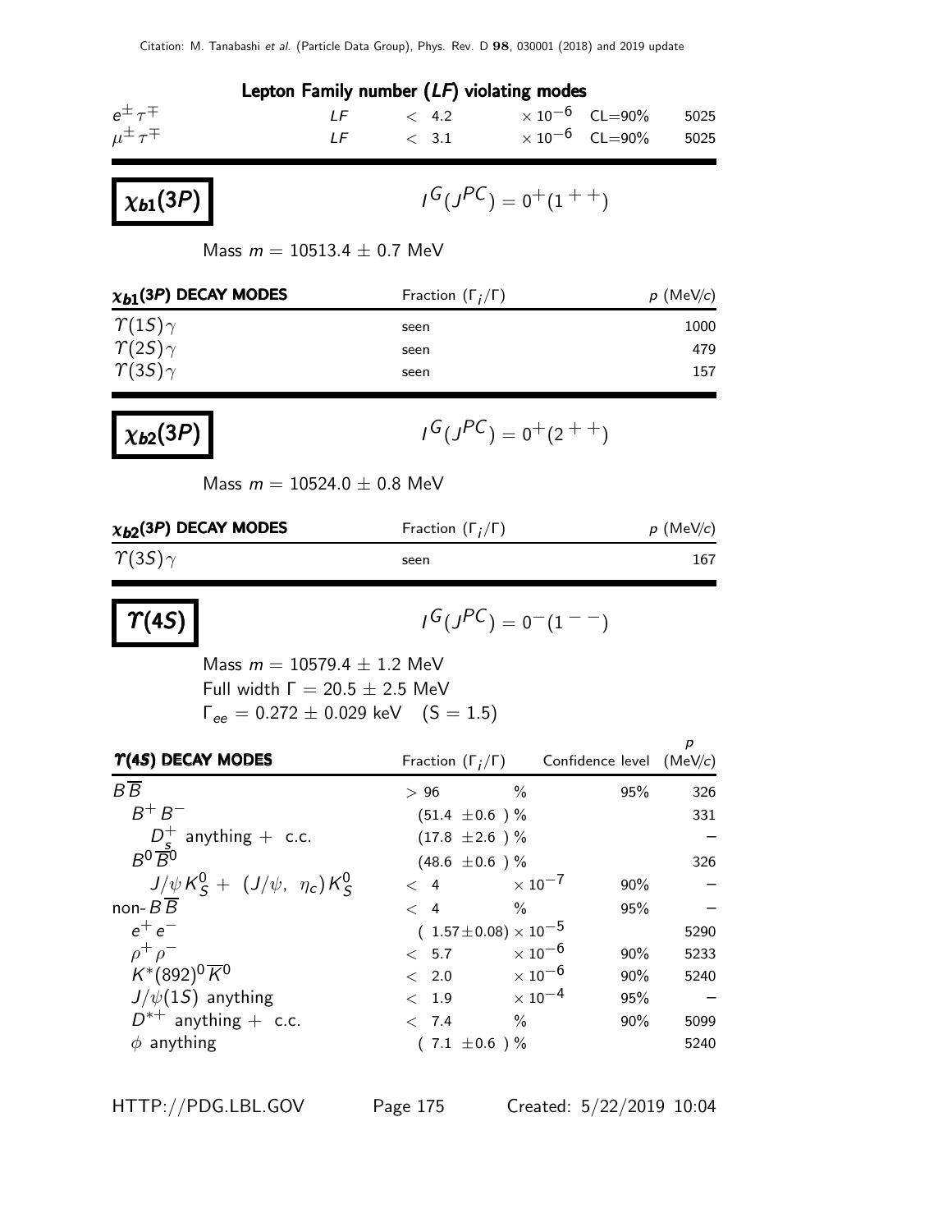**Lepton Family number (*LF*) violating modes**

| | | | | |
|---|---|---|---|---|
| $e^{\pm}\tau^{\mp}$ | *LF* | $< 4.2 \times 10^{-6}$ | CL=90% | 5025 |
| $\mu^{\pm}\tau^{\mp}$ | *LF* | $< 3.1 \times 10^{-6}$ | CL=90% | 5025 |

## $\chi_{b1}(3P)$

$I^G(J^{PC}) = 0^+(1^{++})$

Mass $m = 10513.4 \pm 0.7$ MeV

| $\chi_{b1}(3P)$ DECAY MODES | Fraction ($\Gamma_i/\Gamma$) | $p$ (MeV/$c$) |
|---|---|---|
| $\Upsilon(1S)\gamma$ | seen | 1000 |
| $\Upsilon(2S)\gamma$ | seen | 479 |
| $\Upsilon(3S)\gamma$ | seen | 157 |

## $\chi_{b2}(3P)$

$I^G(J^{PC}) = 0^+(2^{++})$

Mass $m = 10524.0 \pm 0.8$ MeV

| $\chi_{b2}(3P)$ DECAY MODES | Fraction ($\Gamma_i/\Gamma$) | $p$ (MeV/$c$) |
|---|---|---|
| $\Upsilon(3S)\gamma$ | seen | 167 |

## $\Upsilon(4S)$

$I^G(J^{PC}) = 0^-(1^{--})$

Mass $m = 10579.4 \pm 1.2$ MeV
Full width $\Gamma = 20.5 \pm 2.5$ MeV
$\Gamma_{ee} = 0.272 \pm 0.029$ keV (S = 1.5)

| $\Upsilon(4S)$ DECAY MODES | Fraction ($\Gamma_i/\Gamma$) | Confidence level | $p$ (MeV/$c$) |
|---|---|---|---|
| $B\overline{B}$ | $> 96$ % | 95% | 326 |
| $B^+B^-$ | $(51.4 \pm 0.6)$ % | | 331 |
| $D_s^+$ anything + c.c. | $(17.8 \pm 2.6)$ % | | – |
| $B^0\overline{B}^0$ | $(48.6 \pm 0.6)$ % | | 326 |
| $J/\psi K_S^0 + (J/\psi, \eta_c)K_S^0$ | $< 4 \times 10^{-7}$ | 90% | – |
| non-$B\overline{B}$ | $< 4$ % | 95% | – |
| $e^+e^-$ | $(1.57 \pm 0.08) \times 10^{-5}$ | | 5290 |
| $\rho^+\rho^-$ | $< 5.7 \times 10^{-6}$ | 90% | 5233 |
| $K^*(892)^0\overline{K}^0$ | $< 2.0 \times 10^{-6}$ | 90% | 5240 |
| $J/\psi(1S)$ anything | $< 1.9 \times 10^{-4}$ | 95% | – |
| $D^{*+}$ anything + c.c. | $< 7.4$ % | 90% | 5099 |
| $\phi$ anything | $(7.1 \pm 0.6)$ % | | 5240 |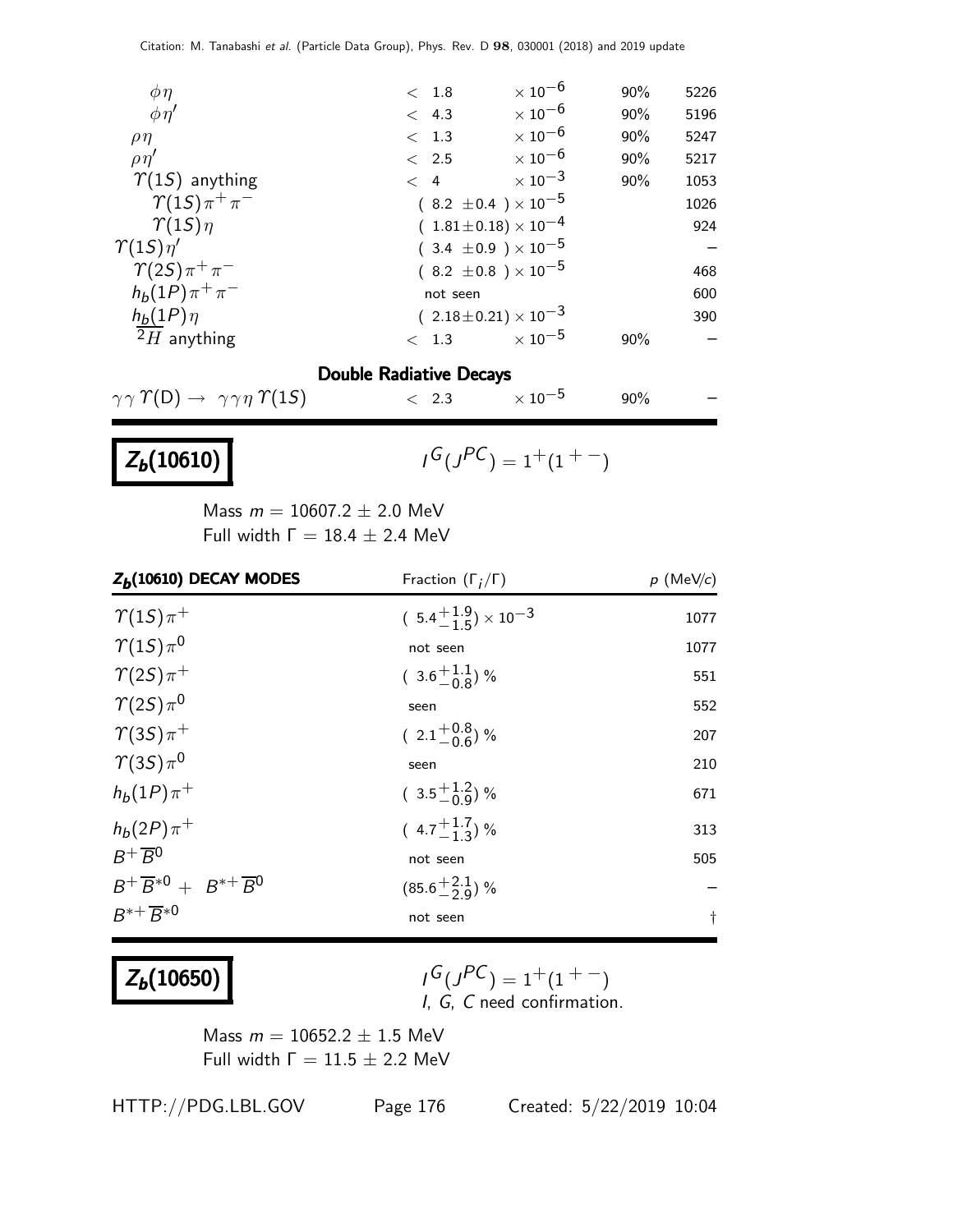| | | | | |
|---|---|---|---|---|
| $\phi\eta$ | $< 1.8$ | $\times 10^{-6}$ | 90% | 5226 |
| $\phi\eta'$ | $< 4.3$ | $\times 10^{-6}$ | 90% | 5196 |
| $\rho\eta$ | $< 1.3$ | $\times 10^{-6}$ | 90% | 5247 |
| $\rho\eta'$ | $< 2.5$ | $\times 10^{-6}$ | 90% | 5217 |
| $\Upsilon(1S)$ anything | $< 4$ | $\times 10^{-3}$ | 90% | 1053 |
| $\Upsilon(1S)\pi^+\pi^-$ | $(8.2 \pm 0.4) \times 10^{-5}$ | | | 1026 |
| $\Upsilon(1S)\eta$ | $(1.81 \pm 0.18) \times 10^{-4}$ | | | 924 |
| $\Upsilon(1S)\eta'$ | $(3.4 \pm 0.9) \times 10^{-5}$ | | | – |
| $\Upsilon(2S)\pi^+\pi^-$ | $(8.2 \pm 0.8) \times 10^{-5}$ | | | 468 |
| $h_b(1P)\pi^+\pi^-$ | not seen | | | 600 |
| $h_b(1P)\eta$ | $(2.18 \pm 0.21) \times 10^{-3}$ | | | 390 |
| $^2\overline{H}$ anything | $< 1.3$ | $\times 10^{-5}$ | 90% | – |

**Double Radiative Decays**

| | | | | |
|---|---|---|---|---|
| $\gamma\gamma\,\Upsilon(\text{D}) \rightarrow \gamma\gamma\eta\,\Upsilon(1S)$ | $< 2.3$ | $\times 10^{-5}$ | 90% | – |

# $Z_b(10610)$

$I^G(J^{PC}) = 1^+(1^{+-})$

Mass $m = 10607.2 \pm 2.0$ MeV
Full width $\Gamma = 18.4 \pm 2.4$ MeV

| $Z_b(10610)$ DECAY MODES | Fraction $(\Gamma_i/\Gamma)$ | $p$ (MeV/$c$) |
|---|---|---|
| $\Upsilon(1S)\pi^+$ | $(5.4^{+1.9}_{-1.5}) \times 10^{-3}$ | 1077 |
| $\Upsilon(1S)\pi^0$ | not seen | 1077 |
| $\Upsilon(2S)\pi^+$ | $(3.6^{+1.1}_{-0.8})$ % | 551 |
| $\Upsilon(2S)\pi^0$ | seen | 552 |
| $\Upsilon(3S)\pi^+$ | $(2.1^{+0.8}_{-0.6})$ % | 207 |
| $\Upsilon(3S)\pi^0$ | seen | 210 |
| $h_b(1P)\pi^+$ | $(3.5^{+1.2}_{-0.9})$ % | 671 |
| $h_b(2P)\pi^+$ | $(4.7^{+1.7}_{-1.3})$ % | 313 |
| $B^+\overline{B}^0$ | not seen | 505 |
| $B^+\overline{B}^{*0} + B^{*+}\overline{B}^0$ | $(85.6^{+2.1}_{-2.9})$ % | – |
| $B^{*+}\overline{B}^{*0}$ | not seen | † |

# $Z_b(10650)$

$I^G(J^{PC}) = 1^+(1^{+-})$
$I$, $G$, $C$ need confirmation.

Mass $m = 10652.2 \pm 1.5$ MeV
Full width $\Gamma = 11.5 \pm 2.2$ MeV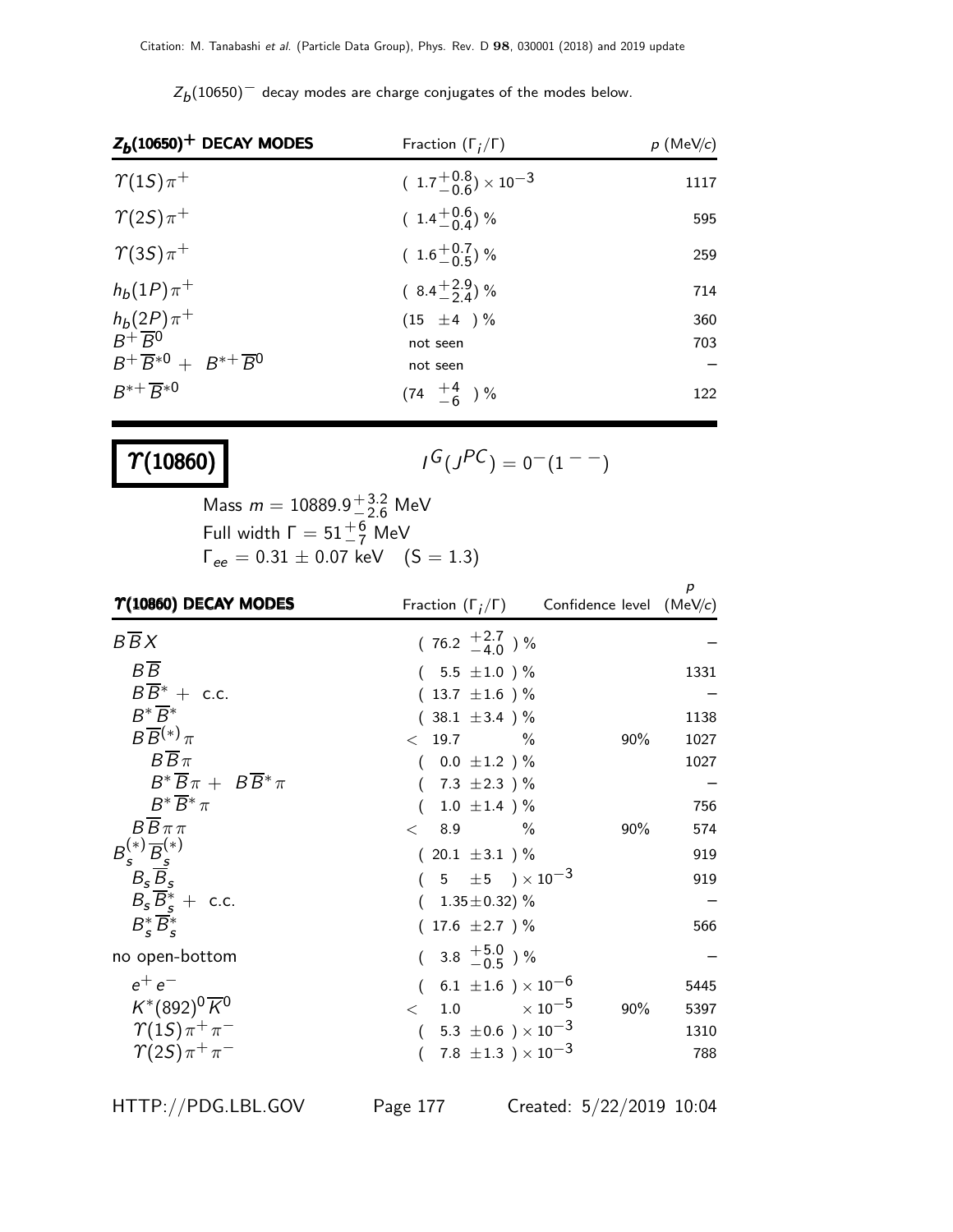$Z_b(10650)^-$ decay modes are charge conjugates of the modes below.

| $Z_b(10650)^+$ DECAY MODES | Fraction ($\Gamma_i/\Gamma$) | $p$ (MeV/c) |
|---|---|---|
| $\Upsilon(1S)\pi^+$ | $(1.7^{+0.8}_{-0.6}) \times 10^{-3}$ | 1117 |
| $\Upsilon(2S)\pi^+$ | $(1.4^{+0.6}_{-0.4})$ % | 595 |
| $\Upsilon(3S)\pi^+$ | $(1.6^{+0.7}_{-0.5})$ % | 259 |
| $h_b(1P)\pi^+$ | $(8.4^{+2.9}_{-2.4})$ % | 714 |
| $h_b(2P)\pi^+$ | $(15 \pm 4)$ % | 360 |
| $B^+\overline{B}^0$ | not seen | 703 |
| $B^+\overline{B}^{*0} + B^{*+}\overline{B}^0$ | not seen | – |
| $B^{*+}\overline{B}^{*0}$ | $(74 {}^{+4}_{-6})$ % | 122 |

# $\Upsilon(10860)$

$I^G(J^{PC}) = 0^-(1^{--})$

Mass $m = 10889.9^{+3.2}_{-2.6}$ MeV
Full width $\Gamma = 51^{+6}_{-7}$ MeV
$\Gamma_{ee} = 0.31 \pm 0.07$ keV (S = 1.3)

| $\Upsilon(10860)$ DECAY MODES | Fraction ($\Gamma_i/\Gamma$) | Confidence level | $p$ (MeV/c) |
|---|---|---|---|
| $B\overline{B}X$ | $(76.2 {}^{+2.7}_{-4.0})$ % | | – |
| $B\overline{B}$ | $(5.5 \pm 1.0)$ % | | 1331 |
| $B\overline{B}^* +$ c.c. | $(13.7 \pm 1.6)$ % | | – |
| $B^*\overline{B}^*$ | $(38.1 \pm 3.4)$ % | | 1138 |
| $B\overline{B}^{(*)}\pi$ | $< 19.7$ % | 90% | 1027 |
| $B\overline{B}\pi$ | $(0.0 \pm 1.2)$ % | | 1027 |
| $B^*\overline{B}\pi + B\overline{B}^*\pi$ | $(7.3 \pm 2.3)$ % | | – |
| $B^*\overline{B}^*\pi$ | $(1.0 \pm 1.4)$ % | | 756 |
| $B\overline{B}\pi\pi$ | $< 8.9$ % | 90% | 574 |
| $B_s^{(*)}\overline{B}_s^{(*)}$ | $(20.1 \pm 3.1)$ % | | 919 |
| $B_s\overline{B}_s$ | $(5 \pm 5) \times 10^{-3}$ | | 919 |
| $B_s\overline{B}_s^* +$ c.c. | $(1.35 \pm 0.32)$ % | | – |
| $B_s^*\overline{B}_s^*$ | $(17.6 \pm 2.7)$ % | | 566 |
| no open-bottom | $(3.8 {}^{+5.0}_{-0.5})$ % | | – |
| $e^+e^-$ | $(6.1 \pm 1.6) \times 10^{-6}$ | | 5445 |
| $K^*(892)^0\overline{K}^0$ | $< 1.0 \times 10^{-5}$ | 90% | 5397 |
| $\Upsilon(1S)\pi^+\pi^-$ | $(5.3 \pm 0.6) \times 10^{-3}$ | | 1310 |
| $\Upsilon(2S)\pi^+\pi^-$ | $(7.8 \pm 1.3) \times 10^{-3}$ | | 788 |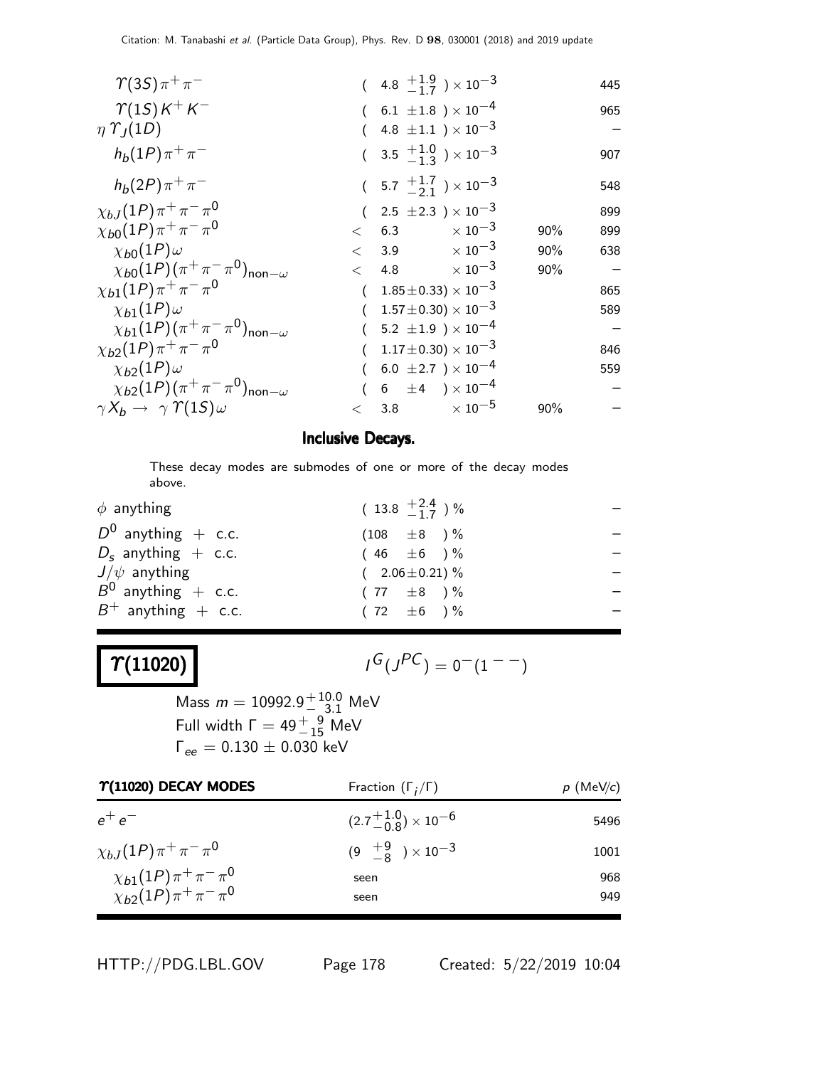| Mode | Fraction | Confidence level | p (MeV/c) |
|---|---|---|---|
| $\Upsilon(3S)\pi^+\pi^-$ | $(4.8\ ^{+1.9}_{-1.7}) \times 10^{-3}$ | | 445 |
| $\Upsilon(1S)K^+K^-$ | $(6.1\ \pm1.8\ ) \times 10^{-4}$ | | 965 |
| $\eta\,\Upsilon_J(1D)$ | $(4.8\ \pm1.1\ ) \times 10^{-3}$ | | – |
| $h_b(1P)\pi^+\pi^-$ | $(3.5\ ^{+1.0}_{-1.3}) \times 10^{-3}$ | | 907 |
| $h_b(2P)\pi^+\pi^-$ | $(5.7\ ^{+1.7}_{-2.1}) \times 10^{-3}$ | | 548 |
| $\chi_{bJ}(1P)\pi^+\pi^-\pi^0$ | $(2.5\ \pm2.3\ ) \times 10^{-3}$ | | 899 |
| $\chi_{b0}(1P)\pi^+\pi^-\pi^0$ | $< 6.3 \times 10^{-3}$ | 90% | 899 |
| $\chi_{b0}(1P)\omega$ | $< 3.9 \times 10^{-3}$ | 90% | 638 |
| $\chi_{b0}(1P)(\pi^+\pi^-\pi^0)_{\text{non}-\omega}$ | $< 4.8 \times 10^{-3}$ | 90% | – |
| $\chi_{b1}(1P)\pi^+\pi^-\pi^0$ | $(1.85\pm0.33) \times 10^{-3}$ | | 865 |
| $\chi_{b1}(1P)\omega$ | $(1.57\pm0.30) \times 10^{-3}$ | | 589 |
| $\chi_{b1}(1P)(\pi^+\pi^-\pi^0)_{\text{non}-\omega}$ | $(5.2\ \pm1.9\ ) \times 10^{-4}$ | | – |
| $\chi_{b2}(1P)\pi^+\pi^-\pi^0$ | $(1.17\pm0.30) \times 10^{-3}$ | | 846 |
| $\chi_{b2}(1P)\omega$ | $(6.0\ \pm2.7\ ) \times 10^{-4}$ | | 559 |
| $\chi_{b2}(1P)(\pi^+\pi^-\pi^0)_{\text{non}-\omega}$ | $(6\ \ \pm4\ \ ) \times 10^{-4}$ | | – |
| $\gamma X_b \to \gamma\,\Upsilon(1S)\omega$ | $< 3.8 \times 10^{-5}$ | 90% | – |

## Inclusive Decays.

These decay modes are submodes of one or more of the decay modes above.

| Mode | Fraction | p (MeV/c) |
|---|---|---|
| $\phi$ anything | $(13.8\ ^{+2.4}_{-1.7})\ \%$ | – |
| $D^0$ anything + c.c. | $(108\ \ \pm8\ \ )\ \%$ | – |
| $D_s$ anything + c.c. | $(46\ \ \pm6\ \ )\ \%$ | – |
| $J/\psi$ anything | $(2.06\pm0.21)\ \%$ | – |
| $B^0$ anything + c.c. | $(77\ \ \pm8\ \ )\ \%$ | – |
| $B^+$ anything + c.c. | $(72\ \ \pm6\ \ )\ \%$ | – |

# $\Upsilon(11020)$

$I^G(J^{PC}) = 0^-(1^{--})$

Mass $m = 10992.9^{+10.0}_{-\ 3.1}$ MeV
Full width $\Gamma = 49^{+\ 9}_{-15}$ MeV
$\Gamma_{ee} = 0.130 \pm 0.030$ keV

| $\Upsilon$(11020) DECAY MODES | Fraction $(\Gamma_i/\Gamma)$ | $p$ (MeV/$c$) |
|---|---|---|
| $e^+e^-$ | $(2.7^{+1.0}_{-0.8}) \times 10^{-6}$ | 5496 |
| $\chi_{bJ}(1P)\pi^+\pi^-\pi^0$ | $(9\ ^{+9}_{-8}\ ) \times 10^{-3}$ | 1001 |
| $\chi_{b1}(1P)\pi^+\pi^-\pi^0$ | seen | 968 |
| $\chi_{b2}(1P)\pi^+\pi^-\pi^0$ | seen | 949 |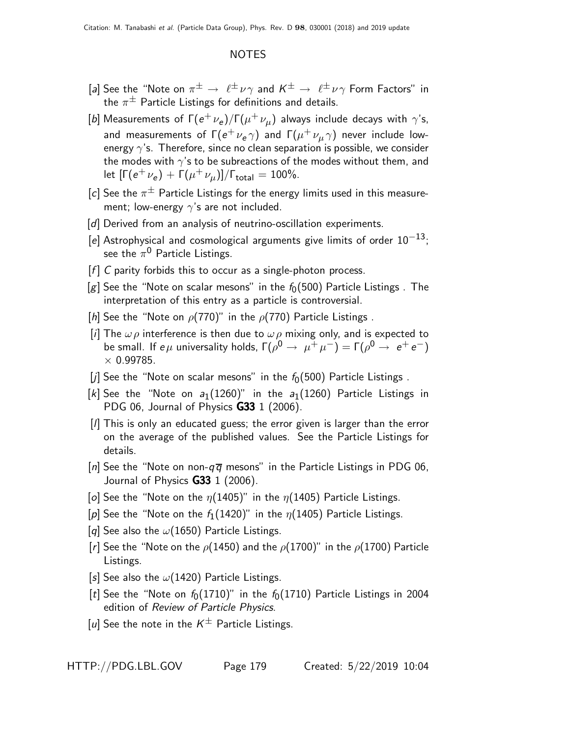## NOTES

[a] See the "Note on $\pi^{\pm} \rightarrow \ell^{\pm}\nu\gamma$ and $K^{\pm} \rightarrow \ell^{\pm}\nu\gamma$ Form Factors" in the $\pi^{\pm}$ Particle Listings for definitions and details.

[b] Measurements of $\Gamma(e^{+}\nu_{e})/\Gamma(\mu^{+}\nu_{\mu})$ always include decays with $\gamma$'s, and measurements of $\Gamma(e^{+}\nu_{e}\gamma)$ and $\Gamma(\mu^{+}\nu_{\mu}\gamma)$ never include low-energy $\gamma$'s. Therefore, since no clean separation is possible, we consider the modes with $\gamma$'s to be subreactions of the modes without them, and let $[\Gamma(e^{+}\nu_{e}) + \Gamma(\mu^{+}\nu_{\mu})]/\Gamma_{\text{total}} = 100\%$.

[c] See the $\pi^{\pm}$ Particle Listings for the energy limits used in this measurement; low-energy $\gamma$'s are not included.

[d] Derived from an analysis of neutrino-oscillation experiments.

[e] Astrophysical and cosmological arguments give limits of order $10^{-13}$; see the $\pi^{0}$ Particle Listings.

[f] $C$ parity forbids this to occur as a single-photon process.

[g] See the "Note on scalar mesons" in the $f_0(500)$ Particle Listings . The interpretation of this entry as a particle is controversial.

[h] See the "Note on $\rho(770)$" in the $\rho(770)$ Particle Listings .

[i] The $\omega\rho$ interference is then due to $\omega\rho$ mixing only, and is expected to be small. If $e\mu$ universality holds, $\Gamma(\rho^{0} \rightarrow \mu^{+}\mu^{-}) = \Gamma(\rho^{0} \rightarrow e^{+}e^{-}) \times 0.99785$.

[j] See the "Note on scalar mesons" in the $f_0(500)$ Particle Listings .

[k] See the "Note on $a_1(1260)$" in the $a_1(1260)$ Particle Listings in PDG 06, Journal of Physics **G33** 1 (2006).

[l] This is only an educated guess; the error given is larger than the error on the average of the published values. See the Particle Listings for details.

[n] See the "Note on non-$q\overline{q}$ mesons" in the Particle Listings in PDG 06, Journal of Physics **G33** 1 (2006).

[o] See the "Note on the $\eta(1405)$" in the $\eta(1405)$ Particle Listings.

[p] See the "Note on the $f_1(1420)$" in the $\eta(1405)$ Particle Listings.

[q] See also the $\omega(1650)$ Particle Listings.

[r] See the "Note on the $\rho(1450)$ and the $\rho(1700)$" in the $\rho(1700)$ Particle Listings.

[s] See also the $\omega(1420)$ Particle Listings.

[t] See the "Note on $f_0(1710)$" in the $f_0(1710)$ Particle Listings in 2004 edition of *Review of Particle Physics*.

[u] See the note in the $K^{\pm}$ Particle Listings.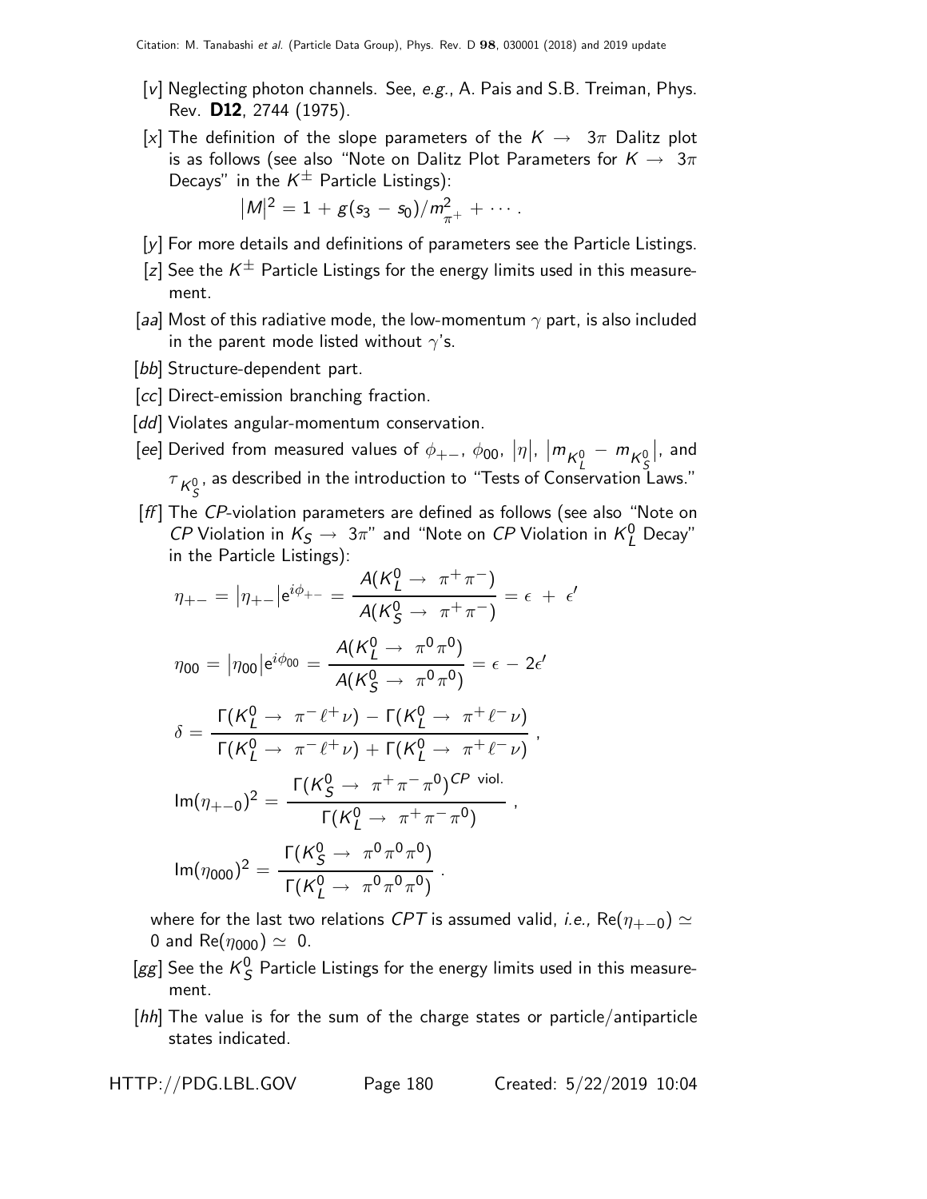[v] Neglecting photon channels. See, *e.g.*, A. Pais and S.B. Treiman, Phys. Rev. **D12**, 2744 (1975).

[x] The definition of the slope parameters of the $K \rightarrow 3\pi$ Dalitz plot is as follows (see also "Note on Dalitz Plot Parameters for $K \rightarrow 3\pi$ Decays" in the $K^{\pm}$ Particle Listings):

$$\left|M\right|^2 = 1 + g(s_3 - s_0)/m^2_{\pi^+} + \cdots .$$

[y] For more details and definitions of parameters see the Particle Listings.

[z] See the $K^{\pm}$ Particle Listings for the energy limits used in this measurement.

[aa] Most of this radiative mode, the low-momentum $\gamma$ part, is also included in the parent mode listed without $\gamma$'s.

[bb] Structure-dependent part.

[cc] Direct-emission branching fraction.

[dd] Violates angular-momentum conservation.

[ee] Derived from measured values of $\phi_{+-}$, $\phi_{00}$, $|\eta|$, $|m_{K^0_L} - m_{K^0_S}|$, and $\tau_{K^0_S}$, as described in the introduction to "Tests of Conservation Laws."

[ff] The *CP*-violation parameters are defined as follows (see also "Note on *CP* Violation in $K_S \rightarrow 3\pi$" and "Note on *CP* Violation in $K^0_L$ Decay" in the Particle Listings):

$$\eta_{+-} = \left|\eta_{+-}\right| e^{i\phi_{+-}} = \frac{A(K^0_L \rightarrow \pi^+\pi^-)}{A(K^0_S \rightarrow \pi^+\pi^-)} = \epsilon + \epsilon'$$

$$\eta_{00} = \left|\eta_{00}\right| e^{i\phi_{00}} = \frac{A(K^0_L \rightarrow \pi^0\pi^0)}{A(K^0_S \rightarrow \pi^0\pi^0)} = \epsilon - 2\epsilon'$$

$$\delta = \frac{\Gamma(K^0_L \rightarrow \pi^-\ell^+\nu) - \Gamma(K^0_L \rightarrow \pi^+\ell^-\nu)}{\Gamma(K^0_L \rightarrow \pi^-\ell^+\nu) + \Gamma(K^0_L \rightarrow \pi^+\ell^-\nu)} ,$$

$$\mathrm{Im}(\eta_{+-0})^2 = \frac{\Gamma(K^0_S \rightarrow \pi^+\pi^-\pi^0)^{CP\ \text{viol.}}}{\Gamma(K^0_L \rightarrow \pi^+\pi^-\pi^0)} ,$$

$$\mathrm{Im}(\eta_{000})^2 = \frac{\Gamma(K^0_S \rightarrow \pi^0\pi^0\pi^0)}{\Gamma(K^0_L \rightarrow \pi^0\pi^0\pi^0)} .$$

where for the last two relations *CPT* is assumed valid, *i.e.,* $\mathrm{Re}(\eta_{+-0}) \simeq 0$ and $\mathrm{Re}(\eta_{000}) \simeq 0$.

[gg] See the $K^0_S$ Particle Listings for the energy limits used in this measurement.

[hh] The value is for the sum of the charge states or particle/antiparticle states indicated.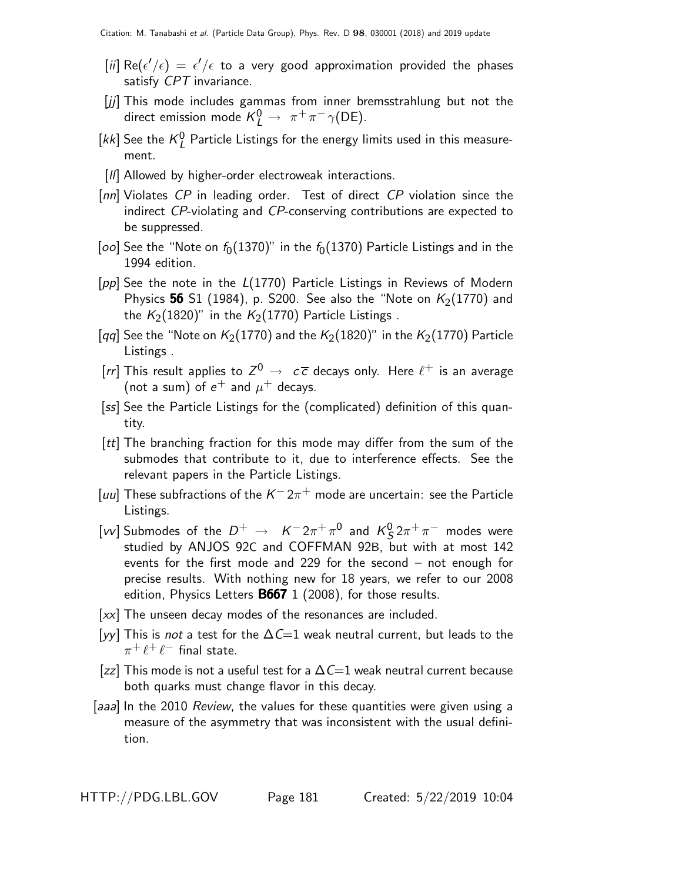[ii] $\mathrm{Re}(\epsilon'/\epsilon) = \epsilon'/\epsilon$ to a very good approximation provided the phases satisfy *CPT* invariance.

[jj] This mode includes gammas from inner bremsstrahlung but not the direct emission mode $K_L^0 \to \pi^+\pi^-\gamma(\mathrm{DE})$.

[kk] See the $K_L^0$ Particle Listings for the energy limits used in this measurement.

[ll] Allowed by higher-order electroweak interactions.

[nn] Violates *CP* in leading order. Test of direct *CP* violation since the indirect *CP*-violating and *CP*-conserving contributions are expected to be suppressed.

[oo] See the "Note on $f_0(1370)$" in the $f_0(1370)$ Particle Listings and in the 1994 edition.

[pp] See the note in the $L(1770)$ Particle Listings in Reviews of Modern Physics **56** S1 (1984), p. S200. See also the "Note on $K_2(1770)$ and the $K_2(1820)$" in the $K_2(1770)$ Particle Listings .

[qq] See the "Note on $K_2(1770)$ and the $K_2(1820)$" in the $K_2(1770)$ Particle Listings .

[rr] This result applies to $Z^0 \to c\overline{c}$ decays only. Here $\ell^+$ is an average (not a sum) of $e^+$ and $\mu^+$ decays.

[ss] See the Particle Listings for the (complicated) definition of this quantity.

[tt] The branching fraction for this mode may differ from the sum of the submodes that contribute to it, due to interference effects. See the relevant papers in the Particle Listings.

[uu] These subfractions of the $K^- 2\pi^+$ mode are uncertain: see the Particle Listings.

[vv] Submodes of the $D^+ \to K^- 2\pi^+\pi^0$ and $K_S^0 2\pi^+\pi^-$ modes were studied by ANJOS 92C and COFFMAN 92B, but with at most 142 events for the first mode and 229 for the second – not enough for precise results. With nothing new for 18 years, we refer to our 2008 edition, Physics Letters **B667** 1 (2008), for those results.

[xx] The unseen decay modes of the resonances are included.

[yy] This is *not* a test for the $\Delta C$=1 weak neutral current, but leads to the $\pi^+\ell^+\ell^-$ final state.

[zz] This mode is not a useful test for a $\Delta C$=1 weak neutral current because both quarks must change flavor in this decay.

[aaa] In the 2010 *Review*, the values for these quantities were given using a measure of the asymmetry that was inconsistent with the usual definition.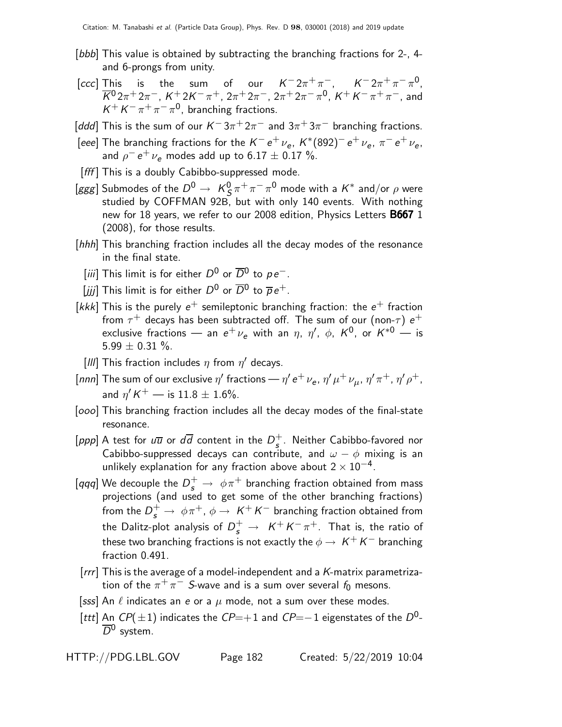[bbb] This value is obtained by subtracting the branching fractions for 2-, 4- and 6-prongs from unity.

[ccc] This is the sum of our $K^- 2\pi^+ \pi^-$, $K^- 2\pi^+ \pi^- \pi^0$, $\overline{K}^0 2\pi^+ 2\pi^-$, $K^+ 2K^- \pi^+$, $2\pi^+ 2\pi^-$, $2\pi^+ 2\pi^- \pi^0$, $K^+ K^- \pi^+ \pi^-$, and $K^+ K^- \pi^+ \pi^- \pi^0$, branching fractions.

[ddd] This is the sum of our $K^- 3\pi^+ 2\pi^-$ and $3\pi^+ 3\pi^-$ branching fractions.

[eee] The branching fractions for the $K^- e^+ \nu_e$, $K^*(892)^- e^+ \nu_e$, $\pi^- e^+ \nu_e$, and $\rho^- e^+ \nu_e$ modes add up to $6.17 \pm 0.17$ %.

[fff] This is a doubly Cabibbo-suppressed mode.

[ggg] Submodes of the $D^0 \rightarrow K^0_S \pi^+ \pi^- \pi^0$ mode with a $K^*$ and/or $\rho$ were studied by COFFMAN 92B, but with only 140 events. With nothing new for 18 years, we refer to our 2008 edition, Physics Letters **B667** 1 (2008), for those results.

[hhh] This branching fraction includes all the decay modes of the resonance in the final state.

[iii] This limit is for either $D^0$ or $\overline{D}^0$ to $p e^-$.

[jjj] This limit is for either $D^0$ or $\overline{D}^0$ to $\overline{p} e^+$.

[kkk] This is the purely $e^+$ semileptonic branching fraction: the $e^+$ fraction from $\tau^+$ decays has been subtracted off. The sum of our (non-$\tau$) $e^+$ exclusive fractions — an $e^+ \nu_e$ with an $\eta$, $\eta'$, $\phi$, $K^0$, or $K^{*0}$ — is $5.99 \pm 0.31$ %.

[lll] This fraction includes $\eta$ from $\eta'$ decays.

[nnn] The sum of our exclusive $\eta'$ fractions — $\eta' e^+ \nu_e$, $\eta' \mu^+ \nu_\mu$, $\eta' \pi^+$, $\eta' \rho^+$, and $\eta' K^+$ — is $11.8 \pm 1.6$%.

[ooo] This branching fraction includes all the decay modes of the final-state resonance.

[ppp] A test for $u\overline{u}$ or $d\overline{d}$ content in the $D^+_s$. Neither Cabibbo-favored nor Cabibbo-suppressed decays can contribute, and $\omega - \phi$ mixing is an unlikely explanation for any fraction above about $2 \times 10^{-4}$.

[qqq] We decouple the $D^+_s \rightarrow \phi \pi^+$ branching fraction obtained from mass projections (and used to get some of the other branching fractions) from the $D^+_s \rightarrow \phi \pi^+$, $\phi \rightarrow K^+ K^-$ branching fraction obtained from the Dalitz-plot analysis of $D^+_s \rightarrow K^+ K^- \pi^+$. That is, the ratio of these two branching fractions is not exactly the $\phi \rightarrow K^+ K^-$ branching fraction 0.491.

[rrr] This is the average of a model-independent and a $K$-matrix parametrization of the $\pi^+ \pi^-$ $S$-wave and is a sum over several $f_0$ mesons.

[sss] An $\ell$ indicates an $e$ or a $\mu$ mode, not a sum over these modes.

[ttt] An $CP(\pm 1)$ indicates the $CP$=+1 and $CP$=−1 eigenstates of the $D^0$-$\overline{D}^0$ system.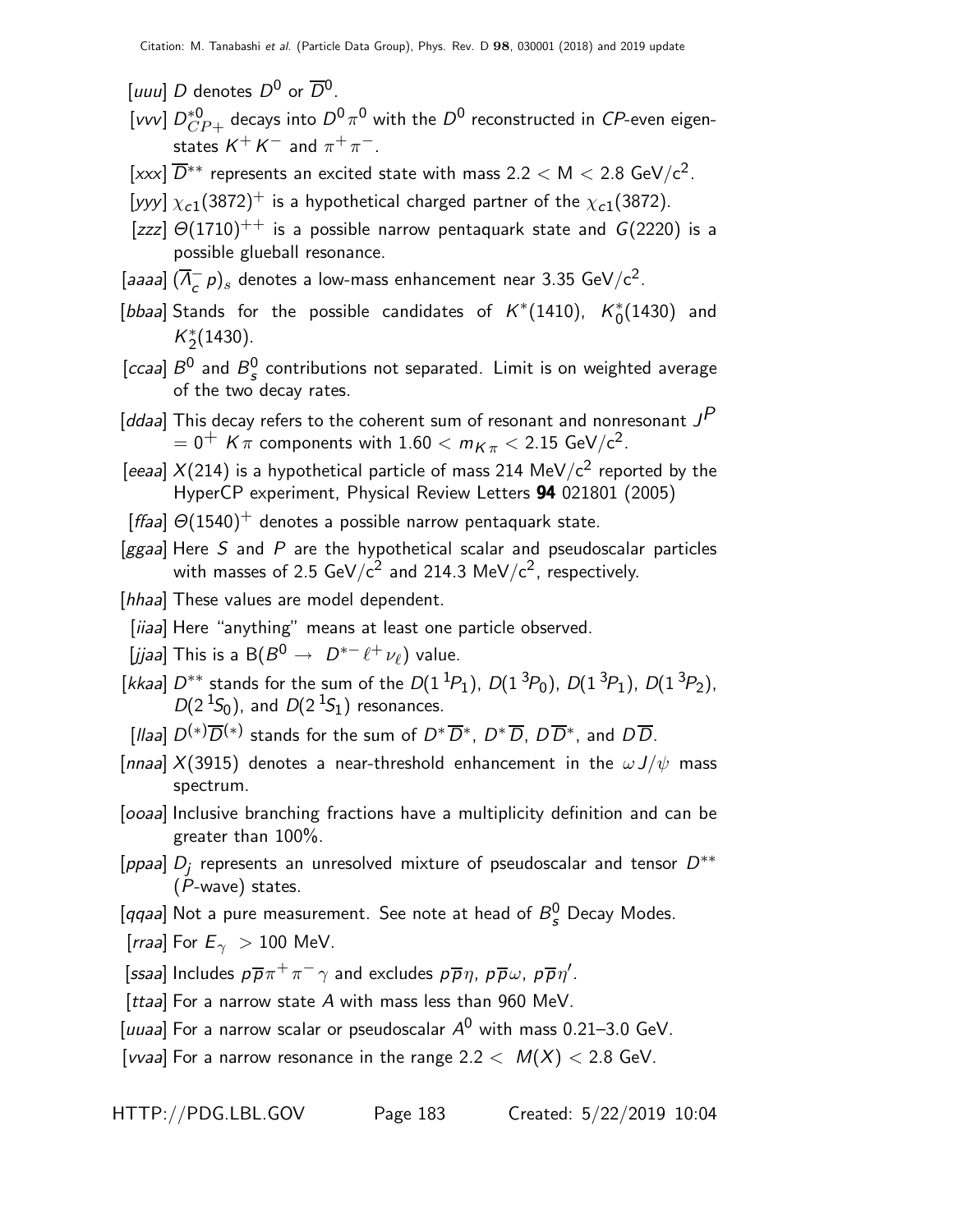[uuu] $D$ denotes $D^0$ or $\overline{D}^0$.

[vvv] $D^{*0}_{CP+}$ decays into $D^0\pi^0$ with the $D^0$ reconstructed in $CP$-even eigenstates $K^+K^-$ and $\pi^+\pi^-$.

[xxx] $\overline{D}^{**}$ represents an excited state with mass $2.2 < \mathrm{M} < 2.8$ GeV/c$^2$.

[yyy] $\chi_{c1}(3872)^+$ is a hypothetical charged partner of the $\chi_{c1}(3872)$.

[zzz] $\Theta(1710)^{++}$ is a possible narrow pentaquark state and $G(2220)$ is a possible glueball resonance.

[aaaa] $(\overline{\Lambda}_c^- p)_s$ denotes a low-mass enhancement near 3.35 GeV/c$^2$.

[bbaa] Stands for the possible candidates of $K^*(1410)$, $K^*_0(1430)$ and $K^*_2(1430)$.

[ccaa] $B^0$ and $B^0_s$ contributions not separated. Limit is on weighted average of the two decay rates.

[ddaa] This decay refers to the coherent sum of resonant and nonresonant $J^P = 0^+$ $K\pi$ components with $1.60 < m_{K\pi} < 2.15$ GeV/c$^2$.

[eeaa] $X(214)$ is a hypothetical particle of mass 214 MeV/c$^2$ reported by the HyperCP experiment, Physical Review Letters **94** 021801 (2005)

[ffaa] $\Theta(1540)^+$ denotes a possible narrow pentaquark state.

[ggaa] Here $S$ and $P$ are the hypothetical scalar and pseudoscalar particles with masses of 2.5 GeV/c$^2$ and 214.3 MeV/c$^2$, respectively.

[hhaa] These values are model dependent.

[iiaa] Here "anything" means at least one particle observed.

[jjaa] This is a $\mathrm{B}(B^0 \to D^{*-}\ell^+\nu_\ell)$ value.

[kkaa] $D^{**}$ stands for the sum of the $D(1\,^1P_1)$, $D(1\,^3P_0)$, $D(1\,^3P_1)$, $D(1\,^3P_2)$, $D(2\,^1S_0)$, and $D(2\,^1S_1)$ resonances.

[llaa] $D^{(*)}\overline{D}^{(*)}$ stands for the sum of $D^*\overline{D}^*$, $D^*\overline{D}$, $D\overline{D}^*$, and $D\overline{D}$.

[nnaa] $X(3915)$ denotes a near-threshold enhancement in the $\omega J/\psi$ mass spectrum.

[ooaa] Inclusive branching fractions have a multiplicity definition and can be greater than 100%.

[ppaa] $D_j$ represents an unresolved mixture of pseudoscalar and tensor $D^{**}$ ($P$-wave) states.

[qqaa] Not a pure measurement. See note at head of $B^0_s$ Decay Modes.

[rraa] For $E_\gamma > 100$ MeV.

[ssaa] Includes $p\overline{p}\pi^+\pi^-\gamma$ and excludes $p\overline{p}\eta$, $p\overline{p}\omega$, $p\overline{p}\eta'$.

[ttaa] For a narrow state $A$ with mass less than 960 MeV.

[uuaa] For a narrow scalar or pseudoscalar $A^0$ with mass 0.21–3.0 GeV.

[vvaa] For a narrow resonance in the range $2.2 < M(X) < 2.8$ GeV.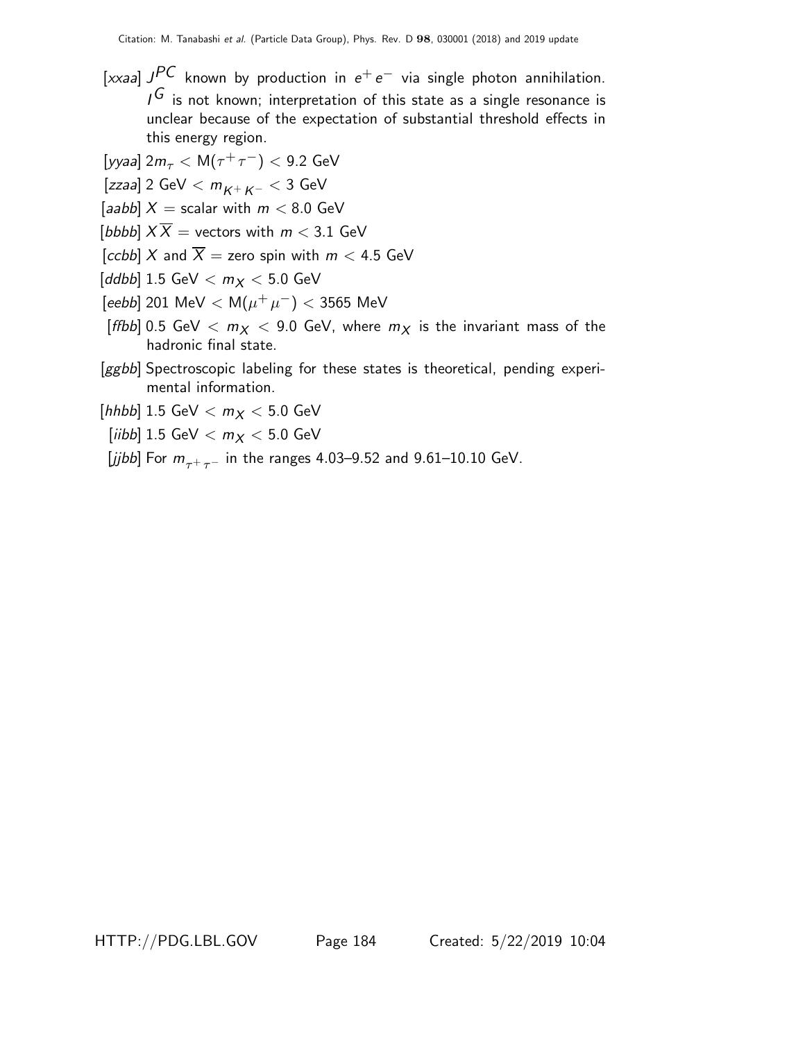[*xxaa*] $J^{PC}$ known by production in $e^+ e^-$ via single photon annihilation. $I^G$ is not known; interpretation of this state as a single resonance is unclear because of the expectation of substantial threshold effects in this energy region.

[*yyaa*] $2m_\tau < \mathrm{M}(\tau^+ \tau^-) < 9.2$ GeV

[*zzaa*] 2 GeV $< m_{K^+ K^-} <$ 3 GeV

[*aabb*] $X$ = scalar with $m <$ 8.0 GeV

[*bbbb*] $X\overline{X}$ = vectors with $m <$ 3.1 GeV

[*ccbb*] $X$ and $\overline{X}$ = zero spin with $m <$ 4.5 GeV

[*ddbb*] 1.5 GeV $< m_X <$ 5.0 GeV

[*eebb*] 201 MeV $< \mathrm{M}(\mu^+ \mu^-) <$ 3565 MeV

[*ffbb*] 0.5 GeV $< m_X <$ 9.0 GeV, where $m_X$ is the invariant mass of the hadronic final state.

[*ggbb*] Spectroscopic labeling for these states is theoretical, pending experimental information.

[*hhbb*] 1.5 GeV $< m_X <$ 5.0 GeV

[*iibb*] 1.5 GeV $< m_X <$ 5.0 GeV

[*jjbb*] For $m_{\tau^+ \tau^-}$ in the ranges 4.03–9.52 and 9.61–10.10 GeV.